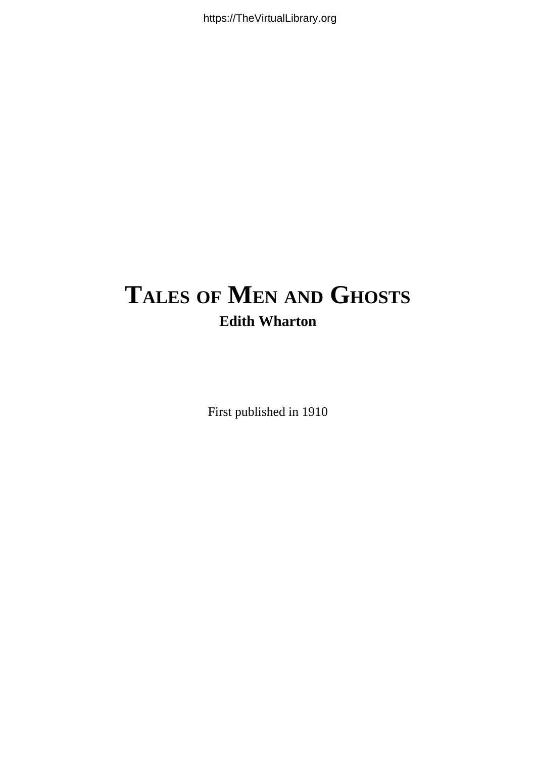# Tales of Men and Ghosts

**Edith Wharton**

First published in 1910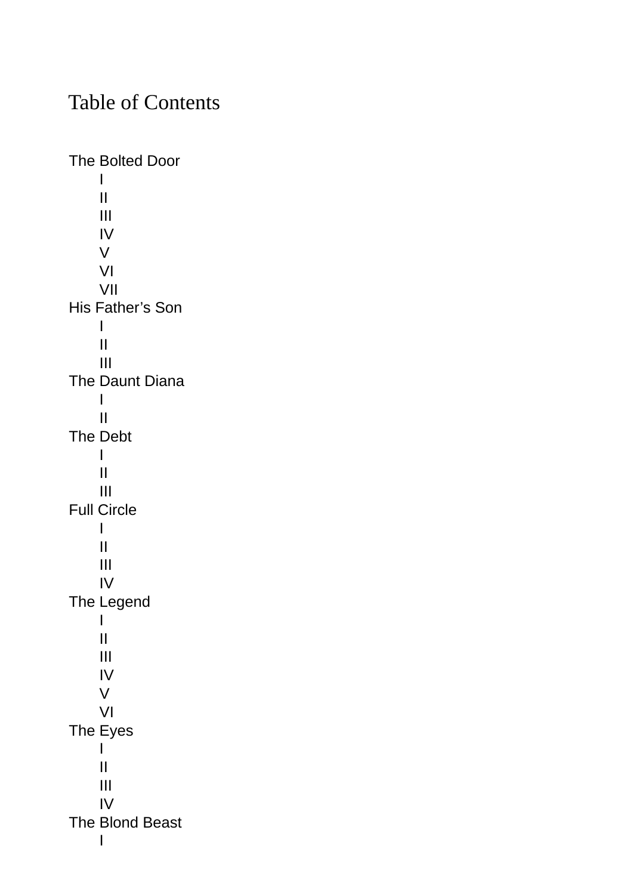# Table of Contents

- The Bolted Door
  - I
  - II
  - III
  - IV
  - V
  - VI
  - VII
- His Father's Son
  - I
  - II
  - III
- The Daunt Diana
  - I
  - II
- The Debt
  - I
  - II
  - III
- Full Circle
  - I
  - II
  - III
  - IV
- The Legend
  - I
  - II
  - III
  - IV
  - V
  - VI
- The Eyes
  - I
  - II
  - III
  - IV
- The Blond Beast
  - I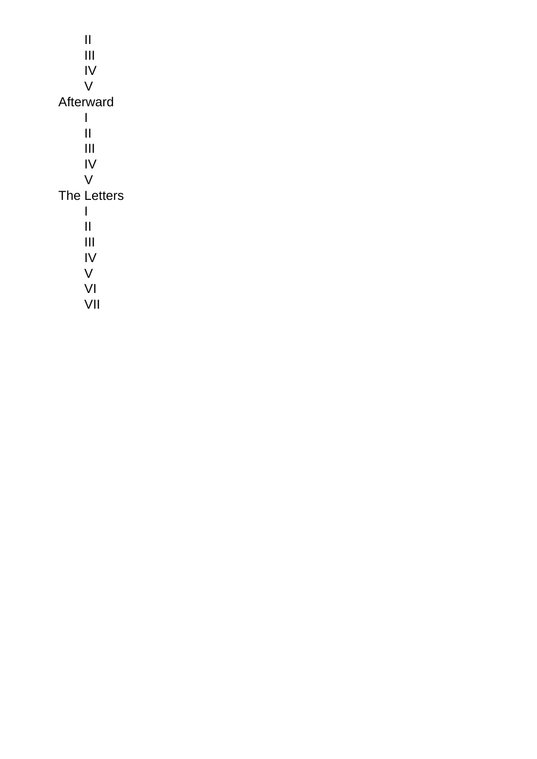- II
- III
- IV
- V

Afterward

- I
- II
- III
- IV
- V

The Letters

- I
- II
- III
- IV
- V
- VI
- VII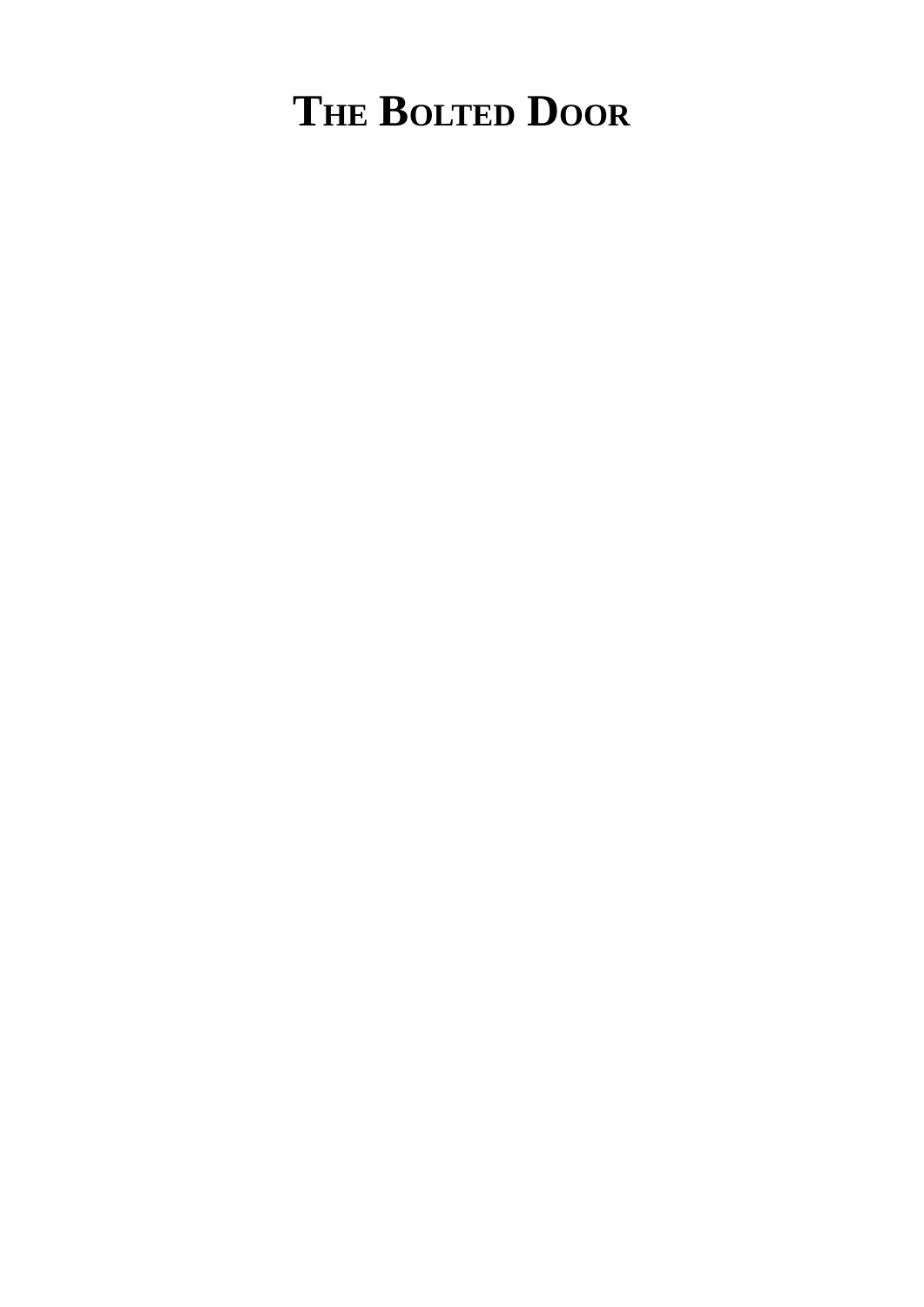# THE BOLTED DOOR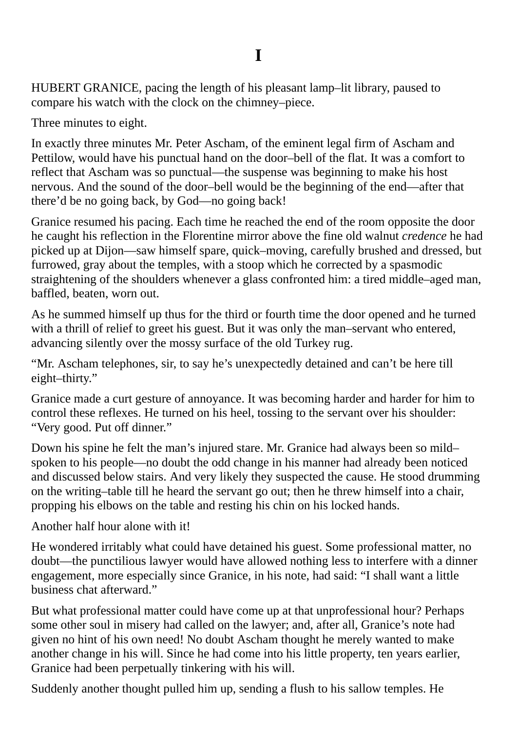# I

HUBERT GRANICE, pacing the length of his pleasant lamp–lit library, paused to compare his watch with the clock on the chimney–piece.

Three minutes to eight.

In exactly three minutes Mr. Peter Ascham, of the eminent legal firm of Ascham and Pettilow, would have his punctual hand on the door–bell of the flat. It was a comfort to reflect that Ascham was so punctual—the suspense was beginning to make his host nervous. And the sound of the door–bell would be the beginning of the end—after that there'd be no going back, by God—no going back!

Granice resumed his pacing. Each time he reached the end of the room opposite the door he caught his reflection in the Florentine mirror above the fine old walnut *credence* he had picked up at Dijon—saw himself spare, quick–moving, carefully brushed and dressed, but furrowed, gray about the temples, with a stoop which he corrected by a spasmodic straightening of the shoulders whenever a glass confronted him: a tired middle–aged man, baffled, beaten, worn out.

As he summed himself up thus for the third or fourth time the door opened and he turned with a thrill of relief to greet his guest. But it was only the man–servant who entered, advancing silently over the mossy surface of the old Turkey rug.

"Mr. Ascham telephones, sir, to say he's unexpectedly detained and can't be here till eight–thirty."

Granice made a curt gesture of annoyance. It was becoming harder and harder for him to control these reflexes. He turned on his heel, tossing to the servant over his shoulder: "Very good. Put off dinner."

Down his spine he felt the man's injured stare. Mr. Granice had always been so mild–spoken to his people—no doubt the odd change in his manner had already been noticed and discussed below stairs. And very likely they suspected the cause. He stood drumming on the writing–table till he heard the servant go out; then he threw himself into a chair, propping his elbows on the table and resting his chin on his locked hands.

Another half hour alone with it!

He wondered irritably what could have detained his guest. Some professional matter, no doubt—the punctilious lawyer would have allowed nothing less to interfere with a dinner engagement, more especially since Granice, in his note, had said: "I shall want a little business chat afterward."

But what professional matter could have come up at that unprofessional hour? Perhaps some other soul in misery had called on the lawyer; and, after all, Granice's note had given no hint of his own need! No doubt Ascham thought he merely wanted to make another change in his will. Since he had come into his little property, ten years earlier, Granice had been perpetually tinkering with his will.

Suddenly another thought pulled him up, sending a flush to his sallow temples. He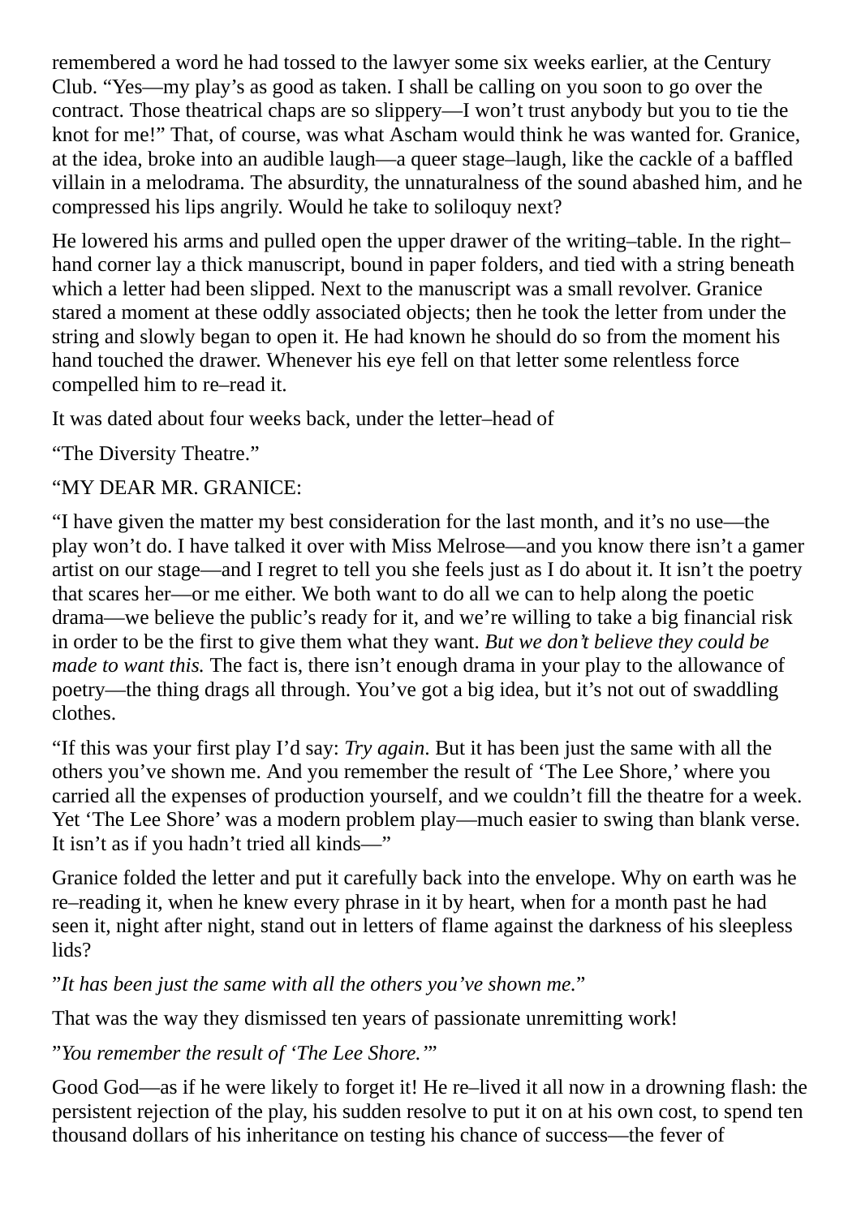remembered a word he had tossed to the lawyer some six weeks earlier, at the Century Club. "Yes—my play's as good as taken. I shall be calling on you soon to go over the contract. Those theatrical chaps are so slippery—I won't trust anybody but you to tie the knot for me!" That, of course, was what Ascham would think he was wanted for. Granice, at the idea, broke into an audible laugh—a queer stage–laugh, like the cackle of a baffled villain in a melodrama. The absurdity, the unnaturalness of the sound abashed him, and he compressed his lips angrily. Would he take to soliloquy next?

He lowered his arms and pulled open the upper drawer of the writing–table. In the right–hand corner lay a thick manuscript, bound in paper folders, and tied with a string beneath which a letter had been slipped. Next to the manuscript was a small revolver. Granice stared a moment at these oddly associated objects; then he took the letter from under the string and slowly began to open it. He had known he should do so from the moment his hand touched the drawer. Whenever his eye fell on that letter some relentless force compelled him to re–read it.

It was dated about four weeks back, under the letter–head of

"The Diversity Theatre."

"MY DEAR MR. GRANICE:

"I have given the matter my best consideration for the last month, and it's no use—the play won't do. I have talked it over with Miss Melrose—and you know there isn't a gamer artist on our stage—and I regret to tell you she feels just as I do about it. It isn't the poetry that scares her—or me either. We both want to do all we can to help along the poetic drama—we believe the public's ready for it, and we're willing to take a big financial risk in order to be the first to give them what they want. *But we don't believe they could be made to want this.* The fact is, there isn't enough drama in your play to the allowance of poetry—the thing drags all through. You've got a big idea, but it's not out of swaddling clothes.

"If this was your first play I'd say: *Try again*. But it has been just the same with all the others you've shown me. And you remember the result of 'The Lee Shore,' where you carried all the expenses of production yourself, and we couldn't fill the theatre for a week. Yet 'The Lee Shore' was a modern problem play—much easier to swing than blank verse. It isn't as if you hadn't tried all kinds—"

Granice folded the letter and put it carefully back into the envelope. Why on earth was he re–reading it, when he knew every phrase in it by heart, when for a month past he had seen it, night after night, stand out in letters of flame against the darkness of his sleepless lids?

"*It has been just the same with all the others you've shown me.*"

That was the way they dismissed ten years of passionate unremitting work!

"*You remember the result of 'The Lee Shore.'*"

Good God—as if he were likely to forget it! He re–lived it all now in a drowning flash: the persistent rejection of the play, his sudden resolve to put it on at his own cost, to spend ten thousand dollars of his inheritance on testing his chance of success—the fever of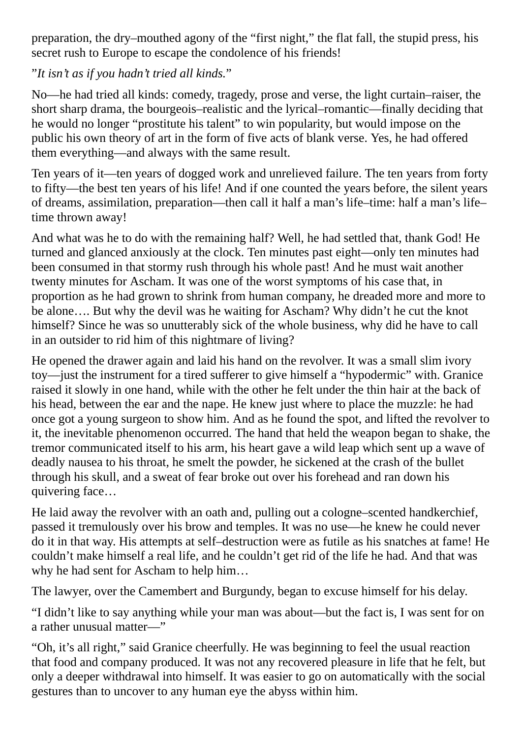preparation, the dry–mouthed agony of the "first night," the flat fall, the stupid press, his secret rush to Europe to escape the condolence of his friends!

"*It isn't as if you hadn't tried all kinds.*"

No—he had tried all kinds: comedy, tragedy, prose and verse, the light curtain–raiser, the short sharp drama, the bourgeois–realistic and the lyrical–romantic—finally deciding that he would no longer "prostitute his talent" to win popularity, but would impose on the public his own theory of art in the form of five acts of blank verse. Yes, he had offered them everything—and always with the same result.

Ten years of it—ten years of dogged work and unrelieved failure. The ten years from forty to fifty—the best ten years of his life! And if one counted the years before, the silent years of dreams, assimilation, preparation—then call it half a man's life–time: half a man's life–time thrown away!

And what was he to do with the remaining half? Well, he had settled that, thank God! He turned and glanced anxiously at the clock. Ten minutes past eight—only ten minutes had been consumed in that stormy rush through his whole past! And he must wait another twenty minutes for Ascham. It was one of the worst symptoms of his case that, in proportion as he had grown to shrink from human company, he dreaded more and more to be alone…. But why the devil was he waiting for Ascham? Why didn't he cut the knot himself? Since he was so unutterably sick of the whole business, why did he have to call in an outsider to rid him of this nightmare of living?

He opened the drawer again and laid his hand on the revolver. It was a small slim ivory toy—just the instrument for a tired sufferer to give himself a "hypodermic" with. Granice raised it slowly in one hand, while with the other he felt under the thin hair at the back of his head, between the ear and the nape. He knew just where to place the muzzle: he had once got a young surgeon to show him. And as he found the spot, and lifted the revolver to it, the inevitable phenomenon occurred. The hand that held the weapon began to shake, the tremor communicated itself to his arm, his heart gave a wild leap which sent up a wave of deadly nausea to his throat, he smelt the powder, he sickened at the crash of the bullet through his skull, and a sweat of fear broke out over his forehead and ran down his quivering face…

He laid away the revolver with an oath and, pulling out a cologne–scented handkerchief, passed it tremulously over his brow and temples. It was no use—he knew he could never do it in that way. His attempts at self–destruction were as futile as his snatches at fame! He couldn't make himself a real life, and he couldn't get rid of the life he had. And that was why he had sent for Ascham to help him…

The lawyer, over the Camembert and Burgundy, began to excuse himself for his delay.

"I didn't like to say anything while your man was about—but the fact is, I was sent for on a rather unusual matter—"

"Oh, it's all right," said Granice cheerfully. He was beginning to feel the usual reaction that food and company produced. It was not any recovered pleasure in life that he felt, but only a deeper withdrawal into himself. It was easier to go on automatically with the social gestures than to uncover to any human eye the abyss within him.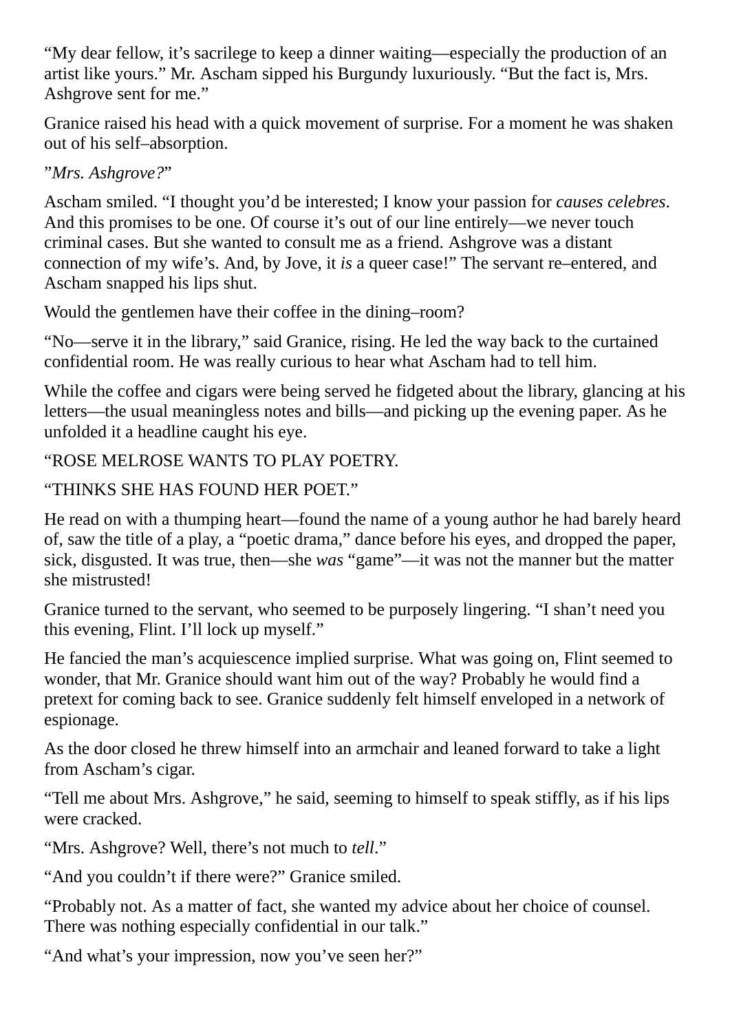"My dear fellow, it's sacrilege to keep a dinner waiting—especially the production of an artist like yours." Mr. Ascham sipped his Burgundy luxuriously. "But the fact is, Mrs. Ashgrove sent for me."

Granice raised his head with a quick movement of surprise. For a moment he was shaken out of his self–absorption.

"*Mrs. Ashgrove?*"

Ascham smiled. "I thought you'd be interested; I know your passion for *causes celebres*. And this promises to be one. Of course it's out of our line entirely—we never touch criminal cases. But she wanted to consult me as a friend. Ashgrove was a distant connection of my wife's. And, by Jove, it *is* a queer case!" The servant re–entered, and Ascham snapped his lips shut.

Would the gentlemen have their coffee in the dining–room?

"No—serve it in the library," said Granice, rising. He led the way back to the curtained confidential room. He was really curious to hear what Ascham had to tell him.

While the coffee and cigars were being served he fidgeted about the library, glancing at his letters—the usual meaningless notes and bills—and picking up the evening paper. As he unfolded it a headline caught his eye.

"ROSE MELROSE WANTS TO PLAY POETRY.

"THINKS SHE HAS FOUND HER POET."

He read on with a thumping heart—found the name of a young author he had barely heard of, saw the title of a play, a "poetic drama," dance before his eyes, and dropped the paper, sick, disgusted. It was true, then—she *was* "game"—it was not the manner but the matter she mistrusted!

Granice turned to the servant, who seemed to be purposely lingering. "I shan't need you this evening, Flint. I'll lock up myself."

He fancied the man's acquiescence implied surprise. What was going on, Flint seemed to wonder, that Mr. Granice should want him out of the way? Probably he would find a pretext for coming back to see. Granice suddenly felt himself enveloped in a network of espionage.

As the door closed he threw himself into an armchair and leaned forward to take a light from Ascham's cigar.

"Tell me about Mrs. Ashgrove," he said, seeming to himself to speak stiffly, as if his lips were cracked.

"Mrs. Ashgrove? Well, there's not much to *tell*."

"And you couldn't if there were?" Granice smiled.

"Probably not. As a matter of fact, she wanted my advice about her choice of counsel. There was nothing especially confidential in our talk."

"And what's your impression, now you've seen her?"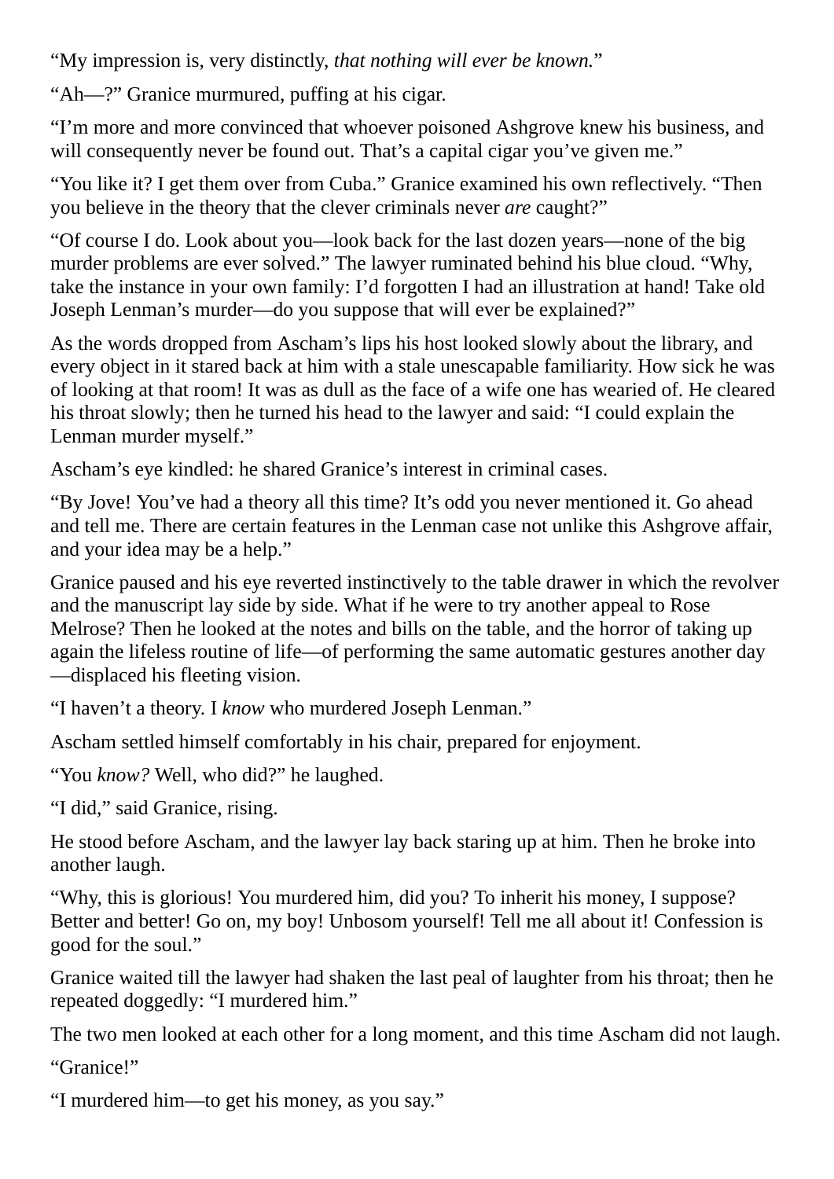“My impression is, very distinctly, *that nothing will ever be known.*”

“Ah—?” Granice murmured, puffing at his cigar.

“I’m more and more convinced that whoever poisoned Ashgrove knew his business, and will consequently never be found out. That’s a capital cigar you’ve given me.”

“You like it? I get them over from Cuba.” Granice examined his own reflectively. “Then you believe in the theory that the clever criminals never *are* caught?”

“Of course I do. Look about you—look back for the last dozen years—none of the big murder problems are ever solved.” The lawyer ruminated behind his blue cloud. “Why, take the instance in your own family: I’d forgotten I had an illustration at hand! Take old Joseph Lenman’s murder—do you suppose that will ever be explained?”

As the words dropped from Ascham’s lips his host looked slowly about the library, and every object in it stared back at him with a stale unescapable familiarity. How sick he was of looking at that room! It was as dull as the face of a wife one has wearied of. He cleared his throat slowly; then he turned his head to the lawyer and said: “I could explain the Lenman murder myself.”

Ascham’s eye kindled: he shared Granice’s interest in criminal cases.

“By Jove! You’ve had a theory all this time? It’s odd you never mentioned it. Go ahead and tell me. There are certain features in the Lenman case not unlike this Ashgrove affair, and your idea may be a help.”

Granice paused and his eye reverted instinctively to the table drawer in which the revolver and the manuscript lay side by side. What if he were to try another appeal to Rose Melrose? Then he looked at the notes and bills on the table, and the horror of taking up again the lifeless routine of life—of performing the same automatic gestures another day—displaced his fleeting vision.

“I haven’t a theory. I *know* who murdered Joseph Lenman.”

Ascham settled himself comfortably in his chair, prepared for enjoyment.

“You *know?* Well, who did?” he laughed.

“I did,” said Granice, rising.

He stood before Ascham, and the lawyer lay back staring up at him. Then he broke into another laugh.

“Why, this is glorious! You murdered him, did you? To inherit his money, I suppose? Better and better! Go on, my boy! Unbosom yourself! Tell me all about it! Confession is good for the soul.”

Granice waited till the lawyer had shaken the last peal of laughter from his throat; then he repeated doggedly: “I murdered him.”

The two men looked at each other for a long moment, and this time Ascham did not laugh.

“Granice!”

“I murdered him—to get his money, as you say.”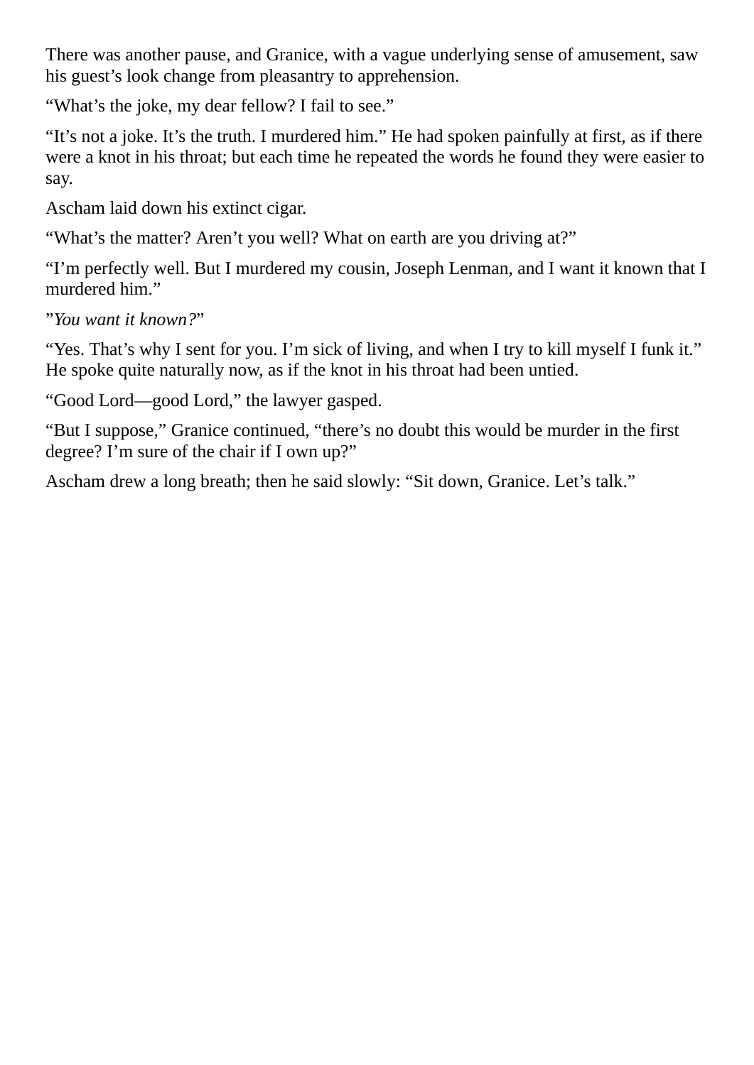There was another pause, and Granice, with a vague underlying sense of amusement, saw his guest’s look change from pleasantry to apprehension.

“What’s the joke, my dear fellow? I fail to see.”

“It’s not a joke. It’s the truth. I murdered him.” He had spoken painfully at first, as if there were a knot in his throat; but each time he repeated the words he found they were easier to say.

Ascham laid down his extinct cigar.

“What’s the matter? Aren’t you well? What on earth are you driving at?”

“I’m perfectly well. But I murdered my cousin, Joseph Lenman, and I want it known that I murdered him.”

”*You want it known?*”

“Yes. That’s why I sent for you. I’m sick of living, and when I try to kill myself I funk it.” He spoke quite naturally now, as if the knot in his throat had been untied.

“Good Lord—good Lord,” the lawyer gasped.

“But I suppose,” Granice continued, “there’s no doubt this would be murder in the first degree? I’m sure of the chair if I own up?”

Ascham drew a long breath; then he said slowly: “Sit down, Granice. Let’s talk.”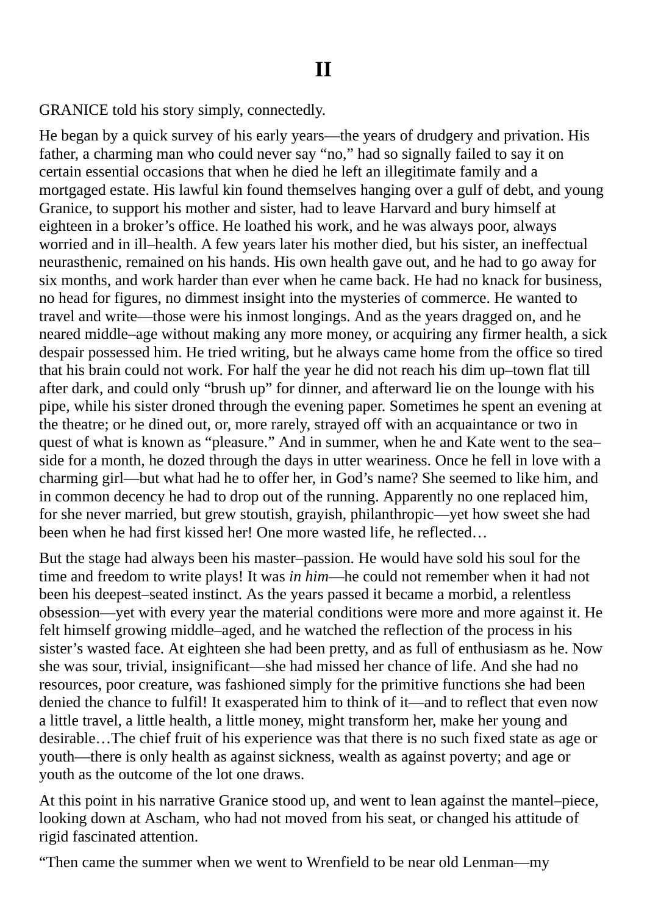# II

GRANICE told his story simply, connectedly.

He began by a quick survey of his early years—the years of drudgery and privation. His father, a charming man who could never say "no," had so signally failed to say it on certain essential occasions that when he died he left an illegitimate family and a mortgaged estate. His lawful kin found themselves hanging over a gulf of debt, and young Granice, to support his mother and sister, had to leave Harvard and bury himself at eighteen in a broker's office. He loathed his work, and he was always poor, always worried and in ill–health. A few years later his mother died, but his sister, an ineffectual neurasthenic, remained on his hands. His own health gave out, and he had to go away for six months, and work harder than ever when he came back. He had no knack for business, no head for figures, no dimmest insight into the mysteries of commerce. He wanted to travel and write—those were his inmost longings. And as the years dragged on, and he neared middle–age without making any more money, or acquiring any firmer health, a sick despair possessed him. He tried writing, but he always came home from the office so tired that his brain could not work. For half the year he did not reach his dim up–town flat till after dark, and could only "brush up" for dinner, and afterward lie on the lounge with his pipe, while his sister droned through the evening paper. Sometimes he spent an evening at the theatre; or he dined out, or, more rarely, strayed off with an acquaintance or two in quest of what is known as "pleasure." And in summer, when he and Kate went to the sea–side for a month, he dozed through the days in utter weariness. Once he fell in love with a charming girl—but what had he to offer her, in God's name? She seemed to like him, and in common decency he had to drop out of the running. Apparently no one replaced him, for she never married, but grew stoutish, grayish, philanthropic—yet how sweet she had been when he had first kissed her! One more wasted life, he reflected…

But the stage had always been his master–passion. He would have sold his soul for the time and freedom to write plays! It was *in him*—he could not remember when it had not been his deepest–seated instinct. As the years passed it became a morbid, a relentless obsession—yet with every year the material conditions were more and more against it. He felt himself growing middle–aged, and he watched the reflection of the process in his sister's wasted face. At eighteen she had been pretty, and as full of enthusiasm as he. Now she was sour, trivial, insignificant—she had missed her chance of life. And she had no resources, poor creature, was fashioned simply for the primitive functions she had been denied the chance to fulfil! It exasperated him to think of it—and to reflect that even now a little travel, a little health, a little money, might transform her, make her young and desirable…The chief fruit of his experience was that there is no such fixed state as age or youth—there is only health as against sickness, wealth as against poverty; and age or youth as the outcome of the lot one draws.

At this point in his narrative Granice stood up, and went to lean against the mantel–piece, looking down at Ascham, who had not moved from his seat, or changed his attitude of rigid fascinated attention.

"Then came the summer when we went to Wrenfield to be near old Lenman—my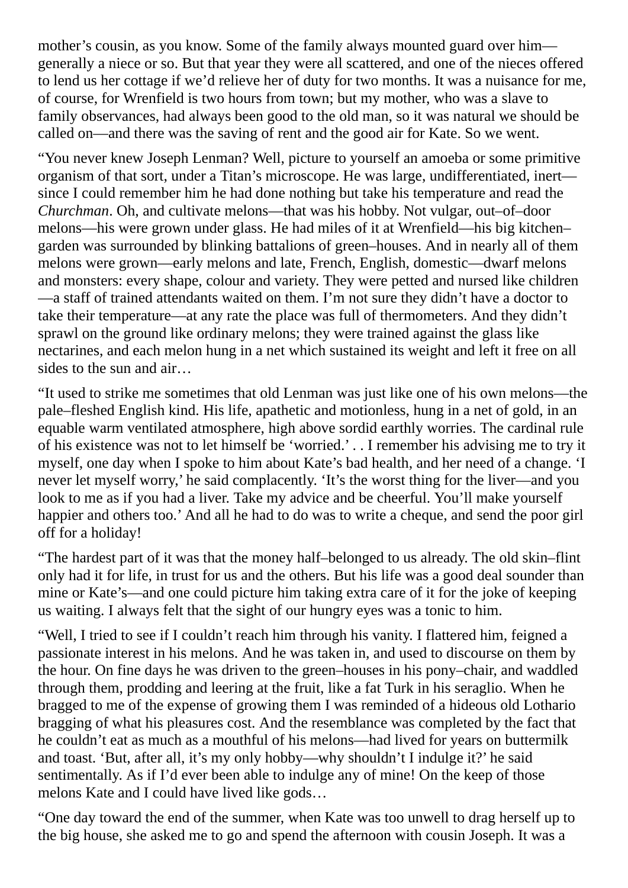mother's cousin, as you know. Some of the family always mounted guard over him—generally a niece or so. But that year they were all scattered, and one of the nieces offered to lend us her cottage if we'd relieve her of duty for two months. It was a nuisance for me, of course, for Wrenfield is two hours from town; but my mother, who was a slave to family observances, had always been good to the old man, so it was natural we should be called on—and there was the saving of rent and the good air for Kate. So we went.

"You never knew Joseph Lenman? Well, picture to yourself an amoeba or some primitive organism of that sort, under a Titan's microscope. He was large, undifferentiated, inert—since I could remember him he had done nothing but take his temperature and read the *Churchman*. Oh, and cultivate melons—that was his hobby. Not vulgar, out–of–door melons—his were grown under glass. He had miles of it at Wrenfield—his big kitchen–garden was surrounded by blinking battalions of green–houses. And in nearly all of them melons were grown—early melons and late, French, English, domestic—dwarf melons and monsters: every shape, colour and variety. They were petted and nursed like children—a staff of trained attendants waited on them. I'm not sure they didn't have a doctor to take their temperature—at any rate the place was full of thermometers. And they didn't sprawl on the ground like ordinary melons; they were trained against the glass like nectarines, and each melon hung in a net which sustained its weight and left it free on all sides to the sun and air…

"It used to strike me sometimes that old Lenman was just like one of his own melons—the pale–fleshed English kind. His life, apathetic and motionless, hung in a net of gold, in an equable warm ventilated atmosphere, high above sordid earthly worries. The cardinal rule of his existence was not to let himself be 'worried.' . . I remember his advising me to try it myself, one day when I spoke to him about Kate's bad health, and her need of a change. 'I never let myself worry,' he said complacently. 'It's the worst thing for the liver—and you look to me as if you had a liver. Take my advice and be cheerful. You'll make yourself happier and others too.' And all he had to do was to write a cheque, and send the poor girl off for a holiday!

"The hardest part of it was that the money half–belonged to us already. The old skin–flint only had it for life, in trust for us and the others. But his life was a good deal sounder than mine or Kate's—and one could picture him taking extra care of it for the joke of keeping us waiting. I always felt that the sight of our hungry eyes was a tonic to him.

"Well, I tried to see if I couldn't reach him through his vanity. I flattered him, feigned a passionate interest in his melons. And he was taken in, and used to discourse on them by the hour. On fine days he was driven to the green–houses in his pony–chair, and waddled through them, prodding and leering at the fruit, like a fat Turk in his seraglio. When he bragged to me of the expense of growing them I was reminded of a hideous old Lothario bragging of what his pleasures cost. And the resemblance was completed by the fact that he couldn't eat as much as a mouthful of his melons—had lived for years on buttermilk and toast. 'But, after all, it's my only hobby—why shouldn't I indulge it?' he said sentimentally. As if I'd ever been able to indulge any of mine! On the keep of those melons Kate and I could have lived like gods…

"One day toward the end of the summer, when Kate was too unwell to drag herself up to the big house, she asked me to go and spend the afternoon with cousin Joseph. It was a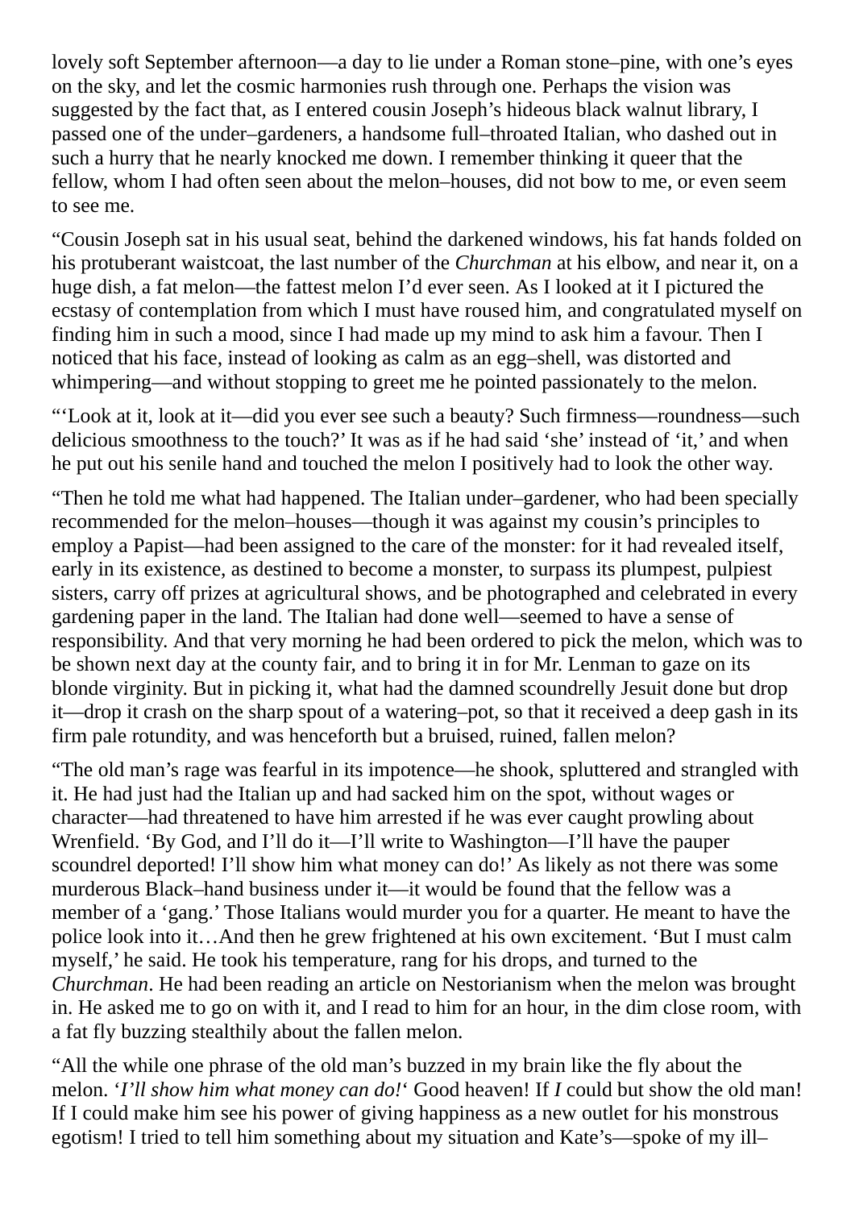lovely soft September afternoon—a day to lie under a Roman stone–pine, with one's eyes on the sky, and let the cosmic harmonies rush through one. Perhaps the vision was suggested by the fact that, as I entered cousin Joseph's hideous black walnut library, I passed one of the under–gardeners, a handsome full–throated Italian, who dashed out in such a hurry that he nearly knocked me down. I remember thinking it queer that the fellow, whom I had often seen about the melon–houses, did not bow to me, or even seem to see me.

"Cousin Joseph sat in his usual seat, behind the darkened windows, his fat hands folded on his protuberant waistcoat, the last number of the *Churchman* at his elbow, and near it, on a huge dish, a fat melon—the fattest melon I'd ever seen. As I looked at it I pictured the ecstasy of contemplation from which I must have roused him, and congratulated myself on finding him in such a mood, since I had made up my mind to ask him a favour. Then I noticed that his face, instead of looking as calm as an egg–shell, was distorted and whimpering—and without stopping to greet me he pointed passionately to the melon.

"'Look at it, look at it—did you ever see such a beauty? Such firmness—roundness—such delicious smoothness to the touch?' It was as if he had said 'she' instead of 'it,' and when he put out his senile hand and touched the melon I positively had to look the other way.

"Then he told me what had happened. The Italian under–gardener, who had been specially recommended for the melon–houses—though it was against my cousin's principles to employ a Papist—had been assigned to the care of the monster: for it had revealed itself, early in its existence, as destined to become a monster, to surpass its plumpest, pulpiest sisters, carry off prizes at agricultural shows, and be photographed and celebrated in every gardening paper in the land. The Italian had done well—seemed to have a sense of responsibility. And that very morning he had been ordered to pick the melon, which was to be shown next day at the county fair, and to bring it in for Mr. Lenman to gaze on its blonde virginity. But in picking it, what had the damned scoundrelly Jesuit done but drop it—drop it crash on the sharp spout of a watering–pot, so that it received a deep gash in its firm pale rotundity, and was henceforth but a bruised, ruined, fallen melon?

"The old man's rage was fearful in its impotence—he shook, spluttered and strangled with it. He had just had the Italian up and had sacked him on the spot, without wages or character—had threatened to have him arrested if he was ever caught prowling about Wrenfield. 'By God, and I'll do it—I'll write to Washington—I'll have the pauper scoundrel deported! I'll show him what money can do!' As likely as not there was some murderous Black–hand business under it—it would be found that the fellow was a member of a 'gang.' Those Italians would murder you for a quarter. He meant to have the police look into it…And then he grew frightened at his own excitement. 'But I must calm myself,' he said. He took his temperature, rang for his drops, and turned to the *Churchman*. He had been reading an article on Nestorianism when the melon was brought in. He asked me to go on with it, and I read to him for an hour, in the dim close room, with a fat fly buzzing stealthily about the fallen melon.

"All the while one phrase of the old man's buzzed in my brain like the fly about the melon. '*I'll show him what money can do!*' Good heaven! If *I* could but show the old man! If I could make him see his power of giving happiness as a new outlet for his monstrous egotism! I tried to tell him something about my situation and Kate's—spoke of my ill–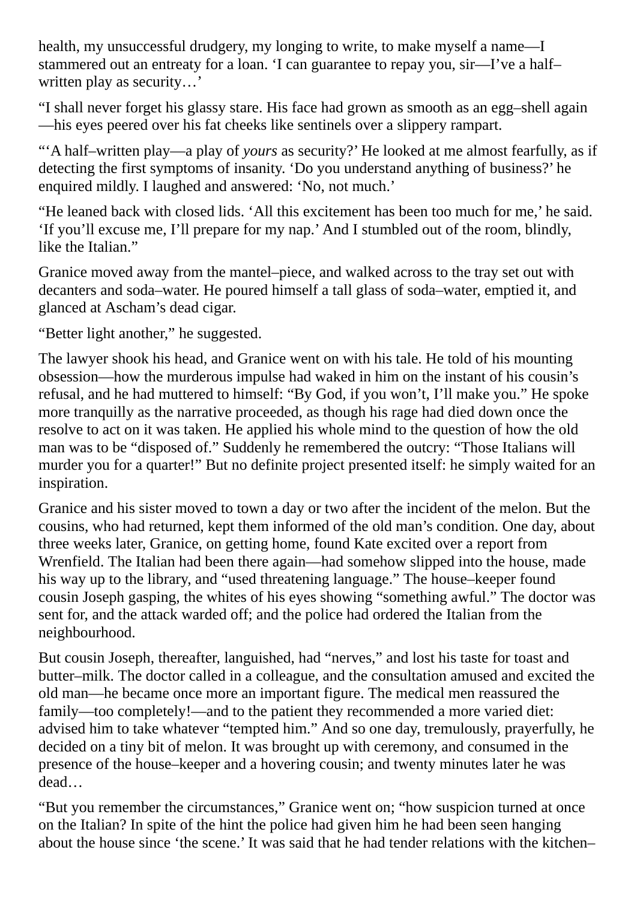health, my unsuccessful drudgery, my longing to write, to make myself a name—I stammered out an entreaty for a loan. 'I can guarantee to repay you, sir—I've a half–written play as security…'

"I shall never forget his glassy stare. His face had grown as smooth as an egg–shell again—his eyes peered over his fat cheeks like sentinels over a slippery rampart.

"'A half–written play—a play of *yours* as security?' He looked at me almost fearfully, as if detecting the first symptoms of insanity. 'Do you understand anything of business?' he enquired mildly. I laughed and answered: 'No, not much.'

"He leaned back with closed lids. 'All this excitement has been too much for me,' he said. 'If you'll excuse me, I'll prepare for my nap.' And I stumbled out of the room, blindly, like the Italian."

Granice moved away from the mantel–piece, and walked across to the tray set out with decanters and soda–water. He poured himself a tall glass of soda–water, emptied it, and glanced at Ascham's dead cigar.

"Better light another," he suggested.

The lawyer shook his head, and Granice went on with his tale. He told of his mounting obsession—how the murderous impulse had waked in him on the instant of his cousin's refusal, and he had muttered to himself: "By God, if you won't, I'll make you." He spoke more tranquilly as the narrative proceeded, as though his rage had died down once the resolve to act on it was taken. He applied his whole mind to the question of how the old man was to be "disposed of." Suddenly he remembered the outcry: "Those Italians will murder you for a quarter!" But no definite project presented itself: he simply waited for an inspiration.

Granice and his sister moved to town a day or two after the incident of the melon. But the cousins, who had returned, kept them informed of the old man's condition. One day, about three weeks later, Granice, on getting home, found Kate excited over a report from Wrenfield. The Italian had been there again—had somehow slipped into the house, made his way up to the library, and "used threatening language." The house–keeper found cousin Joseph gasping, the whites of his eyes showing "something awful." The doctor was sent for, and the attack warded off; and the police had ordered the Italian from the neighbourhood.

But cousin Joseph, thereafter, languished, had "nerves," and lost his taste for toast and butter–milk. The doctor called in a colleague, and the consultation amused and excited the old man—he became once more an important figure. The medical men reassured the family—too completely!—and to the patient they recommended a more varied diet: advised him to take whatever "tempted him." And so one day, tremulously, prayerfully, he decided on a tiny bit of melon. It was brought up with ceremony, and consumed in the presence of the house–keeper and a hovering cousin; and twenty minutes later he was dead…

"But you remember the circumstances," Granice went on; "how suspicion turned at once on the Italian? In spite of the hint the police had given him he had been seen hanging about the house since 'the scene.' It was said that he had tender relations with the kitchen–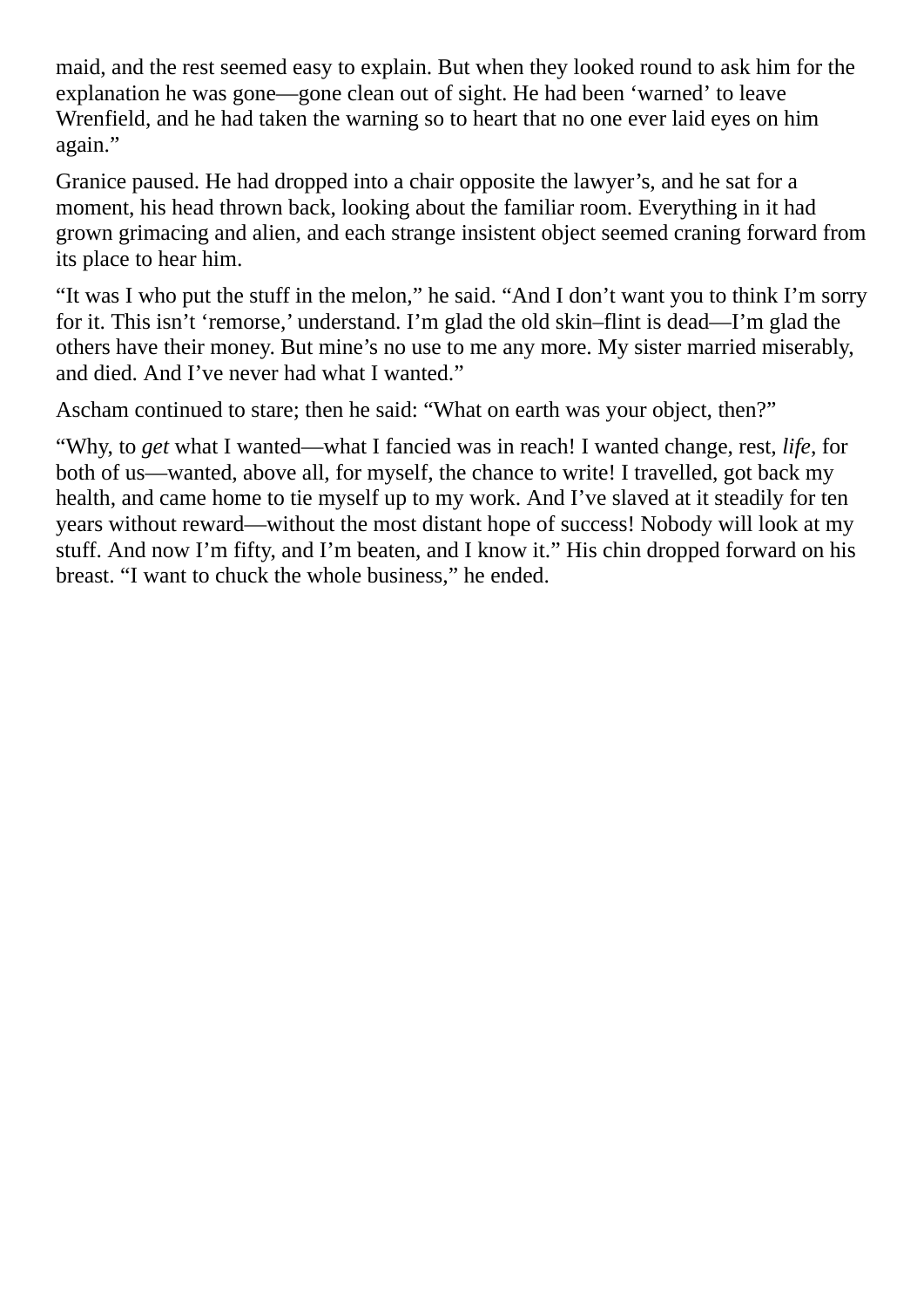maid, and the rest seemed easy to explain. But when they looked round to ask him for the explanation he was gone—gone clean out of sight. He had been 'warned' to leave Wrenfield, and he had taken the warning so to heart that no one ever laid eyes on him again."

Granice paused. He had dropped into a chair opposite the lawyer's, and he sat for a moment, his head thrown back, looking about the familiar room. Everything in it had grown grimacing and alien, and each strange insistent object seemed craning forward from its place to hear him.

"It was I who put the stuff in the melon," he said. "And I don't want you to think I'm sorry for it. This isn't 'remorse,' understand. I'm glad the old skin–flint is dead—I'm glad the others have their money. But mine's no use to me any more. My sister married miserably, and died. And I've never had what I wanted."

Ascham continued to stare; then he said: "What on earth was your object, then?"

"Why, to *get* what I wanted—what I fancied was in reach! I wanted change, rest, *life*, for both of us—wanted, above all, for myself, the chance to write! I travelled, got back my health, and came home to tie myself up to my work. And I've slaved at it steadily for ten years without reward—without the most distant hope of success! Nobody will look at my stuff. And now I'm fifty, and I'm beaten, and I know it." His chin dropped forward on his breast. "I want to chuck the whole business," he ended.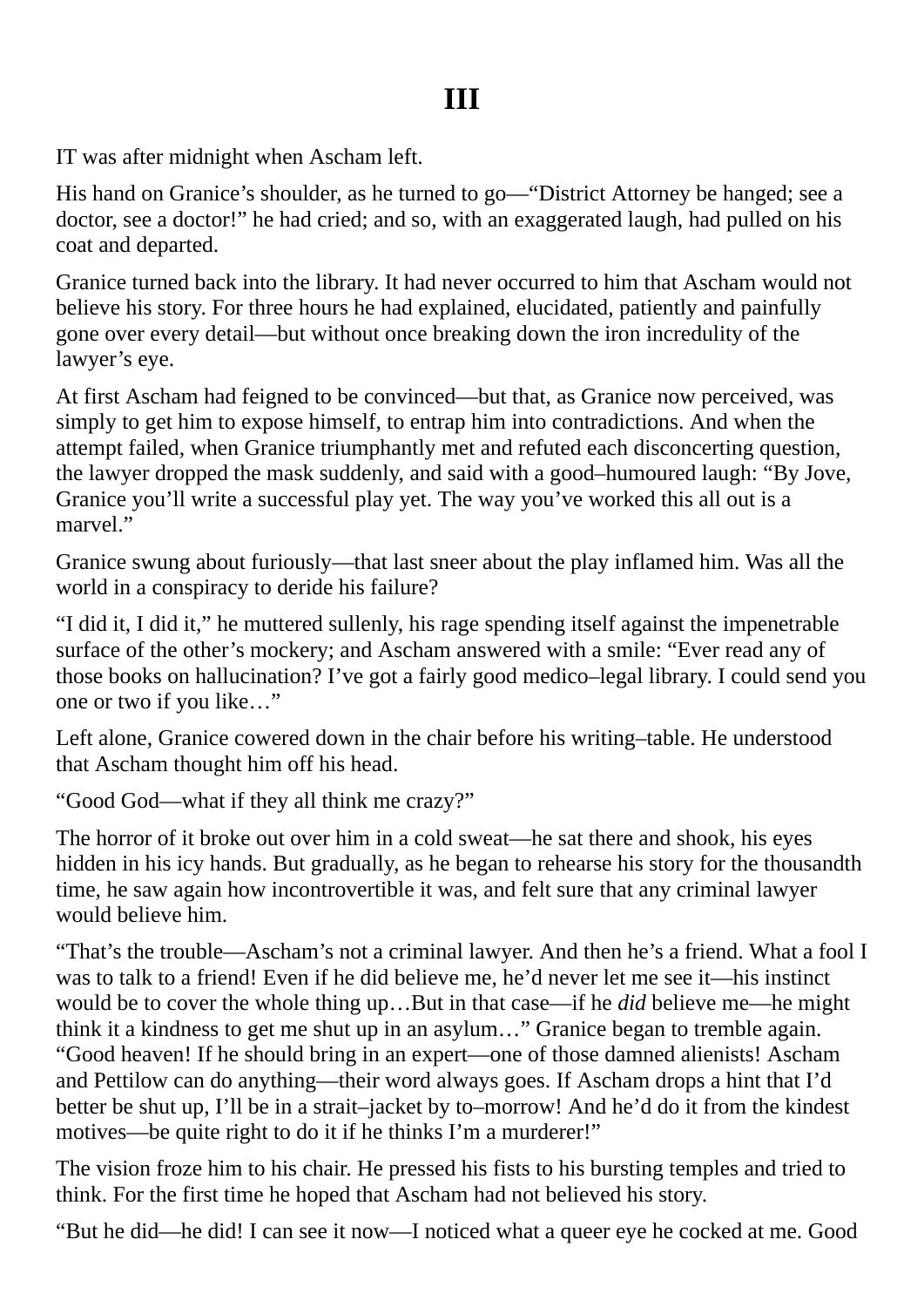# III

IT was after midnight when Ascham left.

His hand on Granice's shoulder, as he turned to go—"District Attorney be hanged; see a doctor, see a doctor!" he had cried; and so, with an exaggerated laugh, had pulled on his coat and departed.

Granice turned back into the library. It had never occurred to him that Ascham would not believe his story. For three hours he had explained, elucidated, patiently and painfully gone over every detail—but without once breaking down the iron incredulity of the lawyer's eye.

At first Ascham had feigned to be convinced—but that, as Granice now perceived, was simply to get him to expose himself, to entrap him into contradictions. And when the attempt failed, when Granice triumphantly met and refuted each disconcerting question, the lawyer dropped the mask suddenly, and said with a good–humoured laugh: "By Jove, Granice you'll write a successful play yet. The way you've worked this all out is a marvel."

Granice swung about furiously—that last sneer about the play inflamed him. Was all the world in a conspiracy to deride his failure?

"I did it, I did it," he muttered sullenly, his rage spending itself against the impenetrable surface of the other's mockery; and Ascham answered with a smile: "Ever read any of those books on hallucination? I've got a fairly good medico–legal library. I could send you one or two if you like…"

Left alone, Granice cowered down in the chair before his writing–table. He understood that Ascham thought him off his head.

"Good God—what if they all think me crazy?"

The horror of it broke out over him in a cold sweat—he sat there and shook, his eyes hidden in his icy hands. But gradually, as he began to rehearse his story for the thousandth time, he saw again how incontrovertible it was, and felt sure that any criminal lawyer would believe him.

"That's the trouble—Ascham's not a criminal lawyer. And then he's a friend. What a fool I was to talk to a friend! Even if he did believe me, he'd never let me see it—his instinct would be to cover the whole thing up…But in that case—if he *did* believe me—he might think it a kindness to get me shut up in an asylum…" Granice began to tremble again. "Good heaven! If he should bring in an expert—one of those damned alienists! Ascham and Pettilow can do anything—their word always goes. If Ascham drops a hint that I'd better be shut up, I'll be in a strait–jacket by to–morrow! And he'd do it from the kindest motives—be quite right to do it if he thinks I'm a murderer!"

The vision froze him to his chair. He pressed his fists to his bursting temples and tried to think. For the first time he hoped that Ascham had not believed his story.

"But he did—he did! I can see it now—I noticed what a queer eye he cocked at me. Good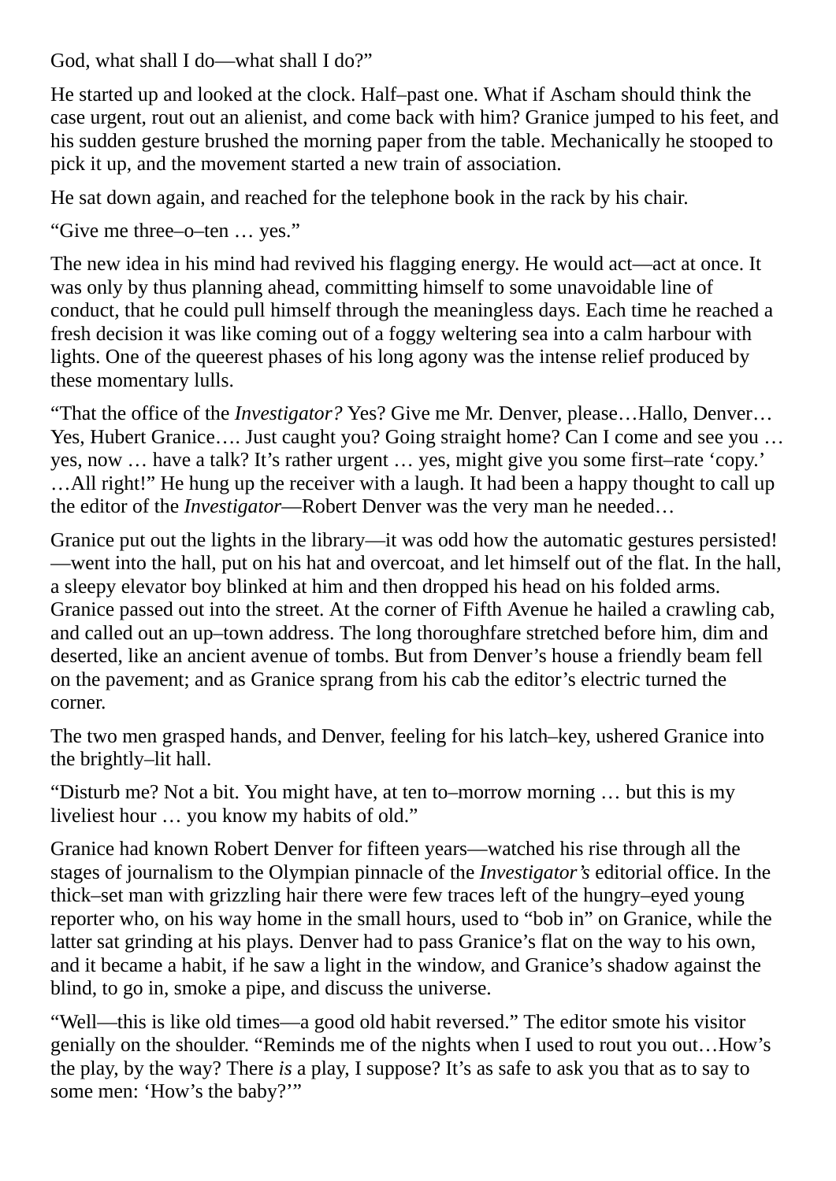God, what shall I do—what shall I do?"

He started up and looked at the clock. Half–past one. What if Ascham should think the case urgent, rout out an alienist, and come back with him? Granice jumped to his feet, and his sudden gesture brushed the morning paper from the table. Mechanically he stooped to pick it up, and the movement started a new train of association.

He sat down again, and reached for the telephone book in the rack by his chair.

"Give me three–o–ten … yes."

The new idea in his mind had revived his flagging energy. He would act—act at once. It was only by thus planning ahead, committing himself to some unavoidable line of conduct, that he could pull himself through the meaningless days. Each time he reached a fresh decision it was like coming out of a foggy weltering sea into a calm harbour with lights. One of the queerest phases of his long agony was the intense relief produced by these momentary lulls.

"That the office of the *Investigator?* Yes? Give me Mr. Denver, please…Hallo, Denver… Yes, Hubert Granice…. Just caught you? Going straight home? Can I come and see you … yes, now … have a talk? It's rather urgent … yes, might give you some first–rate 'copy.' …All right!" He hung up the receiver with a laugh. It had been a happy thought to call up the editor of the *Investigator*—Robert Denver was the very man he needed…

Granice put out the lights in the library—it was odd how the automatic gestures persisted!—went into the hall, put on his hat and overcoat, and let himself out of the flat. In the hall, a sleepy elevator boy blinked at him and then dropped his head on his folded arms. Granice passed out into the street. At the corner of Fifth Avenue he hailed a crawling cab, and called out an up–town address. The long thoroughfare stretched before him, dim and deserted, like an ancient avenue of tombs. But from Denver's house a friendly beam fell on the pavement; and as Granice sprang from his cab the editor's electric turned the corner.

The two men grasped hands, and Denver, feeling for his latch–key, ushered Granice into the brightly–lit hall.

"Disturb me? Not a bit. You might have, at ten to–morrow morning … but this is my liveliest hour … you know my habits of old."

Granice had known Robert Denver for fifteen years—watched his rise through all the stages of journalism to the Olympian pinnacle of the *Investigator's* editorial office. In the thick–set man with grizzling hair there were few traces left of the hungry–eyed young reporter who, on his way home in the small hours, used to "bob in" on Granice, while the latter sat grinding at his plays. Denver had to pass Granice's flat on the way to his own, and it became a habit, if he saw a light in the window, and Granice's shadow against the blind, to go in, smoke a pipe, and discuss the universe.

"Well—this is like old times—a good old habit reversed." The editor smote his visitor genially on the shoulder. "Reminds me of the nights when I used to rout you out…How's the play, by the way? There *is* a play, I suppose? It's as safe to ask you that as to say to some men: 'How's the baby?'"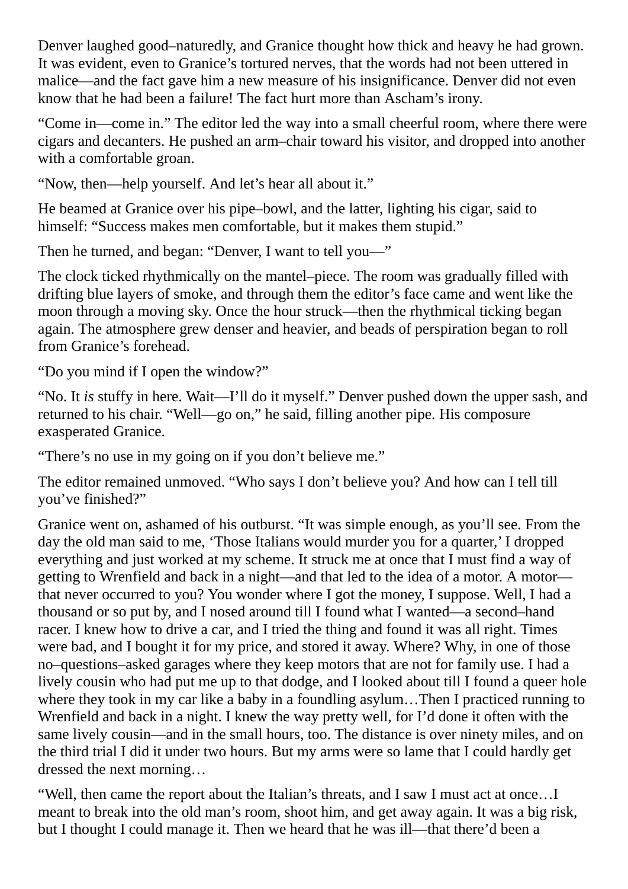Denver laughed good–naturedly, and Granice thought how thick and heavy he had grown. It was evident, even to Granice's tortured nerves, that the words had not been uttered in malice—and the fact gave him a new measure of his insignificance. Denver did not even know that he had been a failure! The fact hurt more than Ascham's irony.

"Come in—come in." The editor led the way into a small cheerful room, where there were cigars and decanters. He pushed an arm–chair toward his visitor, and dropped into another with a comfortable groan.

"Now, then—help yourself. And let's hear all about it."

He beamed at Granice over his pipe–bowl, and the latter, lighting his cigar, said to himself: "Success makes men comfortable, but it makes them stupid."

Then he turned, and began: "Denver, I want to tell you—"

The clock ticked rhythmically on the mantel–piece. The room was gradually filled with drifting blue layers of smoke, and through them the editor's face came and went like the moon through a moving sky. Once the hour struck—then the rhythmical ticking began again. The atmosphere grew denser and heavier, and beads of perspiration began to roll from Granice's forehead.

"Do you mind if I open the window?"

"No. It *is* stuffy in here. Wait—I'll do it myself." Denver pushed down the upper sash, and returned to his chair. "Well—go on," he said, filling another pipe. His composure exasperated Granice.

"There's no use in my going on if you don't believe me."

The editor remained unmoved. "Who says I don't believe you? And how can I tell till you've finished?"

Granice went on, ashamed of his outburst. "It was simple enough, as you'll see. From the day the old man said to me, 'Those Italians would murder you for a quarter,' I dropped everything and just worked at my scheme. It struck me at once that I must find a way of getting to Wrenfield and back in a night—and that led to the idea of a motor. A motor—that never occurred to you? You wonder where I got the money, I suppose. Well, I had a thousand or so put by, and I nosed around till I found what I wanted—a second–hand racer. I knew how to drive a car, and I tried the thing and found it was all right. Times were bad, and I bought it for my price, and stored it away. Where? Why, in one of those no–questions–asked garages where they keep motors that are not for family use. I had a lively cousin who had put me up to that dodge, and I looked about till I found a queer hole where they took in my car like a baby in a foundling asylum…Then I practiced running to Wrenfield and back in a night. I knew the way pretty well, for I'd done it often with the same lively cousin—and in the small hours, too. The distance is over ninety miles, and on the third trial I did it under two hours. But my arms were so lame that I could hardly get dressed the next morning…

"Well, then came the report about the Italian's threats, and I saw I must act at once…I meant to break into the old man's room, shoot him, and get away again. It was a big risk, but I thought I could manage it. Then we heard that he was ill—that there'd been a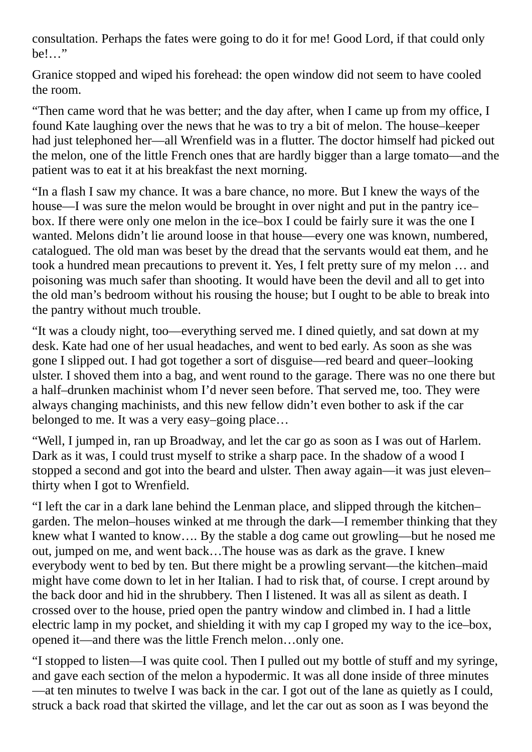consultation. Perhaps the fates were going to do it for me! Good Lord, if that could only be!…"

Granice stopped and wiped his forehead: the open window did not seem to have cooled the room.

"Then came word that he was better; and the day after, when I came up from my office, I found Kate laughing over the news that he was to try a bit of melon. The house–keeper had just telephoned her—all Wrenfield was in a flutter. The doctor himself had picked out the melon, one of the little French ones that are hardly bigger than a large tomato—and the patient was to eat it at his breakfast the next morning.

"In a flash I saw my chance. It was a bare chance, no more. But I knew the ways of the house—I was sure the melon would be brought in over night and put in the pantry ice–box. If there were only one melon in the ice–box I could be fairly sure it was the one I wanted. Melons didn't lie around loose in that house—every one was known, numbered, catalogued. The old man was beset by the dread that the servants would eat them, and he took a hundred mean precautions to prevent it. Yes, I felt pretty sure of my melon … and poisoning was much safer than shooting. It would have been the devil and all to get into the old man's bedroom without his rousing the house; but I ought to be able to break into the pantry without much trouble.

"It was a cloudy night, too—everything served me. I dined quietly, and sat down at my desk. Kate had one of her usual headaches, and went to bed early. As soon as she was gone I slipped out. I had got together a sort of disguise—red beard and queer–looking ulster. I shoved them into a bag, and went round to the garage. There was no one there but a half–drunken machinist whom I'd never seen before. That served me, too. They were always changing machinists, and this new fellow didn't even bother to ask if the car belonged to me. It was a very easy–going place…

"Well, I jumped in, ran up Broadway, and let the car go as soon as I was out of Harlem. Dark as it was, I could trust myself to strike a sharp pace. In the shadow of a wood I stopped a second and got into the beard and ulster. Then away again—it was just eleven–thirty when I got to Wrenfield.

"I left the car in a dark lane behind the Lenman place, and slipped through the kitchen–garden. The melon–houses winked at me through the dark—I remember thinking that they knew what I wanted to know…. By the stable a dog came out growling—but he nosed me out, jumped on me, and went back…The house was as dark as the grave. I knew everybody went to bed by ten. But there might be a prowling servant—the kitchen–maid might have come down to let in her Italian. I had to risk that, of course. I crept around by the back door and hid in the shrubbery. Then I listened. It was all as silent as death. I crossed over to the house, pried open the pantry window and climbed in. I had a little electric lamp in my pocket, and shielding it with my cap I groped my way to the ice–box, opened it—and there was the little French melon…only one.

"I stopped to listen—I was quite cool. Then I pulled out my bottle of stuff and my syringe, and gave each section of the melon a hypodermic. It was all done inside of three minutes—at ten minutes to twelve I was back in the car. I got out of the lane as quietly as I could, struck a back road that skirted the village, and let the car out as soon as I was beyond the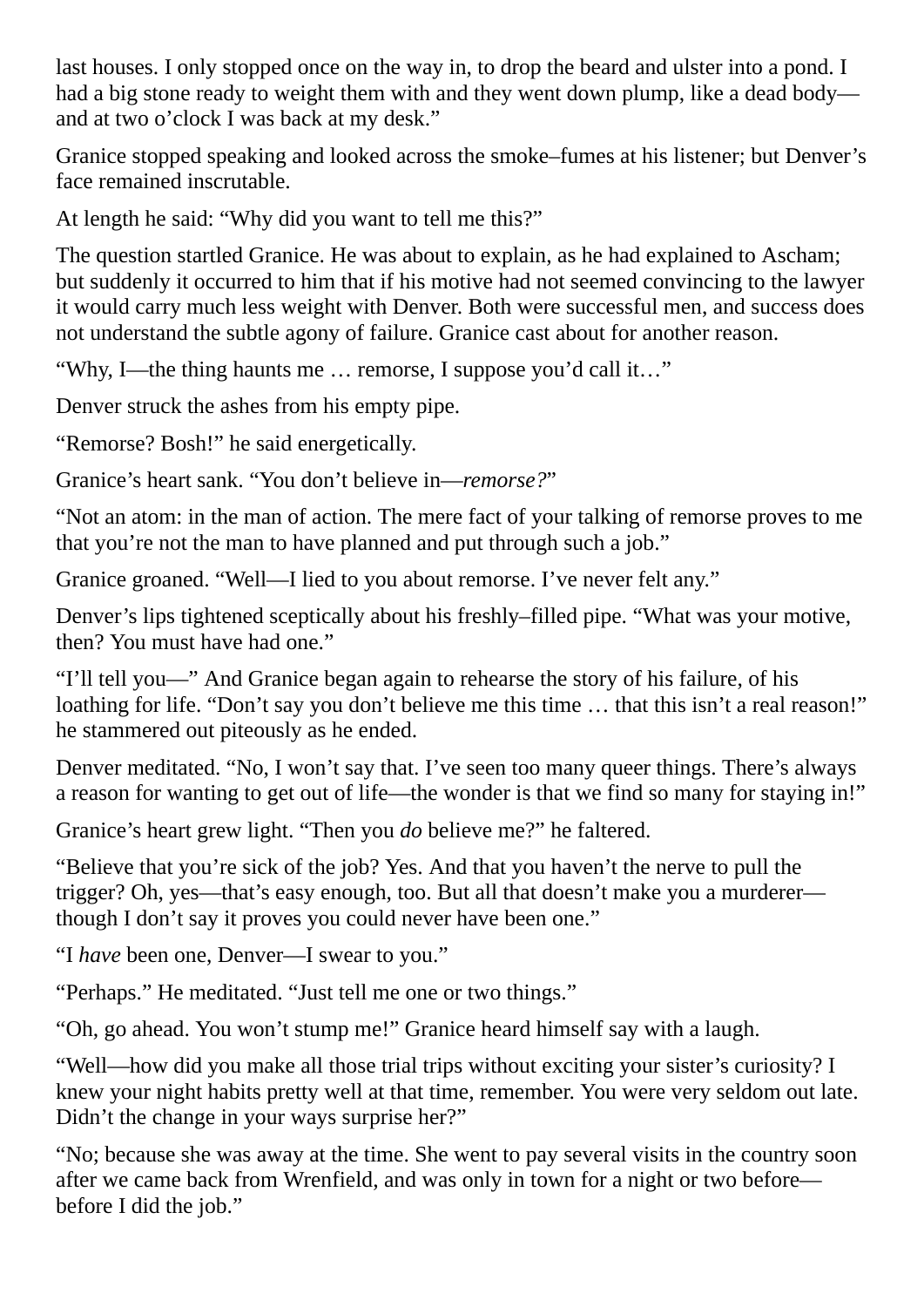last houses. I only stopped once on the way in, to drop the beard and ulster into a pond. I had a big stone ready to weight them with and they went down plump, like a dead body—and at two o'clock I was back at my desk."

Granice stopped speaking and looked across the smoke–fumes at his listener; but Denver's face remained inscrutable.

At length he said: "Why did you want to tell me this?"

The question startled Granice. He was about to explain, as he had explained to Ascham; but suddenly it occurred to him that if his motive had not seemed convincing to the lawyer it would carry much less weight with Denver. Both were successful men, and success does not understand the subtle agony of failure. Granice cast about for another reason.

"Why, I—the thing haunts me … remorse, I suppose you'd call it…"

Denver struck the ashes from his empty pipe.

"Remorse? Bosh!" he said energetically.

Granice's heart sank. "You don't believe in—*remorse?*"

"Not an atom: in the man of action. The mere fact of your talking of remorse proves to me that you're not the man to have planned and put through such a job."

Granice groaned. "Well—I lied to you about remorse. I've never felt any."

Denver's lips tightened sceptically about his freshly–filled pipe. "What was your motive, then? You must have had one."

"I'll tell you—" And Granice began again to rehearse the story of his failure, of his loathing for life. "Don't say you don't believe me this time … that this isn't a real reason!" he stammered out piteously as he ended.

Denver meditated. "No, I won't say that. I've seen too many queer things. There's always a reason for wanting to get out of life—the wonder is that we find so many for staying in!"

Granice's heart grew light. "Then you *do* believe me?" he faltered.

"Believe that you're sick of the job? Yes. And that you haven't the nerve to pull the trigger? Oh, yes—that's easy enough, too. But all that doesn't make you a murderer—though I don't say it proves you could never have been one."

"I *have* been one, Denver—I swear to you."

"Perhaps." He meditated. "Just tell me one or two things."

"Oh, go ahead. You won't stump me!" Granice heard himself say with a laugh.

"Well—how did you make all those trial trips without exciting your sister's curiosity? I knew your night habits pretty well at that time, remember. You were very seldom out late. Didn't the change in your ways surprise her?"

"No; because she was away at the time. She went to pay several visits in the country soon after we came back from Wrenfield, and was only in town for a night or two before—before I did the job."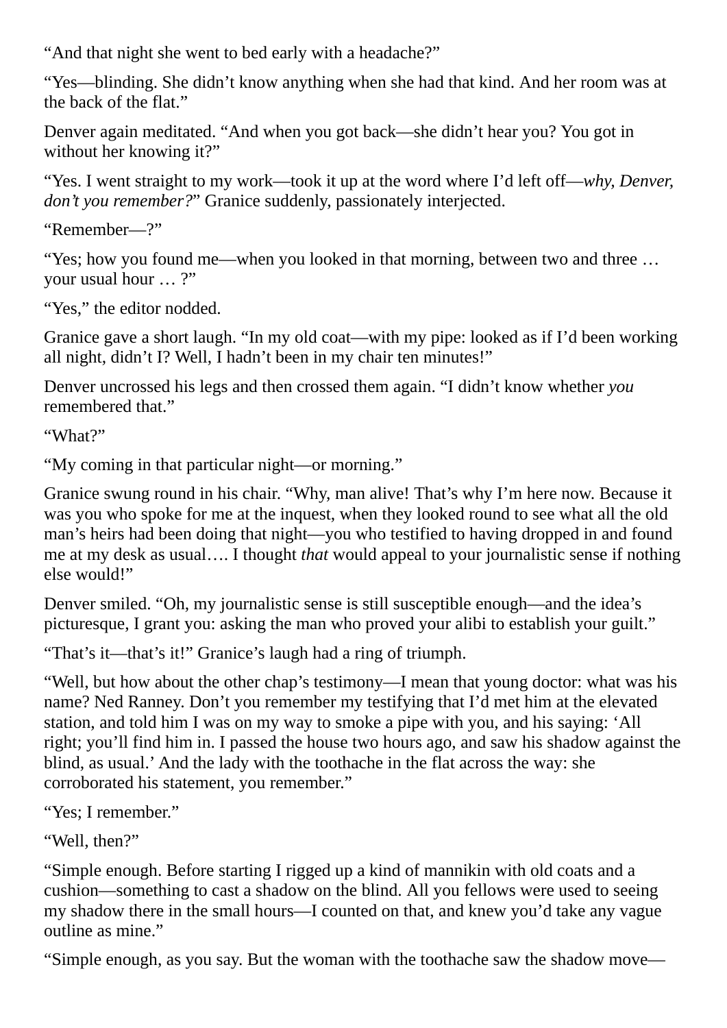"And that night she went to bed early with a headache?"

"Yes—blinding. She didn't know anything when she had that kind. And her room was at the back of the flat."

Denver again meditated. "And when you got back—she didn't hear you? You got in without her knowing it?"

"Yes. I went straight to my work—took it up at the word where I'd left off—*why, Denver, don't you remember?*" Granice suddenly, passionately interjected.

"Remember—?"

"Yes; how you found me—when you looked in that morning, between two and three … your usual hour … ?"

"Yes," the editor nodded.

Granice gave a short laugh. "In my old coat—with my pipe: looked as if I'd been working all night, didn't I? Well, I hadn't been in my chair ten minutes!"

Denver uncrossed his legs and then crossed them again. "I didn't know whether *you* remembered that."

"What?"

"My coming in that particular night—or morning."

Granice swung round in his chair. "Why, man alive! That's why I'm here now. Because it was you who spoke for me at the inquest, when they looked round to see what all the old man's heirs had been doing that night—you who testified to having dropped in and found me at my desk as usual…. I thought *that* would appeal to your journalistic sense if nothing else would!"

Denver smiled. "Oh, my journalistic sense is still susceptible enough—and the idea's picturesque, I grant you: asking the man who proved your alibi to establish your guilt."

"That's it—that's it!" Granice's laugh had a ring of triumph.

"Well, but how about the other chap's testimony—I mean that young doctor: what was his name? Ned Ranney. Don't you remember my testifying that I'd met him at the elevated station, and told him I was on my way to smoke a pipe with you, and his saying: 'All right; you'll find him in. I passed the house two hours ago, and saw his shadow against the blind, as usual.' And the lady with the toothache in the flat across the way: she corroborated his statement, you remember."

"Yes; I remember."

"Well, then?"

"Simple enough. Before starting I rigged up a kind of mannikin with old coats and a cushion—something to cast a shadow on the blind. All you fellows were used to seeing my shadow there in the small hours—I counted on that, and knew you'd take any vague outline as mine."

"Simple enough, as you say. But the woman with the toothache saw the shadow move—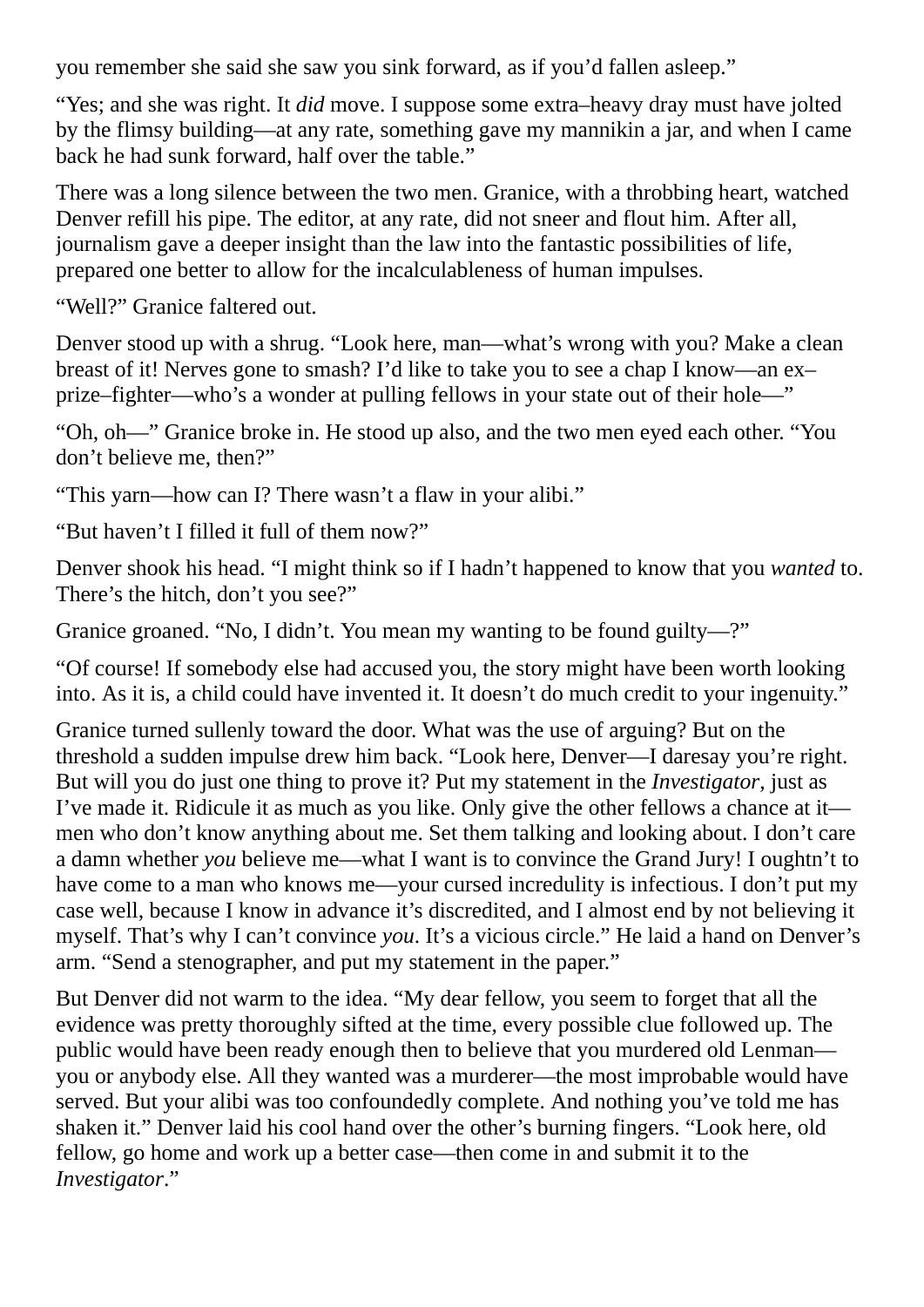you remember she said she saw you sink forward, as if you'd fallen asleep."

"Yes; and she was right. It *did* move. I suppose some extra–heavy dray must have jolted by the flimsy building—at any rate, something gave my mannikin a jar, and when I came back he had sunk forward, half over the table."

There was a long silence between the two men. Granice, with a throbbing heart, watched Denver refill his pipe. The editor, at any rate, did not sneer and flout him. After all, journalism gave a deeper insight than the law into the fantastic possibilities of life, prepared one better to allow for the incalculableness of human impulses.

"Well?" Granice faltered out.

Denver stood up with a shrug. "Look here, man—what's wrong with you? Make a clean breast of it! Nerves gone to smash? I'd like to take you to see a chap I know—an ex–prize–fighter—who's a wonder at pulling fellows in your state out of their hole—"

"Oh, oh—" Granice broke in. He stood up also, and the two men eyed each other. "You don't believe me, then?"

"This yarn—how can I? There wasn't a flaw in your alibi."

"But haven't I filled it full of them now?"

Denver shook his head. "I might think so if I hadn't happened to know that you *wanted* to. There's the hitch, don't you see?"

Granice groaned. "No, I didn't. You mean my wanting to be found guilty—?"

"Of course! If somebody else had accused you, the story might have been worth looking into. As it is, a child could have invented it. It doesn't do much credit to your ingenuity."

Granice turned sullenly toward the door. What was the use of arguing? But on the threshold a sudden impulse drew him back. "Look here, Denver—I daresay you're right. But will you do just one thing to prove it? Put my statement in the *Investigator*, just as I've made it. Ridicule it as much as you like. Only give the other fellows a chance at it—men who don't know anything about me. Set them talking and looking about. I don't care a damn whether *you* believe me—what I want is to convince the Grand Jury! I oughtn't to have come to a man who knows me—your cursed incredulity is infectious. I don't put my case well, because I know in advance it's discredited, and I almost end by not believing it myself. That's why I can't convince *you*. It's a vicious circle." He laid a hand on Denver's arm. "Send a stenographer, and put my statement in the paper."

But Denver did not warm to the idea. "My dear fellow, you seem to forget that all the evidence was pretty thoroughly sifted at the time, every possible clue followed up. The public would have been ready enough then to believe that you murdered old Lenman—you or anybody else. All they wanted was a murderer—the most improbable would have served. But your alibi was too confoundedly complete. And nothing you've told me has shaken it." Denver laid his cool hand over the other's burning fingers. "Look here, old fellow, go home and work up a better case—then come in and submit it to the *Investigator*."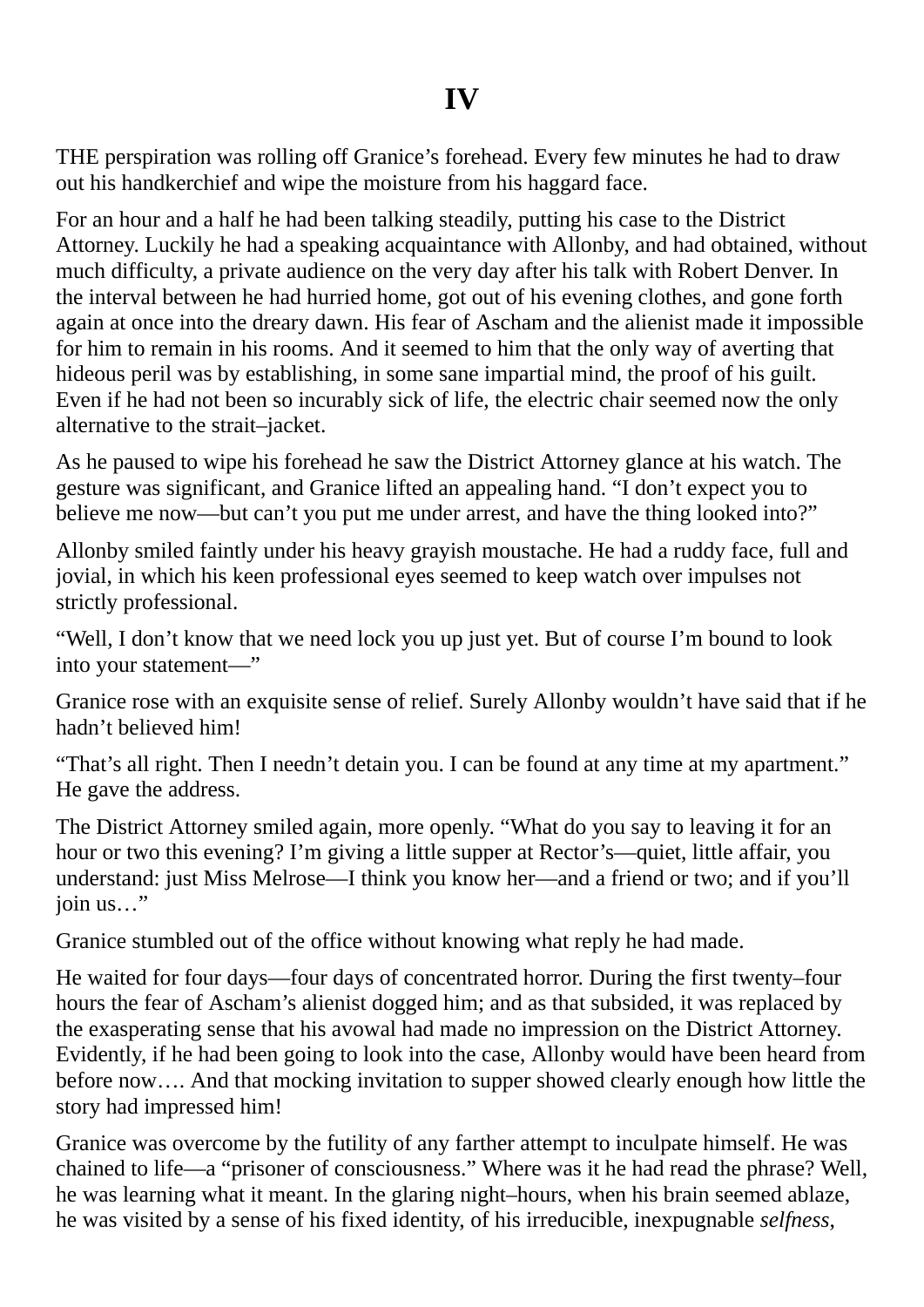# IV

THE perspiration was rolling off Granice's forehead. Every few minutes he had to draw out his handkerchief and wipe the moisture from his haggard face.

For an hour and a half he had been talking steadily, putting his case to the District Attorney. Luckily he had a speaking acquaintance with Allonby, and had obtained, without much difficulty, a private audience on the very day after his talk with Robert Denver. In the interval between he had hurried home, got out of his evening clothes, and gone forth again at once into the dreary dawn. His fear of Ascham and the alienist made it impossible for him to remain in his rooms. And it seemed to him that the only way of averting that hideous peril was by establishing, in some sane impartial mind, the proof of his guilt. Even if he had not been so incurably sick of life, the electric chair seemed now the only alternative to the strait–jacket.

As he paused to wipe his forehead he saw the District Attorney glance at his watch. The gesture was significant, and Granice lifted an appealing hand. "I don't expect you to believe me now—but can't you put me under arrest, and have the thing looked into?"

Allonby smiled faintly under his heavy grayish moustache. He had a ruddy face, full and jovial, in which his keen professional eyes seemed to keep watch over impulses not strictly professional.

"Well, I don't know that we need lock you up just yet. But of course I'm bound to look into your statement—"

Granice rose with an exquisite sense of relief. Surely Allonby wouldn't have said that if he hadn't believed him!

"That's all right. Then I needn't detain you. I can be found at any time at my apartment." He gave the address.

The District Attorney smiled again, more openly. "What do you say to leaving it for an hour or two this evening? I'm giving a little supper at Rector's—quiet, little affair, you understand: just Miss Melrose—I think you know her—and a friend or two; and if you'll join us…"

Granice stumbled out of the office without knowing what reply he had made.

He waited for four days—four days of concentrated horror. During the first twenty–four hours the fear of Ascham's alienist dogged him; and as that subsided, it was replaced by the exasperating sense that his avowal had made no impression on the District Attorney. Evidently, if he had been going to look into the case, Allonby would have been heard from before now…. And that mocking invitation to supper showed clearly enough how little the story had impressed him!

Granice was overcome by the futility of any farther attempt to inculpate himself. He was chained to life—a "prisoner of consciousness." Where was it he had read the phrase? Well, he was learning what it meant. In the glaring night–hours, when his brain seemed ablaze, he was visited by a sense of his fixed identity, of his irreducible, inexpugnable *selfness*,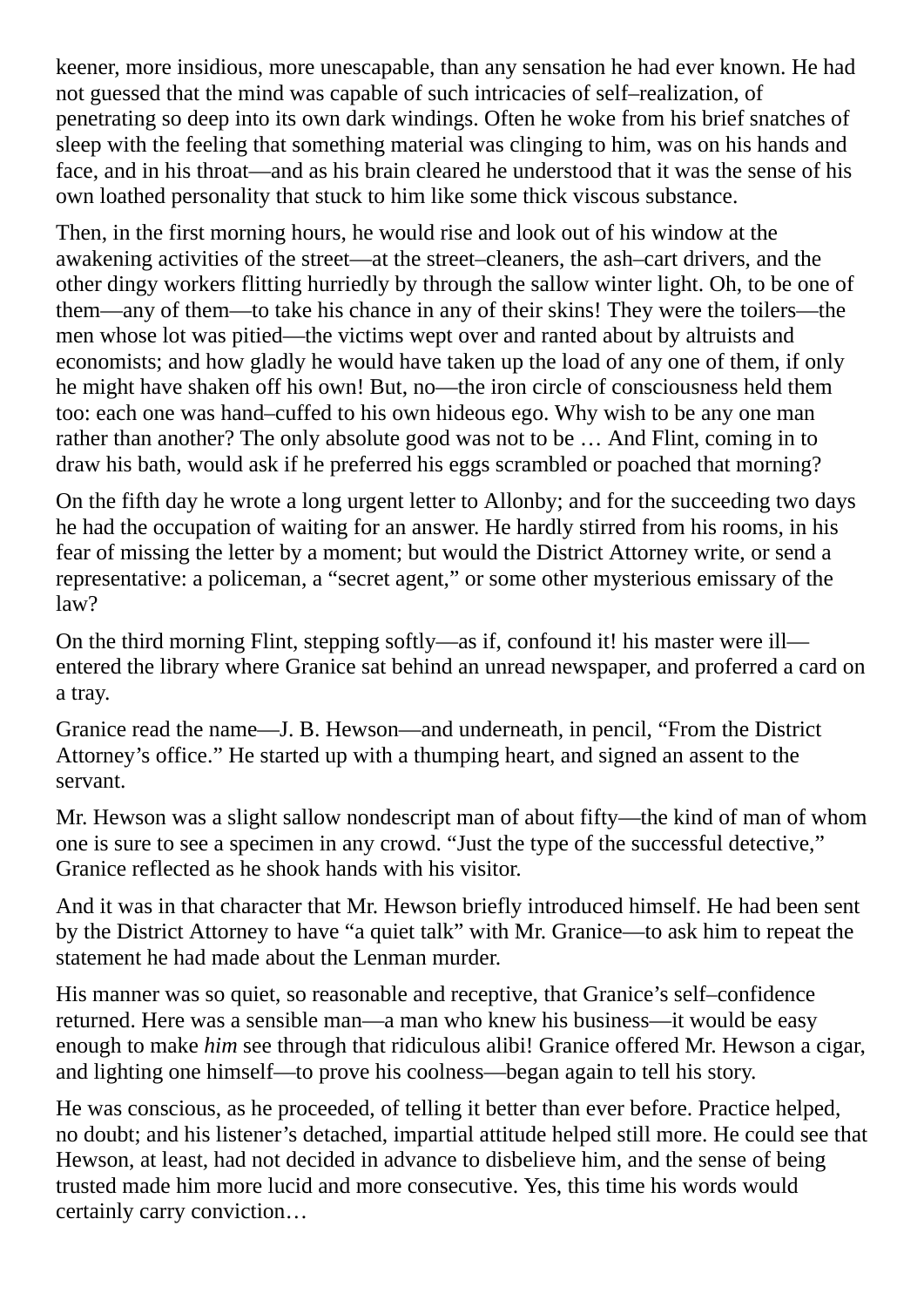keener, more insidious, more unescapable, than any sensation he had ever known. He had not guessed that the mind was capable of such intricacies of self–realization, of penetrating so deep into its own dark windings. Often he woke from his brief snatches of sleep with the feeling that something material was clinging to him, was on his hands and face, and in his throat—and as his brain cleared he understood that it was the sense of his own loathed personality that stuck to him like some thick viscous substance.

Then, in the first morning hours, he would rise and look out of his window at the awakening activities of the street—at the street–cleaners, the ash–cart drivers, and the other dingy workers flitting hurriedly by through the sallow winter light. Oh, to be one of them—any of them—to take his chance in any of their skins! They were the toilers—the men whose lot was pitied—the victims wept over and ranted about by altruists and economists; and how gladly he would have taken up the load of any one of them, if only he might have shaken off his own! But, no—the iron circle of consciousness held them too: each one was hand–cuffed to his own hideous ego. Why wish to be any one man rather than another? The only absolute good was not to be … And Flint, coming in to draw his bath, would ask if he preferred his eggs scrambled or poached that morning?

On the fifth day he wrote a long urgent letter to Allonby; and for the succeeding two days he had the occupation of waiting for an answer. He hardly stirred from his rooms, in his fear of missing the letter by a moment; but would the District Attorney write, or send a representative: a policeman, a "secret agent," or some other mysterious emissary of the law?

On the third morning Flint, stepping softly—as if, confound it! his master were ill—entered the library where Granice sat behind an unread newspaper, and proferred a card on a tray.

Granice read the name—J. B. Hewson—and underneath, in pencil, "From the District Attorney's office." He started up with a thumping heart, and signed an assent to the servant.

Mr. Hewson was a slight sallow nondescript man of about fifty—the kind of man of whom one is sure to see a specimen in any crowd. "Just the type of the successful detective," Granice reflected as he shook hands with his visitor.

And it was in that character that Mr. Hewson briefly introduced himself. He had been sent by the District Attorney to have "a quiet talk" with Mr. Granice—to ask him to repeat the statement he had made about the Lenman murder.

His manner was so quiet, so reasonable and receptive, that Granice's self–confidence returned. Here was a sensible man—a man who knew his business—it would be easy enough to make *him* see through that ridiculous alibi! Granice offered Mr. Hewson a cigar, and lighting one himself—to prove his coolness—began again to tell his story.

He was conscious, as he proceeded, of telling it better than ever before. Practice helped, no doubt; and his listener's detached, impartial attitude helped still more. He could see that Hewson, at least, had not decided in advance to disbelieve him, and the sense of being trusted made him more lucid and more consecutive. Yes, this time his words would certainly carry conviction…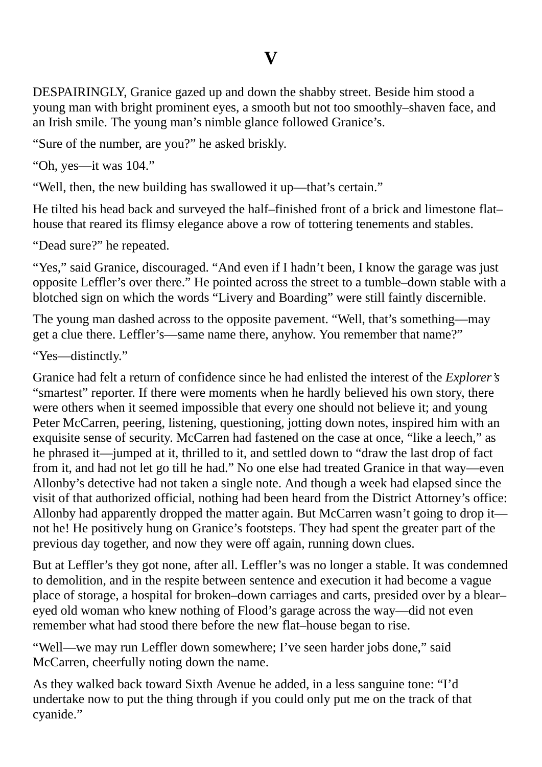# V

DESPAIRINGLY, Granice gazed up and down the shabby street. Beside him stood a young man with bright prominent eyes, a smooth but not too smoothly–shaven face, and an Irish smile. The young man's nimble glance followed Granice's.

"Sure of the number, are you?" he asked briskly.

"Oh, yes—it was 104."

"Well, then, the new building has swallowed it up—that's certain."

He tilted his head back and surveyed the half–finished front of a brick and limestone flat–house that reared its flimsy elegance above a row of tottering tenements and stables.

"Dead sure?" he repeated.

"Yes," said Granice, discouraged. "And even if I hadn't been, I know the garage was just opposite Leffler's over there." He pointed across the street to a tumble–down stable with a blotched sign on which the words "Livery and Boarding" were still faintly discernible.

The young man dashed across to the opposite pavement. "Well, that's something—may get a clue there. Leffler's—same name there, anyhow. You remember that name?"

"Yes—distinctly."

Granice had felt a return of confidence since he had enlisted the interest of the *Explorer's* "smartest" reporter. If there were moments when he hardly believed his own story, there were others when it seemed impossible that every one should not believe it; and young Peter McCarren, peering, listening, questioning, jotting down notes, inspired him with an exquisite sense of security. McCarren had fastened on the case at once, "like a leech," as he phrased it—jumped at it, thrilled to it, and settled down to "draw the last drop of fact from it, and had not let go till he had." No one else had treated Granice in that way—even Allonby's detective had not taken a single note. And though a week had elapsed since the visit of that authorized official, nothing had been heard from the District Attorney's office: Allonby had apparently dropped the matter again. But McCarren wasn't going to drop it—not he! He positively hung on Granice's footsteps. They had spent the greater part of the previous day together, and now they were off again, running down clues.

But at Leffler's they got none, after all. Leffler's was no longer a stable. It was condemned to demolition, and in the respite between sentence and execution it had become a vague place of storage, a hospital for broken–down carriages and carts, presided over by a blear–eyed old woman who knew nothing of Flood's garage across the way—did not even remember what had stood there before the new flat–house began to rise.

"Well—we may run Leffler down somewhere; I've seen harder jobs done," said McCarren, cheerfully noting down the name.

As they walked back toward Sixth Avenue he added, in a less sanguine tone: "I'd undertake now to put the thing through if you could only put me on the track of that cyanide."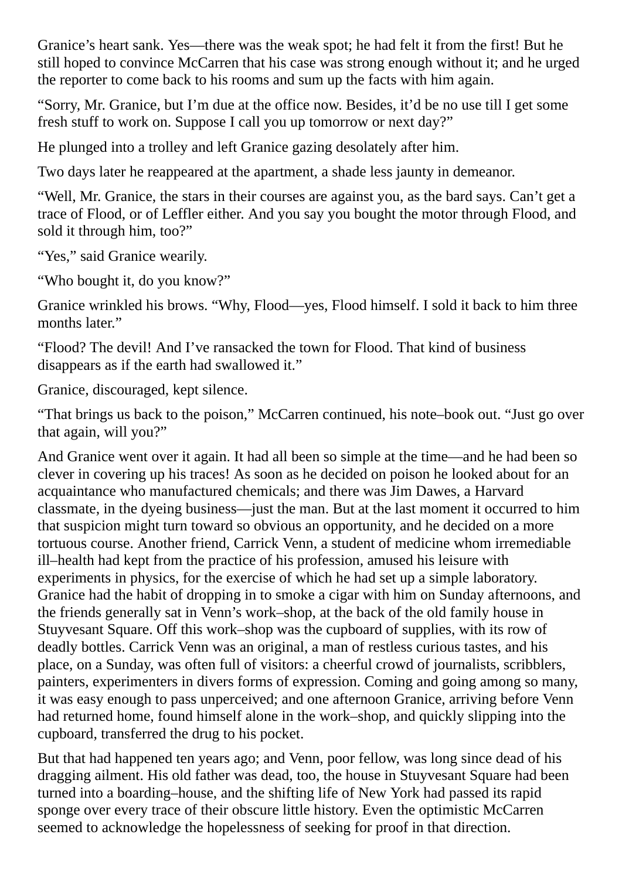Granice's heart sank. Yes—there was the weak spot; he had felt it from the first! But he still hoped to convince McCarren that his case was strong enough without it; and he urged the reporter to come back to his rooms and sum up the facts with him again.

"Sorry, Mr. Granice, but I'm due at the office now. Besides, it'd be no use till I get some fresh stuff to work on. Suppose I call you up tomorrow or next day?"

He plunged into a trolley and left Granice gazing desolately after him.

Two days later he reappeared at the apartment, a shade less jaunty in demeanor.

"Well, Mr. Granice, the stars in their courses are against you, as the bard says. Can't get a trace of Flood, or of Leffler either. And you say you bought the motor through Flood, and sold it through him, too?"

"Yes," said Granice wearily.

"Who bought it, do you know?"

Granice wrinkled his brows. "Why, Flood—yes, Flood himself. I sold it back to him three months later."

"Flood? The devil! And I've ransacked the town for Flood. That kind of business disappears as if the earth had swallowed it."

Granice, discouraged, kept silence.

"That brings us back to the poison," McCarren continued, his note–book out. "Just go over that again, will you?"

And Granice went over it again. It had all been so simple at the time—and he had been so clever in covering up his traces! As soon as he decided on poison he looked about for an acquaintance who manufactured chemicals; and there was Jim Dawes, a Harvard classmate, in the dyeing business—just the man. But at the last moment it occurred to him that suspicion might turn toward so obvious an opportunity, and he decided on a more tortuous course. Another friend, Carrick Venn, a student of medicine whom irremediable ill–health had kept from the practice of his profession, amused his leisure with experiments in physics, for the exercise of which he had set up a simple laboratory. Granice had the habit of dropping in to smoke a cigar with him on Sunday afternoons, and the friends generally sat in Venn's work–shop, at the back of the old family house in Stuyvesant Square. Off this work–shop was the cupboard of supplies, with its row of deadly bottles. Carrick Venn was an original, a man of restless curious tastes, and his place, on a Sunday, was often full of visitors: a cheerful crowd of journalists, scribblers, painters, experimenters in divers forms of expression. Coming and going among so many, it was easy enough to pass unperceived; and one afternoon Granice, arriving before Venn had returned home, found himself alone in the work–shop, and quickly slipping into the cupboard, transferred the drug to his pocket.

But that had happened ten years ago; and Venn, poor fellow, was long since dead of his dragging ailment. His old father was dead, too, the house in Stuyvesant Square had been turned into a boarding–house, and the shifting life of New York had passed its rapid sponge over every trace of their obscure little history. Even the optimistic McCarren seemed to acknowledge the hopelessness of seeking for proof in that direction.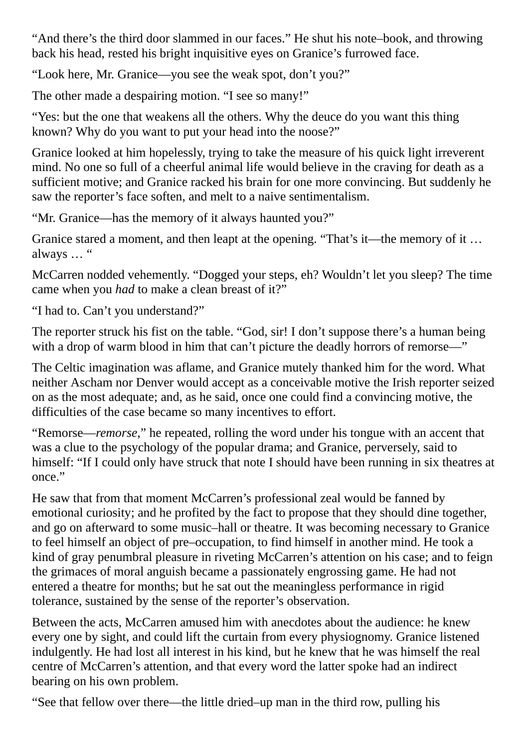"And there's the third door slammed in our faces." He shut his note–book, and throwing back his head, rested his bright inquisitive eyes on Granice's furrowed face.

"Look here, Mr. Granice—you see the weak spot, don't you?"

The other made a despairing motion. "I see so many!"

"Yes: but the one that weakens all the others. Why the deuce do you want this thing known? Why do you want to put your head into the noose?"

Granice looked at him hopelessly, trying to take the measure of his quick light irreverent mind. No one so full of a cheerful animal life would believe in the craving for death as a sufficient motive; and Granice racked his brain for one more convincing. But suddenly he saw the reporter's face soften, and melt to a naive sentimentalism.

"Mr. Granice—has the memory of it always haunted you?"

Granice stared a moment, and then leapt at the opening. "That's it—the memory of it … always … "

McCarren nodded vehemently. "Dogged your steps, eh? Wouldn't let you sleep? The time came when you *had* to make a clean breast of it?"

"I had to. Can't you understand?"

The reporter struck his fist on the table. "God, sir! I don't suppose there's a human being with a drop of warm blood in him that can't picture the deadly horrors of remorse—"

The Celtic imagination was aflame, and Granice mutely thanked him for the word. What neither Ascham nor Denver would accept as a conceivable motive the Irish reporter seized on as the most adequate; and, as he said, once one could find a convincing motive, the difficulties of the case became so many incentives to effort.

"Remorse—*remorse*," he repeated, rolling the word under his tongue with an accent that was a clue to the psychology of the popular drama; and Granice, perversely, said to himself: "If I could only have struck that note I should have been running in six theatres at once."

He saw that from that moment McCarren's professional zeal would be fanned by emotional curiosity; and he profited by the fact to propose that they should dine together, and go on afterward to some music–hall or theatre. It was becoming necessary to Granice to feel himself an object of pre–occupation, to find himself in another mind. He took a kind of gray penumbral pleasure in riveting McCarren's attention on his case; and to feign the grimaces of moral anguish became a passionately engrossing game. He had not entered a theatre for months; but he sat out the meaningless performance in rigid tolerance, sustained by the sense of the reporter's observation.

Between the acts, McCarren amused him with anecdotes about the audience: he knew every one by sight, and could lift the curtain from every physiognomy. Granice listened indulgently. He had lost all interest in his kind, but he knew that he was himself the real centre of McCarren's attention, and that every word the latter spoke had an indirect bearing on his own problem.

"See that fellow over there—the little dried–up man in the third row, pulling his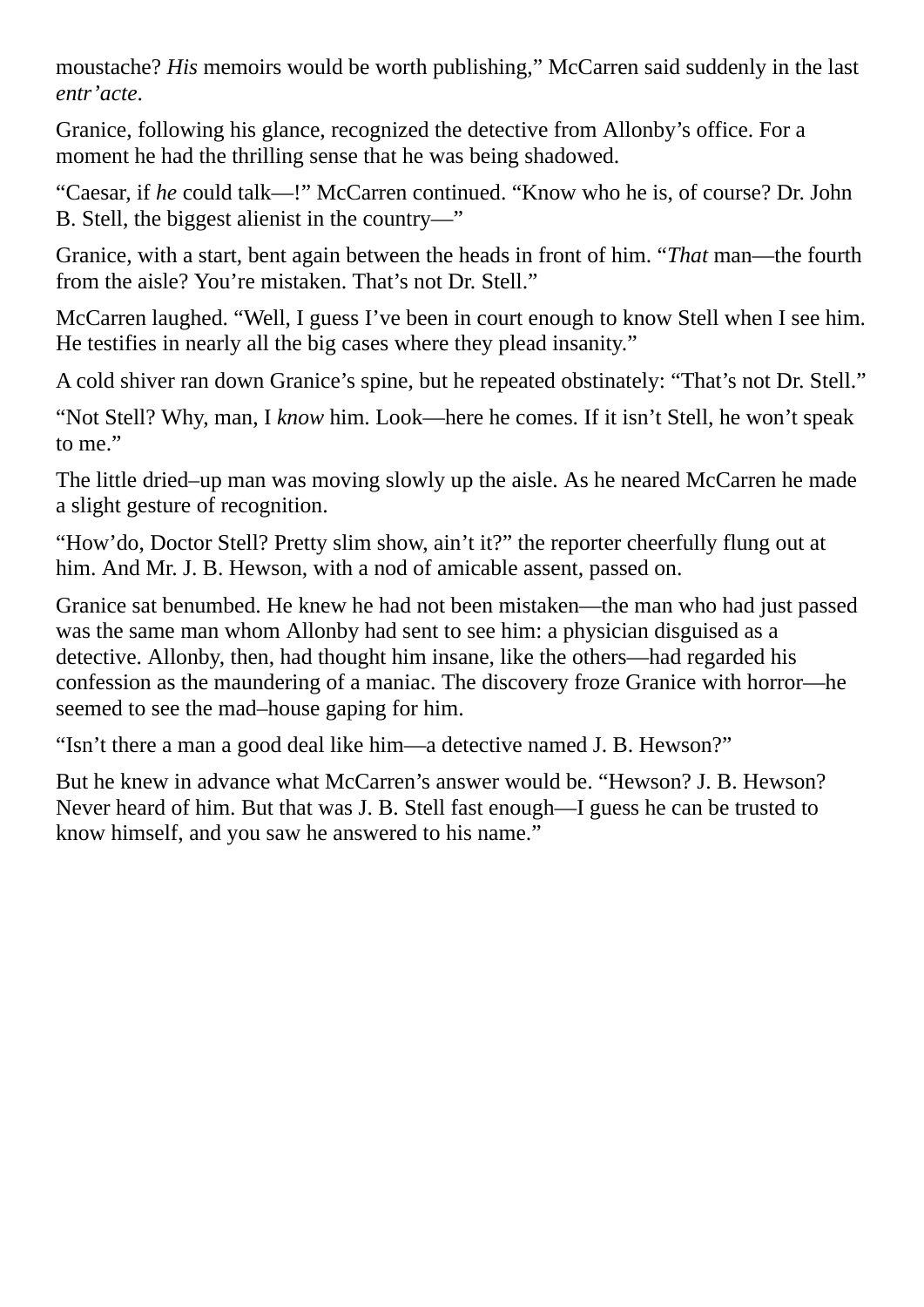moustache? *His* memoirs would be worth publishing," McCarren said suddenly in the last *entr'acte*.

Granice, following his glance, recognized the detective from Allonby's office. For a moment he had the thrilling sense that he was being shadowed.

"Caesar, if *he* could talk—!" McCarren continued. "Know who he is, of course? Dr. John B. Stell, the biggest alienist in the country—"

Granice, with a start, bent again between the heads in front of him. "*That* man—the fourth from the aisle? You're mistaken. That's not Dr. Stell."

McCarren laughed. "Well, I guess I've been in court enough to know Stell when I see him. He testifies in nearly all the big cases where they plead insanity."

A cold shiver ran down Granice's spine, but he repeated obstinately: "That's not Dr. Stell."

"Not Stell? Why, man, I *know* him. Look—here he comes. If it isn't Stell, he won't speak to me."

The little dried–up man was moving slowly up the aisle. As he neared McCarren he made a slight gesture of recognition.

"How'do, Doctor Stell? Pretty slim show, ain't it?" the reporter cheerfully flung out at him. And Mr. J. B. Hewson, with a nod of amicable assent, passed on.

Granice sat benumbed. He knew he had not been mistaken—the man who had just passed was the same man whom Allonby had sent to see him: a physician disguised as a detective. Allonby, then, had thought him insane, like the others—had regarded his confession as the maundering of a maniac. The discovery froze Granice with horror—he seemed to see the mad–house gaping for him.

"Isn't there a man a good deal like him—a detective named J. B. Hewson?"

But he knew in advance what McCarren's answer would be. "Hewson? J. B. Hewson? Never heard of him. But that was J. B. Stell fast enough—I guess he can be trusted to know himself, and you saw he answered to his name."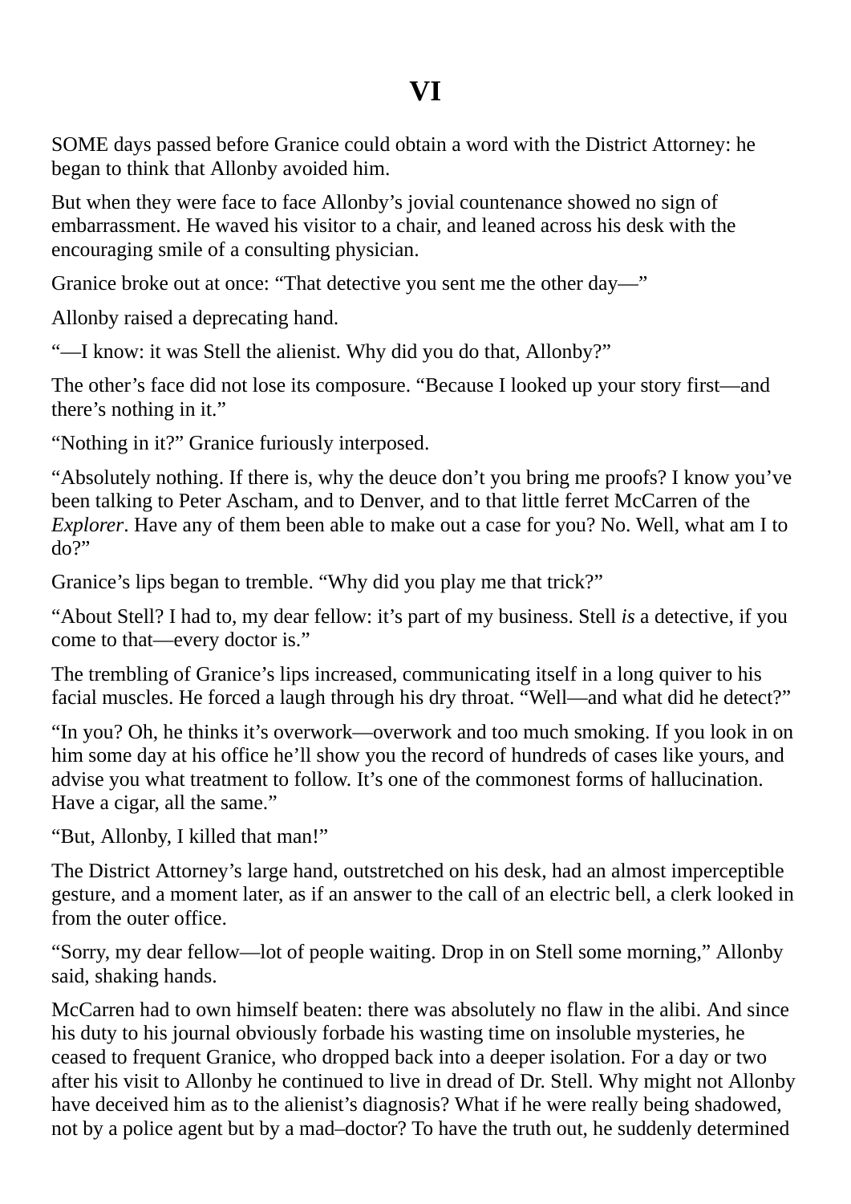# VI

SOME days passed before Granice could obtain a word with the District Attorney: he began to think that Allonby avoided him.

But when they were face to face Allonby's jovial countenance showed no sign of embarrassment. He waved his visitor to a chair, and leaned across his desk with the encouraging smile of a consulting physician.

Granice broke out at once: "That detective you sent me the other day—"

Allonby raised a deprecating hand.

"—I know: it was Stell the alienist. Why did you do that, Allonby?"

The other's face did not lose its composure. "Because I looked up your story first—and there's nothing in it."

"Nothing in it?" Granice furiously interposed.

"Absolutely nothing. If there is, why the deuce don't you bring me proofs? I know you've been talking to Peter Ascham, and to Denver, and to that little ferret McCarren of the *Explorer*. Have any of them been able to make out a case for you? No. Well, what am I to do?"

Granice's lips began to tremble. "Why did you play me that trick?"

"About Stell? I had to, my dear fellow: it's part of my business. Stell *is* a detective, if you come to that—every doctor is."

The trembling of Granice's lips increased, communicating itself in a long quiver to his facial muscles. He forced a laugh through his dry throat. "Well—and what did he detect?"

"In you? Oh, he thinks it's overwork—overwork and too much smoking. If you look in on him some day at his office he'll show you the record of hundreds of cases like yours, and advise you what treatment to follow. It's one of the commonest forms of hallucination. Have a cigar, all the same."

"But, Allonby, I killed that man!"

The District Attorney's large hand, outstretched on his desk, had an almost imperceptible gesture, and a moment later, as if an answer to the call of an electric bell, a clerk looked in from the outer office.

"Sorry, my dear fellow—lot of people waiting. Drop in on Stell some morning," Allonby said, shaking hands.

McCarren had to own himself beaten: there was absolutely no flaw in the alibi. And since his duty to his journal obviously forbade his wasting time on insoluble mysteries, he ceased to frequent Granice, who dropped back into a deeper isolation. For a day or two after his visit to Allonby he continued to live in dread of Dr. Stell. Why might not Allonby have deceived him as to the alienist's diagnosis? What if he were really being shadowed, not by a police agent but by a mad–doctor? To have the truth out, he suddenly determined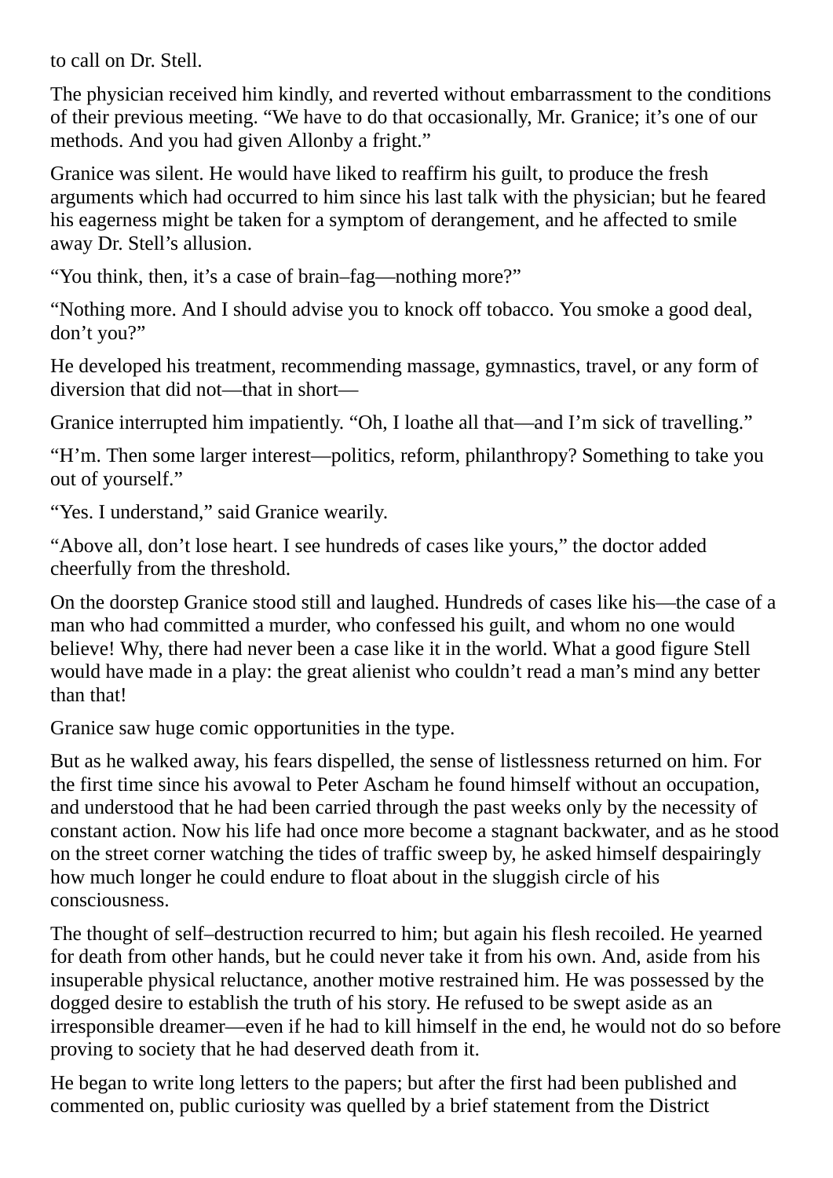to call on Dr. Stell.

The physician received him kindly, and reverted without embarrassment to the conditions of their previous meeting. “We have to do that occasionally, Mr. Granice; it’s one of our methods. And you had given Allonby a fright.”

Granice was silent. He would have liked to reaffirm his guilt, to produce the fresh arguments which had occurred to him since his last talk with the physician; but he feared his eagerness might be taken for a symptom of derangement, and he affected to smile away Dr. Stell’s allusion.

“You think, then, it’s a case of brain–fag—nothing more?”

“Nothing more. And I should advise you to knock off tobacco. You smoke a good deal, don’t you?”

He developed his treatment, recommending massage, gymnastics, travel, or any form of diversion that did not—that in short—

Granice interrupted him impatiently. “Oh, I loathe all that—and I’m sick of travelling.”

“H’m. Then some larger interest—politics, reform, philanthropy? Something to take you out of yourself.”

“Yes. I understand,” said Granice wearily.

“Above all, don’t lose heart. I see hundreds of cases like yours,” the doctor added cheerfully from the threshold.

On the doorstep Granice stood still and laughed. Hundreds of cases like his—the case of a man who had committed a murder, who confessed his guilt, and whom no one would believe! Why, there had never been a case like it in the world. What a good figure Stell would have made in a play: the great alienist who couldn’t read a man’s mind any better than that!

Granice saw huge comic opportunities in the type.

But as he walked away, his fears dispelled, the sense of listlessness returned on him. For the first time since his avowal to Peter Ascham he found himself without an occupation, and understood that he had been carried through the past weeks only by the necessity of constant action. Now his life had once more become a stagnant backwater, and as he stood on the street corner watching the tides of traffic sweep by, he asked himself despairingly how much longer he could endure to float about in the sluggish circle of his consciousness.

The thought of self–destruction recurred to him; but again his flesh recoiled. He yearned for death from other hands, but he could never take it from his own. And, aside from his insuperable physical reluctance, another motive restrained him. He was possessed by the dogged desire to establish the truth of his story. He refused to be swept aside as an irresponsible dreamer—even if he had to kill himself in the end, he would not do so before proving to society that he had deserved death from it.

He began to write long letters to the papers; but after the first had been published and commented on, public curiosity was quelled by a brief statement from the District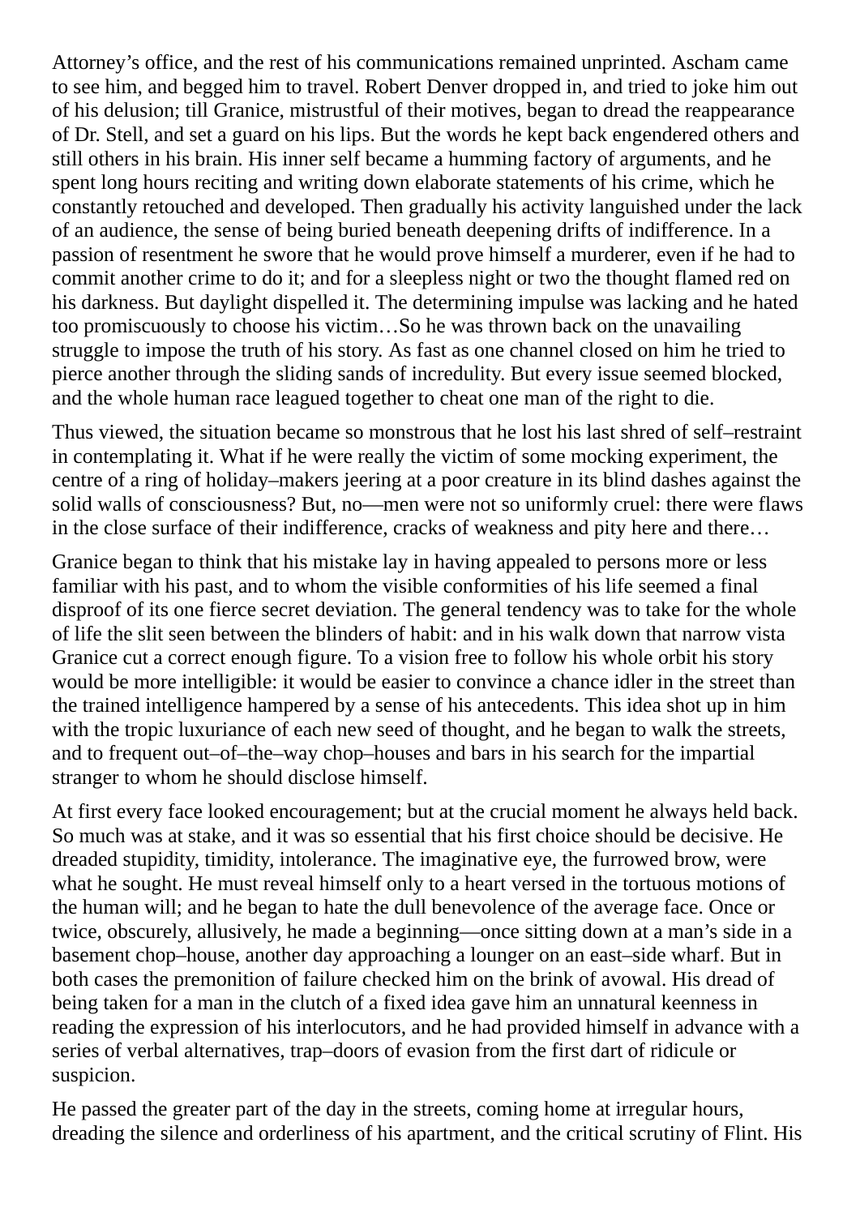Attorney's office, and the rest of his communications remained unprinted. Ascham came to see him, and begged him to travel. Robert Denver dropped in, and tried to joke him out of his delusion; till Granice, mistrustful of their motives, began to dread the reappearance of Dr. Stell, and set a guard on his lips. But the words he kept back engendered others and still others in his brain. His inner self became a humming factory of arguments, and he spent long hours reciting and writing down elaborate statements of his crime, which he constantly retouched and developed. Then gradually his activity languished under the lack of an audience, the sense of being buried beneath deepening drifts of indifference. In a passion of resentment he swore that he would prove himself a murderer, even if he had to commit another crime to do it; and for a sleepless night or two the thought flamed red on his darkness. But daylight dispelled it. The determining impulse was lacking and he hated too promiscuously to choose his victim…So he was thrown back on the unavailing struggle to impose the truth of his story. As fast as one channel closed on him he tried to pierce another through the sliding sands of incredulity. But every issue seemed blocked, and the whole human race leagued together to cheat one man of the right to die.

Thus viewed, the situation became so monstrous that he lost his last shred of self–restraint in contemplating it. What if he were really the victim of some mocking experiment, the centre of a ring of holiday–makers jeering at a poor creature in its blind dashes against the solid walls of consciousness? But, no—men were not so uniformly cruel: there were flaws in the close surface of their indifference, cracks of weakness and pity here and there…

Granice began to think that his mistake lay in having appealed to persons more or less familiar with his past, and to whom the visible conformities of his life seemed a final disproof of its one fierce secret deviation. The general tendency was to take for the whole of life the slit seen between the blinders of habit: and in his walk down that narrow vista Granice cut a correct enough figure. To a vision free to follow his whole orbit his story would be more intelligible: it would be easier to convince a chance idler in the street than the trained intelligence hampered by a sense of his antecedents. This idea shot up in him with the tropic luxuriance of each new seed of thought, and he began to walk the streets, and to frequent out–of–the–way chop–houses and bars in his search for the impartial stranger to whom he should disclose himself.

At first every face looked encouragement; but at the crucial moment he always held back. So much was at stake, and it was so essential that his first choice should be decisive. He dreaded stupidity, timidity, intolerance. The imaginative eye, the furrowed brow, were what he sought. He must reveal himself only to a heart versed in the tortuous motions of the human will; and he began to hate the dull benevolence of the average face. Once or twice, obscurely, allusively, he made a beginning—once sitting down at a man's side in a basement chop–house, another day approaching a lounger on an east–side wharf. But in both cases the premonition of failure checked him on the brink of avowal. His dread of being taken for a man in the clutch of a fixed idea gave him an unnatural keenness in reading the expression of his interlocutors, and he had provided himself in advance with a series of verbal alternatives, trap–doors of evasion from the first dart of ridicule or suspicion.

He passed the greater part of the day in the streets, coming home at irregular hours, dreading the silence and orderliness of his apartment, and the critical scrutiny of Flint. His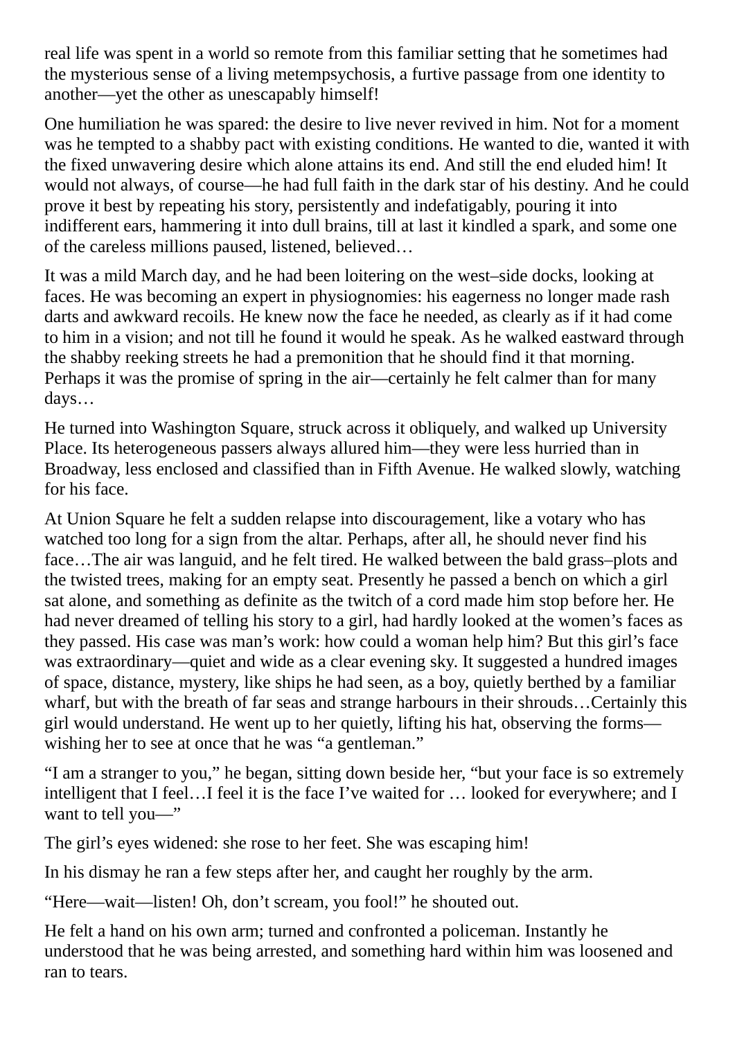real life was spent in a world so remote from this familiar setting that he sometimes had the mysterious sense of a living metempsychosis, a furtive passage from one identity to another—yet the other as unescapably himself!

One humiliation he was spared: the desire to live never revived in him. Not for a moment was he tempted to a shabby pact with existing conditions. He wanted to die, wanted it with the fixed unwavering desire which alone attains its end. And still the end eluded him! It would not always, of course—he had full faith in the dark star of his destiny. And he could prove it best by repeating his story, persistently and indefatigably, pouring it into indifferent ears, hammering it into dull brains, till at last it kindled a spark, and some one of the careless millions paused, listened, believed…

It was a mild March day, and he had been loitering on the west–side docks, looking at faces. He was becoming an expert in physiognomies: his eagerness no longer made rash darts and awkward recoils. He knew now the face he needed, as clearly as if it had come to him in a vision; and not till he found it would he speak. As he walked eastward through the shabby reeking streets he had a premonition that he should find it that morning. Perhaps it was the promise of spring in the air—certainly he felt calmer than for many days…

He turned into Washington Square, struck across it obliquely, and walked up University Place. Its heterogeneous passers always allured him—they were less hurried than in Broadway, less enclosed and classified than in Fifth Avenue. He walked slowly, watching for his face.

At Union Square he felt a sudden relapse into discouragement, like a votary who has watched too long for a sign from the altar. Perhaps, after all, he should never find his face…The air was languid, and he felt tired. He walked between the bald grass–plots and the twisted trees, making for an empty seat. Presently he passed a bench on which a girl sat alone, and something as definite as the twitch of a cord made him stop before her. He had never dreamed of telling his story to a girl, had hardly looked at the women's faces as they passed. His case was man's work: how could a woman help him? But this girl's face was extraordinary—quiet and wide as a clear evening sky. It suggested a hundred images of space, distance, mystery, like ships he had seen, as a boy, quietly berthed by a familiar wharf, but with the breath of far seas and strange harbours in their shrouds…Certainly this girl would understand. He went up to her quietly, lifting his hat, observing the forms—wishing her to see at once that he was "a gentleman."

"I am a stranger to you," he began, sitting down beside her, "but your face is so extremely intelligent that I feel…I feel it is the face I've waited for … looked for everywhere; and I want to tell you—"

The girl's eyes widened: she rose to her feet. She was escaping him!

In his dismay he ran a few steps after her, and caught her roughly by the arm.

"Here—wait—listen! Oh, don't scream, you fool!" he shouted out.

He felt a hand on his own arm; turned and confronted a policeman. Instantly he understood that he was being arrested, and something hard within him was loosened and ran to tears.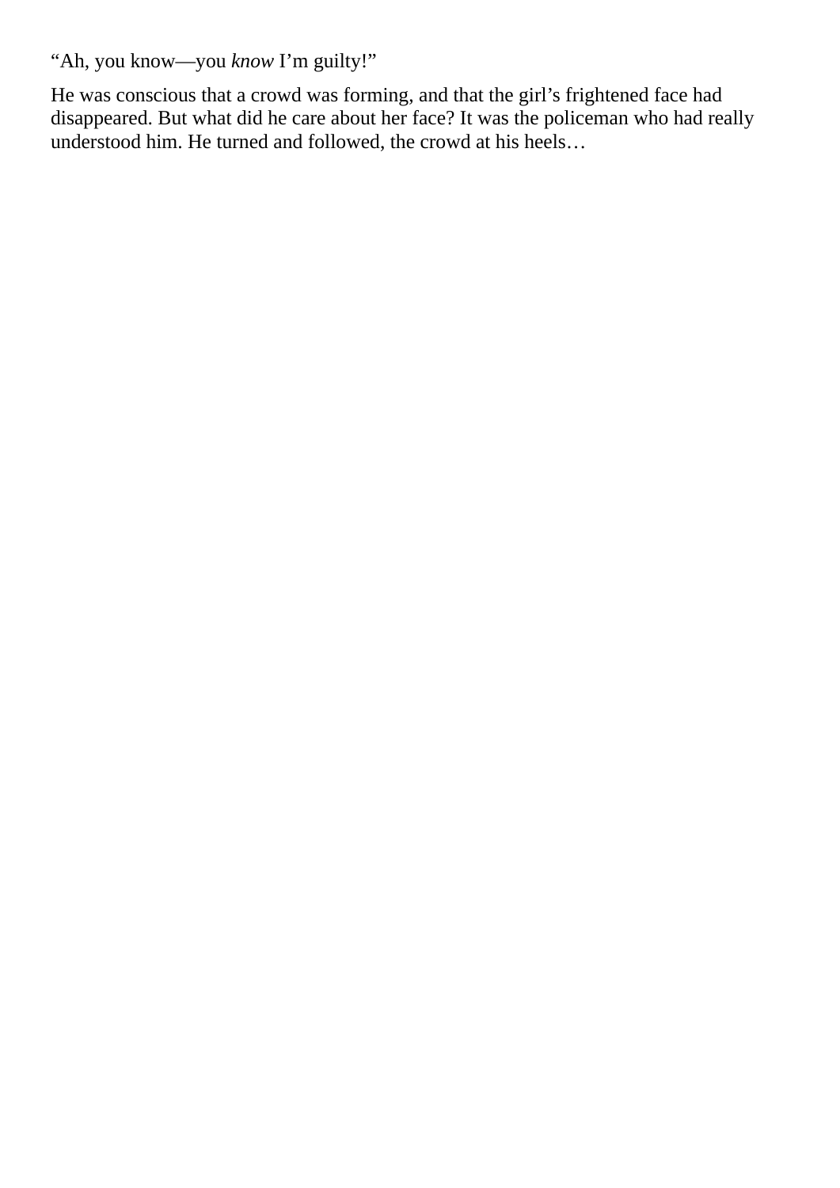“Ah, you know—you *know* I’m guilty!”

He was conscious that a crowd was forming, and that the girl’s frightened face had disappeared. But what did he care about her face? It was the policeman who had really understood him. He turned and followed, the crowd at his heels…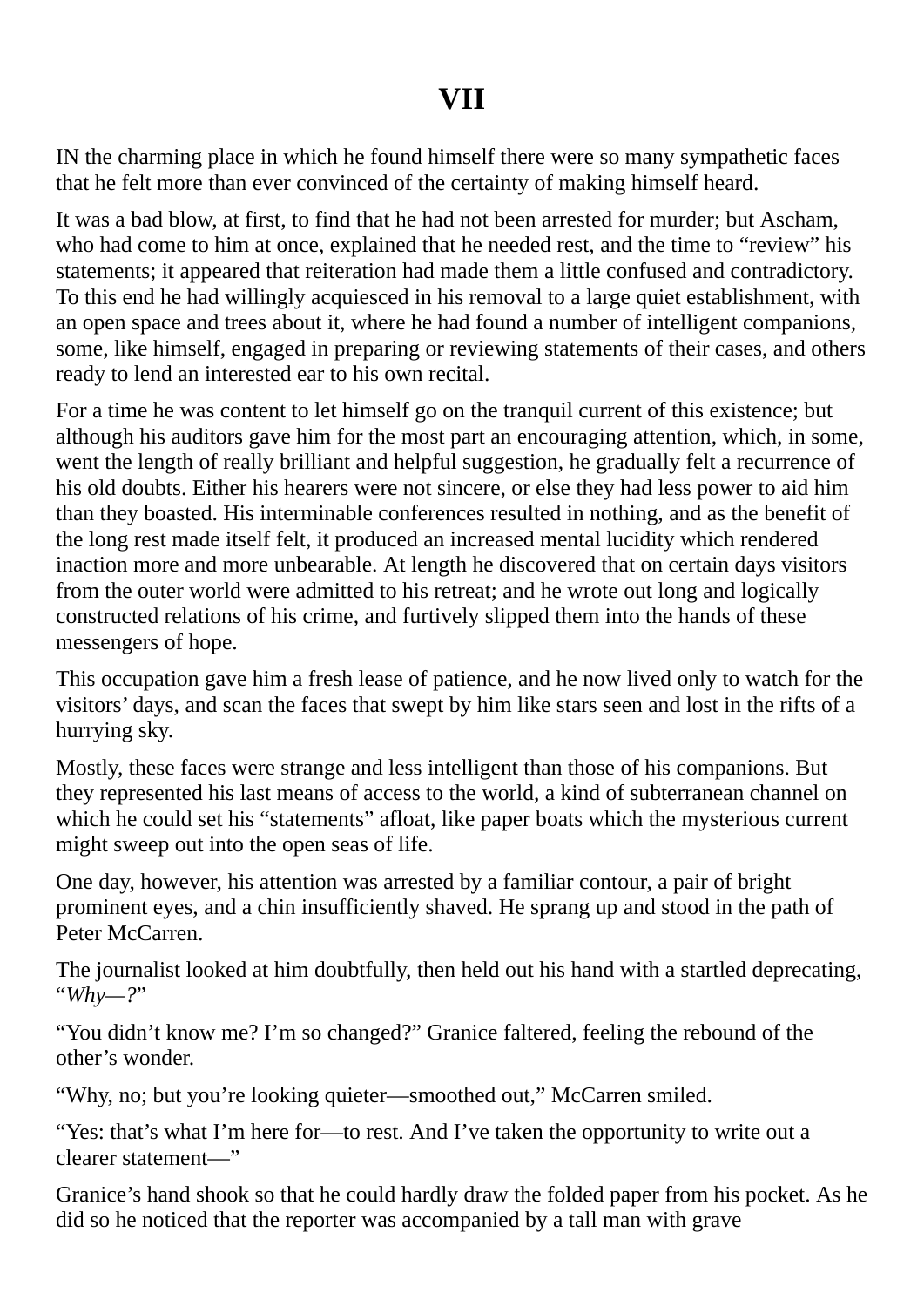# VII

IN the charming place in which he found himself there were so many sympathetic faces that he felt more than ever convinced of the certainty of making himself heard.

It was a bad blow, at first, to find that he had not been arrested for murder; but Ascham, who had come to him at once, explained that he needed rest, and the time to "review" his statements; it appeared that reiteration had made them a little confused and contradictory. To this end he had willingly acquiesced in his removal to a large quiet establishment, with an open space and trees about it, where he had found a number of intelligent companions, some, like himself, engaged in preparing or reviewing statements of their cases, and others ready to lend an interested ear to his own recital.

For a time he was content to let himself go on the tranquil current of this existence; but although his auditors gave him for the most part an encouraging attention, which, in some, went the length of really brilliant and helpful suggestion, he gradually felt a recurrence of his old doubts. Either his hearers were not sincere, or else they had less power to aid him than they boasted. His interminable conferences resulted in nothing, and as the benefit of the long rest made itself felt, it produced an increased mental lucidity which rendered inaction more and more unbearable. At length he discovered that on certain days visitors from the outer world were admitted to his retreat; and he wrote out long and logically constructed relations of his crime, and furtively slipped them into the hands of these messengers of hope.

This occupation gave him a fresh lease of patience, and he now lived only to watch for the visitors' days, and scan the faces that swept by him like stars seen and lost in the rifts of a hurrying sky.

Mostly, these faces were strange and less intelligent than those of his companions. But they represented his last means of access to the world, a kind of subterranean channel on which he could set his "statements" afloat, like paper boats which the mysterious current might sweep out into the open seas of life.

One day, however, his attention was arrested by a familiar contour, a pair of bright prominent eyes, and a chin insufficiently shaved. He sprang up and stood in the path of Peter McCarren.

The journalist looked at him doubtfully, then held out his hand with a startled deprecating, "*Why—?*"

"You didn't know me? I'm so changed?" Granice faltered, feeling the rebound of the other's wonder.

"Why, no; but you're looking quieter—smoothed out," McCarren smiled.

"Yes: that's what I'm here for—to rest. And I've taken the opportunity to write out a clearer statement—"

Granice's hand shook so that he could hardly draw the folded paper from his pocket. As he did so he noticed that the reporter was accompanied by a tall man with grave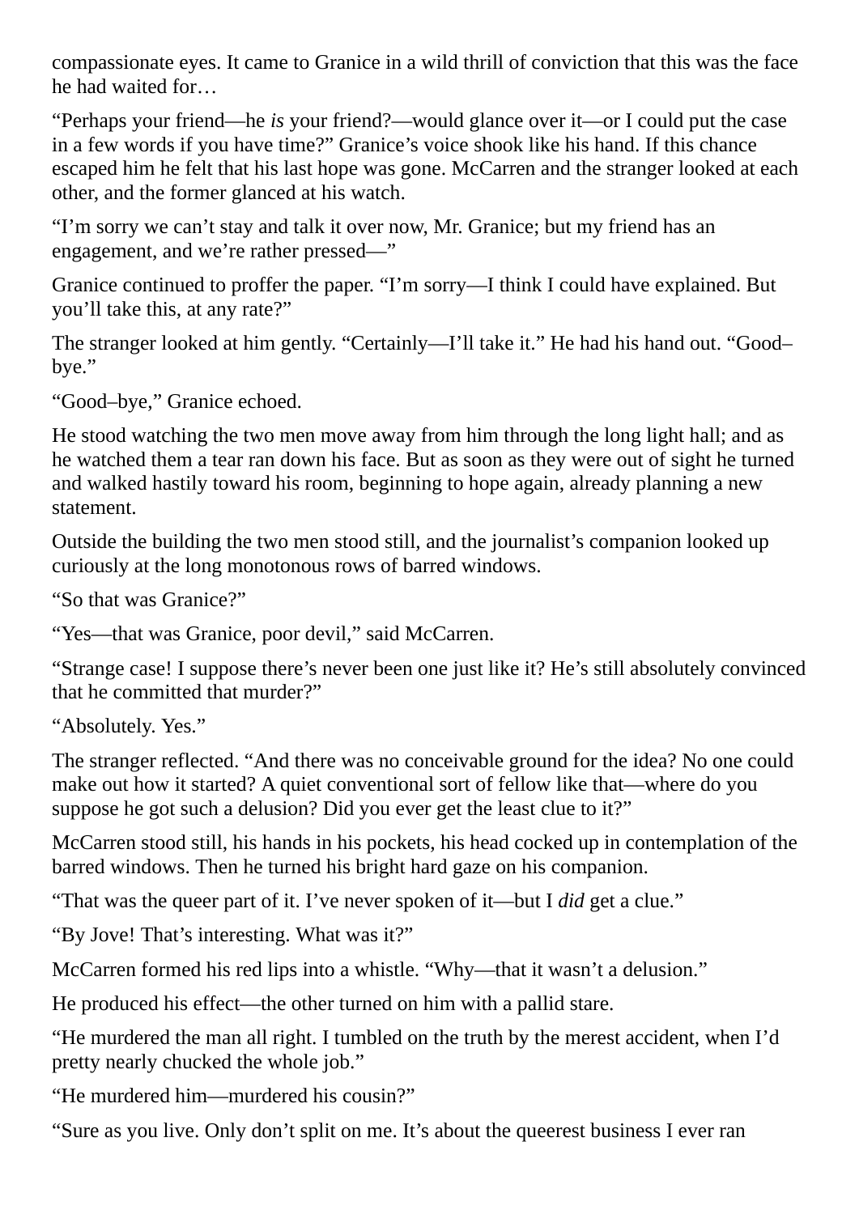compassionate eyes. It came to Granice in a wild thrill of conviction that this was the face he had waited for…

"Perhaps your friend—he *is* your friend?—would glance over it—or I could put the case in a few words if you have time?" Granice's voice shook like his hand. If this chance escaped him he felt that his last hope was gone. McCarren and the stranger looked at each other, and the former glanced at his watch.

"I'm sorry we can't stay and talk it over now, Mr. Granice; but my friend has an engagement, and we're rather pressed—"

Granice continued to proffer the paper. "I'm sorry—I think I could have explained. But you'll take this, at any rate?"

The stranger looked at him gently. "Certainly—I'll take it." He had his hand out. "Good–bye."

"Good–bye," Granice echoed.

He stood watching the two men move away from him through the long light hall; and as he watched them a tear ran down his face. But as soon as they were out of sight he turned and walked hastily toward his room, beginning to hope again, already planning a new statement.

Outside the building the two men stood still, and the journalist's companion looked up curiously at the long monotonous rows of barred windows.

"So that was Granice?"

"Yes—that was Granice, poor devil," said McCarren.

"Strange case! I suppose there's never been one just like it? He's still absolutely convinced that he committed that murder?"

"Absolutely. Yes."

The stranger reflected. "And there was no conceivable ground for the idea? No one could make out how it started? A quiet conventional sort of fellow like that—where do you suppose he got such a delusion? Did you ever get the least clue to it?"

McCarren stood still, his hands in his pockets, his head cocked up in contemplation of the barred windows. Then he turned his bright hard gaze on his companion.

"That was the queer part of it. I've never spoken of it—but I *did* get a clue."

"By Jove! That's interesting. What was it?"

McCarren formed his red lips into a whistle. "Why—that it wasn't a delusion."

He produced his effect—the other turned on him with a pallid stare.

"He murdered the man all right. I tumbled on the truth by the merest accident, when I'd pretty nearly chucked the whole job."

"He murdered him—murdered his cousin?"

"Sure as you live. Only don't split on me. It's about the queerest business I ever ran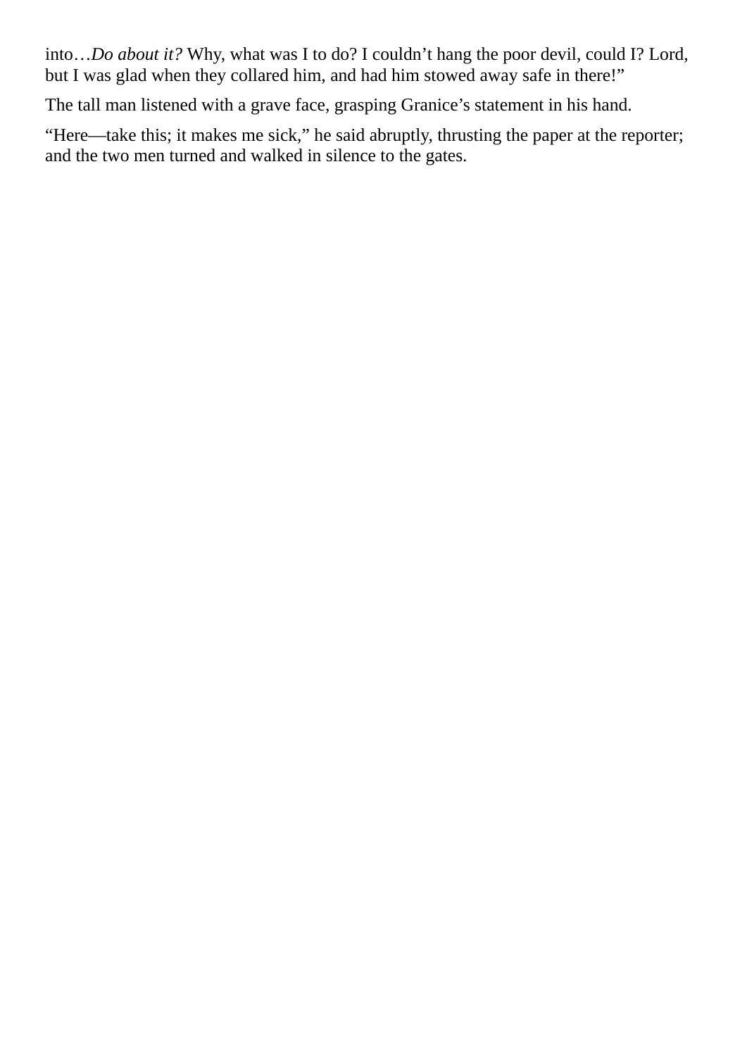into…*Do about it?* Why, what was I to do? I couldn’t hang the poor devil, could I? Lord, but I was glad when they collared him, and had him stowed away safe in there!”

The tall man listened with a grave face, grasping Granice’s statement in his hand.

“Here—take this; it makes me sick,” he said abruptly, thrusting the paper at the reporter; and the two men turned and walked in silence to the gates.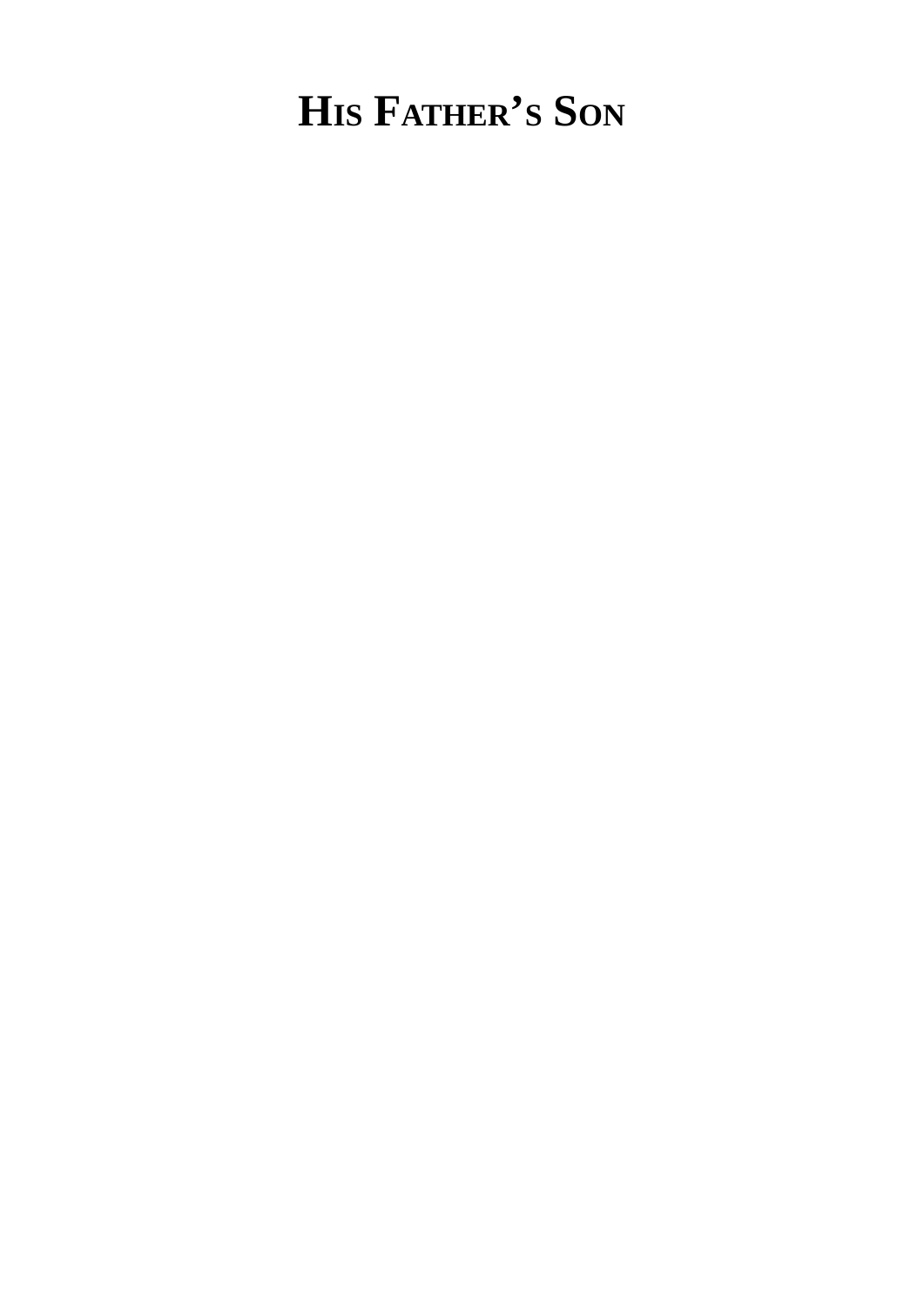# His Father's Son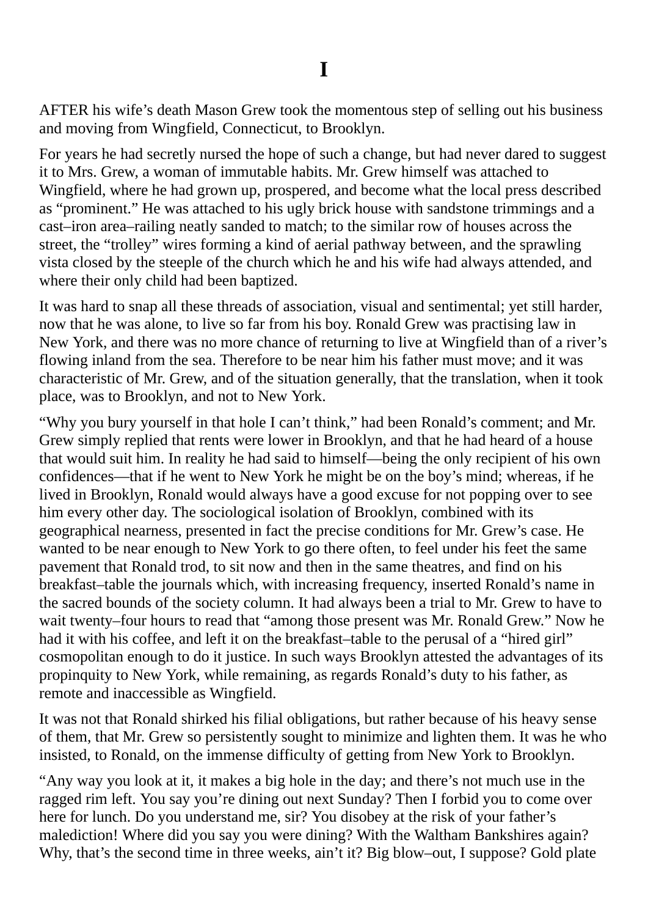# I

AFTER his wife's death Mason Grew took the momentous step of selling out his business and moving from Wingfield, Connecticut, to Brooklyn.

For years he had secretly nursed the hope of such a change, but had never dared to suggest it to Mrs. Grew, a woman of immutable habits. Mr. Grew himself was attached to Wingfield, where he had grown up, prospered, and become what the local press described as "prominent." He was attached to his ugly brick house with sandstone trimmings and a cast–iron area–railing neatly sanded to match; to the similar row of houses across the street, the "trolley" wires forming a kind of aerial pathway between, and the sprawling vista closed by the steeple of the church which he and his wife had always attended, and where their only child had been baptized.

It was hard to snap all these threads of association, visual and sentimental; yet still harder, now that he was alone, to live so far from his boy. Ronald Grew was practising law in New York, and there was no more chance of returning to live at Wingfield than of a river's flowing inland from the sea. Therefore to be near him his father must move; and it was characteristic of Mr. Grew, and of the situation generally, that the translation, when it took place, was to Brooklyn, and not to New York.

"Why you bury yourself in that hole I can't think," had been Ronald's comment; and Mr. Grew simply replied that rents were lower in Brooklyn, and that he had heard of a house that would suit him. In reality he had said to himself—being the only recipient of his own confidences—that if he went to New York he might be on the boy's mind; whereas, if he lived in Brooklyn, Ronald would always have a good excuse for not popping over to see him every other day. The sociological isolation of Brooklyn, combined with its geographical nearness, presented in fact the precise conditions for Mr. Grew's case. He wanted to be near enough to New York to go there often, to feel under his feet the same pavement that Ronald trod, to sit now and then in the same theatres, and find on his breakfast–table the journals which, with increasing frequency, inserted Ronald's name in the sacred bounds of the society column. It had always been a trial to Mr. Grew to have to wait twenty–four hours to read that "among those present was Mr. Ronald Grew." Now he had it with his coffee, and left it on the breakfast–table to the perusal of a "hired girl" cosmopolitan enough to do it justice. In such ways Brooklyn attested the advantages of its propinquity to New York, while remaining, as regards Ronald's duty to his father, as remote and inaccessible as Wingfield.

It was not that Ronald shirked his filial obligations, but rather because of his heavy sense of them, that Mr. Grew so persistently sought to minimize and lighten them. It was he who insisted, to Ronald, on the immense difficulty of getting from New York to Brooklyn.

"Any way you look at it, it makes a big hole in the day; and there's not much use in the ragged rim left. You say you're dining out next Sunday? Then I forbid you to come over here for lunch. Do you understand me, sir? You disobey at the risk of your father's malediction! Where did you say you were dining? With the Waltham Bankshires again? Why, that's the second time in three weeks, ain't it? Big blow–out, I suppose? Gold plate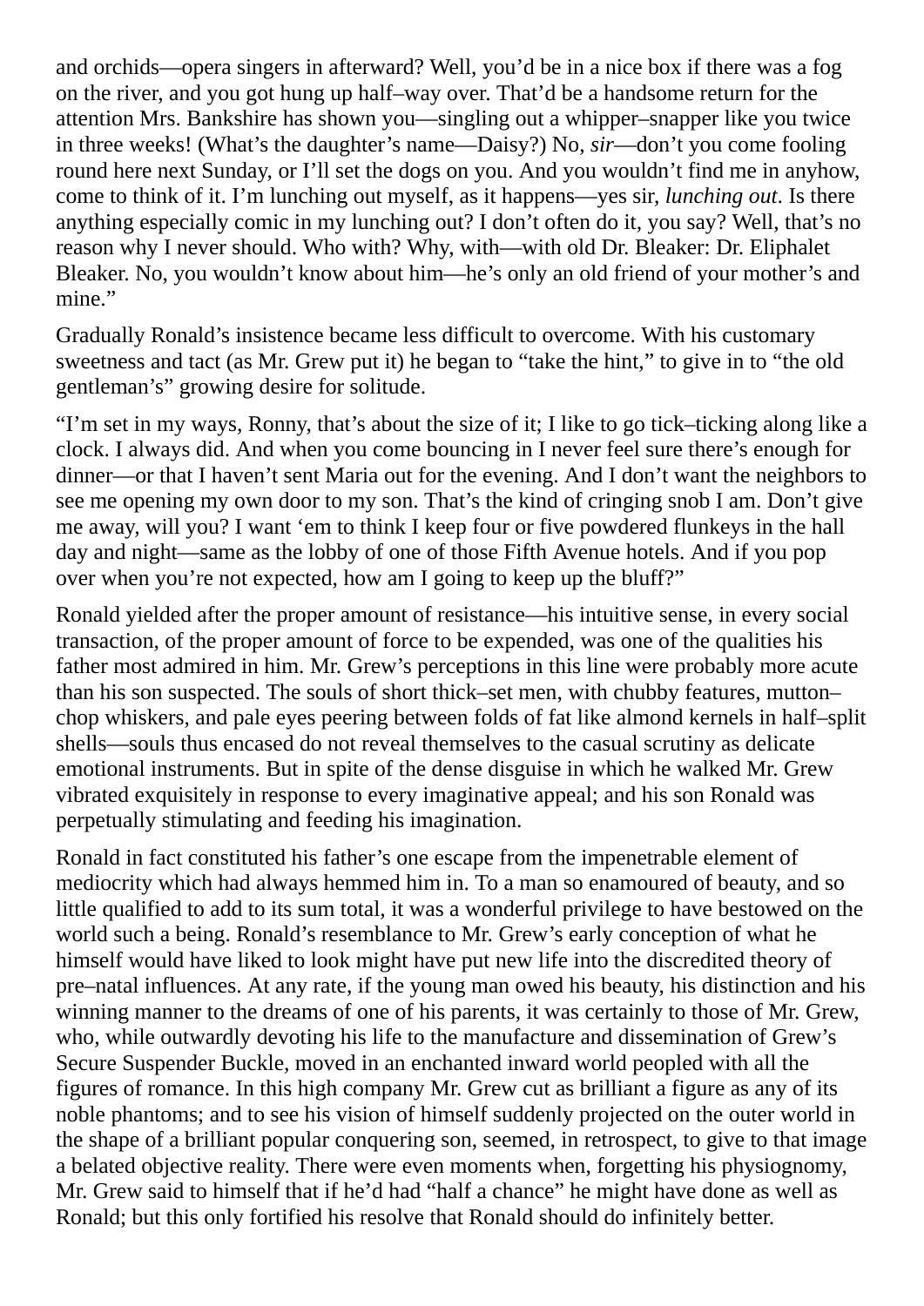and orchids—opera singers in afterward? Well, you'd be in a nice box if there was a fog on the river, and you got hung up half–way over. That'd be a handsome return for the attention Mrs. Bankshire has shown you—singling out a whipper–snapper like you twice in three weeks! (What's the daughter's name—Daisy?) No, *sir*—don't you come fooling round here next Sunday, or I'll set the dogs on you. And you wouldn't find me in anyhow, come to think of it. I'm lunching out myself, as it happens—yes sir, *lunching out*. Is there anything especially comic in my lunching out? I don't often do it, you say? Well, that's no reason why I never should. Who with? Why, with—with old Dr. Bleaker: Dr. Eliphalet Bleaker. No, you wouldn't know about him—he's only an old friend of your mother's and mine."

Gradually Ronald's insistence became less difficult to overcome. With his customary sweetness and tact (as Mr. Grew put it) he began to "take the hint," to give in to "the old gentleman's" growing desire for solitude.

"I'm set in my ways, Ronny, that's about the size of it; I like to go tick–ticking along like a clock. I always did. And when you come bouncing in I never feel sure there's enough for dinner—or that I haven't sent Maria out for the evening. And I don't want the neighbors to see me opening my own door to my son. That's the kind of cringing snob I am. Don't give me away, will you? I want 'em to think I keep four or five powdered flunkeys in the hall day and night—same as the lobby of one of those Fifth Avenue hotels. And if you pop over when you're not expected, how am I going to keep up the bluff?"

Ronald yielded after the proper amount of resistance—his intuitive sense, in every social transaction, of the proper amount of force to be expended, was one of the qualities his father most admired in him. Mr. Grew's perceptions in this line were probably more acute than his son suspected. The souls of short thick–set men, with chubby features, mutton–chop whiskers, and pale eyes peering between folds of fat like almond kernels in half–split shells—souls thus encased do not reveal themselves to the casual scrutiny as delicate emotional instruments. But in spite of the dense disguise in which he walked Mr. Grew vibrated exquisitely in response to every imaginative appeal; and his son Ronald was perpetually stimulating and feeding his imagination.

Ronald in fact constituted his father's one escape from the impenetrable element of mediocrity which had always hemmed him in. To a man so enamoured of beauty, and so little qualified to add to its sum total, it was a wonderful privilege to have bestowed on the world such a being. Ronald's resemblance to Mr. Grew's early conception of what he himself would have liked to look might have put new life into the discredited theory of pre–natal influences. At any rate, if the young man owed his beauty, his distinction and his winning manner to the dreams of one of his parents, it was certainly to those of Mr. Grew, who, while outwardly devoting his life to the manufacture and dissemination of Grew's Secure Suspender Buckle, moved in an enchanted inward world peopled with all the figures of romance. In this high company Mr. Grew cut as brilliant a figure as any of its noble phantoms; and to see his vision of himself suddenly projected on the outer world in the shape of a brilliant popular conquering son, seemed, in retrospect, to give to that image a belated objective reality. There were even moments when, forgetting his physiognomy, Mr. Grew said to himself that if he'd had "half a chance" he might have done as well as Ronald; but this only fortified his resolve that Ronald should do infinitely better.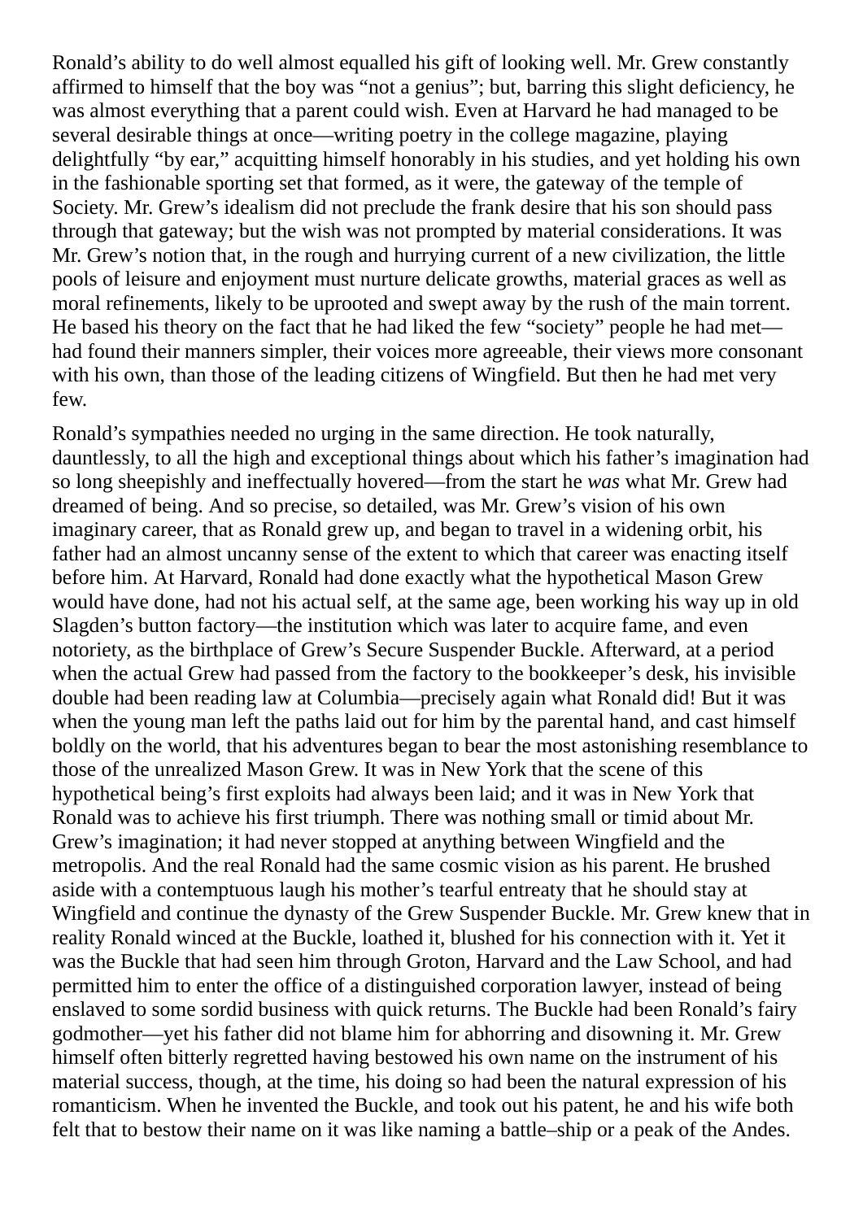Ronald's ability to do well almost equalled his gift of looking well. Mr. Grew constantly affirmed to himself that the boy was "not a genius"; but, barring this slight deficiency, he was almost everything that a parent could wish. Even at Harvard he had managed to be several desirable things at once—writing poetry in the college magazine, playing delightfully "by ear," acquitting himself honorably in his studies, and yet holding his own in the fashionable sporting set that formed, as it were, the gateway of the temple of Society. Mr. Grew's idealism did not preclude the frank desire that his son should pass through that gateway; but the wish was not prompted by material considerations. It was Mr. Grew's notion that, in the rough and hurrying current of a new civilization, the little pools of leisure and enjoyment must nurture delicate growths, material graces as well as moral refinements, likely to be uprooted and swept away by the rush of the main torrent. He based his theory on the fact that he had liked the few "society" people he had met—had found their manners simpler, their voices more agreeable, their views more consonant with his own, than those of the leading citizens of Wingfield. But then he had met very few.

Ronald's sympathies needed no urging in the same direction. He took naturally, dauntlessly, to all the high and exceptional things about which his father's imagination had so long sheepishly and ineffectually hovered—from the start he *was* what Mr. Grew had dreamed of being. And so precise, so detailed, was Mr. Grew's vision of his own imaginary career, that as Ronald grew up, and began to travel in a widening orbit, his father had an almost uncanny sense of the extent to which that career was enacting itself before him. At Harvard, Ronald had done exactly what the hypothetical Mason Grew would have done, had not his actual self, at the same age, been working his way up in old Slagden's button factory—the institution which was later to acquire fame, and even notoriety, as the birthplace of Grew's Secure Suspender Buckle. Afterward, at a period when the actual Grew had passed from the factory to the bookkeeper's desk, his invisible double had been reading law at Columbia—precisely again what Ronald did! But it was when the young man left the paths laid out for him by the parental hand, and cast himself boldly on the world, that his adventures began to bear the most astonishing resemblance to those of the unrealized Mason Grew. It was in New York that the scene of this hypothetical being's first exploits had always been laid; and it was in New York that Ronald was to achieve his first triumph. There was nothing small or timid about Mr. Grew's imagination; it had never stopped at anything between Wingfield and the metropolis. And the real Ronald had the same cosmic vision as his parent. He brushed aside with a contemptuous laugh his mother's tearful entreaty that he should stay at Wingfield and continue the dynasty of the Grew Suspender Buckle. Mr. Grew knew that in reality Ronald winced at the Buckle, loathed it, blushed for his connection with it. Yet it was the Buckle that had seen him through Groton, Harvard and the Law School, and had permitted him to enter the office of a distinguished corporation lawyer, instead of being enslaved to some sordid business with quick returns. The Buckle had been Ronald's fairy godmother—yet his father did not blame him for abhorring and disowning it. Mr. Grew himself often bitterly regretted having bestowed his own name on the instrument of his material success, though, at the time, his doing so had been the natural expression of his romanticism. When he invented the Buckle, and took out his patent, he and his wife both felt that to bestow their name on it was like naming a battle–ship or a peak of the Andes.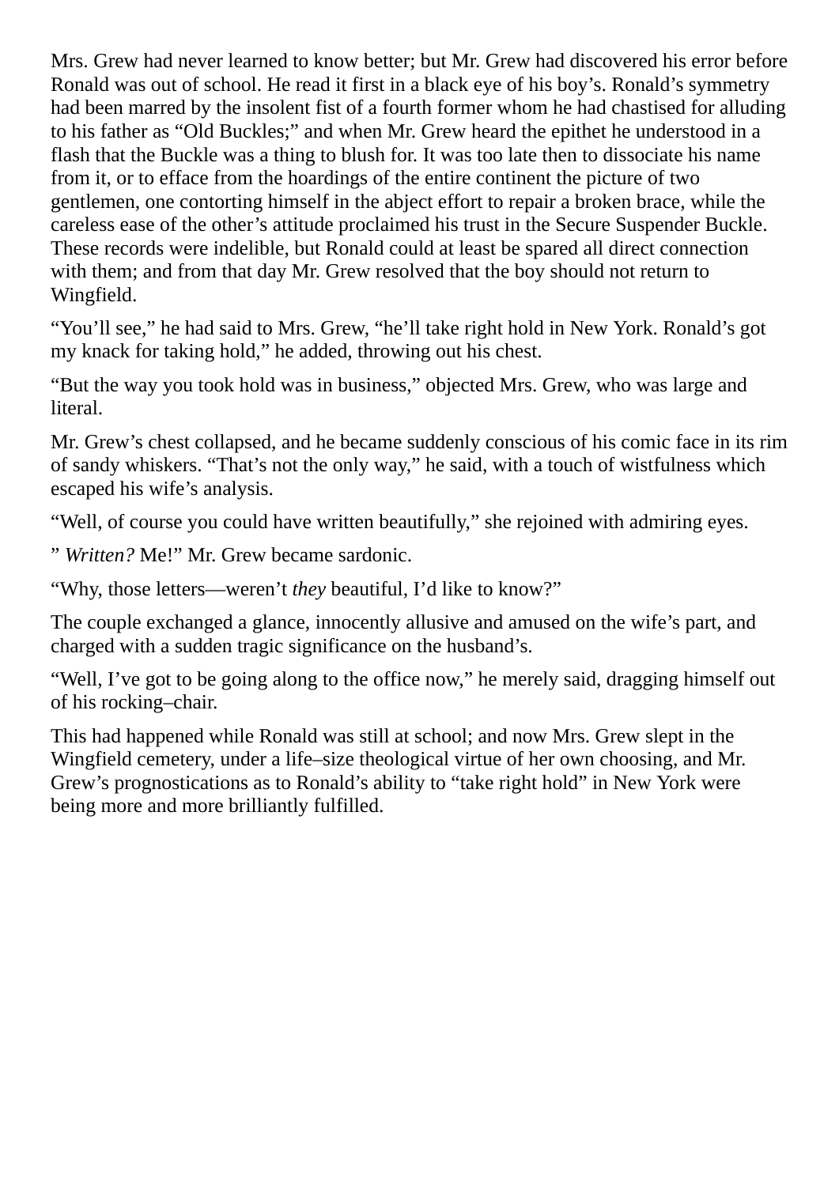Mrs. Grew had never learned to know better; but Mr. Grew had discovered his error before Ronald was out of school. He read it first in a black eye of his boy's. Ronald's symmetry had been marred by the insolent fist of a fourth former whom he had chastised for alluding to his father as "Old Buckles;" and when Mr. Grew heard the epithet he understood in a flash that the Buckle was a thing to blush for. It was too late then to dissociate his name from it, or to efface from the hoardings of the entire continent the picture of two gentlemen, one contorting himself in the abject effort to repair a broken brace, while the careless ease of the other's attitude proclaimed his trust in the Secure Suspender Buckle. These records were indelible, but Ronald could at least be spared all direct connection with them; and from that day Mr. Grew resolved that the boy should not return to Wingfield.

"You'll see," he had said to Mrs. Grew, "he'll take right hold in New York. Ronald's got my knack for taking hold," he added, throwing out his chest.

"But the way you took hold was in business," objected Mrs. Grew, who was large and literal.

Mr. Grew's chest collapsed, and he became suddenly conscious of his comic face in its rim of sandy whiskers. "That's not the only way," he said, with a touch of wistfulness which escaped his wife's analysis.

"Well, of course you could have written beautifully," she rejoined with admiring eyes.

" *Written?* Me!" Mr. Grew became sardonic.

"Why, those letters—weren't *they* beautiful, I'd like to know?"

The couple exchanged a glance, innocently allusive and amused on the wife's part, and charged with a sudden tragic significance on the husband's.

"Well, I've got to be going along to the office now," he merely said, dragging himself out of his rocking–chair.

This had happened while Ronald was still at school; and now Mrs. Grew slept in the Wingfield cemetery, under a life–size theological virtue of her own choosing, and Mr. Grew's prognostications as to Ronald's ability to "take right hold" in New York were being more and more brilliantly fulfilled.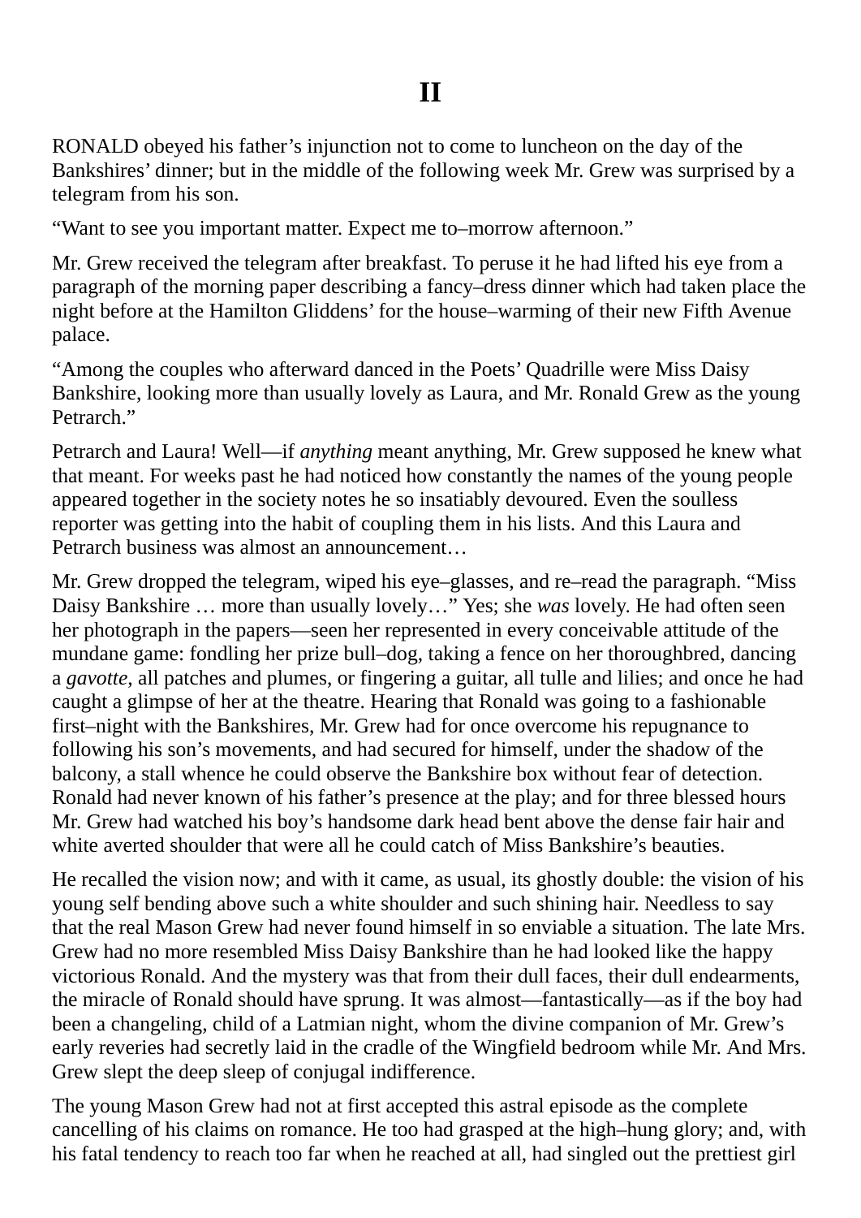# II

RONALD obeyed his father’s injunction not to come to luncheon on the day of the Bankshires’ dinner; but in the middle of the following week Mr. Grew was surprised by a telegram from his son.

“Want to see you important matter. Expect me to–morrow afternoon.”

Mr. Grew received the telegram after breakfast. To peruse it he had lifted his eye from a paragraph of the morning paper describing a fancy–dress dinner which had taken place the night before at the Hamilton Gliddens’ for the house–warming of their new Fifth Avenue palace.

“Among the couples who afterward danced in the Poets’ Quadrille were Miss Daisy Bankshire, looking more than usually lovely as Laura, and Mr. Ronald Grew as the young Petrarch.”

Petrarch and Laura! Well—if *anything* meant anything, Mr. Grew supposed he knew what that meant. For weeks past he had noticed how constantly the names of the young people appeared together in the society notes he so insatiably devoured. Even the soulless reporter was getting into the habit of coupling them in his lists. And this Laura and Petrarch business was almost an announcement…

Mr. Grew dropped the telegram, wiped his eye–glasses, and re–read the paragraph. “Miss Daisy Bankshire … more than usually lovely…” Yes; she *was* lovely. He had often seen her photograph in the papers—seen her represented in every conceivable attitude of the mundane game: fondling her prize bull–dog, taking a fence on her thoroughbred, dancing a *gavotte*, all patches and plumes, or fingering a guitar, all tulle and lilies; and once he had caught a glimpse of her at the theatre. Hearing that Ronald was going to a fashionable first–night with the Bankshires, Mr. Grew had for once overcome his repugnance to following his son’s movements, and had secured for himself, under the shadow of the balcony, a stall whence he could observe the Bankshire box without fear of detection. Ronald had never known of his father’s presence at the play; and for three blessed hours Mr. Grew had watched his boy’s handsome dark head bent above the dense fair hair and white averted shoulder that were all he could catch of Miss Bankshire’s beauties.

He recalled the vision now; and with it came, as usual, its ghostly double: the vision of his young self bending above such a white shoulder and such shining hair. Needless to say that the real Mason Grew had never found himself in so enviable a situation. The late Mrs. Grew had no more resembled Miss Daisy Bankshire than he had looked like the happy victorious Ronald. And the mystery was that from their dull faces, their dull endearments, the miracle of Ronald should have sprung. It was almost—fantastically—as if the boy had been a changeling, child of a Latmian night, whom the divine companion of Mr. Grew’s early reveries had secretly laid in the cradle of the Wingfield bedroom while Mr. And Mrs. Grew slept the deep sleep of conjugal indifference.

The young Mason Grew had not at first accepted this astral episode as the complete cancelling of his claims on romance. He too had grasped at the high–hung glory; and, with his fatal tendency to reach too far when he reached at all, had singled out the prettiest girl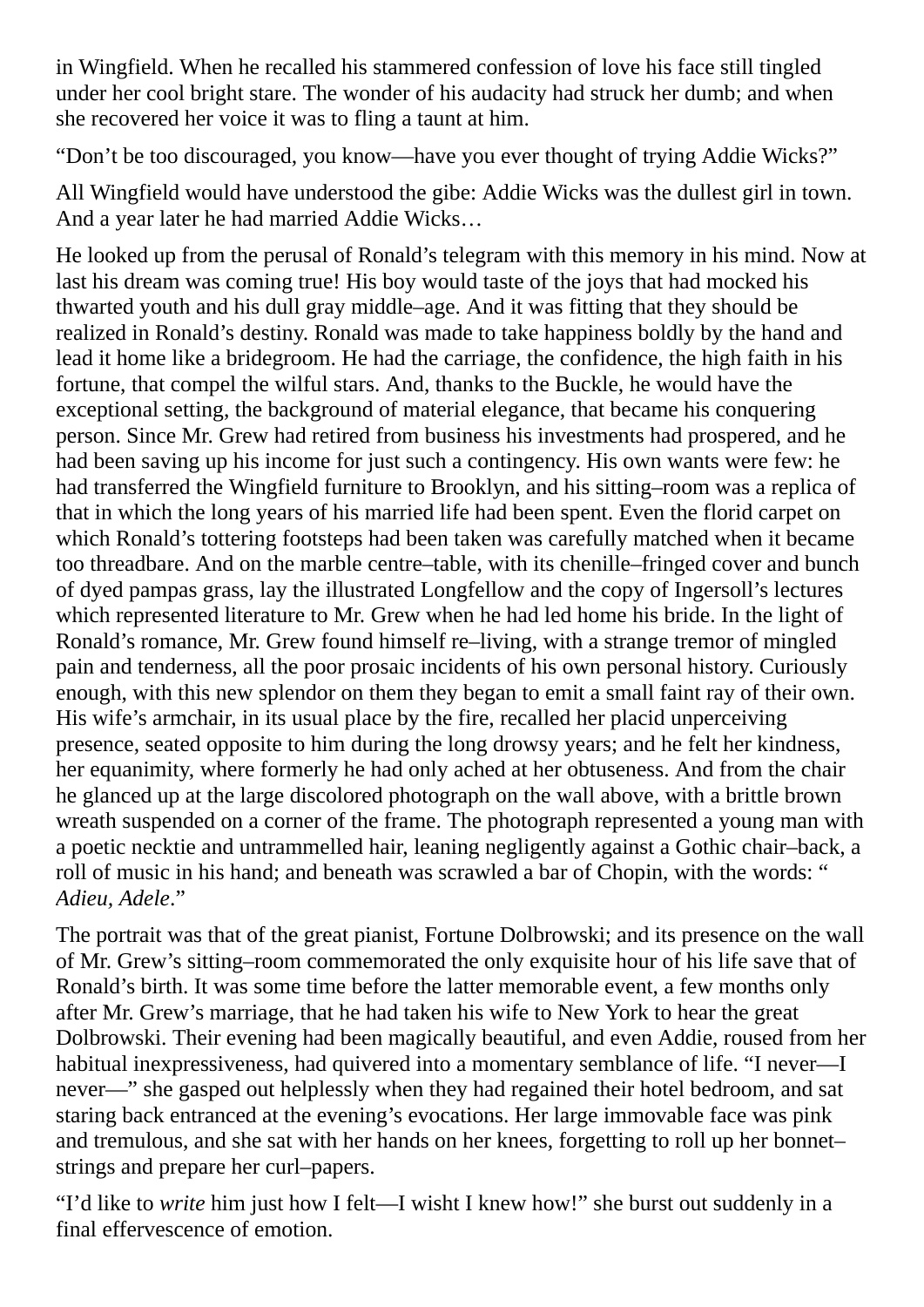in Wingfield. When he recalled his stammered confession of love his face still tingled under her cool bright stare. The wonder of his audacity had struck her dumb; and when she recovered her voice it was to fling a taunt at him.

"Don't be too discouraged, you know—have you ever thought of trying Addie Wicks?"

All Wingfield would have understood the gibe: Addie Wicks was the dullest girl in town. And a year later he had married Addie Wicks…

He looked up from the perusal of Ronald's telegram with this memory in his mind. Now at last his dream was coming true! His boy would taste of the joys that had mocked his thwarted youth and his dull gray middle–age. And it was fitting that they should be realized in Ronald's destiny. Ronald was made to take happiness boldly by the hand and lead it home like a bridegroom. He had the carriage, the confidence, the high faith in his fortune, that compel the wilful stars. And, thanks to the Buckle, he would have the exceptional setting, the background of material elegance, that became his conquering person. Since Mr. Grew had retired from business his investments had prospered, and he had been saving up his income for just such a contingency. His own wants were few: he had transferred the Wingfield furniture to Brooklyn, and his sitting–room was a replica of that in which the long years of his married life had been spent. Even the florid carpet on which Ronald's tottering footsteps had been taken was carefully matched when it became too threadbare. And on the marble centre–table, with its chenille–fringed cover and bunch of dyed pampas grass, lay the illustrated Longfellow and the copy of Ingersoll's lectures which represented literature to Mr. Grew when he had led home his bride. In the light of Ronald's romance, Mr. Grew found himself re–living, with a strange tremor of mingled pain and tenderness, all the poor prosaic incidents of his own personal history. Curiously enough, with this new splendor on them they began to emit a small faint ray of their own. His wife's armchair, in its usual place by the fire, recalled her placid unperceiving presence, seated opposite to him during the long drowsy years; and he felt her kindness, her equanimity, where formerly he had only ached at her obtuseness. And from the chair he glanced up at the large discolored photograph on the wall above, with a brittle brown wreath suspended on a corner of the frame. The photograph represented a young man with a poetic necktie and untrammelled hair, leaning negligently against a Gothic chair–back, a roll of music in his hand; and beneath was scrawled a bar of Chopin, with the words: "*Adieu, Adele*."

The portrait was that of the great pianist, Fortune Dolbrowski; and its presence on the wall of Mr. Grew's sitting–room commemorated the only exquisite hour of his life save that of Ronald's birth. It was some time before the latter memorable event, a few months only after Mr. Grew's marriage, that he had taken his wife to New York to hear the great Dolbrowski. Their evening had been magically beautiful, and even Addie, roused from her habitual inexpressiveness, had quivered into a momentary semblance of life. "I never—I never—" she gasped out helplessly when they had regained their hotel bedroom, and sat staring back entranced at the evening's evocations. Her large immovable face was pink and tremulous, and she sat with her hands on her knees, forgetting to roll up her bonnet–strings and prepare her curl–papers.

"I'd like to *write* him just how I felt—I wisht I knew how!" she burst out suddenly in a final effervescence of emotion.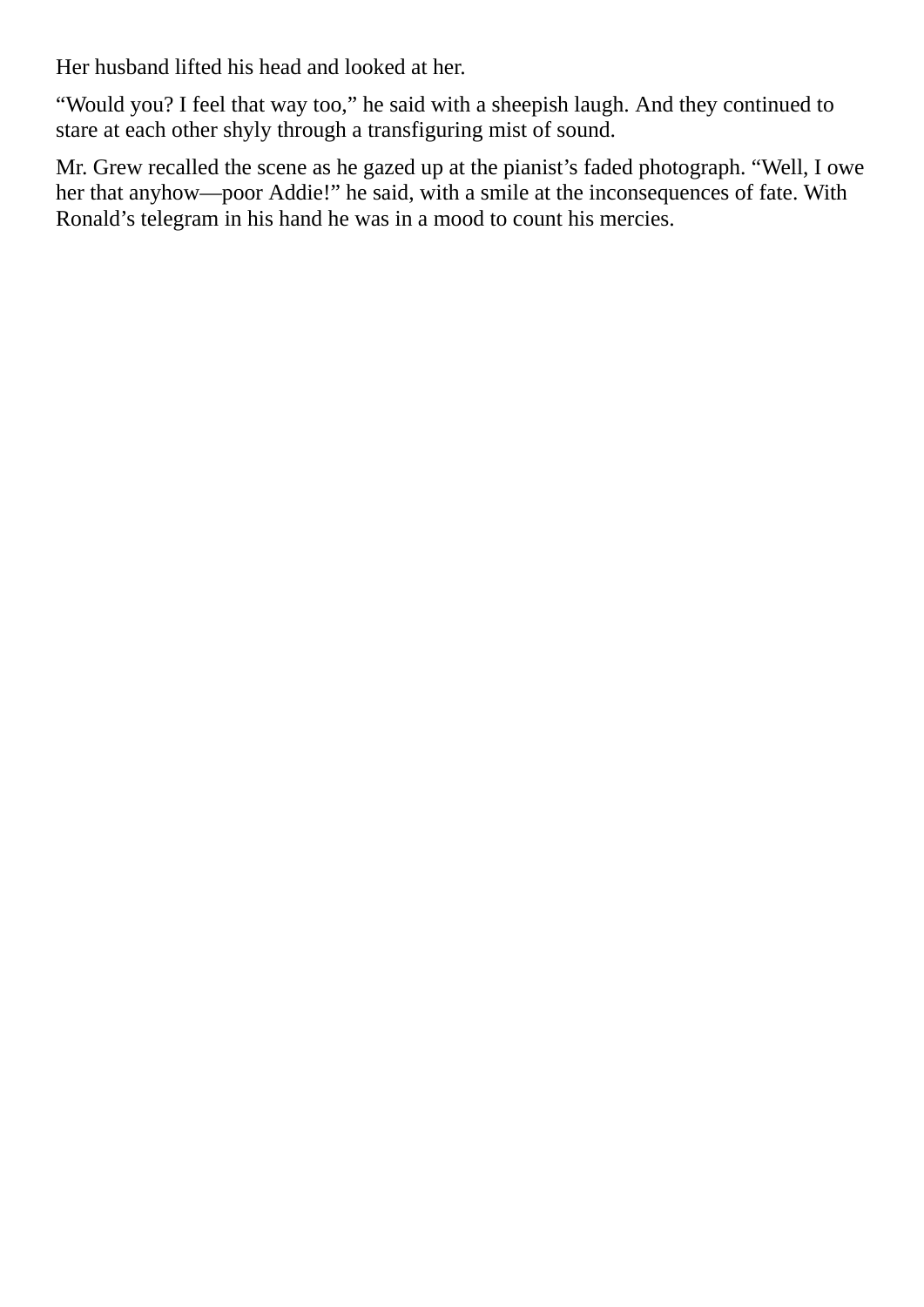Her husband lifted his head and looked at her.

“Would you? I feel that way too,” he said with a sheepish laugh. And they continued to stare at each other shyly through a transfiguring mist of sound.

Mr. Grew recalled the scene as he gazed up at the pianist’s faded photograph. “Well, I owe her that anyhow—poor Addie!” he said, with a smile at the inconsequences of fate. With Ronald’s telegram in his hand he was in a mood to count his mercies.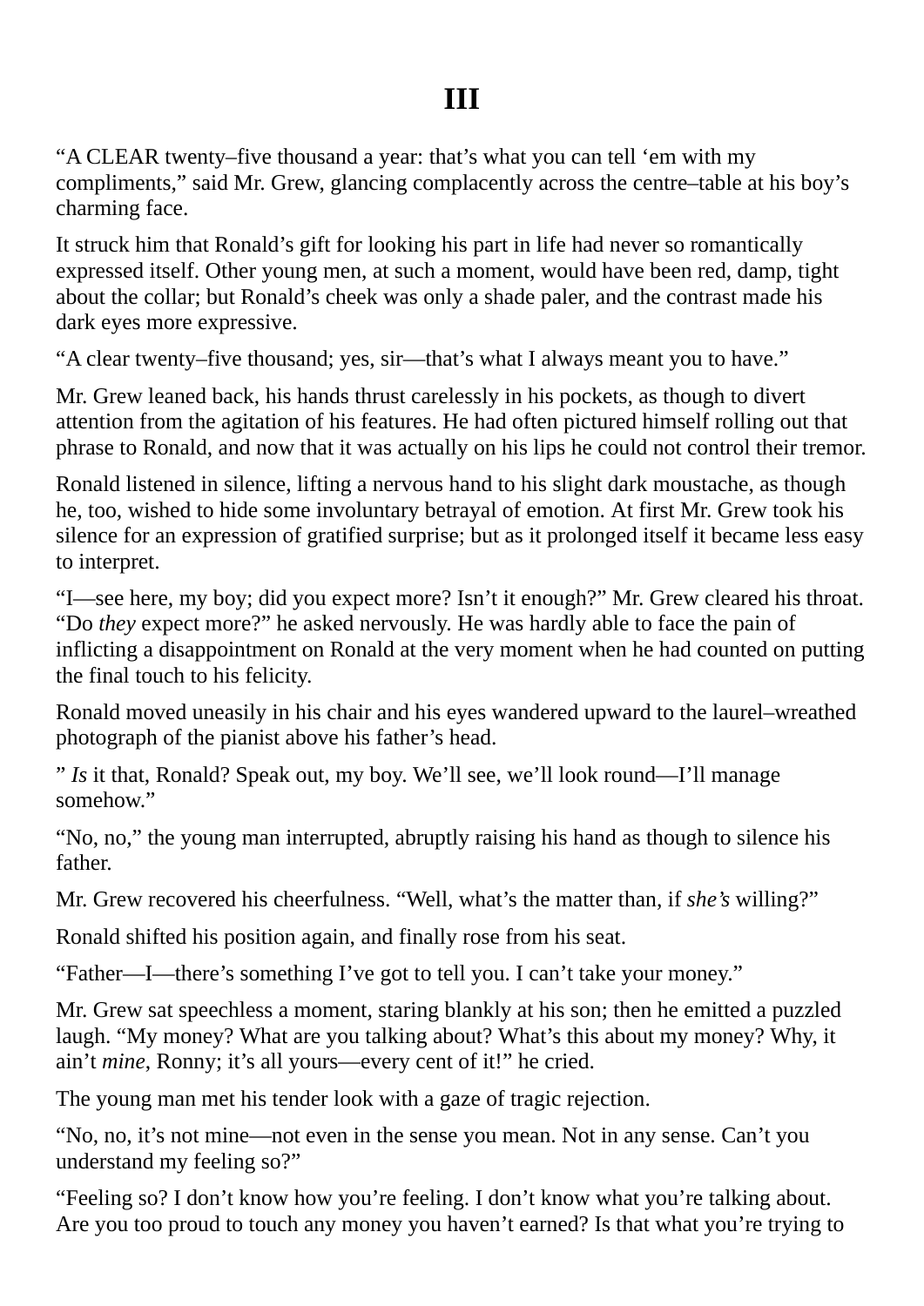# III

"A CLEAR twenty–five thousand a year: that's what you can tell 'em with my compliments," said Mr. Grew, glancing complacently across the centre–table at his boy's charming face.

It struck him that Ronald's gift for looking his part in life had never so romantically expressed itself. Other young men, at such a moment, would have been red, damp, tight about the collar; but Ronald's cheek was only a shade paler, and the contrast made his dark eyes more expressive.

"A clear twenty–five thousand; yes, sir—that's what I always meant you to have."

Mr. Grew leaned back, his hands thrust carelessly in his pockets, as though to divert attention from the agitation of his features. He had often pictured himself rolling out that phrase to Ronald, and now that it was actually on his lips he could not control their tremor.

Ronald listened in silence, lifting a nervous hand to his slight dark moustache, as though he, too, wished to hide some involuntary betrayal of emotion. At first Mr. Grew took his silence for an expression of gratified surprise; but as it prolonged itself it became less easy to interpret.

"I—see here, my boy; did you expect more? Isn't it enough?" Mr. Grew cleared his throat. "Do *they* expect more?" he asked nervously. He was hardly able to face the pain of inflicting a disappointment on Ronald at the very moment when he had counted on putting the final touch to his felicity.

Ronald moved uneasily in his chair and his eyes wandered upward to the laurel–wreathed photograph of the pianist above his father's head.

" *Is* it that, Ronald? Speak out, my boy. We'll see, we'll look round—I'll manage somehow."

"No, no," the young man interrupted, abruptly raising his hand as though to silence his father.

Mr. Grew recovered his cheerfulness. "Well, what's the matter than, if *she's* willing?"

Ronald shifted his position again, and finally rose from his seat.

"Father—I—there's something I've got to tell you. I can't take your money."

Mr. Grew sat speechless a moment, staring blankly at his son; then he emitted a puzzled laugh. "My money? What are you talking about? What's this about my money? Why, it ain't *mine*, Ronny; it's all yours—every cent of it!" he cried.

The young man met his tender look with a gaze of tragic rejection.

"No, no, it's not mine—not even in the sense you mean. Not in any sense. Can't you understand my feeling so?"

"Feeling so? I don't know how you're feeling. I don't know what you're talking about. Are you too proud to touch any money you haven't earned? Is that what you're trying to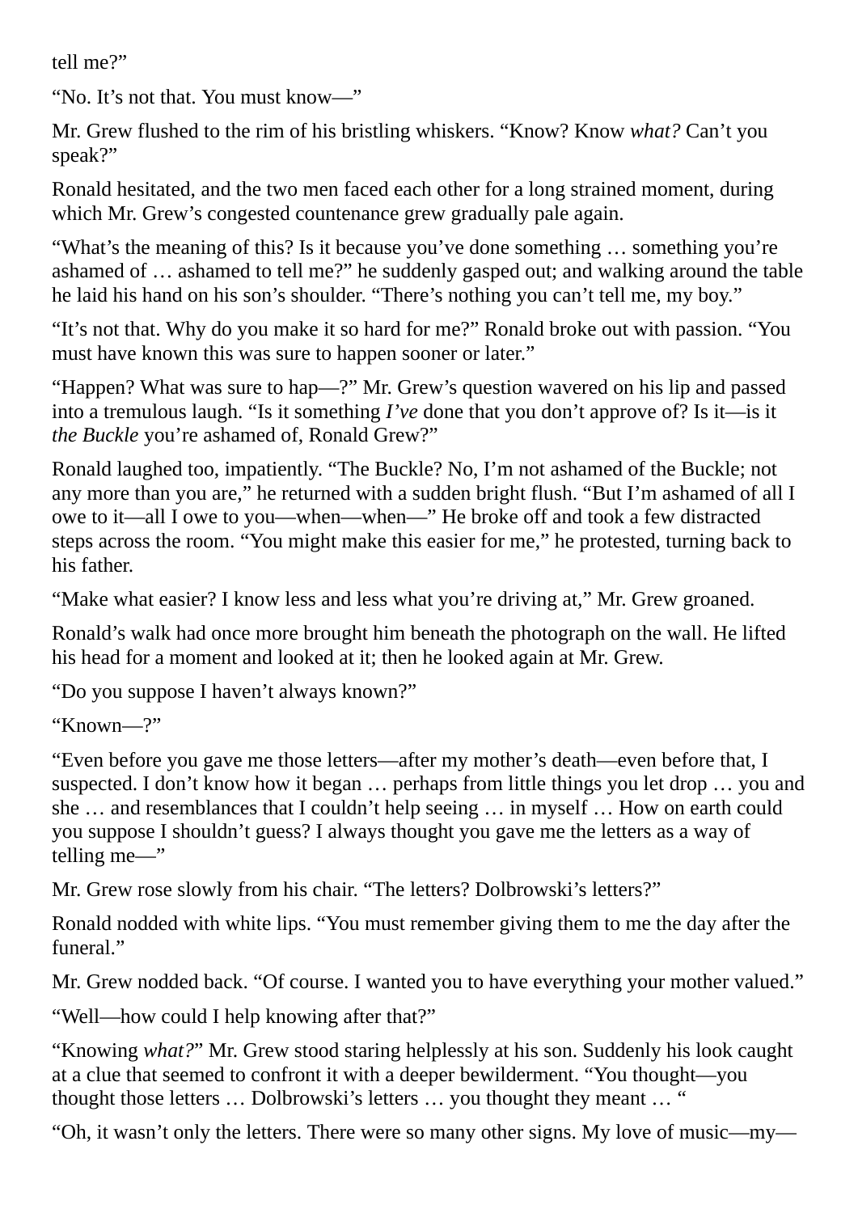tell me?"

"No. It's not that. You must know—"

Mr. Grew flushed to the rim of his bristling whiskers. "Know? Know *what?* Can't you speak?"

Ronald hesitated, and the two men faced each other for a long strained moment, during which Mr. Grew's congested countenance grew gradually pale again.

"What's the meaning of this? Is it because you've done something … something you're ashamed of … ashamed to tell me?" he suddenly gasped out; and walking around the table he laid his hand on his son's shoulder. "There's nothing you can't tell me, my boy."

"It's not that. Why do you make it so hard for me?" Ronald broke out with passion. "You must have known this was sure to happen sooner or later."

"Happen? What was sure to hap—?" Mr. Grew's question wavered on his lip and passed into a tremulous laugh. "Is it something *I've* done that you don't approve of? Is it—is it *the Buckle* you're ashamed of, Ronald Grew?"

Ronald laughed too, impatiently. "The Buckle? No, I'm not ashamed of the Buckle; not any more than you are," he returned with a sudden bright flush. "But I'm ashamed of all I owe to it—all I owe to you—when—when—" He broke off and took a few distracted steps across the room. "You might make this easier for me," he protested, turning back to his father.

"Make what easier? I know less and less what you're driving at," Mr. Grew groaned.

Ronald's walk had once more brought him beneath the photograph on the wall. He lifted his head for a moment and looked at it; then he looked again at Mr. Grew.

"Do you suppose I haven't always known?"

"Known—?"

"Even before you gave me those letters—after my mother's death—even before that, I suspected. I don't know how it began … perhaps from little things you let drop … you and she … and resemblances that I couldn't help seeing … in myself … How on earth could you suppose I shouldn't guess? I always thought you gave me the letters as a way of telling me—"

Mr. Grew rose slowly from his chair. "The letters? Dolbrowski's letters?"

Ronald nodded with white lips. "You must remember giving them to me the day after the funeral."

Mr. Grew nodded back. "Of course. I wanted you to have everything your mother valued."

"Well—how could I help knowing after that?"

"Knowing *what?*" Mr. Grew stood staring helplessly at his son. Suddenly his look caught at a clue that seemed to confront it with a deeper bewilderment. "You thought—you thought those letters … Dolbrowski's letters … you thought they meant … "

"Oh, it wasn't only the letters. There were so many other signs. My love of music—my—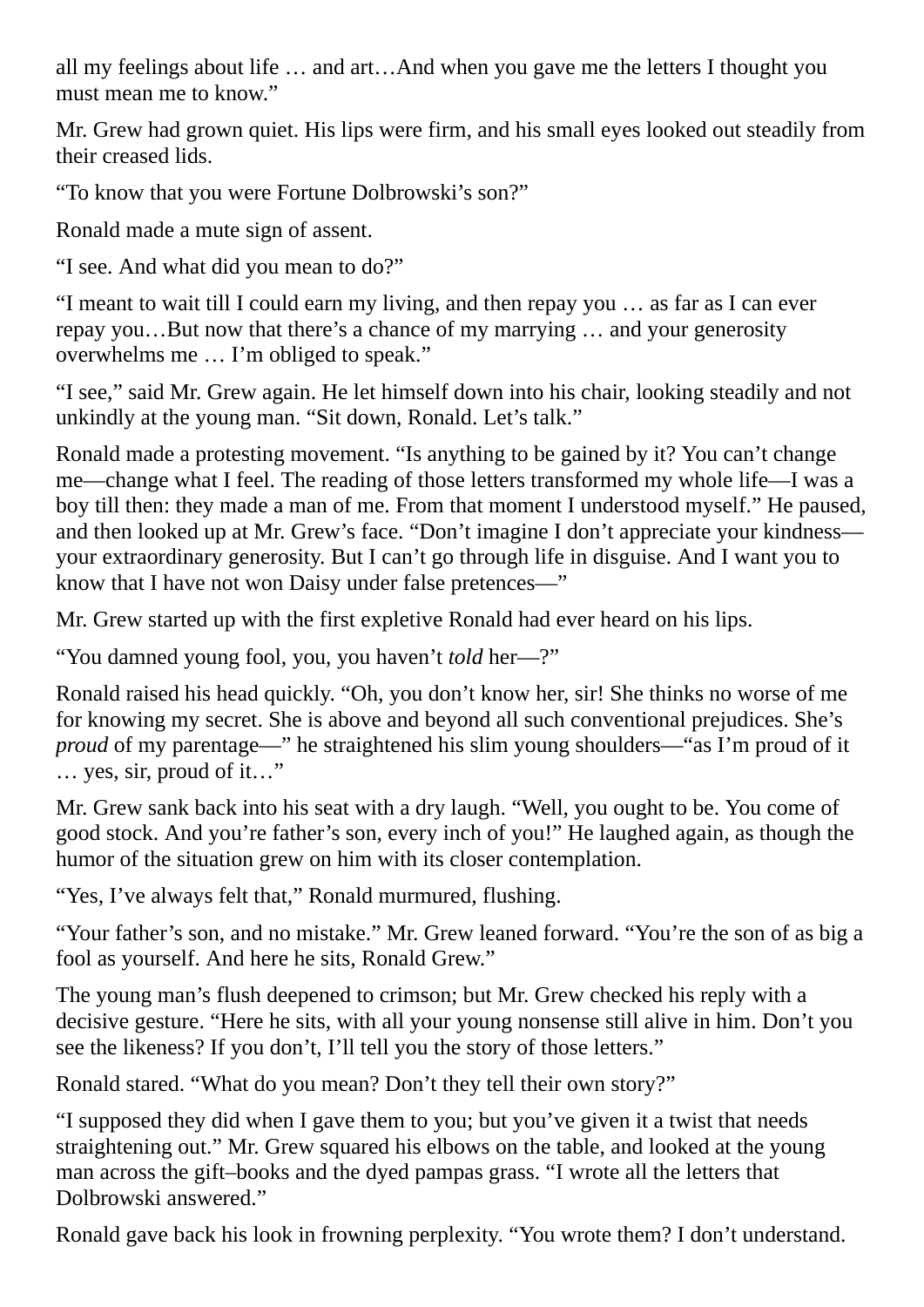all my feelings about life … and art…And when you gave me the letters I thought you must mean me to know."

Mr. Grew had grown quiet. His lips were firm, and his small eyes looked out steadily from their creased lids.

"To know that you were Fortune Dolbrowski's son?"

Ronald made a mute sign of assent.

"I see. And what did you mean to do?"

"I meant to wait till I could earn my living, and then repay you … as far as I can ever repay you…But now that there's a chance of my marrying … and your generosity overwhelms me … I'm obliged to speak."

"I see," said Mr. Grew again. He let himself down into his chair, looking steadily and not unkindly at the young man. "Sit down, Ronald. Let's talk."

Ronald made a protesting movement. "Is anything to be gained by it? You can't change me—change what I feel. The reading of those letters transformed my whole life—I was a boy till then: they made a man of me. From that moment I understood myself." He paused, and then looked up at Mr. Grew's face. "Don't imagine I don't appreciate your kindness—your extraordinary generosity. But I can't go through life in disguise. And I want you to know that I have not won Daisy under false pretences—"

Mr. Grew started up with the first expletive Ronald had ever heard on his lips.

"You damned young fool, you, you haven't *told* her—?"

Ronald raised his head quickly. "Oh, you don't know her, sir! She thinks no worse of me for knowing my secret. She is above and beyond all such conventional prejudices. She's *proud* of my parentage—" he straightened his slim young shoulders—"as I'm proud of it … yes, sir, proud of it…"

Mr. Grew sank back into his seat with a dry laugh. "Well, you ought to be. You come of good stock. And you're father's son, every inch of you!" He laughed again, as though the humor of the situation grew on him with its closer contemplation.

"Yes, I've always felt that," Ronald murmured, flushing.

"Your father's son, and no mistake." Mr. Grew leaned forward. "You're the son of as big a fool as yourself. And here he sits, Ronald Grew."

The young man's flush deepened to crimson; but Mr. Grew checked his reply with a decisive gesture. "Here he sits, with all your young nonsense still alive in him. Don't you see the likeness? If you don't, I'll tell you the story of those letters."

Ronald stared. "What do you mean? Don't they tell their own story?"

"I supposed they did when I gave them to you; but you've given it a twist that needs straightening out." Mr. Grew squared his elbows on the table, and looked at the young man across the gift–books and the dyed pampas grass. "I wrote all the letters that Dolbrowski answered."

Ronald gave back his look in frowning perplexity. "You wrote them? I don't understand.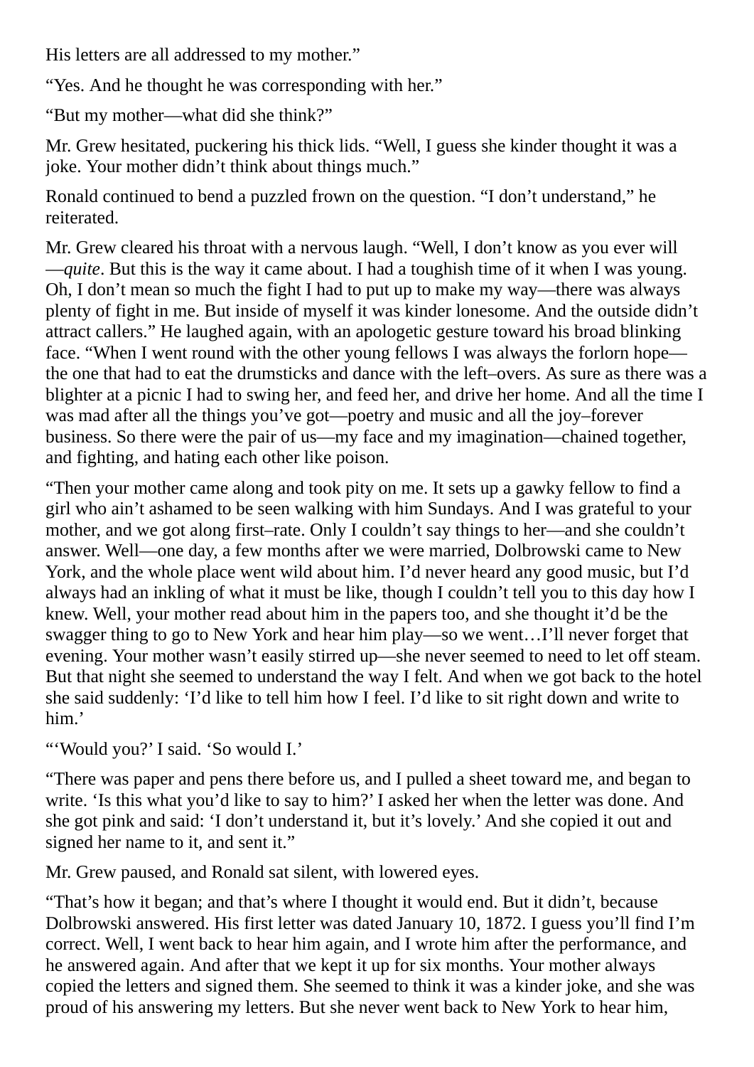His letters are all addressed to my mother."

"Yes. And he thought he was corresponding with her."

"But my mother—what did she think?"

Mr. Grew hesitated, puckering his thick lids. "Well, I guess she kinder thought it was a joke. Your mother didn't think about things much."

Ronald continued to bend a puzzled frown on the question. "I don't understand," he reiterated.

Mr. Grew cleared his throat with a nervous laugh. "Well, I don't know as you ever will—*quite*. But this is the way it came about. I had a toughish time of it when I was young. Oh, I don't mean so much the fight I had to put up to make my way—there was always plenty of fight in me. But inside of myself it was kinder lonesome. And the outside didn't attract callers." He laughed again, with an apologetic gesture toward his broad blinking face. "When I went round with the other young fellows I was always the forlorn hope—the one that had to eat the drumsticks and dance with the left–overs. As sure as there was a blighter at a picnic I had to swing her, and feed her, and drive her home. And all the time I was mad after all the things you've got—poetry and music and all the joy–forever business. So there were the pair of us—my face and my imagination—chained together, and fighting, and hating each other like poison.

"Then your mother came along and took pity on me. It sets up a gawky fellow to find a girl who ain't ashamed to be seen walking with him Sundays. And I was grateful to your mother, and we got along first–rate. Only I couldn't say things to her—and she couldn't answer. Well—one day, a few months after we were married, Dolbrowski came to New York, and the whole place went wild about him. I'd never heard any good music, but I'd always had an inkling of what it must be like, though I couldn't tell you to this day how I knew. Well, your mother read about him in the papers too, and she thought it'd be the swagger thing to go to New York and hear him play—so we went…I'll never forget that evening. Your mother wasn't easily stirred up—she never seemed to need to let off steam. But that night she seemed to understand the way I felt. And when we got back to the hotel she said suddenly: 'I'd like to tell him how I feel. I'd like to sit right down and write to him.'

"'Would you?' I said. 'So would I.'

"There was paper and pens there before us, and I pulled a sheet toward me, and began to write. 'Is this what you'd like to say to him?' I asked her when the letter was done. And she got pink and said: 'I don't understand it, but it's lovely.' And she copied it out and signed her name to it, and sent it."

Mr. Grew paused, and Ronald sat silent, with lowered eyes.

"That's how it began; and that's where I thought it would end. But it didn't, because Dolbrowski answered. His first letter was dated January 10, 1872. I guess you'll find I'm correct. Well, I went back to hear him again, and I wrote him after the performance, and he answered again. And after that we kept it up for six months. Your mother always copied the letters and signed them. She seemed to think it was a kinder joke, and she was proud of his answering my letters. But she never went back to New York to hear him,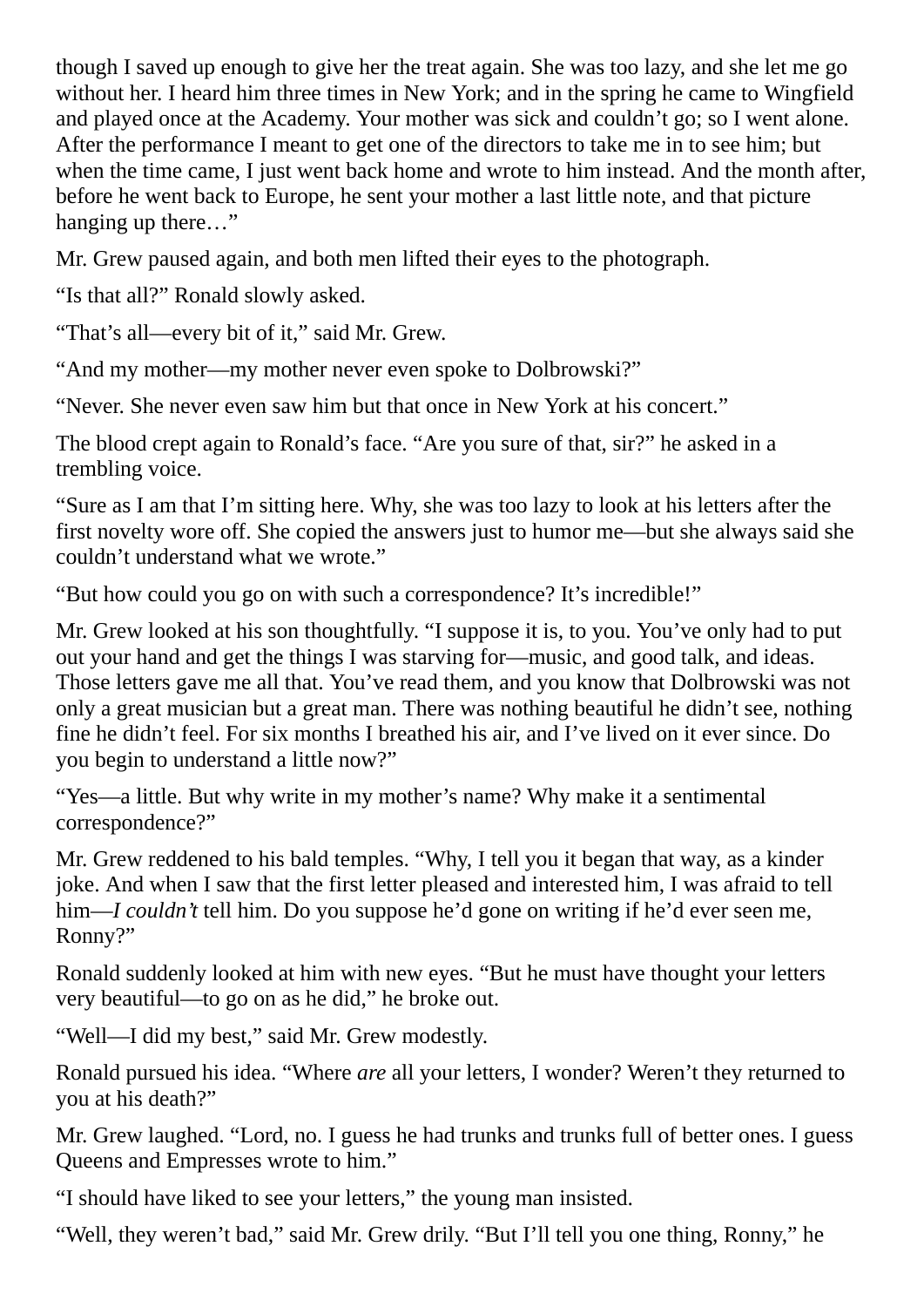though I saved up enough to give her the treat again. She was too lazy, and she let me go without her. I heard him three times in New York; and in the spring he came to Wingfield and played once at the Academy. Your mother was sick and couldn't go; so I went alone. After the performance I meant to get one of the directors to take me in to see him; but when the time came, I just went back home and wrote to him instead. And the month after, before he went back to Europe, he sent your mother a last little note, and that picture hanging up there…"

Mr. Grew paused again, and both men lifted their eyes to the photograph.

"Is that all?" Ronald slowly asked.

"That's all—every bit of it," said Mr. Grew.

"And my mother—my mother never even spoke to Dolbrowski?"

"Never. She never even saw him but that once in New York at his concert."

The blood crept again to Ronald's face. "Are you sure of that, sir?" he asked in a trembling voice.

"Sure as I am that I'm sitting here. Why, she was too lazy to look at his letters after the first novelty wore off. She copied the answers just to humor me—but she always said she couldn't understand what we wrote."

"But how could you go on with such a correspondence? It's incredible!"

Mr. Grew looked at his son thoughtfully. "I suppose it is, to you. You've only had to put out your hand and get the things I was starving for—music, and good talk, and ideas. Those letters gave me all that. You've read them, and you know that Dolbrowski was not only a great musician but a great man. There was nothing beautiful he didn't see, nothing fine he didn't feel. For six months I breathed his air, and I've lived on it ever since. Do you begin to understand a little now?"

"Yes—a little. But why write in my mother's name? Why make it a sentimental correspondence?"

Mr. Grew reddened to his bald temples. "Why, I tell you it began that way, as a kinder joke. And when I saw that the first letter pleased and interested him, I was afraid to tell him—*I couldn't* tell him. Do you suppose he'd gone on writing if he'd ever seen me, Ronny?"

Ronald suddenly looked at him with new eyes. "But he must have thought your letters very beautiful—to go on as he did," he broke out.

"Well—I did my best," said Mr. Grew modestly.

Ronald pursued his idea. "Where *are* all your letters, I wonder? Weren't they returned to you at his death?"

Mr. Grew laughed. "Lord, no. I guess he had trunks and trunks full of better ones. I guess Queens and Empresses wrote to him."

"I should have liked to see your letters," the young man insisted.

"Well, they weren't bad," said Mr. Grew drily. "But I'll tell you one thing, Ronny," he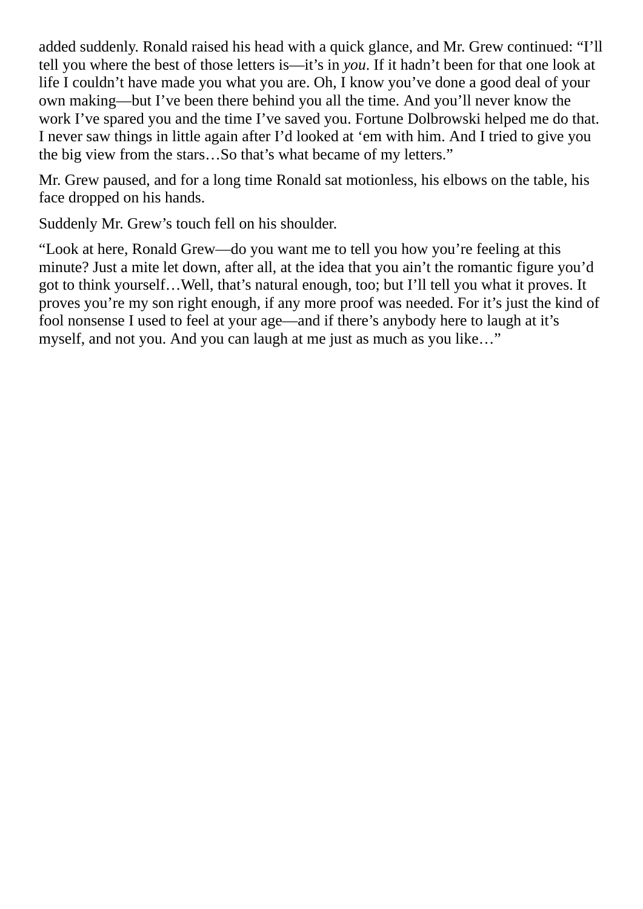added suddenly. Ronald raised his head with a quick glance, and Mr. Grew continued: "I'll tell you where the best of those letters is—it's in *you*. If it hadn't been for that one look at life I couldn't have made you what you are. Oh, I know you've done a good deal of your own making—but I've been there behind you all the time. And you'll never know the work I've spared you and the time I've saved you. Fortune Dolbrowski helped me do that. I never saw things in little again after I'd looked at 'em with him. And I tried to give you the big view from the stars…So that's what became of my letters."

Mr. Grew paused, and for a long time Ronald sat motionless, his elbows on the table, his face dropped on his hands.

Suddenly Mr. Grew's touch fell on his shoulder.

"Look at here, Ronald Grew—do you want me to tell you how you're feeling at this minute? Just a mite let down, after all, at the idea that you ain't the romantic figure you'd got to think yourself…Well, that's natural enough, too; but I'll tell you what it proves. It proves you're my son right enough, if any more proof was needed. For it's just the kind of fool nonsense I used to feel at your age—and if there's anybody here to laugh at it's myself, and not you. And you can laugh at me just as much as you like…"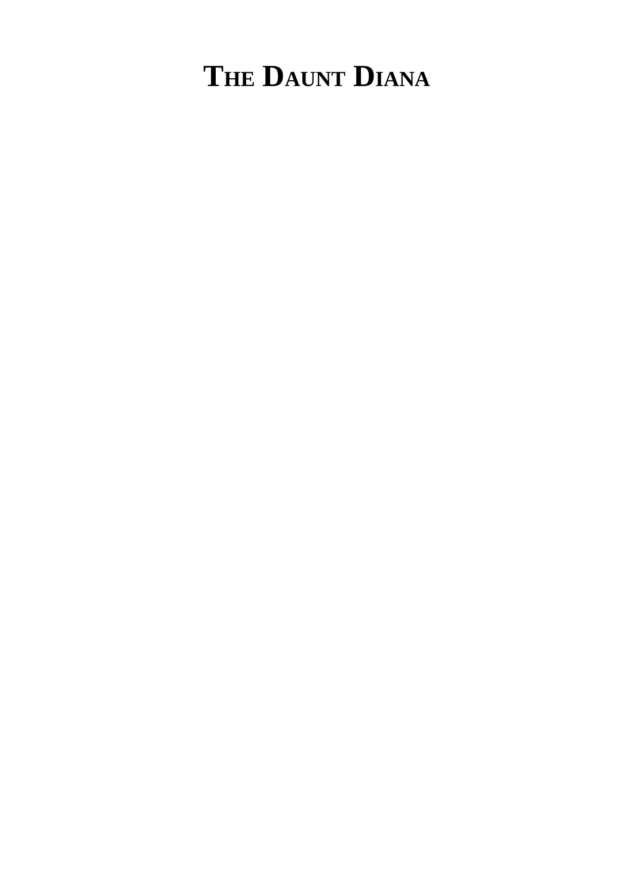# THE DAUNT DIANA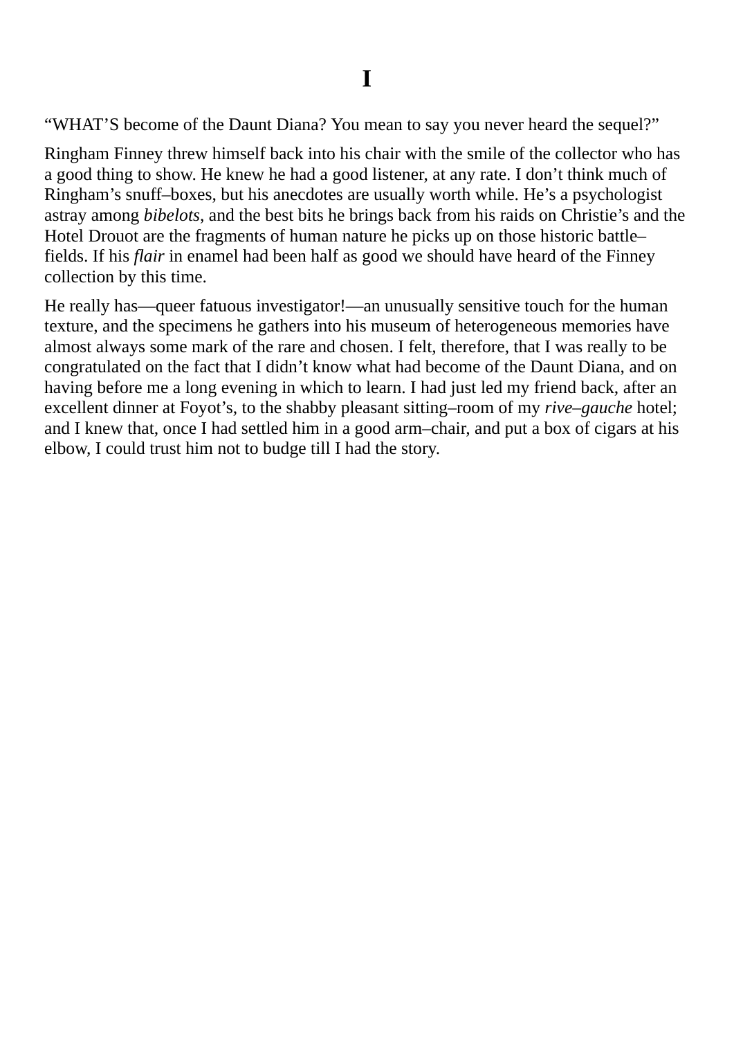# I

“WHAT’S become of the Daunt Diana? You mean to say you never heard the sequel?”

Ringham Finney threw himself back into his chair with the smile of the collector who has a good thing to show. He knew he had a good listener, at any rate. I don’t think much of Ringham’s snuff–boxes, but his anecdotes are usually worth while. He’s a psychologist astray among *bibelots*, and the best bits he brings back from his raids on Christie’s and the Hotel Drouot are the fragments of human nature he picks up on those historic battle–fields. If his *flair* in enamel had been half as good we should have heard of the Finney collection by this time.

He really has—queer fatuous investigator!—an unusually sensitive touch for the human texture, and the specimens he gathers into his museum of heterogeneous memories have almost always some mark of the rare and chosen. I felt, therefore, that I was really to be congratulated on the fact that I didn’t know what had become of the Daunt Diana, and on having before me a long evening in which to learn. I had just led my friend back, after an excellent dinner at Foyot’s, to the shabby pleasant sitting–room of my *rive–gauche* hotel; and I knew that, once I had settled him in a good arm–chair, and put a box of cigars at his elbow, I could trust him not to budge till I had the story.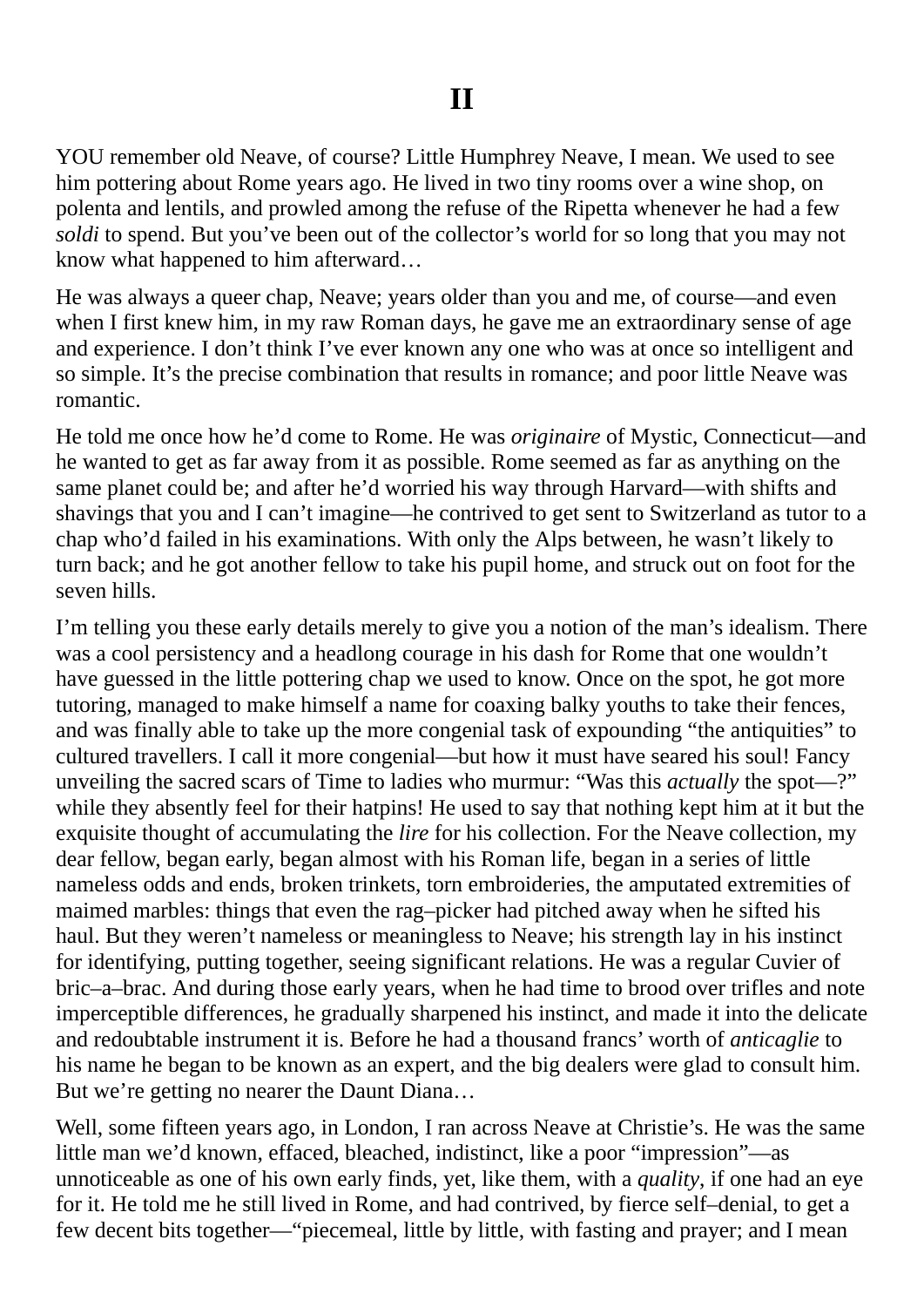# II

YOU remember old Neave, of course? Little Humphrey Neave, I mean. We used to see him pottering about Rome years ago. He lived in two tiny rooms over a wine shop, on polenta and lentils, and prowled among the refuse of the Ripetta whenever he had a few *soldi* to spend. But you've been out of the collector's world for so long that you may not know what happened to him afterward…

He was always a queer chap, Neave; years older than you and me, of course—and even when I first knew him, in my raw Roman days, he gave me an extraordinary sense of age and experience. I don't think I've ever known any one who was at once so intelligent and so simple. It's the precise combination that results in romance; and poor little Neave was romantic.

He told me once how he'd come to Rome. He was *originaire* of Mystic, Connecticut—and he wanted to get as far away from it as possible. Rome seemed as far as anything on the same planet could be; and after he'd worried his way through Harvard—with shifts and shavings that you and I can't imagine—he contrived to get sent to Switzerland as tutor to a chap who'd failed in his examinations. With only the Alps between, he wasn't likely to turn back; and he got another fellow to take his pupil home, and struck out on foot for the seven hills.

I'm telling you these early details merely to give you a notion of the man's idealism. There was a cool persistency and a headlong courage in his dash for Rome that one wouldn't have guessed in the little pottering chap we used to know. Once on the spot, he got more tutoring, managed to make himself a name for coaxing balky youths to take their fences, and was finally able to take up the more congenial task of expounding "the antiquities" to cultured travellers. I call it more congenial—but how it must have seared his soul! Fancy unveiling the sacred scars of Time to ladies who murmur: "Was this *actually* the spot—?" while they absently feel for their hatpins! He used to say that nothing kept him at it but the exquisite thought of accumulating the *lire* for his collection. For the Neave collection, my dear fellow, began early, began almost with his Roman life, began in a series of little nameless odds and ends, broken trinkets, torn embroideries, the amputated extremities of maimed marbles: things that even the rag–picker had pitched away when he sifted his haul. But they weren't nameless or meaningless to Neave; his strength lay in his instinct for identifying, putting together, seeing significant relations. He was a regular Cuvier of bric–a–brac. And during those early years, when he had time to brood over trifles and note imperceptible differences, he gradually sharpened his instinct, and made it into the delicate and redoubtable instrument it is. Before he had a thousand francs' worth of *anticaglie* to his name he began to be known as an expert, and the big dealers were glad to consult him. But we're getting no nearer the Daunt Diana…

Well, some fifteen years ago, in London, I ran across Neave at Christie's. He was the same little man we'd known, effaced, bleached, indistinct, like a poor "impression"—as unnoticeable as one of his own early finds, yet, like them, with a *quality*, if one had an eye for it. He told me he still lived in Rome, and had contrived, by fierce self–denial, to get a few decent bits together—"piecemeal, little by little, with fasting and prayer; and I mean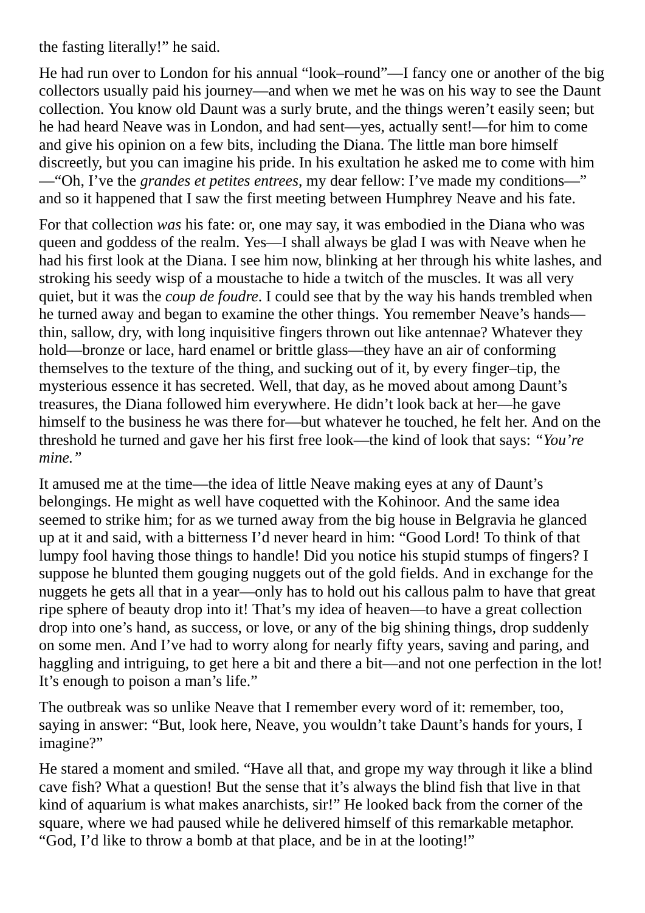the fasting literally!" he said.

He had run over to London for his annual "look–round"—I fancy one or another of the big collectors usually paid his journey—and when we met he was on his way to see the Daunt collection. You know old Daunt was a surly brute, and the things weren't easily seen; but he had heard Neave was in London, and had sent—yes, actually sent!—for him to come and give his opinion on a few bits, including the Diana. The little man bore himself discreetly, but you can imagine his pride. In his exultation he asked me to come with him—"Oh, I've the *grandes et petites entrees*, my dear fellow: I've made my conditions—" and so it happened that I saw the first meeting between Humphrey Neave and his fate.

For that collection *was* his fate: or, one may say, it was embodied in the Diana who was queen and goddess of the realm. Yes—I shall always be glad I was with Neave when he had his first look at the Diana. I see him now, blinking at her through his white lashes, and stroking his seedy wisp of a moustache to hide a twitch of the muscles. It was all very quiet, but it was the *coup de foudre*. I could see that by the way his hands trembled when he turned away and began to examine the other things. You remember Neave's hands—thin, sallow, dry, with long inquisitive fingers thrown out like antennae? Whatever they hold—bronze or lace, hard enamel or brittle glass—they have an air of conforming themselves to the texture of the thing, and sucking out of it, by every finger–tip, the mysterious essence it has secreted. Well, that day, as he moved about among Daunt's treasures, the Diana followed him everywhere. He didn't look back at her—he gave himself to the business he was there for—but whatever he touched, he felt her. And on the threshold he turned and gave her his first free look—the kind of look that says: *"You're mine."*

It amused me at the time—the idea of little Neave making eyes at any of Daunt's belongings. He might as well have coquetted with the Kohinoor. And the same idea seemed to strike him; for as we turned away from the big house in Belgravia he glanced up at it and said, with a bitterness I'd never heard in him: "Good Lord! To think of that lumpy fool having those things to handle! Did you notice his stupid stumps of fingers? I suppose he blunted them gouging nuggets out of the gold fields. And in exchange for the nuggets he gets all that in a year—only has to hold out his callous palm to have that great ripe sphere of beauty drop into it! That's my idea of heaven—to have a great collection drop into one's hand, as success, or love, or any of the big shining things, drop suddenly on some men. And I've had to worry along for nearly fifty years, saving and paring, and haggling and intriguing, to get here a bit and there a bit—and not one perfection in the lot! It's enough to poison a man's life."

The outbreak was so unlike Neave that I remember every word of it: remember, too, saying in answer: "But, look here, Neave, you wouldn't take Daunt's hands for yours, I imagine?"

He stared a moment and smiled. "Have all that, and grope my way through it like a blind cave fish? What a question! But the sense that it's always the blind fish that live in that kind of aquarium is what makes anarchists, sir!" He looked back from the corner of the square, where we had paused while he delivered himself of this remarkable metaphor. "God, I'd like to throw a bomb at that place, and be in at the looting!"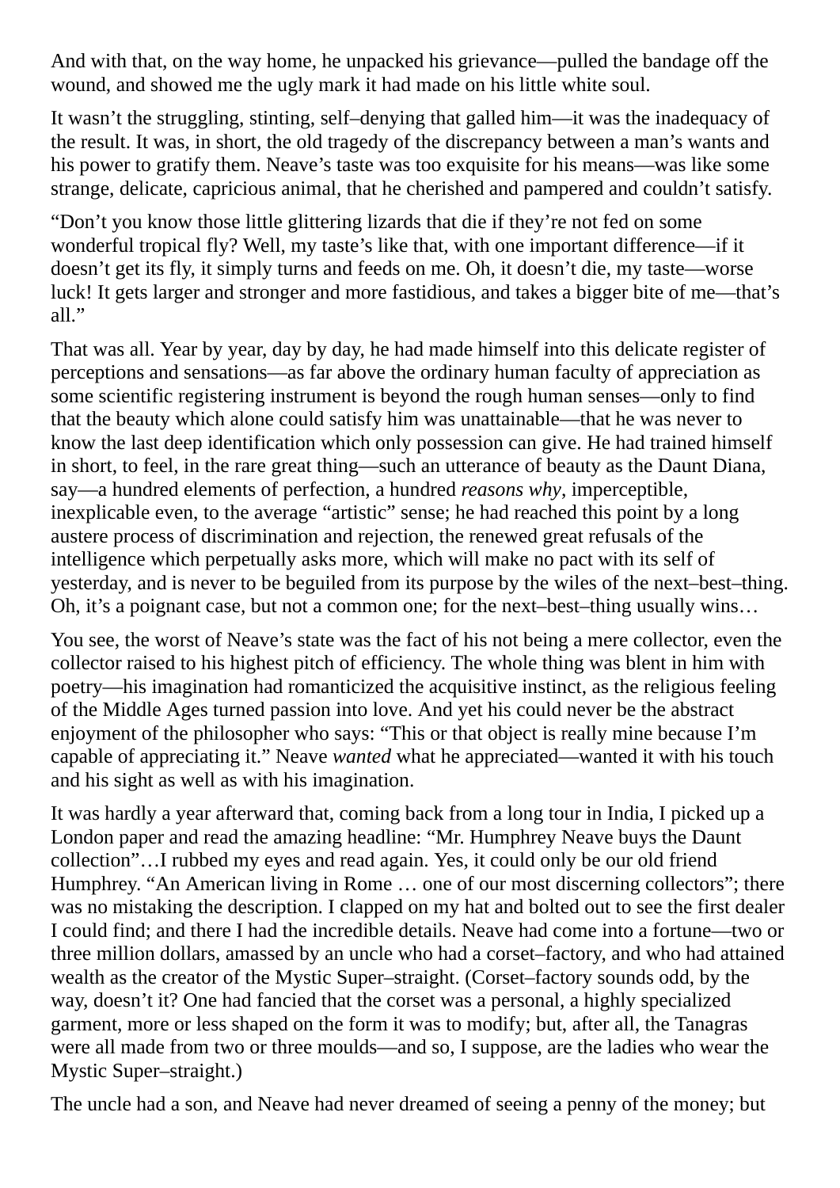And with that, on the way home, he unpacked his grievance—pulled the bandage off the wound, and showed me the ugly mark it had made on his little white soul.

It wasn't the struggling, stinting, self–denying that galled him—it was the inadequacy of the result. It was, in short, the old tragedy of the discrepancy between a man's wants and his power to gratify them. Neave's taste was too exquisite for his means—was like some strange, delicate, capricious animal, that he cherished and pampered and couldn't satisfy.

"Don't you know those little glittering lizards that die if they're not fed on some wonderful tropical fly? Well, my taste's like that, with one important difference—if it doesn't get its fly, it simply turns and feeds on me. Oh, it doesn't die, my taste—worse luck! It gets larger and stronger and more fastidious, and takes a bigger bite of me—that's all."

That was all. Year by year, day by day, he had made himself into this delicate register of perceptions and sensations—as far above the ordinary human faculty of appreciation as some scientific registering instrument is beyond the rough human senses—only to find that the beauty which alone could satisfy him was unattainable—that he was never to know the last deep identification which only possession can give. He had trained himself in short, to feel, in the rare great thing—such an utterance of beauty as the Daunt Diana, say—a hundred elements of perfection, a hundred *reasons why*, imperceptible, inexplicable even, to the average "artistic" sense; he had reached this point by a long austere process of discrimination and rejection, the renewed great refusals of the intelligence which perpetually asks more, which will make no pact with its self of yesterday, and is never to be beguiled from its purpose by the wiles of the next–best–thing. Oh, it's a poignant case, but not a common one; for the next–best–thing usually wins…

You see, the worst of Neave's state was the fact of his not being a mere collector, even the collector raised to his highest pitch of efficiency. The whole thing was blent in him with poetry—his imagination had romanticized the acquisitive instinct, as the religious feeling of the Middle Ages turned passion into love. And yet his could never be the abstract enjoyment of the philosopher who says: "This or that object is really mine because I'm capable of appreciating it." Neave *wanted* what he appreciated—wanted it with his touch and his sight as well as with his imagination.

It was hardly a year afterward that, coming back from a long tour in India, I picked up a London paper and read the amazing headline: "Mr. Humphrey Neave buys the Daunt collection"…I rubbed my eyes and read again. Yes, it could only be our old friend Humphrey. "An American living in Rome … one of our most discerning collectors"; there was no mistaking the description. I clapped on my hat and bolted out to see the first dealer I could find; and there I had the incredible details. Neave had come into a fortune—two or three million dollars, amassed by an uncle who had a corset–factory, and who had attained wealth as the creator of the Mystic Super–straight. (Corset–factory sounds odd, by the way, doesn't it? One had fancied that the corset was a personal, a highly specialized garment, more or less shaped on the form it was to modify; but, after all, the Tanagras were all made from two or three moulds—and so, I suppose, are the ladies who wear the Mystic Super–straight.)

The uncle had a son, and Neave had never dreamed of seeing a penny of the money; but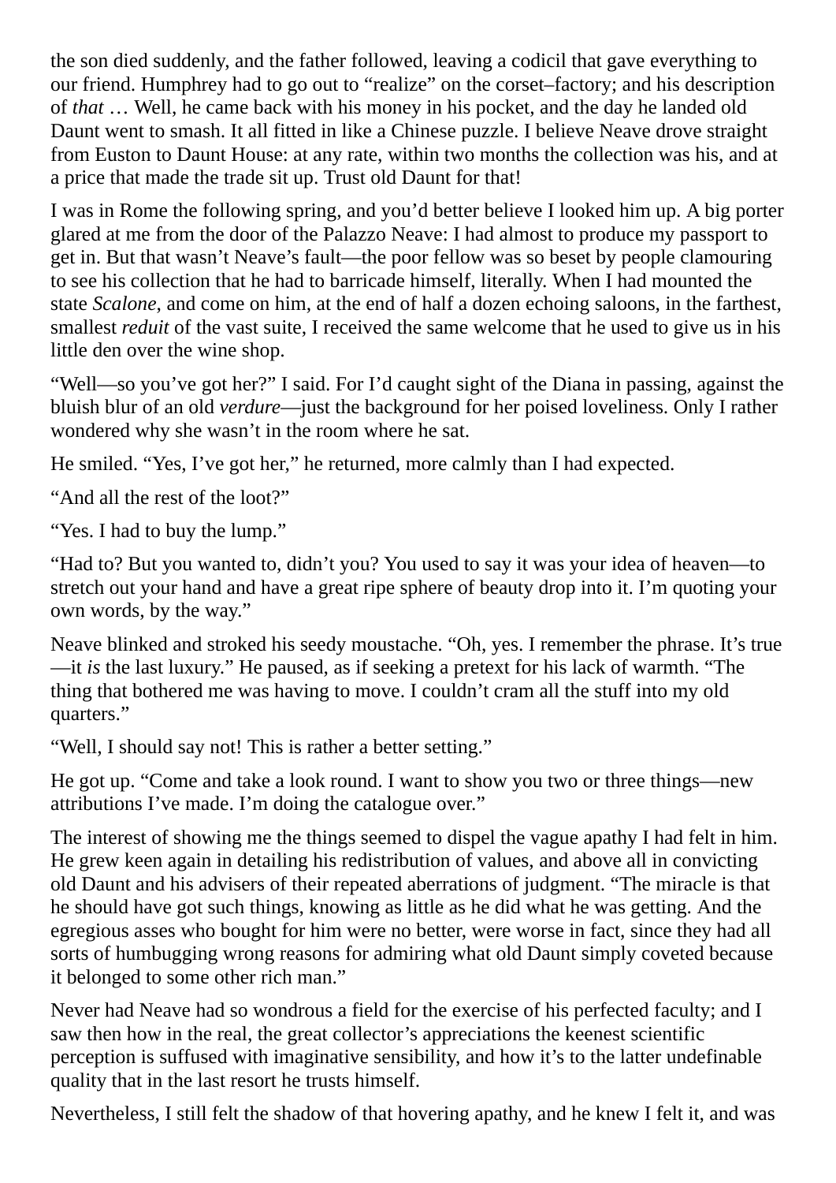the son died suddenly, and the father followed, leaving a codicil that gave everything to our friend. Humphrey had to go out to "realize" on the corset–factory; and his description of *that* … Well, he came back with his money in his pocket, and the day he landed old Daunt went to smash. It all fitted in like a Chinese puzzle. I believe Neave drove straight from Euston to Daunt House: at any rate, within two months the collection was his, and at a price that made the trade sit up. Trust old Daunt for that!

I was in Rome the following spring, and you'd better believe I looked him up. A big porter glared at me from the door of the Palazzo Neave: I had almost to produce my passport to get in. But that wasn't Neave's fault—the poor fellow was so beset by people clamouring to see his collection that he had to barricade himself, literally. When I had mounted the state *Scalone*, and come on him, at the end of half a dozen echoing saloons, in the farthest, smallest *reduit* of the vast suite, I received the same welcome that he used to give us in his little den over the wine shop.

"Well—so you've got her?" I said. For I'd caught sight of the Diana in passing, against the bluish blur of an old *verdure*—just the background for her poised loveliness. Only I rather wondered why she wasn't in the room where he sat.

He smiled. "Yes, I've got her," he returned, more calmly than I had expected.

"And all the rest of the loot?"

"Yes. I had to buy the lump."

"Had to? But you wanted to, didn't you? You used to say it was your idea of heaven—to stretch out your hand and have a great ripe sphere of beauty drop into it. I'm quoting your own words, by the way."

Neave blinked and stroked his seedy moustache. "Oh, yes. I remember the phrase. It's true—it *is* the last luxury." He paused, as if seeking a pretext for his lack of warmth. "The thing that bothered me was having to move. I couldn't cram all the stuff into my old quarters."

"Well, I should say not! This is rather a better setting."

He got up. "Come and take a look round. I want to show you two or three things—new attributions I've made. I'm doing the catalogue over."

The interest of showing me the things seemed to dispel the vague apathy I had felt in him. He grew keen again in detailing his redistribution of values, and above all in convicting old Daunt and his advisers of their repeated aberrations of judgment. "The miracle is that he should have got such things, knowing as little as he did what he was getting. And the egregious asses who bought for him were no better, were worse in fact, since they had all sorts of humbugging wrong reasons for admiring what old Daunt simply coveted because it belonged to some other rich man."

Never had Neave had so wondrous a field for the exercise of his perfected faculty; and I saw then how in the real, the great collector's appreciations the keenest scientific perception is suffused with imaginative sensibility, and how it's to the latter undefinable quality that in the last resort he trusts himself.

Nevertheless, I still felt the shadow of that hovering apathy, and he knew I felt it, and was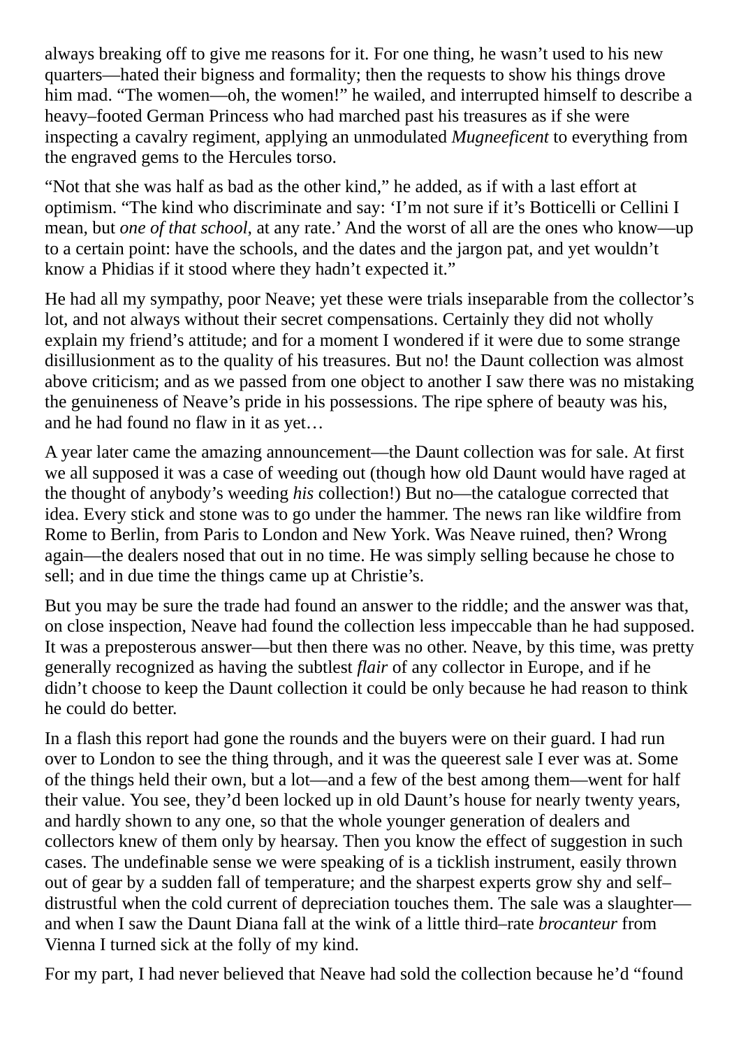always breaking off to give me reasons for it. For one thing, he wasn't used to his new quarters—hated their bigness and formality; then the requests to show his things drove him mad. "The women—oh, the women!" he wailed, and interrupted himself to describe a heavy–footed German Princess who had marched past his treasures as if she were inspecting a cavalry regiment, applying an unmodulated *Mugneeficent* to everything from the engraved gems to the Hercules torso.

"Not that she was half as bad as the other kind," he added, as if with a last effort at optimism. "The kind who discriminate and say: 'I'm not sure if it's Botticelli or Cellini I mean, but *one of that school*, at any rate.' And the worst of all are the ones who know—up to a certain point: have the schools, and the dates and the jargon pat, and yet wouldn't know a Phidias if it stood where they hadn't expected it."

He had all my sympathy, poor Neave; yet these were trials inseparable from the collector's lot, and not always without their secret compensations. Certainly they did not wholly explain my friend's attitude; and for a moment I wondered if it were due to some strange disillusionment as to the quality of his treasures. But no! the Daunt collection was almost above criticism; and as we passed from one object to another I saw there was no mistaking the genuineness of Neave's pride in his possessions. The ripe sphere of beauty was his, and he had found no flaw in it as yet…

A year later came the amazing announcement—the Daunt collection was for sale. At first we all supposed it was a case of weeding out (though how old Daunt would have raged at the thought of anybody's weeding *his* collection!) But no—the catalogue corrected that idea. Every stick and stone was to go under the hammer. The news ran like wildfire from Rome to Berlin, from Paris to London and New York. Was Neave ruined, then? Wrong again—the dealers nosed that out in no time. He was simply selling because he chose to sell; and in due time the things came up at Christie's.

But you may be sure the trade had found an answer to the riddle; and the answer was that, on close inspection, Neave had found the collection less impeccable than he had supposed. It was a preposterous answer—but then there was no other. Neave, by this time, was pretty generally recognized as having the subtlest *flair* of any collector in Europe, and if he didn't choose to keep the Daunt collection it could be only because he had reason to think he could do better.

In a flash this report had gone the rounds and the buyers were on their guard. I had run over to London to see the thing through, and it was the queerest sale I ever was at. Some of the things held their own, but a lot—and a few of the best among them—went for half their value. You see, they'd been locked up in old Daunt's house for nearly twenty years, and hardly shown to any one, so that the whole younger generation of dealers and collectors knew of them only by hearsay. Then you know the effect of suggestion in such cases. The undefinable sense we were speaking of is a ticklish instrument, easily thrown out of gear by a sudden fall of temperature; and the sharpest experts grow shy and self–distrustful when the cold current of depreciation touches them. The sale was a slaughter—and when I saw the Daunt Diana fall at the wink of a little third–rate *brocanteur* from Vienna I turned sick at the folly of my kind.

For my part, I had never believed that Neave had sold the collection because he'd "found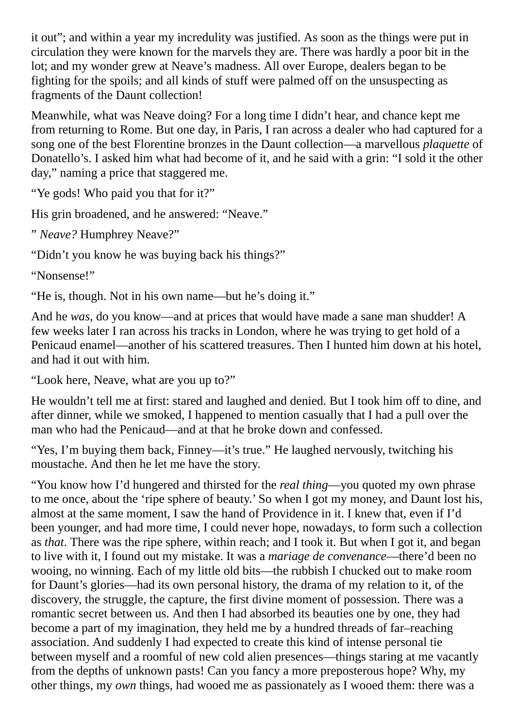it out"; and within a year my incredulity was justified. As soon as the things were put in circulation they were known for the marvels they are. There was hardly a poor bit in the lot; and my wonder grew at Neave's madness. All over Europe, dealers began to be fighting for the spoils; and all kinds of stuff were palmed off on the unsuspecting as fragments of the Daunt collection!

Meanwhile, what was Neave doing? For a long time I didn't hear, and chance kept me from returning to Rome. But one day, in Paris, I ran across a dealer who had captured for a song one of the best Florentine bronzes in the Daunt collection—a marvellous *plaquette* of Donatello's. I asked him what had become of it, and he said with a grin: "I sold it the other day," naming a price that staggered me.

"Ye gods! Who paid you that for it?"

His grin broadened, and he answered: "Neave."

" *Neave?* Humphrey Neave?"

"Didn't you know he was buying back his things?"

"Nonsense!"

"He is, though. Not in his own name—but he's doing it."

And he *was*, do you know—and at prices that would have made a sane man shudder! A few weeks later I ran across his tracks in London, where he was trying to get hold of a Penicaud enamel—another of his scattered treasures. Then I hunted him down at his hotel, and had it out with him.

"Look here, Neave, what are you up to?"

He wouldn't tell me at first: stared and laughed and denied. But I took him off to dine, and after dinner, while we smoked, I happened to mention casually that I had a pull over the man who had the Penicaud—and at that he broke down and confessed.

"Yes, I'm buying them back, Finney—it's true." He laughed nervously, twitching his moustache. And then he let me have the story.

"You know how I'd hungered and thirsted for the *real thing*—you quoted my own phrase to me once, about the 'ripe sphere of beauty.' So when I got my money, and Daunt lost his, almost at the same moment, I saw the hand of Providence in it. I knew that, even if I'd been younger, and had more time, I could never hope, nowadays, to form such a collection as *that*. There was the ripe sphere, within reach; and I took it. But when I got it, and began to live with it, I found out my mistake. It was a *mariage de convenance*—there'd been no wooing, no winning. Each of my little old bits—the rubbish I chucked out to make room for Daunt's glories—had its own personal history, the drama of my relation to it, of the discovery, the struggle, the capture, the first divine moment of possession. There was a romantic secret between us. And then I had absorbed its beauties one by one, they had become a part of my imagination, they held me by a hundred threads of far–reaching association. And suddenly I had expected to create this kind of intense personal tie between myself and a roomful of new cold alien presences—things staring at me vacantly from the depths of unknown pasts! Can you fancy a more preposterous hope? Why, my other things, my *own* things, had wooed me as passionately as I wooed them: there was a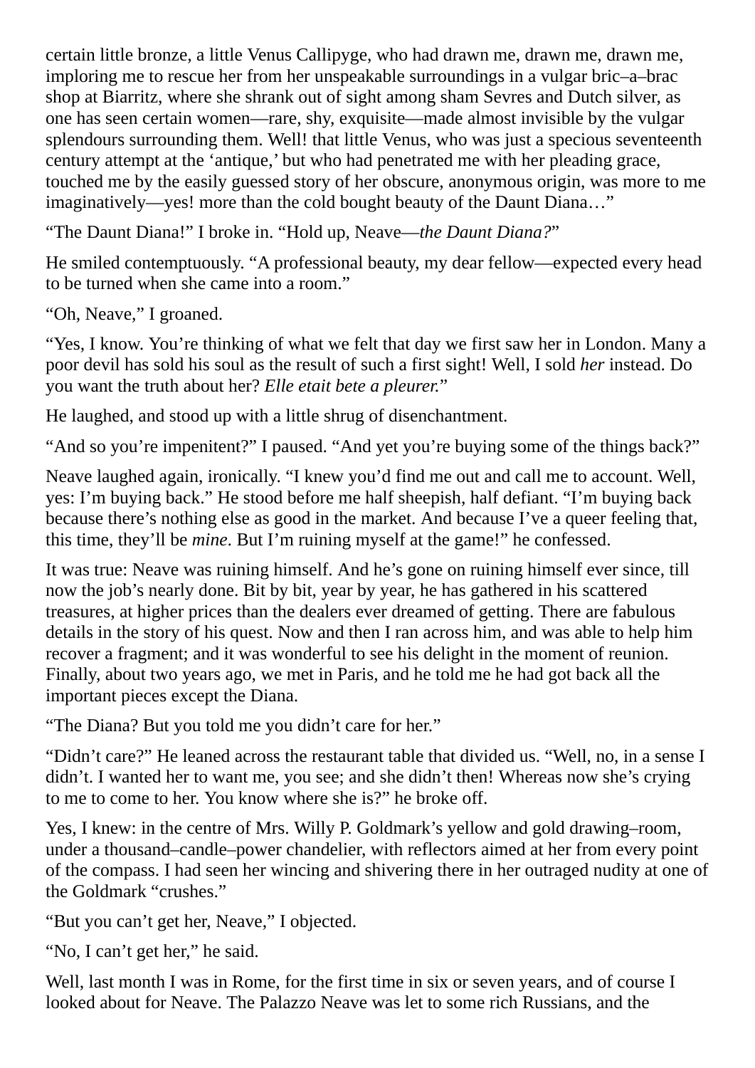certain little bronze, a little Venus Callipyge, who had drawn me, drawn me, drawn me, imploring me to rescue her from her unspeakable surroundings in a vulgar bric–a–brac shop at Biarritz, where she shrank out of sight among sham Sevres and Dutch silver, as one has seen certain women—rare, shy, exquisite—made almost invisible by the vulgar splendours surrounding them. Well! that little Venus, who was just a specious seventeenth century attempt at the 'antique,' but who had penetrated me with her pleading grace, touched me by the easily guessed story of her obscure, anonymous origin, was more to me imaginatively—yes! more than the cold bought beauty of the Daunt Diana…"

"The Daunt Diana!" I broke in. "Hold up, Neave—*the Daunt Diana?*"

He smiled contemptuously. "A professional beauty, my dear fellow—expected every head to be turned when she came into a room."

"Oh, Neave," I groaned.

"Yes, I know. You're thinking of what we felt that day we first saw her in London. Many a poor devil has sold his soul as the result of such a first sight! Well, I sold *her* instead. Do you want the truth about her? *Elle etait bete a pleurer.*"

He laughed, and stood up with a little shrug of disenchantment.

"And so you're impenitent?" I paused. "And yet you're buying some of the things back?"

Neave laughed again, ironically. "I knew you'd find me out and call me to account. Well, yes: I'm buying back." He stood before me half sheepish, half defiant. "I'm buying back because there's nothing else as good in the market. And because I've a queer feeling that, this time, they'll be *mine*. But I'm ruining myself at the game!" he confessed.

It was true: Neave was ruining himself. And he's gone on ruining himself ever since, till now the job's nearly done. Bit by bit, year by year, he has gathered in his scattered treasures, at higher prices than the dealers ever dreamed of getting. There are fabulous details in the story of his quest. Now and then I ran across him, and was able to help him recover a fragment; and it was wonderful to see his delight in the moment of reunion. Finally, about two years ago, we met in Paris, and he told me he had got back all the important pieces except the Diana.

"The Diana? But you told me you didn't care for her."

"Didn't care?" He leaned across the restaurant table that divided us. "Well, no, in a sense I didn't. I wanted her to want me, you see; and she didn't then! Whereas now she's crying to me to come to her. You know where she is?" he broke off.

Yes, I knew: in the centre of Mrs. Willy P. Goldmark's yellow and gold drawing–room, under a thousand–candle–power chandelier, with reflectors aimed at her from every point of the compass. I had seen her wincing and shivering there in her outraged nudity at one of the Goldmark "crushes."

"But you can't get her, Neave," I objected.

"No, I can't get her," he said.

Well, last month I was in Rome, for the first time in six or seven years, and of course I looked about for Neave. The Palazzo Neave was let to some rich Russians, and the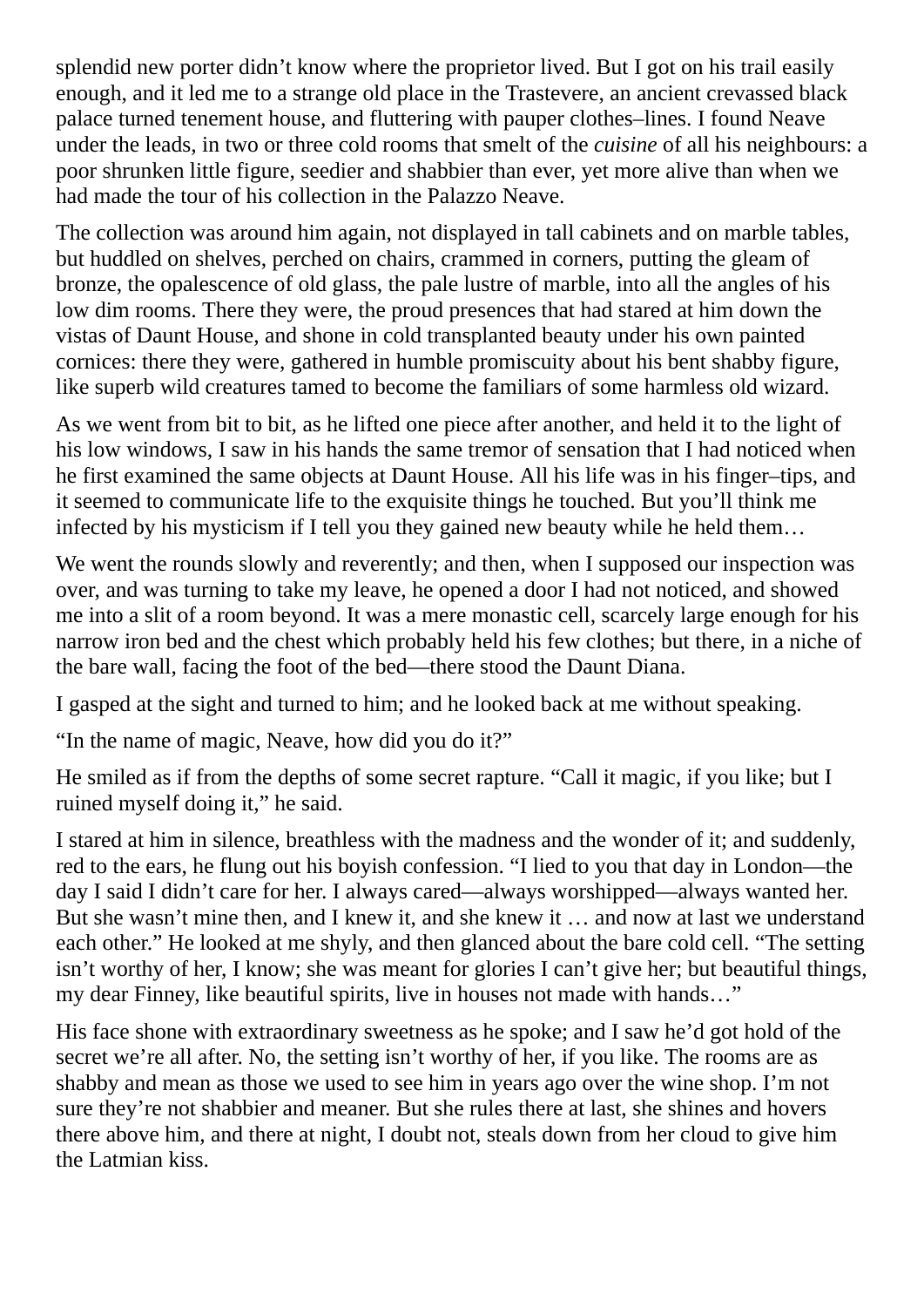splendid new porter didn't know where the proprietor lived. But I got on his trail easily enough, and it led me to a strange old place in the Trastevere, an ancient crevassed black palace turned tenement house, and fluttering with pauper clothes–lines. I found Neave under the leads, in two or three cold rooms that smelt of the *cuisine* of all his neighbours: a poor shrunken little figure, seedier and shabbier than ever, yet more alive than when we had made the tour of his collection in the Palazzo Neave.

The collection was around him again, not displayed in tall cabinets and on marble tables, but huddled on shelves, perched on chairs, crammed in corners, putting the gleam of bronze, the opalescence of old glass, the pale lustre of marble, into all the angles of his low dim rooms. There they were, the proud presences that had stared at him down the vistas of Daunt House, and shone in cold transplanted beauty under his own painted cornices: there they were, gathered in humble promiscuity about his bent shabby figure, like superb wild creatures tamed to become the familiars of some harmless old wizard.

As we went from bit to bit, as he lifted one piece after another, and held it to the light of his low windows, I saw in his hands the same tremor of sensation that I had noticed when he first examined the same objects at Daunt House. All his life was in his finger–tips, and it seemed to communicate life to the exquisite things he touched. But you'll think me infected by his mysticism if I tell you they gained new beauty while he held them…

We went the rounds slowly and reverently; and then, when I supposed our inspection was over, and was turning to take my leave, he opened a door I had not noticed, and showed me into a slit of a room beyond. It was a mere monastic cell, scarcely large enough for his narrow iron bed and the chest which probably held his few clothes; but there, in a niche of the bare wall, facing the foot of the bed—there stood the Daunt Diana.

I gasped at the sight and turned to him; and he looked back at me without speaking.

"In the name of magic, Neave, how did you do it?"

He smiled as if from the depths of some secret rapture. "Call it magic, if you like; but I ruined myself doing it," he said.

I stared at him in silence, breathless with the madness and the wonder of it; and suddenly, red to the ears, he flung out his boyish confession. "I lied to you that day in London—the day I said I didn't care for her. I always cared—always worshipped—always wanted her. But she wasn't mine then, and I knew it, and she knew it … and now at last we understand each other." He looked at me shyly, and then glanced about the bare cold cell. "The setting isn't worthy of her, I know; she was meant for glories I can't give her; but beautiful things, my dear Finney, like beautiful spirits, live in houses not made with hands…"

His face shone with extraordinary sweetness as he spoke; and I saw he'd got hold of the secret we're all after. No, the setting isn't worthy of her, if you like. The rooms are as shabby and mean as those we used to see him in years ago over the wine shop. I'm not sure they're not shabbier and meaner. But she rules there at last, she shines and hovers there above him, and there at night, I doubt not, steals down from her cloud to give him the Latmian kiss.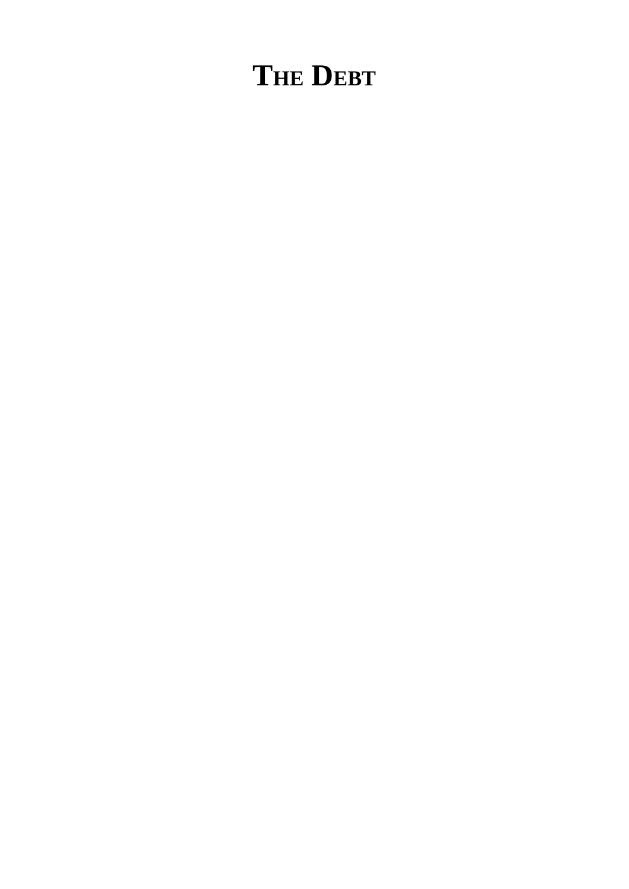# THE DEBT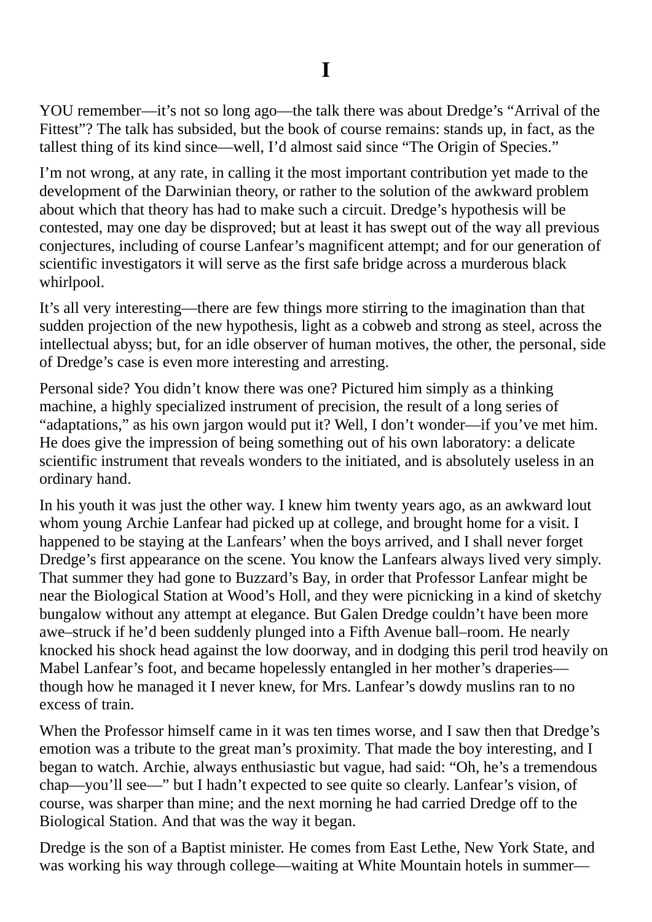# I

YOU remember—it's not so long ago—the talk there was about Dredge's "Arrival of the Fittest"? The talk has subsided, but the book of course remains: stands up, in fact, as the tallest thing of its kind since—well, I'd almost said since "The Origin of Species."

I'm not wrong, at any rate, in calling it the most important contribution yet made to the development of the Darwinian theory, or rather to the solution of the awkward problem about which that theory has had to make such a circuit. Dredge's hypothesis will be contested, may one day be disproved; but at least it has swept out of the way all previous conjectures, including of course Lanfear's magnificent attempt; and for our generation of scientific investigators it will serve as the first safe bridge across a murderous black whirlpool.

It's all very interesting—there are few things more stirring to the imagination than that sudden projection of the new hypothesis, light as a cobweb and strong as steel, across the intellectual abyss; but, for an idle observer of human motives, the other, the personal, side of Dredge's case is even more interesting and arresting.

Personal side? You didn't know there was one? Pictured him simply as a thinking machine, a highly specialized instrument of precision, the result of a long series of "adaptations," as his own jargon would put it? Well, I don't wonder—if you've met him. He does give the impression of being something out of his own laboratory: a delicate scientific instrument that reveals wonders to the initiated, and is absolutely useless in an ordinary hand.

In his youth it was just the other way. I knew him twenty years ago, as an awkward lout whom young Archie Lanfear had picked up at college, and brought home for a visit. I happened to be staying at the Lanfears' when the boys arrived, and I shall never forget Dredge's first appearance on the scene. You know the Lanfears always lived very simply. That summer they had gone to Buzzard's Bay, in order that Professor Lanfear might be near the Biological Station at Wood's Holl, and they were picnicking in a kind of sketchy bungalow without any attempt at elegance. But Galen Dredge couldn't have been more awe–struck if he'd been suddenly plunged into a Fifth Avenue ball–room. He nearly knocked his shock head against the low doorway, and in dodging this peril trod heavily on Mabel Lanfear's foot, and became hopelessly entangled in her mother's draperies—though how he managed it I never knew, for Mrs. Lanfear's dowdy muslins ran to no excess of train.

When the Professor himself came in it was ten times worse, and I saw then that Dredge's emotion was a tribute to the great man's proximity. That made the boy interesting, and I began to watch. Archie, always enthusiastic but vague, had said: "Oh, he's a tremendous chap—you'll see—" but I hadn't expected to see quite so clearly. Lanfear's vision, of course, was sharper than mine; and the next morning he had carried Dredge off to the Biological Station. And that was the way it began.

Dredge is the son of a Baptist minister. He comes from East Lethe, New York State, and was working his way through college—waiting at White Mountain hotels in summer—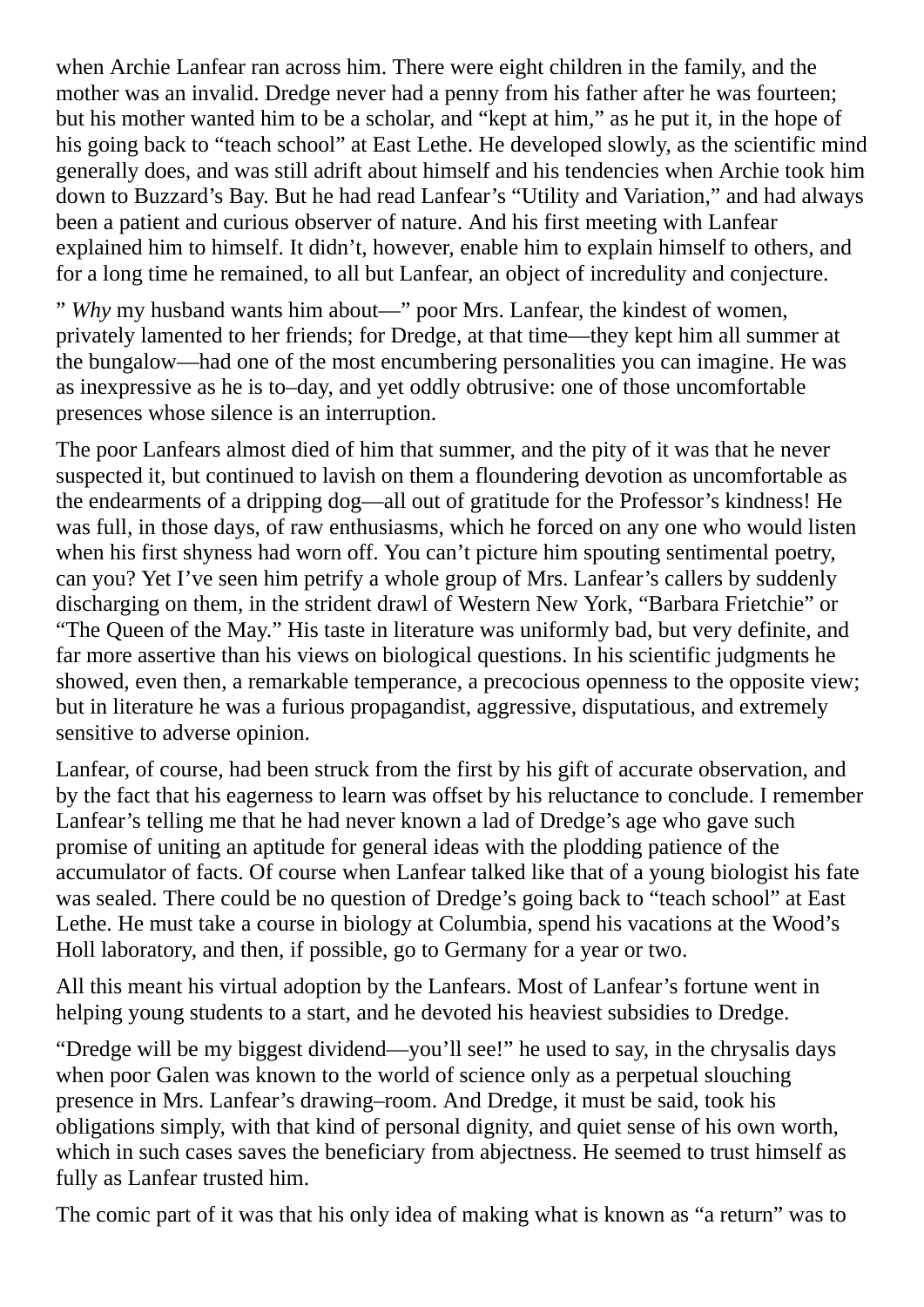when Archie Lanfear ran across him. There were eight children in the family, and the mother was an invalid. Dredge never had a penny from his father after he was fourteen; but his mother wanted him to be a scholar, and "kept at him," as he put it, in the hope of his going back to "teach school" at East Lethe. He developed slowly, as the scientific mind generally does, and was still adrift about himself and his tendencies when Archie took him down to Buzzard's Bay. But he had read Lanfear's "Utility and Variation," and had always been a patient and curious observer of nature. And his first meeting with Lanfear explained him to himself. It didn't, however, enable him to explain himself to others, and for a long time he remained, to all but Lanfear, an object of incredulity and conjecture.

" *Why* my husband wants him about—" poor Mrs. Lanfear, the kindest of women, privately lamented to her friends; for Dredge, at that time—they kept him all summer at the bungalow—had one of the most encumbering personalities you can imagine. He was as inexpressive as he is to–day, and yet oddly obtrusive: one of those uncomfortable presences whose silence is an interruption.

The poor Lanfears almost died of him that summer, and the pity of it was that he never suspected it, but continued to lavish on them a floundering devotion as uncomfortable as the endearments of a dripping dog—all out of gratitude for the Professor's kindness! He was full, in those days, of raw enthusiasms, which he forced on any one who would listen when his first shyness had worn off. You can't picture him spouting sentimental poetry, can you? Yet I've seen him petrify a whole group of Mrs. Lanfear's callers by suddenly discharging on them, in the strident drawl of Western New York, "Barbara Frietchie" or "The Queen of the May." His taste in literature was uniformly bad, but very definite, and far more assertive than his views on biological questions. In his scientific judgments he showed, even then, a remarkable temperance, a precocious openness to the opposite view; but in literature he was a furious propagandist, aggressive, disputatious, and extremely sensitive to adverse opinion.

Lanfear, of course, had been struck from the first by his gift of accurate observation, and by the fact that his eagerness to learn was offset by his reluctance to conclude. I remember Lanfear's telling me that he had never known a lad of Dredge's age who gave such promise of uniting an aptitude for general ideas with the plodding patience of the accumulator of facts. Of course when Lanfear talked like that of a young biologist his fate was sealed. There could be no question of Dredge's going back to "teach school" at East Lethe. He must take a course in biology at Columbia, spend his vacations at the Wood's Holl laboratory, and then, if possible, go to Germany for a year or two.

All this meant his virtual adoption by the Lanfears. Most of Lanfear's fortune went in helping young students to a start, and he devoted his heaviest subsidies to Dredge.

"Dredge will be my biggest dividend—you'll see!" he used to say, in the chrysalis days when poor Galen was known to the world of science only as a perpetual slouching presence in Mrs. Lanfear's drawing–room. And Dredge, it must be said, took his obligations simply, with that kind of personal dignity, and quiet sense of his own worth, which in such cases saves the beneficiary from abjectness. He seemed to trust himself as fully as Lanfear trusted him.

The comic part of it was that his only idea of making what is known as "a return" was to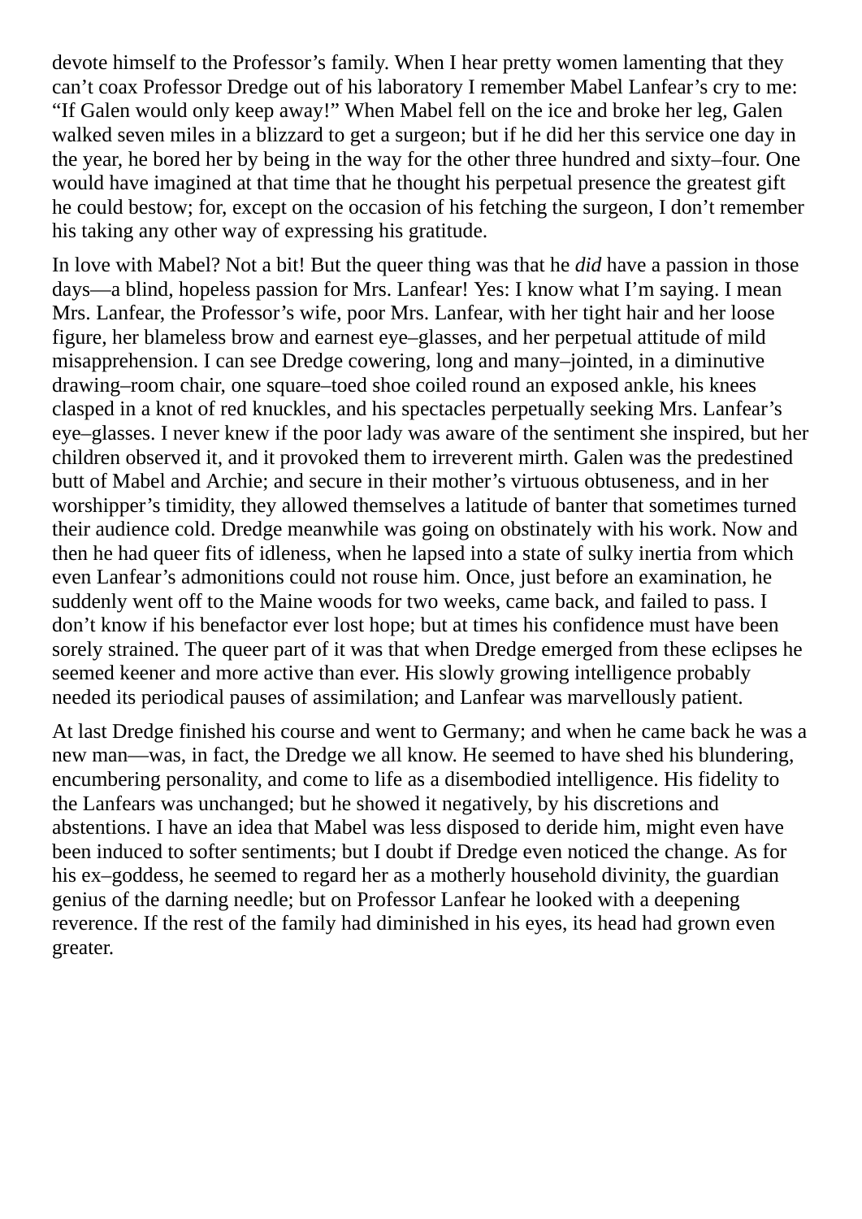devote himself to the Professor's family. When I hear pretty women lamenting that they can't coax Professor Dredge out of his laboratory I remember Mabel Lanfear's cry to me: "If Galen would only keep away!" When Mabel fell on the ice and broke her leg, Galen walked seven miles in a blizzard to get a surgeon; but if he did her this service one day in the year, he bored her by being in the way for the other three hundred and sixty–four. One would have imagined at that time that he thought his perpetual presence the greatest gift he could bestow; for, except on the occasion of his fetching the surgeon, I don't remember his taking any other way of expressing his gratitude.

In love with Mabel? Not a bit! But the queer thing was that he *did* have a passion in those days—a blind, hopeless passion for Mrs. Lanfear! Yes: I know what I'm saying. I mean Mrs. Lanfear, the Professor's wife, poor Mrs. Lanfear, with her tight hair and her loose figure, her blameless brow and earnest eye–glasses, and her perpetual attitude of mild misapprehension. I can see Dredge cowering, long and many–jointed, in a diminutive drawing–room chair, one square–toed shoe coiled round an exposed ankle, his knees clasped in a knot of red knuckles, and his spectacles perpetually seeking Mrs. Lanfear's eye–glasses. I never knew if the poor lady was aware of the sentiment she inspired, but her children observed it, and it provoked them to irreverent mirth. Galen was the predestined butt of Mabel and Archie; and secure in their mother's virtuous obtuseness, and in her worshipper's timidity, they allowed themselves a latitude of banter that sometimes turned their audience cold. Dredge meanwhile was going on obstinately with his work. Now and then he had queer fits of idleness, when he lapsed into a state of sulky inertia from which even Lanfear's admonitions could not rouse him. Once, just before an examination, he suddenly went off to the Maine woods for two weeks, came back, and failed to pass. I don't know if his benefactor ever lost hope; but at times his confidence must have been sorely strained. The queer part of it was that when Dredge emerged from these eclipses he seemed keener and more active than ever. His slowly growing intelligence probably needed its periodical pauses of assimilation; and Lanfear was marvellously patient.

At last Dredge finished his course and went to Germany; and when he came back he was a new man—was, in fact, the Dredge we all know. He seemed to have shed his blundering, encumbering personality, and come to life as a disembodied intelligence. His fidelity to the Lanfears was unchanged; but he showed it negatively, by his discretions and abstentions. I have an idea that Mabel was less disposed to deride him, might even have been induced to softer sentiments; but I doubt if Dredge even noticed the change. As for his ex–goddess, he seemed to regard her as a motherly household divinity, the guardian genius of the darning needle; but on Professor Lanfear he looked with a deepening reverence. If the rest of the family had diminished in his eyes, its head had grown even greater.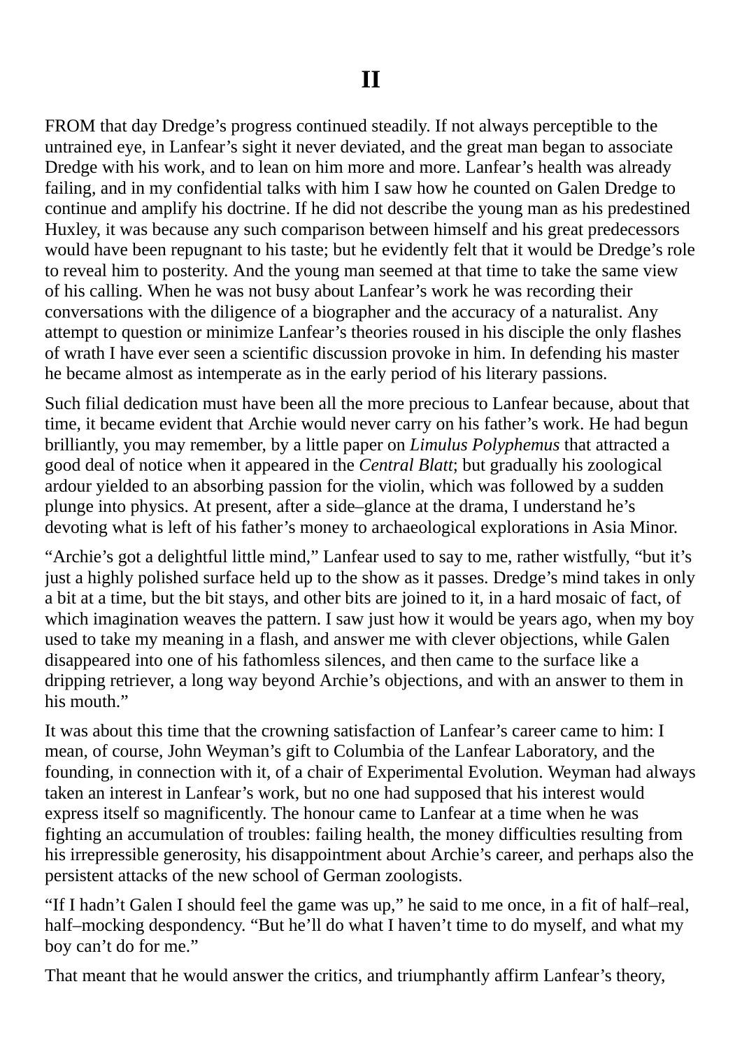# II

FROM that day Dredge's progress continued steadily. If not always perceptible to the untrained eye, in Lanfear's sight it never deviated, and the great man began to associate Dredge with his work, and to lean on him more and more. Lanfear's health was already failing, and in my confidential talks with him I saw how he counted on Galen Dredge to continue and amplify his doctrine. If he did not describe the young man as his predestined Huxley, it was because any such comparison between himself and his great predecessors would have been repugnant to his taste; but he evidently felt that it would be Dredge's role to reveal him to posterity. And the young man seemed at that time to take the same view of his calling. When he was not busy about Lanfear's work he was recording their conversations with the diligence of a biographer and the accuracy of a naturalist. Any attempt to question or minimize Lanfear's theories roused in his disciple the only flashes of wrath I have ever seen a scientific discussion provoke in him. In defending his master he became almost as intemperate as in the early period of his literary passions.

Such filial dedication must have been all the more precious to Lanfear because, about that time, it became evident that Archie would never carry on his father's work. He had begun brilliantly, you may remember, by a little paper on *Limulus Polyphemus* that attracted a good deal of notice when it appeared in the *Central Blatt*; but gradually his zoological ardour yielded to an absorbing passion for the violin, which was followed by a sudden plunge into physics. At present, after a side–glance at the drama, I understand he's devoting what is left of his father's money to archaeological explorations in Asia Minor.

"Archie's got a delightful little mind," Lanfear used to say to me, rather wistfully, "but it's just a highly polished surface held up to the show as it passes. Dredge's mind takes in only a bit at a time, but the bit stays, and other bits are joined to it, in a hard mosaic of fact, of which imagination weaves the pattern. I saw just how it would be years ago, when my boy used to take my meaning in a flash, and answer me with clever objections, while Galen disappeared into one of his fathomless silences, and then came to the surface like a dripping retriever, a long way beyond Archie's objections, and with an answer to them in his mouth."

It was about this time that the crowning satisfaction of Lanfear's career came to him: I mean, of course, John Weyman's gift to Columbia of the Lanfear Laboratory, and the founding, in connection with it, of a chair of Experimental Evolution. Weyman had always taken an interest in Lanfear's work, but no one had supposed that his interest would express itself so magnificently. The honour came to Lanfear at a time when he was fighting an accumulation of troubles: failing health, the money difficulties resulting from his irrepressible generosity, his disappointment about Archie's career, and perhaps also the persistent attacks of the new school of German zoologists.

"If I hadn't Galen I should feel the game was up," he said to me once, in a fit of half–real, half–mocking despondency. "But he'll do what I haven't time to do myself, and what my boy can't do for me."

That meant that he would answer the critics, and triumphantly affirm Lanfear's theory,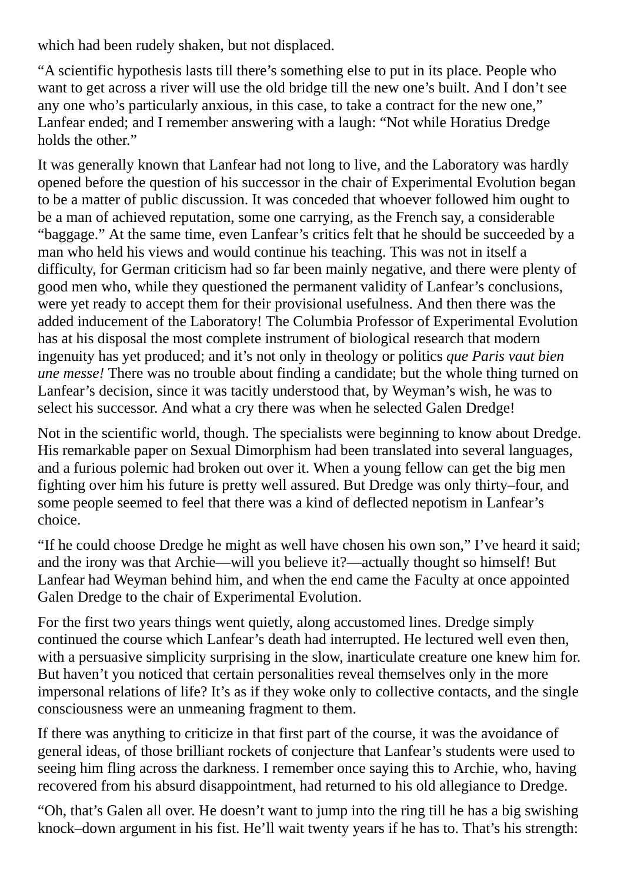which had been rudely shaken, but not displaced.

“A scientific hypothesis lasts till there’s something else to put in its place. People who want to get across a river will use the old bridge till the new one’s built. And I don’t see any one who’s particularly anxious, in this case, to take a contract for the new one,” Lanfear ended; and I remember answering with a laugh: “Not while Horatius Dredge holds the other.”

It was generally known that Lanfear had not long to live, and the Laboratory was hardly opened before the question of his successor in the chair of Experimental Evolution began to be a matter of public discussion. It was conceded that whoever followed him ought to be a man of achieved reputation, some one carrying, as the French say, a considerable “baggage.” At the same time, even Lanfear’s critics felt that he should be succeeded by a man who held his views and would continue his teaching. This was not in itself a difficulty, for German criticism had so far been mainly negative, and there were plenty of good men who, while they questioned the permanent validity of Lanfear’s conclusions, were yet ready to accept them for their provisional usefulness. And then there was the added inducement of the Laboratory! The Columbia Professor of Experimental Evolution has at his disposal the most complete instrument of biological research that modern ingenuity has yet produced; and it’s not only in theology or politics *que Paris vaut bien une messe!* There was no trouble about finding a candidate; but the whole thing turned on Lanfear’s decision, since it was tacitly understood that, by Weyman’s wish, he was to select his successor. And what a cry there was when he selected Galen Dredge!

Not in the scientific world, though. The specialists were beginning to know about Dredge. His remarkable paper on Sexual Dimorphism had been translated into several languages, and a furious polemic had broken out over it. When a young fellow can get the big men fighting over him his future is pretty well assured. But Dredge was only thirty–four, and some people seemed to feel that there was a kind of deflected nepotism in Lanfear’s choice.

“If he could choose Dredge he might as well have chosen his own son,” I’ve heard it said; and the irony was that Archie—will you believe it?—actually thought so himself! But Lanfear had Weyman behind him, and when the end came the Faculty at once appointed Galen Dredge to the chair of Experimental Evolution.

For the first two years things went quietly, along accustomed lines. Dredge simply continued the course which Lanfear’s death had interrupted. He lectured well even then, with a persuasive simplicity surprising in the slow, inarticulate creature one knew him for. But haven’t you noticed that certain personalities reveal themselves only in the more impersonal relations of life? It’s as if they woke only to collective contacts, and the single consciousness were an unmeaning fragment to them.

If there was anything to criticize in that first part of the course, it was the avoidance of general ideas, of those brilliant rockets of conjecture that Lanfear’s students were used to seeing him fling across the darkness. I remember once saying this to Archie, who, having recovered from his absurd disappointment, had returned to his old allegiance to Dredge.

“Oh, that’s Galen all over. He doesn’t want to jump into the ring till he has a big swishing knock–down argument in his fist. He’ll wait twenty years if he has to. That’s his strength: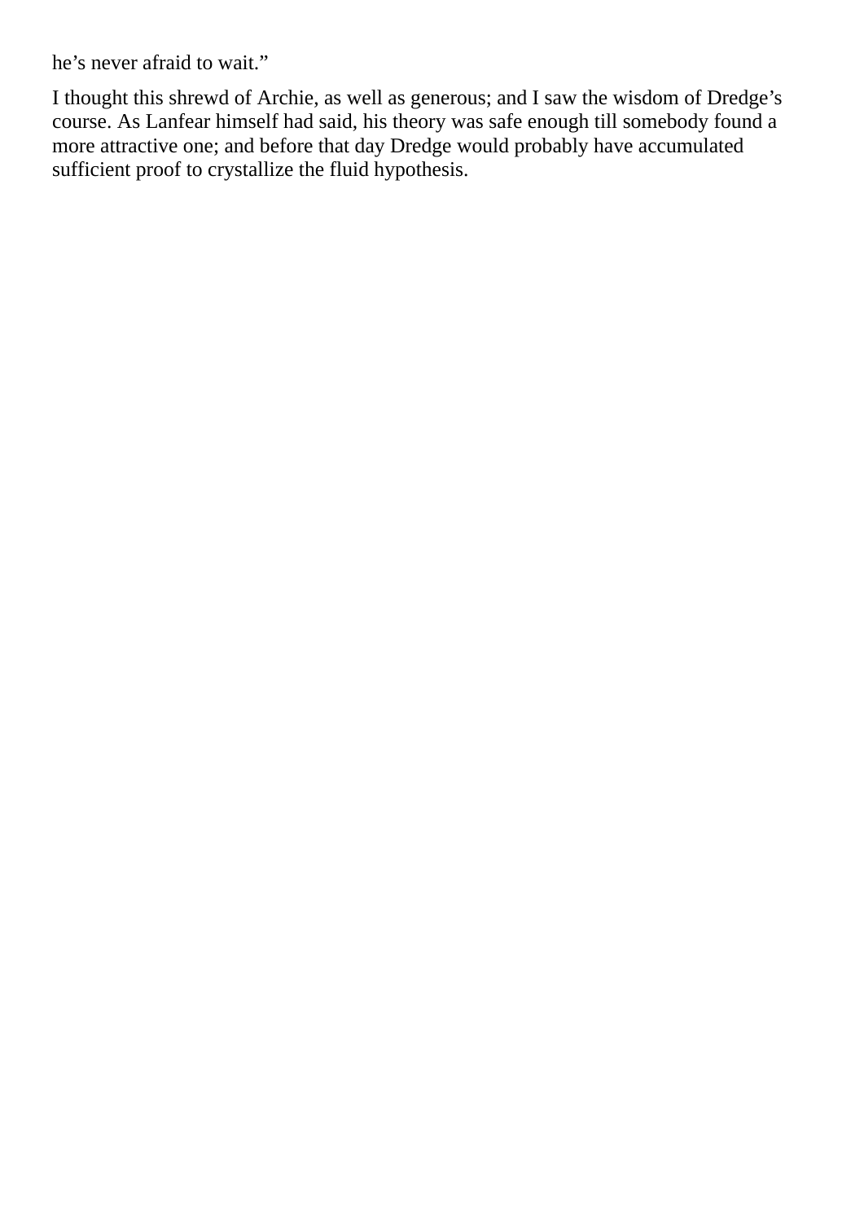he’s never afraid to wait.”

I thought this shrewd of Archie, as well as generous; and I saw the wisdom of Dredge’s course. As Lanfear himself had said, his theory was safe enough till somebody found a more attractive one; and before that day Dredge would probably have accumulated sufficient proof to crystallize the fluid hypothesis.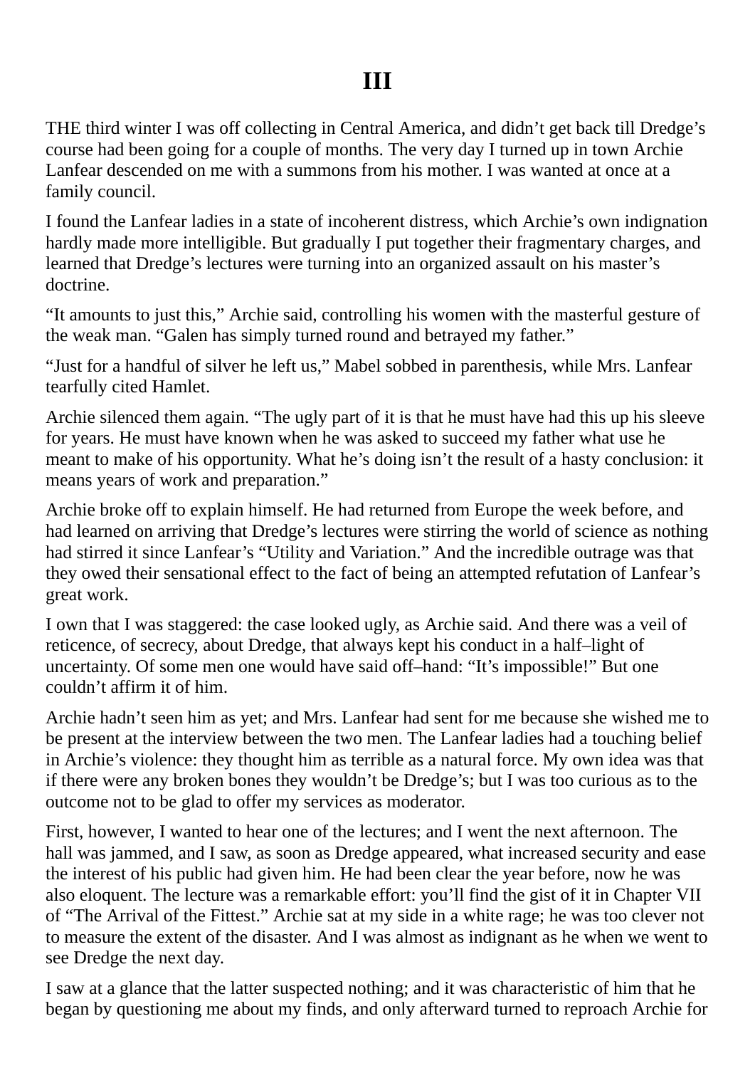# III

THE third winter I was off collecting in Central America, and didn't get back till Dredge's course had been going for a couple of months. The very day I turned up in town Archie Lanfear descended on me with a summons from his mother. I was wanted at once at a family council.

I found the Lanfear ladies in a state of incoherent distress, which Archie's own indignation hardly made more intelligible. But gradually I put together their fragmentary charges, and learned that Dredge's lectures were turning into an organized assault on his master's doctrine.

"It amounts to just this," Archie said, controlling his women with the masterful gesture of the weak man. "Galen has simply turned round and betrayed my father."

"Just for a handful of silver he left us," Mabel sobbed in parenthesis, while Mrs. Lanfear tearfully cited Hamlet.

Archie silenced them again. "The ugly part of it is that he must have had this up his sleeve for years. He must have known when he was asked to succeed my father what use he meant to make of his opportunity. What he's doing isn't the result of a hasty conclusion: it means years of work and preparation."

Archie broke off to explain himself. He had returned from Europe the week before, and had learned on arriving that Dredge's lectures were stirring the world of science as nothing had stirred it since Lanfear's "Utility and Variation." And the incredible outrage was that they owed their sensational effect to the fact of being an attempted refutation of Lanfear's great work.

I own that I was staggered: the case looked ugly, as Archie said. And there was a veil of reticence, of secrecy, about Dredge, that always kept his conduct in a half–light of uncertainty. Of some men one would have said off–hand: "It's impossible!" But one couldn't affirm it of him.

Archie hadn't seen him as yet; and Mrs. Lanfear had sent for me because she wished me to be present at the interview between the two men. The Lanfear ladies had a touching belief in Archie's violence: they thought him as terrible as a natural force. My own idea was that if there were any broken bones they wouldn't be Dredge's; but I was too curious as to the outcome not to be glad to offer my services as moderator.

First, however, I wanted to hear one of the lectures; and I went the next afternoon. The hall was jammed, and I saw, as soon as Dredge appeared, what increased security and ease the interest of his public had given him. He had been clear the year before, now he was also eloquent. The lecture was a remarkable effort: you'll find the gist of it in Chapter VII of "The Arrival of the Fittest." Archie sat at my side in a white rage; he was too clever not to measure the extent of the disaster. And I was almost as indignant as he when we went to see Dredge the next day.

I saw at a glance that the latter suspected nothing; and it was characteristic of him that he began by questioning me about my finds, and only afterward turned to reproach Archie for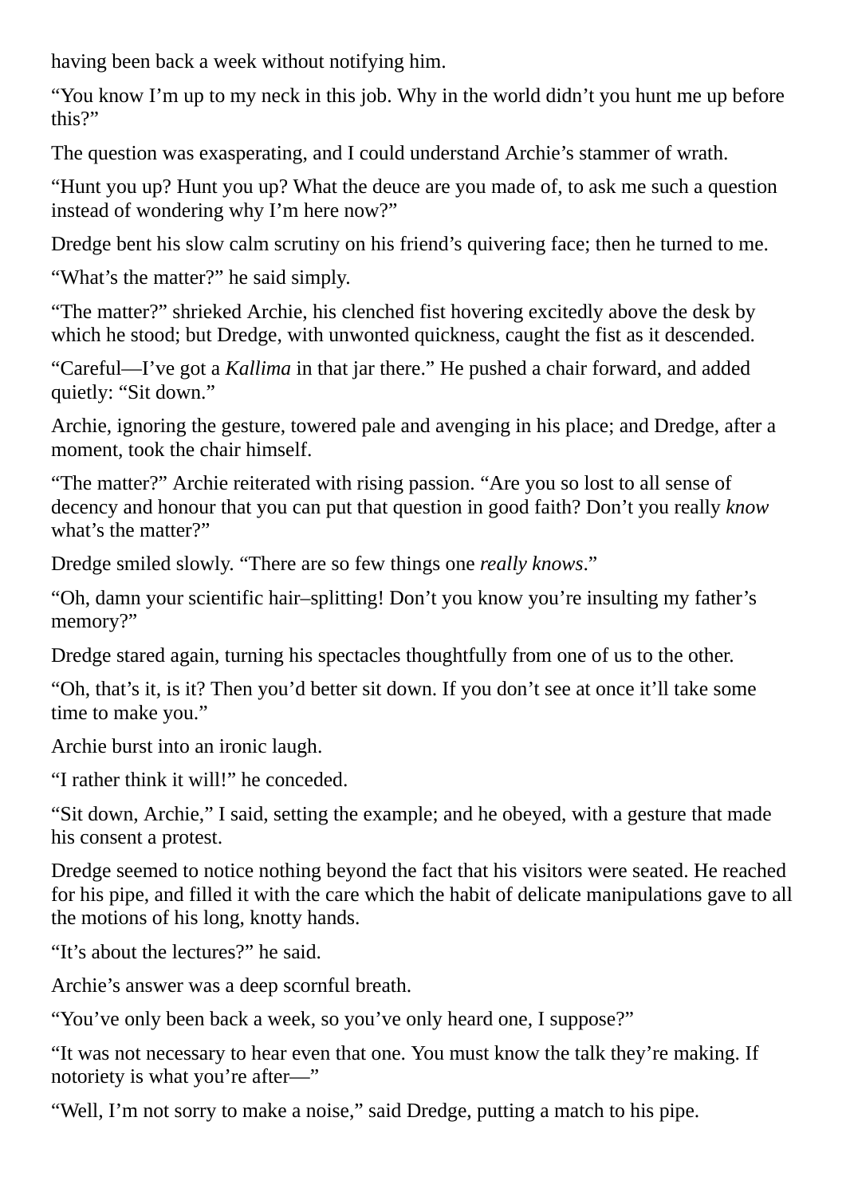having been back a week without notifying him.

“You know I’m up to my neck in this job. Why in the world didn’t you hunt me up before this?”

The question was exasperating, and I could understand Archie’s stammer of wrath.

“Hunt you up? Hunt you up? What the deuce are you made of, to ask me such a question instead of wondering why I’m here now?”

Dredge bent his slow calm scrutiny on his friend’s quivering face; then he turned to me.

“What’s the matter?” he said simply.

“The matter?” shrieked Archie, his clenched fist hovering excitedly above the desk by which he stood; but Dredge, with unwonted quickness, caught the fist as it descended.

“Careful—I’ve got a *Kallima* in that jar there.” He pushed a chair forward, and added quietly: “Sit down.”

Archie, ignoring the gesture, towered pale and avenging in his place; and Dredge, after a moment, took the chair himself.

“The matter?” Archie reiterated with rising passion. “Are you so lost to all sense of decency and honour that you can put that question in good faith? Don’t you really *know* what’s the matter?”

Dredge smiled slowly. “There are so few things one *really knows*.”

“Oh, damn your scientific hair–splitting! Don’t you know you’re insulting my father’s memory?”

Dredge stared again, turning his spectacles thoughtfully from one of us to the other.

“Oh, that’s it, is it? Then you’d better sit down. If you don’t see at once it’ll take some time to make you.”

Archie burst into an ironic laugh.

“I rather think it will!” he conceded.

“Sit down, Archie,” I said, setting the example; and he obeyed, with a gesture that made his consent a protest.

Dredge seemed to notice nothing beyond the fact that his visitors were seated. He reached for his pipe, and filled it with the care which the habit of delicate manipulations gave to all the motions of his long, knotty hands.

“It’s about the lectures?” he said.

Archie’s answer was a deep scornful breath.

“You’ve only been back a week, so you’ve only heard one, I suppose?”

“It was not necessary to hear even that one. You must know the talk they’re making. If notoriety is what you’re after—”

“Well, I’m not sorry to make a noise,” said Dredge, putting a match to his pipe.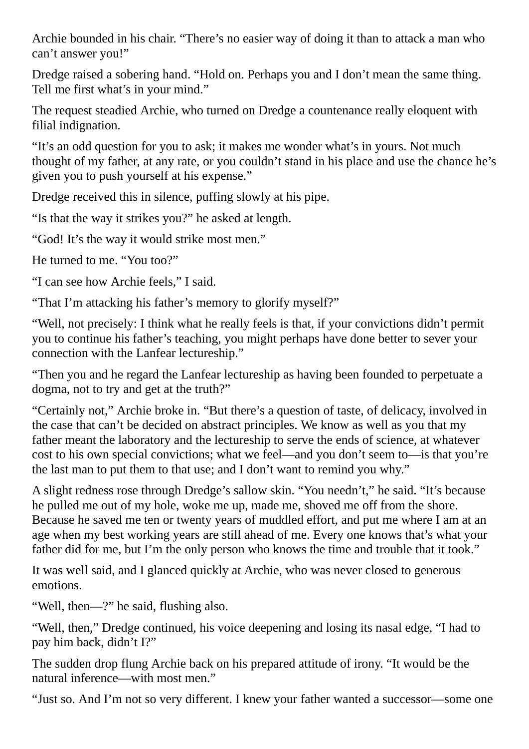Archie bounded in his chair. “There’s no easier way of doing it than to attack a man who can’t answer you!”

Dredge raised a sobering hand. “Hold on. Perhaps you and I don’t mean the same thing. Tell me first what’s in your mind.”

The request steadied Archie, who turned on Dredge a countenance really eloquent with filial indignation.

“It’s an odd question for you to ask; it makes me wonder what’s in yours. Not much thought of my father, at any rate, or you couldn’t stand in his place and use the chance he’s given you to push yourself at his expense.”

Dredge received this in silence, puffing slowly at his pipe.

“Is that the way it strikes you?” he asked at length.

“God! It’s the way it would strike most men.”

He turned to me. “You too?”

“I can see how Archie feels,” I said.

“That I’m attacking his father’s memory to glorify myself?”

“Well, not precisely: I think what he really feels is that, if your convictions didn’t permit you to continue his father’s teaching, you might perhaps have done better to sever your connection with the Lanfear lectureship.”

“Then you and he regard the Lanfear lectureship as having been founded to perpetuate a dogma, not to try and get at the truth?”

“Certainly not,” Archie broke in. “But there’s a question of taste, of delicacy, involved in the case that can’t be decided on abstract principles. We know as well as you that my father meant the laboratory and the lectureship to serve the ends of science, at whatever cost to his own special convictions; what we feel—and you don’t seem to—is that you’re the last man to put them to that use; and I don’t want to remind you why.”

A slight redness rose through Dredge’s sallow skin. “You needn’t,” he said. “It’s because he pulled me out of my hole, woke me up, made me, shoved me off from the shore. Because he saved me ten or twenty years of muddled effort, and put me where I am at an age when my best working years are still ahead of me. Every one knows that’s what your father did for me, but I’m the only person who knows the time and trouble that it took.”

It was well said, and I glanced quickly at Archie, who was never closed to generous emotions.

“Well, then—?” he said, flushing also.

“Well, then,” Dredge continued, his voice deepening and losing its nasal edge, “I had to pay him back, didn’t I?”

The sudden drop flung Archie back on his prepared attitude of irony. “It would be the natural inference—with most men.”

“Just so. And I’m not so very different. I knew your father wanted a successor—some one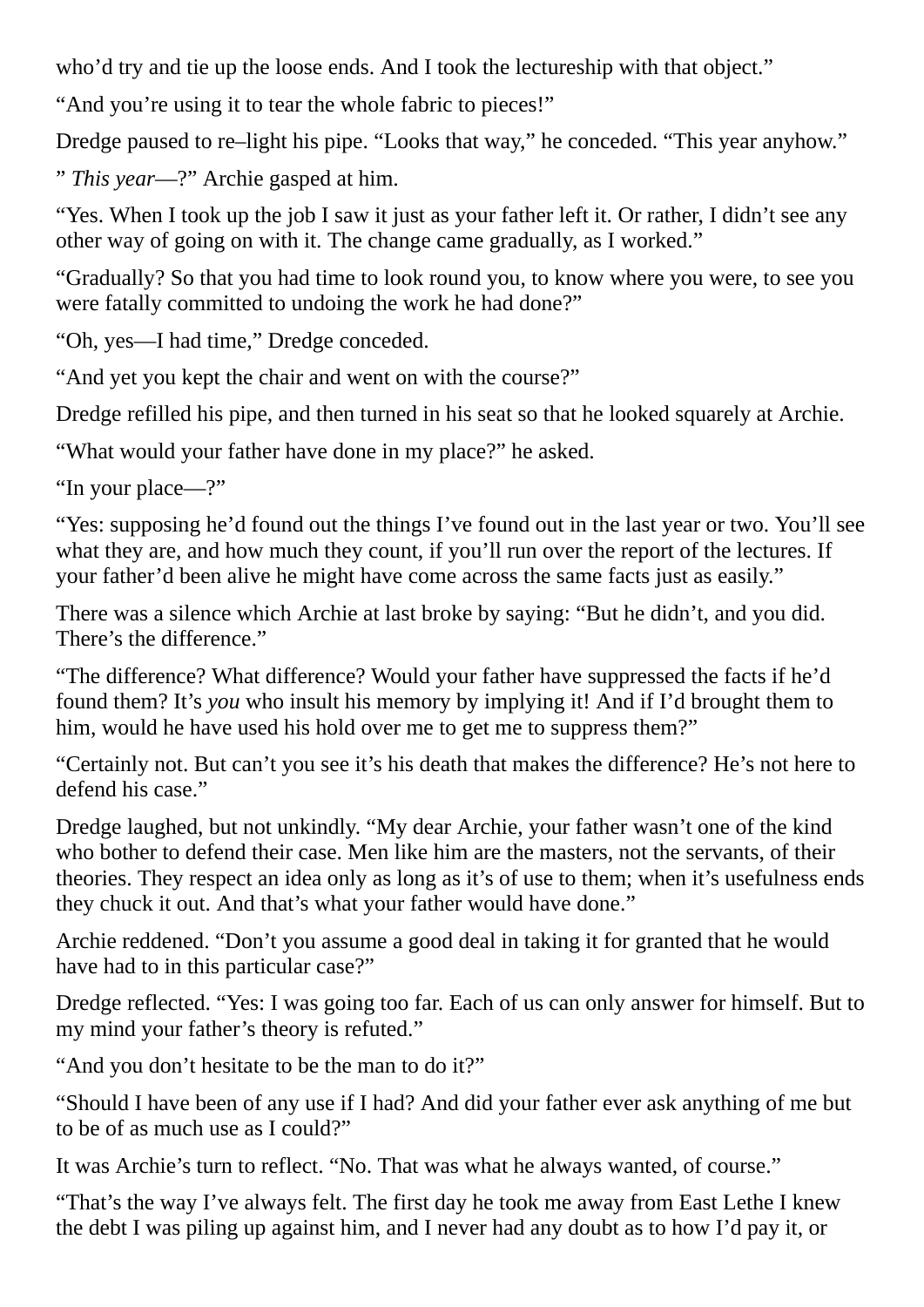who'd try and tie up the loose ends. And I took the lectureship with that object."

"And you're using it to tear the whole fabric to pieces!"

Dredge paused to re–light his pipe. "Looks that way," he conceded. "This year anyhow."

" *This year*—?" Archie gasped at him.

"Yes. When I took up the job I saw it just as your father left it. Or rather, I didn't see any other way of going on with it. The change came gradually, as I worked."

"Gradually? So that you had time to look round you, to know where you were, to see you were fatally committed to undoing the work he had done?"

"Oh, yes—I had time," Dredge conceded.

"And yet you kept the chair and went on with the course?"

Dredge refilled his pipe, and then turned in his seat so that he looked squarely at Archie.

"What would your father have done in my place?" he asked.

"In your place—?"

"Yes: supposing he'd found out the things I've found out in the last year or two. You'll see what they are, and how much they count, if you'll run over the report of the lectures. If your father'd been alive he might have come across the same facts just as easily."

There was a silence which Archie at last broke by saying: "But he didn't, and you did. There's the difference."

"The difference? What difference? Would your father have suppressed the facts if he'd found them? It's *you* who insult his memory by implying it! And if I'd brought them to him, would he have used his hold over me to get me to suppress them?"

"Certainly not. But can't you see it's his death that makes the difference? He's not here to defend his case."

Dredge laughed, but not unkindly. "My dear Archie, your father wasn't one of the kind who bother to defend their case. Men like him are the masters, not the servants, of their theories. They respect an idea only as long as it's of use to them; when it's usefulness ends they chuck it out. And that's what your father would have done."

Archie reddened. "Don't you assume a good deal in taking it for granted that he would have had to in this particular case?"

Dredge reflected. "Yes: I was going too far. Each of us can only answer for himself. But to my mind your father's theory is refuted."

"And you don't hesitate to be the man to do it?"

"Should I have been of any use if I had? And did your father ever ask anything of me but to be of as much use as I could?"

It was Archie's turn to reflect. "No. That was what he always wanted, of course."

"That's the way I've always felt. The first day he took me away from East Lethe I knew the debt I was piling up against him, and I never had any doubt as to how I'd pay it, or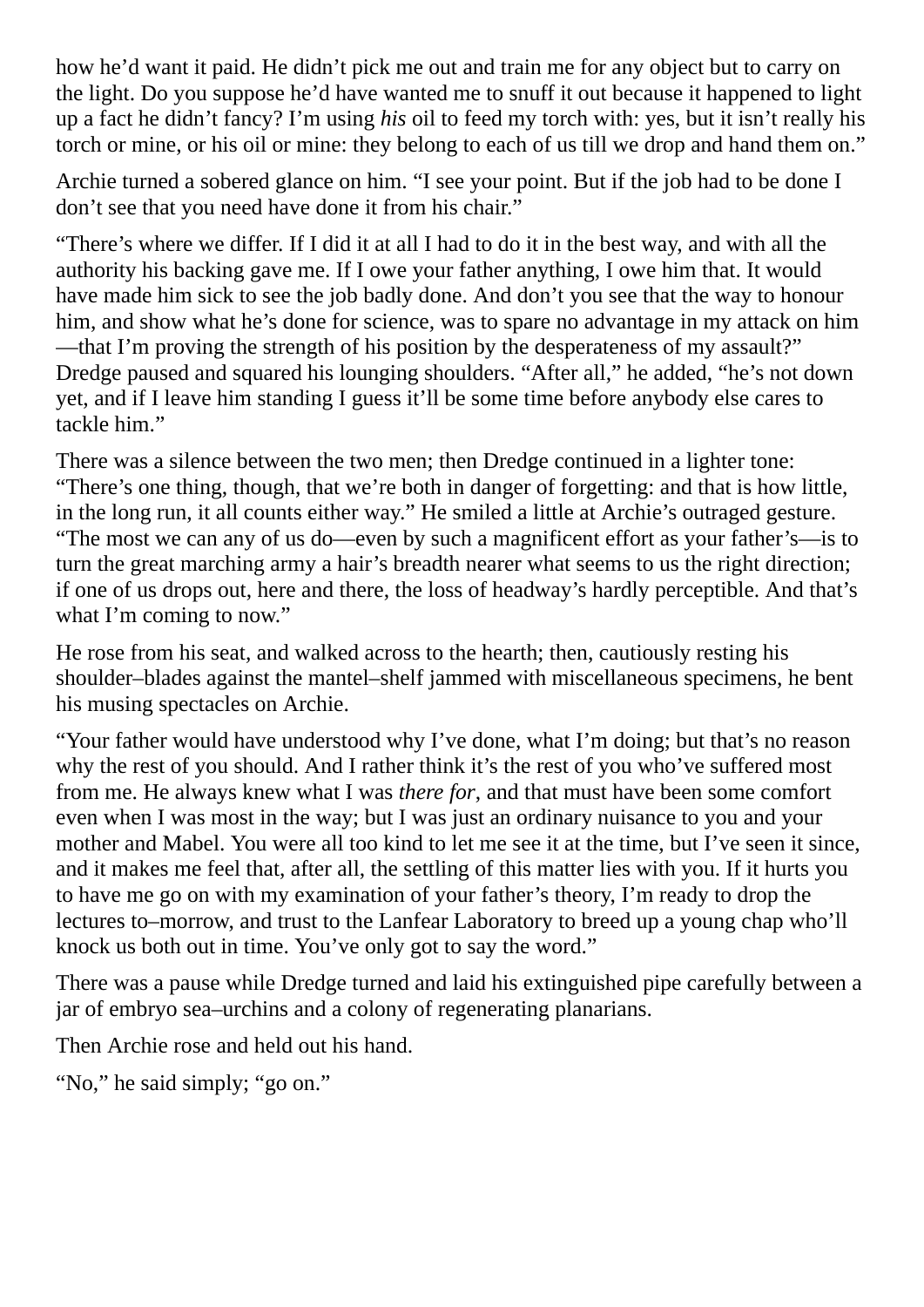how he'd want it paid. He didn't pick me out and train me for any object but to carry on the light. Do you suppose he'd have wanted me to snuff it out because it happened to light up a fact he didn't fancy? I'm using *his* oil to feed my torch with: yes, but it isn't really his torch or mine, or his oil or mine: they belong to each of us till we drop and hand them on."

Archie turned a sobered glance on him. "I see your point. But if the job had to be done I don't see that you need have done it from his chair."

"There's where we differ. If I did it at all I had to do it in the best way, and with all the authority his backing gave me. If I owe your father anything, I owe him that. It would have made him sick to see the job badly done. And don't you see that the way to honour him, and show what he's done for science, was to spare no advantage in my attack on him—that I'm proving the strength of his position by the desperateness of my assault?" Dredge paused and squared his lounging shoulders. "After all," he added, "he's not down yet, and if I leave him standing I guess it'll be some time before anybody else cares to tackle him."

There was a silence between the two men; then Dredge continued in a lighter tone: "There's one thing, though, that we're both in danger of forgetting: and that is how little, in the long run, it all counts either way." He smiled a little at Archie's outraged gesture. "The most we can any of us do—even by such a magnificent effort as your father's—is to turn the great marching army a hair's breadth nearer what seems to us the right direction; if one of us drops out, here and there, the loss of headway's hardly perceptible. And that's what I'm coming to now."

He rose from his seat, and walked across to the hearth; then, cautiously resting his shoulder–blades against the mantel–shelf jammed with miscellaneous specimens, he bent his musing spectacles on Archie.

"Your father would have understood why I've done, what I'm doing; but that's no reason why the rest of you should. And I rather think it's the rest of you who've suffered most from me. He always knew what I was *there for*, and that must have been some comfort even when I was most in the way; but I was just an ordinary nuisance to you and your mother and Mabel. You were all too kind to let me see it at the time, but I've seen it since, and it makes me feel that, after all, the settling of this matter lies with you. If it hurts you to have me go on with my examination of your father's theory, I'm ready to drop the lectures to–morrow, and trust to the Lanfear Laboratory to breed up a young chap who'll knock us both out in time. You've only got to say the word."

There was a pause while Dredge turned and laid his extinguished pipe carefully between a jar of embryo sea–urchins and a colony of regenerating planarians.

Then Archie rose and held out his hand.

"No," he said simply; "go on."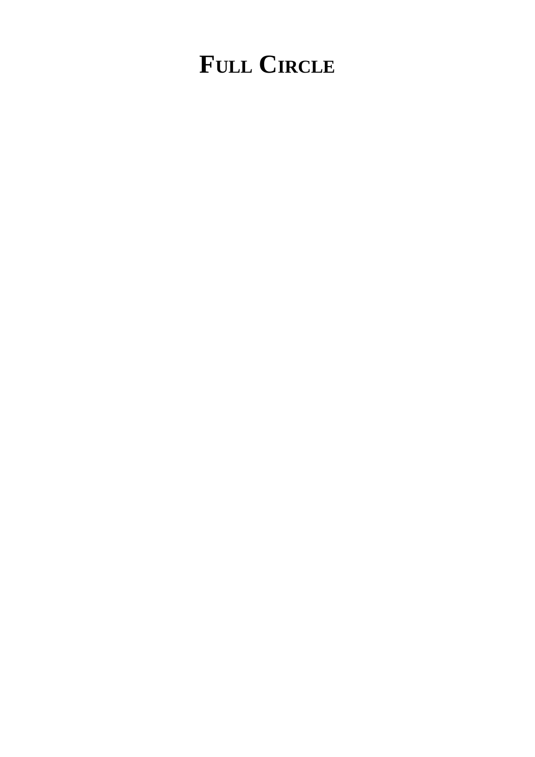# Full Circle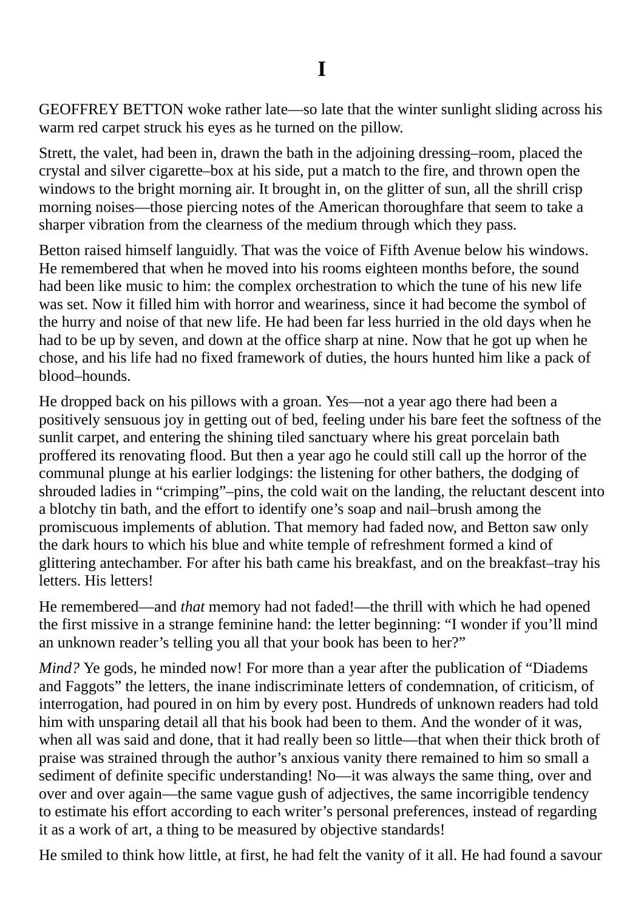# I

GEOFFREY BETTON woke rather late—so late that the winter sunlight sliding across his warm red carpet struck his eyes as he turned on the pillow.

Strett, the valet, had been in, drawn the bath in the adjoining dressing–room, placed the crystal and silver cigarette–box at his side, put a match to the fire, and thrown open the windows to the bright morning air. It brought in, on the glitter of sun, all the shrill crisp morning noises—those piercing notes of the American thoroughfare that seem to take a sharper vibration from the clearness of the medium through which they pass.

Betton raised himself languidly. That was the voice of Fifth Avenue below his windows. He remembered that when he moved into his rooms eighteen months before, the sound had been like music to him: the complex orchestration to which the tune of his new life was set. Now it filled him with horror and weariness, since it had become the symbol of the hurry and noise of that new life. He had been far less hurried in the old days when he had to be up by seven, and down at the office sharp at nine. Now that he got up when he chose, and his life had no fixed framework of duties, the hours hunted him like a pack of blood–hounds.

He dropped back on his pillows with a groan. Yes—not a year ago there had been a positively sensuous joy in getting out of bed, feeling under his bare feet the softness of the sunlit carpet, and entering the shining tiled sanctuary where his great porcelain bath proffered its renovating flood. But then a year ago he could still call up the horror of the communal plunge at his earlier lodgings: the listening for other bathers, the dodging of shrouded ladies in "crimping"–pins, the cold wait on the landing, the reluctant descent into a blotchy tin bath, and the effort to identify one's soap and nail–brush among the promiscuous implements of ablution. That memory had faded now, and Betton saw only the dark hours to which his blue and white temple of refreshment formed a kind of glittering antechamber. For after his bath came his breakfast, and on the breakfast–tray his letters. His letters!

He remembered—and *that* memory had not faded!—the thrill with which he had opened the first missive in a strange feminine hand: the letter beginning: "I wonder if you'll mind an unknown reader's telling you all that your book has been to her?"

*Mind?* Ye gods, he minded now! For more than a year after the publication of "Diadems and Faggots" the letters, the inane indiscriminate letters of condemnation, of criticism, of interrogation, had poured in on him by every post. Hundreds of unknown readers had told him with unsparing detail all that his book had been to them. And the wonder of it was, when all was said and done, that it had really been so little—that when their thick broth of praise was strained through the author's anxious vanity there remained to him so small a sediment of definite specific understanding! No—it was always the same thing, over and over and over again—the same vague gush of adjectives, the same incorrigible tendency to estimate his effort according to each writer's personal preferences, instead of regarding it as a work of art, a thing to be measured by objective standards!

He smiled to think how little, at first, he had felt the vanity of it all. He had found a savour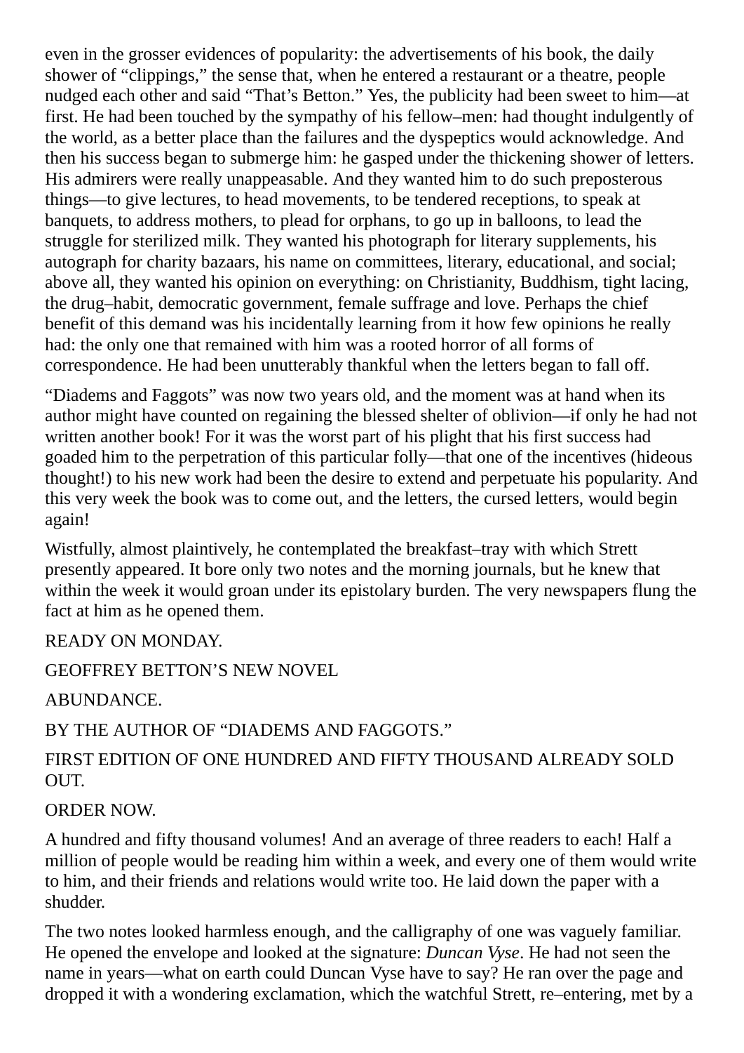even in the grosser evidences of popularity: the advertisements of his book, the daily shower of "clippings," the sense that, when he entered a restaurant or a theatre, people nudged each other and said "That's Betton." Yes, the publicity had been sweet to him—at first. He had been touched by the sympathy of his fellow–men: had thought indulgently of the world, as a better place than the failures and the dyspeptics would acknowledge. And then his success began to submerge him: he gasped under the thickening shower of letters. His admirers were really unappeasable. And they wanted him to do such preposterous things—to give lectures, to head movements, to be tendered receptions, to speak at banquets, to address mothers, to plead for orphans, to go up in balloons, to lead the struggle for sterilized milk. They wanted his photograph for literary supplements, his autograph for charity bazaars, his name on committees, literary, educational, and social; above all, they wanted his opinion on everything: on Christianity, Buddhism, tight lacing, the drug–habit, democratic government, female suffrage and love. Perhaps the chief benefit of this demand was his incidentally learning from it how few opinions he really had: the only one that remained with him was a rooted horror of all forms of correspondence. He had been unutterably thankful when the letters began to fall off.

"Diadems and Faggots" was now two years old, and the moment was at hand when its author might have counted on regaining the blessed shelter of oblivion—if only he had not written another book! For it was the worst part of his plight that his first success had goaded him to the perpetration of this particular folly—that one of the incentives (hideous thought!) to his new work had been the desire to extend and perpetuate his popularity. And this very week the book was to come out, and the letters, the cursed letters, would begin again!

Wistfully, almost plaintively, he contemplated the breakfast–tray with which Strett presently appeared. It bore only two notes and the morning journals, but he knew that within the week it would groan under its epistolary burden. The very newspapers flung the fact at him as he opened them.

READY ON MONDAY.

GEOFFREY BETTON'S NEW NOVEL

ABUNDANCE.

BY THE AUTHOR OF "DIADEMS AND FAGGOTS."

FIRST EDITION OF ONE HUNDRED AND FIFTY THOUSAND ALREADY SOLD OUT.

ORDER NOW.

A hundred and fifty thousand volumes! And an average of three readers to each! Half a million of people would be reading him within a week, and every one of them would write to him, and their friends and relations would write too. He laid down the paper with a shudder.

The two notes looked harmless enough, and the calligraphy of one was vaguely familiar. He opened the envelope and looked at the signature: *Duncan Vyse*. He had not seen the name in years—what on earth could Duncan Vyse have to say? He ran over the page and dropped it with a wondering exclamation, which the watchful Strett, re–entering, met by a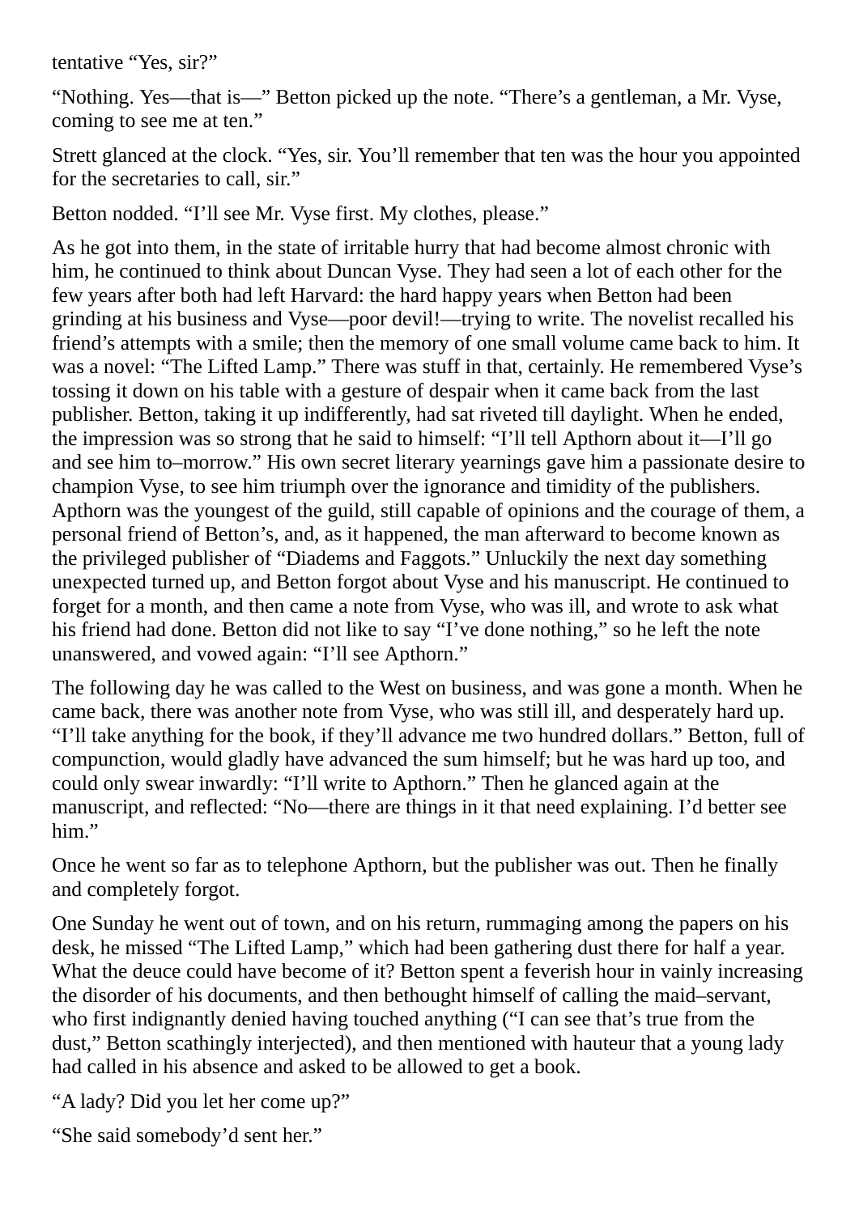tentative “Yes, sir?”

“Nothing. Yes—that is—” Betton picked up the note. “There’s a gentleman, a Mr. Vyse, coming to see me at ten.”

Strett glanced at the clock. “Yes, sir. You’ll remember that ten was the hour you appointed for the secretaries to call, sir.”

Betton nodded. “I’ll see Mr. Vyse first. My clothes, please.”

As he got into them, in the state of irritable hurry that had become almost chronic with him, he continued to think about Duncan Vyse. They had seen a lot of each other for the few years after both had left Harvard: the hard happy years when Betton had been grinding at his business and Vyse—poor devil!—trying to write. The novelist recalled his friend’s attempts with a smile; then the memory of one small volume came back to him. It was a novel: “The Lifted Lamp.” There was stuff in that, certainly. He remembered Vyse’s tossing it down on his table with a gesture of despair when it came back from the last publisher. Betton, taking it up indifferently, had sat riveted till daylight. When he ended, the impression was so strong that he said to himself: “I’ll tell Apthorn about it—I’ll go and see him to–morrow.” His own secret literary yearnings gave him a passionate desire to champion Vyse, to see him triumph over the ignorance and timidity of the publishers. Apthorn was the youngest of the guild, still capable of opinions and the courage of them, a personal friend of Betton’s, and, as it happened, the man afterward to become known as the privileged publisher of “Diadems and Faggots.” Unluckily the next day something unexpected turned up, and Betton forgot about Vyse and his manuscript. He continued to forget for a month, and then came a note from Vyse, who was ill, and wrote to ask what his friend had done. Betton did not like to say “I’ve done nothing,” so he left the note unanswered, and vowed again: “I’ll see Apthorn.”

The following day he was called to the West on business, and was gone a month. When he came back, there was another note from Vyse, who was still ill, and desperately hard up. “I’ll take anything for the book, if they’ll advance me two hundred dollars.” Betton, full of compunction, would gladly have advanced the sum himself; but he was hard up too, and could only swear inwardly: “I’ll write to Apthorn.” Then he glanced again at the manuscript, and reflected: “No—there are things in it that need explaining. I’d better see him.”

Once he went so far as to telephone Apthorn, but the publisher was out. Then he finally and completely forgot.

One Sunday he went out of town, and on his return, rummaging among the papers on his desk, he missed “The Lifted Lamp,” which had been gathering dust there for half a year. What the deuce could have become of it? Betton spent a feverish hour in vainly increasing the disorder of his documents, and then bethought himself of calling the maid–servant, who first indignantly denied having touched anything (“I can see that’s true from the dust,” Betton scathingly interjected), and then mentioned with hauteur that a young lady had called in his absence and asked to be allowed to get a book.

“A lady? Did you let her come up?”

“She said somebody’d sent her.”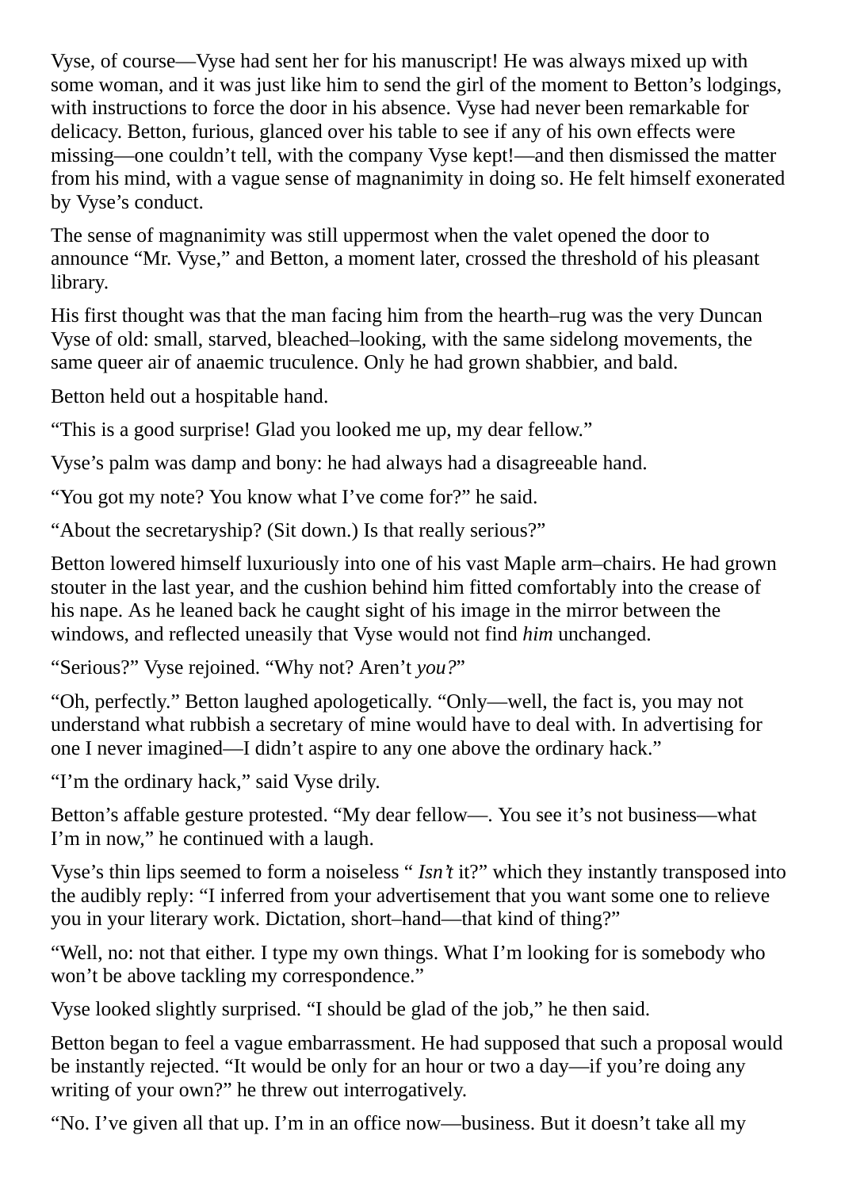Vyse, of course—Vyse had sent her for his manuscript! He was always mixed up with some woman, and it was just like him to send the girl of the moment to Betton's lodgings, with instructions to force the door in his absence. Vyse had never been remarkable for delicacy. Betton, furious, glanced over his table to see if any of his own effects were missing—one couldn't tell, with the company Vyse kept!—and then dismissed the matter from his mind, with a vague sense of magnanimity in doing so. He felt himself exonerated by Vyse's conduct.

The sense of magnanimity was still uppermost when the valet opened the door to announce "Mr. Vyse," and Betton, a moment later, crossed the threshold of his pleasant library.

His first thought was that the man facing him from the hearth–rug was the very Duncan Vyse of old: small, starved, bleached–looking, with the same sidelong movements, the same queer air of anaemic truculence. Only he had grown shabbier, and bald.

Betton held out a hospitable hand.

"This is a good surprise! Glad you looked me up, my dear fellow."

Vyse's palm was damp and bony: he had always had a disagreeable hand.

"You got my note? You know what I've come for?" he said.

"About the secretaryship? (Sit down.) Is that really serious?"

Betton lowered himself luxuriously into one of his vast Maple arm–chairs. He had grown stouter in the last year, and the cushion behind him fitted comfortably into the crease of his nape. As he leaned back he caught sight of his image in the mirror between the windows, and reflected uneasily that Vyse would not find *him* unchanged.

"Serious?" Vyse rejoined. "Why not? Aren't *you?*"

"Oh, perfectly." Betton laughed apologetically. "Only—well, the fact is, you may not understand what rubbish a secretary of mine would have to deal with. In advertising for one I never imagined—I didn't aspire to any one above the ordinary hack."

"I'm the ordinary hack," said Vyse drily.

Betton's affable gesture protested. "My dear fellow—. You see it's not business—what I'm in now," he continued with a laugh.

Vyse's thin lips seemed to form a noiseless " *Isn't* it?" which they instantly transposed into the audibly reply: "I inferred from your advertisement that you want some one to relieve you in your literary work. Dictation, short–hand—that kind of thing?"

"Well, no: not that either. I type my own things. What I'm looking for is somebody who won't be above tackling my correspondence."

Vyse looked slightly surprised. "I should be glad of the job," he then said.

Betton began to feel a vague embarrassment. He had supposed that such a proposal would be instantly rejected. "It would be only for an hour or two a day—if you're doing any writing of your own?" he threw out interrogatively.

"No. I've given all that up. I'm in an office now—business. But it doesn't take all my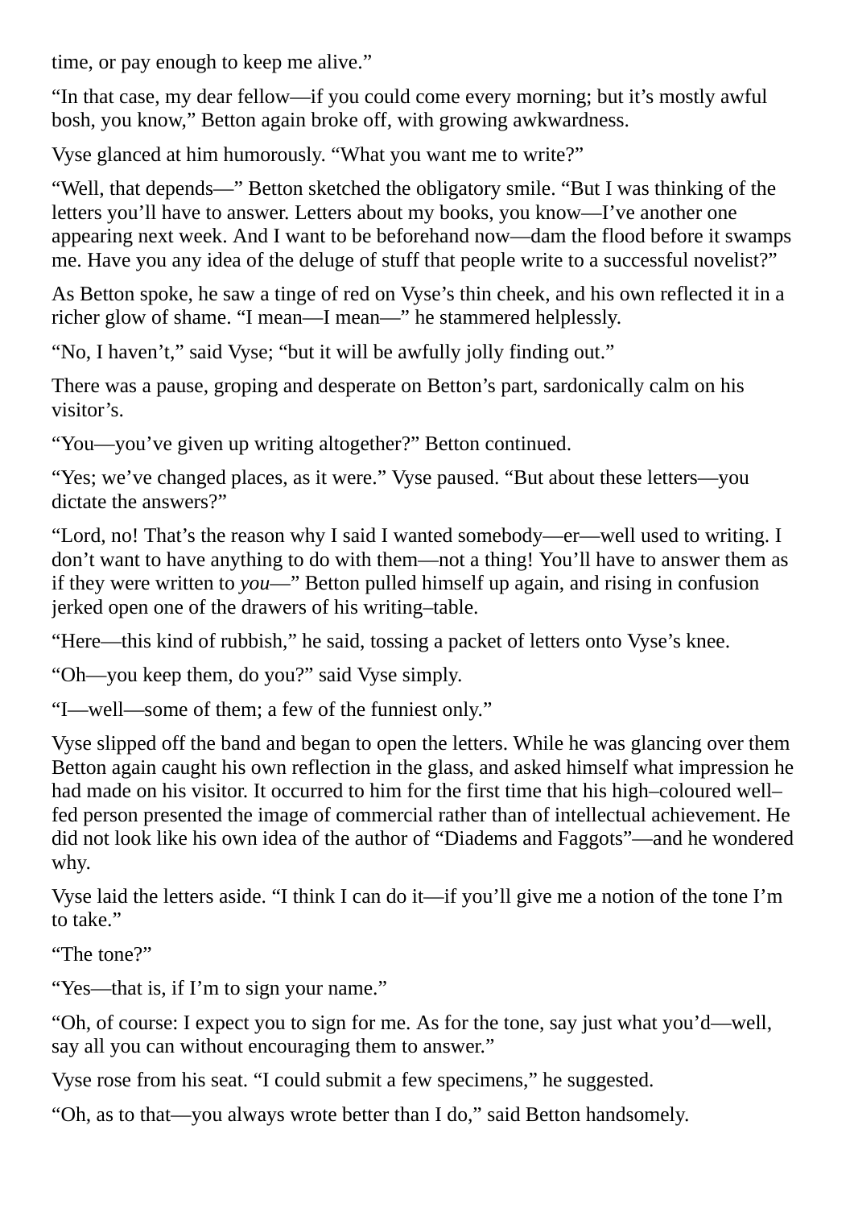time, or pay enough to keep me alive."

"In that case, my dear fellow—if you could come every morning; but it's mostly awful bosh, you know," Betton again broke off, with growing awkwardness.

Vyse glanced at him humorously. "What you want me to write?"

"Well, that depends—" Betton sketched the obligatory smile. "But I was thinking of the letters you'll have to answer. Letters about my books, you know—I've another one appearing next week. And I want to be beforehand now—dam the flood before it swamps me. Have you any idea of the deluge of stuff that people write to a successful novelist?"

As Betton spoke, he saw a tinge of red on Vyse's thin cheek, and his own reflected it in a richer glow of shame. "I mean—I mean—" he stammered helplessly.

"No, I haven't," said Vyse; "but it will be awfully jolly finding out."

There was a pause, groping and desperate on Betton's part, sardonically calm on his visitor's.

"You—you've given up writing altogether?" Betton continued.

"Yes; we've changed places, as it were." Vyse paused. "But about these letters—you dictate the answers?"

"Lord, no! That's the reason why I said I wanted somebody—er—well used to writing. I don't want to have anything to do with them—not a thing! You'll have to answer them as if they were written to *you*—" Betton pulled himself up again, and rising in confusion jerked open one of the drawers of his writing–table.

"Here—this kind of rubbish," he said, tossing a packet of letters onto Vyse's knee.

"Oh—you keep them, do you?" said Vyse simply.

"I—well—some of them; a few of the funniest only."

Vyse slipped off the band and began to open the letters. While he was glancing over them Betton again caught his own reflection in the glass, and asked himself what impression he had made on his visitor. It occurred to him for the first time that his high–coloured well–fed person presented the image of commercial rather than of intellectual achievement. He did not look like his own idea of the author of "Diadems and Faggots"—and he wondered why.

Vyse laid the letters aside. "I think I can do it—if you'll give me a notion of the tone I'm to take."

"The tone?"

"Yes—that is, if I'm to sign your name."

"Oh, of course: I expect you to sign for me. As for the tone, say just what you'd—well, say all you can without encouraging them to answer."

Vyse rose from his seat. "I could submit a few specimens," he suggested.

"Oh, as to that—you always wrote better than I do," said Betton handsomely.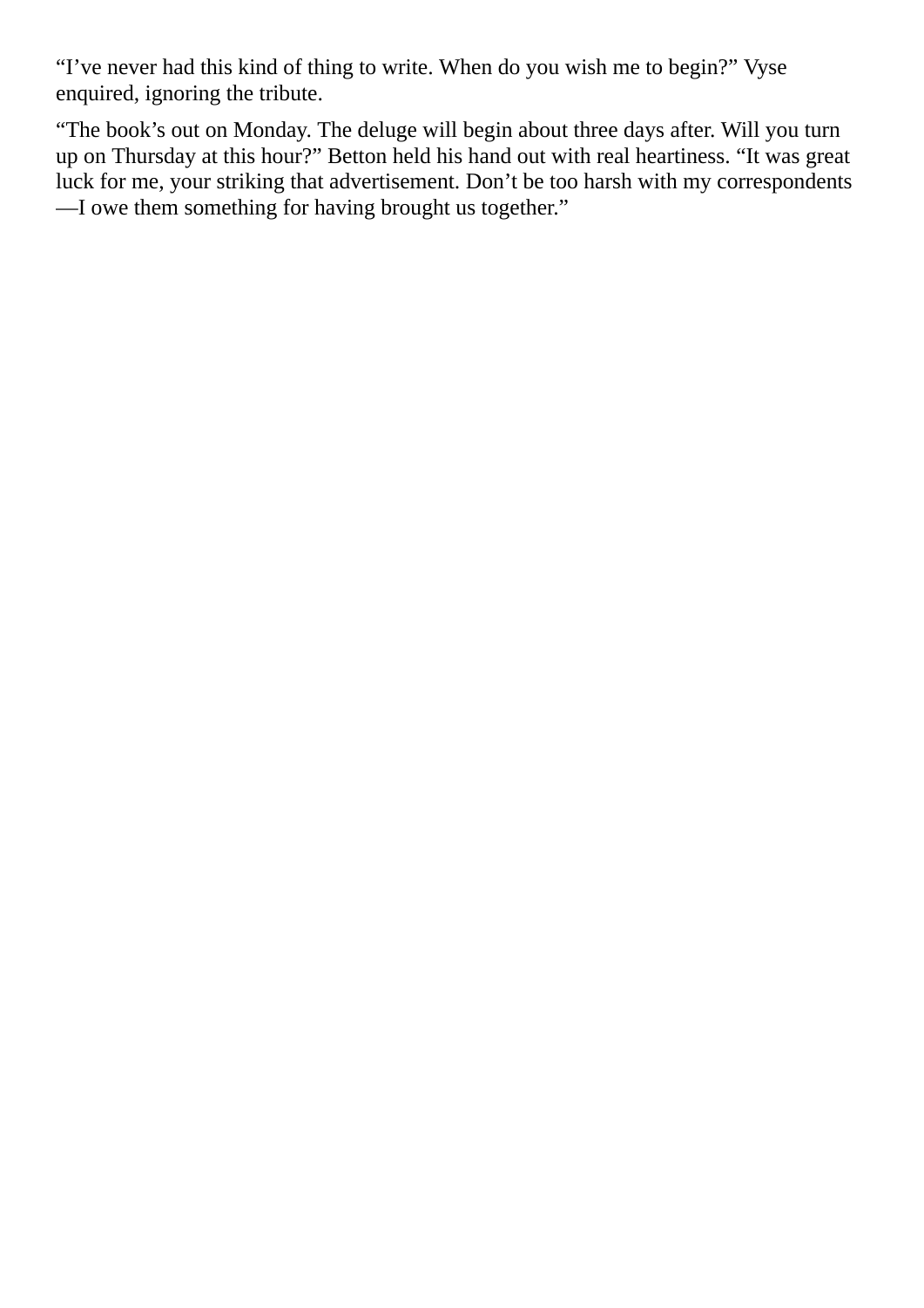"I've never had this kind of thing to write. When do you wish me to begin?" Vyse enquired, ignoring the tribute.

"The book's out on Monday. The deluge will begin about three days after. Will you turn up on Thursday at this hour?" Betton held his hand out with real heartiness. "It was great luck for me, your striking that advertisement. Don't be too harsh with my correspondents—I owe them something for having brought us together."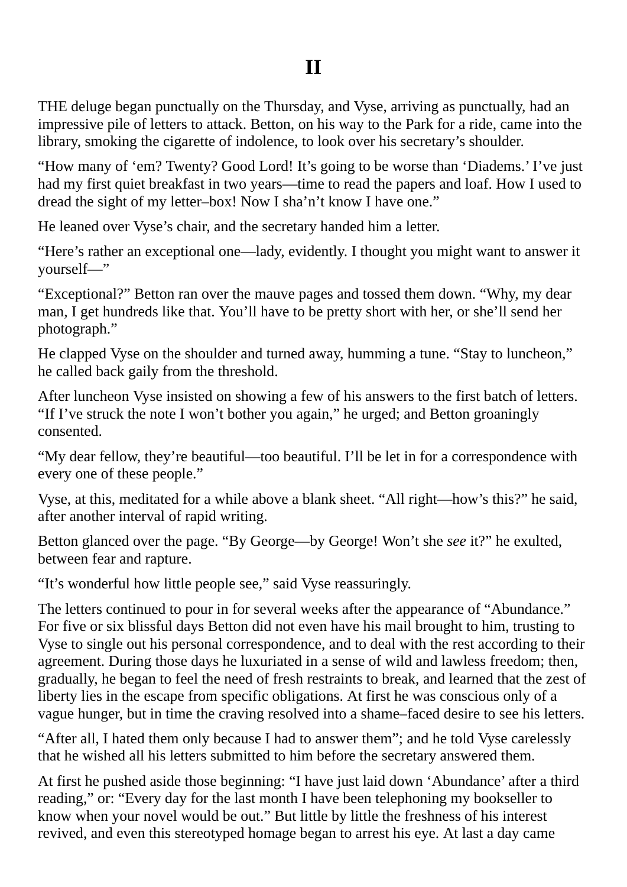# II

THE deluge began punctually on the Thursday, and Vyse, arriving as punctually, had an impressive pile of letters to attack. Betton, on his way to the Park for a ride, came into the library, smoking the cigarette of indolence, to look over his secretary's shoulder.

"How many of 'em? Twenty? Good Lord! It's going to be worse than 'Diadems.' I've just had my first quiet breakfast in two years—time to read the papers and loaf. How I used to dread the sight of my letter–box! Now I sha'n't know I have one."

He leaned over Vyse's chair, and the secretary handed him a letter.

"Here's rather an exceptional one—lady, evidently. I thought you might want to answer it yourself—"

"Exceptional?" Betton ran over the mauve pages and tossed them down. "Why, my dear man, I get hundreds like that. You'll have to be pretty short with her, or she'll send her photograph."

He clapped Vyse on the shoulder and turned away, humming a tune. "Stay to luncheon," he called back gaily from the threshold.

After luncheon Vyse insisted on showing a few of his answers to the first batch of letters. "If I've struck the note I won't bother you again," he urged; and Betton groaningly consented.

"My dear fellow, they're beautiful—too beautiful. I'll be let in for a correspondence with every one of these people."

Vyse, at this, meditated for a while above a blank sheet. "All right—how's this?" he said, after another interval of rapid writing.

Betton glanced over the page. "By George—by George! Won't she *see* it?" he exulted, between fear and rapture.

"It's wonderful how little people see," said Vyse reassuringly.

The letters continued to pour in for several weeks after the appearance of "Abundance." For five or six blissful days Betton did not even have his mail brought to him, trusting to Vyse to single out his personal correspondence, and to deal with the rest according to their agreement. During those days he luxuriated in a sense of wild and lawless freedom; then, gradually, he began to feel the need of fresh restraints to break, and learned that the zest of liberty lies in the escape from specific obligations. At first he was conscious only of a vague hunger, but in time the craving resolved into a shame–faced desire to see his letters.

"After all, I hated them only because I had to answer them"; and he told Vyse carelessly that he wished all his letters submitted to him before the secretary answered them.

At first he pushed aside those beginning: "I have just laid down 'Abundance' after a third reading," or: "Every day for the last month I have been telephoning my bookseller to know when your novel would be out." But little by little the freshness of his interest revived, and even this stereotyped homage began to arrest his eye. At last a day came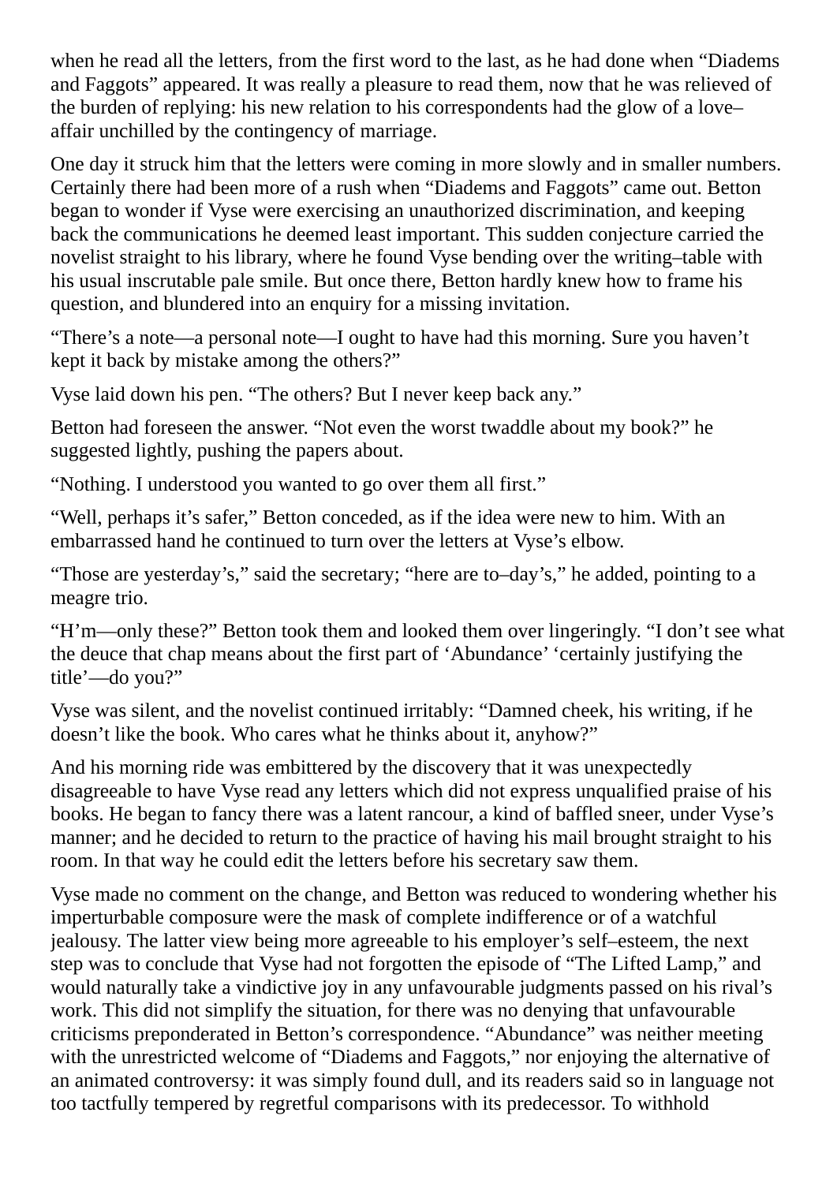when he read all the letters, from the first word to the last, as he had done when "Diadems and Faggots" appeared. It was really a pleasure to read them, now that he was relieved of the burden of replying: his new relation to his correspondents had the glow of a love–affair unchilled by the contingency of marriage.

One day it struck him that the letters were coming in more slowly and in smaller numbers. Certainly there had been more of a rush when "Diadems and Faggots" came out. Betton began to wonder if Vyse were exercising an unauthorized discrimination, and keeping back the communications he deemed least important. This sudden conjecture carried the novelist straight to his library, where he found Vyse bending over the writing–table with his usual inscrutable pale smile. But once there, Betton hardly knew how to frame his question, and blundered into an enquiry for a missing invitation.

"There's a note—a personal note—I ought to have had this morning. Sure you haven't kept it back by mistake among the others?"

Vyse laid down his pen. "The others? But I never keep back any."

Betton had foreseen the answer. "Not even the worst twaddle about my book?" he suggested lightly, pushing the papers about.

"Nothing. I understood you wanted to go over them all first."

"Well, perhaps it's safer," Betton conceded, as if the idea were new to him. With an embarrassed hand he continued to turn over the letters at Vyse's elbow.

"Those are yesterday's," said the secretary; "here are to–day's," he added, pointing to a meagre trio.

"H'm—only these?" Betton took them and looked them over lingeringly. "I don't see what the deuce that chap means about the first part of 'Abundance' 'certainly justifying the title'—do you?"

Vyse was silent, and the novelist continued irritably: "Damned cheek, his writing, if he doesn't like the book. Who cares what he thinks about it, anyhow?"

And his morning ride was embittered by the discovery that it was unexpectedly disagreeable to have Vyse read any letters which did not express unqualified praise of his books. He began to fancy there was a latent rancour, a kind of baffled sneer, under Vyse's manner; and he decided to return to the practice of having his mail brought straight to his room. In that way he could edit the letters before his secretary saw them.

Vyse made no comment on the change, and Betton was reduced to wondering whether his imperturbable composure were the mask of complete indifference or of a watchful jealousy. The latter view being more agreeable to his employer's self–esteem, the next step was to conclude that Vyse had not forgotten the episode of "The Lifted Lamp," and would naturally take a vindictive joy in any unfavourable judgments passed on his rival's work. This did not simplify the situation, for there was no denying that unfavourable criticisms preponderated in Betton's correspondence. "Abundance" was neither meeting with the unrestricted welcome of "Diadems and Faggots," nor enjoying the alternative of an animated controversy: it was simply found dull, and its readers said so in language not too tactfully tempered by regretful comparisons with its predecessor. To withhold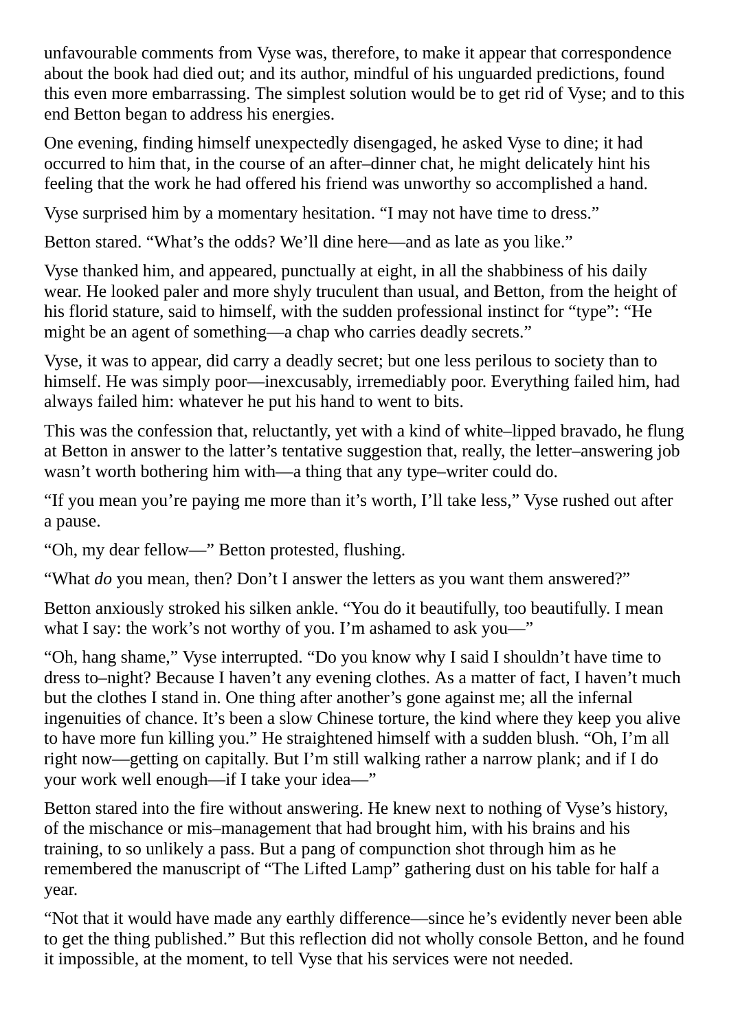unfavourable comments from Vyse was, therefore, to make it appear that correspondence about the book had died out; and its author, mindful of his unguarded predictions, found this even more embarrassing. The simplest solution would be to get rid of Vyse; and to this end Betton began to address his energies.

One evening, finding himself unexpectedly disengaged, he asked Vyse to dine; it had occurred to him that, in the course of an after–dinner chat, he might delicately hint his feeling that the work he had offered his friend was unworthy so accomplished a hand.

Vyse surprised him by a momentary hesitation. “I may not have time to dress.”

Betton stared. “What’s the odds? We’ll dine here—and as late as you like.”

Vyse thanked him, and appeared, punctually at eight, in all the shabbiness of his daily wear. He looked paler and more shyly truculent than usual, and Betton, from the height of his florid stature, said to himself, with the sudden professional instinct for “type”: “He might be an agent of something—a chap who carries deadly secrets.”

Vyse, it was to appear, did carry a deadly secret; but one less perilous to society than to himself. He was simply poor—inexcusably, irremediably poor. Everything failed him, had always failed him: whatever he put his hand to went to bits.

This was the confession that, reluctantly, yet with a kind of white–lipped bravado, he flung at Betton in answer to the latter’s tentative suggestion that, really, the letter–answering job wasn’t worth bothering him with—a thing that any type–writer could do.

“If you mean you’re paying me more than it’s worth, I’ll take less,” Vyse rushed out after a pause.

“Oh, my dear fellow—” Betton protested, flushing.

“What *do* you mean, then? Don’t I answer the letters as you want them answered?”

Betton anxiously stroked his silken ankle. “You do it beautifully, too beautifully. I mean what I say: the work’s not worthy of you. I’m ashamed to ask you—”

“Oh, hang shame,” Vyse interrupted. “Do you know why I said I shouldn’t have time to dress to–night? Because I haven’t any evening clothes. As a matter of fact, I haven’t much but the clothes I stand in. One thing after another’s gone against me; all the infernal ingenuities of chance. It’s been a slow Chinese torture, the kind where they keep you alive to have more fun killing you.” He straightened himself with a sudden blush. “Oh, I’m all right now—getting on capitally. But I’m still walking rather a narrow plank; and if I do your work well enough—if I take your idea—”

Betton stared into the fire without answering. He knew next to nothing of Vyse’s history, of the mischance or mis–management that had brought him, with his brains and his training, to so unlikely a pass. But a pang of compunction shot through him as he remembered the manuscript of “The Lifted Lamp” gathering dust on his table for half a year.

“Not that it would have made any earthly difference—since he’s evidently never been able to get the thing published.” But this reflection did not wholly console Betton, and he found it impossible, at the moment, to tell Vyse that his services were not needed.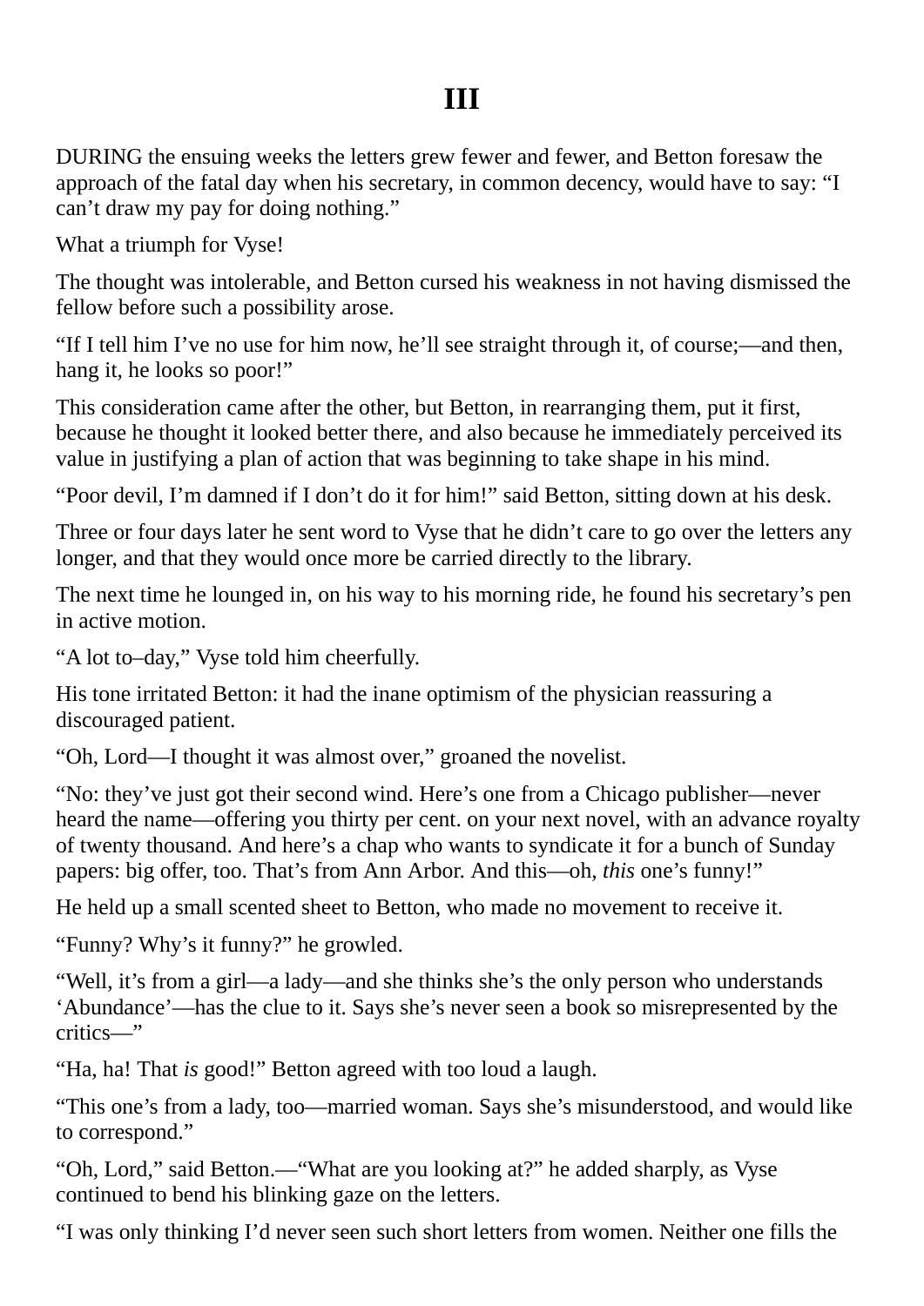# III

DURING the ensuing weeks the letters grew fewer and fewer, and Betton foresaw the approach of the fatal day when his secretary, in common decency, would have to say: “I can’t draw my pay for doing nothing.”

What a triumph for Vyse!

The thought was intolerable, and Betton cursed his weakness in not having dismissed the fellow before such a possibility arose.

“If I tell him I’ve no use for him now, he’ll see straight through it, of course;—and then, hang it, he looks so poor!”

This consideration came after the other, but Betton, in rearranging them, put it first, because he thought it looked better there, and also because he immediately perceived its value in justifying a plan of action that was beginning to take shape in his mind.

“Poor devil, I’m damned if I don’t do it for him!” said Betton, sitting down at his desk.

Three or four days later he sent word to Vyse that he didn’t care to go over the letters any longer, and that they would once more be carried directly to the library.

The next time he lounged in, on his way to his morning ride, he found his secretary’s pen in active motion.

“A lot to–day,” Vyse told him cheerfully.

His tone irritated Betton: it had the inane optimism of the physician reassuring a discouraged patient.

“Oh, Lord—I thought it was almost over,” groaned the novelist.

“No: they’ve just got their second wind. Here’s one from a Chicago publisher—never heard the name—offering you thirty per cent. on your next novel, with an advance royalty of twenty thousand. And here’s a chap who wants to syndicate it for a bunch of Sunday papers: big offer, too. That’s from Ann Arbor. And this—oh, *this* one’s funny!”

He held up a small scented sheet to Betton, who made no movement to receive it.

“Funny? Why’s it funny?” he growled.

“Well, it’s from a girl—a lady—and she thinks she’s the only person who understands ‘Abundance’—has the clue to it. Says she’s never seen a book so misrepresented by the critics—”

“Ha, ha! That *is* good!” Betton agreed with too loud a laugh.

“This one’s from a lady, too—married woman. Says she’s misunderstood, and would like to correspond.”

“Oh, Lord,” said Betton.—“What are you looking at?” he added sharply, as Vyse continued to bend his blinking gaze on the letters.

“I was only thinking I’d never seen such short letters from women. Neither one fills the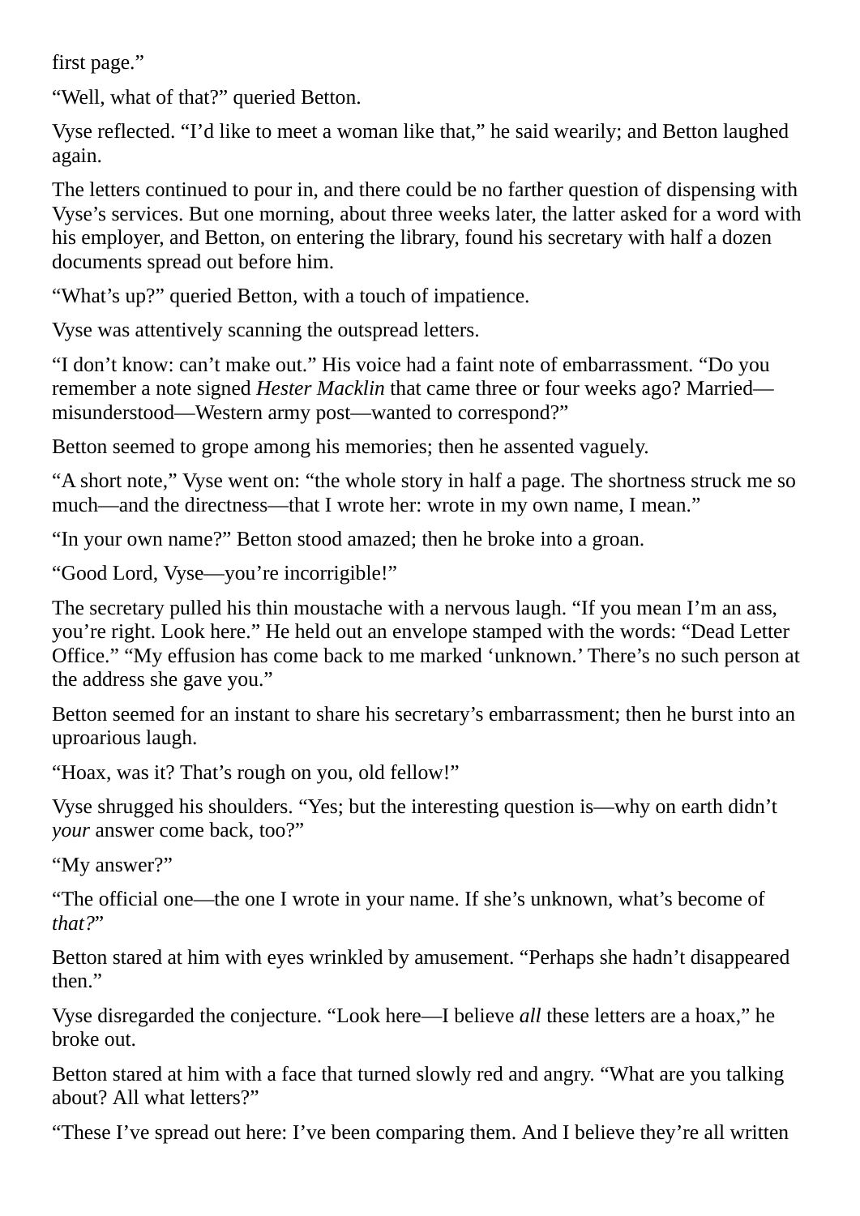first page."

"Well, what of that?" queried Betton.

Vyse reflected. "I'd like to meet a woman like that," he said wearily; and Betton laughed again.

The letters continued to pour in, and there could be no farther question of dispensing with Vyse's services. But one morning, about three weeks later, the latter asked for a word with his employer, and Betton, on entering the library, found his secretary with half a dozen documents spread out before him.

"What's up?" queried Betton, with a touch of impatience.

Vyse was attentively scanning the outspread letters.

"I don't know: can't make out." His voice had a faint note of embarrassment. "Do you remember a note signed *Hester Macklin* that came three or four weeks ago? Married—misunderstood—Western army post—wanted to correspond?"

Betton seemed to grope among his memories; then he assented vaguely.

"A short note," Vyse went on: "the whole story in half a page. The shortness struck me so much—and the directness—that I wrote her: wrote in my own name, I mean."

"In your own name?" Betton stood amazed; then he broke into a groan.

"Good Lord, Vyse—you're incorrigible!"

The secretary pulled his thin moustache with a nervous laugh. "If you mean I'm an ass, you're right. Look here." He held out an envelope stamped with the words: "Dead Letter Office." "My effusion has come back to me marked 'unknown.' There's no such person at the address she gave you."

Betton seemed for an instant to share his secretary's embarrassment; then he burst into an uproarious laugh.

"Hoax, was it? That's rough on you, old fellow!"

Vyse shrugged his shoulders. "Yes; but the interesting question is—why on earth didn't *your* answer come back, too?"

"My answer?"

"The official one—the one I wrote in your name. If she's unknown, what's become of *that?*"

Betton stared at him with eyes wrinkled by amusement. "Perhaps she hadn't disappeared then."

Vyse disregarded the conjecture. "Look here—I believe *all* these letters are a hoax," he broke out.

Betton stared at him with a face that turned slowly red and angry. "What are you talking about? All what letters?"

"These I've spread out here: I've been comparing them. And I believe they're all written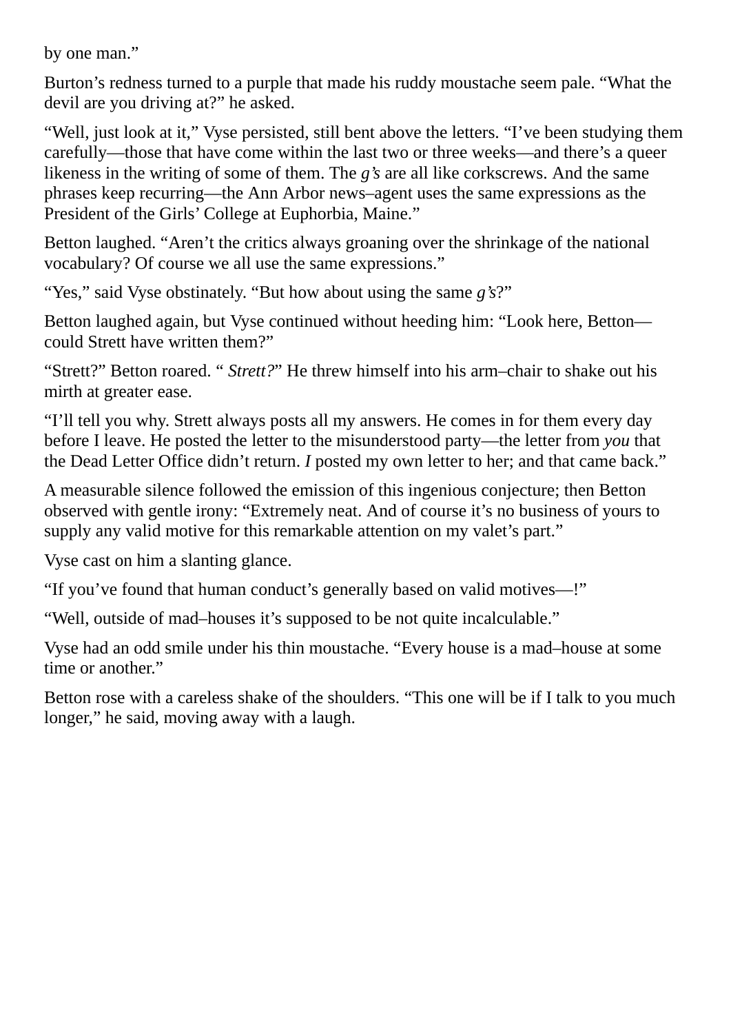by one man."

Burton's redness turned to a purple that made his ruddy moustache seem pale. "What the devil are you driving at?" he asked.

"Well, just look at it," Vyse persisted, still bent above the letters. "I've been studying them carefully—those that have come within the last two or three weeks—and there's a queer likeness in the writing of some of them. The *g's* are all like corkscrews. And the same phrases keep recurring—the Ann Arbor news–agent uses the same expressions as the President of the Girls' College at Euphorbia, Maine."

Betton laughed. "Aren't the critics always groaning over the shrinkage of the national vocabulary? Of course we all use the same expressions."

"Yes," said Vyse obstinately. "But how about using the same *g's*?"

Betton laughed again, but Vyse continued without heeding him: "Look here, Betton—could Strett have written them?"

"Strett?" Betton roared. "*Strett?*" He threw himself into his arm–chair to shake out his mirth at greater ease.

"I'll tell you why. Strett always posts all my answers. He comes in for them every day before I leave. He posted the letter to the misunderstood party—the letter from *you* that the Dead Letter Office didn't return. *I* posted my own letter to her; and that came back."

A measurable silence followed the emission of this ingenious conjecture; then Betton observed with gentle irony: "Extremely neat. And of course it's no business of yours to supply any valid motive for this remarkable attention on my valet's part."

Vyse cast on him a slanting glance.

"If you've found that human conduct's generally based on valid motives—!"

"Well, outside of mad–houses it's supposed to be not quite incalculable."

Vyse had an odd smile under his thin moustache. "Every house is a mad–house at some time or another."

Betton rose with a careless shake of the shoulders. "This one will be if I talk to you much longer," he said, moving away with a laugh.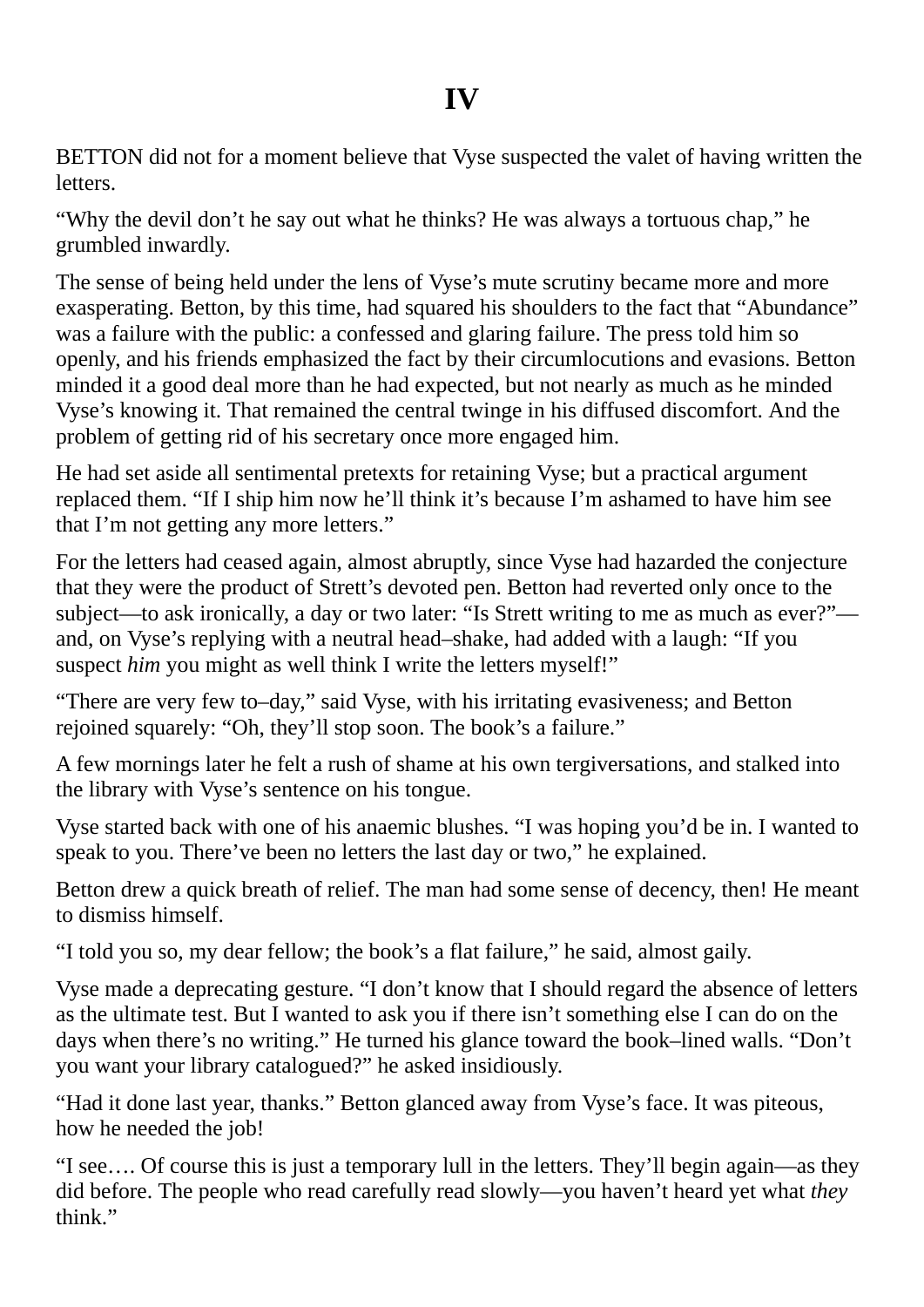# IV

BETTON did not for a moment believe that Vyse suspected the valet of having written the letters.

"Why the devil don't he say out what he thinks? He was always a tortuous chap," he grumbled inwardly.

The sense of being held under the lens of Vyse's mute scrutiny became more and more exasperating. Betton, by this time, had squared his shoulders to the fact that "Abundance" was a failure with the public: a confessed and glaring failure. The press told him so openly, and his friends emphasized the fact by their circumlocutions and evasions. Betton minded it a good deal more than he had expected, but not nearly as much as he minded Vyse's knowing it. That remained the central twinge in his diffused discomfort. And the problem of getting rid of his secretary once more engaged him.

He had set aside all sentimental pretexts for retaining Vyse; but a practical argument replaced them. "If I ship him now he'll think it's because I'm ashamed to have him see that I'm not getting any more letters."

For the letters had ceased again, almost abruptly, since Vyse had hazarded the conjecture that they were the product of Strett's devoted pen. Betton had reverted only once to the subject—to ask ironically, a day or two later: "Is Strett writing to me as much as ever?"—and, on Vyse's replying with a neutral head–shake, had added with a laugh: "If you suspect *him* you might as well think I write the letters myself!"

"There are very few to–day," said Vyse, with his irritating evasiveness; and Betton rejoined squarely: "Oh, they'll stop soon. The book's a failure."

A few mornings later he felt a rush of shame at his own tergiversations, and stalked into the library with Vyse's sentence on his tongue.

Vyse started back with one of his anaemic blushes. "I was hoping you'd be in. I wanted to speak to you. There've been no letters the last day or two," he explained.

Betton drew a quick breath of relief. The man had some sense of decency, then! He meant to dismiss himself.

"I told you so, my dear fellow; the book's a flat failure," he said, almost gaily.

Vyse made a deprecating gesture. "I don't know that I should regard the absence of letters as the ultimate test. But I wanted to ask you if there isn't something else I can do on the days when there's no writing." He turned his glance toward the book–lined walls. "Don't you want your library catalogued?" he asked insidiously.

"Had it done last year, thanks." Betton glanced away from Vyse's face. It was piteous, how he needed the job!

"I see…. Of course this is just a temporary lull in the letters. They'll begin again—as they did before. The people who read carefully read slowly—you haven't heard yet what *they* think."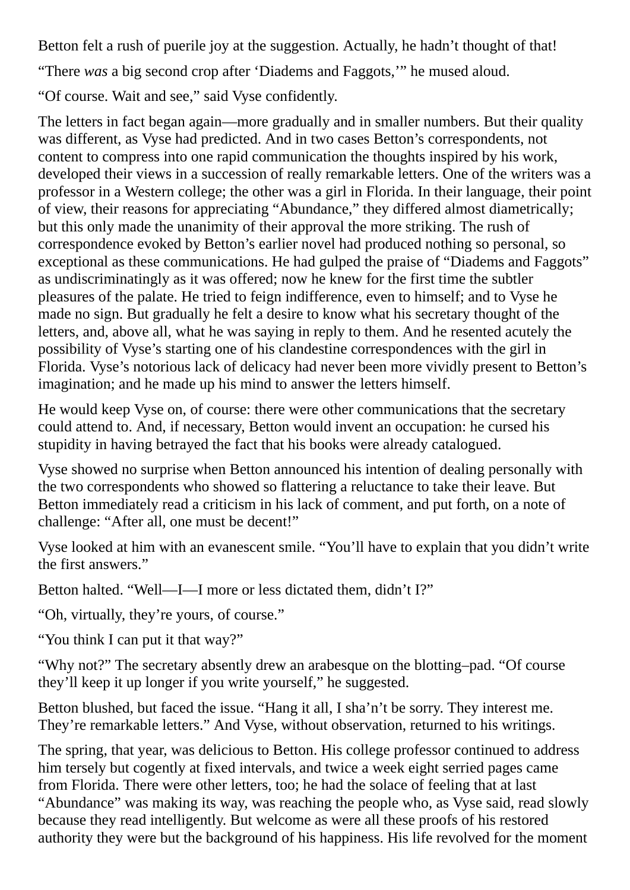Betton felt a rush of puerile joy at the suggestion. Actually, he hadn't thought of that!

"There *was* a big second crop after 'Diadems and Faggots,'" he mused aloud.

"Of course. Wait and see," said Vyse confidently.

The letters in fact began again—more gradually and in smaller numbers. But their quality was different, as Vyse had predicted. And in two cases Betton's correspondents, not content to compress into one rapid communication the thoughts inspired by his work, developed their views in a succession of really remarkable letters. One of the writers was a professor in a Western college; the other was a girl in Florida. In their language, their point of view, their reasons for appreciating "Abundance," they differed almost diametrically; but this only made the unanimity of their approval the more striking. The rush of correspondence evoked by Betton's earlier novel had produced nothing so personal, so exceptional as these communications. He had gulped the praise of "Diadems and Faggots" as undiscriminatingly as it was offered; now he knew for the first time the subtler pleasures of the palate. He tried to feign indifference, even to himself; and to Vyse he made no sign. But gradually he felt a desire to know what his secretary thought of the letters, and, above all, what he was saying in reply to them. And he resented acutely the possibility of Vyse's starting one of his clandestine correspondences with the girl in Florida. Vyse's notorious lack of delicacy had never been more vividly present to Betton's imagination; and he made up his mind to answer the letters himself.

He would keep Vyse on, of course: there were other communications that the secretary could attend to. And, if necessary, Betton would invent an occupation: he cursed his stupidity in having betrayed the fact that his books were already catalogued.

Vyse showed no surprise when Betton announced his intention of dealing personally with the two correspondents who showed so flattering a reluctance to take their leave. But Betton immediately read a criticism in his lack of comment, and put forth, on a note of challenge: "After all, one must be decent!"

Vyse looked at him with an evanescent smile. "You'll have to explain that you didn't write the first answers."

Betton halted. "Well—I—I more or less dictated them, didn't I?"

"Oh, virtually, they're yours, of course."

"You think I can put it that way?"

"Why not?" The secretary absently drew an arabesque on the blotting–pad. "Of course they'll keep it up longer if you write yourself," he suggested.

Betton blushed, but faced the issue. "Hang it all, I sha'n't be sorry. They interest me. They're remarkable letters." And Vyse, without observation, returned to his writings.

The spring, that year, was delicious to Betton. His college professor continued to address him tersely but cogently at fixed intervals, and twice a week eight serried pages came from Florida. There were other letters, too; he had the solace of feeling that at last "Abundance" was making its way, was reaching the people who, as Vyse said, read slowly because they read intelligently. But welcome as were all these proofs of his restored authority they were but the background of his happiness. His life revolved for the moment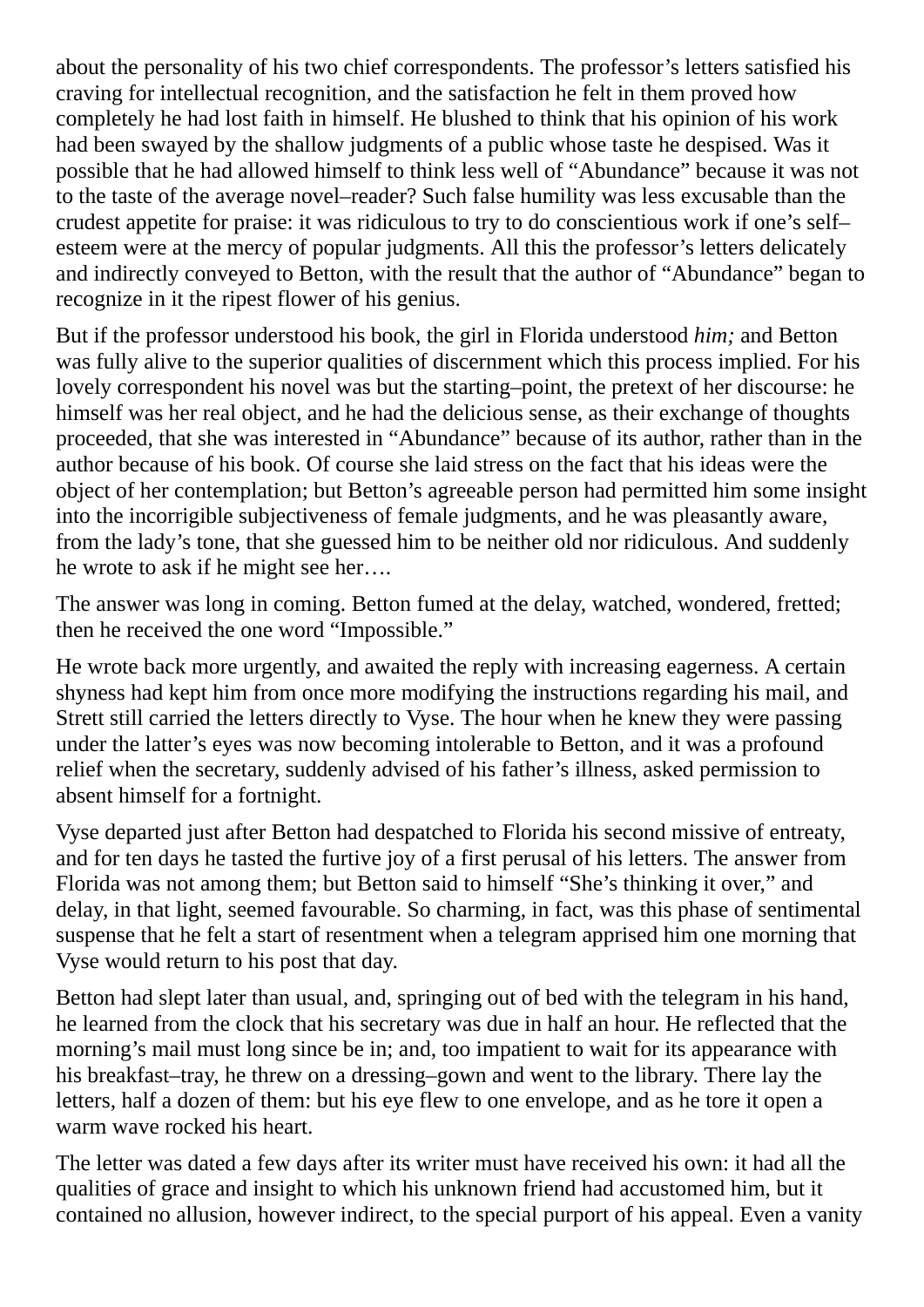about the personality of his two chief correspondents. The professor's letters satisfied his craving for intellectual recognition, and the satisfaction he felt in them proved how completely he had lost faith in himself. He blushed to think that his opinion of his work had been swayed by the shallow judgments of a public whose taste he despised. Was it possible that he had allowed himself to think less well of "Abundance" because it was not to the taste of the average novel–reader? Such false humility was less excusable than the crudest appetite for praise: it was ridiculous to try to do conscientious work if one's self–esteem were at the mercy of popular judgments. All this the professor's letters delicately and indirectly conveyed to Betton, with the result that the author of "Abundance" began to recognize in it the ripest flower of his genius.

But if the professor understood his book, the girl in Florida understood *him;* and Betton was fully alive to the superior qualities of discernment which this process implied. For his lovely correspondent his novel was but the starting–point, the pretext of her discourse: he himself was her real object, and he had the delicious sense, as their exchange of thoughts proceeded, that she was interested in "Abundance" because of its author, rather than in the author because of his book. Of course she laid stress on the fact that his ideas were the object of her contemplation; but Betton's agreeable person had permitted him some insight into the incorrigible subjectiveness of female judgments, and he was pleasantly aware, from the lady's tone, that she guessed him to be neither old nor ridiculous. And suddenly he wrote to ask if he might see her….

The answer was long in coming. Betton fumed at the delay, watched, wondered, fretted; then he received the one word "Impossible."

He wrote back more urgently, and awaited the reply with increasing eagerness. A certain shyness had kept him from once more modifying the instructions regarding his mail, and Strett still carried the letters directly to Vyse. The hour when he knew they were passing under the latter's eyes was now becoming intolerable to Betton, and it was a profound relief when the secretary, suddenly advised of his father's illness, asked permission to absent himself for a fortnight.

Vyse departed just after Betton had despatched to Florida his second missive of entreaty, and for ten days he tasted the furtive joy of a first perusal of his letters. The answer from Florida was not among them; but Betton said to himself "She's thinking it over," and delay, in that light, seemed favourable. So charming, in fact, was this phase of sentimental suspense that he felt a start of resentment when a telegram apprised him one morning that Vyse would return to his post that day.

Betton had slept later than usual, and, springing out of bed with the telegram in his hand, he learned from the clock that his secretary was due in half an hour. He reflected that the morning's mail must long since be in; and, too impatient to wait for its appearance with his breakfast–tray, he threw on a dressing–gown and went to the library. There lay the letters, half a dozen of them: but his eye flew to one envelope, and as he tore it open a warm wave rocked his heart.

The letter was dated a few days after its writer must have received his own: it had all the qualities of grace and insight to which his unknown friend had accustomed him, but it contained no allusion, however indirect, to the special purport of his appeal. Even a vanity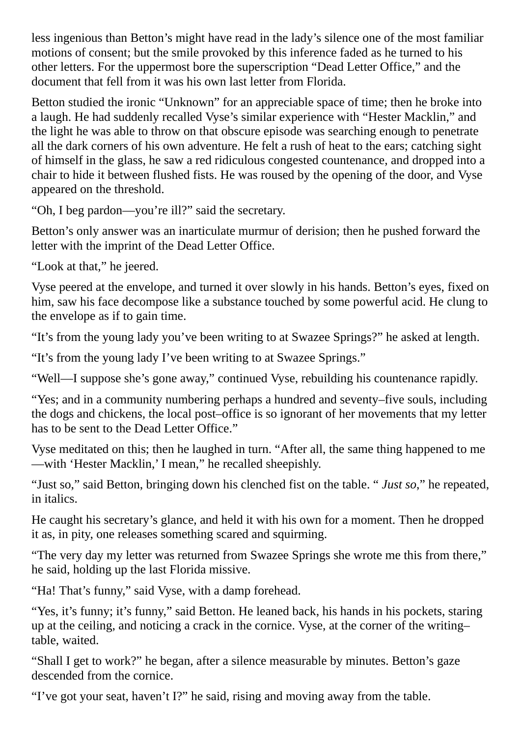less ingenious than Betton's might have read in the lady's silence one of the most familiar motions of consent; but the smile provoked by this inference faded as he turned to his other letters. For the uppermost bore the superscription "Dead Letter Office," and the document that fell from it was his own last letter from Florida.

Betton studied the ironic "Unknown" for an appreciable space of time; then he broke into a laugh. He had suddenly recalled Vyse's similar experience with "Hester Macklin," and the light he was able to throw on that obscure episode was searching enough to penetrate all the dark corners of his own adventure. He felt a rush of heat to the ears; catching sight of himself in the glass, he saw a red ridiculous congested countenance, and dropped into a chair to hide it between flushed fists. He was roused by the opening of the door, and Vyse appeared on the threshold.

"Oh, I beg pardon—you're ill?" said the secretary.

Betton's only answer was an inarticulate murmur of derision; then he pushed forward the letter with the imprint of the Dead Letter Office.

"Look at that," he jeered.

Vyse peered at the envelope, and turned it over slowly in his hands. Betton's eyes, fixed on him, saw his face decompose like a substance touched by some powerful acid. He clung to the envelope as if to gain time.

"It's from the young lady you've been writing to at Swazee Springs?" he asked at length.

"It's from the young lady I've been writing to at Swazee Springs."

"Well—I suppose she's gone away," continued Vyse, rebuilding his countenance rapidly.

"Yes; and in a community numbering perhaps a hundred and seventy–five souls, including the dogs and chickens, the local post–office is so ignorant of her movements that my letter has to be sent to the Dead Letter Office."

Vyse meditated on this; then he laughed in turn. "After all, the same thing happened to me—with 'Hester Macklin,' I mean," he recalled sheepishly.

"Just so," said Betton, bringing down his clenched fist on the table. "*Just so*," he repeated, in italics.

He caught his secretary's glance, and held it with his own for a moment. Then he dropped it as, in pity, one releases something scared and squirming.

"The very day my letter was returned from Swazee Springs she wrote me this from there," he said, holding up the last Florida missive.

"Ha! That's funny," said Vyse, with a damp forehead.

"Yes, it's funny; it's funny," said Betton. He leaned back, his hands in his pockets, staring up at the ceiling, and noticing a crack in the cornice. Vyse, at the corner of the writing–table, waited.

"Shall I get to work?" he began, after a silence measurable by minutes. Betton's gaze descended from the cornice.

"I've got your seat, haven't I?" he said, rising and moving away from the table.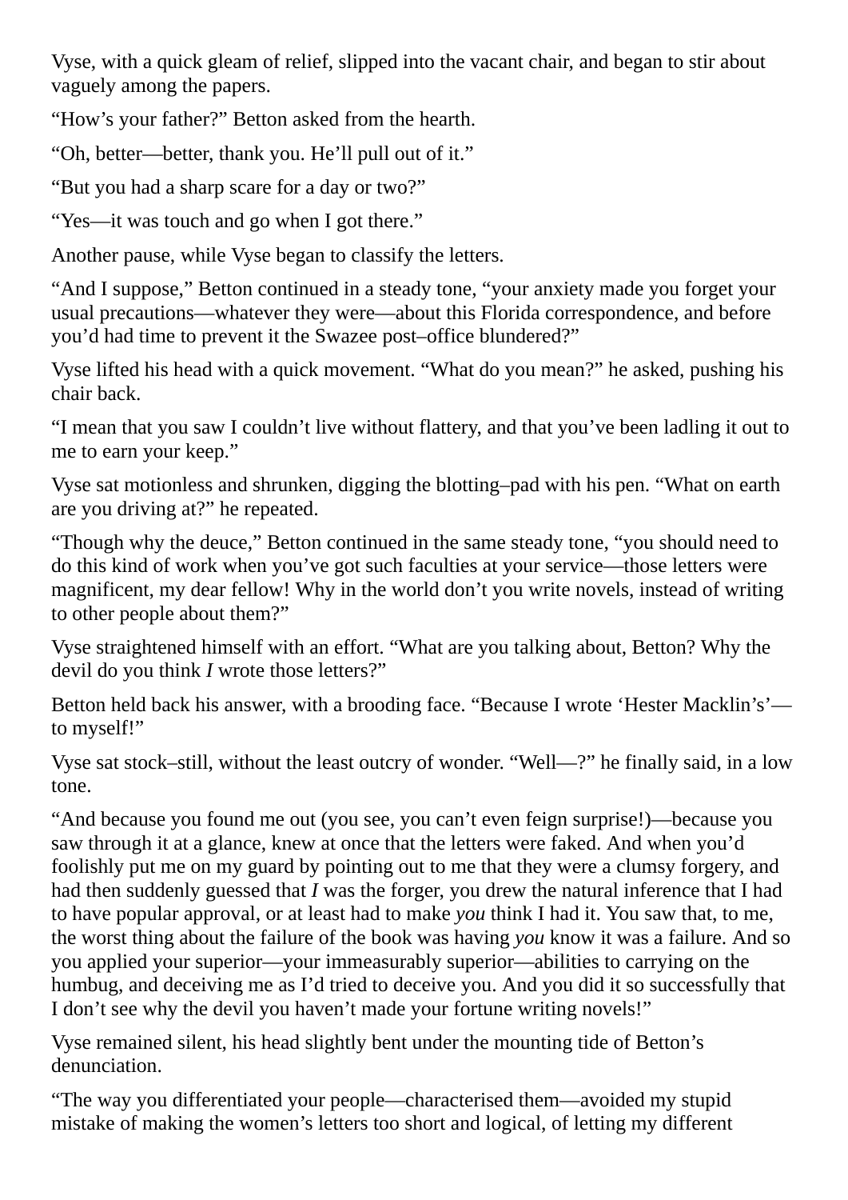Vyse, with a quick gleam of relief, slipped into the vacant chair, and began to stir about vaguely among the papers.

"How's your father?" Betton asked from the hearth.

"Oh, better—better, thank you. He'll pull out of it."

"But you had a sharp scare for a day or two?"

"Yes—it was touch and go when I got there."

Another pause, while Vyse began to classify the letters.

"And I suppose," Betton continued in a steady tone, "your anxiety made you forget your usual precautions—whatever they were—about this Florida correspondence, and before you'd had time to prevent it the Swazee post–office blundered?"

Vyse lifted his head with a quick movement. "What do you mean?" he asked, pushing his chair back.

"I mean that you saw I couldn't live without flattery, and that you've been ladling it out to me to earn your keep."

Vyse sat motionless and shrunken, digging the blotting–pad with his pen. "What on earth are you driving at?" he repeated.

"Though why the deuce," Betton continued in the same steady tone, "you should need to do this kind of work when you've got such faculties at your service—those letters were magnificent, my dear fellow! Why in the world don't you write novels, instead of writing to other people about them?"

Vyse straightened himself with an effort. "What are you talking about, Betton? Why the devil do you think *I* wrote those letters?"

Betton held back his answer, with a brooding face. "Because I wrote 'Hester Macklin's'—to myself!"

Vyse sat stock–still, without the least outcry of wonder. "Well—?" he finally said, in a low tone.

"And because you found me out (you see, you can't even feign surprise!)—because you saw through it at a glance, knew at once that the letters were faked. And when you'd foolishly put me on my guard by pointing out to me that they were a clumsy forgery, and had then suddenly guessed that *I* was the forger, you drew the natural inference that I had to have popular approval, or at least had to make *you* think I had it. You saw that, to me, the worst thing about the failure of the book was having *you* know it was a failure. And so you applied your superior—your immeasurably superior—abilities to carrying on the humbug, and deceiving me as I'd tried to deceive you. And you did it so successfully that I don't see why the devil you haven't made your fortune writing novels!"

Vyse remained silent, his head slightly bent under the mounting tide of Betton's denunciation.

"The way you differentiated your people—characterised them—avoided my stupid mistake of making the women's letters too short and logical, of letting my different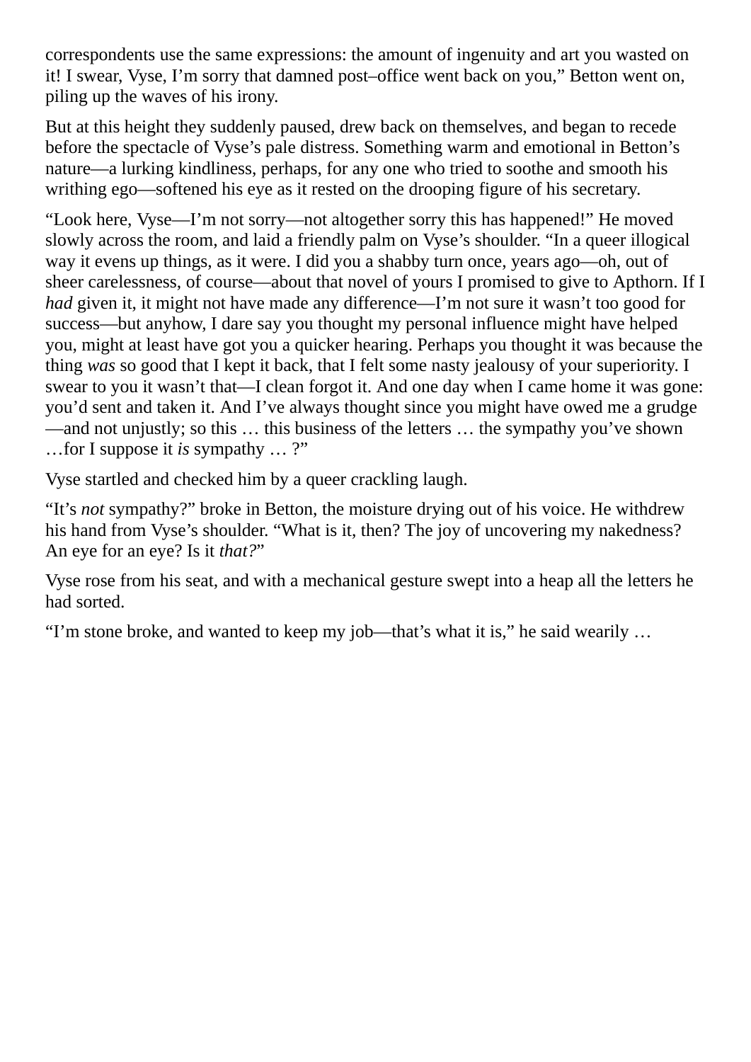correspondents use the same expressions: the amount of ingenuity and art you wasted on it! I swear, Vyse, I'm sorry that damned post–office went back on you," Betton went on, piling up the waves of his irony.

But at this height they suddenly paused, drew back on themselves, and began to recede before the spectacle of Vyse's pale distress. Something warm and emotional in Betton's nature—a lurking kindliness, perhaps, for any one who tried to soothe and smooth his writhing ego—softened his eye as it rested on the drooping figure of his secretary.

"Look here, Vyse—I'm not sorry—not altogether sorry this has happened!" He moved slowly across the room, and laid a friendly palm on Vyse's shoulder. "In a queer illogical way it evens up things, as it were. I did you a shabby turn once, years ago—oh, out of sheer carelessness, of course—about that novel of yours I promised to give to Apthorn. If I *had* given it, it might not have made any difference—I'm not sure it wasn't too good for success—but anyhow, I dare say you thought my personal influence might have helped you, might at least have got you a quicker hearing. Perhaps you thought it was because the thing *was* so good that I kept it back, that I felt some nasty jealousy of your superiority. I swear to you it wasn't that—I clean forgot it. And one day when I came home it was gone: you'd sent and taken it. And I've always thought since you might have owed me a grudge—and not unjustly; so this … this business of the letters … the sympathy you've shown …for I suppose it *is* sympathy … ?"

Vyse startled and checked him by a queer crackling laugh.

"It's *not* sympathy?" broke in Betton, the moisture drying out of his voice. He withdrew his hand from Vyse's shoulder. "What is it, then? The joy of uncovering my nakedness? An eye for an eye? Is it *that?*"

Vyse rose from his seat, and with a mechanical gesture swept into a heap all the letters he had sorted.

"I'm stone broke, and wanted to keep my job—that's what it is," he said wearily …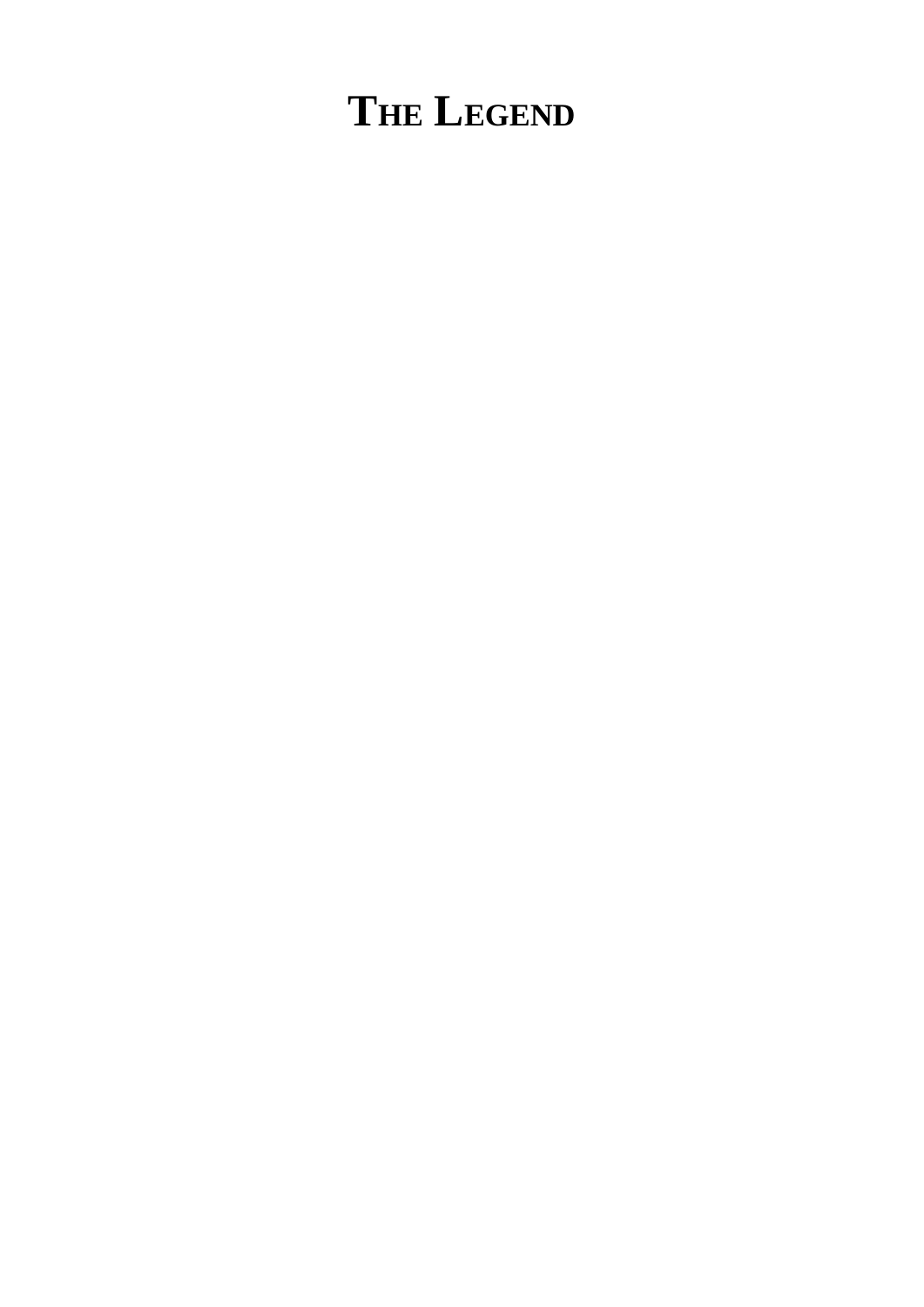# The Legend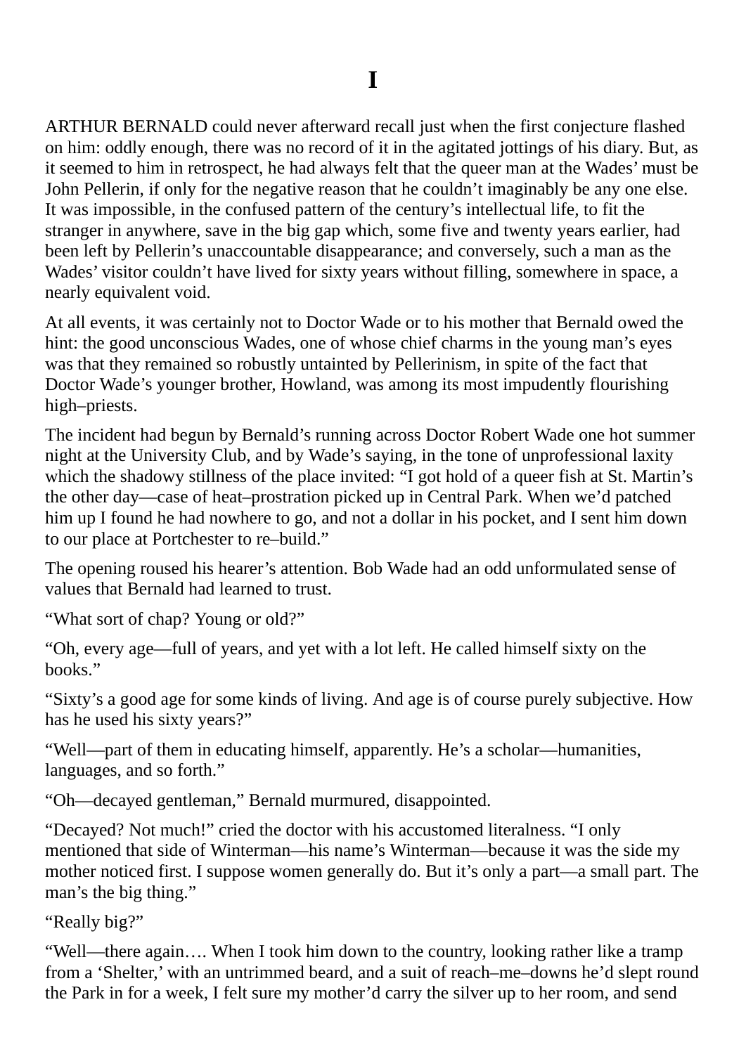# I

ARTHUR BERNALD could never afterward recall just when the first conjecture flashed on him: oddly enough, there was no record of it in the agitated jottings of his diary. But, as it seemed to him in retrospect, he had always felt that the queer man at the Wades' must be John Pellerin, if only for the negative reason that he couldn't imaginably be any one else. It was impossible, in the confused pattern of the century's intellectual life, to fit the stranger in anywhere, save in the big gap which, some five and twenty years earlier, had been left by Pellerin's unaccountable disappearance; and conversely, such a man as the Wades' visitor couldn't have lived for sixty years without filling, somewhere in space, a nearly equivalent void.

At all events, it was certainly not to Doctor Wade or to his mother that Bernald owed the hint: the good unconscious Wades, one of whose chief charms in the young man's eyes was that they remained so robustly untainted by Pellerinism, in spite of the fact that Doctor Wade's younger brother, Howland, was among its most impudently flourishing high–priests.

The incident had begun by Bernald's running across Doctor Robert Wade one hot summer night at the University Club, and by Wade's saying, in the tone of unprofessional laxity which the shadowy stillness of the place invited: "I got hold of a queer fish at St. Martin's the other day—case of heat–prostration picked up in Central Park. When we'd patched him up I found he had nowhere to go, and not a dollar in his pocket, and I sent him down to our place at Portchester to re–build."

The opening roused his hearer's attention. Bob Wade had an odd unformulated sense of values that Bernald had learned to trust.

"What sort of chap? Young or old?"

"Oh, every age—full of years, and yet with a lot left. He called himself sixty on the books."

"Sixty's a good age for some kinds of living. And age is of course purely subjective. How has he used his sixty years?"

"Well—part of them in educating himself, apparently. He's a scholar—humanities, languages, and so forth."

"Oh—decayed gentleman," Bernald murmured, disappointed.

"Decayed? Not much!" cried the doctor with his accustomed literalness. "I only mentioned that side of Winterman—his name's Winterman—because it was the side my mother noticed first. I suppose women generally do. But it's only a part—a small part. The man's the big thing."

"Really big?"

"Well—there again…. When I took him down to the country, looking rather like a tramp from a 'Shelter,' with an untrimmed beard, and a suit of reach–me–downs he'd slept round the Park in for a week, I felt sure my mother'd carry the silver up to her room, and send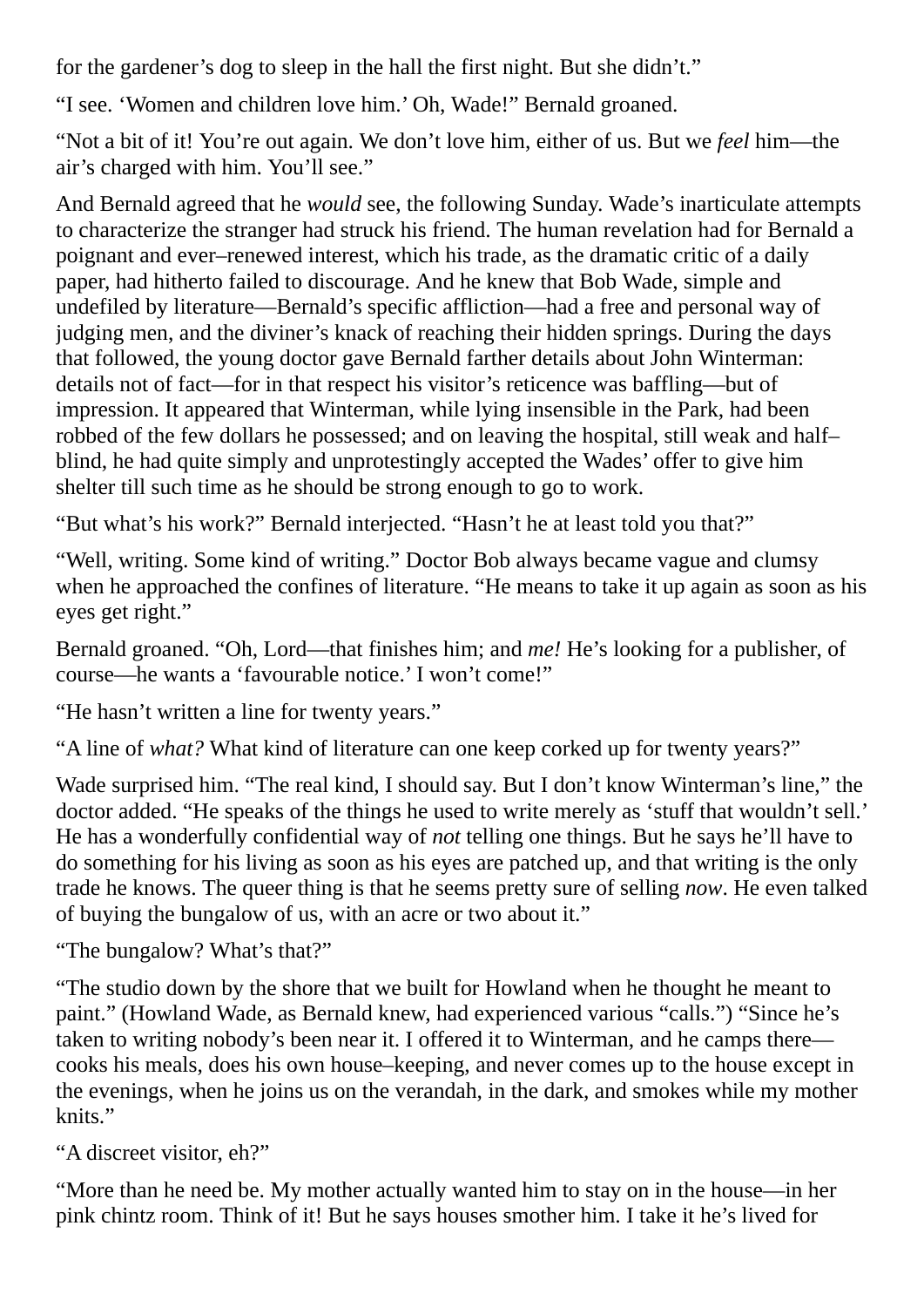for the gardener’s dog to sleep in the hall the first night. But she didn’t.”

“I see. ‘Women and children love him.’ Oh, Wade!” Bernald groaned.

“Not a bit of it! You’re out again. We don’t love him, either of us. But we *feel* him—the air’s charged with him. You’ll see.”

And Bernald agreed that he *would* see, the following Sunday. Wade’s inarticulate attempts to characterize the stranger had struck his friend. The human revelation had for Bernald a poignant and ever–renewed interest, which his trade, as the dramatic critic of a daily paper, had hitherto failed to discourage. And he knew that Bob Wade, simple and undefiled by literature—Bernald’s specific affliction—had a free and personal way of judging men, and the diviner’s knack of reaching their hidden springs. During the days that followed, the young doctor gave Bernald farther details about John Winterman: details not of fact—for in that respect his visitor’s reticence was baffling—but of impression. It appeared that Winterman, while lying insensible in the Park, had been robbed of the few dollars he possessed; and on leaving the hospital, still weak and half–blind, he had quite simply and unprotestingly accepted the Wades’ offer to give him shelter till such time as he should be strong enough to go to work.

“But what’s his work?” Bernald interjected. “Hasn’t he at least told you that?”

“Well, writing. Some kind of writing.” Doctor Bob always became vague and clumsy when he approached the confines of literature. “He means to take it up again as soon as his eyes get right.”

Bernald groaned. “Oh, Lord—that finishes him; and *me!* He’s looking for a publisher, of course—he wants a ‘favourable notice.’ I won’t come!”

“He hasn’t written a line for twenty years.”

“A line of *what?* What kind of literature can one keep corked up for twenty years?”

Wade surprised him. “The real kind, I should say. But I don’t know Winterman’s line,” the doctor added. “He speaks of the things he used to write merely as ‘stuff that wouldn’t sell.’ He has a wonderfully confidential way of *not* telling one things. But he says he’ll have to do something for his living as soon as his eyes are patched up, and that writing is the only trade he knows. The queer thing is that he seems pretty sure of selling *now*. He even talked of buying the bungalow of us, with an acre or two about it.”

“The bungalow? What’s that?”

“The studio down by the shore that we built for Howland when he thought he meant to paint.” (Howland Wade, as Bernald knew, had experienced various “calls.”) “Since he’s taken to writing nobody’s been near it. I offered it to Winterman, and he camps there—cooks his meals, does his own house–keeping, and never comes up to the house except in the evenings, when he joins us on the verandah, in the dark, and smokes while my mother knits.”

“A discreet visitor, eh?”

“More than he need be. My mother actually wanted him to stay on in the house—in her pink chintz room. Think of it! But he says houses smother him. I take it he’s lived for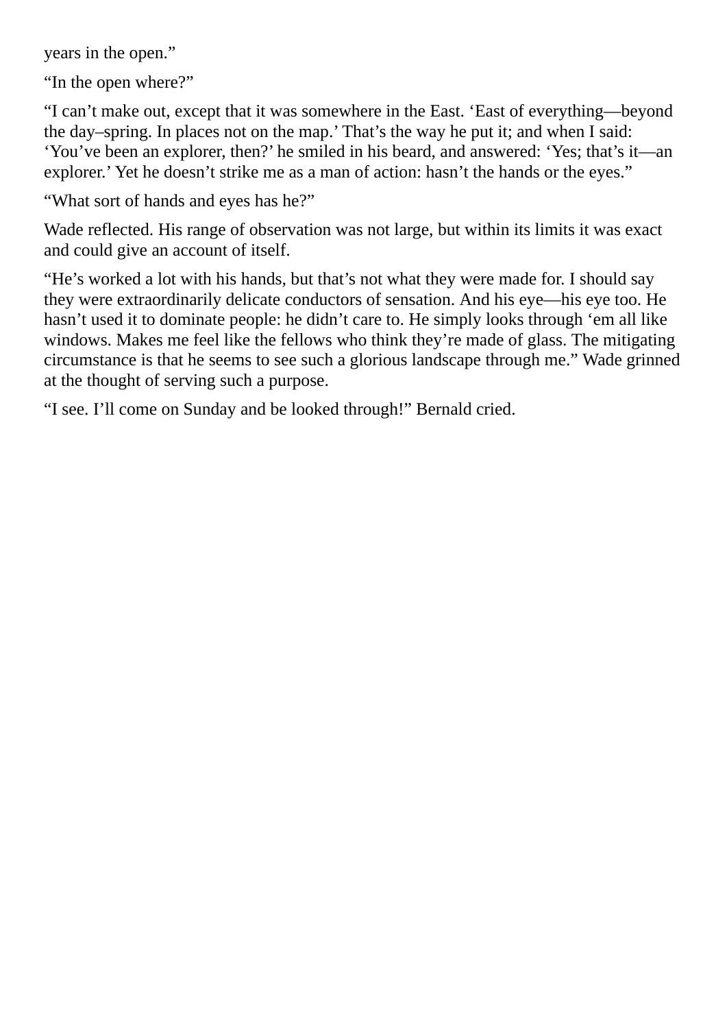years in the open."

"In the open where?"

"I can't make out, except that it was somewhere in the East. 'East of everything—beyond the day–spring. In places not on the map.' That's the way he put it; and when I said: 'You've been an explorer, then?' he smiled in his beard, and answered: 'Yes; that's it—an explorer.' Yet he doesn't strike me as a man of action: hasn't the hands or the eyes."

"What sort of hands and eyes has he?"

Wade reflected. His range of observation was not large, but within its limits it was exact and could give an account of itself.

"He's worked a lot with his hands, but that's not what they were made for. I should say they were extraordinarily delicate conductors of sensation. And his eye—his eye too. He hasn't used it to dominate people: he didn't care to. He simply looks through 'em all like windows. Makes me feel like the fellows who think they're made of glass. The mitigating circumstance is that he seems to see such a glorious landscape through me." Wade grinned at the thought of serving such a purpose.

"I see. I'll come on Sunday and be looked through!" Bernald cried.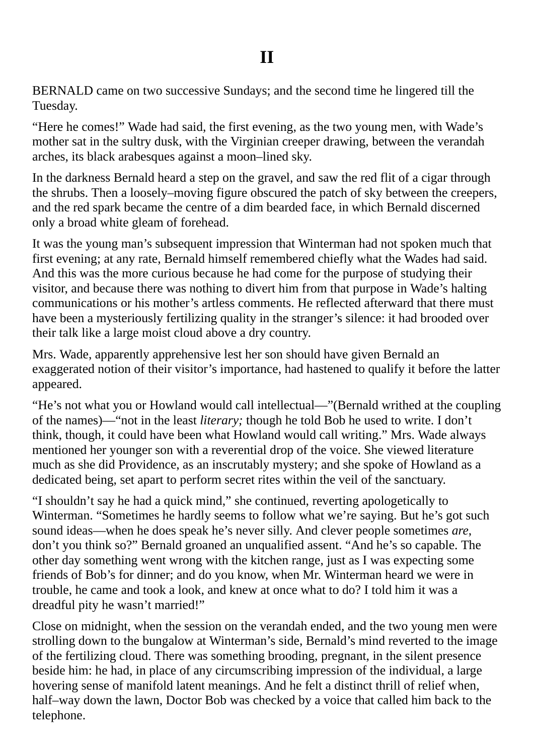# II

BERNALD came on two successive Sundays; and the second time he lingered till the Tuesday.

“Here he comes!” Wade had said, the first evening, as the two young men, with Wade’s mother sat in the sultry dusk, with the Virginian creeper drawing, between the verandah arches, its black arabesques against a moon–lined sky.

In the darkness Bernald heard a step on the gravel, and saw the red flit of a cigar through the shrubs. Then a loosely–moving figure obscured the patch of sky between the creepers, and the red spark became the centre of a dim bearded face, in which Bernald discerned only a broad white gleam of forehead.

It was the young man’s subsequent impression that Winterman had not spoken much that first evening; at any rate, Bernald himself remembered chiefly what the Wades had said. And this was the more curious because he had come for the purpose of studying their visitor, and because there was nothing to divert him from that purpose in Wade’s halting communications or his mother’s artless comments. He reflected afterward that there must have been a mysteriously fertilizing quality in the stranger’s silence: it had brooded over their talk like a large moist cloud above a dry country.

Mrs. Wade, apparently apprehensive lest her son should have given Bernald an exaggerated notion of their visitor’s importance, had hastened to qualify it before the latter appeared.

“He’s not what you or Howland would call intellectual—”(Bernald writhed at the coupling of the names)—“not in the least *literary;* though he told Bob he used to write. I don’t think, though, it could have been what Howland would call writing.” Mrs. Wade always mentioned her younger son with a reverential drop of the voice. She viewed literature much as she did Providence, as an inscrutably mystery; and she spoke of Howland as a dedicated being, set apart to perform secret rites within the veil of the sanctuary.

“I shouldn’t say he had a quick mind,” she continued, reverting apologetically to Winterman. “Sometimes he hardly seems to follow what we’re saying. But he’s got such sound ideas—when he does speak he’s never silly. And clever people sometimes *are,* don’t you think so?” Bernald groaned an unqualified assent. “And he’s so capable. The other day something went wrong with the kitchen range, just as I was expecting some friends of Bob’s for dinner; and do you know, when Mr. Winterman heard we were in trouble, he came and took a look, and knew at once what to do? I told him it was a dreadful pity he wasn’t married!”

Close on midnight, when the session on the verandah ended, and the two young men were strolling down to the bungalow at Winterman’s side, Bernald’s mind reverted to the image of the fertilizing cloud. There was something brooding, pregnant, in the silent presence beside him: he had, in place of any circumscribing impression of the individual, a large hovering sense of manifold latent meanings. And he felt a distinct thrill of relief when, half–way down the lawn, Doctor Bob was checked by a voice that called him back to the telephone.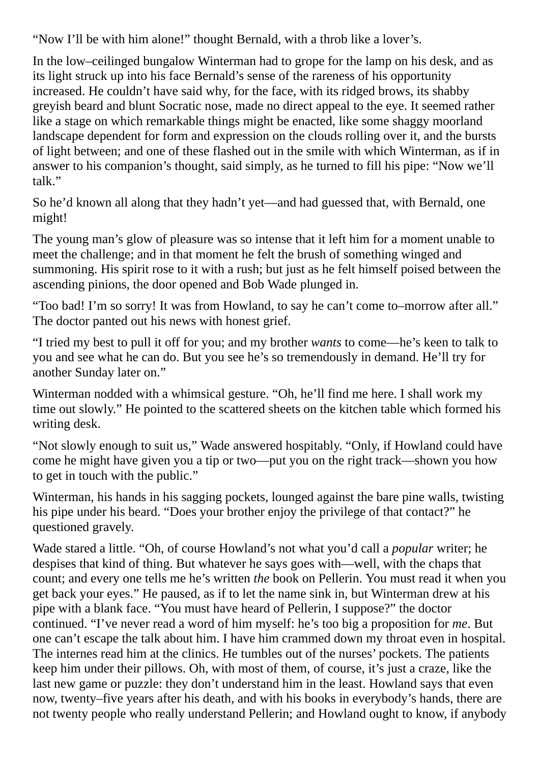"Now I'll be with him alone!" thought Bernald, with a throb like a lover's.

In the low–ceilinged bungalow Winterman had to grope for the lamp on his desk, and as its light struck up into his face Bernald's sense of the rareness of his opportunity increased. He couldn't have said why, for the face, with its ridged brows, its shabby greyish beard and blunt Socratic nose, made no direct appeal to the eye. It seemed rather like a stage on which remarkable things might be enacted, like some shaggy moorland landscape dependent for form and expression on the clouds rolling over it, and the bursts of light between; and one of these flashed out in the smile with which Winterman, as if in answer to his companion's thought, said simply, as he turned to fill his pipe: "Now we'll talk."

So he'd known all along that they hadn't yet—and had guessed that, with Bernald, one might!

The young man's glow of pleasure was so intense that it left him for a moment unable to meet the challenge; and in that moment he felt the brush of something winged and summoning. His spirit rose to it with a rush; but just as he felt himself poised between the ascending pinions, the door opened and Bob Wade plunged in.

"Too bad! I'm so sorry! It was from Howland, to say he can't come to–morrow after all." The doctor panted out his news with honest grief.

"I tried my best to pull it off for you; and my brother *wants* to come—he's keen to talk to you and see what he can do. But you see he's so tremendously in demand. He'll try for another Sunday later on."

Winterman nodded with a whimsical gesture. "Oh, he'll find me here. I shall work my time out slowly." He pointed to the scattered sheets on the kitchen table which formed his writing desk.

"Not slowly enough to suit us," Wade answered hospitably. "Only, if Howland could have come he might have given you a tip or two—put you on the right track—shown you how to get in touch with the public."

Winterman, his hands in his sagging pockets, lounged against the bare pine walls, twisting his pipe under his beard. "Does your brother enjoy the privilege of that contact?" he questioned gravely.

Wade stared a little. "Oh, of course Howland's not what you'd call a *popular* writer; he despises that kind of thing. But whatever he says goes with—well, with the chaps that count; and every one tells me he's written *the* book on Pellerin. You must read it when you get back your eyes." He paused, as if to let the name sink in, but Winterman drew at his pipe with a blank face. "You must have heard of Pellerin, I suppose?" the doctor continued. "I've never read a word of him myself: he's too big a proposition for *me*. But one can't escape the talk about him. I have him crammed down my throat even in hospital. The internes read him at the clinics. He tumbles out of the nurses' pockets. The patients keep him under their pillows. Oh, with most of them, of course, it's just a craze, like the last new game or puzzle: they don't understand him in the least. Howland says that even now, twenty–five years after his death, and with his books in everybody's hands, there are not twenty people who really understand Pellerin; and Howland ought to know, if anybody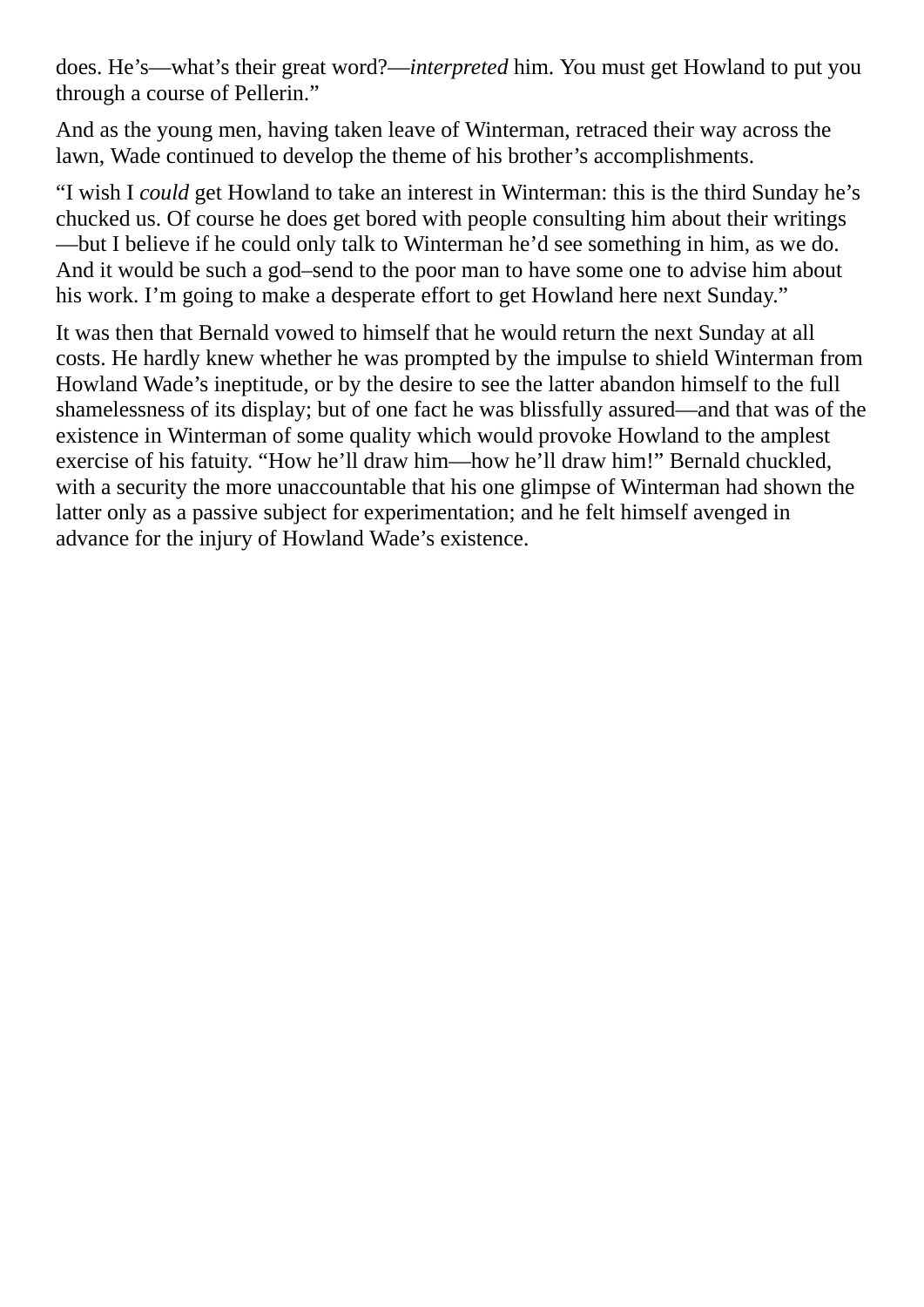does. He’s—what’s their great word?—*interpreted* him. You must get Howland to put you through a course of Pellerin.”

And as the young men, having taken leave of Winterman, retraced their way across the lawn, Wade continued to develop the theme of his brother’s accomplishments.

“I wish I *could* get Howland to take an interest in Winterman: this is the third Sunday he’s chucked us. Of course he does get bored with people consulting him about their writings—but I believe if he could only talk to Winterman he’d see something in him, as we do. And it would be such a god–send to the poor man to have some one to advise him about his work. I’m going to make a desperate effort to get Howland here next Sunday.”

It was then that Bernald vowed to himself that he would return the next Sunday at all costs. He hardly knew whether he was prompted by the impulse to shield Winterman from Howland Wade’s ineptitude, or by the desire to see the latter abandon himself to the full shamelessness of its display; but of one fact he was blissfully assured—and that was of the existence in Winterman of some quality which would provoke Howland to the amplest exercise of his fatuity. “How he’ll draw him—how he’ll draw him!” Bernald chuckled, with a security the more unaccountable that his one glimpse of Winterman had shown the latter only as a passive subject for experimentation; and he felt himself avenged in advance for the injury of Howland Wade’s existence.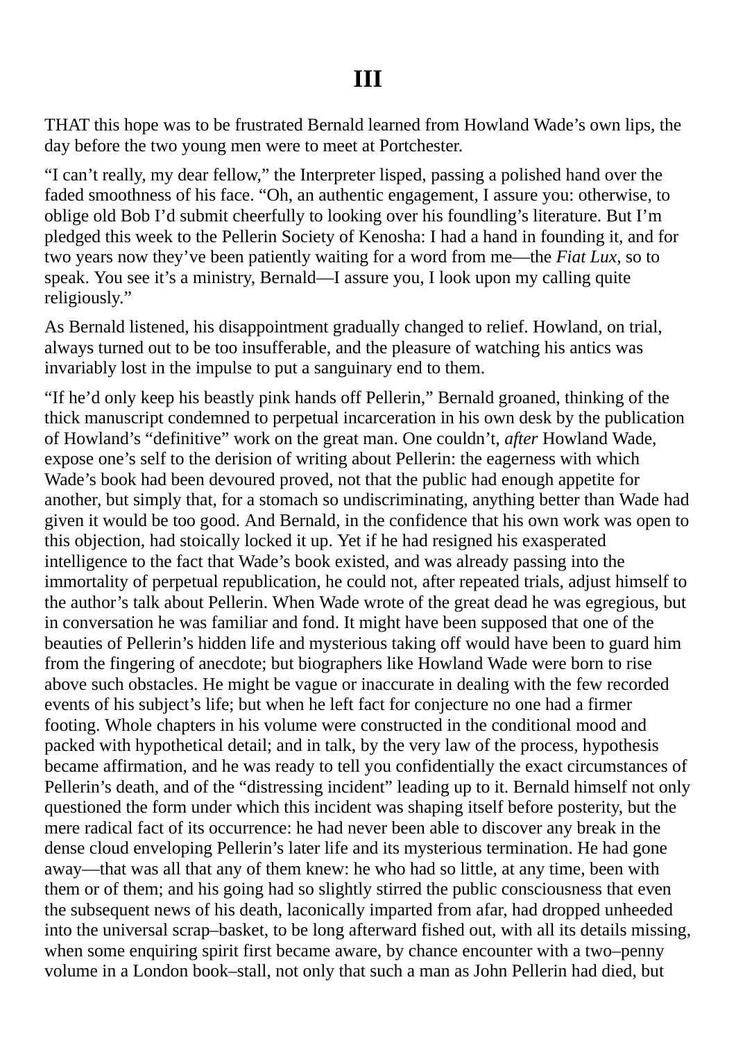# III

THAT this hope was to be frustrated Bernald learned from Howland Wade's own lips, the day before the two young men were to meet at Portchester.

"I can't really, my dear fellow," the Interpreter lisped, passing a polished hand over the faded smoothness of his face. "Oh, an authentic engagement, I assure you: otherwise, to oblige old Bob I'd submit cheerfully to looking over his foundling's literature. But I'm pledged this week to the Pellerin Society of Kenosha: I had a hand in founding it, and for two years now they've been patiently waiting for a word from me—the *Fiat Lux*, so to speak. You see it's a ministry, Bernald—I assure you, I look upon my calling quite religiously."

As Bernald listened, his disappointment gradually changed to relief. Howland, on trial, always turned out to be too insufferable, and the pleasure of watching his antics was invariably lost in the impulse to put a sanguinary end to them.

"If he'd only keep his beastly pink hands off Pellerin," Bernald groaned, thinking of the thick manuscript condemned to perpetual incarceration in his own desk by the publication of Howland's "definitive" work on the great man. One couldn't, *after* Howland Wade, expose one's self to the derision of writing about Pellerin: the eagerness with which Wade's book had been devoured proved, not that the public had enough appetite for another, but simply that, for a stomach so undiscriminating, anything better than Wade had given it would be too good. And Bernald, in the confidence that his own work was open to this objection, had stoically locked it up. Yet if he had resigned his exasperated intelligence to the fact that Wade's book existed, and was already passing into the immortality of perpetual republication, he could not, after repeated trials, adjust himself to the author's talk about Pellerin. When Wade wrote of the great dead he was egregious, but in conversation he was familiar and fond. It might have been supposed that one of the beauties of Pellerin's hidden life and mysterious taking off would have been to guard him from the fingering of anecdote; but biographers like Howland Wade were born to rise above such obstacles. He might be vague or inaccurate in dealing with the few recorded events of his subject's life; but when he left fact for conjecture no one had a firmer footing. Whole chapters in his volume were constructed in the conditional mood and packed with hypothetical detail; and in talk, by the very law of the process, hypothesis became affirmation, and he was ready to tell you confidentially the exact circumstances of Pellerin's death, and of the "distressing incident" leading up to it. Bernald himself not only questioned the form under which this incident was shaping itself before posterity, but the mere radical fact of its occurrence: he had never been able to discover any break in the dense cloud enveloping Pellerin's later life and its mysterious termination. He had gone away—that was all that any of them knew: he who had so little, at any time, been with them or of them; and his going had so slightly stirred the public consciousness that even the subsequent news of his death, laconically imparted from afar, had dropped unheeded into the universal scrap–basket, to be long afterward fished out, with all its details missing, when some enquiring spirit first became aware, by chance encounter with a two–penny volume in a London book–stall, not only that such a man as John Pellerin had died, but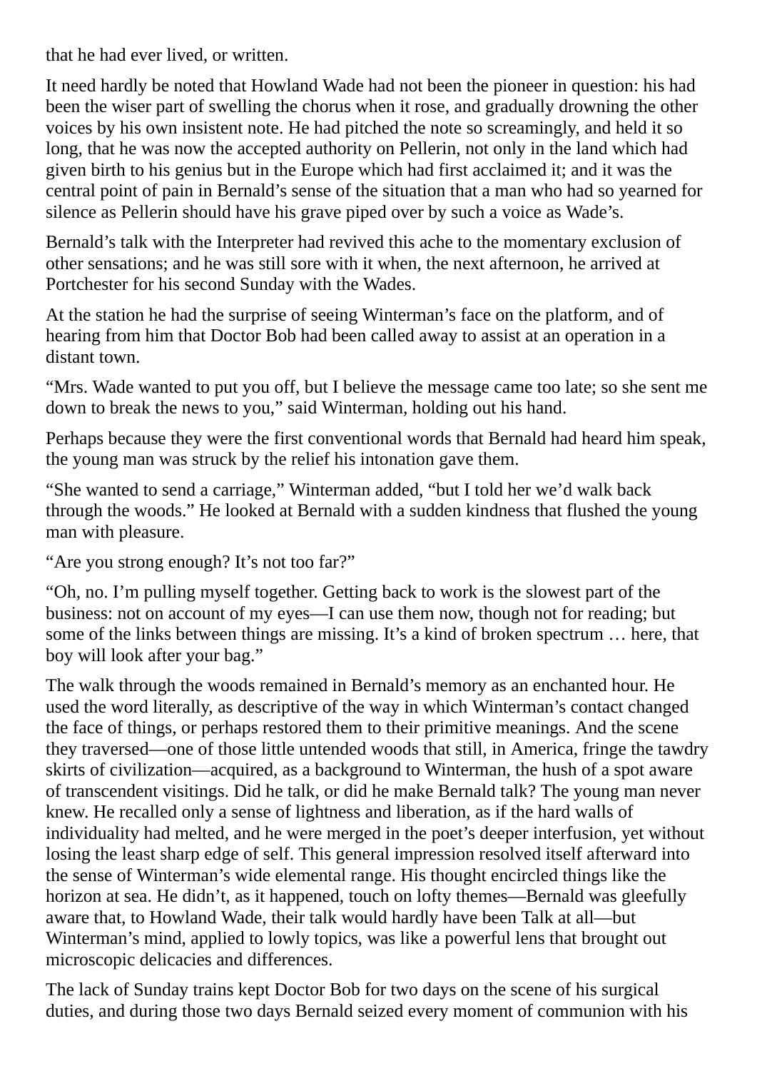that he had ever lived, or written.

It need hardly be noted that Howland Wade had not been the pioneer in question: his had been the wiser part of swelling the chorus when it rose, and gradually drowning the other voices by his own insistent note. He had pitched the note so screamingly, and held it so long, that he was now the accepted authority on Pellerin, not only in the land which had given birth to his genius but in the Europe which had first acclaimed it; and it was the central point of pain in Bernald's sense of the situation that a man who had so yearned for silence as Pellerin should have his grave piped over by such a voice as Wade's.

Bernald's talk with the Interpreter had revived this ache to the momentary exclusion of other sensations; and he was still sore with it when, the next afternoon, he arrived at Portchester for his second Sunday with the Wades.

At the station he had the surprise of seeing Winterman's face on the platform, and of hearing from him that Doctor Bob had been called away to assist at an operation in a distant town.

"Mrs. Wade wanted to put you off, but I believe the message came too late; so she sent me down to break the news to you," said Winterman, holding out his hand.

Perhaps because they were the first conventional words that Bernald had heard him speak, the young man was struck by the relief his intonation gave them.

"She wanted to send a carriage," Winterman added, "but I told her we'd walk back through the woods." He looked at Bernald with a sudden kindness that flushed the young man with pleasure.

"Are you strong enough? It's not too far?"

"Oh, no. I'm pulling myself together. Getting back to work is the slowest part of the business: not on account of my eyes—I can use them now, though not for reading; but some of the links between things are missing. It's a kind of broken spectrum … here, that boy will look after your bag."

The walk through the woods remained in Bernald's memory as an enchanted hour. He used the word literally, as descriptive of the way in which Winterman's contact changed the face of things, or perhaps restored them to their primitive meanings. And the scene they traversed—one of those little untended woods that still, in America, fringe the tawdry skirts of civilization—acquired, as a background to Winterman, the hush of a spot aware of transcendent visitings. Did he talk, or did he make Bernald talk? The young man never knew. He recalled only a sense of lightness and liberation, as if the hard walls of individuality had melted, and he were merged in the poet's deeper interfusion, yet without losing the least sharp edge of self. This general impression resolved itself afterward into the sense of Winterman's wide elemental range. His thought encircled things like the horizon at sea. He didn't, as it happened, touch on lofty themes—Bernald was gleefully aware that, to Howland Wade, their talk would hardly have been Talk at all—but Winterman's mind, applied to lowly topics, was like a powerful lens that brought out microscopic delicacies and differences.

The lack of Sunday trains kept Doctor Bob for two days on the scene of his surgical duties, and during those two days Bernald seized every moment of communion with his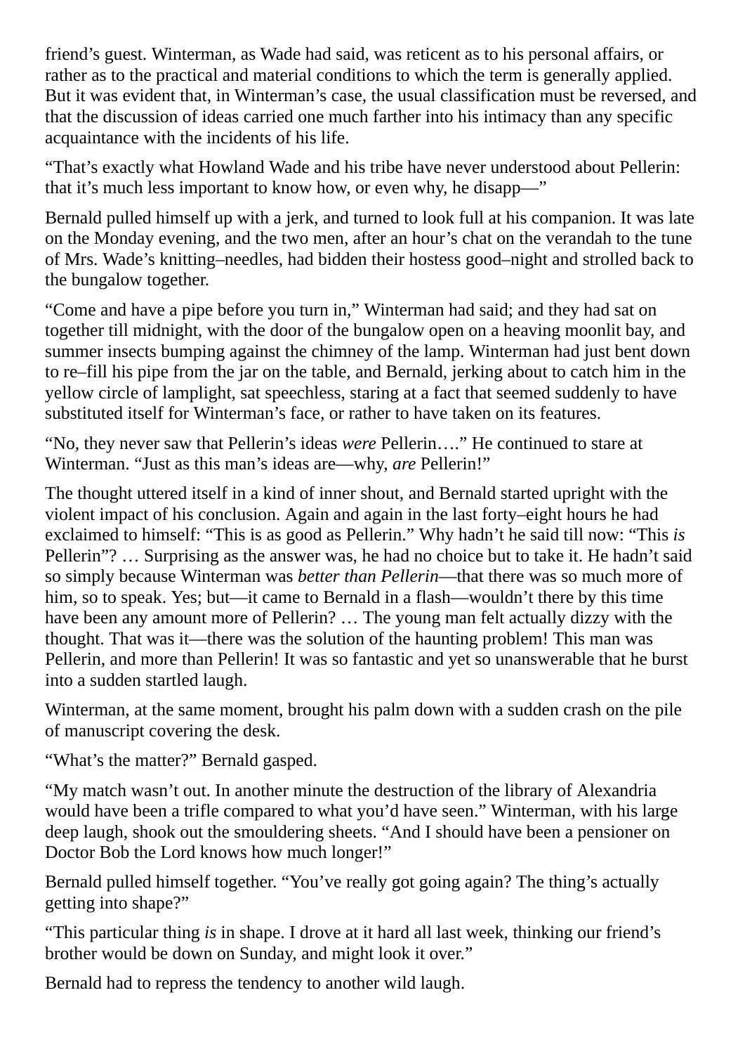friend’s guest. Winterman, as Wade had said, was reticent as to his personal affairs, or rather as to the practical and material conditions to which the term is generally applied. But it was evident that, in Winterman’s case, the usual classification must be reversed, and that the discussion of ideas carried one much farther into his intimacy than any specific acquaintance with the incidents of his life.

“That’s exactly what Howland Wade and his tribe have never understood about Pellerin: that it’s much less important to know how, or even why, he disapp—”

Bernald pulled himself up with a jerk, and turned to look full at his companion. It was late on the Monday evening, and the two men, after an hour’s chat on the verandah to the tune of Mrs. Wade’s knitting–needles, had bidden their hostess good–night and strolled back to the bungalow together.

“Come and have a pipe before you turn in,” Winterman had said; and they had sat on together till midnight, with the door of the bungalow open on a heaving moonlit bay, and summer insects bumping against the chimney of the lamp. Winterman had just bent down to re–fill his pipe from the jar on the table, and Bernald, jerking about to catch him in the yellow circle of lamplight, sat speechless, staring at a fact that seemed suddenly to have substituted itself for Winterman’s face, or rather to have taken on its features.

“No, they never saw that Pellerin’s ideas *were* Pellerin….” He continued to stare at Winterman. “Just as this man’s ideas are—why, *are* Pellerin!”

The thought uttered itself in a kind of inner shout, and Bernald started upright with the violent impact of his conclusion. Again and again in the last forty–eight hours he had exclaimed to himself: “This is as good as Pellerin.” Why hadn’t he said till now: “This *is* Pellerin”? … Surprising as the answer was, he had no choice but to take it. He hadn’t said so simply because Winterman was *better than Pellerin*—that there was so much more of him, so to speak. Yes; but—it came to Bernald in a flash—wouldn’t there by this time have been any amount more of Pellerin? … The young man felt actually dizzy with the thought. That was it—there was the solution of the haunting problem! This man was Pellerin, and more than Pellerin! It was so fantastic and yet so unanswerable that he burst into a sudden startled laugh.

Winterman, at the same moment, brought his palm down with a sudden crash on the pile of manuscript covering the desk.

“What’s the matter?” Bernald gasped.

“My match wasn’t out. In another minute the destruction of the library of Alexandria would have been a trifle compared to what you’d have seen.” Winterman, with his large deep laugh, shook out the smouldering sheets. “And I should have been a pensioner on Doctor Bob the Lord knows how much longer!”

Bernald pulled himself together. “You’ve really got going again? The thing’s actually getting into shape?”

“This particular thing *is* in shape. I drove at it hard all last week, thinking our friend’s brother would be down on Sunday, and might look it over.”

Bernald had to repress the tendency to another wild laugh.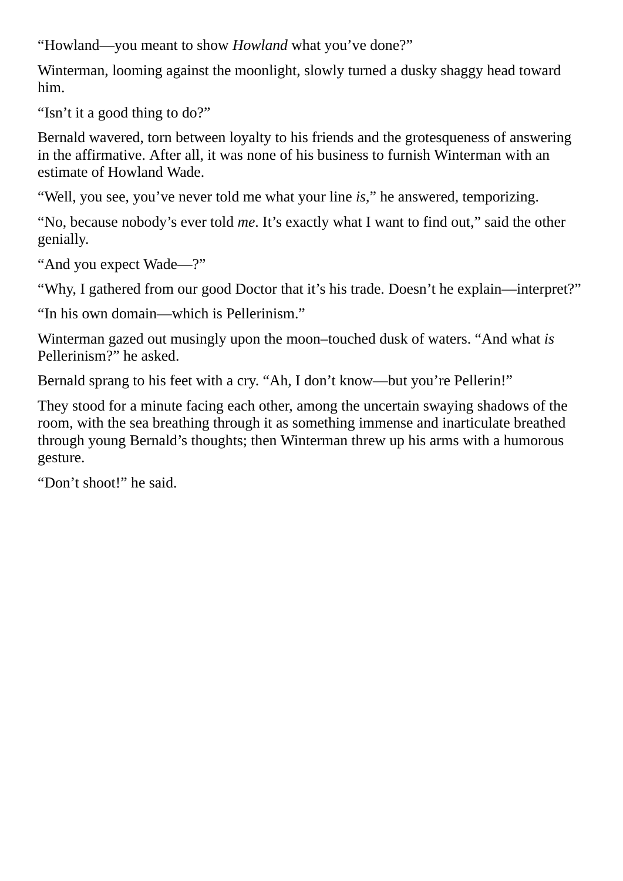"Howland—you meant to show *Howland* what you've done?"

Winterman, looming against the moonlight, slowly turned a dusky shaggy head toward him.

"Isn't it a good thing to do?"

Bernald wavered, torn between loyalty to his friends and the grotesqueness of answering in the affirmative. After all, it was none of his business to furnish Winterman with an estimate of Howland Wade.

"Well, you see, you've never told me what your line *is*," he answered, temporizing.

"No, because nobody's ever told *me*. It's exactly what I want to find out," said the other genially.

"And you expect Wade—?"

"Why, I gathered from our good Doctor that it's his trade. Doesn't he explain—interpret?"

"In his own domain—which is Pellerinism."

Winterman gazed out musingly upon the moon–touched dusk of waters. "And what *is* Pellerinism?" he asked.

Bernald sprang to his feet with a cry. "Ah, I don't know—but you're Pellerin!"

They stood for a minute facing each other, among the uncertain swaying shadows of the room, with the sea breathing through it as something immense and inarticulate breathed through young Bernald's thoughts; then Winterman threw up his arms with a humorous gesture.

"Don't shoot!" he said.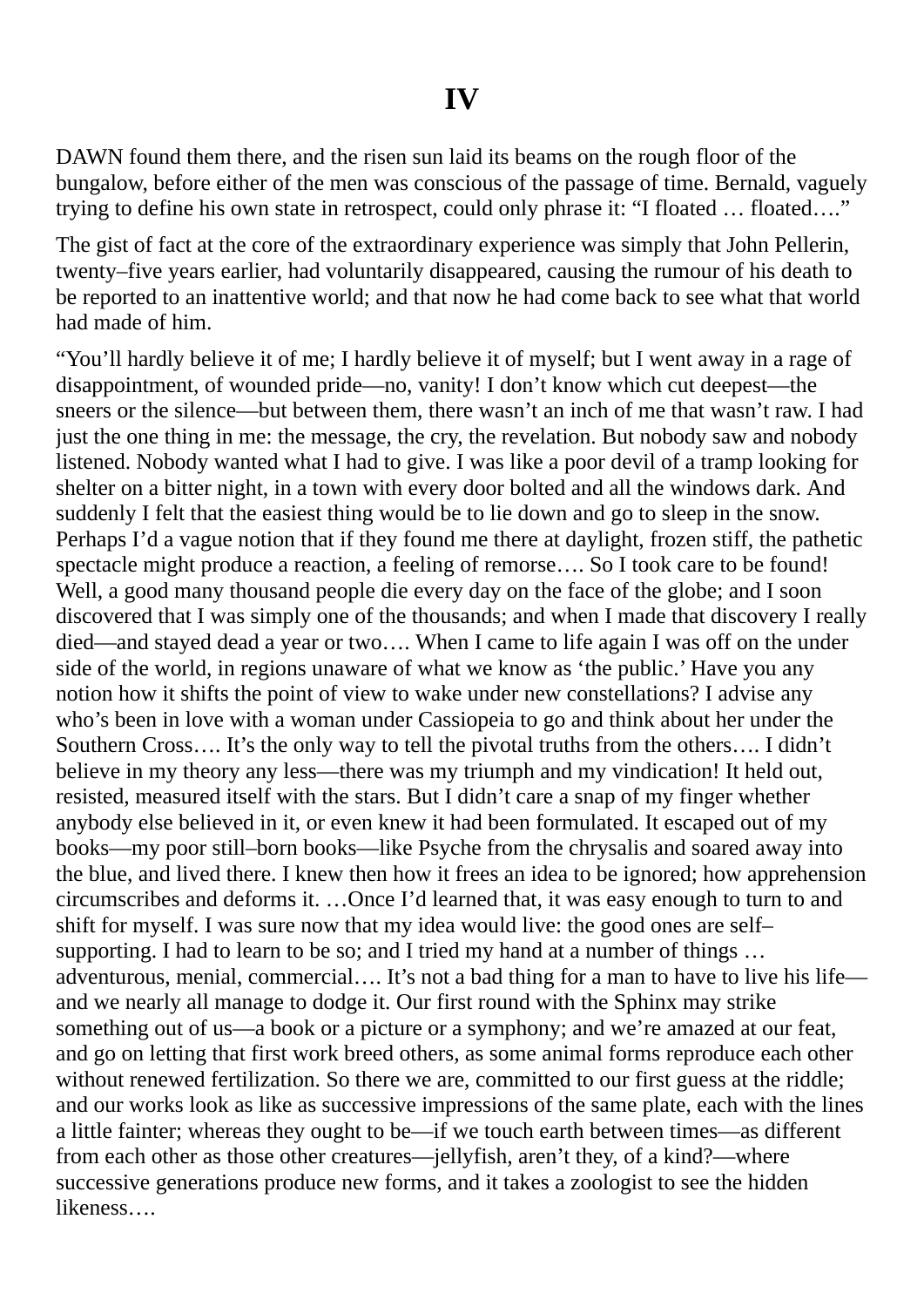# IV

DAWN found them there, and the risen sun laid its beams on the rough floor of the bungalow, before either of the men was conscious of the passage of time. Bernald, vaguely trying to define his own state in retrospect, could only phrase it: “I floated … floated….”

The gist of fact at the core of the extraordinary experience was simply that John Pellerin, twenty–five years earlier, had voluntarily disappeared, causing the rumour of his death to be reported to an inattentive world; and that now he had come back to see what that world had made of him.

“You’ll hardly believe it of me; I hardly believe it of myself; but I went away in a rage of disappointment, of wounded pride—no, vanity! I don’t know which cut deepest—the sneers or the silence—but between them, there wasn’t an inch of me that wasn’t raw. I had just the one thing in me: the message, the cry, the revelation. But nobody saw and nobody listened. Nobody wanted what I had to give. I was like a poor devil of a tramp looking for shelter on a bitter night, in a town with every door bolted and all the windows dark. And suddenly I felt that the easiest thing would be to lie down and go to sleep in the snow. Perhaps I’d a vague notion that if they found me there at daylight, frozen stiff, the pathetic spectacle might produce a reaction, a feeling of remorse…. So I took care to be found! Well, a good many thousand people die every day on the face of the globe; and I soon discovered that I was simply one of the thousands; and when I made that discovery I really died—and stayed dead a year or two…. When I came to life again I was off on the under side of the world, in regions unaware of what we know as ‘the public.’ Have you any notion how it shifts the point of view to wake under new constellations? I advise any who’s been in love with a woman under Cassiopeia to go and think about her under the Southern Cross…. It’s the only way to tell the pivotal truths from the others…. I didn’t believe in my theory any less—there was my triumph and my vindication! It held out, resisted, measured itself with the stars. But I didn’t care a snap of my finger whether anybody else believed in it, or even knew it had been formulated. It escaped out of my books—my poor still–born books—like Psyche from the chrysalis and soared away into the blue, and lived there. I knew then how it frees an idea to be ignored; how apprehension circumscribes and deforms it. …Once I’d learned that, it was easy enough to turn to and shift for myself. I was sure now that my idea would live: the good ones are self–supporting. I had to learn to be so; and I tried my hand at a number of things … adventurous, menial, commercial…. It’s not a bad thing for a man to have to live his life—and we nearly all manage to dodge it. Our first round with the Sphinx may strike something out of us—a book or a picture or a symphony; and we’re amazed at our feat, and go on letting that first work breed others, as some animal forms reproduce each other without renewed fertilization. So there we are, committed to our first guess at the riddle; and our works look as like as successive impressions of the same plate, each with the lines a little fainter; whereas they ought to be—if we touch earth between times—as different from each other as those other creatures—jellyfish, aren’t they, of a kind?—where successive generations produce new forms, and it takes a zoologist to see the hidden likeness….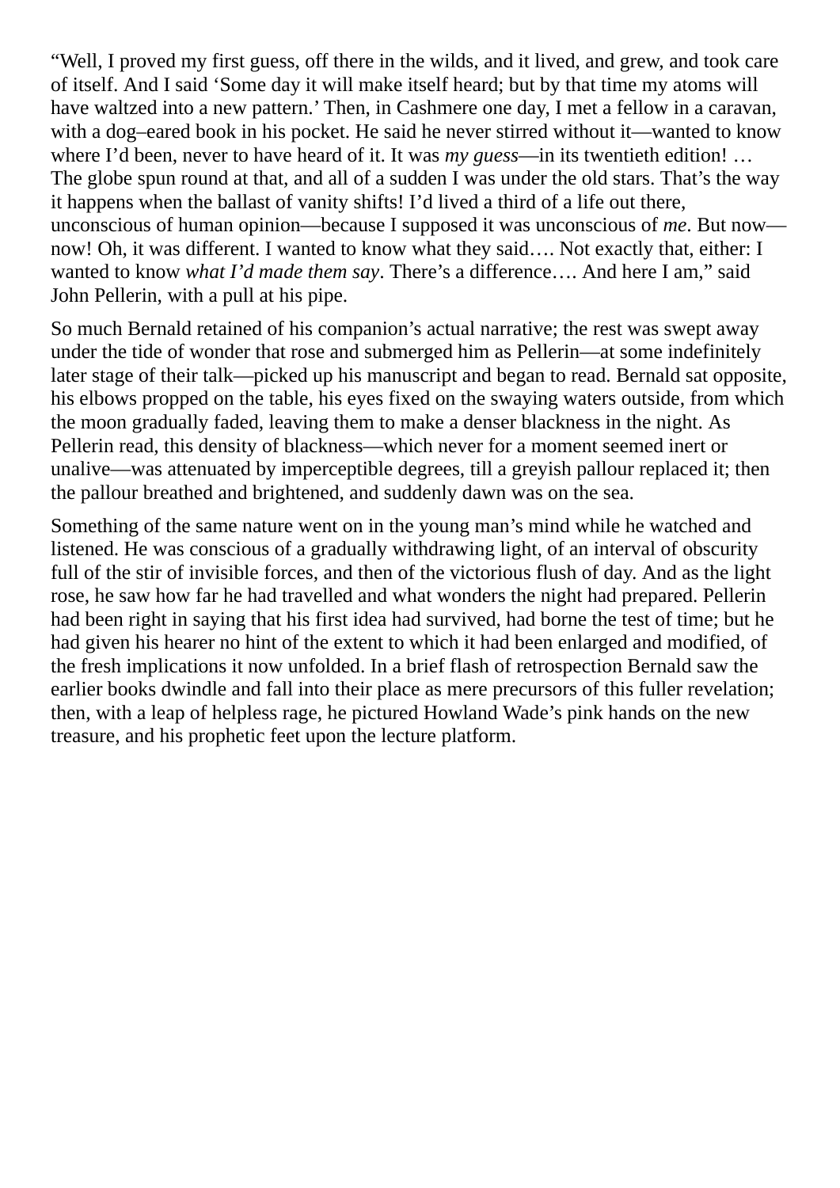“Well, I proved my first guess, off there in the wilds, and it lived, and grew, and took care of itself. And I said ‘Some day it will make itself heard; but by that time my atoms will have waltzed into a new pattern.’ Then, in Cashmere one day, I met a fellow in a caravan, with a dog–eared book in his pocket. He said he never stirred without it—wanted to know where I’d been, never to have heard of it. It was *my guess*—in its twentieth edition! … The globe spun round at that, and all of a sudden I was under the old stars. That’s the way it happens when the ballast of vanity shifts! I’d lived a third of a life out there, unconscious of human opinion—because I supposed it was unconscious of *me*. But now—now! Oh, it was different. I wanted to know what they said…. Not exactly that, either: I wanted to know *what I’d made them say*. There’s a difference…. And here I am,” said John Pellerin, with a pull at his pipe.

So much Bernald retained of his companion’s actual narrative; the rest was swept away under the tide of wonder that rose and submerged him as Pellerin—at some indefinitely later stage of their talk—picked up his manuscript and began to read. Bernald sat opposite, his elbows propped on the table, his eyes fixed on the swaying waters outside, from which the moon gradually faded, leaving them to make a denser blackness in the night. As Pellerin read, this density of blackness—which never for a moment seemed inert or unalive—was attenuated by imperceptible degrees, till a greyish pallour replaced it; then the pallour breathed and brightened, and suddenly dawn was on the sea.

Something of the same nature went on in the young man’s mind while he watched and listened. He was conscious of a gradually withdrawing light, of an interval of obscurity full of the stir of invisible forces, and then of the victorious flush of day. And as the light rose, he saw how far he had travelled and what wonders the night had prepared. Pellerin had been right in saying that his first idea had survived, had borne the test of time; but he had given his hearer no hint of the extent to which it had been enlarged and modified, of the fresh implications it now unfolded. In a brief flash of retrospection Bernald saw the earlier books dwindle and fall into their place as mere precursors of this fuller revelation; then, with a leap of helpless rage, he pictured Howland Wade’s pink hands on the new treasure, and his prophetic feet upon the lecture platform.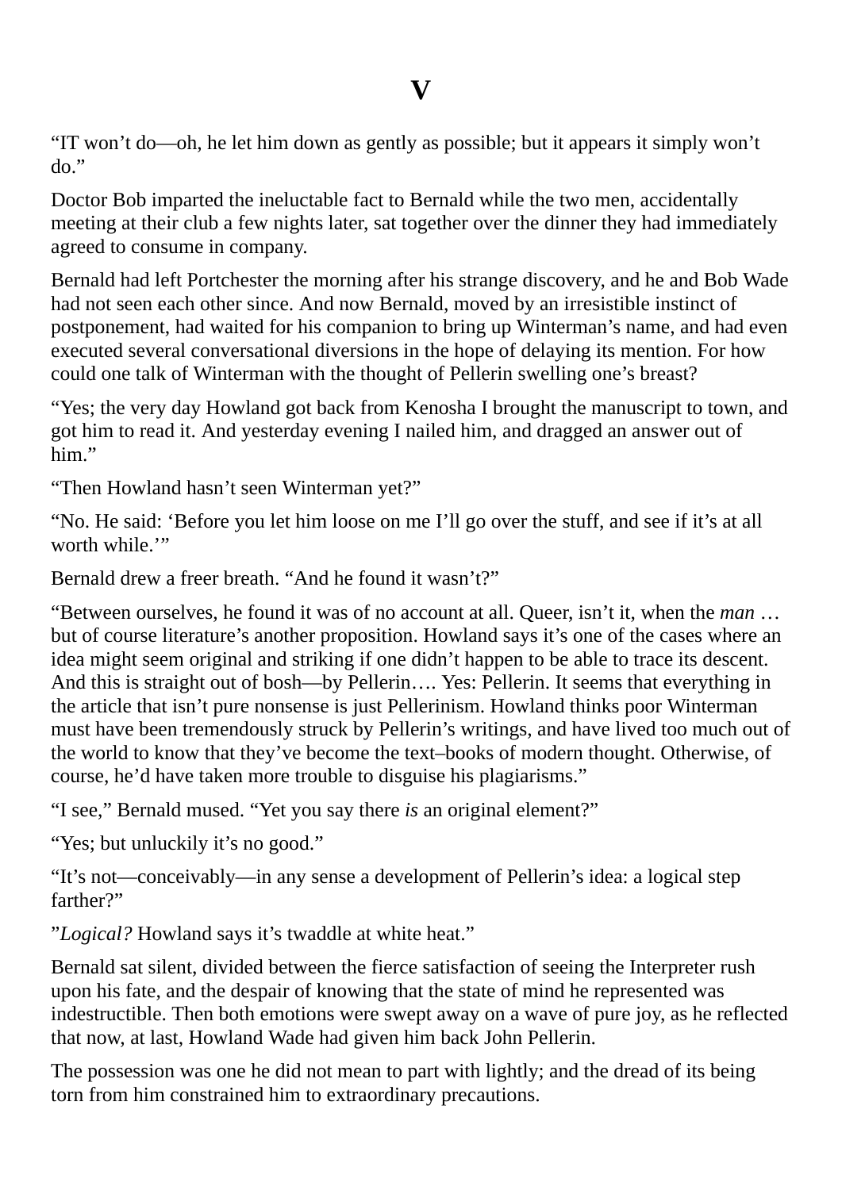# V

"IT won't do—oh, he let him down as gently as possible; but it appears it simply won't do."

Doctor Bob imparted the ineluctable fact to Bernald while the two men, accidentally meeting at their club a few nights later, sat together over the dinner they had immediately agreed to consume in company.

Bernald had left Portchester the morning after his strange discovery, and he and Bob Wade had not seen each other since. And now Bernald, moved by an irresistible instinct of postponement, had waited for his companion to bring up Winterman's name, and had even executed several conversational diversions in the hope of delaying its mention. For how could one talk of Winterman with the thought of Pellerin swelling one's breast?

"Yes; the very day Howland got back from Kenosha I brought the manuscript to town, and got him to read it. And yesterday evening I nailed him, and dragged an answer out of him."

"Then Howland hasn't seen Winterman yet?"

"No. He said: 'Before you let him loose on me I'll go over the stuff, and see if it's at all worth while.'"

Bernald drew a freer breath. "And he found it wasn't?"

"Between ourselves, he found it was of no account at all. Queer, isn't it, when the *man* … but of course literature's another proposition. Howland says it's one of the cases where an idea might seem original and striking if one didn't happen to be able to trace its descent. And this is straight out of bosh—by Pellerin…. Yes: Pellerin. It seems that everything in the article that isn't pure nonsense is just Pellerinism. Howland thinks poor Winterman must have been tremendously struck by Pellerin's writings, and have lived too much out of the world to know that they've become the text–books of modern thought. Otherwise, of course, he'd have taken more trouble to disguise his plagiarisms."

"I see," Bernald mused. "Yet you say there *is* an original element?"

"Yes; but unluckily it's no good."

"It's not—conceivably—in any sense a development of Pellerin's idea: a logical step farther?"

"*Logical?* Howland says it's twaddle at white heat."

Bernald sat silent, divided between the fierce satisfaction of seeing the Interpreter rush upon his fate, and the despair of knowing that the state of mind he represented was indestructible. Then both emotions were swept away on a wave of pure joy, as he reflected that now, at last, Howland Wade had given him back John Pellerin.

The possession was one he did not mean to part with lightly; and the dread of its being torn from him constrained him to extraordinary precautions.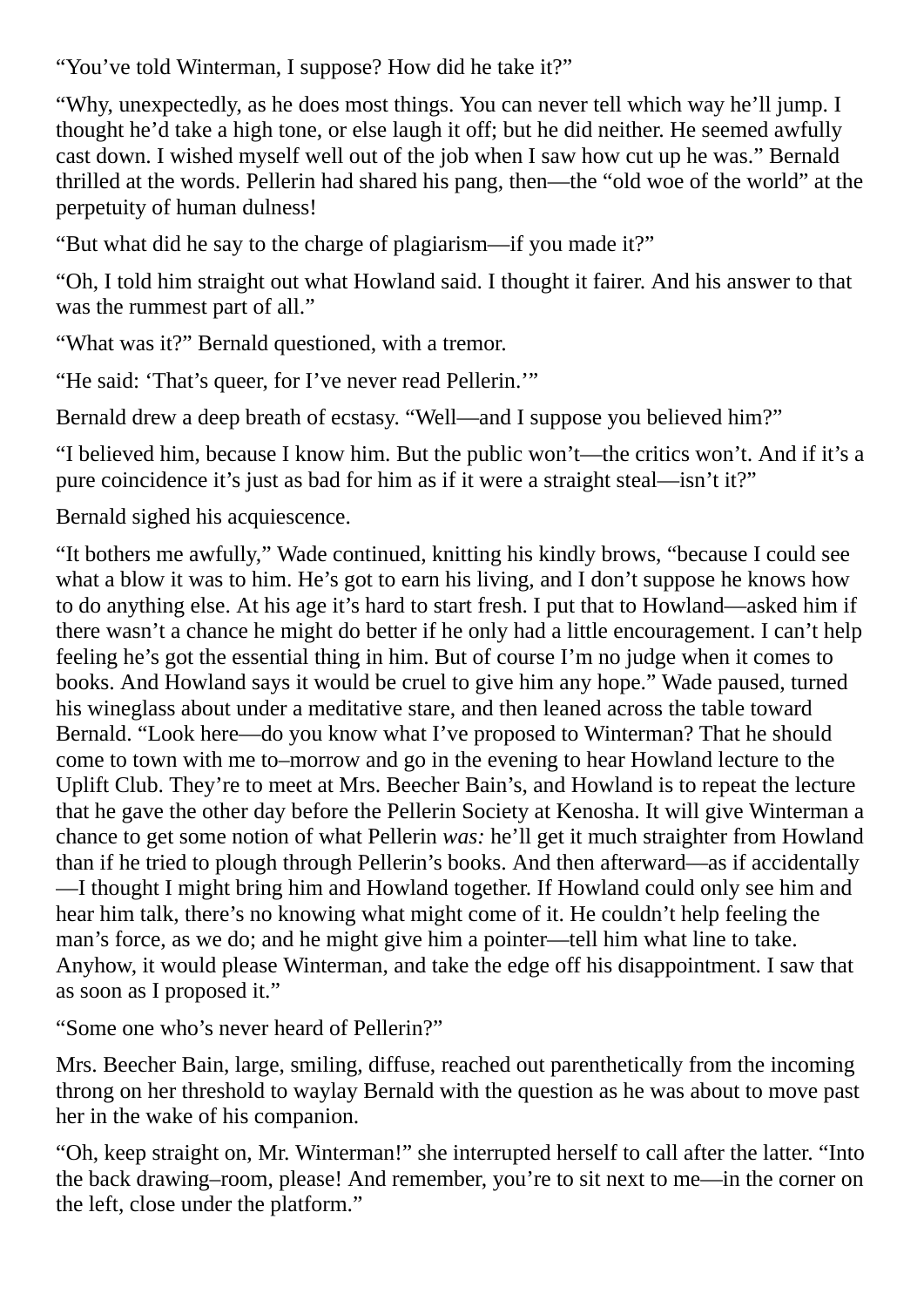“You’ve told Winterman, I suppose? How did he take it?”

“Why, unexpectedly, as he does most things. You can never tell which way he’ll jump. I thought he’d take a high tone, or else laugh it off; but he did neither. He seemed awfully cast down. I wished myself well out of the job when I saw how cut up he was.” Bernald thrilled at the words. Pellerin had shared his pang, then—the “old woe of the world” at the perpetuity of human dulness!

“But what did he say to the charge of plagiarism—if you made it?”

“Oh, I told him straight out what Howland said. I thought it fairer. And his answer to that was the rummest part of all.”

“What was it?” Bernald questioned, with a tremor.

“He said: ‘That’s queer, for I’ve never read Pellerin.’”

Bernald drew a deep breath of ecstasy. “Well—and I suppose you believed him?”

“I believed him, because I know him. But the public won’t—the critics won’t. And if it’s a pure coincidence it’s just as bad for him as if it were a straight steal—isn’t it?”

Bernald sighed his acquiescence.

“It bothers me awfully,” Wade continued, knitting his kindly brows, “because I could see what a blow it was to him. He’s got to earn his living, and I don’t suppose he knows how to do anything else. At his age it’s hard to start fresh. I put that to Howland—asked him if there wasn’t a chance he might do better if he only had a little encouragement. I can’t help feeling he’s got the essential thing in him. But of course I’m no judge when it comes to books. And Howland says it would be cruel to give him any hope.” Wade paused, turned his wineglass about under a meditative stare, and then leaned across the table toward Bernald. “Look here—do you know what I’ve proposed to Winterman? That he should come to town with me to–morrow and go in the evening to hear Howland lecture to the Uplift Club. They’re to meet at Mrs. Beecher Bain’s, and Howland is to repeat the lecture that he gave the other day before the Pellerin Society at Kenosha. It will give Winterman a chance to get some notion of what Pellerin *was:* he’ll get it much straighter from Howland than if he tried to plough through Pellerin’s books. And then afterward—as if accidentally—I thought I might bring him and Howland together. If Howland could only see him and hear him talk, there’s no knowing what might come of it. He couldn’t help feeling the man’s force, as we do; and he might give him a pointer—tell him what line to take. Anyhow, it would please Winterman, and take the edge off his disappointment. I saw that as soon as I proposed it.”

“Some one who’s never heard of Pellerin?”

Mrs. Beecher Bain, large, smiling, diffuse, reached out parenthetically from the incoming throng on her threshold to waylay Bernald with the question as he was about to move past her in the wake of his companion.

“Oh, keep straight on, Mr. Winterman!” she interrupted herself to call after the latter. “Into the back drawing–room, please! And remember, you’re to sit next to me—in the corner on the left, close under the platform.”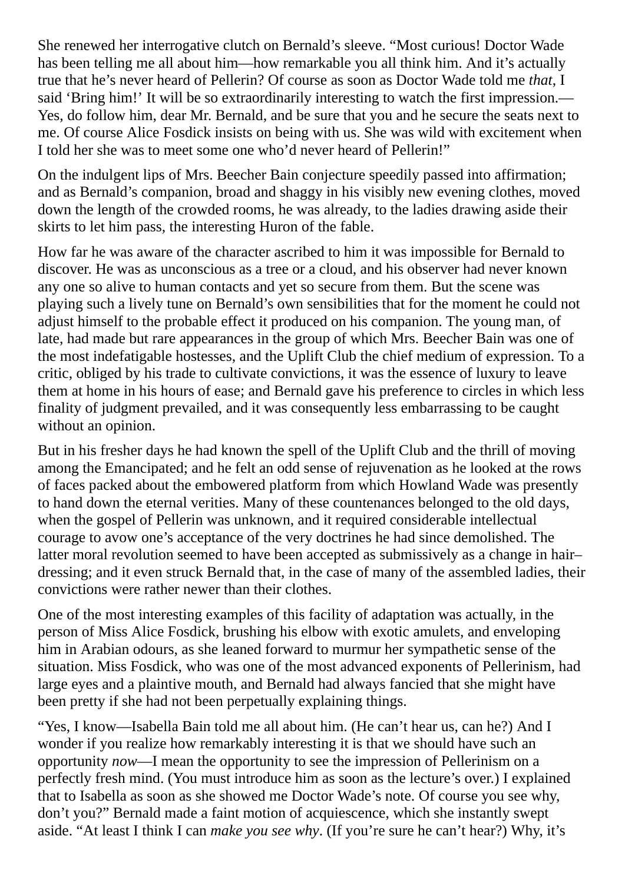She renewed her interrogative clutch on Bernald's sleeve. "Most curious! Doctor Wade has been telling me all about him—how remarkable you all think him. And it's actually true that he's never heard of Pellerin? Of course as soon as Doctor Wade told me *that*, I said 'Bring him!' It will be so extraordinarily interesting to watch the first impression.—Yes, do follow him, dear Mr. Bernald, and be sure that you and he secure the seats next to me. Of course Alice Fosdick insists on being with us. She was wild with excitement when I told her she was to meet some one who'd never heard of Pellerin!"

On the indulgent lips of Mrs. Beecher Bain conjecture speedily passed into affirmation; and as Bernald's companion, broad and shaggy in his visibly new evening clothes, moved down the length of the crowded rooms, he was already, to the ladies drawing aside their skirts to let him pass, the interesting Huron of the fable.

How far he was aware of the character ascribed to him it was impossible for Bernald to discover. He was as unconscious as a tree or a cloud, and his observer had never known any one so alive to human contacts and yet so secure from them. But the scene was playing such a lively tune on Bernald's own sensibilities that for the moment he could not adjust himself to the probable effect it produced on his companion. The young man, of late, had made but rare appearances in the group of which Mrs. Beecher Bain was one of the most indefatigable hostesses, and the Uplift Club the chief medium of expression. To a critic, obliged by his trade to cultivate convictions, it was the essence of luxury to leave them at home in his hours of ease; and Bernald gave his preference to circles in which less finality of judgment prevailed, and it was consequently less embarrassing to be caught without an opinion.

But in his fresher days he had known the spell of the Uplift Club and the thrill of moving among the Emancipated; and he felt an odd sense of rejuvenation as he looked at the rows of faces packed about the embowered platform from which Howland Wade was presently to hand down the eternal verities. Many of these countenances belonged to the old days, when the gospel of Pellerin was unknown, and it required considerable intellectual courage to avow one's acceptance of the very doctrines he had since demolished. The latter moral revolution seemed to have been accepted as submissively as a change in hair–dressing; and it even struck Bernald that, in the case of many of the assembled ladies, their convictions were rather newer than their clothes.

One of the most interesting examples of this facility of adaptation was actually, in the person of Miss Alice Fosdick, brushing his elbow with exotic amulets, and enveloping him in Arabian odours, as she leaned forward to murmur her sympathetic sense of the situation. Miss Fosdick, who was one of the most advanced exponents of Pellerinism, had large eyes and a plaintive mouth, and Bernald had always fancied that she might have been pretty if she had not been perpetually explaining things.

"Yes, I know—Isabella Bain told me all about him. (He can't hear us, can he?) And I wonder if you realize how remarkably interesting it is that we should have such an opportunity *now*—I mean the opportunity to see the impression of Pellerinism on a perfectly fresh mind. (You must introduce him as soon as the lecture's over.) I explained that to Isabella as soon as she showed me Doctor Wade's note. Of course you see why, don't you?" Bernald made a faint motion of acquiescence, which she instantly swept aside. "At least I think I can *make you see why*. (If you're sure he can't hear?) Why, it's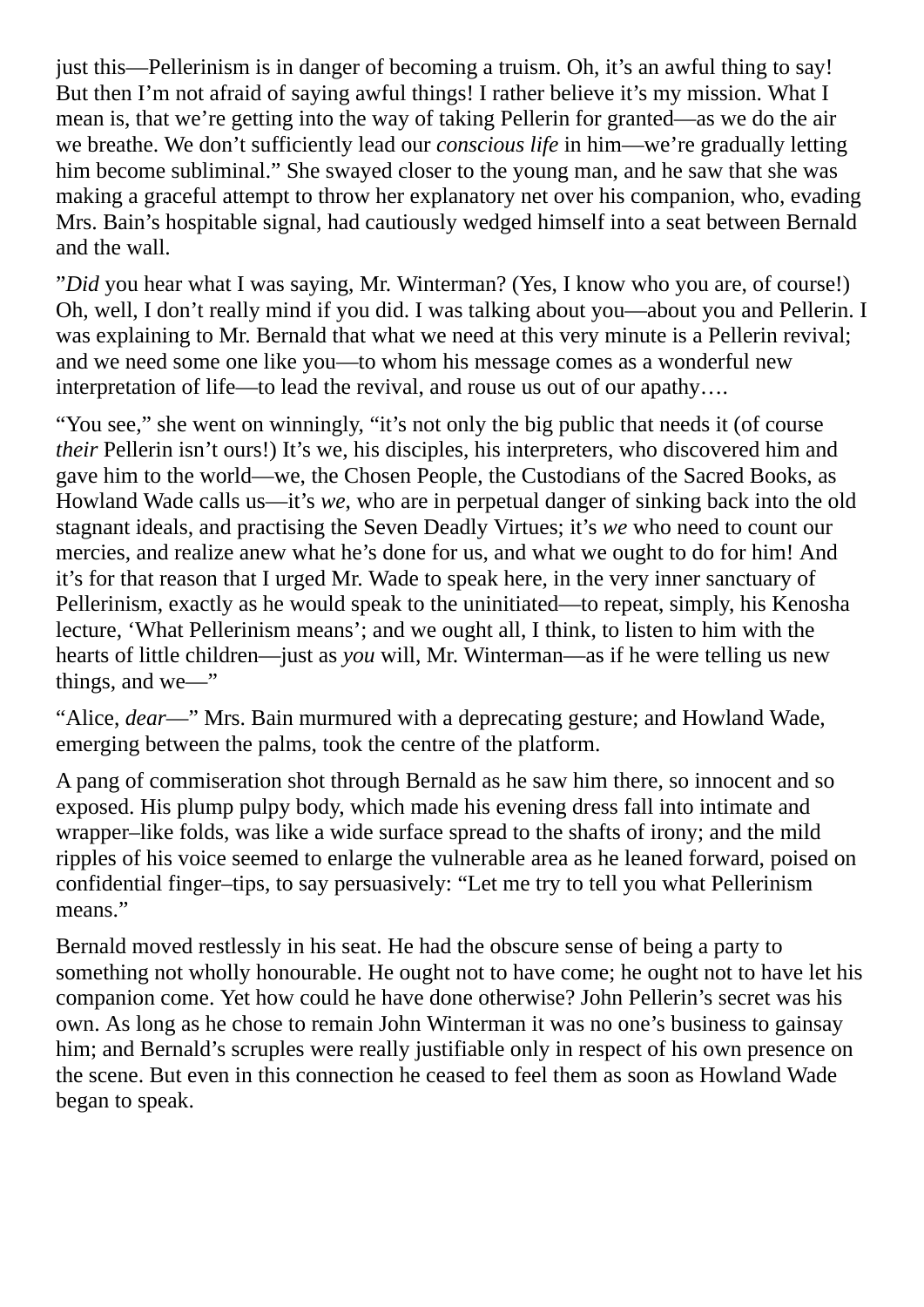just this—Pellerinism is in danger of becoming a truism. Oh, it's an awful thing to say! But then I'm not afraid of saying awful things! I rather believe it's my mission. What I mean is, that we're getting into the way of taking Pellerin for granted—as we do the air we breathe. We don't sufficiently lead our *conscious life* in him—we're gradually letting him become subliminal." She swayed closer to the young man, and he saw that she was making a graceful attempt to throw her explanatory net over his companion, who, evading Mrs. Bain's hospitable signal, had cautiously wedged himself into a seat between Bernald and the wall.

"*Did* you hear what I was saying, Mr. Winterman? (Yes, I know who you are, of course!) Oh, well, I don't really mind if you did. I was talking about you—about you and Pellerin. I was explaining to Mr. Bernald that what we need at this very minute is a Pellerin revival; and we need some one like you—to whom his message comes as a wonderful new interpretation of life—to lead the revival, and rouse us out of our apathy….

"You see," she went on winningly, "it's not only the big public that needs it (of course *their* Pellerin isn't ours!) It's we, his disciples, his interpreters, who discovered him and gave him to the world—we, the Chosen People, the Custodians of the Sacred Books, as Howland Wade calls us—it's *we*, who are in perpetual danger of sinking back into the old stagnant ideals, and practising the Seven Deadly Virtues; it's *we* who need to count our mercies, and realize anew what he's done for us, and what we ought to do for him! And it's for that reason that I urged Mr. Wade to speak here, in the very inner sanctuary of Pellerinism, exactly as he would speak to the uninitiated—to repeat, simply, his Kenosha lecture, 'What Pellerinism means'; and we ought all, I think, to listen to him with the hearts of little children—just as *you* will, Mr. Winterman—as if he were telling us new things, and we—"

"Alice, *dear*—" Mrs. Bain murmured with a deprecating gesture; and Howland Wade, emerging between the palms, took the centre of the platform.

A pang of commiseration shot through Bernald as he saw him there, so innocent and so exposed. His plump pulpy body, which made his evening dress fall into intimate and wrapper–like folds, was like a wide surface spread to the shafts of irony; and the mild ripples of his voice seemed to enlarge the vulnerable area as he leaned forward, poised on confidential finger–tips, to say persuasively: "Let me try to tell you what Pellerinism means."

Bernald moved restlessly in his seat. He had the obscure sense of being a party to something not wholly honourable. He ought not to have come; he ought not to have let his companion come. Yet how could he have done otherwise? John Pellerin's secret was his own. As long as he chose to remain John Winterman it was no one's business to gainsay him; and Bernald's scruples were really justifiable only in respect of his own presence on the scene. But even in this connection he ceased to feel them as soon as Howland Wade began to speak.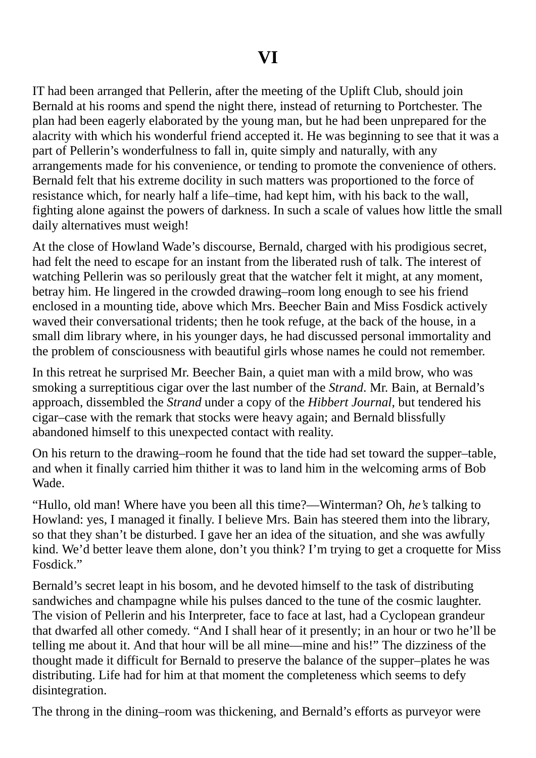# VI

IT had been arranged that Pellerin, after the meeting of the Uplift Club, should join Bernald at his rooms and spend the night there, instead of returning to Portchester. The plan had been eagerly elaborated by the young man, but he had been unprepared for the alacrity with which his wonderful friend accepted it. He was beginning to see that it was a part of Pellerin's wonderfulness to fall in, quite simply and naturally, with any arrangements made for his convenience, or tending to promote the convenience of others. Bernald felt that his extreme docility in such matters was proportioned to the force of resistance which, for nearly half a life–time, had kept him, with his back to the wall, fighting alone against the powers of darkness. In such a scale of values how little the small daily alternatives must weigh!

At the close of Howland Wade's discourse, Bernald, charged with his prodigious secret, had felt the need to escape for an instant from the liberated rush of talk. The interest of watching Pellerin was so perilously great that the watcher felt it might, at any moment, betray him. He lingered in the crowded drawing–room long enough to see his friend enclosed in a mounting tide, above which Mrs. Beecher Bain and Miss Fosdick actively waved their conversational tridents; then he took refuge, at the back of the house, in a small dim library where, in his younger days, he had discussed personal immortality and the problem of consciousness with beautiful girls whose names he could not remember.

In this retreat he surprised Mr. Beecher Bain, a quiet man with a mild brow, who was smoking a surreptitious cigar over the last number of the *Strand*. Mr. Bain, at Bernald's approach, dissembled the *Strand* under a copy of the *Hibbert Journal*, but tendered his cigar–case with the remark that stocks were heavy again; and Bernald blissfully abandoned himself to this unexpected contact with reality.

On his return to the drawing–room he found that the tide had set toward the supper–table, and when it finally carried him thither it was to land him in the welcoming arms of Bob Wade.

"Hullo, old man! Where have you been all this time?—Winterman? Oh, *he's* talking to Howland: yes, I managed it finally. I believe Mrs. Bain has steered them into the library, so that they shan't be disturbed. I gave her an idea of the situation, and she was awfully kind. We'd better leave them alone, don't you think? I'm trying to get a croquette for Miss Fosdick."

Bernald's secret leapt in his bosom, and he devoted himself to the task of distributing sandwiches and champagne while his pulses danced to the tune of the cosmic laughter. The vision of Pellerin and his Interpreter, face to face at last, had a Cyclopean grandeur that dwarfed all other comedy. "And I shall hear of it presently; in an hour or two he'll be telling me about it. And that hour will be all mine—mine and his!" The dizziness of the thought made it difficult for Bernald to preserve the balance of the supper–plates he was distributing. Life had for him at that moment the completeness which seems to defy disintegration.

The throng in the dining–room was thickening, and Bernald's efforts as purveyor were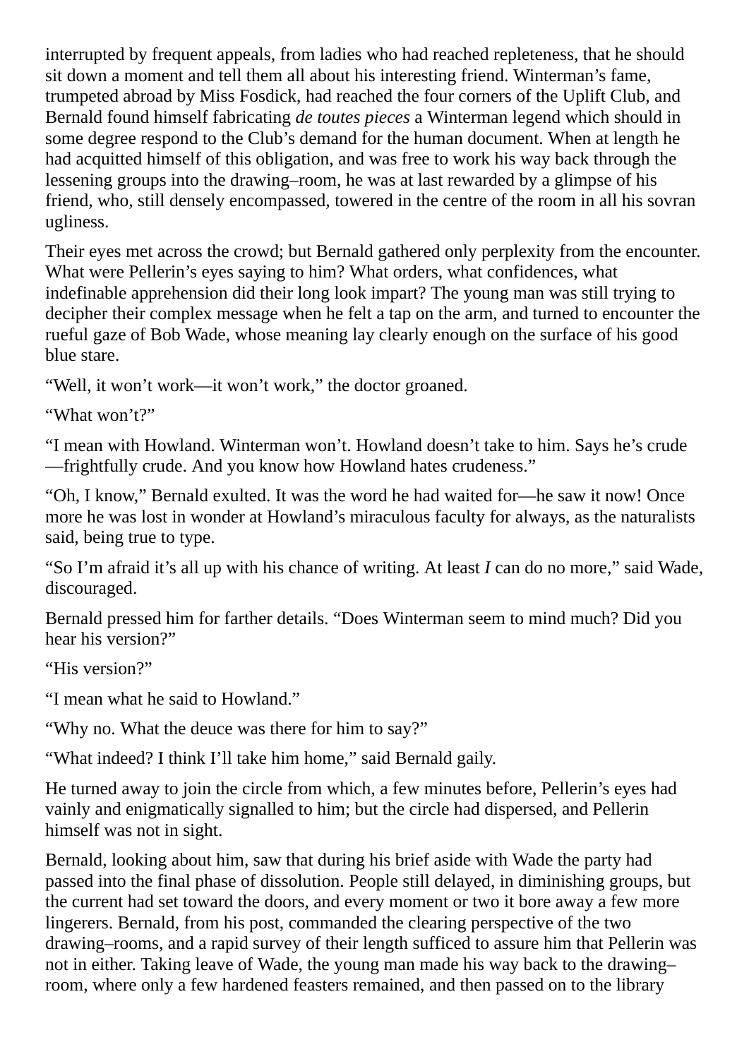interrupted by frequent appeals, from ladies who had reached repleteness, that he should sit down a moment and tell them all about his interesting friend. Winterman's fame, trumpeted abroad by Miss Fosdick, had reached the four corners of the Uplift Club, and Bernald found himself fabricating *de toutes pieces* a Winterman legend which should in some degree respond to the Club's demand for the human document. When at length he had acquitted himself of this obligation, and was free to work his way back through the lessening groups into the drawing–room, he was at last rewarded by a glimpse of his friend, who, still densely encompassed, towered in the centre of the room in all his sovran ugliness.

Their eyes met across the crowd; but Bernald gathered only perplexity from the encounter. What were Pellerin's eyes saying to him? What orders, what confidences, what indefinable apprehension did their long look impart? The young man was still trying to decipher their complex message when he felt a tap on the arm, and turned to encounter the rueful gaze of Bob Wade, whose meaning lay clearly enough on the surface of his good blue stare.

"Well, it won't work—it won't work," the doctor groaned.

"What won't?"

"I mean with Howland. Winterman won't. Howland doesn't take to him. Says he's crude —frightfully crude. And you know how Howland hates crudeness."

"Oh, I know," Bernald exulted. It was the word he had waited for—he saw it now! Once more he was lost in wonder at Howland's miraculous faculty for always, as the naturalists said, being true to type.

"So I'm afraid it's all up with his chance of writing. At least *I* can do no more," said Wade, discouraged.

Bernald pressed him for farther details. "Does Winterman seem to mind much? Did you hear his version?"

"His version?"

"I mean what he said to Howland."

"Why no. What the deuce was there for him to say?"

"What indeed? I think I'll take him home," said Bernald gaily.

He turned away to join the circle from which, a few minutes before, Pellerin's eyes had vainly and enigmatically signalled to him; but the circle had dispersed, and Pellerin himself was not in sight.

Bernald, looking about him, saw that during his brief aside with Wade the party had passed into the final phase of dissolution. People still delayed, in diminishing groups, but the current had set toward the doors, and every moment or two it bore away a few more lingerers. Bernald, from his post, commanded the clearing perspective of the two drawing–rooms, and a rapid survey of their length sufficed to assure him that Pellerin was not in either. Taking leave of Wade, the young man made his way back to the drawing–room, where only a few hardened feasters remained, and then passed on to the library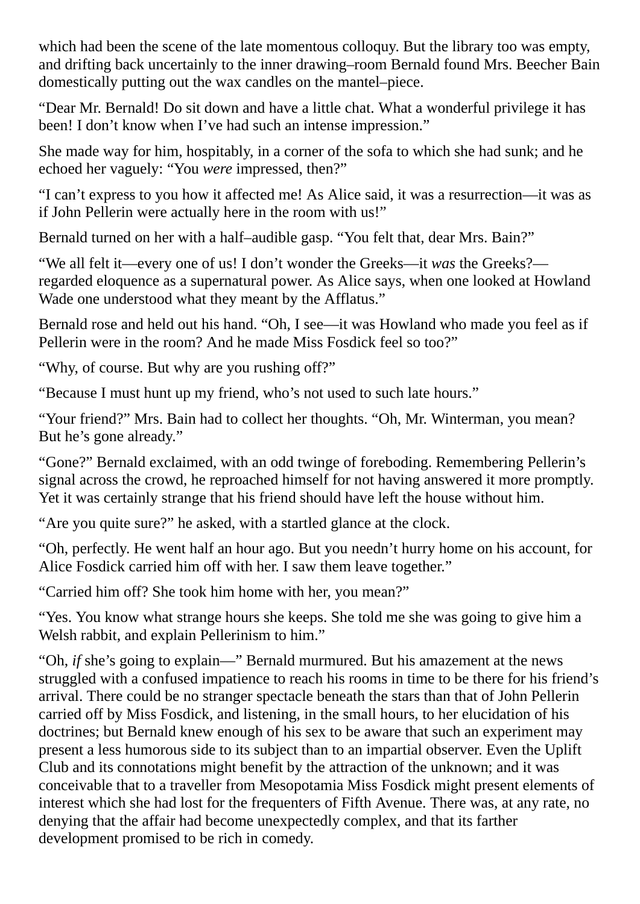which had been the scene of the late momentous colloquy. But the library too was empty, and drifting back uncertainly to the inner drawing–room Bernald found Mrs. Beecher Bain domestically putting out the wax candles on the mantel–piece.

“Dear Mr. Bernald! Do sit down and have a little chat. What a wonderful privilege it has been! I don’t know when I’ve had such an intense impression.”

She made way for him, hospitably, in a corner of the sofa to which she had sunk; and he echoed her vaguely: “You *were* impressed, then?”

“I can’t express to you how it affected me! As Alice said, it was a resurrection—it was as if John Pellerin were actually here in the room with us!”

Bernald turned on her with a half–audible gasp. “You felt that, dear Mrs. Bain?”

“We all felt it—every one of us! I don’t wonder the Greeks—it *was* the Greeks?—regarded eloquence as a supernatural power. As Alice says, when one looked at Howland Wade one understood what they meant by the Afflatus.”

Bernald rose and held out his hand. “Oh, I see—it was Howland who made you feel as if Pellerin were in the room? And he made Miss Fosdick feel so too?”

“Why, of course. But why are you rushing off?”

“Because I must hunt up my friend, who’s not used to such late hours.”

“Your friend?” Mrs. Bain had to collect her thoughts. “Oh, Mr. Winterman, you mean? But he’s gone already.”

“Gone?” Bernald exclaimed, with an odd twinge of foreboding. Remembering Pellerin’s signal across the crowd, he reproached himself for not having answered it more promptly. Yet it was certainly strange that his friend should have left the house without him.

“Are you quite sure?” he asked, with a startled glance at the clock.

“Oh, perfectly. He went half an hour ago. But you needn’t hurry home on his account, for Alice Fosdick carried him off with her. I saw them leave together.”

“Carried him off? She took him home with her, you mean?”

“Yes. You know what strange hours she keeps. She told me she was going to give him a Welsh rabbit, and explain Pellerinism to him.”

“Oh, *if* she’s going to explain—” Bernald murmured. But his amazement at the news struggled with a confused impatience to reach his rooms in time to be there for his friend’s arrival. There could be no stranger spectacle beneath the stars than that of John Pellerin carried off by Miss Fosdick, and listening, in the small hours, to her elucidation of his doctrines; but Bernald knew enough of his sex to be aware that such an experiment may present a less humorous side to its subject than to an impartial observer. Even the Uplift Club and its connotations might benefit by the attraction of the unknown; and it was conceivable that to a traveller from Mesopotamia Miss Fosdick might present elements of interest which she had lost for the frequenters of Fifth Avenue. There was, at any rate, no denying that the affair had become unexpectedly complex, and that its farther development promised to be rich in comedy.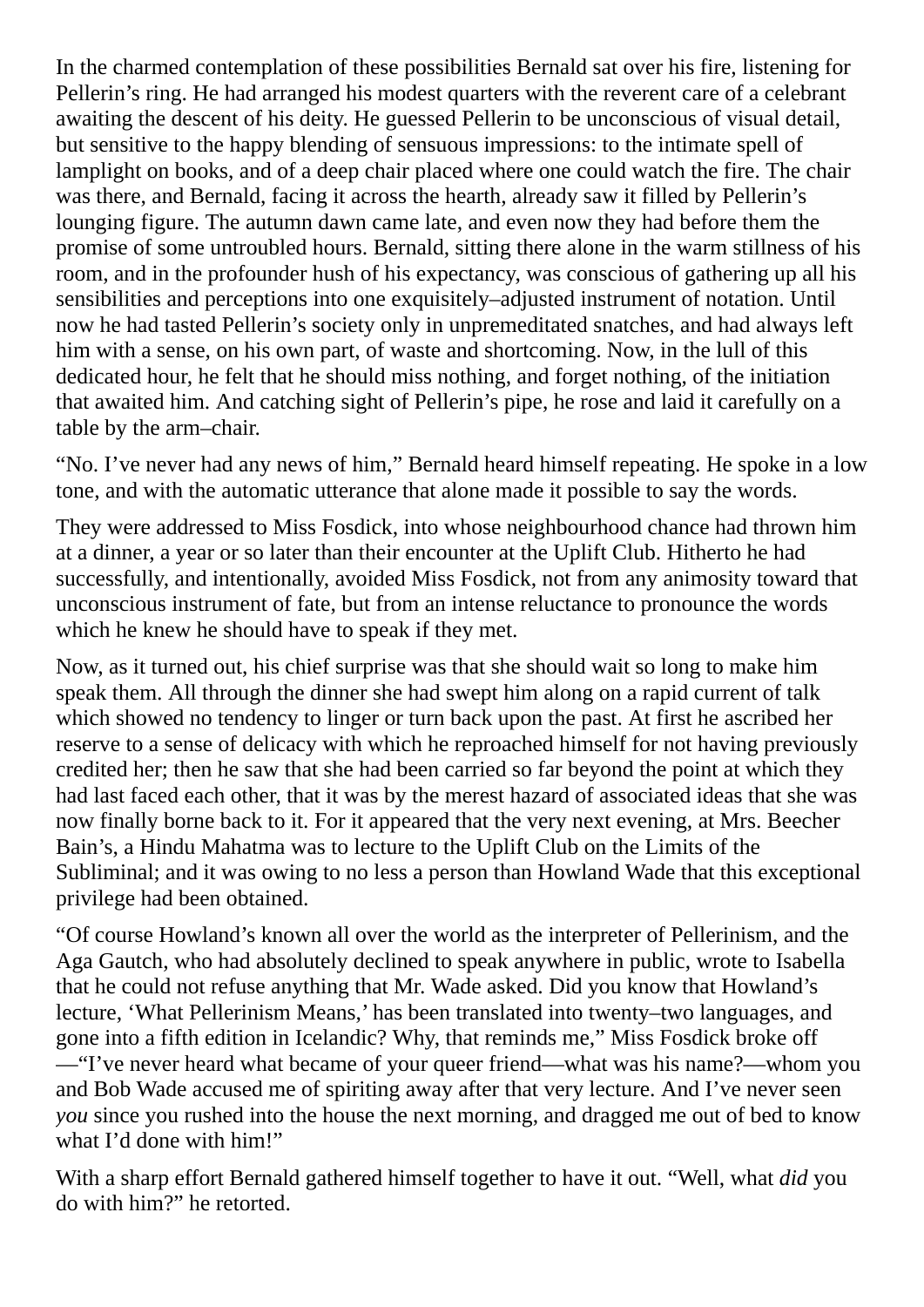In the charmed contemplation of these possibilities Bernald sat over his fire, listening for Pellerin's ring. He had arranged his modest quarters with the reverent care of a celebrant awaiting the descent of his deity. He guessed Pellerin to be unconscious of visual detail, but sensitive to the happy blending of sensuous impressions: to the intimate spell of lamplight on books, and of a deep chair placed where one could watch the fire. The chair was there, and Bernald, facing it across the hearth, already saw it filled by Pellerin's lounging figure. The autumn dawn came late, and even now they had before them the promise of some untroubled hours. Bernald, sitting there alone in the warm stillness of his room, and in the profounder hush of his expectancy, was conscious of gathering up all his sensibilities and perceptions into one exquisitely–adjusted instrument of notation. Until now he had tasted Pellerin's society only in unpremeditated snatches, and had always left him with a sense, on his own part, of waste and shortcoming. Now, in the lull of this dedicated hour, he felt that he should miss nothing, and forget nothing, of the initiation that awaited him. And catching sight of Pellerin's pipe, he rose and laid it carefully on a table by the arm–chair.

"No. I've never had any news of him," Bernald heard himself repeating. He spoke in a low tone, and with the automatic utterance that alone made it possible to say the words.

They were addressed to Miss Fosdick, into whose neighbourhood chance had thrown him at a dinner, a year or so later than their encounter at the Uplift Club. Hitherto he had successfully, and intentionally, avoided Miss Fosdick, not from any animosity toward that unconscious instrument of fate, but from an intense reluctance to pronounce the words which he knew he should have to speak if they met.

Now, as it turned out, his chief surprise was that she should wait so long to make him speak them. All through the dinner she had swept him along on a rapid current of talk which showed no tendency to linger or turn back upon the past. At first he ascribed her reserve to a sense of delicacy with which he reproached himself for not having previously credited her; then he saw that she had been carried so far beyond the point at which they had last faced each other, that it was by the merest hazard of associated ideas that she was now finally borne back to it. For it appeared that the very next evening, at Mrs. Beecher Bain's, a Hindu Mahatma was to lecture to the Uplift Club on the Limits of the Subliminal; and it was owing to no less a person than Howland Wade that this exceptional privilege had been obtained.

"Of course Howland's known all over the world as the interpreter of Pellerinism, and the Aga Gautch, who had absolutely declined to speak anywhere in public, wrote to Isabella that he could not refuse anything that Mr. Wade asked. Did you know that Howland's lecture, 'What Pellerinism Means,' has been translated into twenty–two languages, and gone into a fifth edition in Icelandic? Why, that reminds me," Miss Fosdick broke off—"I've never heard what became of your queer friend—what was his name?—whom you and Bob Wade accused me of spiriting away after that very lecture. And I've never seen *you* since you rushed into the house the next morning, and dragged me out of bed to know what I'd done with him!"

With a sharp effort Bernald gathered himself together to have it out. "Well, what *did* you do with him?" he retorted.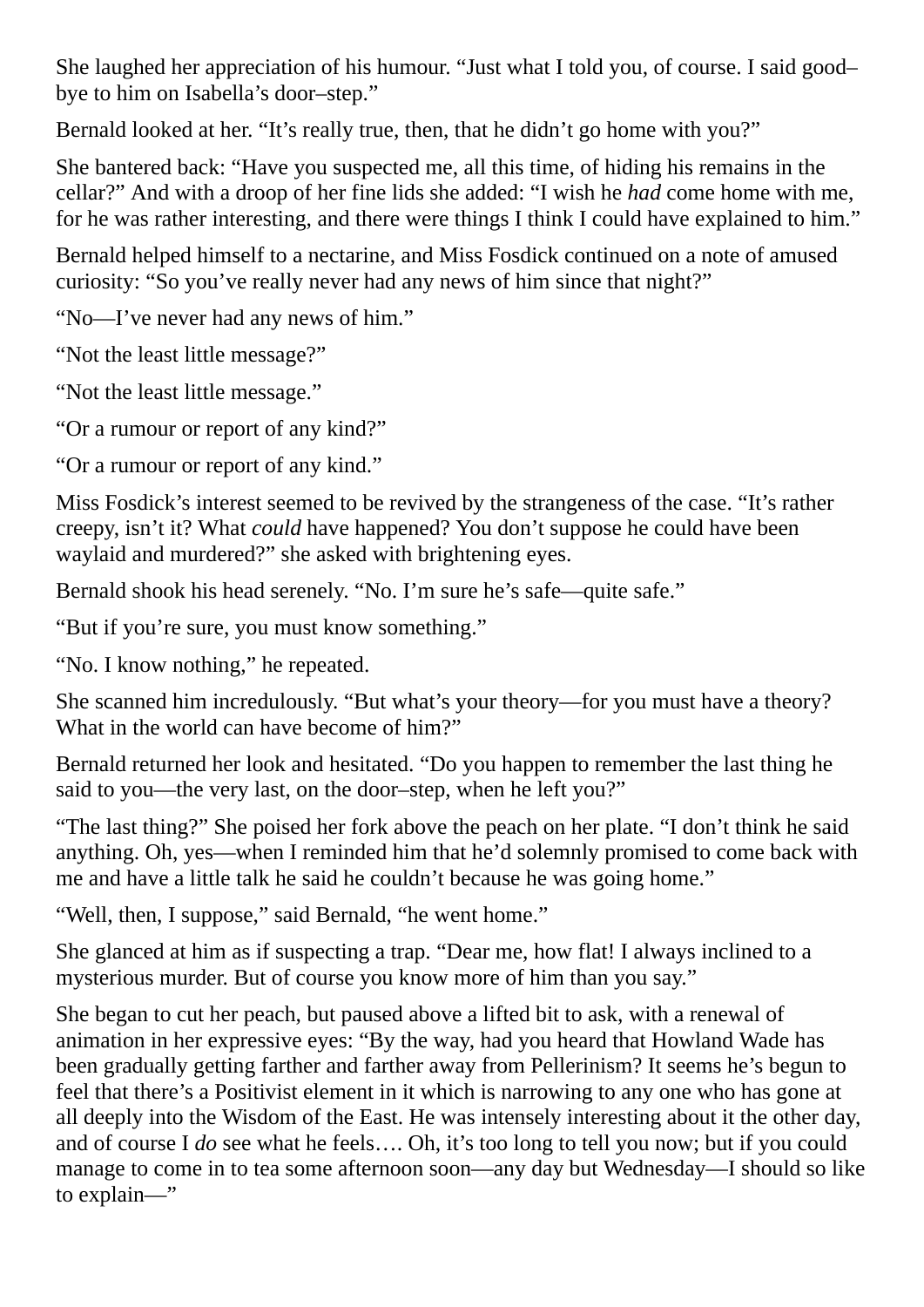She laughed her appreciation of his humour. “Just what I told you, of course. I said good–bye to him on Isabella’s door–step.”

Bernald looked at her. “It’s really true, then, that he didn’t go home with you?”

She bantered back: “Have you suspected me, all this time, of hiding his remains in the cellar?” And with a droop of her fine lids she added: “I wish he *had* come home with me, for he was rather interesting, and there were things I think I could have explained to him.”

Bernald helped himself to a nectarine, and Miss Fosdick continued on a note of amused curiosity: “So you’ve really never had any news of him since that night?”

“No—I’ve never had any news of him.”

“Not the least little message?”

“Not the least little message.”

“Or a rumour or report of any kind?”

“Or a rumour or report of any kind.”

Miss Fosdick’s interest seemed to be revived by the strangeness of the case. “It’s rather creepy, isn’t it? What *could* have happened? You don’t suppose he could have been waylaid and murdered?” she asked with brightening eyes.

Bernald shook his head serenely. “No. I’m sure he’s safe—quite safe.”

“But if you’re sure, you must know something.”

“No. I know nothing,” he repeated.

She scanned him incredulously. “But what’s your theory—for you must have a theory? What in the world can have become of him?”

Bernald returned her look and hesitated. “Do you happen to remember the last thing he said to you—the very last, on the door–step, when he left you?”

“The last thing?” She poised her fork above the peach on her plate. “I don’t think he said anything. Oh, yes—when I reminded him that he’d solemnly promised to come back with me and have a little talk he said he couldn’t because he was going home.”

“Well, then, I suppose,” said Bernald, “he went home.”

She glanced at him as if suspecting a trap. “Dear me, how flat! I always inclined to a mysterious murder. But of course you know more of him than you say.”

She began to cut her peach, but paused above a lifted bit to ask, with a renewal of animation in her expressive eyes: “By the way, had you heard that Howland Wade has been gradually getting farther and farther away from Pellerinism? It seems he’s begun to feel that there’s a Positivist element in it which is narrowing to any one who has gone at all deeply into the Wisdom of the East. He was intensely interesting about it the other day, and of course I *do* see what he feels…. Oh, it’s too long to tell you now; but if you could manage to come in to tea some afternoon soon—any day but Wednesday—I should so like to explain—”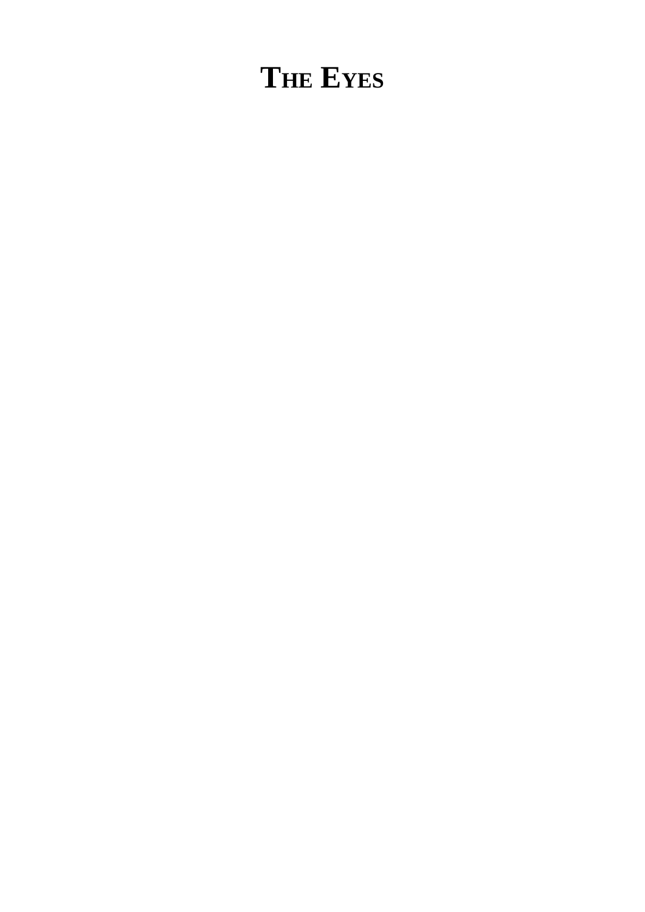# THE EYES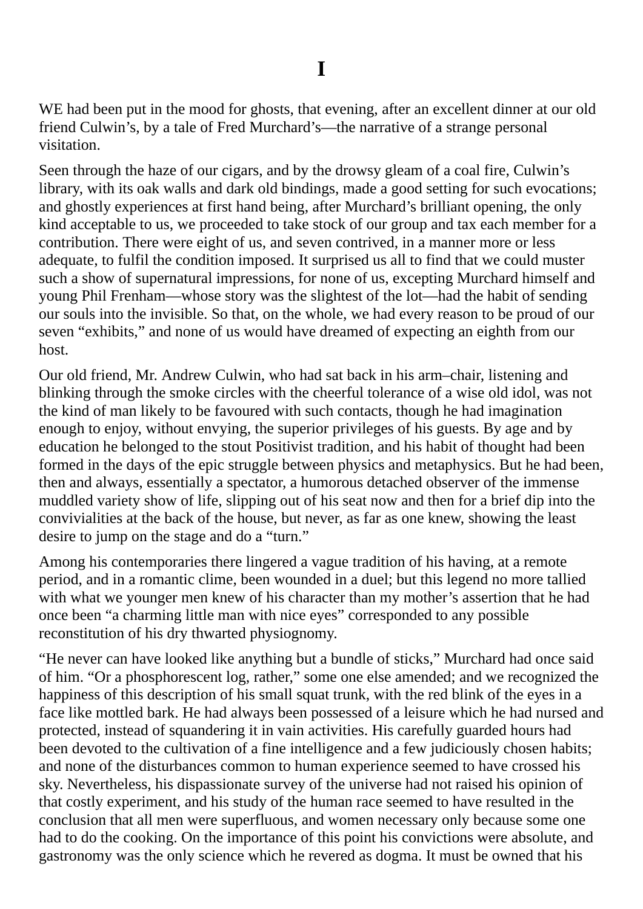# I

WE had been put in the mood for ghosts, that evening, after an excellent dinner at our old friend Culwin's, by a tale of Fred Murchard's—the narrative of a strange personal visitation.

Seen through the haze of our cigars, and by the drowsy gleam of a coal fire, Culwin's library, with its oak walls and dark old bindings, made a good setting for such evocations; and ghostly experiences at first hand being, after Murchard's brilliant opening, the only kind acceptable to us, we proceeded to take stock of our group and tax each member for a contribution. There were eight of us, and seven contrived, in a manner more or less adequate, to fulfil the condition imposed. It surprised us all to find that we could muster such a show of supernatural impressions, for none of us, excepting Murchard himself and young Phil Frenham—whose story was the slightest of the lot—had the habit of sending our souls into the invisible. So that, on the whole, we had every reason to be proud of our seven "exhibits," and none of us would have dreamed of expecting an eighth from our host.

Our old friend, Mr. Andrew Culwin, who had sat back in his arm–chair, listening and blinking through the smoke circles with the cheerful tolerance of a wise old idol, was not the kind of man likely to be favoured with such contacts, though he had imagination enough to enjoy, without envying, the superior privileges of his guests. By age and by education he belonged to the stout Positivist tradition, and his habit of thought had been formed in the days of the epic struggle between physics and metaphysics. But he had been, then and always, essentially a spectator, a humorous detached observer of the immense muddled variety show of life, slipping out of his seat now and then for a brief dip into the convivialities at the back of the house, but never, as far as one knew, showing the least desire to jump on the stage and do a "turn."

Among his contemporaries there lingered a vague tradition of his having, at a remote period, and in a romantic clime, been wounded in a duel; but this legend no more tallied with what we younger men knew of his character than my mother's assertion that he had once been "a charming little man with nice eyes" corresponded to any possible reconstitution of his dry thwarted physiognomy.

"He never can have looked like anything but a bundle of sticks," Murchard had once said of him. "Or a phosphorescent log, rather," some one else amended; and we recognized the happiness of this description of his small squat trunk, with the red blink of the eyes in a face like mottled bark. He had always been possessed of a leisure which he had nursed and protected, instead of squandering it in vain activities. His carefully guarded hours had been devoted to the cultivation of a fine intelligence and a few judiciously chosen habits; and none of the disturbances common to human experience seemed to have crossed his sky. Nevertheless, his dispassionate survey of the universe had not raised his opinion of that costly experiment, and his study of the human race seemed to have resulted in the conclusion that all men were superfluous, and women necessary only because some one had to do the cooking. On the importance of this point his convictions were absolute, and gastronomy was the only science which he revered as dogma. It must be owned that his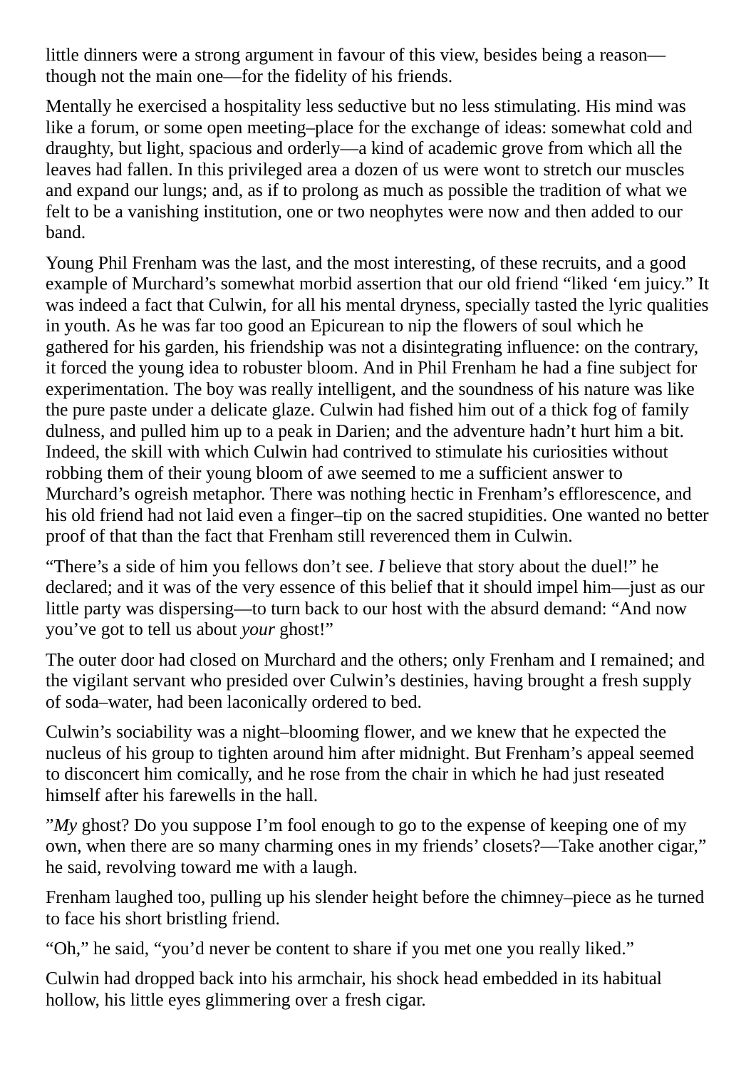little dinners were a strong argument in favour of this view, besides being a reason—though not the main one—for the fidelity of his friends.

Mentally he exercised a hospitality less seductive but no less stimulating. His mind was like a forum, or some open meeting–place for the exchange of ideas: somewhat cold and draughty, but light, spacious and orderly—a kind of academic grove from which all the leaves had fallen. In this privileged area a dozen of us were wont to stretch our muscles and expand our lungs; and, as if to prolong as much as possible the tradition of what we felt to be a vanishing institution, one or two neophytes were now and then added to our band.

Young Phil Frenham was the last, and the most interesting, of these recruits, and a good example of Murchard's somewhat morbid assertion that our old friend "liked 'em juicy." It was indeed a fact that Culwin, for all his mental dryness, specially tasted the lyric qualities in youth. As he was far too good an Epicurean to nip the flowers of soul which he gathered for his garden, his friendship was not a disintegrating influence: on the contrary, it forced the young idea to robuster bloom. And in Phil Frenham he had a fine subject for experimentation. The boy was really intelligent, and the soundness of his nature was like the pure paste under a delicate glaze. Culwin had fished him out of a thick fog of family dulness, and pulled him up to a peak in Darien; and the adventure hadn't hurt him a bit. Indeed, the skill with which Culwin had contrived to stimulate his curiosities without robbing them of their young bloom of awe seemed to me a sufficient answer to Murchard's ogreish metaphor. There was nothing hectic in Frenham's efflorescence, and his old friend had not laid even a finger–tip on the sacred stupidities. One wanted no better proof of that than the fact that Frenham still reverenced them in Culwin.

"There's a side of him you fellows don't see. *I* believe that story about the duel!" he declared; and it was of the very essence of this belief that it should impel him—just as our little party was dispersing—to turn back to our host with the absurd demand: "And now you've got to tell us about *your* ghost!"

The outer door had closed on Murchard and the others; only Frenham and I remained; and the vigilant servant who presided over Culwin's destinies, having brought a fresh supply of soda–water, had been laconically ordered to bed.

Culwin's sociability was a night–blooming flower, and we knew that he expected the nucleus of his group to tighten around him after midnight. But Frenham's appeal seemed to disconcert him comically, and he rose from the chair in which he had just reseated himself after his farewells in the hall.

"*My* ghost? Do you suppose I'm fool enough to go to the expense of keeping one of my own, when there are so many charming ones in my friends' closets?—Take another cigar," he said, revolving toward me with a laugh.

Frenham laughed too, pulling up his slender height before the chimney–piece as he turned to face his short bristling friend.

"Oh," he said, "you'd never be content to share if you met one you really liked."

Culwin had dropped back into his armchair, his shock head embedded in its habitual hollow, his little eyes glimmering over a fresh cigar.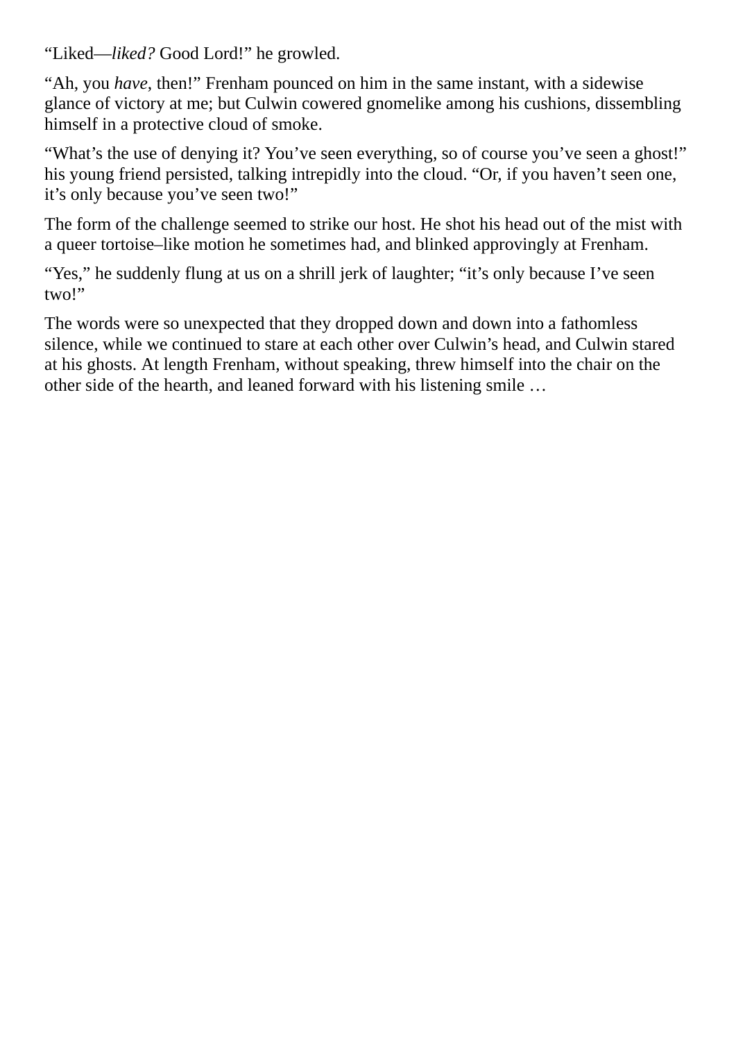“Liked—*liked?* Good Lord!” he growled.

“Ah, you *have*, then!” Frenham pounced on him in the same instant, with a sidewise glance of victory at me; but Culwin cowered gnomelike among his cushions, dissembling himself in a protective cloud of smoke.

“What’s the use of denying it? You’ve seen everything, so of course you’ve seen a ghost!” his young friend persisted, talking intrepidly into the cloud. “Or, if you haven’t seen one, it’s only because you’ve seen two!”

The form of the challenge seemed to strike our host. He shot his head out of the mist with a queer tortoise–like motion he sometimes had, and blinked approvingly at Frenham.

“Yes,” he suddenly flung at us on a shrill jerk of laughter; “it’s only because I’ve seen two!”

The words were so unexpected that they dropped down and down into a fathomless silence, while we continued to stare at each other over Culwin’s head, and Culwin stared at his ghosts. At length Frenham, without speaking, threw himself into the chair on the other side of the hearth, and leaned forward with his listening smile …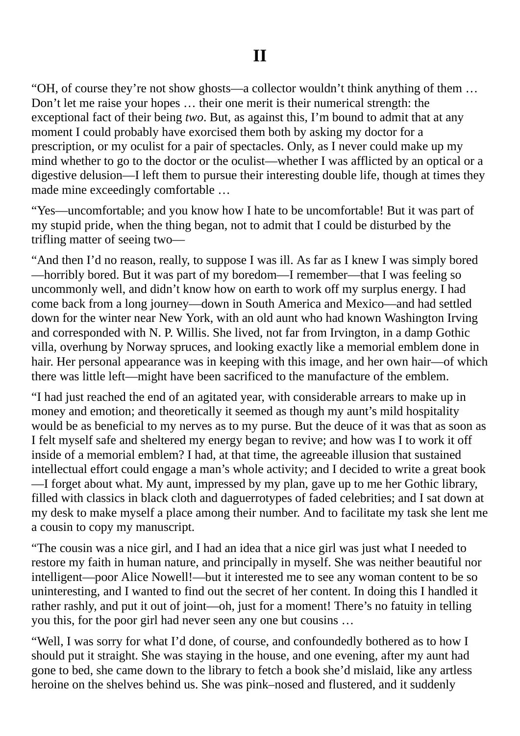# II

"OH, of course they're not show ghosts—a collector wouldn't think anything of them … Don't let me raise your hopes … their one merit is their numerical strength: the exceptional fact of their being *two*. But, as against this, I'm bound to admit that at any moment I could probably have exorcised them both by asking my doctor for a prescription, or my oculist for a pair of spectacles. Only, as I never could make up my mind whether to go to the doctor or the oculist—whether I was afflicted by an optical or a digestive delusion—I left them to pursue their interesting double life, though at times they made mine exceedingly comfortable …

"Yes—uncomfortable; and you know how I hate to be uncomfortable! But it was part of my stupid pride, when the thing began, not to admit that I could be disturbed by the trifling matter of seeing two—

"And then I'd no reason, really, to suppose I was ill. As far as I knew I was simply bored—horribly bored. But it was part of my boredom—I remember—that I was feeling so uncommonly well, and didn't know how on earth to work off my surplus energy. I had come back from a long journey—down in South America and Mexico—and had settled down for the winter near New York, with an old aunt who had known Washington Irving and corresponded with N. P. Willis. She lived, not far from Irvington, in a damp Gothic villa, overhung by Norway spruces, and looking exactly like a memorial emblem done in hair. Her personal appearance was in keeping with this image, and her own hair—of which there was little left—might have been sacrificed to the manufacture of the emblem.

"I had just reached the end of an agitated year, with considerable arrears to make up in money and emotion; and theoretically it seemed as though my aunt's mild hospitality would be as beneficial to my nerves as to my purse. But the deuce of it was that as soon as I felt myself safe and sheltered my energy began to revive; and how was I to work it off inside of a memorial emblem? I had, at that time, the agreeable illusion that sustained intellectual effort could engage a man's whole activity; and I decided to write a great book—I forget about what. My aunt, impressed by my plan, gave up to me her Gothic library, filled with classics in black cloth and daguerrotypes of faded celebrities; and I sat down at my desk to make myself a place among their number. And to facilitate my task she lent me a cousin to copy my manuscript.

"The cousin was a nice girl, and I had an idea that a nice girl was just what I needed to restore my faith in human nature, and principally in myself. She was neither beautiful nor intelligent—poor Alice Nowell!—but it interested me to see any woman content to be so uninteresting, and I wanted to find out the secret of her content. In doing this I handled it rather rashly, and put it out of joint—oh, just for a moment! There's no fatuity in telling you this, for the poor girl had never seen any one but cousins …

"Well, I was sorry for what I'd done, of course, and confoundedly bothered as to how I should put it straight. She was staying in the house, and one evening, after my aunt had gone to bed, she came down to the library to fetch a book she'd mislaid, like any artless heroine on the shelves behind us. She was pink–nosed and flustered, and it suddenly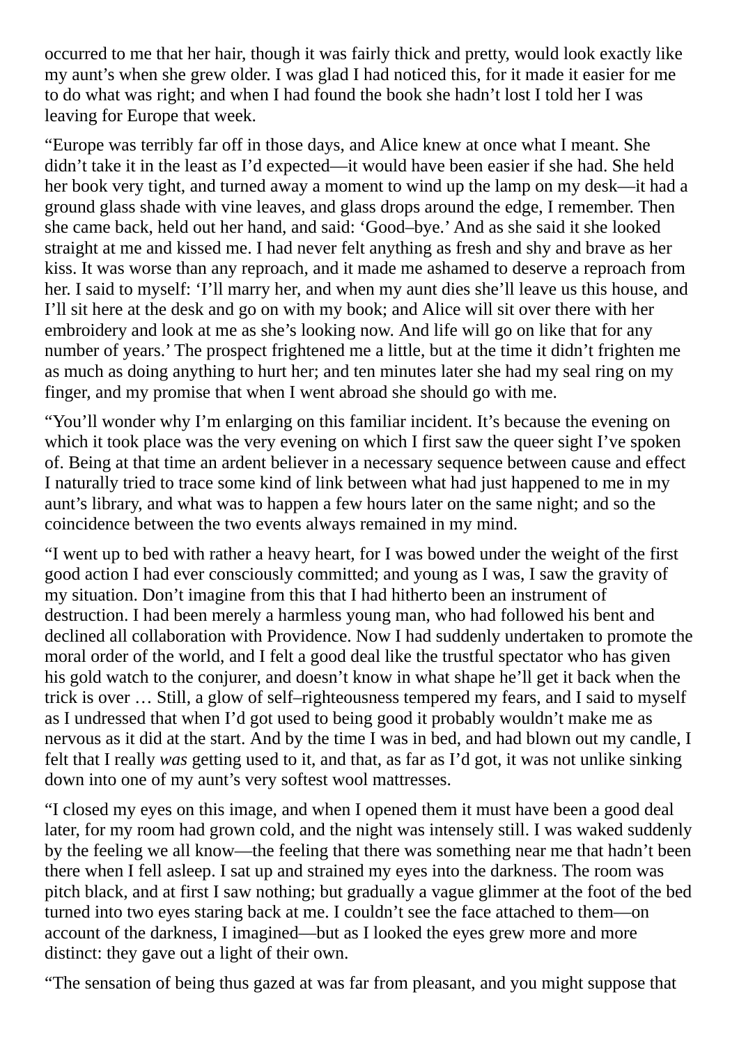occurred to me that her hair, though it was fairly thick and pretty, would look exactly like my aunt's when she grew older. I was glad I had noticed this, for it made it easier for me to do what was right; and when I had found the book she hadn't lost I told her I was leaving for Europe that week.

"Europe was terribly far off in those days, and Alice knew at once what I meant. She didn't take it in the least as I'd expected—it would have been easier if she had. She held her book very tight, and turned away a moment to wind up the lamp on my desk—it had a ground glass shade with vine leaves, and glass drops around the edge, I remember. Then she came back, held out her hand, and said: 'Good–bye.' And as she said it she looked straight at me and kissed me. I had never felt anything as fresh and shy and brave as her kiss. It was worse than any reproach, and it made me ashamed to deserve a reproach from her. I said to myself: 'I'll marry her, and when my aunt dies she'll leave us this house, and I'll sit here at the desk and go on with my book; and Alice will sit over there with her embroidery and look at me as she's looking now. And life will go on like that for any number of years.' The prospect frightened me a little, but at the time it didn't frighten me as much as doing anything to hurt her; and ten minutes later she had my seal ring on my finger, and my promise that when I went abroad she should go with me.

"You'll wonder why I'm enlarging on this familiar incident. It's because the evening on which it took place was the very evening on which I first saw the queer sight I've spoken of. Being at that time an ardent believer in a necessary sequence between cause and effect I naturally tried to trace some kind of link between what had just happened to me in my aunt's library, and what was to happen a few hours later on the same night; and so the coincidence between the two events always remained in my mind.

"I went up to bed with rather a heavy heart, for I was bowed under the weight of the first good action I had ever consciously committed; and young as I was, I saw the gravity of my situation. Don't imagine from this that I had hitherto been an instrument of destruction. I had been merely a harmless young man, who had followed his bent and declined all collaboration with Providence. Now I had suddenly undertaken to promote the moral order of the world, and I felt a good deal like the trustful spectator who has given his gold watch to the conjurer, and doesn't know in what shape he'll get it back when the trick is over … Still, a glow of self–righteousness tempered my fears, and I said to myself as I undressed that when I'd got used to being good it probably wouldn't make me as nervous as it did at the start. And by the time I was in bed, and had blown out my candle, I felt that I really *was* getting used to it, and that, as far as I'd got, it was not unlike sinking down into one of my aunt's very softest wool mattresses.

"I closed my eyes on this image, and when I opened them it must have been a good deal later, for my room had grown cold, and the night was intensely still. I was waked suddenly by the feeling we all know—the feeling that there was something near me that hadn't been there when I fell asleep. I sat up and strained my eyes into the darkness. The room was pitch black, and at first I saw nothing; but gradually a vague glimmer at the foot of the bed turned into two eyes staring back at me. I couldn't see the face attached to them—on account of the darkness, I imagined—but as I looked the eyes grew more and more distinct: they gave out a light of their own.

"The sensation of being thus gazed at was far from pleasant, and you might suppose that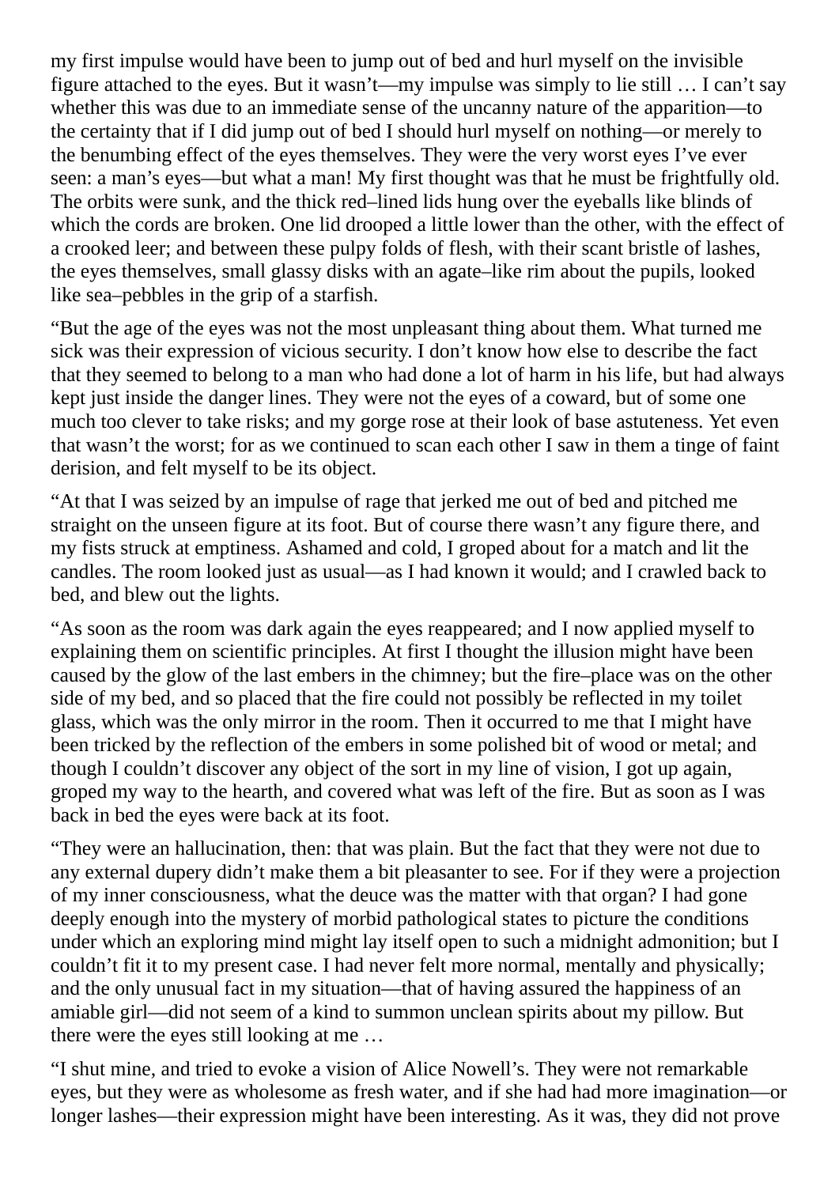my first impulse would have been to jump out of bed and hurl myself on the invisible figure attached to the eyes. But it wasn't—my impulse was simply to lie still … I can't say whether this was due to an immediate sense of the uncanny nature of the apparition—to the certainty that if I did jump out of bed I should hurl myself on nothing—or merely to the benumbing effect of the eyes themselves. They were the very worst eyes I've ever seen: a man's eyes—but what a man! My first thought was that he must be frightfully old. The orbits were sunk, and the thick red–lined lids hung over the eyeballs like blinds of which the cords are broken. One lid drooped a little lower than the other, with the effect of a crooked leer; and between these pulpy folds of flesh, with their scant bristle of lashes, the eyes themselves, small glassy disks with an agate–like rim about the pupils, looked like sea–pebbles in the grip of a starfish.

"But the age of the eyes was not the most unpleasant thing about them. What turned me sick was their expression of vicious security. I don't know how else to describe the fact that they seemed to belong to a man who had done a lot of harm in his life, but had always kept just inside the danger lines. They were not the eyes of a coward, but of some one much too clever to take risks; and my gorge rose at their look of base astuteness. Yet even that wasn't the worst; for as we continued to scan each other I saw in them a tinge of faint derision, and felt myself to be its object.

"At that I was seized by an impulse of rage that jerked me out of bed and pitched me straight on the unseen figure at its foot. But of course there wasn't any figure there, and my fists struck at emptiness. Ashamed and cold, I groped about for a match and lit the candles. The room looked just as usual—as I had known it would; and I crawled back to bed, and blew out the lights.

"As soon as the room was dark again the eyes reappeared; and I now applied myself to explaining them on scientific principles. At first I thought the illusion might have been caused by the glow of the last embers in the chimney; but the fire–place was on the other side of my bed, and so placed that the fire could not possibly be reflected in my toilet glass, which was the only mirror in the room. Then it occurred to me that I might have been tricked by the reflection of the embers in some polished bit of wood or metal; and though I couldn't discover any object of the sort in my line of vision, I got up again, groped my way to the hearth, and covered what was left of the fire. But as soon as I was back in bed the eyes were back at its foot.

"They were an hallucination, then: that was plain. But the fact that they were not due to any external dupery didn't make them a bit pleasanter to see. For if they were a projection of my inner consciousness, what the deuce was the matter with that organ? I had gone deeply enough into the mystery of morbid pathological states to picture the conditions under which an exploring mind might lay itself open to such a midnight admonition; but I couldn't fit it to my present case. I had never felt more normal, mentally and physically; and the only unusual fact in my situation—that of having assured the happiness of an amiable girl—did not seem of a kind to summon unclean spirits about my pillow. But there were the eyes still looking at me …

"I shut mine, and tried to evoke a vision of Alice Nowell's. They were not remarkable eyes, but they were as wholesome as fresh water, and if she had had more imagination—or longer lashes—their expression might have been interesting. As it was, they did not prove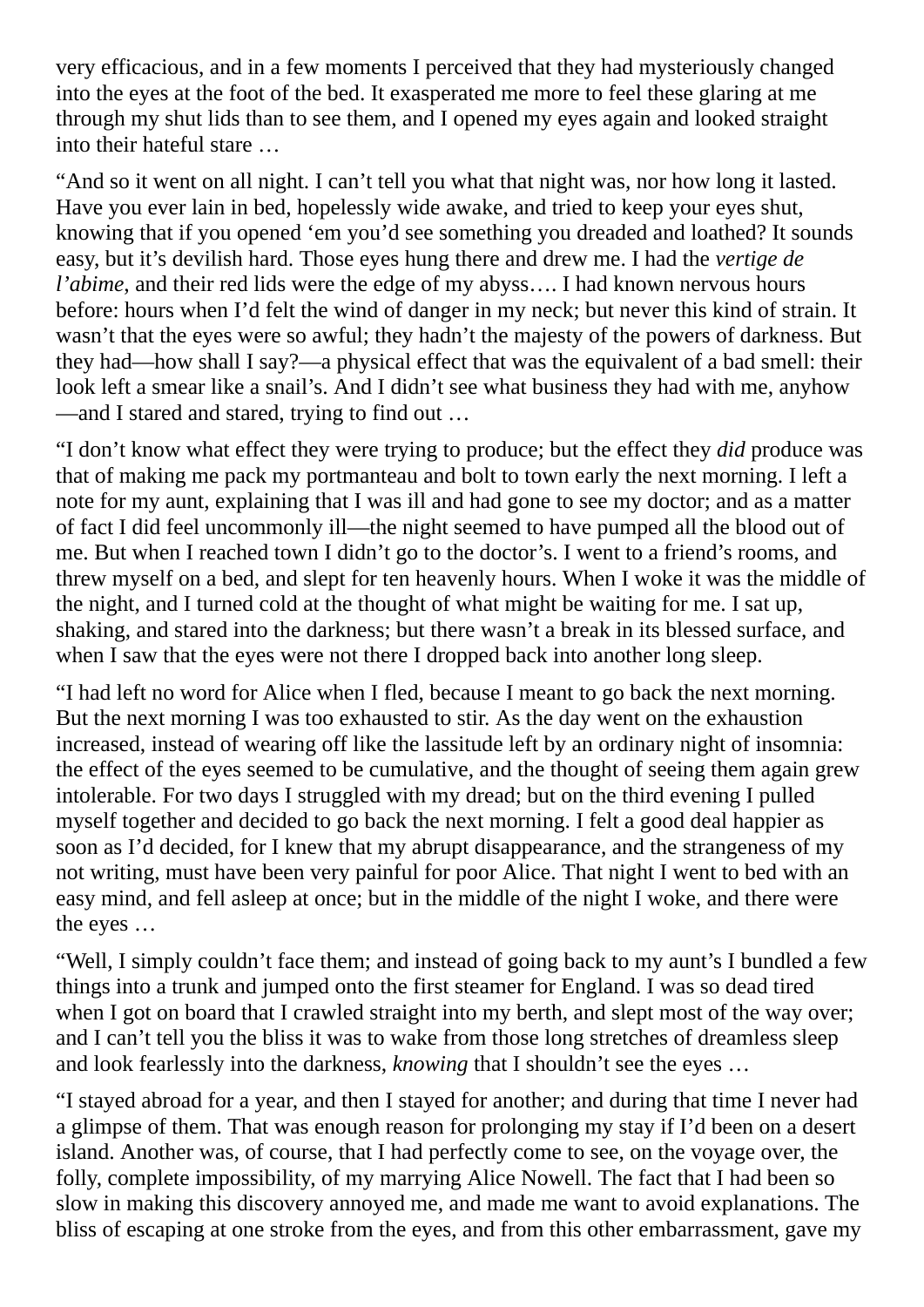very efficacious, and in a few moments I perceived that they had mysteriously changed into the eyes at the foot of the bed. It exasperated me more to feel these glaring at me through my shut lids than to see them, and I opened my eyes again and looked straight into their hateful stare …

“And so it went on all night. I can’t tell you what that night was, nor how long it lasted. Have you ever lain in bed, hopelessly wide awake, and tried to keep your eyes shut, knowing that if you opened ‘em you’d see something you dreaded and loathed? It sounds easy, but it’s devilish hard. Those eyes hung there and drew me. I had the *vertige de l’abime*, and their red lids were the edge of my abyss…. I had known nervous hours before: hours when I’d felt the wind of danger in my neck; but never this kind of strain. It wasn’t that the eyes were so awful; they hadn’t the majesty of the powers of darkness. But they had—how shall I say?—a physical effect that was the equivalent of a bad smell: their look left a smear like a snail’s. And I didn’t see what business they had with me, anyhow—and I stared and stared, trying to find out …

“I don’t know what effect they were trying to produce; but the effect they *did* produce was that of making me pack my portmanteau and bolt to town early the next morning. I left a note for my aunt, explaining that I was ill and had gone to see my doctor; and as a matter of fact I did feel uncommonly ill—the night seemed to have pumped all the blood out of me. But when I reached town I didn’t go to the doctor’s. I went to a friend’s rooms, and threw myself on a bed, and slept for ten heavenly hours. When I woke it was the middle of the night, and I turned cold at the thought of what might be waiting for me. I sat up, shaking, and stared into the darkness; but there wasn’t a break in its blessed surface, and when I saw that the eyes were not there I dropped back into another long sleep.

“I had left no word for Alice when I fled, because I meant to go back the next morning. But the next morning I was too exhausted to stir. As the day went on the exhaustion increased, instead of wearing off like the lassitude left by an ordinary night of insomnia: the effect of the eyes seemed to be cumulative, and the thought of seeing them again grew intolerable. For two days I struggled with my dread; but on the third evening I pulled myself together and decided to go back the next morning. I felt a good deal happier as soon as I’d decided, for I knew that my abrupt disappearance, and the strangeness of my not writing, must have been very painful for poor Alice. That night I went to bed with an easy mind, and fell asleep at once; but in the middle of the night I woke, and there were the eyes …

“Well, I simply couldn’t face them; and instead of going back to my aunt’s I bundled a few things into a trunk and jumped onto the first steamer for England. I was so dead tired when I got on board that I crawled straight into my berth, and slept most of the way over; and I can’t tell you the bliss it was to wake from those long stretches of dreamless sleep and look fearlessly into the darkness, *knowing* that I shouldn’t see the eyes …

“I stayed abroad for a year, and then I stayed for another; and during that time I never had a glimpse of them. That was enough reason for prolonging my stay if I’d been on a desert island. Another was, of course, that I had perfectly come to see, on the voyage over, the folly, complete impossibility, of my marrying Alice Nowell. The fact that I had been so slow in making this discovery annoyed me, and made me want to avoid explanations. The bliss of escaping at one stroke from the eyes, and from this other embarrassment, gave my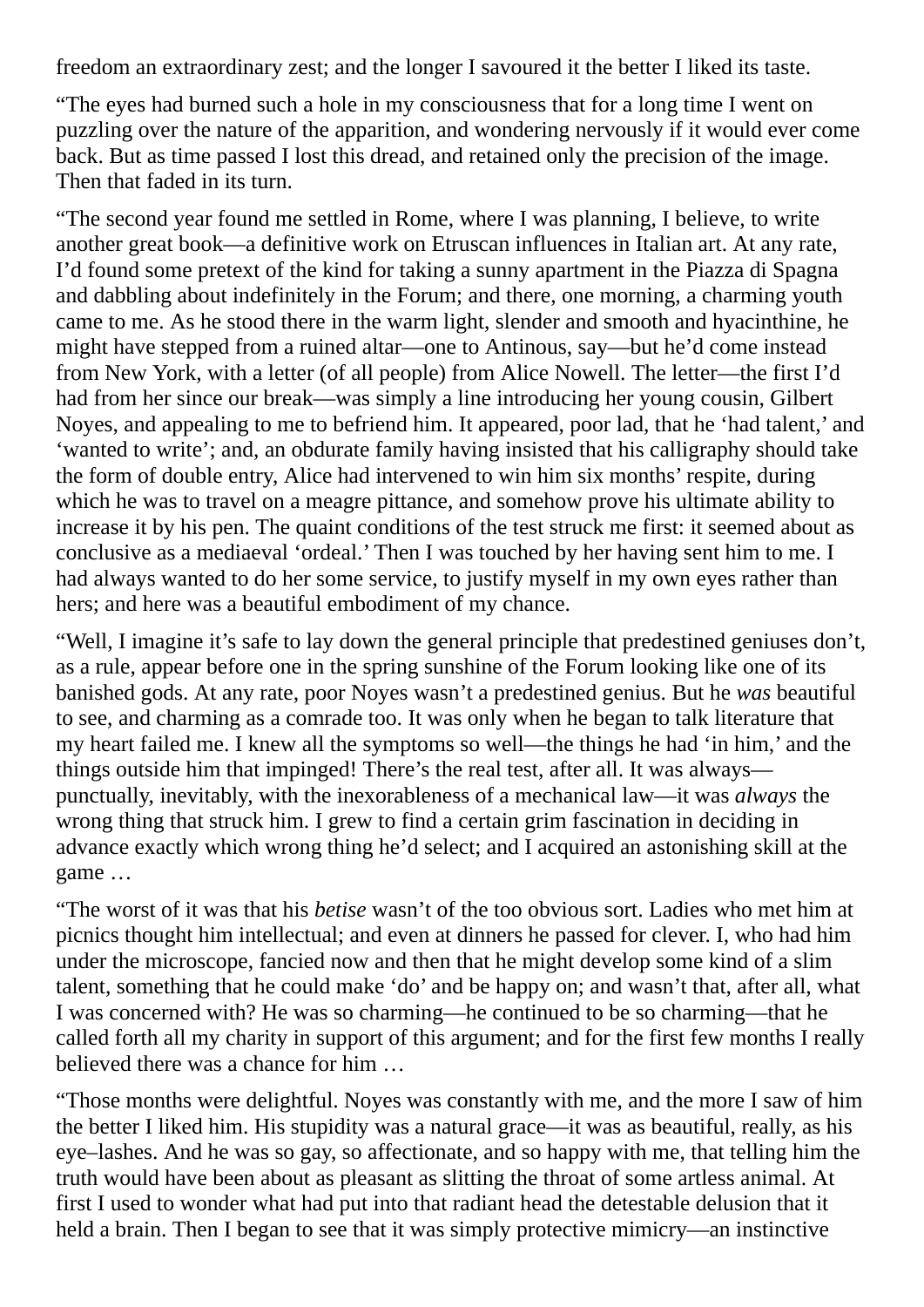freedom an extraordinary zest; and the longer I savoured it the better I liked its taste.

“The eyes had burned such a hole in my consciousness that for a long time I went on puzzling over the nature of the apparition, and wondering nervously if it would ever come back. But as time passed I lost this dread, and retained only the precision of the image. Then that faded in its turn.

“The second year found me settled in Rome, where I was planning, I believe, to write another great book—a definitive work on Etruscan influences in Italian art. At any rate, I’d found some pretext of the kind for taking a sunny apartment in the Piazza di Spagna and dabbling about indefinitely in the Forum; and there, one morning, a charming youth came to me. As he stood there in the warm light, slender and smooth and hyacinthine, he might have stepped from a ruined altar—one to Antinous, say—but he’d come instead from New York, with a letter (of all people) from Alice Nowell. The letter—the first I’d had from her since our break—was simply a line introducing her young cousin, Gilbert Noyes, and appealing to me to befriend him. It appeared, poor lad, that he ‘had talent,’ and ‘wanted to write’; and, an obdurate family having insisted that his calligraphy should take the form of double entry, Alice had intervened to win him six months’ respite, during which he was to travel on a meagre pittance, and somehow prove his ultimate ability to increase it by his pen. The quaint conditions of the test struck me first: it seemed about as conclusive as a mediaeval ‘ordeal.’ Then I was touched by her having sent him to me. I had always wanted to do her some service, to justify myself in my own eyes rather than hers; and here was a beautiful embodiment of my chance.

“Well, I imagine it’s safe to lay down the general principle that predestined geniuses don’t, as a rule, appear before one in the spring sunshine of the Forum looking like one of its banished gods. At any rate, poor Noyes wasn’t a predestined genius. But he *was* beautiful to see, and charming as a comrade too. It was only when he began to talk literature that my heart failed me. I knew all the symptoms so well—the things he had ‘in him,’ and the things outside him that impinged! There’s the real test, after all. It was always—punctually, inevitably, with the inexorableness of a mechanical law—it was *always* the wrong thing that struck him. I grew to find a certain grim fascination in deciding in advance exactly which wrong thing he’d select; and I acquired an astonishing skill at the game …

“The worst of it was that his *betise* wasn’t of the too obvious sort. Ladies who met him at picnics thought him intellectual; and even at dinners he passed for clever. I, who had him under the microscope, fancied now and then that he might develop some kind of a slim talent, something that he could make ‘do’ and be happy on; and wasn’t that, after all, what I was concerned with? He was so charming—he continued to be so charming—that he called forth all my charity in support of this argument; and for the first few months I really believed there was a chance for him …

“Those months were delightful. Noyes was constantly with me, and the more I saw of him the better I liked him. His stupidity was a natural grace—it was as beautiful, really, as his eye–lashes. And he was so gay, so affectionate, and so happy with me, that telling him the truth would have been about as pleasant as slitting the throat of some artless animal. At first I used to wonder what had put into that radiant head the detestable delusion that it held a brain. Then I began to see that it was simply protective mimicry—an instinctive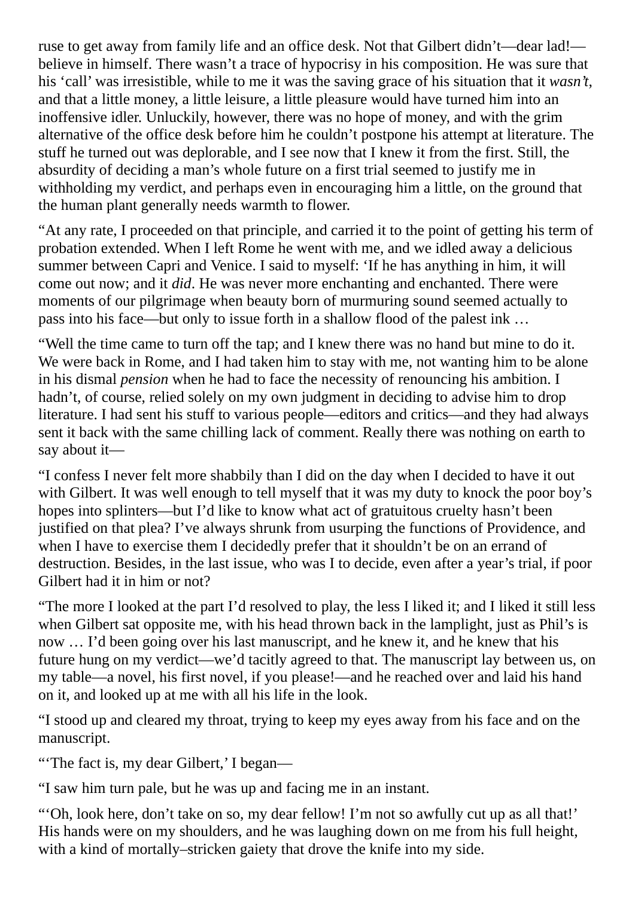ruse to get away from family life and an office desk. Not that Gilbert didn't—dear lad!—believe in himself. There wasn't a trace of hypocrisy in his composition. He was sure that his 'call' was irresistible, while to me it was the saving grace of his situation that it *wasn't*, and that a little money, a little leisure, a little pleasure would have turned him into an inoffensive idler. Unluckily, however, there was no hope of money, and with the grim alternative of the office desk before him he couldn't postpone his attempt at literature. The stuff he turned out was deplorable, and I see now that I knew it from the first. Still, the absurdity of deciding a man's whole future on a first trial seemed to justify me in withholding my verdict, and perhaps even in encouraging him a little, on the ground that the human plant generally needs warmth to flower.

"At any rate, I proceeded on that principle, and carried it to the point of getting his term of probation extended. When I left Rome he went with me, and we idled away a delicious summer between Capri and Venice. I said to myself: 'If he has anything in him, it will come out now; and it *did*. He was never more enchanting and enchanted. There were moments of our pilgrimage when beauty born of murmuring sound seemed actually to pass into his face—but only to issue forth in a shallow flood of the palest ink …

"Well the time came to turn off the tap; and I knew there was no hand but mine to do it. We were back in Rome, and I had taken him to stay with me, not wanting him to be alone in his dismal *pension* when he had to face the necessity of renouncing his ambition. I hadn't, of course, relied solely on my own judgment in deciding to advise him to drop literature. I had sent his stuff to various people—editors and critics—and they had always sent it back with the same chilling lack of comment. Really there was nothing on earth to say about it—

"I confess I never felt more shabbily than I did on the day when I decided to have it out with Gilbert. It was well enough to tell myself that it was my duty to knock the poor boy's hopes into splinters—but I'd like to know what act of gratuitous cruelty hasn't been justified on that plea? I've always shrunk from usurping the functions of Providence, and when I have to exercise them I decidedly prefer that it shouldn't be on an errand of destruction. Besides, in the last issue, who was I to decide, even after a year's trial, if poor Gilbert had it in him or not?

"The more I looked at the part I'd resolved to play, the less I liked it; and I liked it still less when Gilbert sat opposite me, with his head thrown back in the lamplight, just as Phil's is now … I'd been going over his last manuscript, and he knew it, and he knew that his future hung on my verdict—we'd tacitly agreed to that. The manuscript lay between us, on my table—a novel, his first novel, if you please!—and he reached over and laid his hand on it, and looked up at me with all his life in the look.

"I stood up and cleared my throat, trying to keep my eyes away from his face and on the manuscript.

"'The fact is, my dear Gilbert,' I began—

"I saw him turn pale, but he was up and facing me in an instant.

"'Oh, look here, don't take on so, my dear fellow! I'm not so awfully cut up as all that!' His hands were on my shoulders, and he was laughing down on me from his full height, with a kind of mortally–stricken gaiety that drove the knife into my side.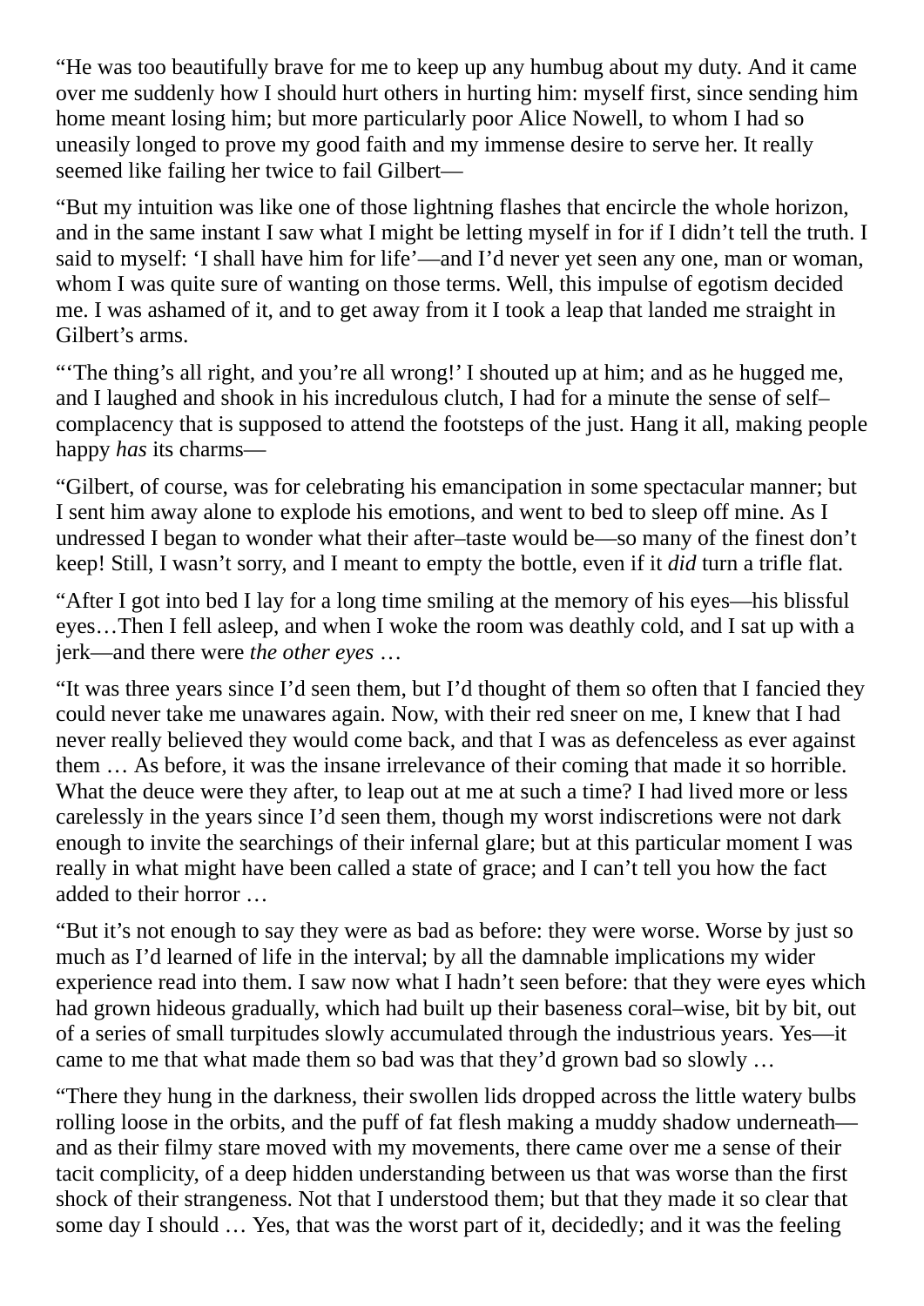“He was too beautifully brave for me to keep up any humbug about my duty. And it came over me suddenly how I should hurt others in hurting him: myself first, since sending him home meant losing him; but more particularly poor Alice Nowell, to whom I had so uneasily longed to prove my good faith and my immense desire to serve her. It really seemed like failing her twice to fail Gilbert—

“But my intuition was like one of those lightning flashes that encircle the whole horizon, and in the same instant I saw what I might be letting myself in for if I didn’t tell the truth. I said to myself: ‘I shall have him for life’—and I’d never yet seen any one, man or woman, whom I was quite sure of wanting on those terms. Well, this impulse of egotism decided me. I was ashamed of it, and to get away from it I took a leap that landed me straight in Gilbert’s arms.

“‘The thing’s all right, and you’re all wrong!’ I shouted up at him; and as he hugged me, and I laughed and shook in his incredulous clutch, I had for a minute the sense of self–complacency that is supposed to attend the footsteps of the just. Hang it all, making people happy *has* its charms—

“Gilbert, of course, was for celebrating his emancipation in some spectacular manner; but I sent him away alone to explode his emotions, and went to bed to sleep off mine. As I undressed I began to wonder what their after–taste would be—so many of the finest don’t keep! Still, I wasn’t sorry, and I meant to empty the bottle, even if it *did* turn a trifle flat.

“After I got into bed I lay for a long time smiling at the memory of his eyes—his blissful eyes…Then I fell asleep, and when I woke the room was deathly cold, and I sat up with a jerk—and there were *the other eyes* …

“It was three years since I’d seen them, but I’d thought of them so often that I fancied they could never take me unawares again. Now, with their red sneer on me, I knew that I had never really believed they would come back, and that I was as defenceless as ever against them … As before, it was the insane irrelevance of their coming that made it so horrible. What the deuce were they after, to leap out at me at such a time? I had lived more or less carelessly in the years since I’d seen them, though my worst indiscretions were not dark enough to invite the searchings of their infernal glare; but at this particular moment I was really in what might have been called a state of grace; and I can’t tell you how the fact added to their horror …

“But it’s not enough to say they were as bad as before: they were worse. Worse by just so much as I’d learned of life in the interval; by all the damnable implications my wider experience read into them. I saw now what I hadn’t seen before: that they were eyes which had grown hideous gradually, which had built up their baseness coral–wise, bit by bit, out of a series of small turpitudes slowly accumulated through the industrious years. Yes—it came to me that what made them so bad was that they’d grown bad so slowly …

“There they hung in the darkness, their swollen lids dropped across the little watery bulbs rolling loose in the orbits, and the puff of fat flesh making a muddy shadow underneath—and as their filmy stare moved with my movements, there came over me a sense of their tacit complicity, of a deep hidden understanding between us that was worse than the first shock of their strangeness. Not that I understood them; but that they made it so clear that some day I should … Yes, that was the worst part of it, decidedly; and it was the feeling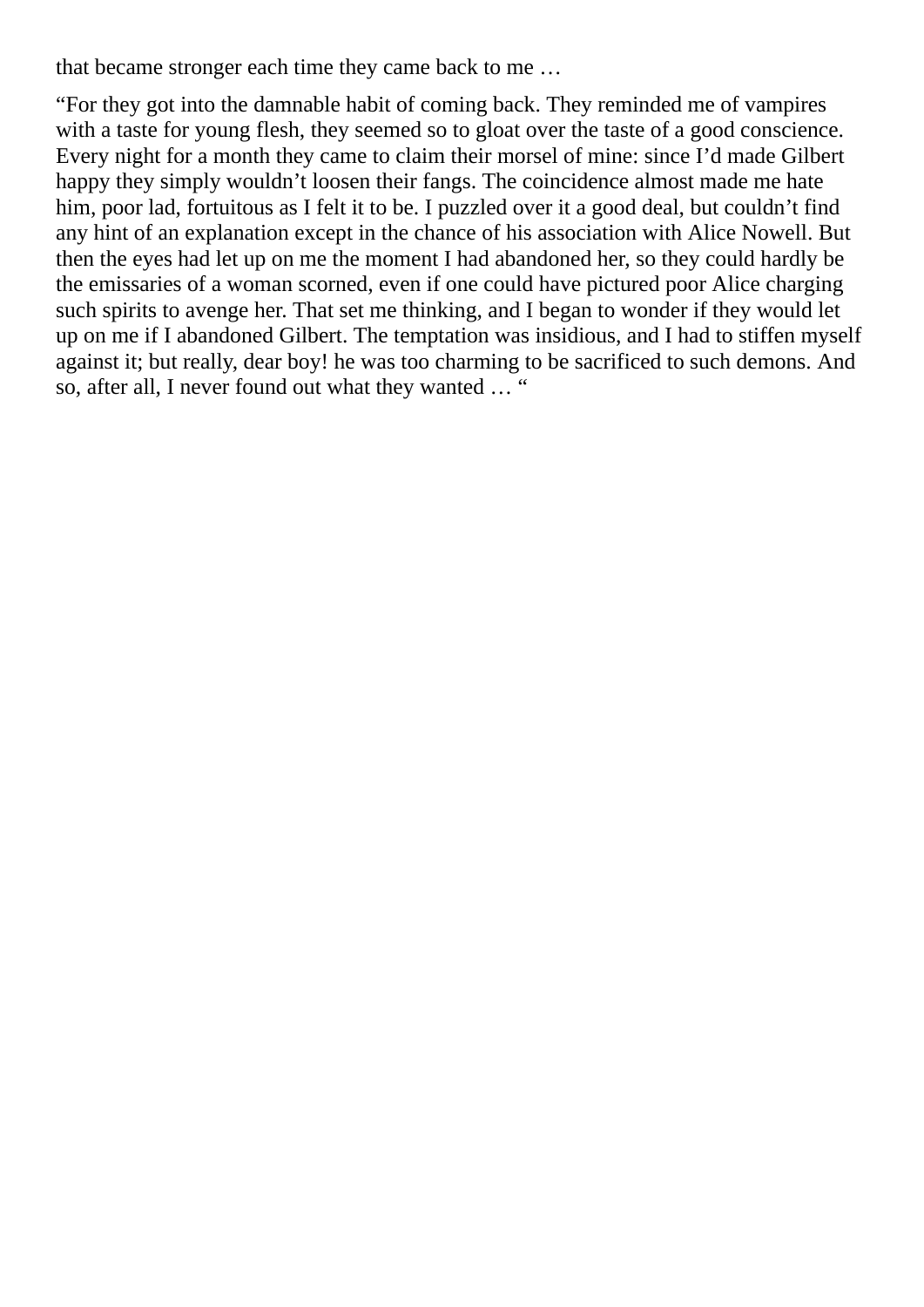that became stronger each time they came back to me …

“For they got into the damnable habit of coming back. They reminded me of vampires with a taste for young flesh, they seemed so to gloat over the taste of a good conscience. Every night for a month they came to claim their morsel of mine: since I’d made Gilbert happy they simply wouldn’t loosen their fangs. The coincidence almost made me hate him, poor lad, fortuitous as I felt it to be. I puzzled over it a good deal, but couldn’t find any hint of an explanation except in the chance of his association with Alice Nowell. But then the eyes had let up on me the moment I had abandoned her, so they could hardly be the emissaries of a woman scorned, even if one could have pictured poor Alice charging such spirits to avenge her. That set me thinking, and I began to wonder if they would let up on me if I abandoned Gilbert. The temptation was insidious, and I had to stiffen myself against it; but really, dear boy! he was too charming to be sacrificed to such demons. And so, after all, I never found out what they wanted … “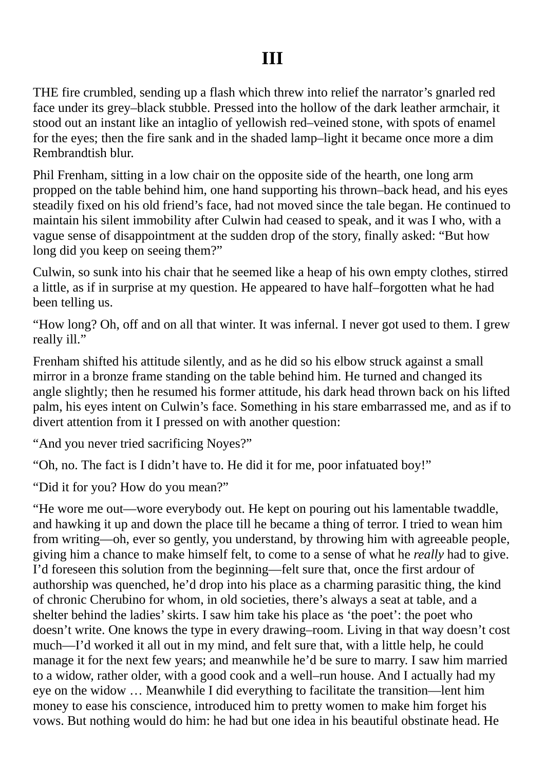# III

THE fire crumbled, sending up a flash which threw into relief the narrator’s gnarled red face under its grey–black stubble. Pressed into the hollow of the dark leather armchair, it stood out an instant like an intaglio of yellowish red–veined stone, with spots of enamel for the eyes; then the fire sank and in the shaded lamp–light it became once more a dim Rembrandtish blur.

Phil Frenham, sitting in a low chair on the opposite side of the hearth, one long arm propped on the table behind him, one hand supporting his thrown–back head, and his eyes steadily fixed on his old friend’s face, had not moved since the tale began. He continued to maintain his silent immobility after Culwin had ceased to speak, and it was I who, with a vague sense of disappointment at the sudden drop of the story, finally asked: “But how long did you keep on seeing them?”

Culwin, so sunk into his chair that he seemed like a heap of his own empty clothes, stirred a little, as if in surprise at my question. He appeared to have half–forgotten what he had been telling us.

“How long? Oh, off and on all that winter. It was infernal. I never got used to them. I grew really ill.”

Frenham shifted his attitude silently, and as he did so his elbow struck against a small mirror in a bronze frame standing on the table behind him. He turned and changed its angle slightly; then he resumed his former attitude, his dark head thrown back on his lifted palm, his eyes intent on Culwin’s face. Something in his stare embarrassed me, and as if to divert attention from it I pressed on with another question:

“And you never tried sacrificing Noyes?”

“Oh, no. The fact is I didn’t have to. He did it for me, poor infatuated boy!”

“Did it for you? How do you mean?”

“He wore me out—wore everybody out. He kept on pouring out his lamentable twaddle, and hawking it up and down the place till he became a thing of terror. I tried to wean him from writing—oh, ever so gently, you understand, by throwing him with agreeable people, giving him a chance to make himself felt, to come to a sense of what he *really* had to give. I’d foreseen this solution from the beginning—felt sure that, once the first ardour of authorship was quenched, he’d drop into his place as a charming parasitic thing, the kind of chronic Cherubino for whom, in old societies, there’s always a seat at table, and a shelter behind the ladies’ skirts. I saw him take his place as ‘the poet’: the poet who doesn’t write. One knows the type in every drawing–room. Living in that way doesn’t cost much—I’d worked it all out in my mind, and felt sure that, with a little help, he could manage it for the next few years; and meanwhile he’d be sure to marry. I saw him married to a widow, rather older, with a good cook and a well–run house. And I actually had my eye on the widow … Meanwhile I did everything to facilitate the transition—lent him money to ease his conscience, introduced him to pretty women to make him forget his vows. But nothing would do him: he had but one idea in his beautiful obstinate head. He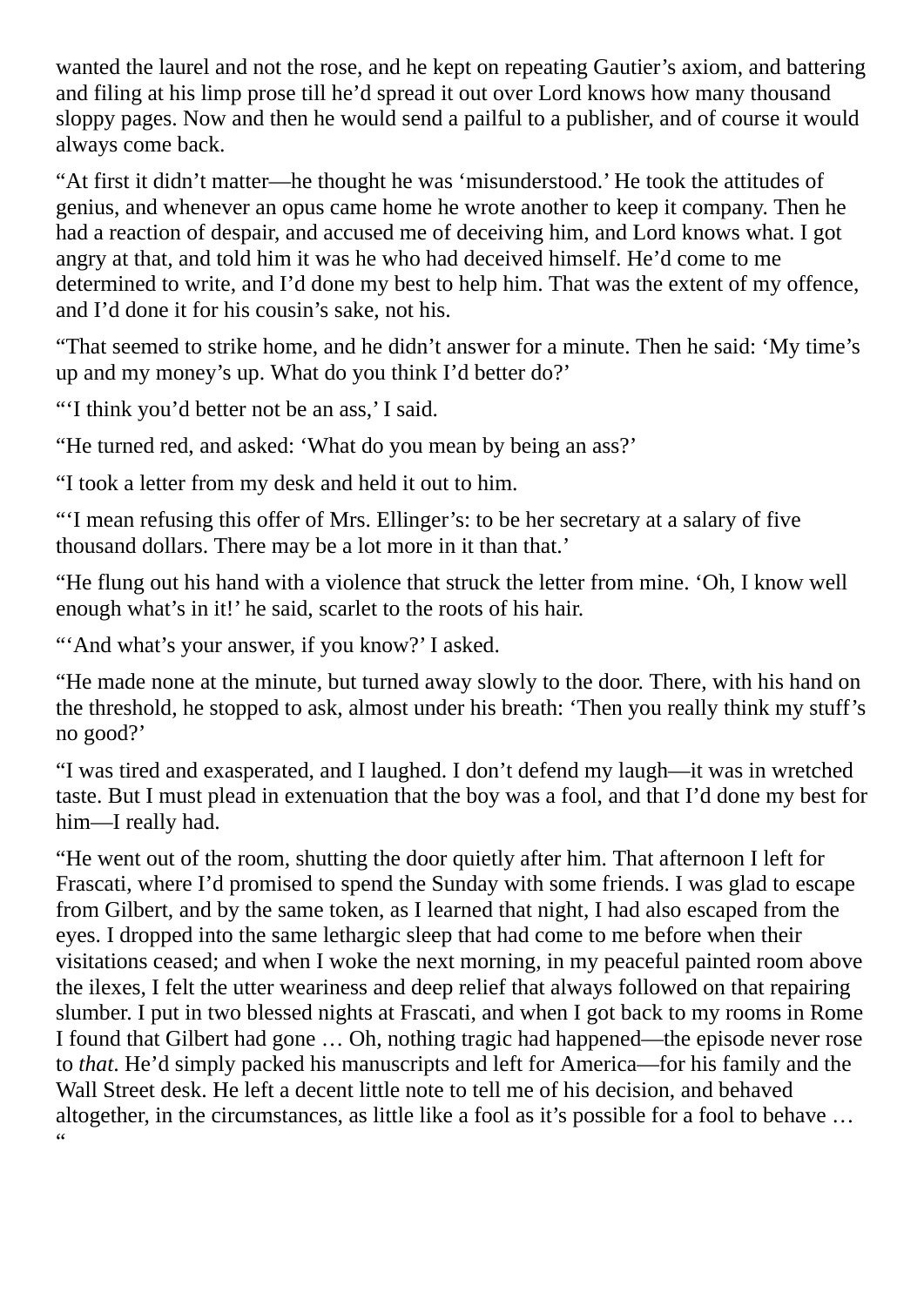wanted the laurel and not the rose, and he kept on repeating Gautier's axiom, and battering and filing at his limp prose till he'd spread it out over Lord knows how many thousand sloppy pages. Now and then he would send a pailful to a publisher, and of course it would always come back.

"At first it didn't matter—he thought he was 'misunderstood.' He took the attitudes of genius, and whenever an opus came home he wrote another to keep it company. Then he had a reaction of despair, and accused me of deceiving him, and Lord knows what. I got angry at that, and told him it was he who had deceived himself. He'd come to me determined to write, and I'd done my best to help him. That was the extent of my offence, and I'd done it for his cousin's sake, not his.

"That seemed to strike home, and he didn't answer for a minute. Then he said: 'My time's up and my money's up. What do you think I'd better do?'

"'I think you'd better not be an ass,' I said.

"He turned red, and asked: 'What do you mean by being an ass?'

"I took a letter from my desk and held it out to him.

"'I mean refusing this offer of Mrs. Ellinger's: to be her secretary at a salary of five thousand dollars. There may be a lot more in it than that.'

"He flung out his hand with a violence that struck the letter from mine. 'Oh, I know well enough what's in it!' he said, scarlet to the roots of his hair.

"'And what's your answer, if you know?' I asked.

"He made none at the minute, but turned away slowly to the door. There, with his hand on the threshold, he stopped to ask, almost under his breath: 'Then you really think my stuff's no good?'

"I was tired and exasperated, and I laughed. I don't defend my laugh—it was in wretched taste. But I must plead in extenuation that the boy was a fool, and that I'd done my best for him—I really had.

"He went out of the room, shutting the door quietly after him. That afternoon I left for Frascati, where I'd promised to spend the Sunday with some friends. I was glad to escape from Gilbert, and by the same token, as I learned that night, I had also escaped from the eyes. I dropped into the same lethargic sleep that had come to me before when their visitations ceased; and when I woke the next morning, in my peaceful painted room above the ilexes, I felt the utter weariness and deep relief that always followed on that repairing slumber. I put in two blessed nights at Frascati, and when I got back to my rooms in Rome I found that Gilbert had gone … Oh, nothing tragic had happened—the episode never rose to *that*. He'd simply packed his manuscripts and left for America—for his family and the Wall Street desk. He left a decent little note to tell me of his decision, and behaved altogether, in the circumstances, as little like a fool as it's possible for a fool to behave …
"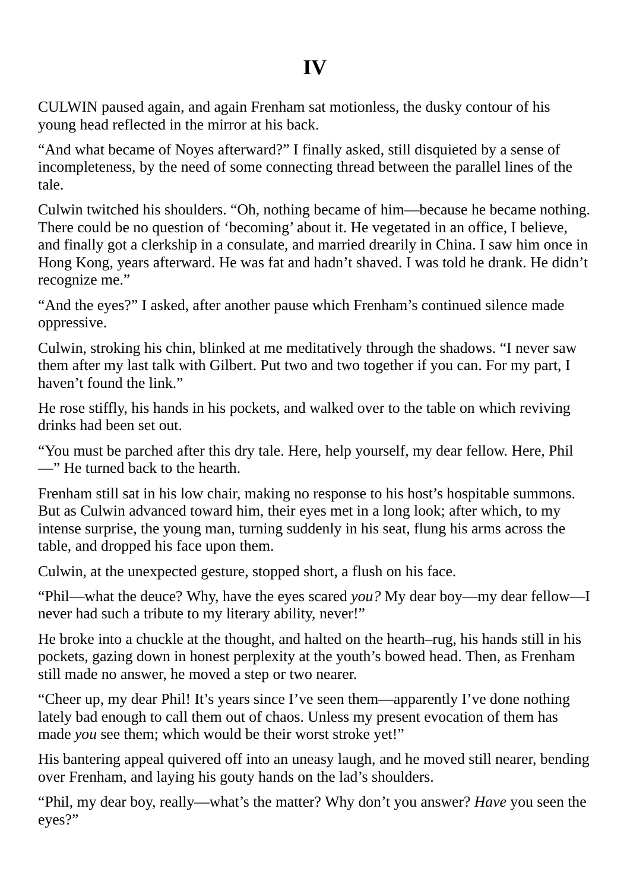# IV

CULWIN paused again, and again Frenham sat motionless, the dusky contour of his young head reflected in the mirror at his back.

“And what became of Noyes afterward?” I finally asked, still disquieted by a sense of incompleteness, by the need of some connecting thread between the parallel lines of the tale.

Culwin twitched his shoulders. “Oh, nothing became of him—because he became nothing. There could be no question of ‘becoming’ about it. He vegetated in an office, I believe, and finally got a clerkship in a consulate, and married drearily in China. I saw him once in Hong Kong, years afterward. He was fat and hadn’t shaved. I was told he drank. He didn’t recognize me.”

“And the eyes?” I asked, after another pause which Frenham’s continued silence made oppressive.

Culwin, stroking his chin, blinked at me meditatively through the shadows. “I never saw them after my last talk with Gilbert. Put two and two together if you can. For my part, I haven’t found the link.”

He rose stiffly, his hands in his pockets, and walked over to the table on which reviving drinks had been set out.

“You must be parched after this dry tale. Here, help yourself, my dear fellow. Here, Phil—” He turned back to the hearth.

Frenham still sat in his low chair, making no response to his host’s hospitable summons. But as Culwin advanced toward him, their eyes met in a long look; after which, to my intense surprise, the young man, turning suddenly in his seat, flung his arms across the table, and dropped his face upon them.

Culwin, at the unexpected gesture, stopped short, a flush on his face.

“Phil—what the deuce? Why, have the eyes scared *you?* My dear boy—my dear fellow—I never had such a tribute to my literary ability, never!”

He broke into a chuckle at the thought, and halted on the hearth–rug, his hands still in his pockets, gazing down in honest perplexity at the youth’s bowed head. Then, as Frenham still made no answer, he moved a step or two nearer.

“Cheer up, my dear Phil! It’s years since I’ve seen them—apparently I’ve done nothing lately bad enough to call them out of chaos. Unless my present evocation of them has made *you* see them; which would be their worst stroke yet!”

His bantering appeal quivered off into an uneasy laugh, and he moved still nearer, bending over Frenham, and laying his gouty hands on the lad’s shoulders.

“Phil, my dear boy, really—what’s the matter? Why don’t you answer? *Have* you seen the eyes?”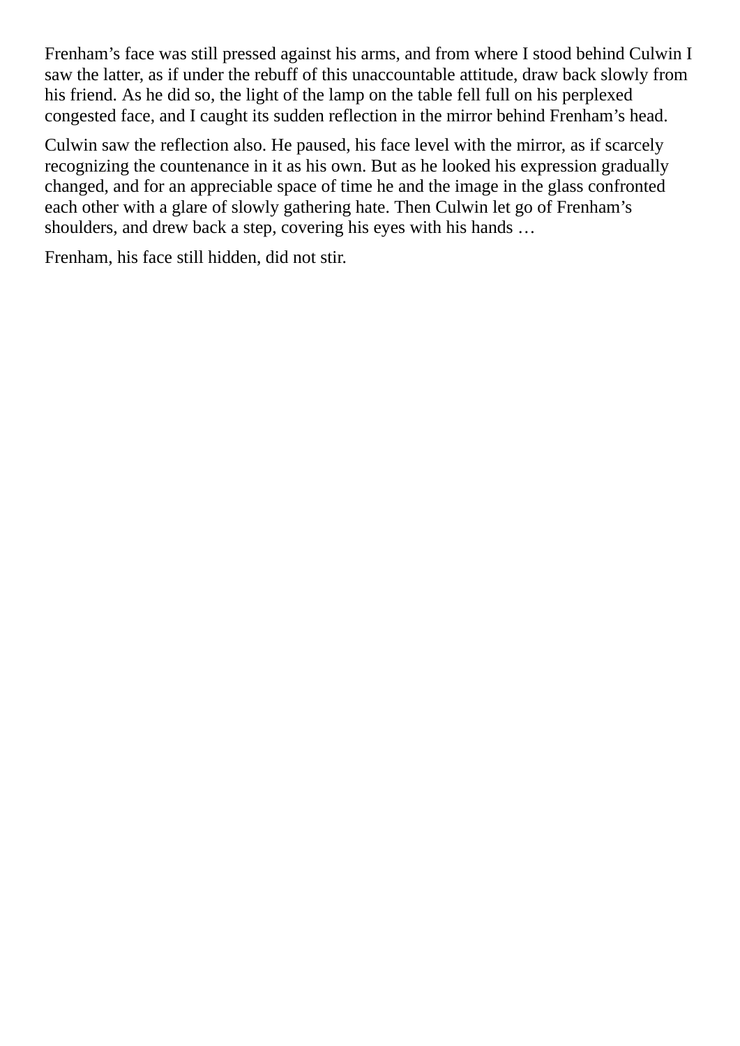Frenham's face was still pressed against his arms, and from where I stood behind Culwin I saw the latter, as if under the rebuff of this unaccountable attitude, draw back slowly from his friend. As he did so, the light of the lamp on the table fell full on his perplexed congested face, and I caught its sudden reflection in the mirror behind Frenham's head.

Culwin saw the reflection also. He paused, his face level with the mirror, as if scarcely recognizing the countenance in it as his own. But as he looked his expression gradually changed, and for an appreciable space of time he and the image in the glass confronted each other with a glare of slowly gathering hate. Then Culwin let go of Frenham's shoulders, and drew back a step, covering his eyes with his hands …

Frenham, his face still hidden, did not stir.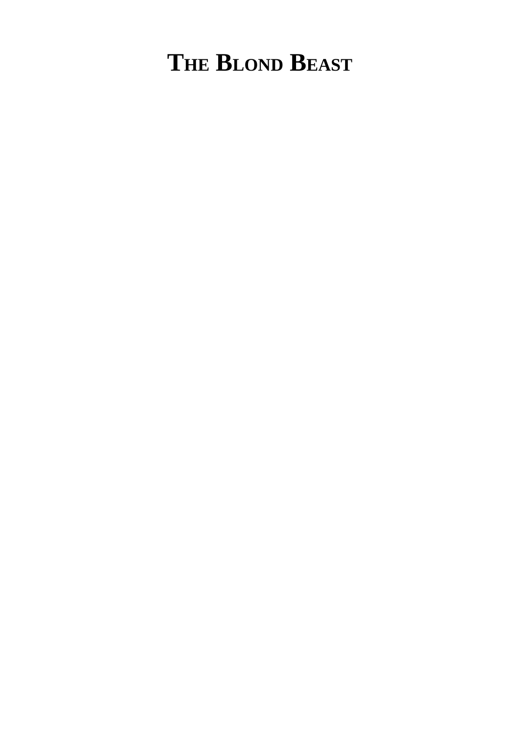# THE BLOND BEAST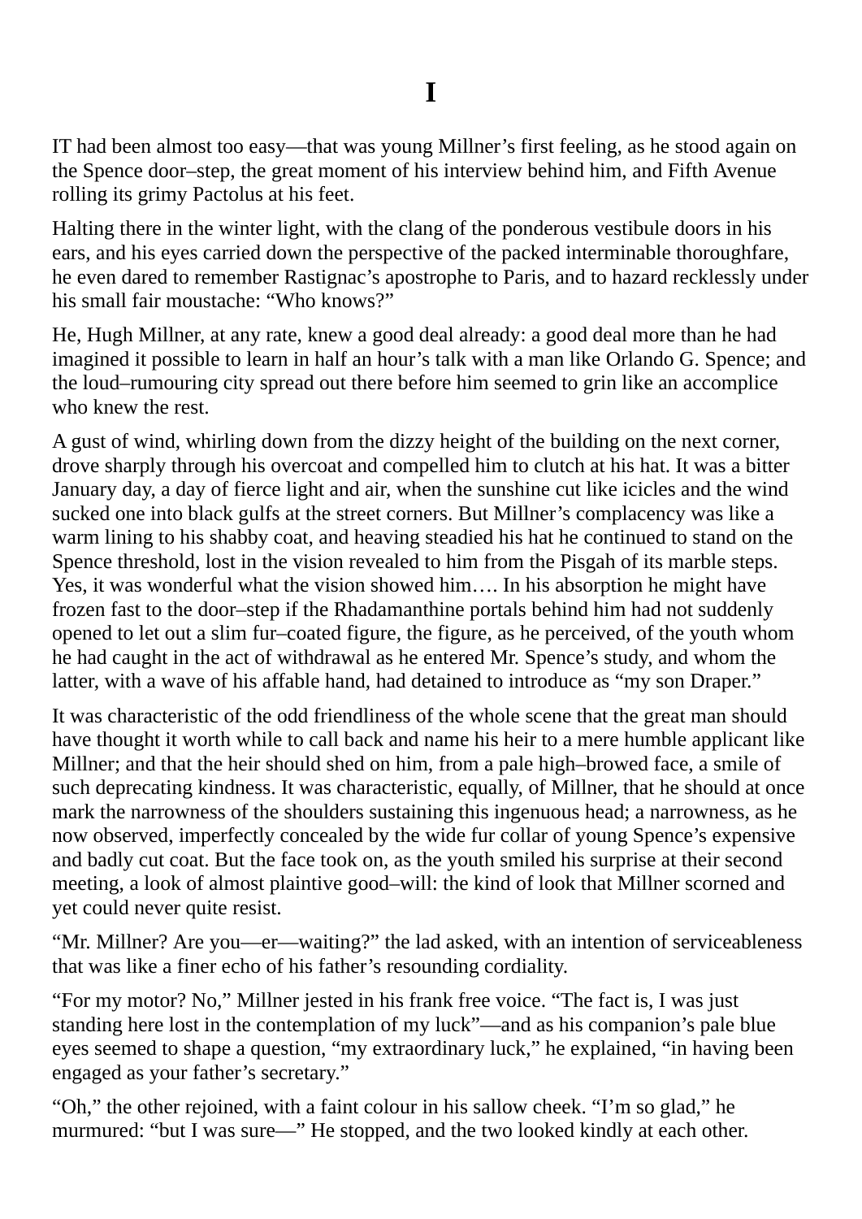# I

IT had been almost too easy—that was young Millner's first feeling, as he stood again on the Spence door–step, the great moment of his interview behind him, and Fifth Avenue rolling its grimy Pactolus at his feet.

Halting there in the winter light, with the clang of the ponderous vestibule doors in his ears, and his eyes carried down the perspective of the packed interminable thoroughfare, he even dared to remember Rastignac's apostrophe to Paris, and to hazard recklessly under his small fair moustache: "Who knows?"

He, Hugh Millner, at any rate, knew a good deal already: a good deal more than he had imagined it possible to learn in half an hour's talk with a man like Orlando G. Spence; and the loud–rumouring city spread out there before him seemed to grin like an accomplice who knew the rest.

A gust of wind, whirling down from the dizzy height of the building on the next corner, drove sharply through his overcoat and compelled him to clutch at his hat. It was a bitter January day, a day of fierce light and air, when the sunshine cut like icicles and the wind sucked one into black gulfs at the street corners. But Millner's complacency was like a warm lining to his shabby coat, and heaving steadied his hat he continued to stand on the Spence threshold, lost in the vision revealed to him from the Pisgah of its marble steps. Yes, it was wonderful what the vision showed him…. In his absorption he might have frozen fast to the door–step if the Rhadamanthine portals behind him had not suddenly opened to let out a slim fur–coated figure, the figure, as he perceived, of the youth whom he had caught in the act of withdrawal as he entered Mr. Spence's study, and whom the latter, with a wave of his affable hand, had detained to introduce as "my son Draper."

It was characteristic of the odd friendliness of the whole scene that the great man should have thought it worth while to call back and name his heir to a mere humble applicant like Millner; and that the heir should shed on him, from a pale high–browed face, a smile of such deprecating kindness. It was characteristic, equally, of Millner, that he should at once mark the narrowness of the shoulders sustaining this ingenuous head; a narrowness, as he now observed, imperfectly concealed by the wide fur collar of young Spence's expensive and badly cut coat. But the face took on, as the youth smiled his surprise at their second meeting, a look of almost plaintive good–will: the kind of look that Millner scorned and yet could never quite resist.

"Mr. Millner? Are you—er—waiting?" the lad asked, with an intention of serviceableness that was like a finer echo of his father's resounding cordiality.

"For my motor? No," Millner jested in his frank free voice. "The fact is, I was just standing here lost in the contemplation of my luck"—and as his companion's pale blue eyes seemed to shape a question, "my extraordinary luck," he explained, "in having been engaged as your father's secretary."

"Oh," the other rejoined, with a faint colour in his sallow cheek. "I'm so glad," he murmured: "but I was sure—" He stopped, and the two looked kindly at each other.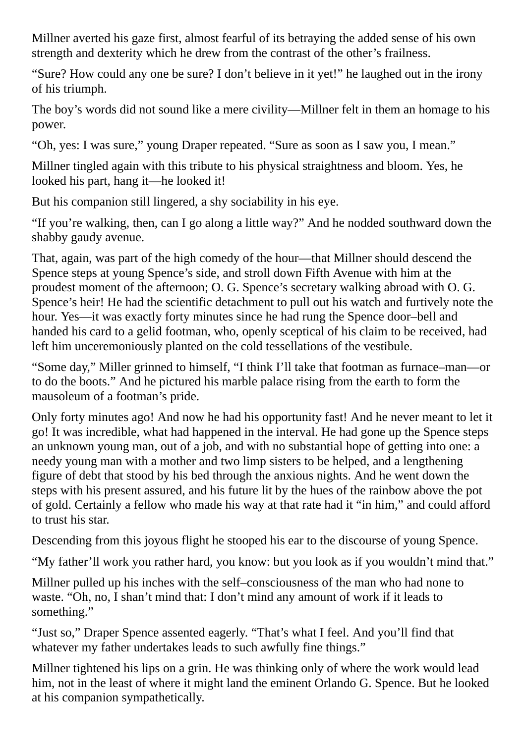Millner averted his gaze first, almost fearful of its betraying the added sense of his own strength and dexterity which he drew from the contrast of the other's frailness.

"Sure? How could any one be sure? I don't believe in it yet!" he laughed out in the irony of his triumph.

The boy's words did not sound like a mere civility—Millner felt in them an homage to his power.

"Oh, yes: I was sure," young Draper repeated. "Sure as soon as I saw you, I mean."

Millner tingled again with this tribute to his physical straightness and bloom. Yes, he looked his part, hang it—he looked it!

But his companion still lingered, a shy sociability in his eye.

"If you're walking, then, can I go along a little way?" And he nodded southward down the shabby gaudy avenue.

That, again, was part of the high comedy of the hour—that Millner should descend the Spence steps at young Spence's side, and stroll down Fifth Avenue with him at the proudest moment of the afternoon; O. G. Spence's secretary walking abroad with O. G. Spence's heir! He had the scientific detachment to pull out his watch and furtively note the hour. Yes—it was exactly forty minutes since he had rung the Spence door–bell and handed his card to a gelid footman, who, openly sceptical of his claim to be received, had left him unceremoniously planted on the cold tessellations of the vestibule.

"Some day," Miller grinned to himself, "I think I'll take that footman as furnace–man—or to do the boots." And he pictured his marble palace rising from the earth to form the mausoleum of a footman's pride.

Only forty minutes ago! And now he had his opportunity fast! And he never meant to let it go! It was incredible, what had happened in the interval. He had gone up the Spence steps an unknown young man, out of a job, and with no substantial hope of getting into one: a needy young man with a mother and two limp sisters to be helped, and a lengthening figure of debt that stood by his bed through the anxious nights. And he went down the steps with his present assured, and his future lit by the hues of the rainbow above the pot of gold. Certainly a fellow who made his way at that rate had it "in him," and could afford to trust his star.

Descending from this joyous flight he stooped his ear to the discourse of young Spence.

"My father'll work you rather hard, you know: but you look as if you wouldn't mind that."

Millner pulled up his inches with the self–consciousness of the man who had none to waste. "Oh, no, I shan't mind that: I don't mind any amount of work if it leads to something."

"Just so," Draper Spence assented eagerly. "That's what I feel. And you'll find that whatever my father undertakes leads to such awfully fine things."

Millner tightened his lips on a grin. He was thinking only of where the work would lead him, not in the least of where it might land the eminent Orlando G. Spence. But he looked at his companion sympathetically.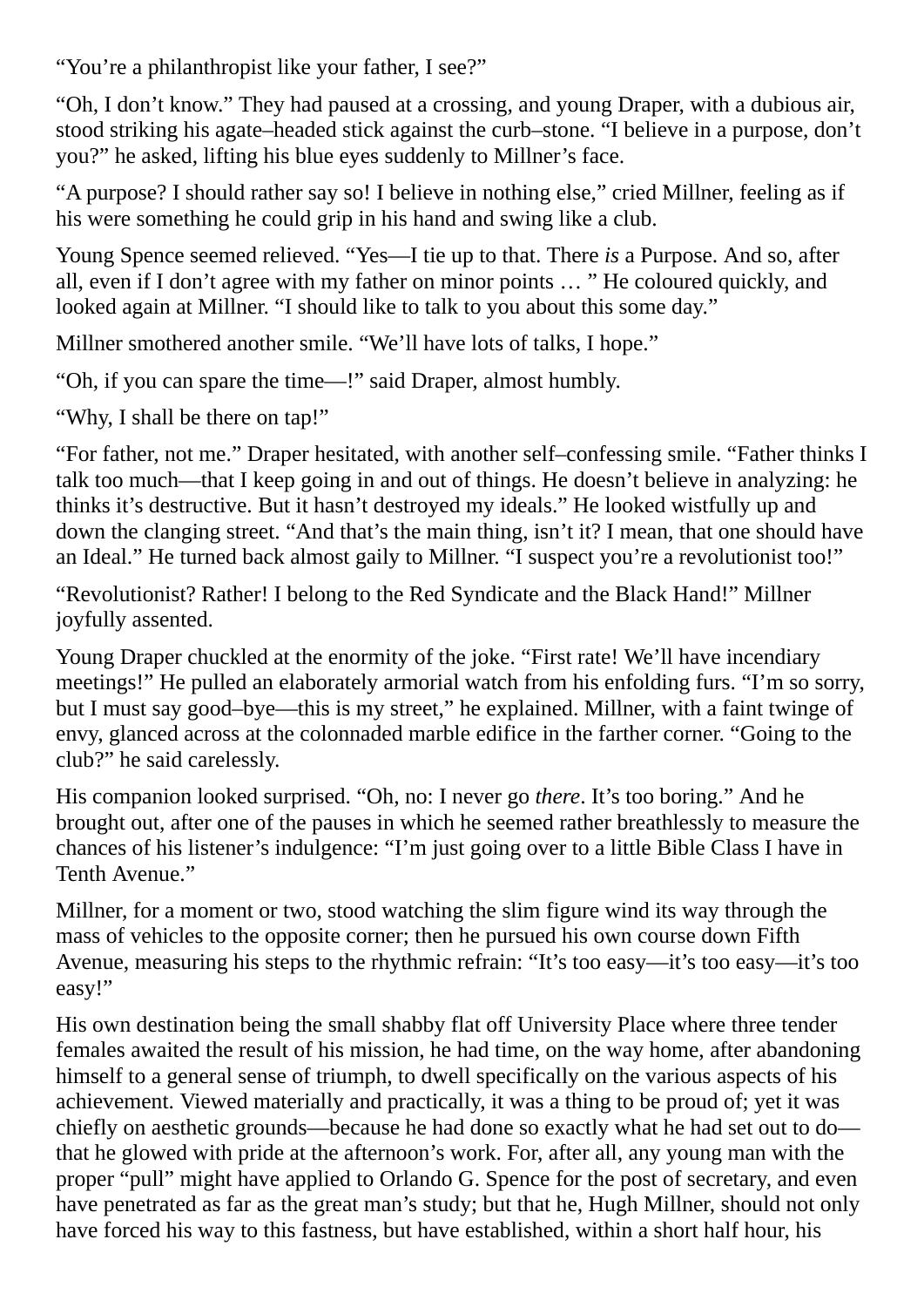“You’re a philanthropist like your father, I see?”

“Oh, I don’t know.” They had paused at a crossing, and young Draper, with a dubious air, stood striking his agate–headed stick against the curb–stone. “I believe in a purpose, don’t you?” he asked, lifting his blue eyes suddenly to Millner’s face.

“A purpose? I should rather say so! I believe in nothing else,” cried Millner, feeling as if his were something he could grip in his hand and swing like a club.

Young Spence seemed relieved. “Yes—I tie up to that. There *is* a Purpose. And so, after all, even if I don’t agree with my father on minor points … ” He coloured quickly, and looked again at Millner. “I should like to talk to you about this some day.”

Millner smothered another smile. “We’ll have lots of talks, I hope.”

“Oh, if you can spare the time—!” said Draper, almost humbly.

“Why, I shall be there on tap!”

“For father, not me.” Draper hesitated, with another self–confessing smile. “Father thinks I talk too much—that I keep going in and out of things. He doesn’t believe in analyzing: he thinks it’s destructive. But it hasn’t destroyed my ideals.” He looked wistfully up and down the clanging street. “And that’s the main thing, isn’t it? I mean, that one should have an Ideal.” He turned back almost gaily to Millner. “I suspect you’re a revolutionist too!”

“Revolutionist? Rather! I belong to the Red Syndicate and the Black Hand!” Millner joyfully assented.

Young Draper chuckled at the enormity of the joke. “First rate! We’ll have incendiary meetings!” He pulled an elaborately armorial watch from his enfolding furs. “I’m so sorry, but I must say good–bye—this is my street,” he explained. Millner, with a faint twinge of envy, glanced across at the colonnaded marble edifice in the farther corner. “Going to the club?” he said carelessly.

His companion looked surprised. “Oh, no: I never go *there*. It’s too boring.” And he brought out, after one of the pauses in which he seemed rather breathlessly to measure the chances of his listener’s indulgence: “I’m just going over to a little Bible Class I have in Tenth Avenue.”

Millner, for a moment or two, stood watching the slim figure wind its way through the mass of vehicles to the opposite corner; then he pursued his own course down Fifth Avenue, measuring his steps to the rhythmic refrain: “It’s too easy—it’s too easy—it’s too easy!”

His own destination being the small shabby flat off University Place where three tender females awaited the result of his mission, he had time, on the way home, after abandoning himself to a general sense of triumph, to dwell specifically on the various aspects of his achievement. Viewed materially and practically, it was a thing to be proud of; yet it was chiefly on aesthetic grounds—because he had done so exactly what he had set out to do—that he glowed with pride at the afternoon’s work. For, after all, any young man with the proper “pull” might have applied to Orlando G. Spence for the post of secretary, and even have penetrated as far as the great man’s study; but that he, Hugh Millner, should not only have forced his way to this fastness, but have established, within a short half hour, his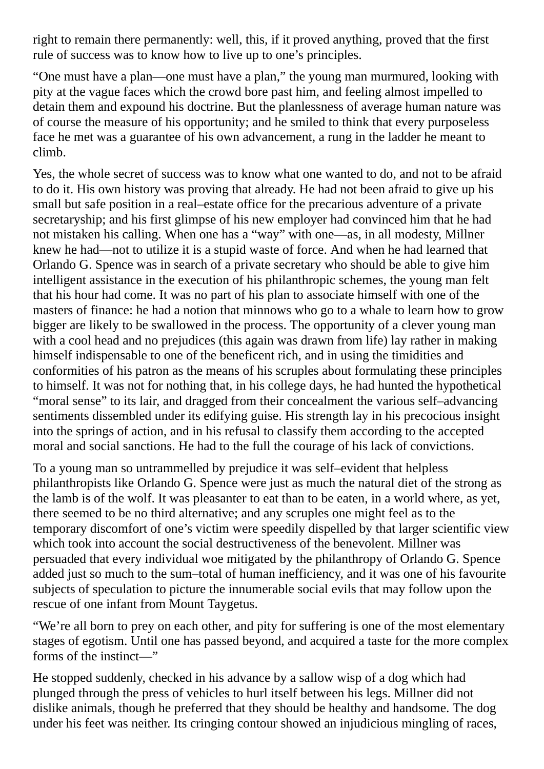right to remain there permanently: well, this, if it proved anything, proved that the first rule of success was to know how to live up to one's principles.

"One must have a plan—one must have a plan," the young man murmured, looking with pity at the vague faces which the crowd bore past him, and feeling almost impelled to detain them and expound his doctrine. But the planlessness of average human nature was of course the measure of his opportunity; and he smiled to think that every purposeless face he met was a guarantee of his own advancement, a rung in the ladder he meant to climb.

Yes, the whole secret of success was to know what one wanted to do, and not to be afraid to do it. His own history was proving that already. He had not been afraid to give up his small but safe position in a real–estate office for the precarious adventure of a private secretaryship; and his first glimpse of his new employer had convinced him that he had not mistaken his calling. When one has a "way" with one—as, in all modesty, Millner knew he had—not to utilize it is a stupid waste of force. And when he had learned that Orlando G. Spence was in search of a private secretary who should be able to give him intelligent assistance in the execution of his philanthropic schemes, the young man felt that his hour had come. It was no part of his plan to associate himself with one of the masters of finance: he had a notion that minnows who go to a whale to learn how to grow bigger are likely to be swallowed in the process. The opportunity of a clever young man with a cool head and no prejudices (this again was drawn from life) lay rather in making himself indispensable to one of the beneficent rich, and in using the timidities and conformities of his patron as the means of his scruples about formulating these principles to himself. It was not for nothing that, in his college days, he had hunted the hypothetical "moral sense" to its lair, and dragged from their concealment the various self–advancing sentiments dissembled under its edifying guise. His strength lay in his precocious insight into the springs of action, and in his refusal to classify them according to the accepted moral and social sanctions. He had to the full the courage of his lack of convictions.

To a young man so untrammelled by prejudice it was self–evident that helpless philanthropists like Orlando G. Spence were just as much the natural diet of the strong as the lamb is of the wolf. It was pleasanter to eat than to be eaten, in a world where, as yet, there seemed to be no third alternative; and any scruples one might feel as to the temporary discomfort of one's victim were speedily dispelled by that larger scientific view which took into account the social destructiveness of the benevolent. Millner was persuaded that every individual woe mitigated by the philanthropy of Orlando G. Spence added just so much to the sum–total of human inefficiency, and it was one of his favourite subjects of speculation to picture the innumerable social evils that may follow upon the rescue of one infant from Mount Taygetus.

"We're all born to prey on each other, and pity for suffering is one of the most elementary stages of egotism. Until one has passed beyond, and acquired a taste for the more complex forms of the instinct—"

He stopped suddenly, checked in his advance by a sallow wisp of a dog which had plunged through the press of vehicles to hurl itself between his legs. Millner did not dislike animals, though he preferred that they should be healthy and handsome. The dog under his feet was neither. Its cringing contour showed an injudicious mingling of races,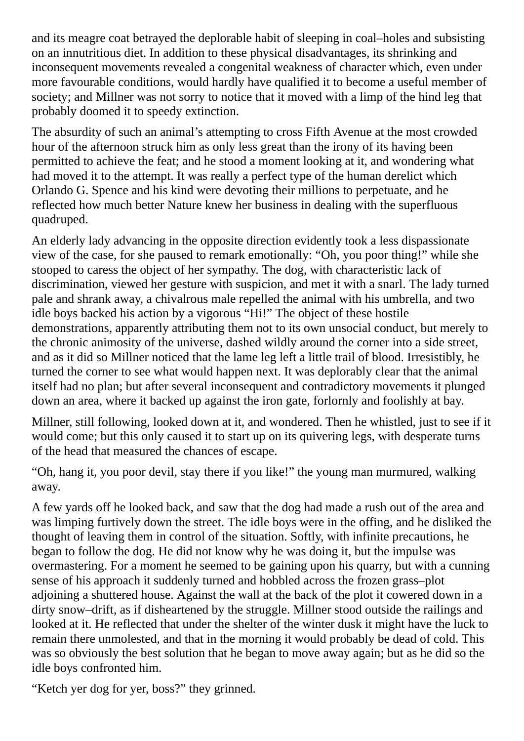and its meagre coat betrayed the deplorable habit of sleeping in coal–holes and subsisting on an innutritious diet. In addition to these physical disadvantages, its shrinking and inconsequent movements revealed a congenital weakness of character which, even under more favourable conditions, would hardly have qualified it to become a useful member of society; and Millner was not sorry to notice that it moved with a limp of the hind leg that probably doomed it to speedy extinction.

The absurdity of such an animal's attempting to cross Fifth Avenue at the most crowded hour of the afternoon struck him as only less great than the irony of its having been permitted to achieve the feat; and he stood a moment looking at it, and wondering what had moved it to the attempt. It was really a perfect type of the human derelict which Orlando G. Spence and his kind were devoting their millions to perpetuate, and he reflected how much better Nature knew her business in dealing with the superfluous quadruped.

An elderly lady advancing in the opposite direction evidently took a less dispassionate view of the case, for she paused to remark emotionally: "Oh, you poor thing!" while she stooped to caress the object of her sympathy. The dog, with characteristic lack of discrimination, viewed her gesture with suspicion, and met it with a snarl. The lady turned pale and shrank away, a chivalrous male repelled the animal with his umbrella, and two idle boys backed his action by a vigorous "Hi!" The object of these hostile demonstrations, apparently attributing them not to its own unsocial conduct, but merely to the chronic animosity of the universe, dashed wildly around the corner into a side street, and as it did so Millner noticed that the lame leg left a little trail of blood. Irresistibly, he turned the corner to see what would happen next. It was deplorably clear that the animal itself had no plan; but after several inconsequent and contradictory movements it plunged down an area, where it backed up against the iron gate, forlornly and foolishly at bay.

Millner, still following, looked down at it, and wondered. Then he whistled, just to see if it would come; but this only caused it to start up on its quivering legs, with desperate turns of the head that measured the chances of escape.

"Oh, hang it, you poor devil, stay there if you like!" the young man murmured, walking away.

A few yards off he looked back, and saw that the dog had made a rush out of the area and was limping furtively down the street. The idle boys were in the offing, and he disliked the thought of leaving them in control of the situation. Softly, with infinite precautions, he began to follow the dog. He did not know why he was doing it, but the impulse was overmastering. For a moment he seemed to be gaining upon his quarry, but with a cunning sense of his approach it suddenly turned and hobbled across the frozen grass–plot adjoining a shuttered house. Against the wall at the back of the plot it cowered down in a dirty snow–drift, as if disheartened by the struggle. Millner stood outside the railings and looked at it. He reflected that under the shelter of the winter dusk it might have the luck to remain there unmolested, and that in the morning it would probably be dead of cold. This was so obviously the best solution that he began to move away again; but as he did so the idle boys confronted him.

"Ketch yer dog for yer, boss?" they grinned.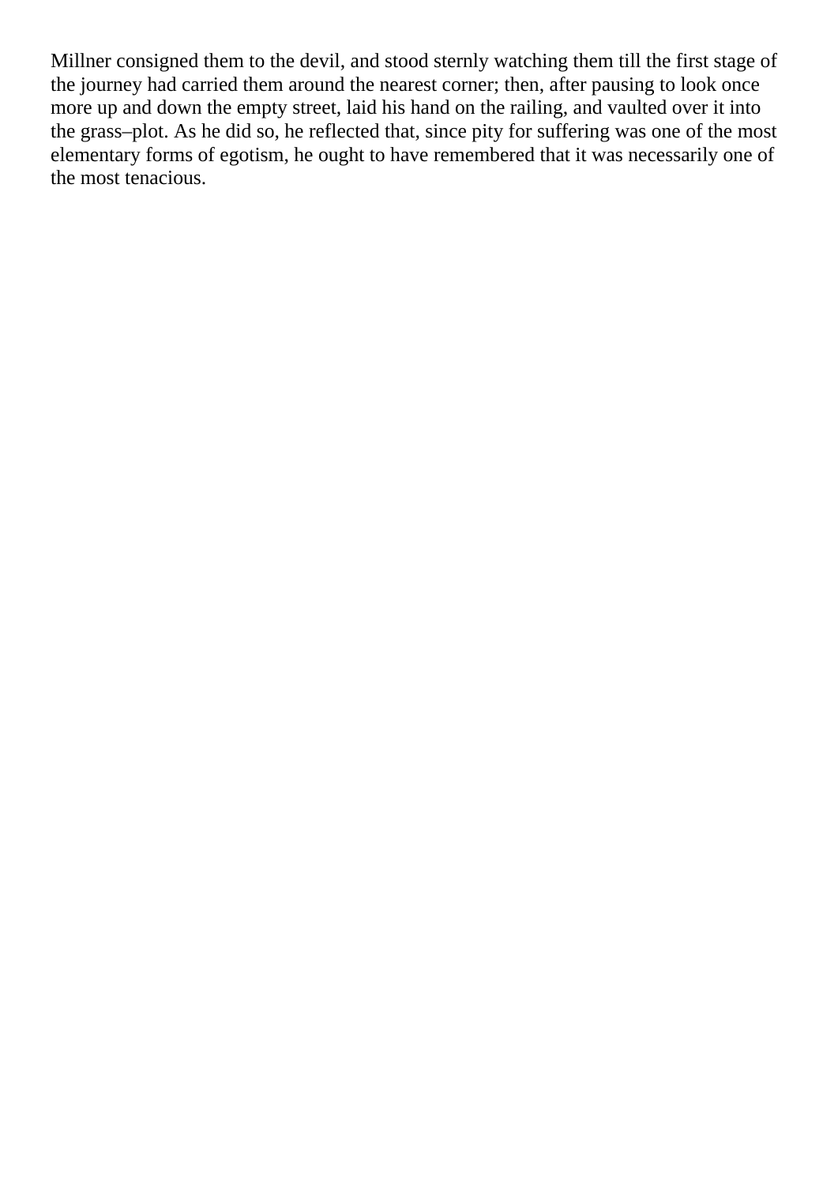Millner consigned them to the devil, and stood sternly watching them till the first stage of the journey had carried them around the nearest corner; then, after pausing to look once more up and down the empty street, laid his hand on the railing, and vaulted over it into the grass–plot. As he did so, he reflected that, since pity for suffering was one of the most elementary forms of egotism, he ought to have remembered that it was necessarily one of the most tenacious.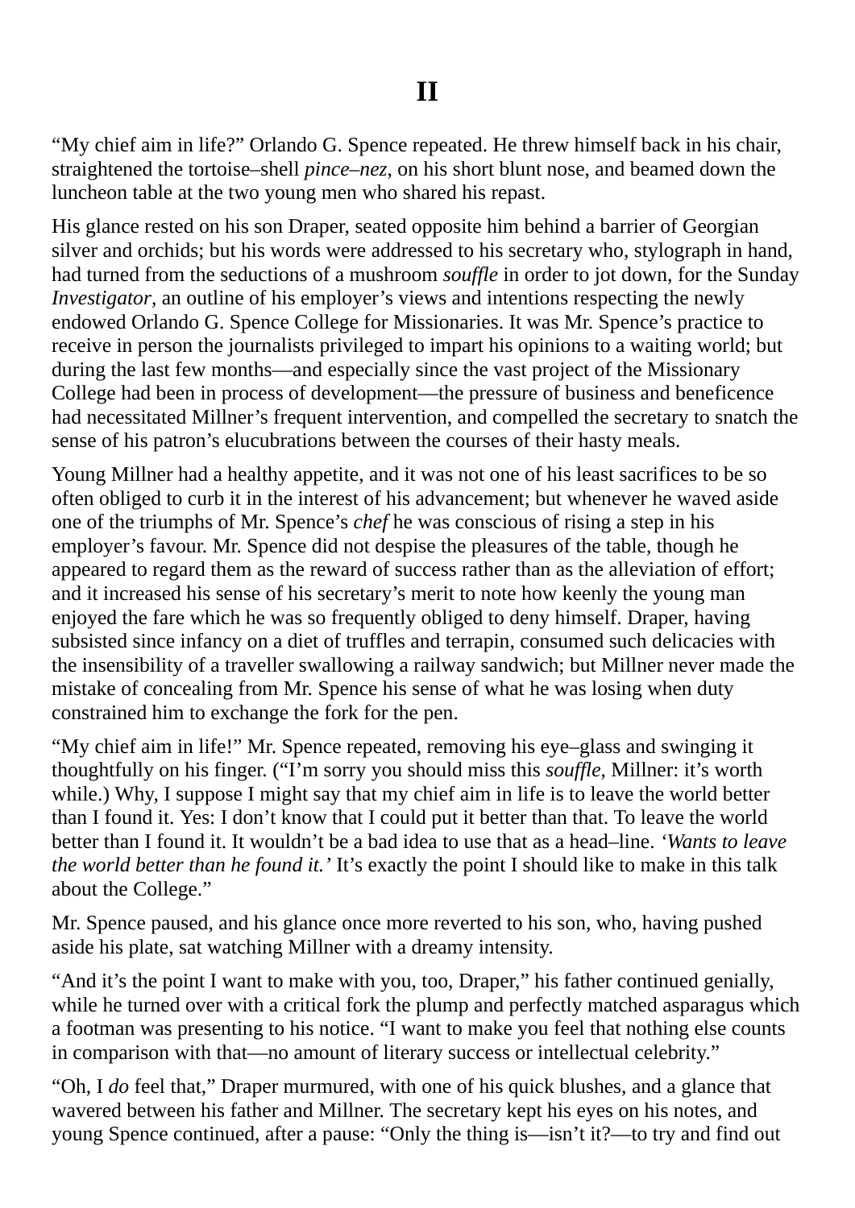# II

"My chief aim in life?" Orlando G. Spence repeated. He threw himself back in his chair, straightened the tortoise–shell *pince–nez*, on his short blunt nose, and beamed down the luncheon table at the two young men who shared his repast.

His glance rested on his son Draper, seated opposite him behind a barrier of Georgian silver and orchids; but his words were addressed to his secretary who, stylograph in hand, had turned from the seductions of a mushroom *souffle* in order to jot down, for the Sunday *Investigator*, an outline of his employer's views and intentions respecting the newly endowed Orlando G. Spence College for Missionaries. It was Mr. Spence's practice to receive in person the journalists privileged to impart his opinions to a waiting world; but during the last few months—and especially since the vast project of the Missionary College had been in process of development—the pressure of business and beneficence had necessitated Millner's frequent intervention, and compelled the secretary to snatch the sense of his patron's elucubrations between the courses of their hasty meals.

Young Millner had a healthy appetite, and it was not one of his least sacrifices to be so often obliged to curb it in the interest of his advancement; but whenever he waved aside one of the triumphs of Mr. Spence's *chef* he was conscious of rising a step in his employer's favour. Mr. Spence did not despise the pleasures of the table, though he appeared to regard them as the reward of success rather than as the alleviation of effort; and it increased his sense of his secretary's merit to note how keenly the young man enjoyed the fare which he was so frequently obliged to deny himself. Draper, having subsisted since infancy on a diet of truffles and terrapin, consumed such delicacies with the insensibility of a traveller swallowing a railway sandwich; but Millner never made the mistake of concealing from Mr. Spence his sense of what he was losing when duty constrained him to exchange the fork for the pen.

"My chief aim in life!" Mr. Spence repeated, removing his eye–glass and swinging it thoughtfully on his finger. ("I'm sorry you should miss this *souffle*, Millner: it's worth while.) Why, I suppose I might say that my chief aim in life is to leave the world better than I found it. Yes: I don't know that I could put it better than that. To leave the world better than I found it. It wouldn't be a bad idea to use that as a head–line. *'Wants to leave the world better than he found it.'* It's exactly the point I should like to make in this talk about the College."

Mr. Spence paused, and his glance once more reverted to his son, who, having pushed aside his plate, sat watching Millner with a dreamy intensity.

"And it's the point I want to make with you, too, Draper," his father continued genially, while he turned over with a critical fork the plump and perfectly matched asparagus which a footman was presenting to his notice. "I want to make you feel that nothing else counts in comparison with that—no amount of literary success or intellectual celebrity."

"Oh, I *do* feel that," Draper murmured, with one of his quick blushes, and a glance that wavered between his father and Millner. The secretary kept his eyes on his notes, and young Spence continued, after a pause: "Only the thing is—isn't it?—to try and find out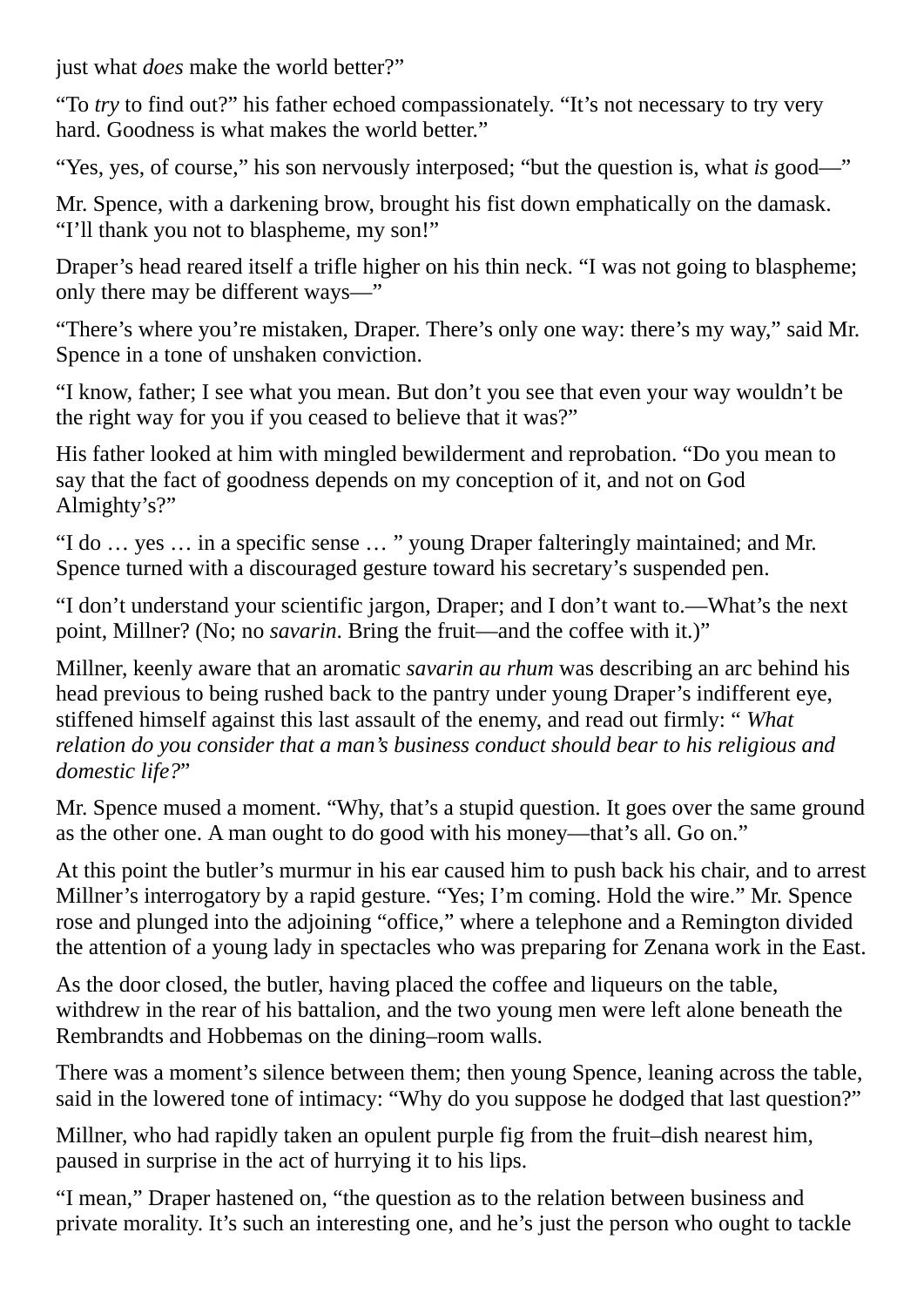just what *does* make the world better?"

"To *try* to find out?" his father echoed compassionately. "It's not necessary to try very hard. Goodness is what makes the world better."

"Yes, yes, of course," his son nervously interposed; "but the question is, what *is* good—"

Mr. Spence, with a darkening brow, brought his fist down emphatically on the damask. "I'll thank you not to blaspheme, my son!"

Draper's head reared itself a trifle higher on his thin neck. "I was not going to blaspheme; only there may be different ways—"

"There's where you're mistaken, Draper. There's only one way: there's my way," said Mr. Spence in a tone of unshaken conviction.

"I know, father; I see what you mean. But don't you see that even your way wouldn't be the right way for you if you ceased to believe that it was?"

His father looked at him with mingled bewilderment and reprobation. "Do you mean to say that the fact of goodness depends on my conception of it, and not on God Almighty's?"

"I do … yes … in a specific sense … " young Draper falteringly maintained; and Mr. Spence turned with a discouraged gesture toward his secretary's suspended pen.

"I don't understand your scientific jargon, Draper; and I don't want to.—What's the next point, Millner? (No; no *savarin*. Bring the fruit—and the coffee with it.)"

Millner, keenly aware that an aromatic *savarin au rhum* was describing an arc behind his head previous to being rushed back to the pantry under young Draper's indifferent eye, stiffened himself against this last assault of the enemy, and read out firmly: " *What relation do you consider that a man's business conduct should bear to his religious and domestic life?*"

Mr. Spence mused a moment. "Why, that's a stupid question. It goes over the same ground as the other one. A man ought to do good with his money—that's all. Go on."

At this point the butler's murmur in his ear caused him to push back his chair, and to arrest Millner's interrogatory by a rapid gesture. "Yes; I'm coming. Hold the wire." Mr. Spence rose and plunged into the adjoining "office," where a telephone and a Remington divided the attention of a young lady in spectacles who was preparing for Zenana work in the East.

As the door closed, the butler, having placed the coffee and liqueurs on the table, withdrew in the rear of his battalion, and the two young men were left alone beneath the Rembrandts and Hobbemas on the dining–room walls.

There was a moment's silence between them; then young Spence, leaning across the table, said in the lowered tone of intimacy: "Why do you suppose he dodged that last question?"

Millner, who had rapidly taken an opulent purple fig from the fruit–dish nearest him, paused in surprise in the act of hurrying it to his lips.

"I mean," Draper hastened on, "the question as to the relation between business and private morality. It's such an interesting one, and he's just the person who ought to tackle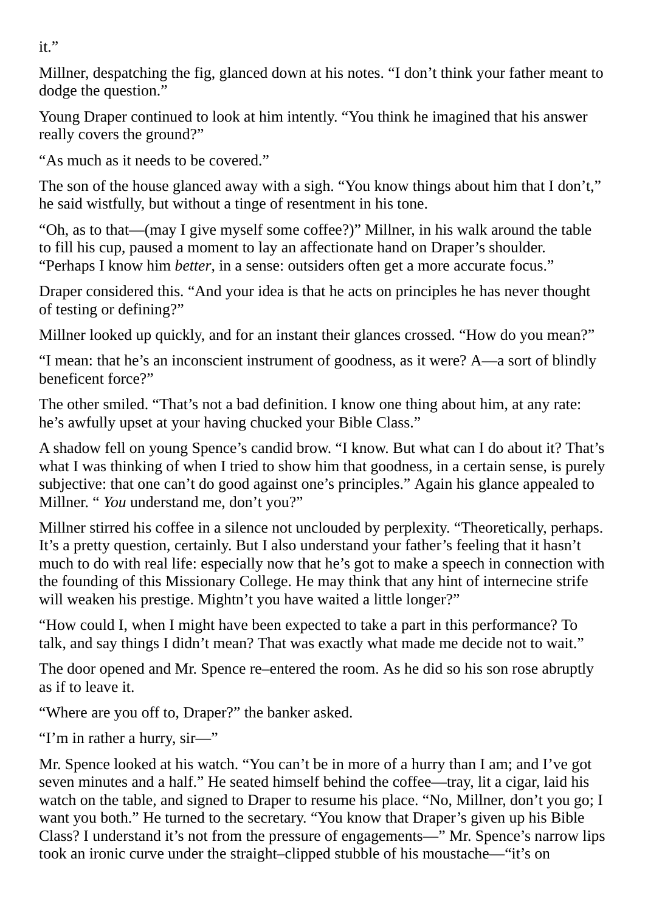it."

Millner, despatching the fig, glanced down at his notes. "I don't think your father meant to dodge the question."

Young Draper continued to look at him intently. "You think he imagined that his answer really covers the ground?"

"As much as it needs to be covered."

The son of the house glanced away with a sigh. "You know things about him that I don't," he said wistfully, but without a tinge of resentment in his tone.

"Oh, as to that—(may I give myself some coffee?)" Millner, in his walk around the table to fill his cup, paused a moment to lay an affectionate hand on Draper's shoulder. "Perhaps I know him *better*, in a sense: outsiders often get a more accurate focus."

Draper considered this. "And your idea is that he acts on principles he has never thought of testing or defining?"

Millner looked up quickly, and for an instant their glances crossed. "How do you mean?"

"I mean: that he's an inconscient instrument of goodness, as it were? A—a sort of blindly beneficent force?"

The other smiled. "That's not a bad definition. I know one thing about him, at any rate: he's awfully upset at your having chucked your Bible Class."

A shadow fell on young Spence's candid brow. "I know. But what can I do about it? That's what I was thinking of when I tried to show him that goodness, in a certain sense, is purely subjective: that one can't do good against one's principles." Again his glance appealed to Millner. "*You* understand me, don't you?"

Millner stirred his coffee in a silence not unclouded by perplexity. "Theoretically, perhaps. It's a pretty question, certainly. But I also understand your father's feeling that it hasn't much to do with real life: especially now that he's got to make a speech in connection with the founding of this Missionary College. He may think that any hint of internecine strife will weaken his prestige. Mightn't you have waited a little longer?"

"How could I, when I might have been expected to take a part in this performance? To talk, and say things I didn't mean? That was exactly what made me decide not to wait."

The door opened and Mr. Spence re–entered the room. As he did so his son rose abruptly as if to leave it.

"Where are you off to, Draper?" the banker asked.

"I'm in rather a hurry, sir—"

Mr. Spence looked at his watch. "You can't be in more of a hurry than I am; and I've got seven minutes and a half." He seated himself behind the coffee—tray, lit a cigar, laid his watch on the table, and signed to Draper to resume his place. "No, Millner, don't you go; I want you both." He turned to the secretary. "You know that Draper's given up his Bible Class? I understand it's not from the pressure of engagements—" Mr. Spence's narrow lips took an ironic curve under the straight–clipped stubble of his moustache—"it's on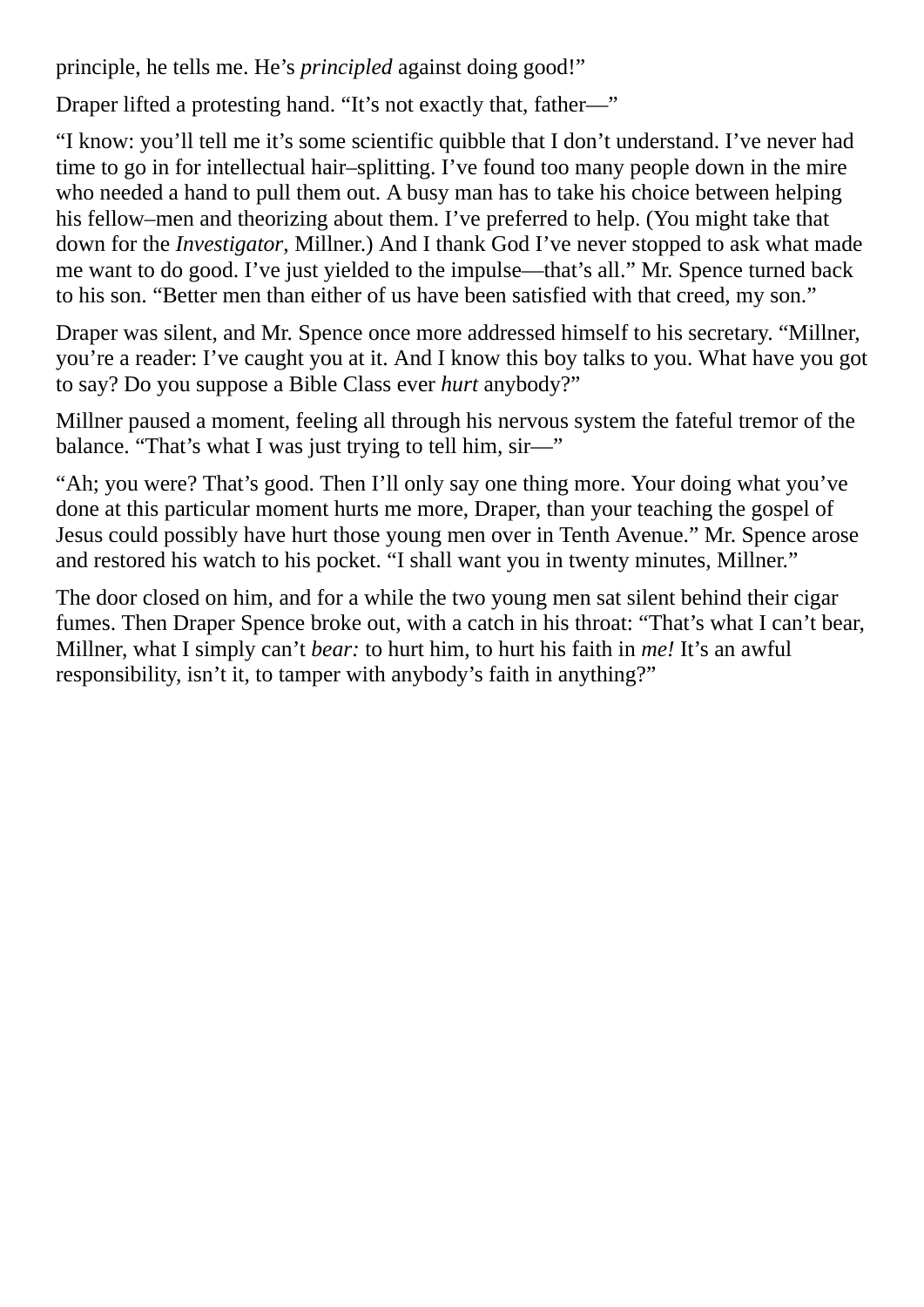principle, he tells me. He's *principled* against doing good!"

Draper lifted a protesting hand. "It's not exactly that, father—"

"I know: you'll tell me it's some scientific quibble that I don't understand. I've never had time to go in for intellectual hair–splitting. I've found too many people down in the mire who needed a hand to pull them out. A busy man has to take his choice between helping his fellow–men and theorizing about them. I've preferred to help. (You might take that down for the *Investigator*, Millner.) And I thank God I've never stopped to ask what made me want to do good. I've just yielded to the impulse—that's all." Mr. Spence turned back to his son. "Better men than either of us have been satisfied with that creed, my son."

Draper was silent, and Mr. Spence once more addressed himself to his secretary. "Millner, you're a reader: I've caught you at it. And I know this boy talks to you. What have you got to say? Do you suppose a Bible Class ever *hurt* anybody?"

Millner paused a moment, feeling all through his nervous system the fateful tremor of the balance. "That's what I was just trying to tell him, sir—"

"Ah; you were? That's good. Then I'll only say one thing more. Your doing what you've done at this particular moment hurts me more, Draper, than your teaching the gospel of Jesus could possibly have hurt those young men over in Tenth Avenue." Mr. Spence arose and restored his watch to his pocket. "I shall want you in twenty minutes, Millner."

The door closed on him, and for a while the two young men sat silent behind their cigar fumes. Then Draper Spence broke out, with a catch in his throat: "That's what I can't bear, Millner, what I simply can't *bear:* to hurt him, to hurt his faith in *me!* It's an awful responsibility, isn't it, to tamper with anybody's faith in anything?"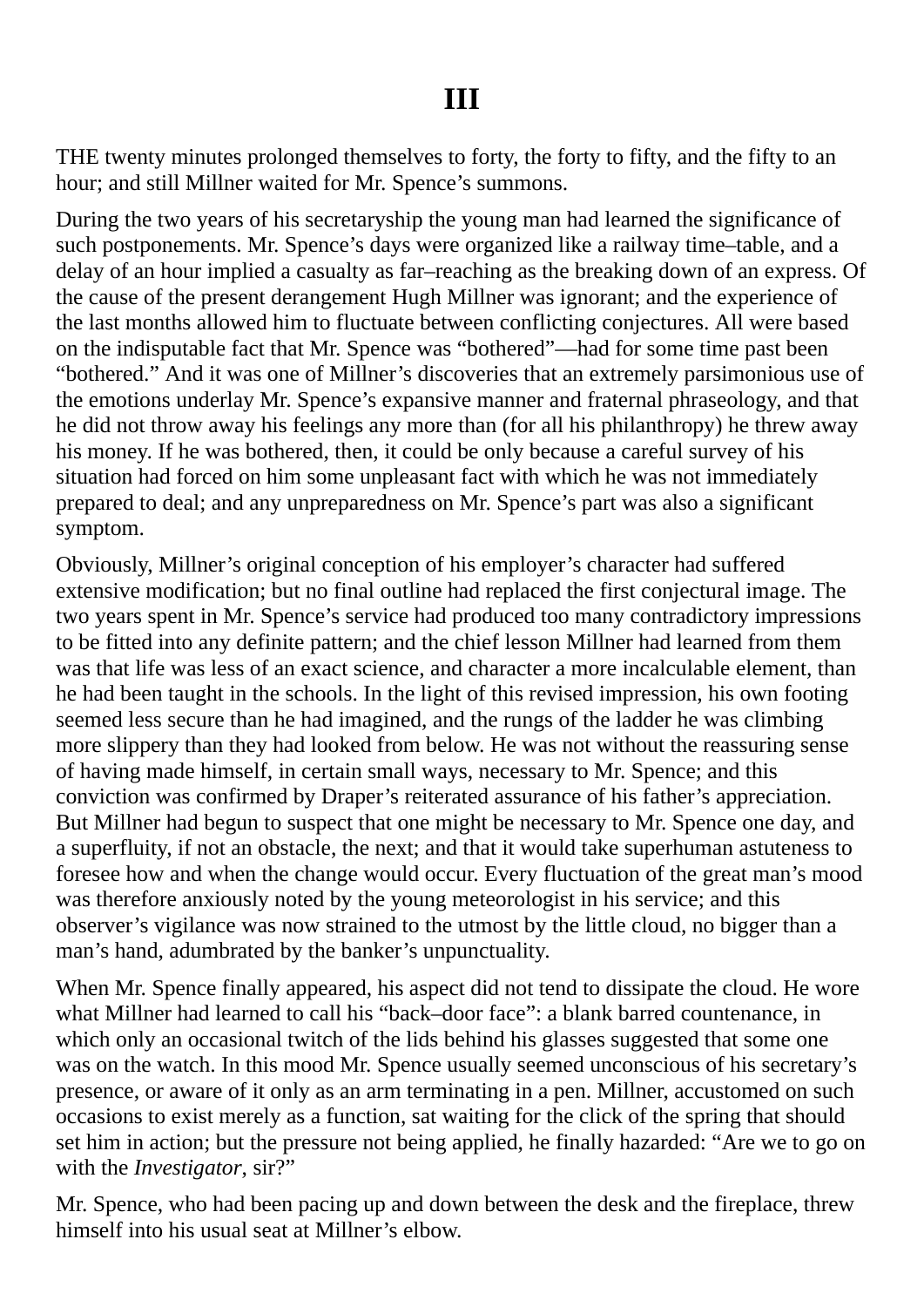# III

THE twenty minutes prolonged themselves to forty, the forty to fifty, and the fifty to an hour; and still Millner waited for Mr. Spence's summons.

During the two years of his secretaryship the young man had learned the significance of such postponements. Mr. Spence's days were organized like a railway time–table, and a delay of an hour implied a casualty as far–reaching as the breaking down of an express. Of the cause of the present derangement Hugh Millner was ignorant; and the experience of the last months allowed him to fluctuate between conflicting conjectures. All were based on the indisputable fact that Mr. Spence was "bothered"—had for some time past been "bothered." And it was one of Millner's discoveries that an extremely parsimonious use of the emotions underlay Mr. Spence's expansive manner and fraternal phraseology, and that he did not throw away his feelings any more than (for all his philanthropy) he threw away his money. If he was bothered, then, it could be only because a careful survey of his situation had forced on him some unpleasant fact with which he was not immediately prepared to deal; and any unpreparedness on Mr. Spence's part was also a significant symptom.

Obviously, Millner's original conception of his employer's character had suffered extensive modification; but no final outline had replaced the first conjectural image. The two years spent in Mr. Spence's service had produced too many contradictory impressions to be fitted into any definite pattern; and the chief lesson Millner had learned from them was that life was less of an exact science, and character a more incalculable element, than he had been taught in the schools. In the light of this revised impression, his own footing seemed less secure than he had imagined, and the rungs of the ladder he was climbing more slippery than they had looked from below. He was not without the reassuring sense of having made himself, in certain small ways, necessary to Mr. Spence; and this conviction was confirmed by Draper's reiterated assurance of his father's appreciation. But Millner had begun to suspect that one might be necessary to Mr. Spence one day, and a superfluity, if not an obstacle, the next; and that it would take superhuman astuteness to foresee how and when the change would occur. Every fluctuation of the great man's mood was therefore anxiously noted by the young meteorologist in his service; and this observer's vigilance was now strained to the utmost by the little cloud, no bigger than a man's hand, adumbrated by the banker's unpunctuality.

When Mr. Spence finally appeared, his aspect did not tend to dissipate the cloud. He wore what Millner had learned to call his "back–door face": a blank barred countenance, in which only an occasional twitch of the lids behind his glasses suggested that some one was on the watch. In this mood Mr. Spence usually seemed unconscious of his secretary's presence, or aware of it only as an arm terminating in a pen. Millner, accustomed on such occasions to exist merely as a function, sat waiting for the click of the spring that should set him in action; but the pressure not being applied, he finally hazarded: "Are we to go on with the *Investigator*, sir?"

Mr. Spence, who had been pacing up and down between the desk and the fireplace, threw himself into his usual seat at Millner's elbow.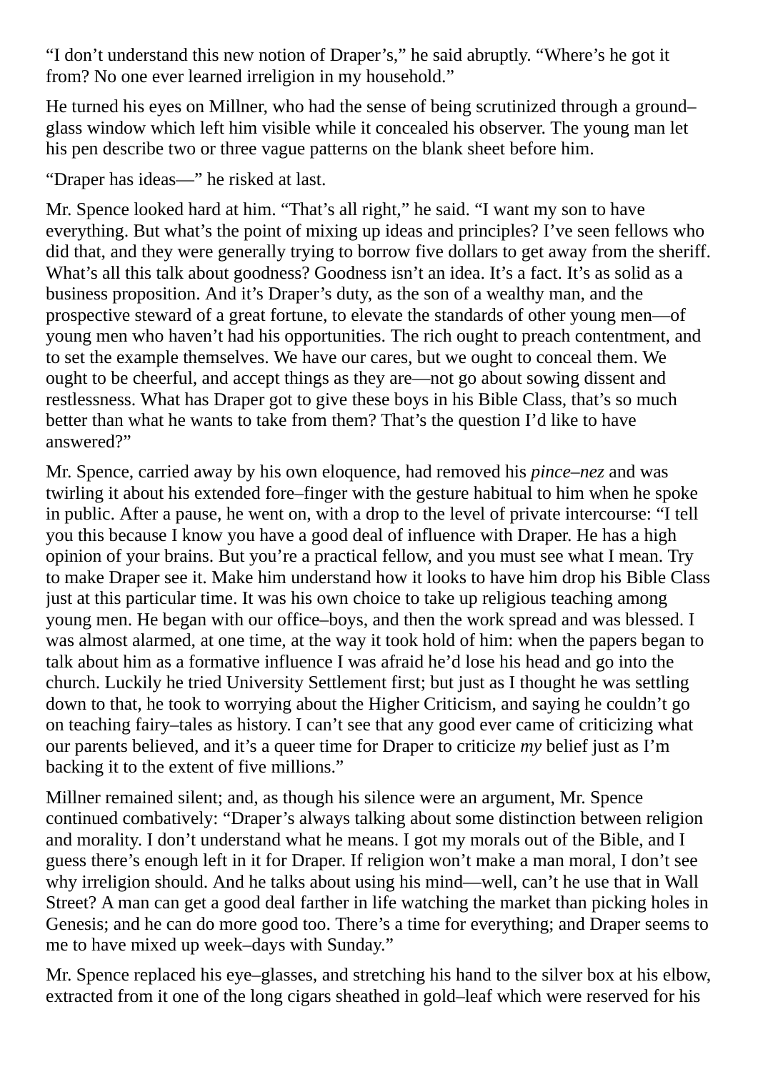"I don't understand this new notion of Draper's," he said abruptly. "Where's he got it from? No one ever learned irreligion in my household."

He turned his eyes on Millner, who had the sense of being scrutinized through a ground–glass window which left him visible while it concealed his observer. The young man let his pen describe two or three vague patterns on the blank sheet before him.

"Draper has ideas—" he risked at last.

Mr. Spence looked hard at him. "That's all right," he said. "I want my son to have everything. But what's the point of mixing up ideas and principles? I've seen fellows who did that, and they were generally trying to borrow five dollars to get away from the sheriff. What's all this talk about goodness? Goodness isn't an idea. It's a fact. It's as solid as a business proposition. And it's Draper's duty, as the son of a wealthy man, and the prospective steward of a great fortune, to elevate the standards of other young men—of young men who haven't had his opportunities. The rich ought to preach contentment, and to set the example themselves. We have our cares, but we ought to conceal them. We ought to be cheerful, and accept things as they are—not go about sowing dissent and restlessness. What has Draper got to give these boys in his Bible Class, that's so much better than what he wants to take from them? That's the question I'd like to have answered?"

Mr. Spence, carried away by his own eloquence, had removed his *pince–nez* and was twirling it about his extended fore–finger with the gesture habitual to him when he spoke in public. After a pause, he went on, with a drop to the level of private intercourse: "I tell you this because I know you have a good deal of influence with Draper. He has a high opinion of your brains. But you're a practical fellow, and you must see what I mean. Try to make Draper see it. Make him understand how it looks to have him drop his Bible Class just at this particular time. It was his own choice to take up religious teaching among young men. He began with our office–boys, and then the work spread and was blessed. I was almost alarmed, at one time, at the way it took hold of him: when the papers began to talk about him as a formative influence I was afraid he'd lose his head and go into the church. Luckily he tried University Settlement first; but just as I thought he was settling down to that, he took to worrying about the Higher Criticism, and saying he couldn't go on teaching fairy–tales as history. I can't see that any good ever came of criticizing what our parents believed, and it's a queer time for Draper to criticize *my* belief just as I'm backing it to the extent of five millions."

Millner remained silent; and, as though his silence were an argument, Mr. Spence continued combatively: "Draper's always talking about some distinction between religion and morality. I don't understand what he means. I got my morals out of the Bible, and I guess there's enough left in it for Draper. If religion won't make a man moral, I don't see why irreligion should. And he talks about using his mind—well, can't he use that in Wall Street? A man can get a good deal farther in life watching the market than picking holes in Genesis; and he can do more good too. There's a time for everything; and Draper seems to me to have mixed up week–days with Sunday."

Mr. Spence replaced his eye–glasses, and stretching his hand to the silver box at his elbow, extracted from it one of the long cigars sheathed in gold–leaf which were reserved for his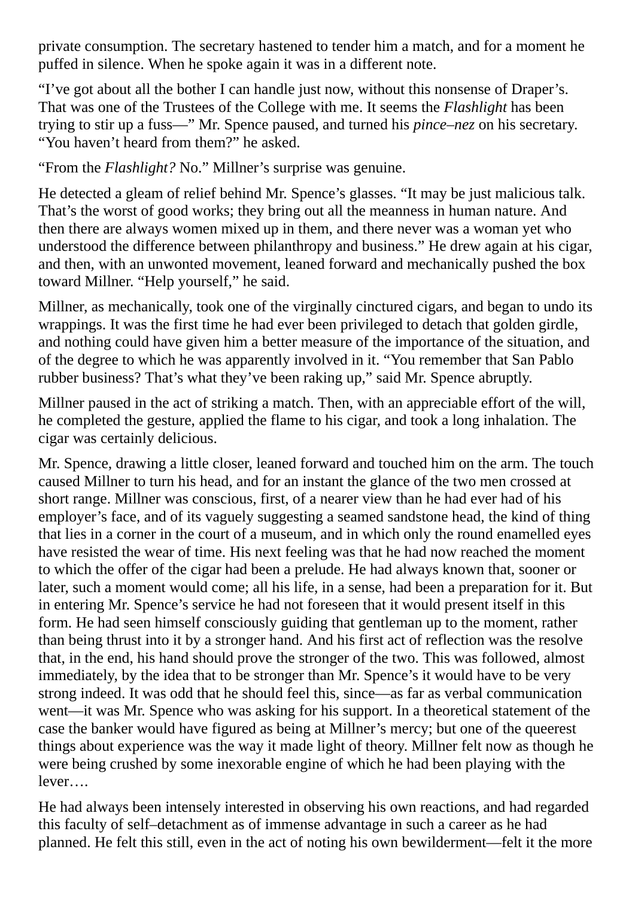private consumption. The secretary hastened to tender him a match, and for a moment he puffed in silence. When he spoke again it was in a different note.

“I’ve got about all the bother I can handle just now, without this nonsense of Draper’s. That was one of the Trustees of the College with me. It seems the *Flashlight* has been trying to stir up a fuss—” Mr. Spence paused, and turned his *pince–nez* on his secretary. “You haven’t heard from them?” he asked.

“From the *Flashlight?* No.” Millner’s surprise was genuine.

He detected a gleam of relief behind Mr. Spence’s glasses. “It may be just malicious talk. That’s the worst of good works; they bring out all the meanness in human nature. And then there are always women mixed up in them, and there never was a woman yet who understood the difference between philanthropy and business.” He drew again at his cigar, and then, with an unwonted movement, leaned forward and mechanically pushed the box toward Millner. “Help yourself,” he said.

Millner, as mechanically, took one of the virginally cinctured cigars, and began to undo its wrappings. It was the first time he had ever been privileged to detach that golden girdle, and nothing could have given him a better measure of the importance of the situation, and of the degree to which he was apparently involved in it. “You remember that San Pablo rubber business? That’s what they’ve been raking up,” said Mr. Spence abruptly.

Millner paused in the act of striking a match. Then, with an appreciable effort of the will, he completed the gesture, applied the flame to his cigar, and took a long inhalation. The cigar was certainly delicious.

Mr. Spence, drawing a little closer, leaned forward and touched him on the arm. The touch caused Millner to turn his head, and for an instant the glance of the two men crossed at short range. Millner was conscious, first, of a nearer view than he had ever had of his employer’s face, and of its vaguely suggesting a seamed sandstone head, the kind of thing that lies in a corner in the court of a museum, and in which only the round enamelled eyes have resisted the wear of time. His next feeling was that he had now reached the moment to which the offer of the cigar had been a prelude. He had always known that, sooner or later, such a moment would come; all his life, in a sense, had been a preparation for it. But in entering Mr. Spence’s service he had not foreseen that it would present itself in this form. He had seen himself consciously guiding that gentleman up to the moment, rather than being thrust into it by a stronger hand. And his first act of reflection was the resolve that, in the end, his hand should prove the stronger of the two. This was followed, almost immediately, by the idea that to be stronger than Mr. Spence’s it would have to be very strong indeed. It was odd that he should feel this, since—as far as verbal communication went—it was Mr. Spence who was asking for his support. In a theoretical statement of the case the banker would have figured as being at Millner’s mercy; but one of the queerest things about experience was the way it made light of theory. Millner felt now as though he were being crushed by some inexorable engine of which he had been playing with the lever….

He had always been intensely interested in observing his own reactions, and had regarded this faculty of self–detachment as of immense advantage in such a career as he had planned. He felt this still, even in the act of noting his own bewilderment—felt it the more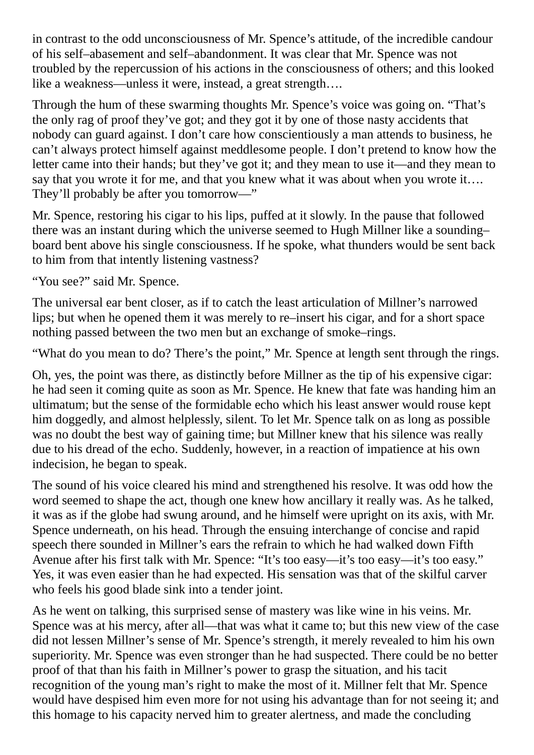in contrast to the odd unconsciousness of Mr. Spence's attitude, of the incredible candour of his self–abasement and self–abandonment. It was clear that Mr. Spence was not troubled by the repercussion of his actions in the consciousness of others; and this looked like a weakness—unless it were, instead, a great strength….

Through the hum of these swarming thoughts Mr. Spence's voice was going on. "That's the only rag of proof they've got; and they got it by one of those nasty accidents that nobody can guard against. I don't care how conscientiously a man attends to business, he can't always protect himself against meddlesome people. I don't pretend to know how the letter came into their hands; but they've got it; and they mean to use it—and they mean to say that you wrote it for me, and that you knew what it was about when you wrote it…. They'll probably be after you tomorrow—"

Mr. Spence, restoring his cigar to his lips, puffed at it slowly. In the pause that followed there was an instant during which the universe seemed to Hugh Millner like a sounding–board bent above his single consciousness. If he spoke, what thunders would be sent back to him from that intently listening vastness?

"You see?" said Mr. Spence.

The universal ear bent closer, as if to catch the least articulation of Millner's narrowed lips; but when he opened them it was merely to re–insert his cigar, and for a short space nothing passed between the two men but an exchange of smoke–rings.

"What do you mean to do? There's the point," Mr. Spence at length sent through the rings.

Oh, yes, the point was there, as distinctly before Millner as the tip of his expensive cigar: he had seen it coming quite as soon as Mr. Spence. He knew that fate was handing him an ultimatum; but the sense of the formidable echo which his least answer would rouse kept him doggedly, and almost helplessly, silent. To let Mr. Spence talk on as long as possible was no doubt the best way of gaining time; but Millner knew that his silence was really due to his dread of the echo. Suddenly, however, in a reaction of impatience at his own indecision, he began to speak.

The sound of his voice cleared his mind and strengthened his resolve. It was odd how the word seemed to shape the act, though one knew how ancillary it really was. As he talked, it was as if the globe had swung around, and he himself were upright on its axis, with Mr. Spence underneath, on his head. Through the ensuing interchange of concise and rapid speech there sounded in Millner's ears the refrain to which he had walked down Fifth Avenue after his first talk with Mr. Spence: "It's too easy—it's too easy—it's too easy." Yes, it was even easier than he had expected. His sensation was that of the skilful carver who feels his good blade sink into a tender joint.

As he went on talking, this surprised sense of mastery was like wine in his veins. Mr. Spence was at his mercy, after all—that was what it came to; but this new view of the case did not lessen Millner's sense of Mr. Spence's strength, it merely revealed to him his own superiority. Mr. Spence was even stronger than he had suspected. There could be no better proof of that than his faith in Millner's power to grasp the situation, and his tacit recognition of the young man's right to make the most of it. Millner felt that Mr. Spence would have despised him even more for not using his advantage than for not seeing it; and this homage to his capacity nerved him to greater alertness, and made the concluding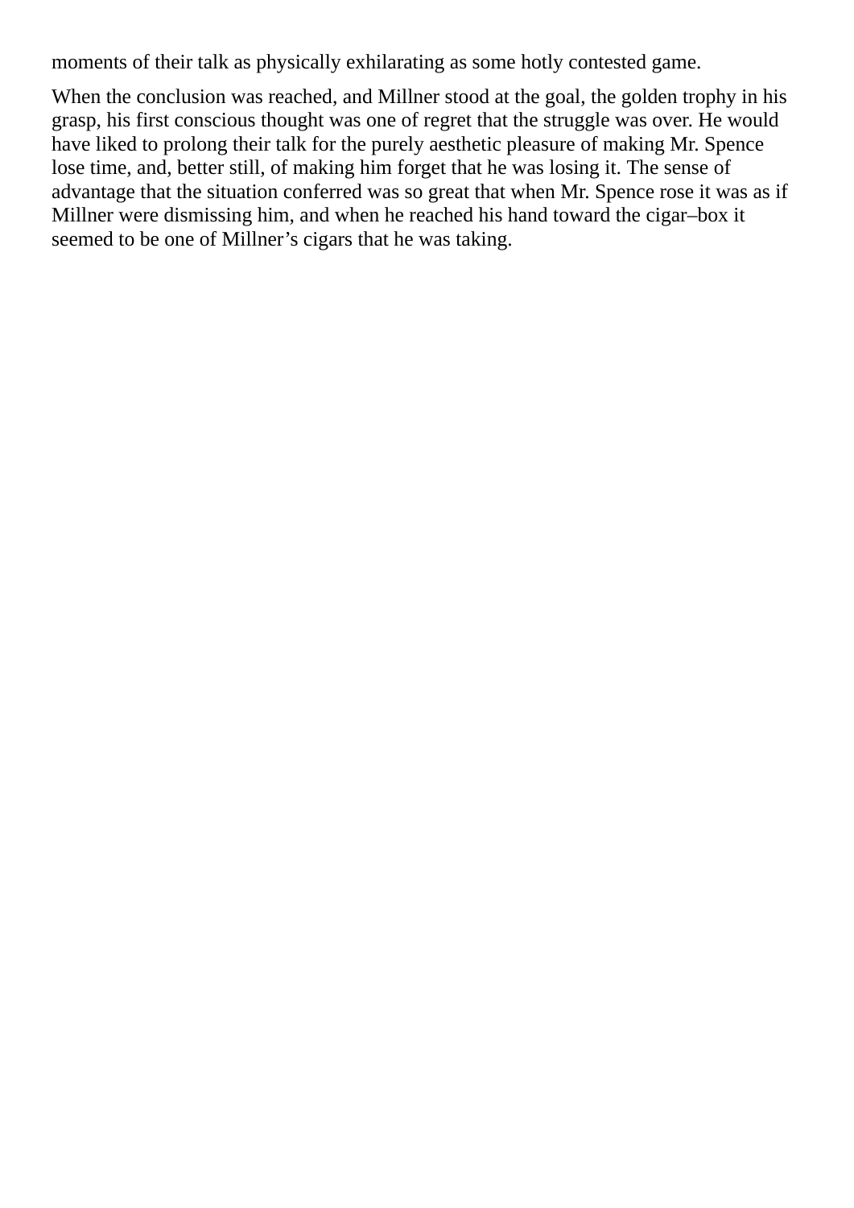moments of their talk as physically exhilarating as some hotly contested game.

When the conclusion was reached, and Millner stood at the goal, the golden trophy in his grasp, his first conscious thought was one of regret that the struggle was over. He would have liked to prolong their talk for the purely aesthetic pleasure of making Mr. Spence lose time, and, better still, of making him forget that he was losing it. The sense of advantage that the situation conferred was so great that when Mr. Spence rose it was as if Millner were dismissing him, and when he reached his hand toward the cigar–box it seemed to be one of Millner's cigars that he was taking.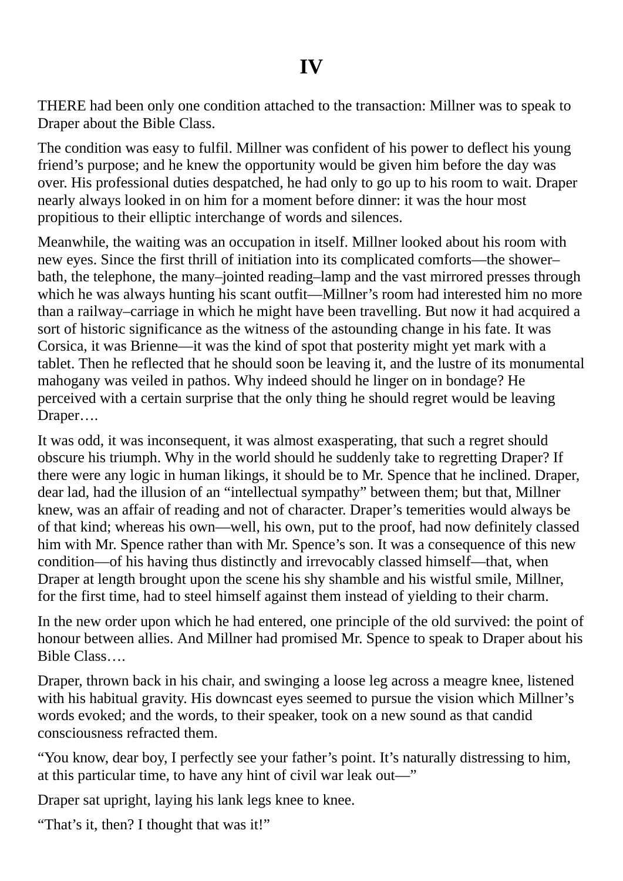# IV

THERE had been only one condition attached to the transaction: Millner was to speak to Draper about the Bible Class.

The condition was easy to fulfil. Millner was confident of his power to deflect his young friend's purpose; and he knew the opportunity would be given him before the day was over. His professional duties despatched, he had only to go up to his room to wait. Draper nearly always looked in on him for a moment before dinner: it was the hour most propitious to their elliptic interchange of words and silences.

Meanwhile, the waiting was an occupation in itself. Millner looked about his room with new eyes. Since the first thrill of initiation into its complicated comforts—the shower–bath, the telephone, the many–jointed reading–lamp and the vast mirrored presses through which he was always hunting his scant outfit—Millner's room had interested him no more than a railway–carriage in which he might have been travelling. But now it had acquired a sort of historic significance as the witness of the astounding change in his fate. It was Corsica, it was Brienne—it was the kind of spot that posterity might yet mark with a tablet. Then he reflected that he should soon be leaving it, and the lustre of its monumental mahogany was veiled in pathos. Why indeed should he linger on in bondage? He perceived with a certain surprise that the only thing he should regret would be leaving Draper….

It was odd, it was inconsequent, it was almost exasperating, that such a regret should obscure his triumph. Why in the world should he suddenly take to regretting Draper? If there were any logic in human likings, it should be to Mr. Spence that he inclined. Draper, dear lad, had the illusion of an "intellectual sympathy" between them; but that, Millner knew, was an affair of reading and not of character. Draper's temerities would always be of that kind; whereas his own—well, his own, put to the proof, had now definitely classed him with Mr. Spence rather than with Mr. Spence's son. It was a consequence of this new condition—of his having thus distinctly and irrevocably classed himself—that, when Draper at length brought upon the scene his shy shamble and his wistful smile, Millner, for the first time, had to steel himself against them instead of yielding to their charm.

In the new order upon which he had entered, one principle of the old survived: the point of honour between allies. And Millner had promised Mr. Spence to speak to Draper about his Bible Class….

Draper, thrown back in his chair, and swinging a loose leg across a meagre knee, listened with his habitual gravity. His downcast eyes seemed to pursue the vision which Millner's words evoked; and the words, to their speaker, took on a new sound as that candid consciousness refracted them.

"You know, dear boy, I perfectly see your father's point. It's naturally distressing to him, at this particular time, to have any hint of civil war leak out—"

Draper sat upright, laying his lank legs knee to knee.

"That's it, then? I thought that was it!"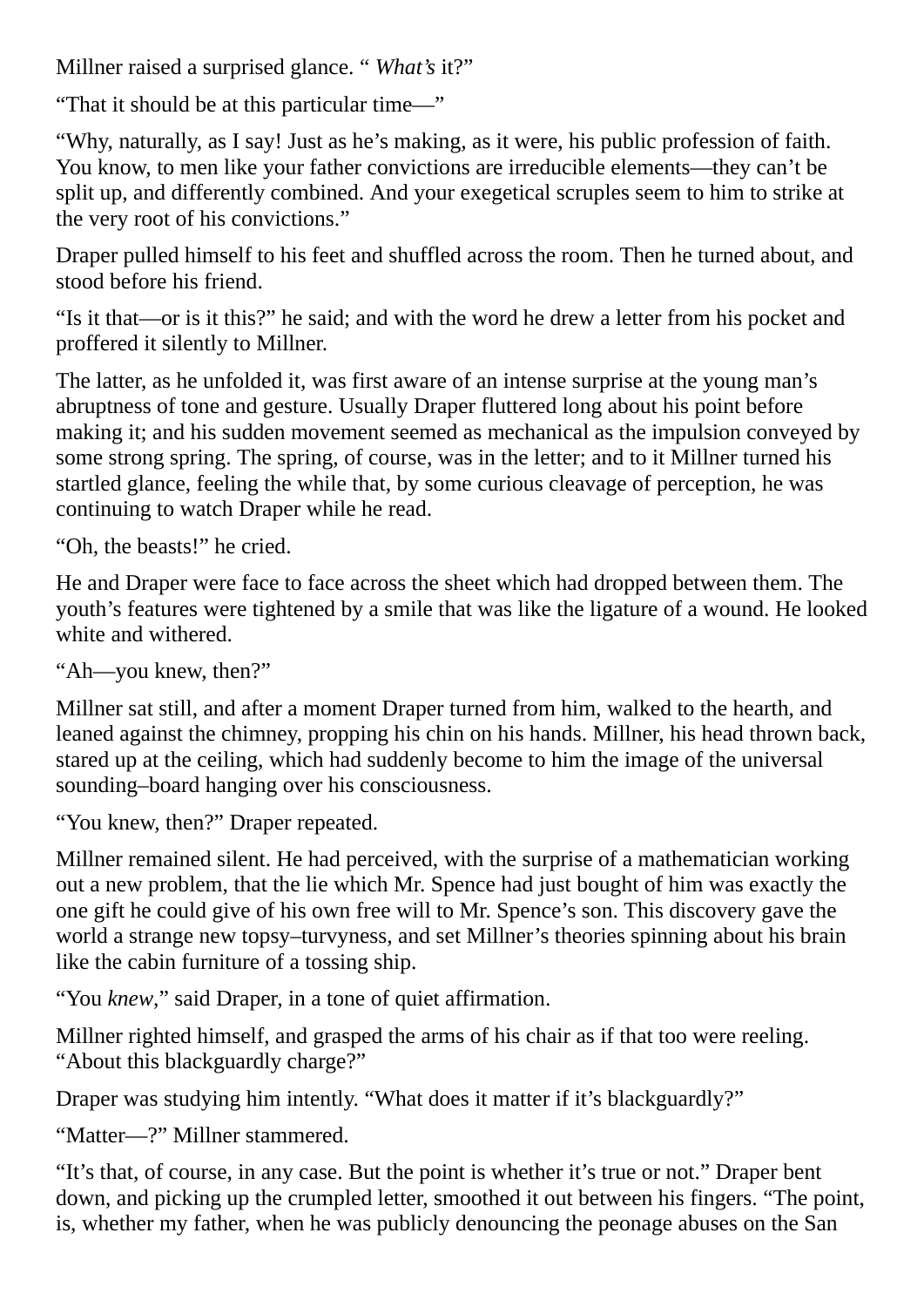Millner raised a surprised glance. “ *What’s* it?”

“That it should be at this particular time—”

“Why, naturally, as I say! Just as he’s making, as it were, his public profession of faith. You know, to men like your father convictions are irreducible elements—they can’t be split up, and differently combined. And your exegetical scruples seem to him to strike at the very root of his convictions.”

Draper pulled himself to his feet and shuffled across the room. Then he turned about, and stood before his friend.

“Is it that—or is it this?” he said; and with the word he drew a letter from his pocket and proffered it silently to Millner.

The latter, as he unfolded it, was first aware of an intense surprise at the young man’s abruptness of tone and gesture. Usually Draper fluttered long about his point before making it; and his sudden movement seemed as mechanical as the impulsion conveyed by some strong spring. The spring, of course, was in the letter; and to it Millner turned his startled glance, feeling the while that, by some curious cleavage of perception, he was continuing to watch Draper while he read.

“Oh, the beasts!” he cried.

He and Draper were face to face across the sheet which had dropped between them. The youth’s features were tightened by a smile that was like the ligature of a wound. He looked white and withered.

“Ah—you knew, then?”

Millner sat still, and after a moment Draper turned from him, walked to the hearth, and leaned against the chimney, propping his chin on his hands. Millner, his head thrown back, stared up at the ceiling, which had suddenly become to him the image of the universal sounding–board hanging over his consciousness.

“You knew, then?” Draper repeated.

Millner remained silent. He had perceived, with the surprise of a mathematician working out a new problem, that the lie which Mr. Spence had just bought of him was exactly the one gift he could give of his own free will to Mr. Spence’s son. This discovery gave the world a strange new topsy–turvyness, and set Millner’s theories spinning about his brain like the cabin furniture of a tossing ship.

“You *knew*,” said Draper, in a tone of quiet affirmation.

Millner righted himself, and grasped the arms of his chair as if that too were reeling. “About this blackguardly charge?”

Draper was studying him intently. “What does it matter if it’s blackguardly?”

“Matter—?” Millner stammered.

“It’s that, of course, in any case. But the point is whether it’s true or not.” Draper bent down, and picking up the crumpled letter, smoothed it out between his fingers. “The point, is, whether my father, when he was publicly denouncing the peonage abuses on the San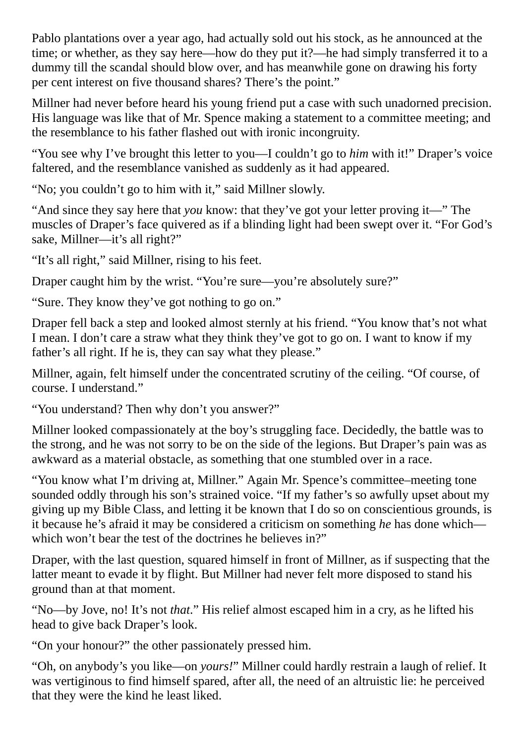Pablo plantations over a year ago, had actually sold out his stock, as he announced at the time; or whether, as they say here—how do they put it?—he had simply transferred it to a dummy till the scandal should blow over, and has meanwhile gone on drawing his forty per cent interest on five thousand shares? There's the point."

Millner had never before heard his young friend put a case with such unadorned precision. His language was like that of Mr. Spence making a statement to a committee meeting; and the resemblance to his father flashed out with ironic incongruity.

"You see why I've brought this letter to you—I couldn't go to *him* with it!" Draper's voice faltered, and the resemblance vanished as suddenly as it had appeared.

"No; you couldn't go to him with it," said Millner slowly.

"And since they say here that *you* know: that they've got your letter proving it—" The muscles of Draper's face quivered as if a blinding light had been swept over it. "For God's sake, Millner—it's all right?"

"It's all right," said Millner, rising to his feet.

Draper caught him by the wrist. "You're sure—you're absolutely sure?"

"Sure. They know they've got nothing to go on."

Draper fell back a step and looked almost sternly at his friend. "You know that's not what I mean. I don't care a straw what they think they've got to go on. I want to know if my father's all right. If he is, they can say what they please."

Millner, again, felt himself under the concentrated scrutiny of the ceiling. "Of course, of course. I understand."

"You understand? Then why don't you answer?"

Millner looked compassionately at the boy's struggling face. Decidedly, the battle was to the strong, and he was not sorry to be on the side of the legions. But Draper's pain was as awkward as a material obstacle, as something that one stumbled over in a race.

"You know what I'm driving at, Millner." Again Mr. Spence's committee–meeting tone sounded oddly through his son's strained voice. "If my father's so awfully upset about my giving up my Bible Class, and letting it be known that I do so on conscientious grounds, is it because he's afraid it may be considered a criticism on something *he* has done which—which won't bear the test of the doctrines he believes in?"

Draper, with the last question, squared himself in front of Millner, as if suspecting that the latter meant to evade it by flight. But Millner had never felt more disposed to stand his ground than at that moment.

"No—by Jove, no! It's not *that*." His relief almost escaped him in a cry, as he lifted his head to give back Draper's look.

"On your honour?" the other passionately pressed him.

"Oh, on anybody's you like—on *yours!*" Millner could hardly restrain a laugh of relief. It was vertiginous to find himself spared, after all, the need of an altruistic lie: he perceived that they were the kind he least liked.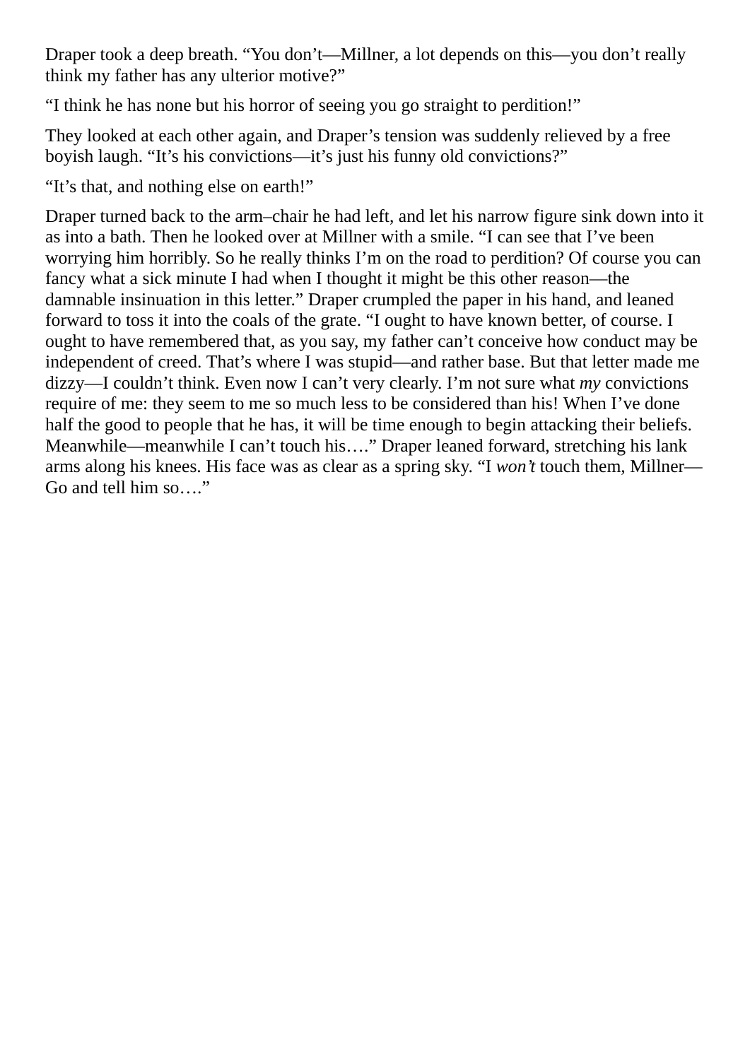Draper took a deep breath. “You don’t—Millner, a lot depends on this—you don’t really think my father has any ulterior motive?”

“I think he has none but his horror of seeing you go straight to perdition!”

They looked at each other again, and Draper’s tension was suddenly relieved by a free boyish laugh. “It’s his convictions—it’s just his funny old convictions?”

“It’s that, and nothing else on earth!”

Draper turned back to the arm–chair he had left, and let his narrow figure sink down into it as into a bath. Then he looked over at Millner with a smile. “I can see that I’ve been worrying him horribly. So he really thinks I’m on the road to perdition? Of course you can fancy what a sick minute I had when I thought it might be this other reason—the damnable insinuation in this letter.” Draper crumpled the paper in his hand, and leaned forward to toss it into the coals of the grate. “I ought to have known better, of course. I ought to have remembered that, as you say, my father can’t conceive how conduct may be independent of creed. That’s where I was stupid—and rather base. But that letter made me dizzy—I couldn’t think. Even now I can’t very clearly. I’m not sure what *my* convictions require of me: they seem to me so much less to be considered than his! When I’ve done half the good to people that he has, it will be time enough to begin attacking their beliefs. Meanwhile—meanwhile I can’t touch his….” Draper leaned forward, stretching his lank arms along his knees. His face was as clear as a spring sky. “I *won’t* touch them, Millner—Go and tell him so….”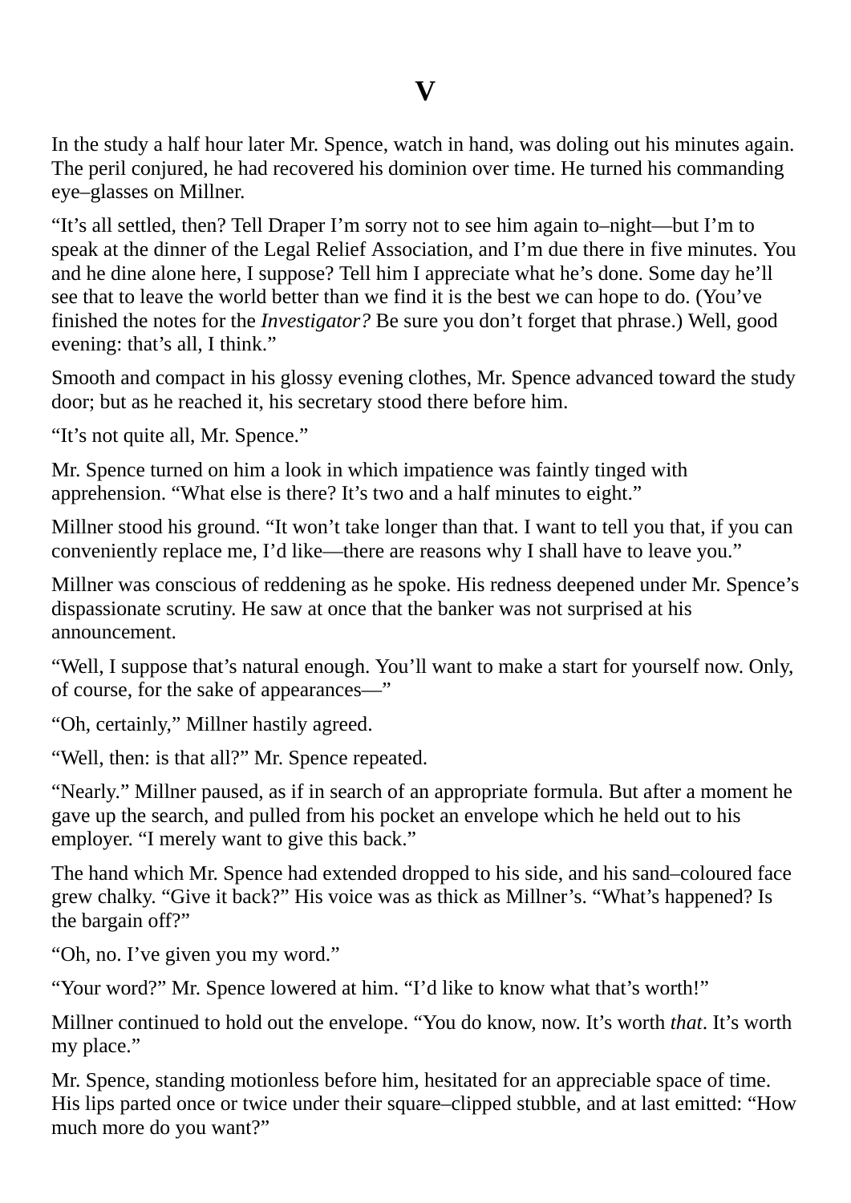# V

In the study a half hour later Mr. Spence, watch in hand, was doling out his minutes again. The peril conjured, he had recovered his dominion over time. He turned his commanding eye–glasses on Millner.

“It’s all settled, then? Tell Draper I’m sorry not to see him again to–night—but I’m to speak at the dinner of the Legal Relief Association, and I’m due there in five minutes. You and he dine alone here, I suppose? Tell him I appreciate what he’s done. Some day he’ll see that to leave the world better than we find it is the best we can hope to do. (You’ve finished the notes for the *Investigator?* Be sure you don’t forget that phrase.) Well, good evening: that’s all, I think.”

Smooth and compact in his glossy evening clothes, Mr. Spence advanced toward the study door; but as he reached it, his secretary stood there before him.

“It’s not quite all, Mr. Spence.”

Mr. Spence turned on him a look in which impatience was faintly tinged with apprehension. “What else is there? It’s two and a half minutes to eight.”

Millner stood his ground. “It won’t take longer than that. I want to tell you that, if you can conveniently replace me, I’d like—there are reasons why I shall have to leave you.”

Millner was conscious of reddening as he spoke. His redness deepened under Mr. Spence’s dispassionate scrutiny. He saw at once that the banker was not surprised at his announcement.

“Well, I suppose that’s natural enough. You’ll want to make a start for yourself now. Only, of course, for the sake of appearances—”

“Oh, certainly,” Millner hastily agreed.

“Well, then: is that all?” Mr. Spence repeated.

“Nearly.” Millner paused, as if in search of an appropriate formula. But after a moment he gave up the search, and pulled from his pocket an envelope which he held out to his employer. “I merely want to give this back.”

The hand which Mr. Spence had extended dropped to his side, and his sand–coloured face grew chalky. “Give it back?” His voice was as thick as Millner’s. “What’s happened? Is the bargain off?”

“Oh, no. I’ve given you my word.”

“Your word?” Mr. Spence lowered at him. “I’d like to know what that’s worth!”

Millner continued to hold out the envelope. “You do know, now. It’s worth *that*. It’s worth my place.”

Mr. Spence, standing motionless before him, hesitated for an appreciable space of time. His lips parted once or twice under their square–clipped stubble, and at last emitted: “How much more do you want?”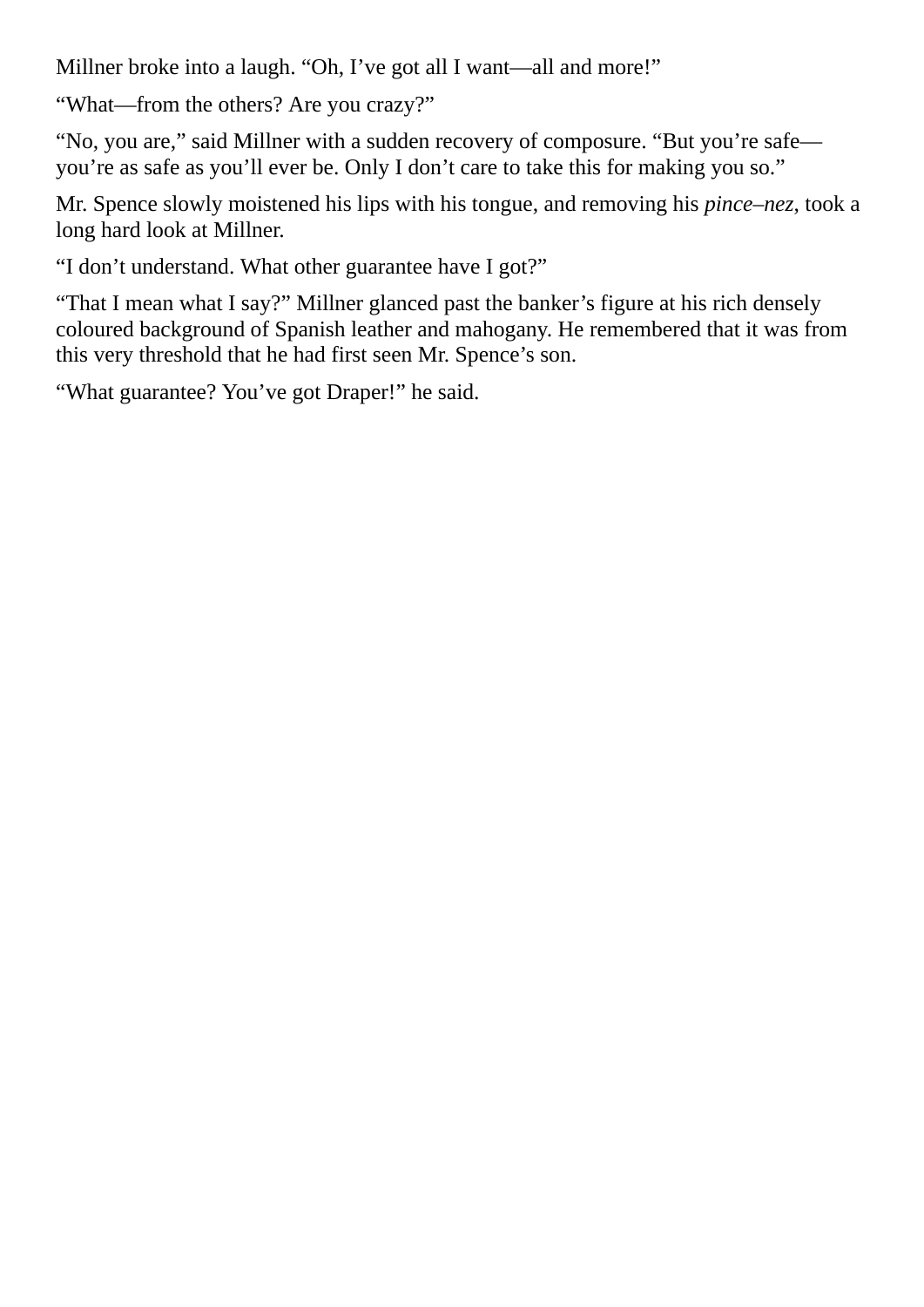Millner broke into a laugh. “Oh, I’ve got all I want—all and more!”

“What—from the others? Are you crazy?”

“No, you are,” said Millner with a sudden recovery of composure. “But you’re safe—you’re as safe as you’ll ever be. Only I don’t care to take this for making you so.”

Mr. Spence slowly moistened his lips with his tongue, and removing his *pince–nez*, took a long hard look at Millner.

“I don’t understand. What other guarantee have I got?”

“That I mean what I say?” Millner glanced past the banker’s figure at his rich densely coloured background of Spanish leather and mahogany. He remembered that it was from this very threshold that he had first seen Mr. Spence’s son.

“What guarantee? You’ve got Draper!” he said.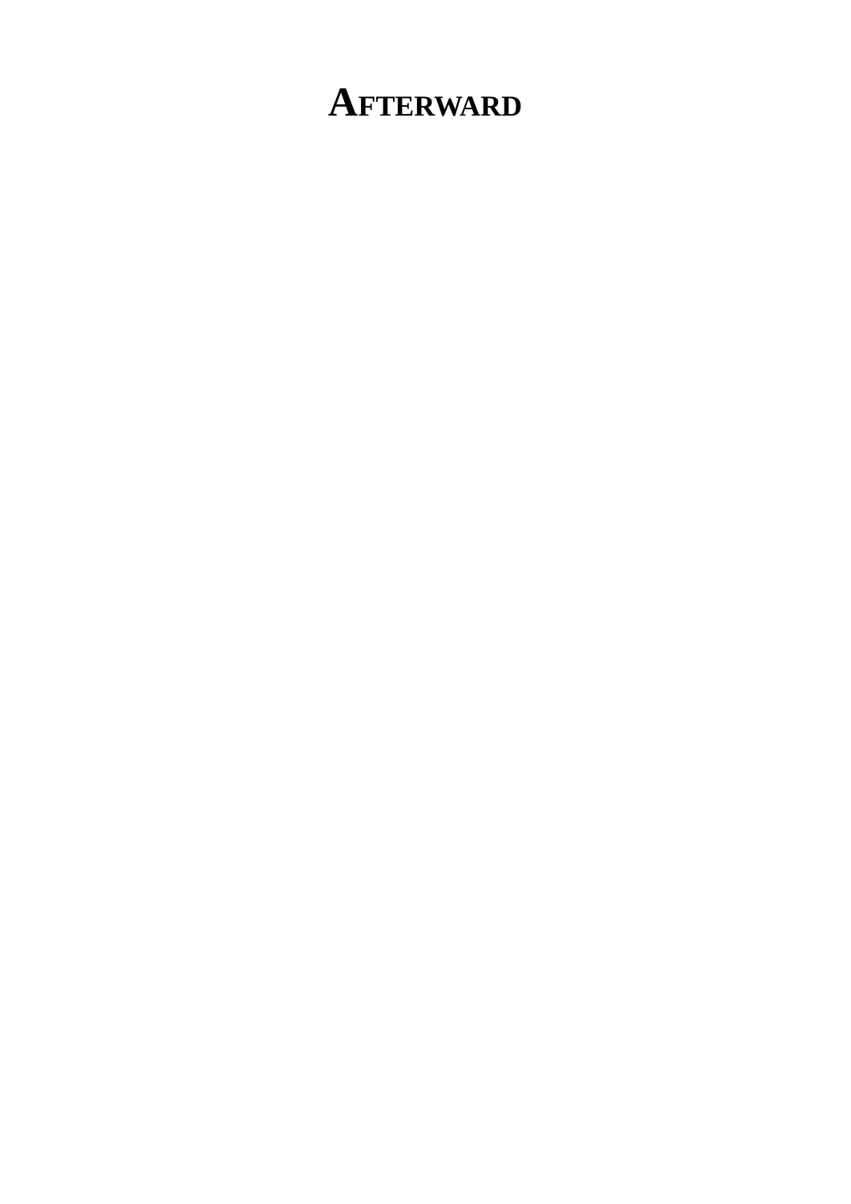# AFTERWARD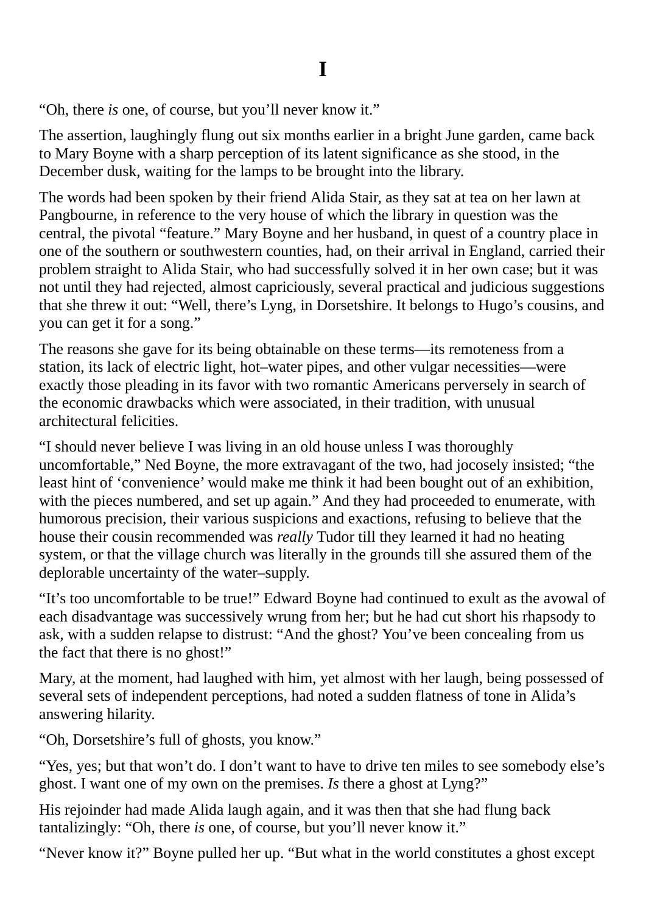# I

“Oh, there *is* one, of course, but you’ll never know it.”

The assertion, laughingly flung out six months earlier in a bright June garden, came back to Mary Boyne with a sharp perception of its latent significance as she stood, in the December dusk, waiting for the lamps to be brought into the library.

The words had been spoken by their friend Alida Stair, as they sat at tea on her lawn at Pangbourne, in reference to the very house of which the library in question was the central, the pivotal “feature.” Mary Boyne and her husband, in quest of a country place in one of the southern or southwestern counties, had, on their arrival in England, carried their problem straight to Alida Stair, who had successfully solved it in her own case; but it was not until they had rejected, almost capriciously, several practical and judicious suggestions that she threw it out: “Well, there’s Lyng, in Dorsetshire. It belongs to Hugo’s cousins, and you can get it for a song.”

The reasons she gave for its being obtainable on these terms—its remoteness from a station, its lack of electric light, hot–water pipes, and other vulgar necessities—were exactly those pleading in its favor with two romantic Americans perversely in search of the economic drawbacks which were associated, in their tradition, with unusual architectural felicities.

“I should never believe I was living in an old house unless I was thoroughly uncomfortable,” Ned Boyne, the more extravagant of the two, had jocosely insisted; “the least hint of ‘convenience’ would make me think it had been bought out of an exhibition, with the pieces numbered, and set up again.” And they had proceeded to enumerate, with humorous precision, their various suspicions and exactions, refusing to believe that the house their cousin recommended was *really* Tudor till they learned it had no heating system, or that the village church was literally in the grounds till she assured them of the deplorable uncertainty of the water–supply.

“It’s too uncomfortable to be true!” Edward Boyne had continued to exult as the avowal of each disadvantage was successively wrung from her; but he had cut short his rhapsody to ask, with a sudden relapse to distrust: “And the ghost? You’ve been concealing from us the fact that there is no ghost!”

Mary, at the moment, had laughed with him, yet almost with her laugh, being possessed of several sets of independent perceptions, had noted a sudden flatness of tone in Alida’s answering hilarity.

“Oh, Dorsetshire’s full of ghosts, you know.”

“Yes, yes; but that won’t do. I don’t want to have to drive ten miles to see somebody else’s ghost. I want one of my own on the premises. *Is* there a ghost at Lyng?”

His rejoinder had made Alida laugh again, and it was then that she had flung back tantalizingly: “Oh, there *is* one, of course, but you’ll never know it.”

“Never know it?” Boyne pulled her up. “But what in the world constitutes a ghost except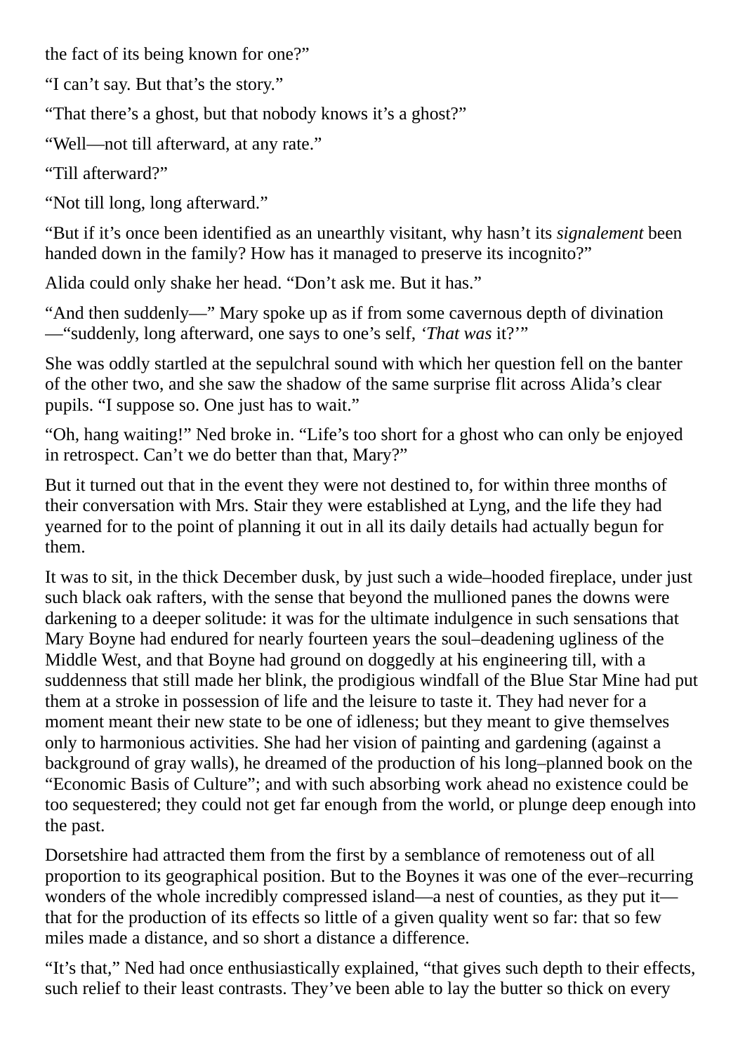the fact of its being known for one?”

“I can’t say. But that’s the story.”

“That there’s a ghost, but that nobody knows it’s a ghost?”

“Well—not till afterward, at any rate.”

“Till afterward?”

“Not till long, long afterward.”

“But if it’s once been identified as an unearthly visitant, why hasn’t its *signalement* been handed down in the family? How has it managed to preserve its incognito?”

Alida could only shake her head. “Don’t ask me. But it has.”

“And then suddenly—” Mary spoke up as if from some cavernous depth of divination—“suddenly, long afterward, one says to one’s self, *‘That was* it?’”

She was oddly startled at the sepulchral sound with which her question fell on the banter of the other two, and she saw the shadow of the same surprise flit across Alida’s clear pupils. “I suppose so. One just has to wait.”

“Oh, hang waiting!” Ned broke in. “Life’s too short for a ghost who can only be enjoyed in retrospect. Can’t we do better than that, Mary?”

But it turned out that in the event they were not destined to, for within three months of their conversation with Mrs. Stair they were established at Lyng, and the life they had yearned for to the point of planning it out in all its daily details had actually begun for them.

It was to sit, in the thick December dusk, by just such a wide–hooded fireplace, under just such black oak rafters, with the sense that beyond the mullioned panes the downs were darkening to a deeper solitude: it was for the ultimate indulgence in such sensations that Mary Boyne had endured for nearly fourteen years the soul–deadening ugliness of the Middle West, and that Boyne had ground on doggedly at his engineering till, with a suddenness that still made her blink, the prodigious windfall of the Blue Star Mine had put them at a stroke in possession of life and the leisure to taste it. They had never for a moment meant their new state to be one of idleness; but they meant to give themselves only to harmonious activities. She had her vision of painting and gardening (against a background of gray walls), he dreamed of the production of his long–planned book on the “Economic Basis of Culture”; and with such absorbing work ahead no existence could be too sequestered; they could not get far enough from the world, or plunge deep enough into the past.

Dorsetshire had attracted them from the first by a semblance of remoteness out of all proportion to its geographical position. But to the Boynes it was one of the ever–recurring wonders of the whole incredibly compressed island—a nest of counties, as they put it—that for the production of its effects so little of a given quality went so far: that so few miles made a distance, and so short a distance a difference.

“It’s that,” Ned had once enthusiastically explained, “that gives such depth to their effects, such relief to their least contrasts. They’ve been able to lay the butter so thick on every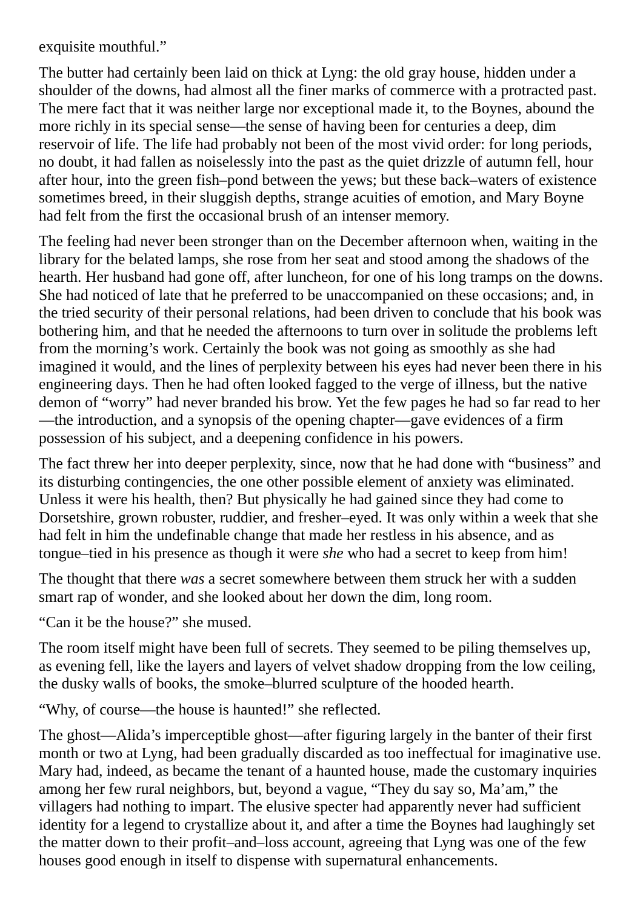exquisite mouthful."

The butter had certainly been laid on thick at Lyng: the old gray house, hidden under a shoulder of the downs, had almost all the finer marks of commerce with a protracted past. The mere fact that it was neither large nor exceptional made it, to the Boynes, abound the more richly in its special sense—the sense of having been for centuries a deep, dim reservoir of life. The life had probably not been of the most vivid order: for long periods, no doubt, it had fallen as noiselessly into the past as the quiet drizzle of autumn fell, hour after hour, into the green fish–pond between the yews; but these back–waters of existence sometimes breed, in their sluggish depths, strange acuities of emotion, and Mary Boyne had felt from the first the occasional brush of an intenser memory.

The feeling had never been stronger than on the December afternoon when, waiting in the library for the belated lamps, she rose from her seat and stood among the shadows of the hearth. Her husband had gone off, after luncheon, for one of his long tramps on the downs. She had noticed of late that he preferred to be unaccompanied on these occasions; and, in the tried security of their personal relations, had been driven to conclude that his book was bothering him, and that he needed the afternoons to turn over in solitude the problems left from the morning's work. Certainly the book was not going as smoothly as she had imagined it would, and the lines of perplexity between his eyes had never been there in his engineering days. Then he had often looked fagged to the verge of illness, but the native demon of "worry" had never branded his brow. Yet the few pages he had so far read to her—the introduction, and a synopsis of the opening chapter—gave evidences of a firm possession of his subject, and a deepening confidence in his powers.

The fact threw her into deeper perplexity, since, now that he had done with "business" and its disturbing contingencies, the one other possible element of anxiety was eliminated. Unless it were his health, then? But physically he had gained since they had come to Dorsetshire, grown robuster, ruddier, and fresher–eyed. It was only within a week that she had felt in him the undefinable change that made her restless in his absence, and as tongue–tied in his presence as though it were *she* who had a secret to keep from him!

The thought that there *was* a secret somewhere between them struck her with a sudden smart rap of wonder, and she looked about her down the dim, long room.

"Can it be the house?" she mused.

The room itself might have been full of secrets. They seemed to be piling themselves up, as evening fell, like the layers and layers of velvet shadow dropping from the low ceiling, the dusky walls of books, the smoke–blurred sculpture of the hooded hearth.

"Why, of course—the house is haunted!" she reflected.

The ghost—Alida's imperceptible ghost—after figuring largely in the banter of their first month or two at Lyng, had been gradually discarded as too ineffectual for imaginative use. Mary had, indeed, as became the tenant of a haunted house, made the customary inquiries among her few rural neighbors, but, beyond a vague, "They du say so, Ma'am," the villagers had nothing to impart. The elusive specter had apparently never had sufficient identity for a legend to crystallize about it, and after a time the Boynes had laughingly set the matter down to their profit–and–loss account, agreeing that Lyng was one of the few houses good enough in itself to dispense with supernatural enhancements.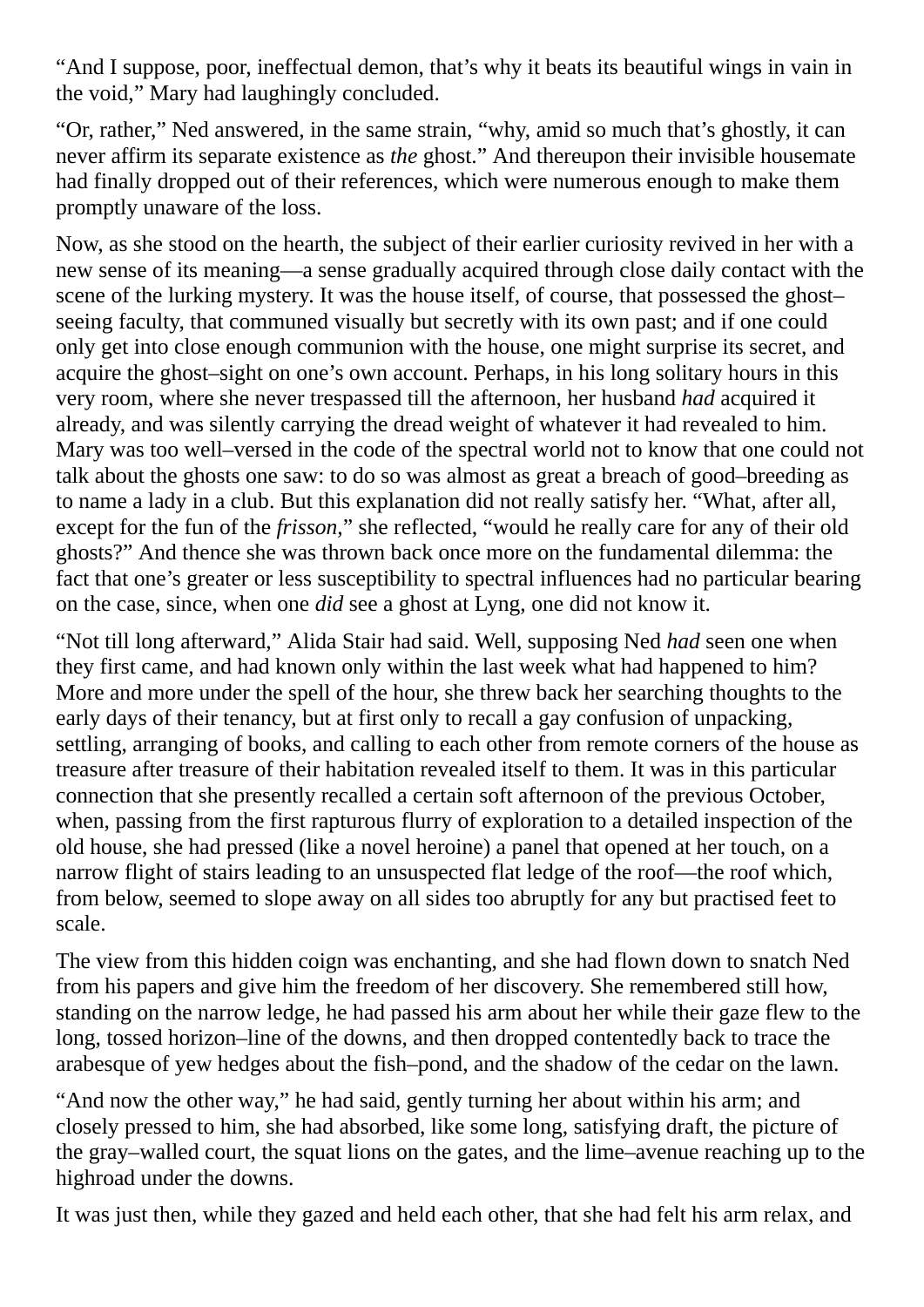“And I suppose, poor, ineffectual demon, that’s why it beats its beautiful wings in vain in the void,” Mary had laughingly concluded.

“Or, rather,” Ned answered, in the same strain, “why, amid so much that’s ghostly, it can never affirm its separate existence as *the* ghost.” And thereupon their invisible housemate had finally dropped out of their references, which were numerous enough to make them promptly unaware of the loss.

Now, as she stood on the hearth, the subject of their earlier curiosity revived in her with a new sense of its meaning—a sense gradually acquired through close daily contact with the scene of the lurking mystery. It was the house itself, of course, that possessed the ghost–seeing faculty, that communed visually but secretly with its own past; and if one could only get into close enough communion with the house, one might surprise its secret, and acquire the ghost–sight on one’s own account. Perhaps, in his long solitary hours in this very room, where she never trespassed till the afternoon, her husband *had* acquired it already, and was silently carrying the dread weight of whatever it had revealed to him. Mary was too well–versed in the code of the spectral world not to know that one could not talk about the ghosts one saw: to do so was almost as great a breach of good–breeding as to name a lady in a club. But this explanation did not really satisfy her. “What, after all, except for the fun of the *frisson*,” she reflected, “would he really care for any of their old ghosts?” And thence she was thrown back once more on the fundamental dilemma: the fact that one’s greater or less susceptibility to spectral influences had no particular bearing on the case, since, when one *did* see a ghost at Lyng, one did not know it.

“Not till long afterward,” Alida Stair had said. Well, supposing Ned *had* seen one when they first came, and had known only within the last week what had happened to him? More and more under the spell of the hour, she threw back her searching thoughts to the early days of their tenancy, but at first only to recall a gay confusion of unpacking, settling, arranging of books, and calling to each other from remote corners of the house as treasure after treasure of their habitation revealed itself to them. It was in this particular connection that she presently recalled a certain soft afternoon of the previous October, when, passing from the first rapturous flurry of exploration to a detailed inspection of the old house, she had pressed (like a novel heroine) a panel that opened at her touch, on a narrow flight of stairs leading to an unsuspected flat ledge of the roof—the roof which, from below, seemed to slope away on all sides too abruptly for any but practised feet to scale.

The view from this hidden coign was enchanting, and she had flown down to snatch Ned from his papers and give him the freedom of her discovery. She remembered still how, standing on the narrow ledge, he had passed his arm about her while their gaze flew to the long, tossed horizon–line of the downs, and then dropped contentedly back to trace the arabesque of yew hedges about the fish–pond, and the shadow of the cedar on the lawn.

“And now the other way,” he had said, gently turning her about within his arm; and closely pressed to him, she had absorbed, like some long, satisfying draft, the picture of the gray–walled court, the squat lions on the gates, and the lime–avenue reaching up to the highroad under the downs.

It was just then, while they gazed and held each other, that she had felt his arm relax, and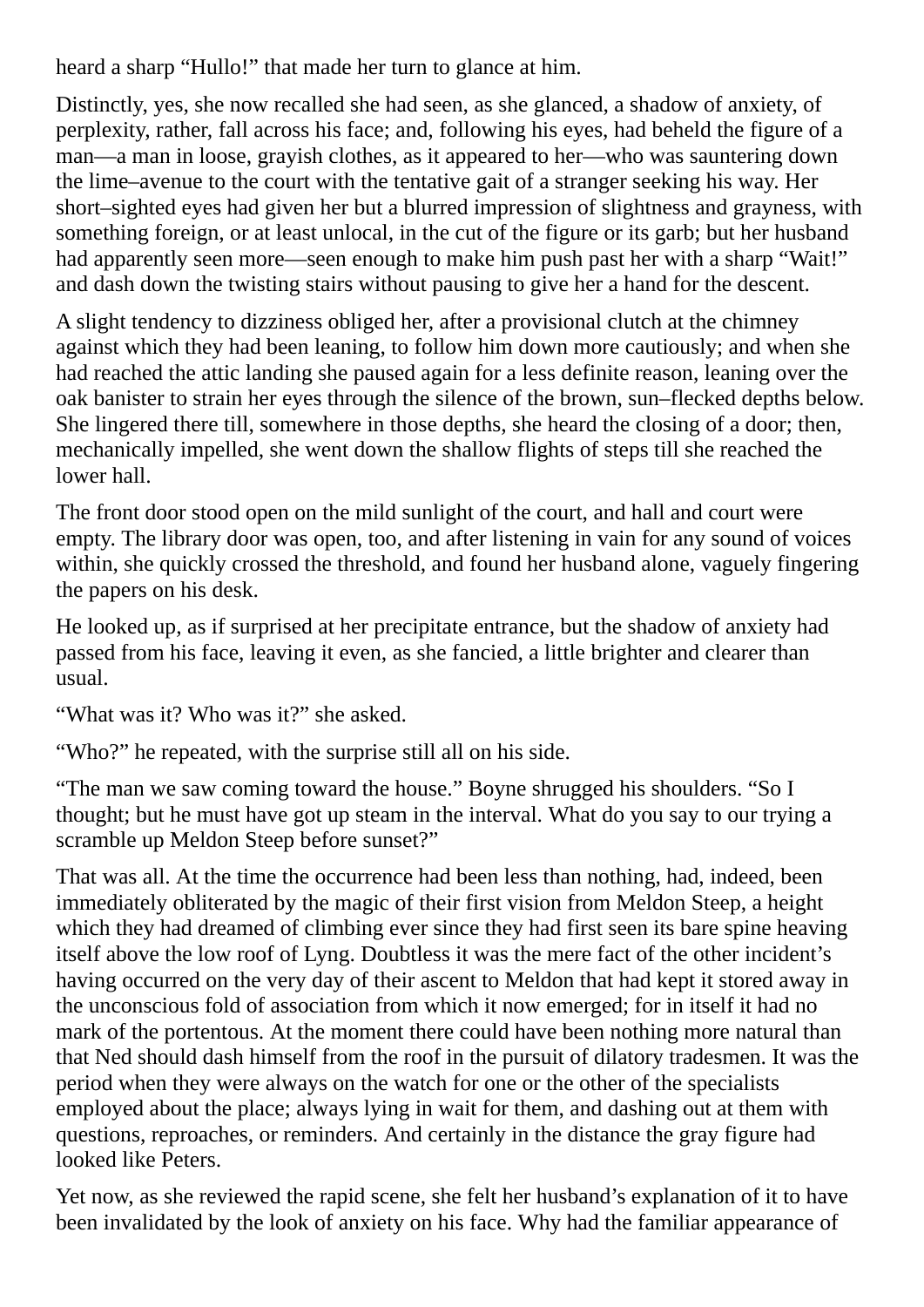heard a sharp “Hullo!” that made her turn to glance at him.

Distinctly, yes, she now recalled she had seen, as she glanced, a shadow of anxiety, of perplexity, rather, fall across his face; and, following his eyes, had beheld the figure of a man—a man in loose, grayish clothes, as it appeared to her—who was sauntering down the lime–avenue to the court with the tentative gait of a stranger seeking his way. Her short–sighted eyes had given her but a blurred impression of slightness and grayness, with something foreign, or at least unlocal, in the cut of the figure or its garb; but her husband had apparently seen more—seen enough to make him push past her with a sharp “Wait!” and dash down the twisting stairs without pausing to give her a hand for the descent.

A slight tendency to dizziness obliged her, after a provisional clutch at the chimney against which they had been leaning, to follow him down more cautiously; and when she had reached the attic landing she paused again for a less definite reason, leaning over the oak banister to strain her eyes through the silence of the brown, sun–flecked depths below. She lingered there till, somewhere in those depths, she heard the closing of a door; then, mechanically impelled, she went down the shallow flights of steps till she reached the lower hall.

The front door stood open on the mild sunlight of the court, and hall and court were empty. The library door was open, too, and after listening in vain for any sound of voices within, she quickly crossed the threshold, and found her husband alone, vaguely fingering the papers on his desk.

He looked up, as if surprised at her precipitate entrance, but the shadow of anxiety had passed from his face, leaving it even, as she fancied, a little brighter and clearer than usual.

“What was it? Who was it?” she asked.

“Who?” he repeated, with the surprise still all on his side.

“The man we saw coming toward the house.” Boyne shrugged his shoulders. “So I thought; but he must have got up steam in the interval. What do you say to our trying a scramble up Meldon Steep before sunset?”

That was all. At the time the occurrence had been less than nothing, had, indeed, been immediately obliterated by the magic of their first vision from Meldon Steep, a height which they had dreamed of climbing ever since they had first seen its bare spine heaving itself above the low roof of Lyng. Doubtless it was the mere fact of the other incident’s having occurred on the very day of their ascent to Meldon that had kept it stored away in the unconscious fold of association from which it now emerged; for in itself it had no mark of the portentous. At the moment there could have been nothing more natural than that Ned should dash himself from the roof in the pursuit of dilatory tradesmen. It was the period when they were always on the watch for one or the other of the specialists employed about the place; always lying in wait for them, and dashing out at them with questions, reproaches, or reminders. And certainly in the distance the gray figure had looked like Peters.

Yet now, as she reviewed the rapid scene, she felt her husband’s explanation of it to have been invalidated by the look of anxiety on his face. Why had the familiar appearance of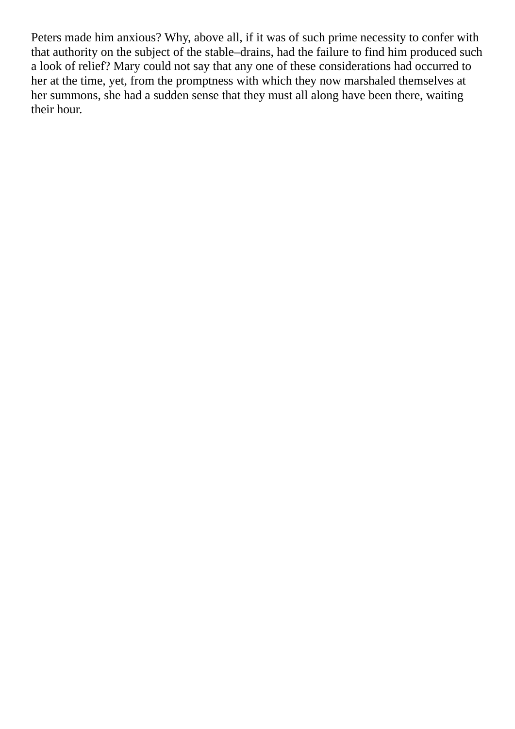Peters made him anxious? Why, above all, if it was of such prime necessity to confer with that authority on the subject of the stable–drains, had the failure to find him produced such a look of relief? Mary could not say that any one of these considerations had occurred to her at the time, yet, from the promptness with which they now marshaled themselves at her summons, she had a sudden sense that they must all along have been there, waiting their hour.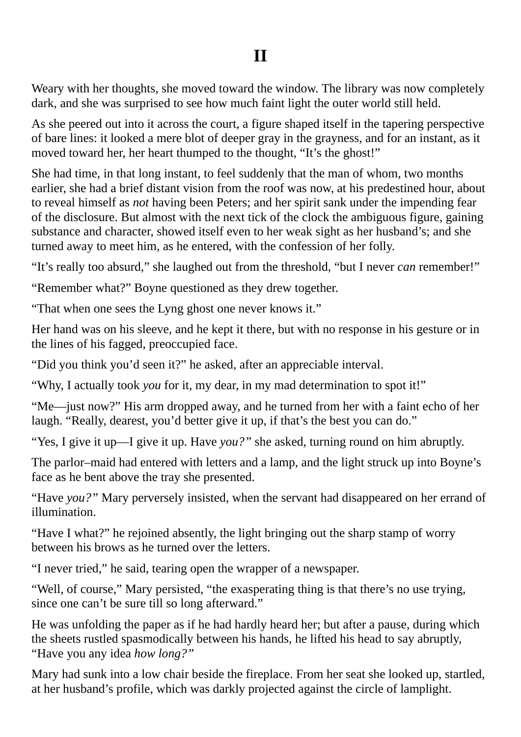# II

Weary with her thoughts, she moved toward the window. The library was now completely dark, and she was surprised to see how much faint light the outer world still held.

As she peered out into it across the court, a figure shaped itself in the tapering perspective of bare lines: it looked a mere blot of deeper gray in the grayness, and for an instant, as it moved toward her, her heart thumped to the thought, "It's the ghost!"

She had time, in that long instant, to feel suddenly that the man of whom, two months earlier, she had a brief distant vision from the roof was now, at his predestined hour, about to reveal himself as *not* having been Peters; and her spirit sank under the impending fear of the disclosure. But almost with the next tick of the clock the ambiguous figure, gaining substance and character, showed itself even to her weak sight as her husband's; and she turned away to meet him, as he entered, with the confession of her folly.

"It's really too absurd," she laughed out from the threshold, "but I never *can* remember!"

"Remember what?" Boyne questioned as they drew together.

"That when one sees the Lyng ghost one never knows it."

Her hand was on his sleeve, and he kept it there, but with no response in his gesture or in the lines of his fagged, preoccupied face.

"Did you think you'd seen it?" he asked, after an appreciable interval.

"Why, I actually took *you* for it, my dear, in my mad determination to spot it!"

"Me—just now?" His arm dropped away, and he turned from her with a faint echo of her laugh. "Really, dearest, you'd better give it up, if that's the best you can do."

"Yes, I give it up—I give it up. Have *you?"* she asked, turning round on him abruptly.

The parlor–maid had entered with letters and a lamp, and the light struck up into Boyne's face as he bent above the tray she presented.

"Have *you?"* Mary perversely insisted, when the servant had disappeared on her errand of illumination.

"Have I what?" he rejoined absently, the light bringing out the sharp stamp of worry between his brows as he turned over the letters.

"I never tried," he said, tearing open the wrapper of a newspaper.

"Well, of course," Mary persisted, "the exasperating thing is that there's no use trying, since one can't be sure till so long afterward."

He was unfolding the paper as if he had hardly heard her; but after a pause, during which the sheets rustled spasmodically between his hands, he lifted his head to say abruptly, "Have you any idea *how long?"*

Mary had sunk into a low chair beside the fireplace. From her seat she looked up, startled, at her husband's profile, which was darkly projected against the circle of lamplight.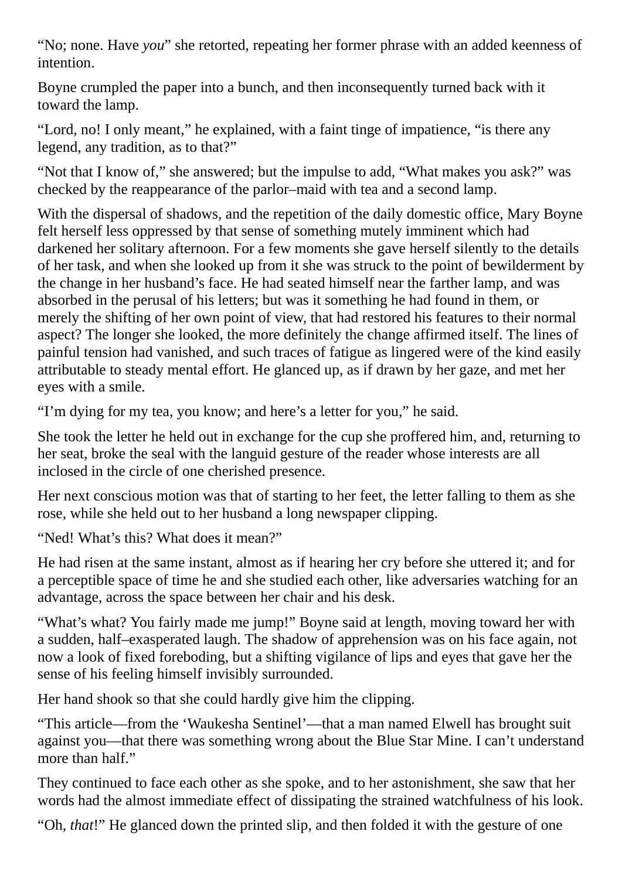"No; none. Have *you*" she retorted, repeating her former phrase with an added keenness of intention.

Boyne crumpled the paper into a bunch, and then inconsequently turned back with it toward the lamp.

"Lord, no! I only meant," he explained, with a faint tinge of impatience, "is there any legend, any tradition, as to that?"

"Not that I know of," she answered; but the impulse to add, "What makes you ask?" was checked by the reappearance of the parlor–maid with tea and a second lamp.

With the dispersal of shadows, and the repetition of the daily domestic office, Mary Boyne felt herself less oppressed by that sense of something mutely imminent which had darkened her solitary afternoon. For a few moments she gave herself silently to the details of her task, and when she looked up from it she was struck to the point of bewilderment by the change in her husband's face. He had seated himself near the farther lamp, and was absorbed in the perusal of his letters; but was it something he had found in them, or merely the shifting of her own point of view, that had restored his features to their normal aspect? The longer she looked, the more definitely the change affirmed itself. The lines of painful tension had vanished, and such traces of fatigue as lingered were of the kind easily attributable to steady mental effort. He glanced up, as if drawn by her gaze, and met her eyes with a smile.

"I'm dying for my tea, you know; and here's a letter for you," he said.

She took the letter he held out in exchange for the cup she proffered him, and, returning to her seat, broke the seal with the languid gesture of the reader whose interests are all inclosed in the circle of one cherished presence.

Her next conscious motion was that of starting to her feet, the letter falling to them as she rose, while she held out to her husband a long newspaper clipping.

"Ned! What's this? What does it mean?"

He had risen at the same instant, almost as if hearing her cry before she uttered it; and for a perceptible space of time he and she studied each other, like adversaries watching for an advantage, across the space between her chair and his desk.

"What's what? You fairly made me jump!" Boyne said at length, moving toward her with a sudden, half–exasperated laugh. The shadow of apprehension was on his face again, not now a look of fixed foreboding, but a shifting vigilance of lips and eyes that gave her the sense of his feeling himself invisibly surrounded.

Her hand shook so that she could hardly give him the clipping.

"This article—from the 'Waukesha Sentinel'—that a man named Elwell has brought suit against you—that there was something wrong about the Blue Star Mine. I can't understand more than half."

They continued to face each other as she spoke, and to her astonishment, she saw that her words had the almost immediate effect of dissipating the strained watchfulness of his look.

"Oh, *that*!" He glanced down the printed slip, and then folded it with the gesture of one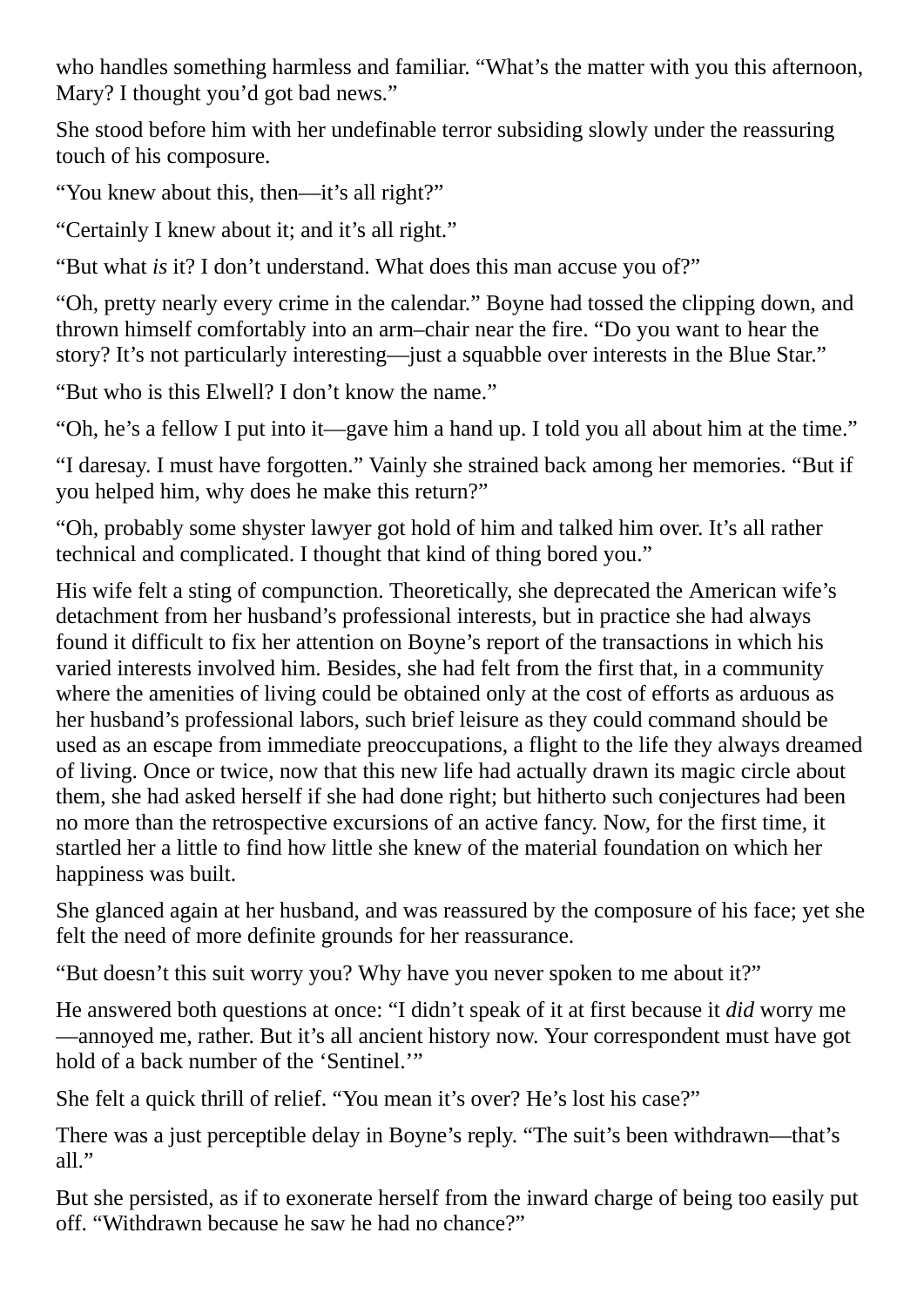who handles something harmless and familiar. "What's the matter with you this afternoon, Mary? I thought you'd got bad news."

She stood before him with her undefinable terror subsiding slowly under the reassuring touch of his composure.

"You knew about this, then—it's all right?"

"Certainly I knew about it; and it's all right."

"But what *is* it? I don't understand. What does this man accuse you of?"

"Oh, pretty nearly every crime in the calendar." Boyne had tossed the clipping down, and thrown himself comfortably into an arm–chair near the fire. "Do you want to hear the story? It's not particularly interesting—just a squabble over interests in the Blue Star."

"But who is this Elwell? I don't know the name."

"Oh, he's a fellow I put into it—gave him a hand up. I told you all about him at the time."

"I daresay. I must have forgotten." Vainly she strained back among her memories. "But if you helped him, why does he make this return?"

"Oh, probably some shyster lawyer got hold of him and talked him over. It's all rather technical and complicated. I thought that kind of thing bored you."

His wife felt a sting of compunction. Theoretically, she deprecated the American wife's detachment from her husband's professional interests, but in practice she had always found it difficult to fix her attention on Boyne's report of the transactions in which his varied interests involved him. Besides, she had felt from the first that, in a community where the amenities of living could be obtained only at the cost of efforts as arduous as her husband's professional labors, such brief leisure as they could command should be used as an escape from immediate preoccupations, a flight to the life they always dreamed of living. Once or twice, now that this new life had actually drawn its magic circle about them, she had asked herself if she had done right; but hitherto such conjectures had been no more than the retrospective excursions of an active fancy. Now, for the first time, it startled her a little to find how little she knew of the material foundation on which her happiness was built.

She glanced again at her husband, and was reassured by the composure of his face; yet she felt the need of more definite grounds for her reassurance.

"But doesn't this suit worry you? Why have you never spoken to me about it?"

He answered both questions at once: "I didn't speak of it at first because it *did* worry me—annoyed me, rather. But it's all ancient history now. Your correspondent must have got hold of a back number of the 'Sentinel.'"

She felt a quick thrill of relief. "You mean it's over? He's lost his case?"

There was a just perceptible delay in Boyne's reply. "The suit's been withdrawn—that's all."

But she persisted, as if to exonerate herself from the inward charge of being too easily put off. "Withdrawn because he saw he had no chance?"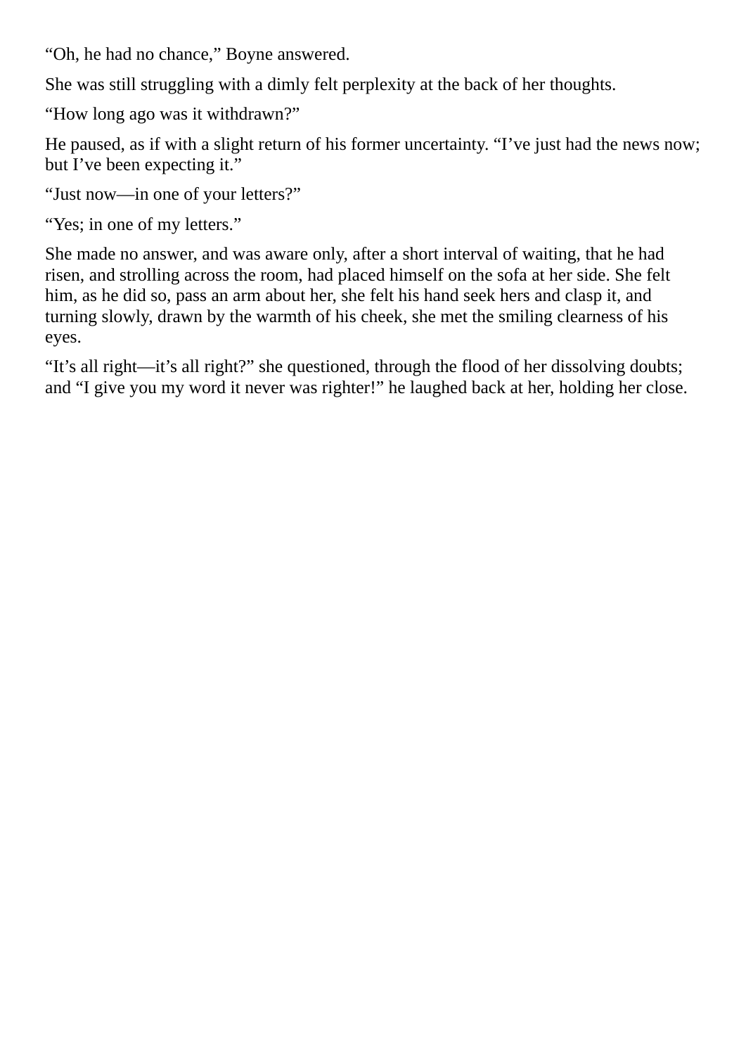“Oh, he had no chance,” Boyne answered.

She was still struggling with a dimly felt perplexity at the back of her thoughts.

“How long ago was it withdrawn?”

He paused, as if with a slight return of his former uncertainty. “I’ve just had the news now; but I’ve been expecting it.”

“Just now—in one of your letters?”

“Yes; in one of my letters.”

She made no answer, and was aware only, after a short interval of waiting, that he had risen, and strolling across the room, had placed himself on the sofa at her side. She felt him, as he did so, pass an arm about her, she felt his hand seek hers and clasp it, and turning slowly, drawn by the warmth of his cheek, she met the smiling clearness of his eyes.

“It’s all right—it’s all right?” she questioned, through the flood of her dissolving doubts; and “I give you my word it never was righter!” he laughed back at her, holding her close.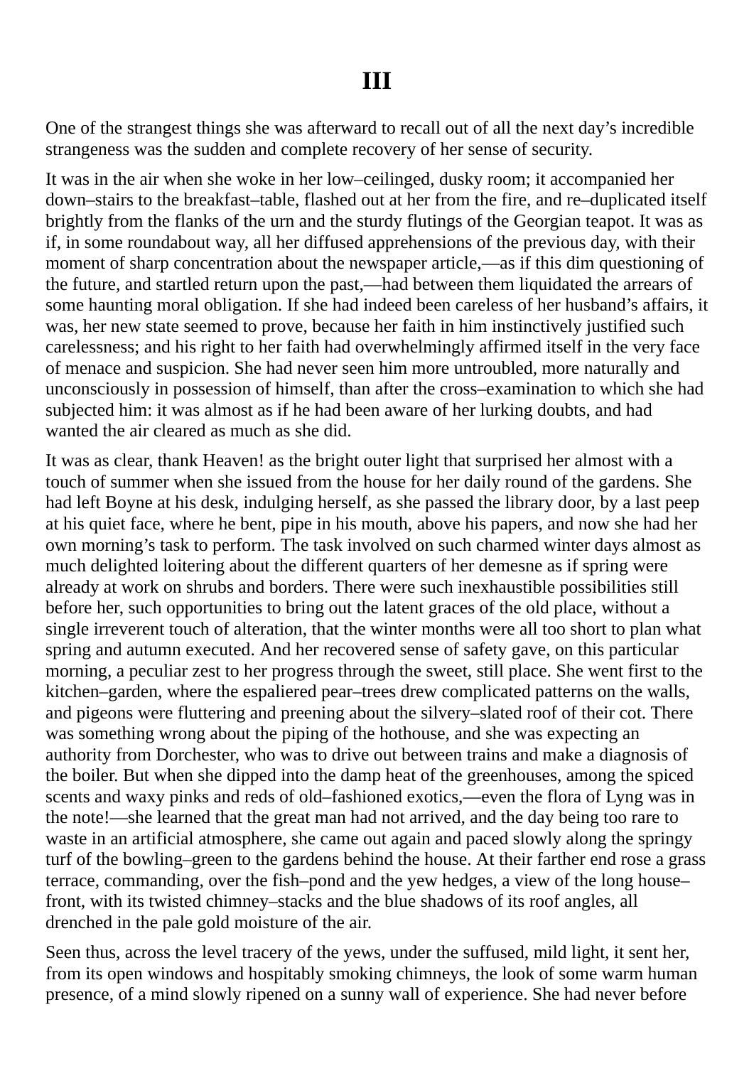# III

One of the strangest things she was afterward to recall out of all the next day's incredible strangeness was the sudden and complete recovery of her sense of security.

It was in the air when she woke in her low–ceilinged, dusky room; it accompanied her down–stairs to the breakfast–table, flashed out at her from the fire, and re–duplicated itself brightly from the flanks of the urn and the sturdy flutings of the Georgian teapot. It was as if, in some roundabout way, all her diffused apprehensions of the previous day, with their moment of sharp concentration about the newspaper article,—as if this dim questioning of the future, and startled return upon the past,—had between them liquidated the arrears of some haunting moral obligation. If she had indeed been careless of her husband's affairs, it was, her new state seemed to prove, because her faith in him instinctively justified such carelessness; and his right to her faith had overwhelmingly affirmed itself in the very face of menace and suspicion. She had never seen him more untroubled, more naturally and unconsciously in possession of himself, than after the cross–examination to which she had subjected him: it was almost as if he had been aware of her lurking doubts, and had wanted the air cleared as much as she did.

It was as clear, thank Heaven! as the bright outer light that surprised her almost with a touch of summer when she issued from the house for her daily round of the gardens. She had left Boyne at his desk, indulging herself, as she passed the library door, by a last peep at his quiet face, where he bent, pipe in his mouth, above his papers, and now she had her own morning's task to perform. The task involved on such charmed winter days almost as much delighted loitering about the different quarters of her demesne as if spring were already at work on shrubs and borders. There were such inexhaustible possibilities still before her, such opportunities to bring out the latent graces of the old place, without a single irreverent touch of alteration, that the winter months were all too short to plan what spring and autumn executed. And her recovered sense of safety gave, on this particular morning, a peculiar zest to her progress through the sweet, still place. She went first to the kitchen–garden, where the espaliered pear–trees drew complicated patterns on the walls, and pigeons were fluttering and preening about the silvery–slated roof of their cot. There was something wrong about the piping of the hothouse, and she was expecting an authority from Dorchester, who was to drive out between trains and make a diagnosis of the boiler. But when she dipped into the damp heat of the greenhouses, among the spiced scents and waxy pinks and reds of old–fashioned exotics,—even the flora of Lyng was in the note!—she learned that the great man had not arrived, and the day being too rare to waste in an artificial atmosphere, she came out again and paced slowly along the springy turf of the bowling–green to the gardens behind the house. At their farther end rose a grass terrace, commanding, over the fish–pond and the yew hedges, a view of the long house–front, with its twisted chimney–stacks and the blue shadows of its roof angles, all drenched in the pale gold moisture of the air.

Seen thus, across the level tracery of the yews, under the suffused, mild light, it sent her, from its open windows and hospitably smoking chimneys, the look of some warm human presence, of a mind slowly ripened on a sunny wall of experience. She had never before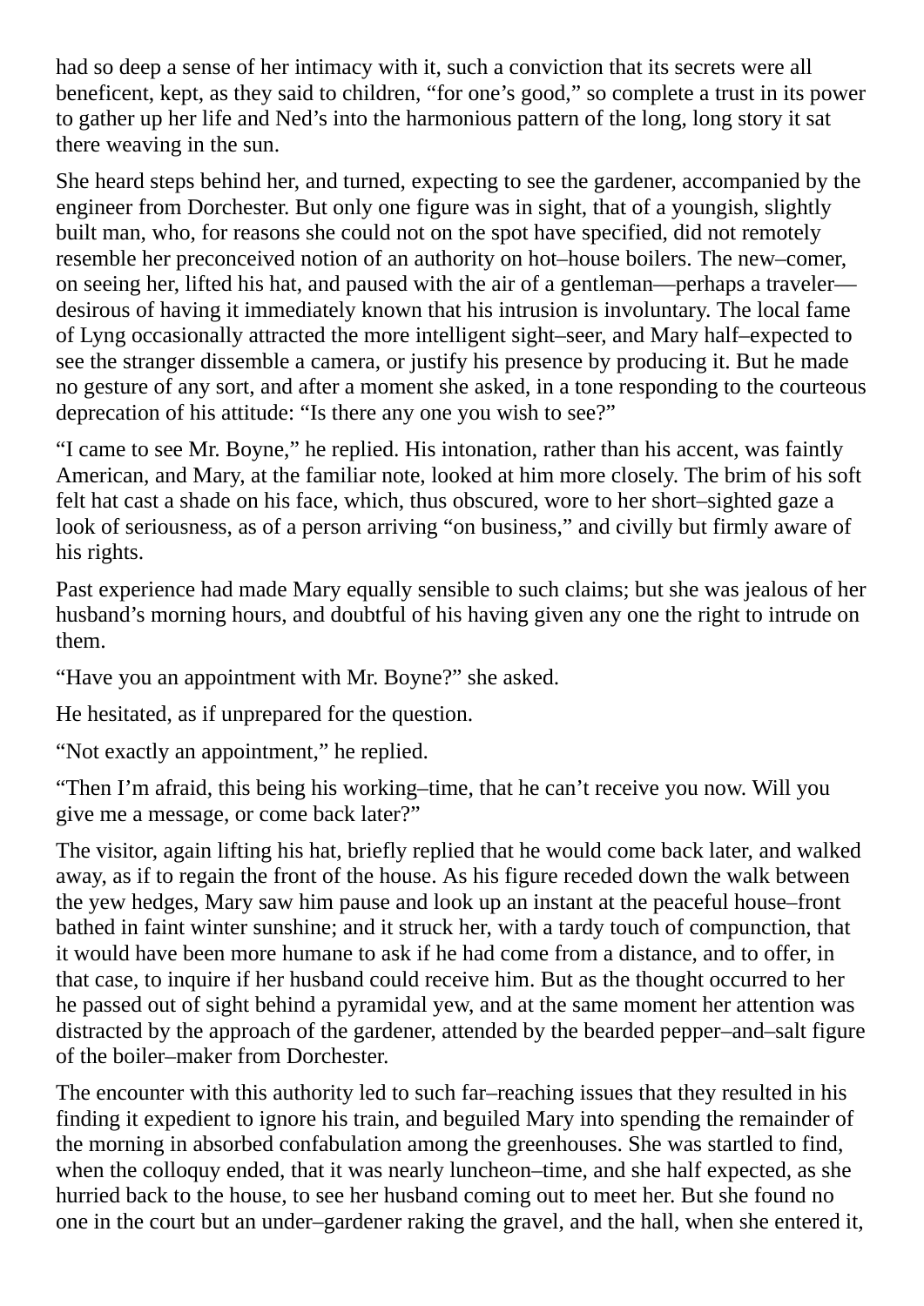had so deep a sense of her intimacy with it, such a conviction that its secrets were all beneficent, kept, as they said to children, "for one's good," so complete a trust in its power to gather up her life and Ned's into the harmonious pattern of the long, long story it sat there weaving in the sun.

She heard steps behind her, and turned, expecting to see the gardener, accompanied by the engineer from Dorchester. But only one figure was in sight, that of a youngish, slightly built man, who, for reasons she could not on the spot have specified, did not remotely resemble her preconceived notion of an authority on hot–house boilers. The new–comer, on seeing her, lifted his hat, and paused with the air of a gentleman—perhaps a traveler—desirous of having it immediately known that his intrusion is involuntary. The local fame of Lyng occasionally attracted the more intelligent sight–seer, and Mary half–expected to see the stranger dissemble a camera, or justify his presence by producing it. But he made no gesture of any sort, and after a moment she asked, in a tone responding to the courteous deprecation of his attitude: "Is there any one you wish to see?"

"I came to see Mr. Boyne," he replied. His intonation, rather than his accent, was faintly American, and Mary, at the familiar note, looked at him more closely. The brim of his soft felt hat cast a shade on his face, which, thus obscured, wore to her short–sighted gaze a look of seriousness, as of a person arriving "on business," and civilly but firmly aware of his rights.

Past experience had made Mary equally sensible to such claims; but she was jealous of her husband's morning hours, and doubtful of his having given any one the right to intrude on them.

"Have you an appointment with Mr. Boyne?" she asked.

He hesitated, as if unprepared for the question.

"Not exactly an appointment," he replied.

"Then I'm afraid, this being his working–time, that he can't receive you now. Will you give me a message, or come back later?"

The visitor, again lifting his hat, briefly replied that he would come back later, and walked away, as if to regain the front of the house. As his figure receded down the walk between the yew hedges, Mary saw him pause and look up an instant at the peaceful house–front bathed in faint winter sunshine; and it struck her, with a tardy touch of compunction, that it would have been more humane to ask if he had come from a distance, and to offer, in that case, to inquire if her husband could receive him. But as the thought occurred to her he passed out of sight behind a pyramidal yew, and at the same moment her attention was distracted by the approach of the gardener, attended by the bearded pepper–and–salt figure of the boiler–maker from Dorchester.

The encounter with this authority led to such far–reaching issues that they resulted in his finding it expedient to ignore his train, and beguiled Mary into spending the remainder of the morning in absorbed confabulation among the greenhouses. She was startled to find, when the colloquy ended, that it was nearly luncheon–time, and she half expected, as she hurried back to the house, to see her husband coming out to meet her. But she found no one in the court but an under–gardener raking the gravel, and the hall, when she entered it,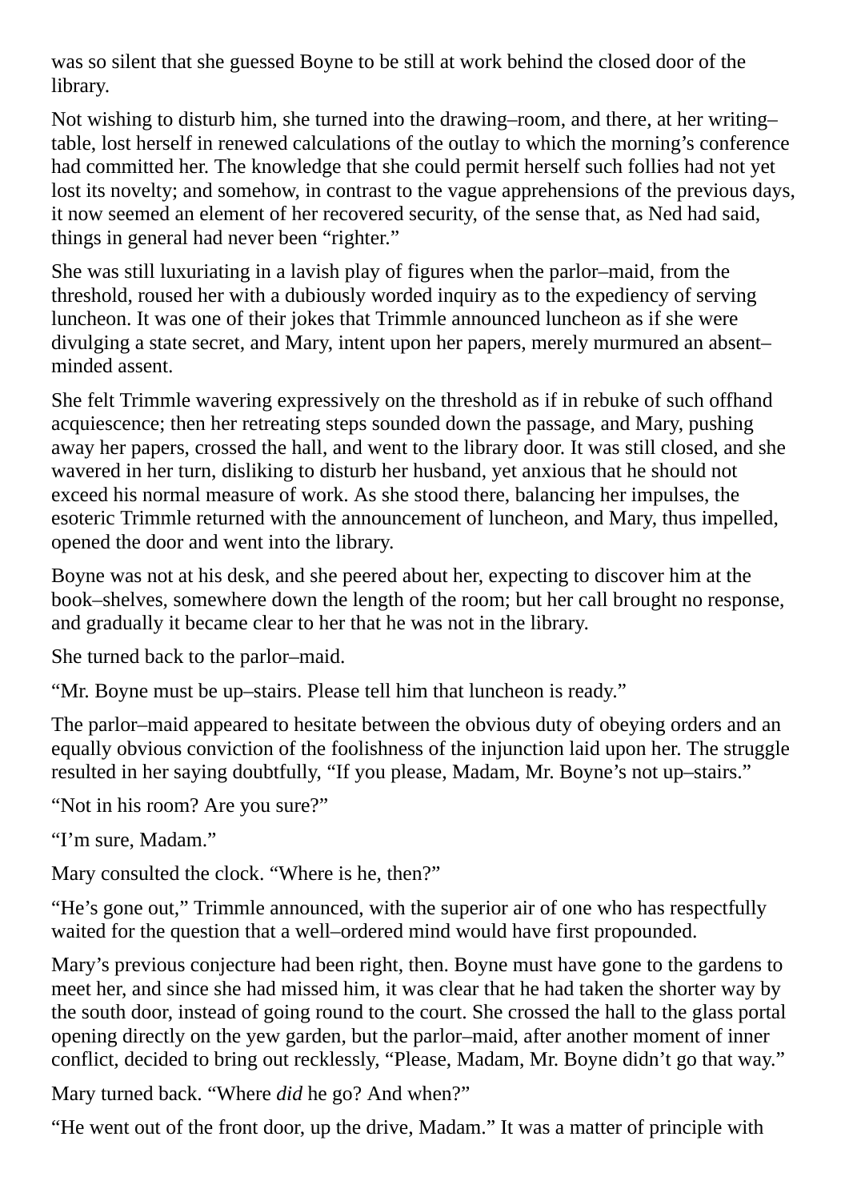was so silent that she guessed Boyne to be still at work behind the closed door of the library.

Not wishing to disturb him, she turned into the drawing–room, and there, at her writing–table, lost herself in renewed calculations of the outlay to which the morning's conference had committed her. The knowledge that she could permit herself such follies had not yet lost its novelty; and somehow, in contrast to the vague apprehensions of the previous days, it now seemed an element of her recovered security, of the sense that, as Ned had said, things in general had never been "righter."

She was still luxuriating in a lavish play of figures when the parlor–maid, from the threshold, roused her with a dubiously worded inquiry as to the expediency of serving luncheon. It was one of their jokes that Trimmle announced luncheon as if she were divulging a state secret, and Mary, intent upon her papers, merely murmured an absent–minded assent.

She felt Trimmle wavering expressively on the threshold as if in rebuke of such offhand acquiescence; then her retreating steps sounded down the passage, and Mary, pushing away her papers, crossed the hall, and went to the library door. It was still closed, and she wavered in her turn, disliking to disturb her husband, yet anxious that he should not exceed his normal measure of work. As she stood there, balancing her impulses, the esoteric Trimmle returned with the announcement of luncheon, and Mary, thus impelled, opened the door and went into the library.

Boyne was not at his desk, and she peered about her, expecting to discover him at the book–shelves, somewhere down the length of the room; but her call brought no response, and gradually it became clear to her that he was not in the library.

She turned back to the parlor–maid.

"Mr. Boyne must be up–stairs. Please tell him that luncheon is ready."

The parlor–maid appeared to hesitate between the obvious duty of obeying orders and an equally obvious conviction of the foolishness of the injunction laid upon her. The struggle resulted in her saying doubtfully, "If you please, Madam, Mr. Boyne's not up–stairs."

"Not in his room? Are you sure?"

"I'm sure, Madam."

Mary consulted the clock. "Where is he, then?"

"He's gone out," Trimmle announced, with the superior air of one who has respectfully waited for the question that a well–ordered mind would have first propounded.

Mary's previous conjecture had been right, then. Boyne must have gone to the gardens to meet her, and since she had missed him, it was clear that he had taken the shorter way by the south door, instead of going round to the court. She crossed the hall to the glass portal opening directly on the yew garden, but the parlor–maid, after another moment of inner conflict, decided to bring out recklessly, "Please, Madam, Mr. Boyne didn't go that way."

Mary turned back. "Where *did* he go? And when?"

"He went out of the front door, up the drive, Madam." It was a matter of principle with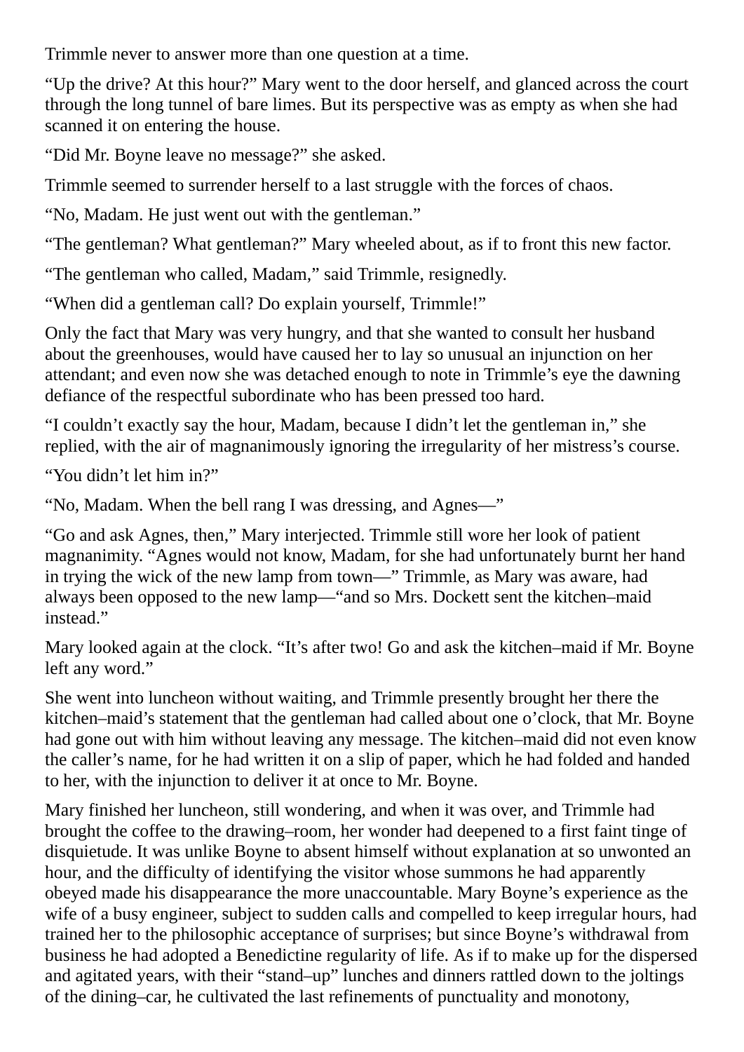Trimmle never to answer more than one question at a time.

“Up the drive? At this hour?” Mary went to the door herself, and glanced across the court through the long tunnel of bare limes. But its perspective was as empty as when she had scanned it on entering the house.

“Did Mr. Boyne leave no message?” she asked.

Trimmle seemed to surrender herself to a last struggle with the forces of chaos.

“No, Madam. He just went out with the gentleman.”

“The gentleman? What gentleman?” Mary wheeled about, as if to front this new factor.

“The gentleman who called, Madam,” said Trimmle, resignedly.

“When did a gentleman call? Do explain yourself, Trimmle!”

Only the fact that Mary was very hungry, and that she wanted to consult her husband about the greenhouses, would have caused her to lay so unusual an injunction on her attendant; and even now she was detached enough to note in Trimmle’s eye the dawning defiance of the respectful subordinate who has been pressed too hard.

“I couldn’t exactly say the hour, Madam, because I didn’t let the gentleman in,” she replied, with the air of magnanimously ignoring the irregularity of her mistress’s course.

“You didn’t let him in?”

“No, Madam. When the bell rang I was dressing, and Agnes—”

“Go and ask Agnes, then,” Mary interjected. Trimmle still wore her look of patient magnanimity. “Agnes would not know, Madam, for she had unfortunately burnt her hand in trying the wick of the new lamp from town—” Trimmle, as Mary was aware, had always been opposed to the new lamp—“and so Mrs. Dockett sent the kitchen–maid instead.”

Mary looked again at the clock. “It’s after two! Go and ask the kitchen–maid if Mr. Boyne left any word.”

She went into luncheon without waiting, and Trimmle presently brought her there the kitchen–maid’s statement that the gentleman had called about one o’clock, that Mr. Boyne had gone out with him without leaving any message. The kitchen–maid did not even know the caller’s name, for he had written it on a slip of paper, which he had folded and handed to her, with the injunction to deliver it at once to Mr. Boyne.

Mary finished her luncheon, still wondering, and when it was over, and Trimmle had brought the coffee to the drawing–room, her wonder had deepened to a first faint tinge of disquietude. It was unlike Boyne to absent himself without explanation at so unwonted an hour, and the difficulty of identifying the visitor whose summons he had apparently obeyed made his disappearance the more unaccountable. Mary Boyne’s experience as the wife of a busy engineer, subject to sudden calls and compelled to keep irregular hours, had trained her to the philosophic acceptance of surprises; but since Boyne’s withdrawal from business he had adopted a Benedictine regularity of life. As if to make up for the dispersed and agitated years, with their “stand–up” lunches and dinners rattled down to the joltings of the dining–car, he cultivated the last refinements of punctuality and monotony,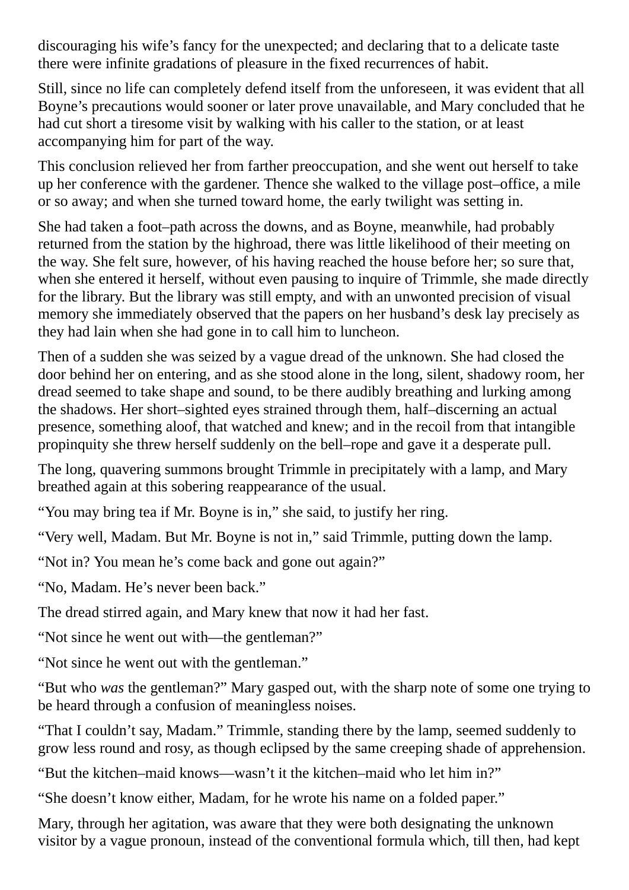discouraging his wife’s fancy for the unexpected; and declaring that to a delicate taste there were infinite gradations of pleasure in the fixed recurrences of habit.

Still, since no life can completely defend itself from the unforeseen, it was evident that all Boyne’s precautions would sooner or later prove unavailable, and Mary concluded that he had cut short a tiresome visit by walking with his caller to the station, or at least accompanying him for part of the way.

This conclusion relieved her from farther preoccupation, and she went out herself to take up her conference with the gardener. Thence she walked to the village post–office, a mile or so away; and when she turned toward home, the early twilight was setting in.

She had taken a foot–path across the downs, and as Boyne, meanwhile, had probably returned from the station by the highroad, there was little likelihood of their meeting on the way. She felt sure, however, of his having reached the house before her; so sure that, when she entered it herself, without even pausing to inquire of Trimmle, she made directly for the library. But the library was still empty, and with an unwonted precision of visual memory she immediately observed that the papers on her husband’s desk lay precisely as they had lain when she had gone in to call him to luncheon.

Then of a sudden she was seized by a vague dread of the unknown. She had closed the door behind her on entering, and as she stood alone in the long, silent, shadowy room, her dread seemed to take shape and sound, to be there audibly breathing and lurking among the shadows. Her short–sighted eyes strained through them, half–discerning an actual presence, something aloof, that watched and knew; and in the recoil from that intangible propinquity she threw herself suddenly on the bell–rope and gave it a desperate pull.

The long, quavering summons brought Trimmle in precipitately with a lamp, and Mary breathed again at this sobering reappearance of the usual.

“You may bring tea if Mr. Boyne is in,” she said, to justify her ring.

“Very well, Madam. But Mr. Boyne is not in,” said Trimmle, putting down the lamp.

“Not in? You mean he’s come back and gone out again?”

“No, Madam. He’s never been back.”

The dread stirred again, and Mary knew that now it had her fast.

“Not since he went out with—the gentleman?”

“Not since he went out with the gentleman.”

“But who *was* the gentleman?” Mary gasped out, with the sharp note of some one trying to be heard through a confusion of meaningless noises.

“That I couldn’t say, Madam.” Trimmle, standing there by the lamp, seemed suddenly to grow less round and rosy, as though eclipsed by the same creeping shade of apprehension.

“But the kitchen–maid knows—wasn’t it the kitchen–maid who let him in?”

“She doesn’t know either, Madam, for he wrote his name on a folded paper.”

Mary, through her agitation, was aware that they were both designating the unknown visitor by a vague pronoun, instead of the conventional formula which, till then, had kept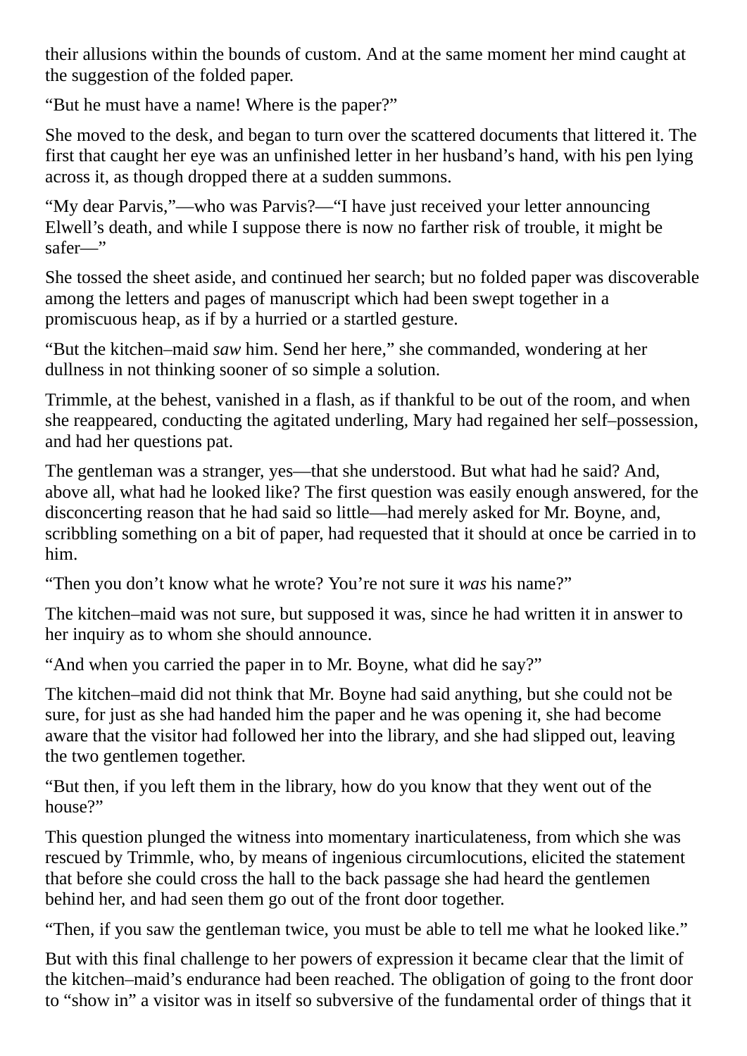their allusions within the bounds of custom. And at the same moment her mind caught at the suggestion of the folded paper.

“But he must have a name! Where is the paper?”

She moved to the desk, and began to turn over the scattered documents that littered it. The first that caught her eye was an unfinished letter in her husband’s hand, with his pen lying across it, as though dropped there at a sudden summons.

“My dear Parvis,”—who was Parvis?—“I have just received your letter announcing Elwell’s death, and while I suppose there is now no farther risk of trouble, it might be safer—”

She tossed the sheet aside, and continued her search; but no folded paper was discoverable among the letters and pages of manuscript which had been swept together in a promiscuous heap, as if by a hurried or a startled gesture.

“But the kitchen–maid *saw* him. Send her here,” she commanded, wondering at her dullness in not thinking sooner of so simple a solution.

Trimmle, at the behest, vanished in a flash, as if thankful to be out of the room, and when she reappeared, conducting the agitated underling, Mary had regained her self–possession, and had her questions pat.

The gentleman was a stranger, yes—that she understood. But what had he said? And, above all, what had he looked like? The first question was easily enough answered, for the disconcerting reason that he had said so little—had merely asked for Mr. Boyne, and, scribbling something on a bit of paper, had requested that it should at once be carried in to him.

“Then you don’t know what he wrote? You’re not sure it *was* his name?”

The kitchen–maid was not sure, but supposed it was, since he had written it in answer to her inquiry as to whom she should announce.

“And when you carried the paper in to Mr. Boyne, what did he say?”

The kitchen–maid did not think that Mr. Boyne had said anything, but she could not be sure, for just as she had handed him the paper and he was opening it, she had become aware that the visitor had followed her into the library, and she had slipped out, leaving the two gentlemen together.

“But then, if you left them in the library, how do you know that they went out of the house?”

This question plunged the witness into momentary inarticulateness, from which she was rescued by Trimmle, who, by means of ingenious circumlocutions, elicited the statement that before she could cross the hall to the back passage she had heard the gentlemen behind her, and had seen them go out of the front door together.

“Then, if you saw the gentleman twice, you must be able to tell me what he looked like.”

But with this final challenge to her powers of expression it became clear that the limit of the kitchen–maid’s endurance had been reached. The obligation of going to the front door to “show in” a visitor was in itself so subversive of the fundamental order of things that it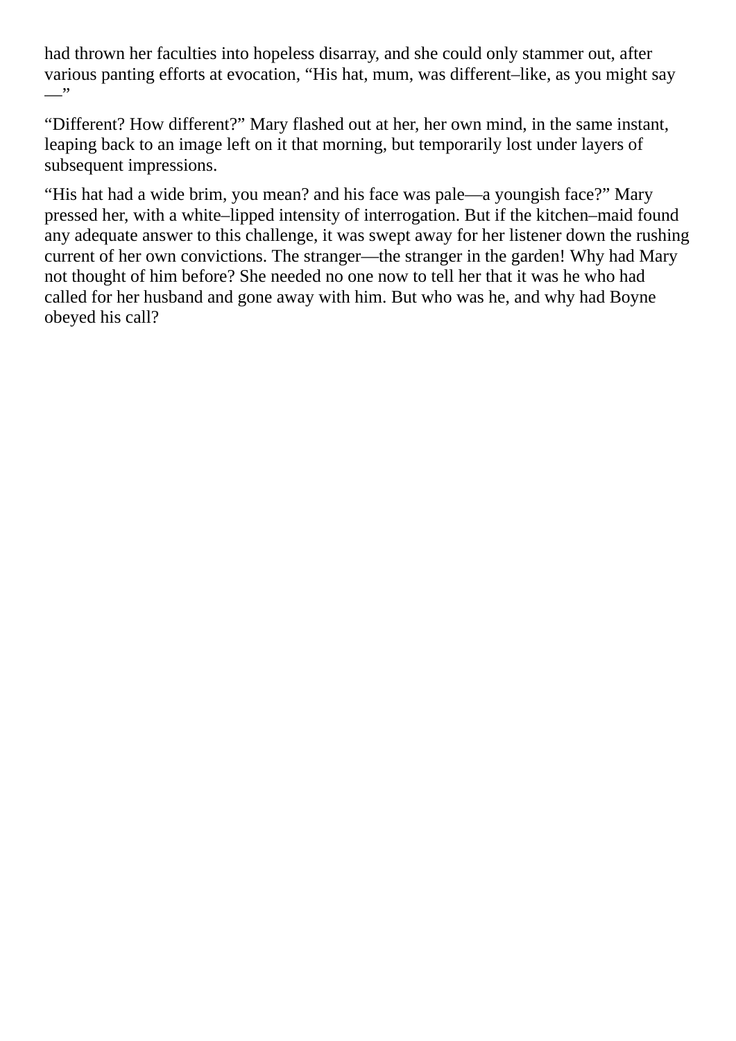had thrown her faculties into hopeless disarray, and she could only stammer out, after various panting efforts at evocation, “His hat, mum, was different–like, as you might say —”

“Different? How different?” Mary flashed out at her, her own mind, in the same instant, leaping back to an image left on it that morning, but temporarily lost under layers of subsequent impressions.

“His hat had a wide brim, you mean? and his face was pale—a youngish face?” Mary pressed her, with a white–lipped intensity of interrogation. But if the kitchen–maid found any adequate answer to this challenge, it was swept away for her listener down the rushing current of her own convictions. The stranger—the stranger in the garden! Why had Mary not thought of him before? She needed no one now to tell her that it was he who had called for her husband and gone away with him. But who was he, and why had Boyne obeyed his call?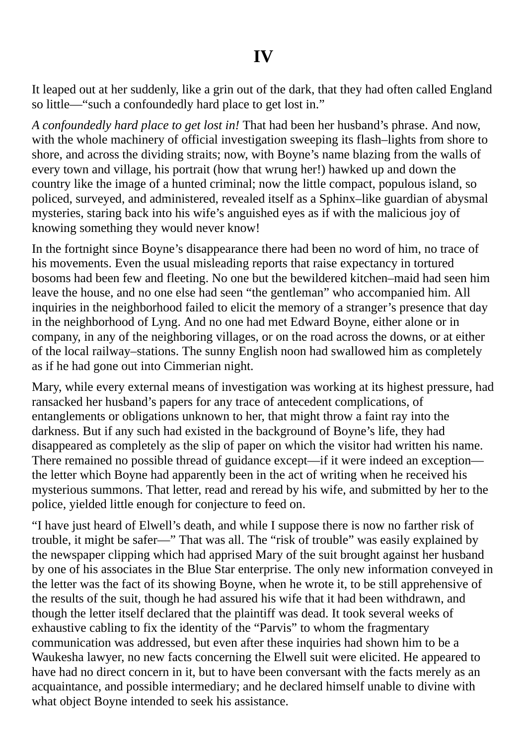# IV

It leaped out at her suddenly, like a grin out of the dark, that they had often called England so little—“such a confoundedly hard place to get lost in.”

*A confoundedly hard place to get lost in!* That had been her husband’s phrase. And now, with the whole machinery of official investigation sweeping its flash–lights from shore to shore, and across the dividing straits; now, with Boyne’s name blazing from the walls of every town and village, his portrait (how that wrung her!) hawked up and down the country like the image of a hunted criminal; now the little compact, populous island, so policed, surveyed, and administered, revealed itself as a Sphinx–like guardian of abysmal mysteries, staring back into his wife’s anguished eyes as if with the malicious joy of knowing something they would never know!

In the fortnight since Boyne’s disappearance there had been no word of him, no trace of his movements. Even the usual misleading reports that raise expectancy in tortured bosoms had been few and fleeting. No one but the bewildered kitchen–maid had seen him leave the house, and no one else had seen “the gentleman” who accompanied him. All inquiries in the neighborhood failed to elicit the memory of a stranger’s presence that day in the neighborhood of Lyng. And no one had met Edward Boyne, either alone or in company, in any of the neighboring villages, or on the road across the downs, or at either of the local railway–stations. The sunny English noon had swallowed him as completely as if he had gone out into Cimmerian night.

Mary, while every external means of investigation was working at its highest pressure, had ransacked her husband’s papers for any trace of antecedent complications, of entanglements or obligations unknown to her, that might throw a faint ray into the darkness. But if any such had existed in the background of Boyne’s life, they had disappeared as completely as the slip of paper on which the visitor had written his name. There remained no possible thread of guidance except—if it were indeed an exception—the letter which Boyne had apparently been in the act of writing when he received his mysterious summons. That letter, read and reread by his wife, and submitted by her to the police, yielded little enough for conjecture to feed on.

“I have just heard of Elwell’s death, and while I suppose there is now no farther risk of trouble, it might be safer—” That was all. The “risk of trouble” was easily explained by the newspaper clipping which had apprised Mary of the suit brought against her husband by one of his associates in the Blue Star enterprise. The only new information conveyed in the letter was the fact of its showing Boyne, when he wrote it, to be still apprehensive of the results of the suit, though he had assured his wife that it had been withdrawn, and though the letter itself declared that the plaintiff was dead. It took several weeks of exhaustive cabling to fix the identity of the “Parvis” to whom the fragmentary communication was addressed, but even after these inquiries had shown him to be a Waukesha lawyer, no new facts concerning the Elwell suit were elicited. He appeared to have had no direct concern in it, but to have been conversant with the facts merely as an acquaintance, and possible intermediary; and he declared himself unable to divine with what object Boyne intended to seek his assistance.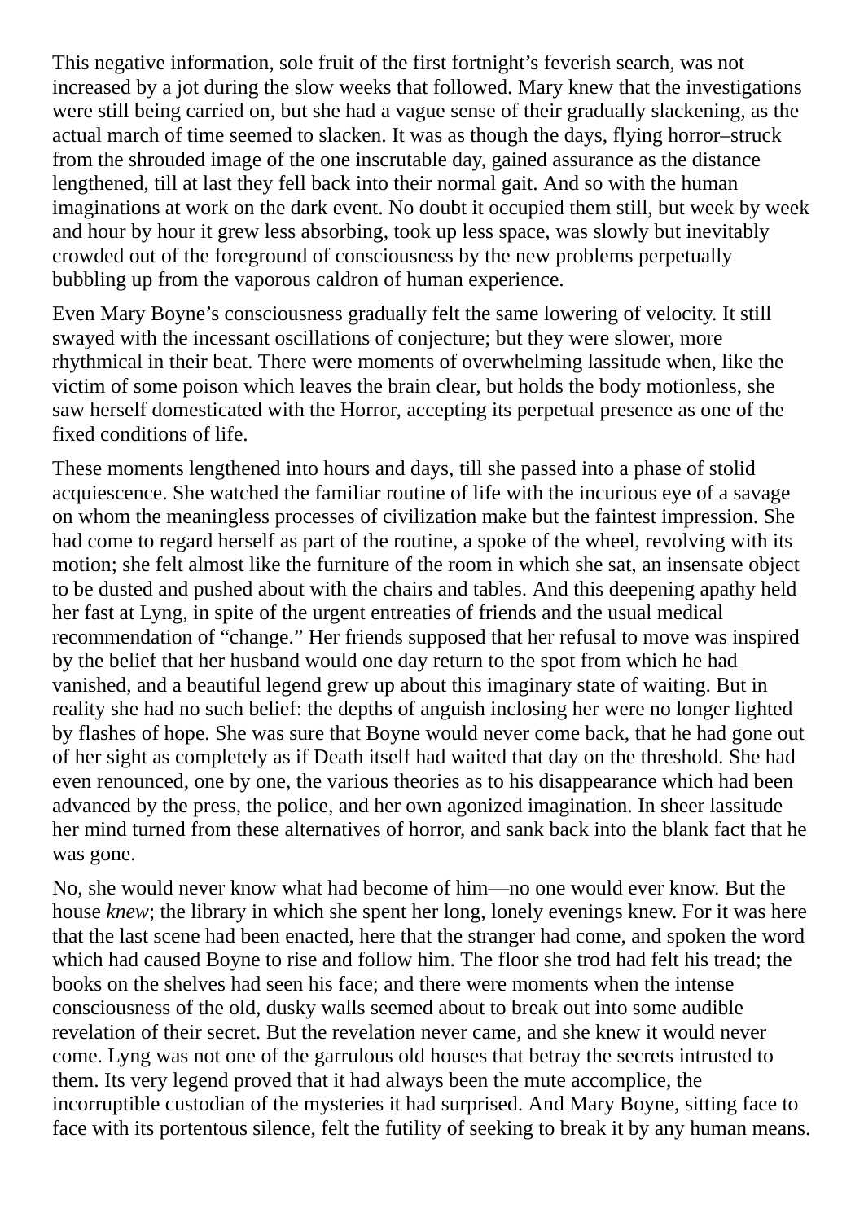This negative information, sole fruit of the first fortnight's feverish search, was not increased by a jot during the slow weeks that followed. Mary knew that the investigations were still being carried on, but she had a vague sense of their gradually slackening, as the actual march of time seemed to slacken. It was as though the days, flying horror–struck from the shrouded image of the one inscrutable day, gained assurance as the distance lengthened, till at last they fell back into their normal gait. And so with the human imaginations at work on the dark event. No doubt it occupied them still, but week by week and hour by hour it grew less absorbing, took up less space, was slowly but inevitably crowded out of the foreground of consciousness by the new problems perpetually bubbling up from the vaporous caldron of human experience.

Even Mary Boyne's consciousness gradually felt the same lowering of velocity. It still swayed with the incessant oscillations of conjecture; but they were slower, more rhythmical in their beat. There were moments of overwhelming lassitude when, like the victim of some poison which leaves the brain clear, but holds the body motionless, she saw herself domesticated with the Horror, accepting its perpetual presence as one of the fixed conditions of life.

These moments lengthened into hours and days, till she passed into a phase of stolid acquiescence. She watched the familiar routine of life with the incurious eye of a savage on whom the meaningless processes of civilization make but the faintest impression. She had come to regard herself as part of the routine, a spoke of the wheel, revolving with its motion; she felt almost like the furniture of the room in which she sat, an insensate object to be dusted and pushed about with the chairs and tables. And this deepening apathy held her fast at Lyng, in spite of the urgent entreaties of friends and the usual medical recommendation of "change." Her friends supposed that her refusal to move was inspired by the belief that her husband would one day return to the spot from which he had vanished, and a beautiful legend grew up about this imaginary state of waiting. But in reality she had no such belief: the depths of anguish inclosing her were no longer lighted by flashes of hope. She was sure that Boyne would never come back, that he had gone out of her sight as completely as if Death itself had waited that day on the threshold. She had even renounced, one by one, the various theories as to his disappearance which had been advanced by the press, the police, and her own agonized imagination. In sheer lassitude her mind turned from these alternatives of horror, and sank back into the blank fact that he was gone.

No, she would never know what had become of him—no one would ever know. But the house *knew*; the library in which she spent her long, lonely evenings knew. For it was here that the last scene had been enacted, here that the stranger had come, and spoken the word which had caused Boyne to rise and follow him. The floor she trod had felt his tread; the books on the shelves had seen his face; and there were moments when the intense consciousness of the old, dusky walls seemed about to break out into some audible revelation of their secret. But the revelation never came, and she knew it would never come. Lyng was not one of the garrulous old houses that betray the secrets intrusted to them. Its very legend proved that it had always been the mute accomplice, the incorruptible custodian of the mysteries it had surprised. And Mary Boyne, sitting face to face with its portentous silence, felt the futility of seeking to break it by any human means.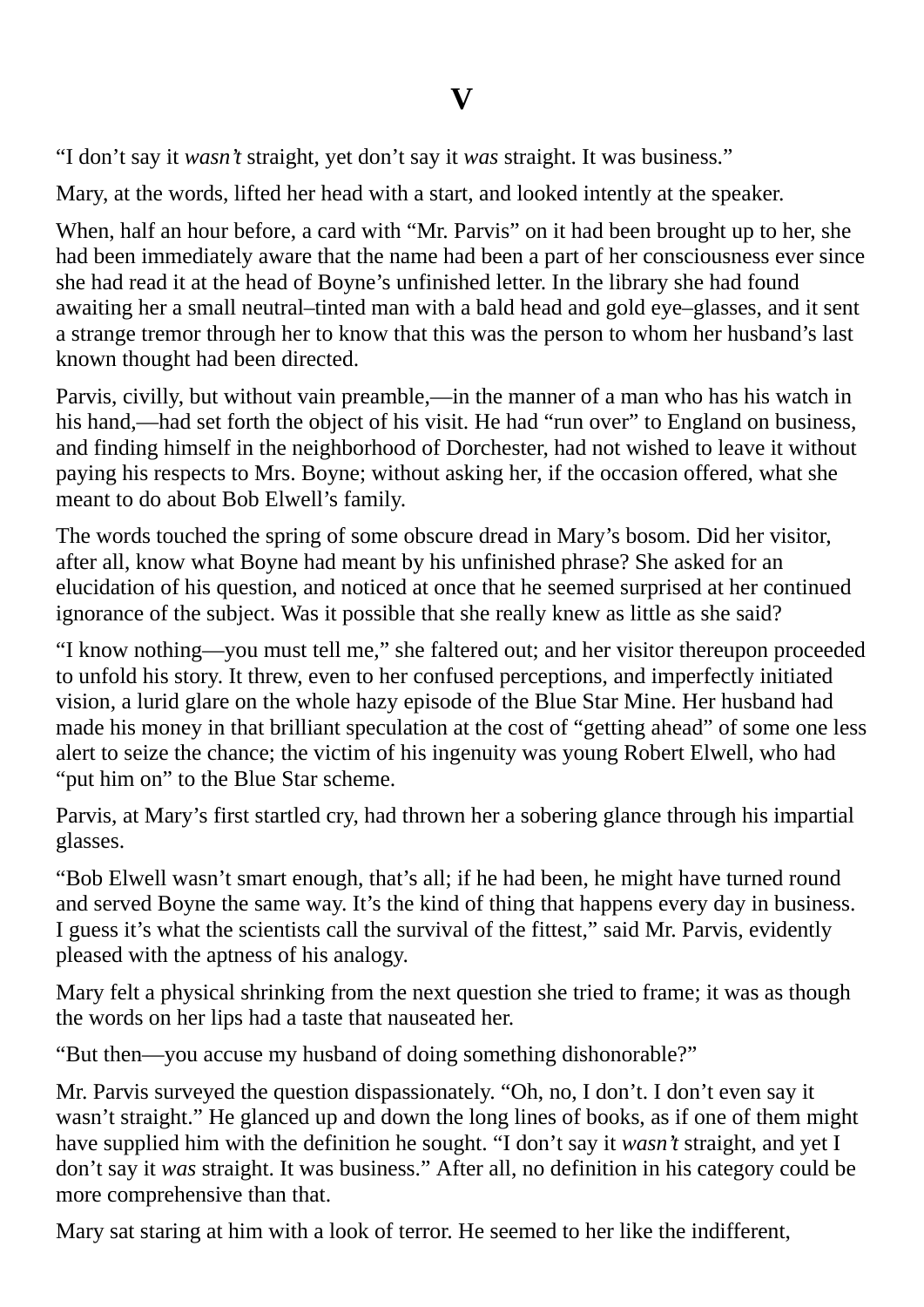# V

"I don't say it *wasn't* straight, yet don't say it *was* straight. It was business."

Mary, at the words, lifted her head with a start, and looked intently at the speaker.

When, half an hour before, a card with "Mr. Parvis" on it had been brought up to her, she had been immediately aware that the name had been a part of her consciousness ever since she had read it at the head of Boyne's unfinished letter. In the library she had found awaiting her a small neutral–tinted man with a bald head and gold eye–glasses, and it sent a strange tremor through her to know that this was the person to whom her husband's last known thought had been directed.

Parvis, civilly, but without vain preamble,—in the manner of a man who has his watch in his hand,—had set forth the object of his visit. He had "run over" to England on business, and finding himself in the neighborhood of Dorchester, had not wished to leave it without paying his respects to Mrs. Boyne; without asking her, if the occasion offered, what she meant to do about Bob Elwell's family.

The words touched the spring of some obscure dread in Mary's bosom. Did her visitor, after all, know what Boyne had meant by his unfinished phrase? She asked for an elucidation of his question, and noticed at once that he seemed surprised at her continued ignorance of the subject. Was it possible that she really knew as little as she said?

"I know nothing—you must tell me," she faltered out; and her visitor thereupon proceeded to unfold his story. It threw, even to her confused perceptions, and imperfectly initiated vision, a lurid glare on the whole hazy episode of the Blue Star Mine. Her husband had made his money in that brilliant speculation at the cost of "getting ahead" of some one less alert to seize the chance; the victim of his ingenuity was young Robert Elwell, who had "put him on" to the Blue Star scheme.

Parvis, at Mary's first startled cry, had thrown her a sobering glance through his impartial glasses.

"Bob Elwell wasn't smart enough, that's all; if he had been, he might have turned round and served Boyne the same way. It's the kind of thing that happens every day in business. I guess it's what the scientists call the survival of the fittest," said Mr. Parvis, evidently pleased with the aptness of his analogy.

Mary felt a physical shrinking from the next question she tried to frame; it was as though the words on her lips had a taste that nauseated her.

"But then—you accuse my husband of doing something dishonorable?"

Mr. Parvis surveyed the question dispassionately. "Oh, no, I don't. I don't even say it wasn't straight." He glanced up and down the long lines of books, as if one of them might have supplied him with the definition he sought. "I don't say it *wasn't* straight, and yet I don't say it *was* straight. It was business." After all, no definition in his category could be more comprehensive than that.

Mary sat staring at him with a look of terror. He seemed to her like the indifferent,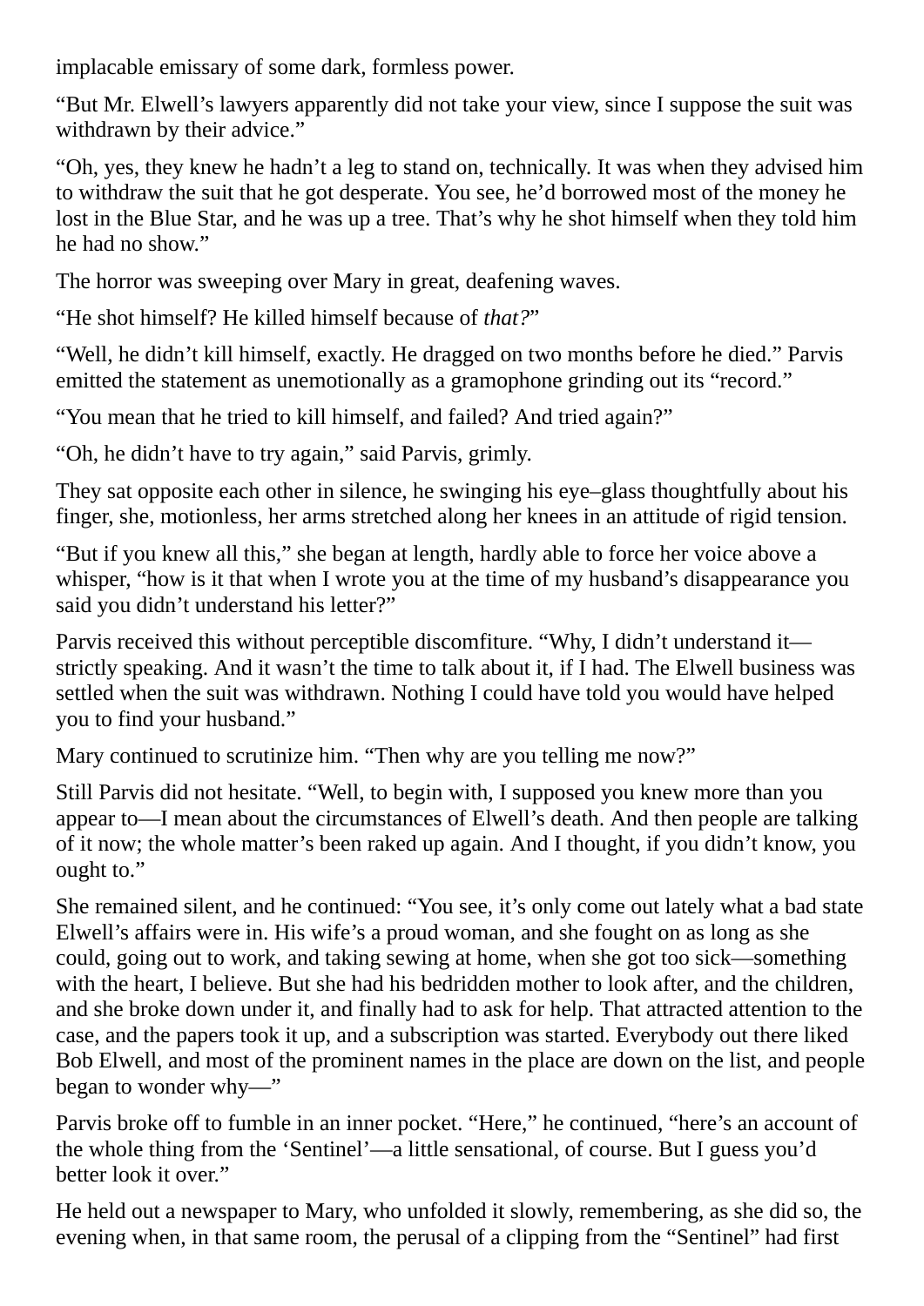implacable emissary of some dark, formless power.

“But Mr. Elwell’s lawyers apparently did not take your view, since I suppose the suit was withdrawn by their advice.”

“Oh, yes, they knew he hadn’t a leg to stand on, technically. It was when they advised him to withdraw the suit that he got desperate. You see, he’d borrowed most of the money he lost in the Blue Star, and he was up a tree. That’s why he shot himself when they told him he had no show.”

The horror was sweeping over Mary in great, deafening waves.

“He shot himself? He killed himself because of *that?*”

“Well, he didn’t kill himself, exactly. He dragged on two months before he died.” Parvis emitted the statement as unemotionally as a gramophone grinding out its “record.”

“You mean that he tried to kill himself, and failed? And tried again?”

“Oh, he didn’t have to try again,” said Parvis, grimly.

They sat opposite each other in silence, he swinging his eye–glass thoughtfully about his finger, she, motionless, her arms stretched along her knees in an attitude of rigid tension.

“But if you knew all this,” she began at length, hardly able to force her voice above a whisper, “how is it that when I wrote you at the time of my husband’s disappearance you said you didn’t understand his letter?”

Parvis received this without perceptible discomfiture. “Why, I didn’t understand it—strictly speaking. And it wasn’t the time to talk about it, if I had. The Elwell business was settled when the suit was withdrawn. Nothing I could have told you would have helped you to find your husband.”

Mary continued to scrutinize him. “Then why are you telling me now?”

Still Parvis did not hesitate. “Well, to begin with, I supposed you knew more than you appear to—I mean about the circumstances of Elwell’s death. And then people are talking of it now; the whole matter’s been raked up again. And I thought, if you didn’t know, you ought to.”

She remained silent, and he continued: “You see, it’s only come out lately what a bad state Elwell’s affairs were in. His wife’s a proud woman, and she fought on as long as she could, going out to work, and taking sewing at home, when she got too sick—something with the heart, I believe. But she had his bedridden mother to look after, and the children, and she broke down under it, and finally had to ask for help. That attracted attention to the case, and the papers took it up, and a subscription was started. Everybody out there liked Bob Elwell, and most of the prominent names in the place are down on the list, and people began to wonder why—”

Parvis broke off to fumble in an inner pocket. “Here,” he continued, “here’s an account of the whole thing from the ‘Sentinel’—a little sensational, of course. But I guess you’d better look it over.”

He held out a newspaper to Mary, who unfolded it slowly, remembering, as she did so, the evening when, in that same room, the perusal of a clipping from the “Sentinel” had first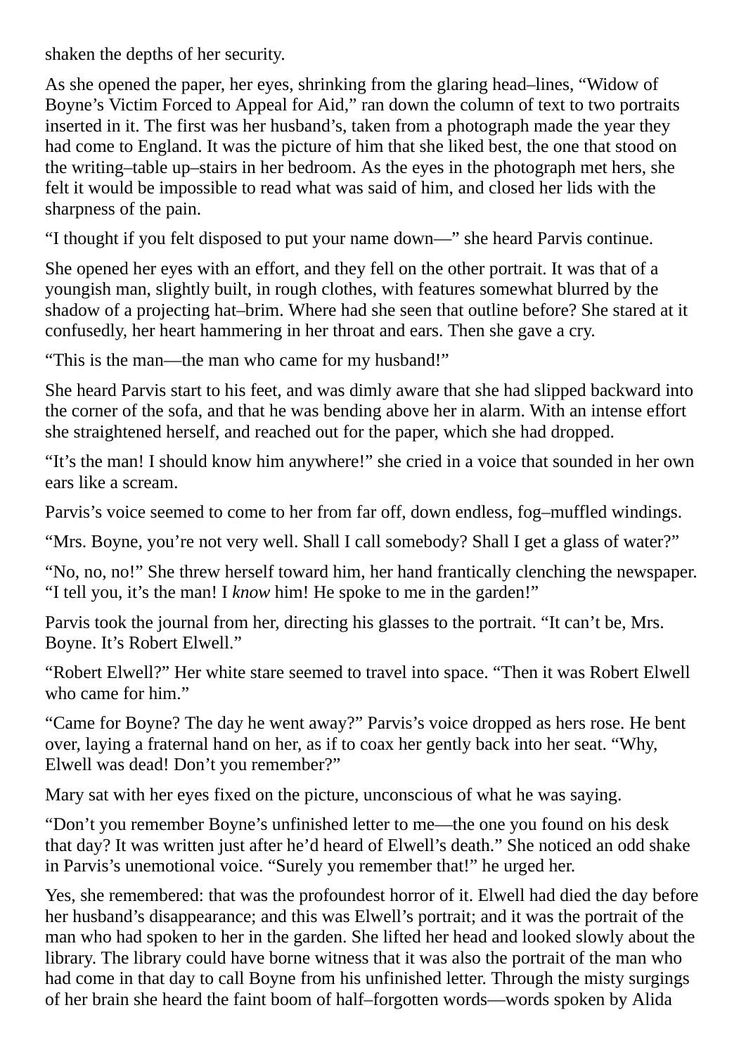shaken the depths of her security.

As she opened the paper, her eyes, shrinking from the glaring head–lines, “Widow of Boyne’s Victim Forced to Appeal for Aid,” ran down the column of text to two portraits inserted in it. The first was her husband’s, taken from a photograph made the year they had come to England. It was the picture of him that she liked best, the one that stood on the writing–table up–stairs in her bedroom. As the eyes in the photograph met hers, she felt it would be impossible to read what was said of him, and closed her lids with the sharpness of the pain.

“I thought if you felt disposed to put your name down—” she heard Parvis continue.

She opened her eyes with an effort, and they fell on the other portrait. It was that of a youngish man, slightly built, in rough clothes, with features somewhat blurred by the shadow of a projecting hat–brim. Where had she seen that outline before? She stared at it confusedly, her heart hammering in her throat and ears. Then she gave a cry.

“This is the man—the man who came for my husband!”

She heard Parvis start to his feet, and was dimly aware that she had slipped backward into the corner of the sofa, and that he was bending above her in alarm. With an intense effort she straightened herself, and reached out for the paper, which she had dropped.

“It’s the man! I should know him anywhere!” she cried in a voice that sounded in her own ears like a scream.

Parvis’s voice seemed to come to her from far off, down endless, fog–muffled windings.

“Mrs. Boyne, you’re not very well. Shall I call somebody? Shall I get a glass of water?”

“No, no, no!” She threw herself toward him, her hand frantically clenching the newspaper. “I tell you, it’s the man! I *know* him! He spoke to me in the garden!”

Parvis took the journal from her, directing his glasses to the portrait. “It can’t be, Mrs. Boyne. It’s Robert Elwell.”

“Robert Elwell?” Her white stare seemed to travel into space. “Then it was Robert Elwell who came for him.”

“Came for Boyne? The day he went away?” Parvis’s voice dropped as hers rose. He bent over, laying a fraternal hand on her, as if to coax her gently back into her seat. “Why, Elwell was dead! Don’t you remember?”

Mary sat with her eyes fixed on the picture, unconscious of what he was saying.

“Don’t you remember Boyne’s unfinished letter to me—the one you found on his desk that day? It was written just after he’d heard of Elwell’s death.” She noticed an odd shake in Parvis’s unemotional voice. “Surely you remember that!” he urged her.

Yes, she remembered: that was the profoundest horror of it. Elwell had died the day before her husband’s disappearance; and this was Elwell’s portrait; and it was the portrait of the man who had spoken to her in the garden. She lifted her head and looked slowly about the library. The library could have borne witness that it was also the portrait of the man who had come in that day to call Boyne from his unfinished letter. Through the misty surgings of her brain she heard the faint boom of half–forgotten words—words spoken by Alida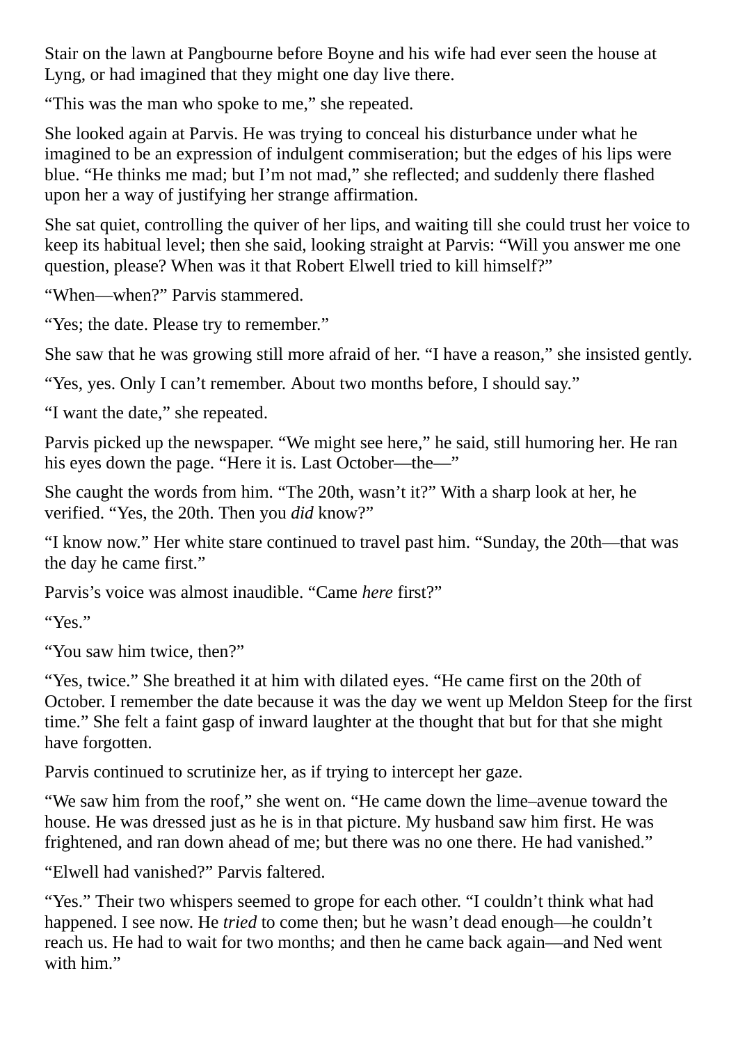Stair on the lawn at Pangbourne before Boyne and his wife had ever seen the house at Lyng, or had imagined that they might one day live there.

“This was the man who spoke to me,” she repeated.

She looked again at Parvis. He was trying to conceal his disturbance under what he imagined to be an expression of indulgent commiseration; but the edges of his lips were blue. “He thinks me mad; but I’m not mad,” she reflected; and suddenly there flashed upon her a way of justifying her strange affirmation.

She sat quiet, controlling the quiver of her lips, and waiting till she could trust her voice to keep its habitual level; then she said, looking straight at Parvis: “Will you answer me one question, please? When was it that Robert Elwell tried to kill himself?”

“When—when?” Parvis stammered.

“Yes; the date. Please try to remember.”

She saw that he was growing still more afraid of her. “I have a reason,” she insisted gently.

“Yes, yes. Only I can’t remember. About two months before, I should say.”

“I want the date,” she repeated.

Parvis picked up the newspaper. “We might see here,” he said, still humoring her. He ran his eyes down the page. “Here it is. Last October—the—”

She caught the words from him. “The 20th, wasn’t it?” With a sharp look at her, he verified. “Yes, the 20th. Then you *did* know?”

“I know now.” Her white stare continued to travel past him. “Sunday, the 20th—that was the day he came first.”

Parvis’s voice was almost inaudible. “Came *here* first?”

“Yes.”

“You saw him twice, then?”

“Yes, twice.” She breathed it at him with dilated eyes. “He came first on the 20th of October. I remember the date because it was the day we went up Meldon Steep for the first time.” She felt a faint gasp of inward laughter at the thought that but for that she might have forgotten.

Parvis continued to scrutinize her, as if trying to intercept her gaze.

“We saw him from the roof,” she went on. “He came down the lime–avenue toward the house. He was dressed just as he is in that picture. My husband saw him first. He was frightened, and ran down ahead of me; but there was no one there. He had vanished.”

“Elwell had vanished?” Parvis faltered.

“Yes.” Their two whispers seemed to grope for each other. “I couldn’t think what had happened. I see now. He *tried* to come then; but he wasn’t dead enough—he couldn’t reach us. He had to wait for two months; and then he came back again—and Ned went with him.”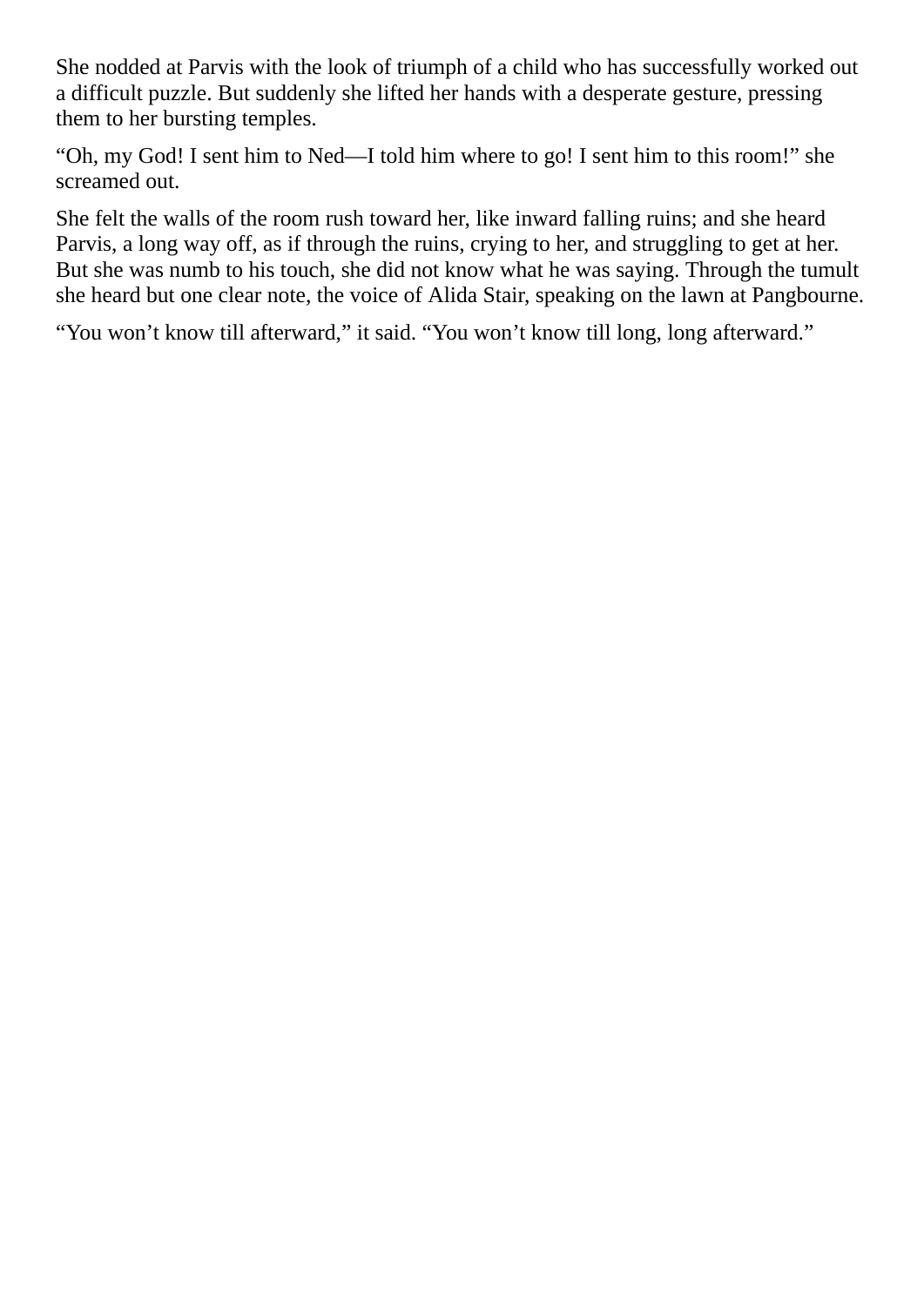She nodded at Parvis with the look of triumph of a child who has successfully worked out a difficult puzzle. But suddenly she lifted her hands with a desperate gesture, pressing them to her bursting temples.

“Oh, my God! I sent him to Ned—I told him where to go! I sent him to this room!” she screamed out.

She felt the walls of the room rush toward her, like inward falling ruins; and she heard Parvis, a long way off, as if through the ruins, crying to her, and struggling to get at her. But she was numb to his touch, she did not know what he was saying. Through the tumult she heard but one clear note, the voice of Alida Stair, speaking on the lawn at Pangbourne.

“You won’t know till afterward,” it said. “You won’t know till long, long afterward.”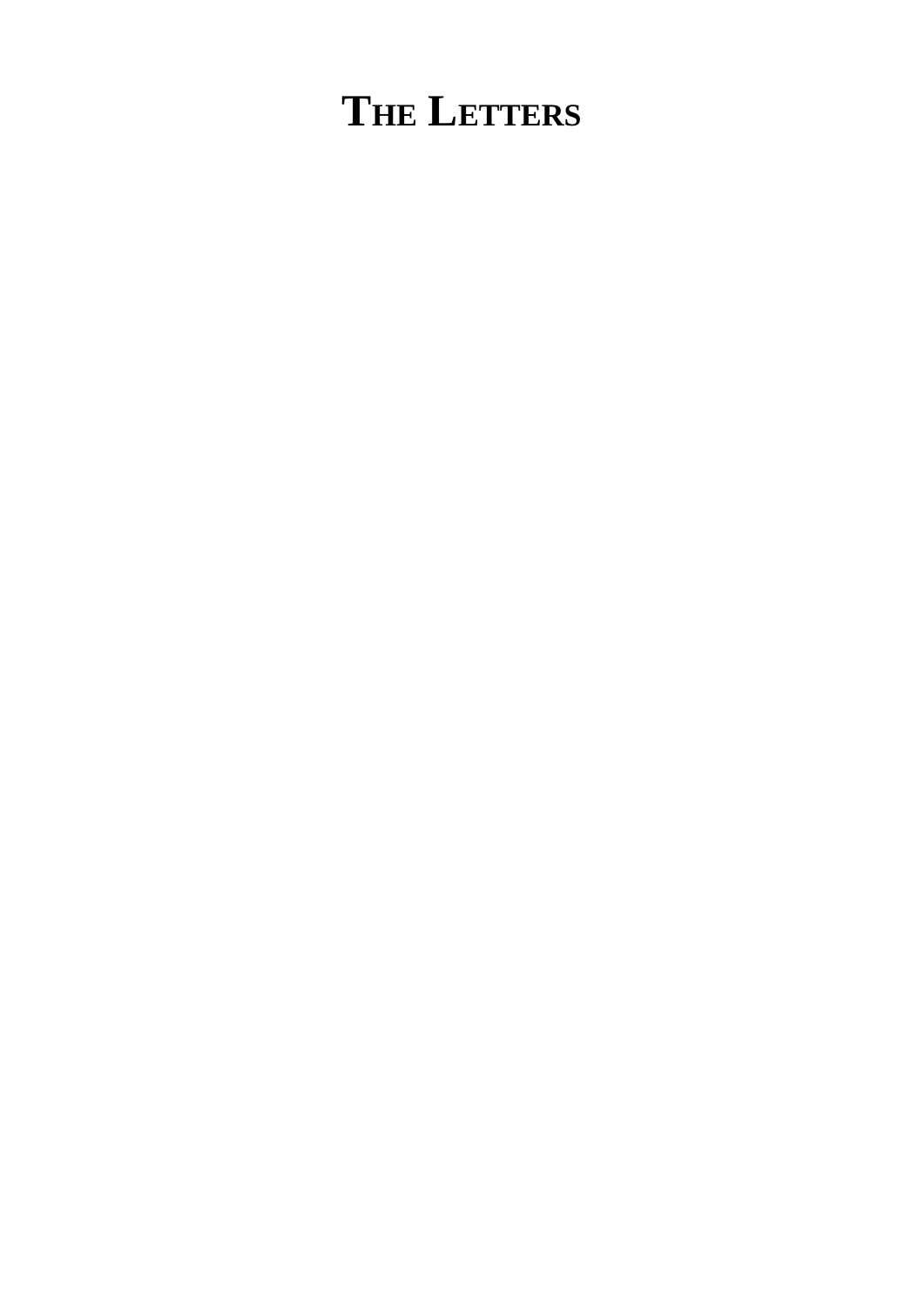# THE LETTERS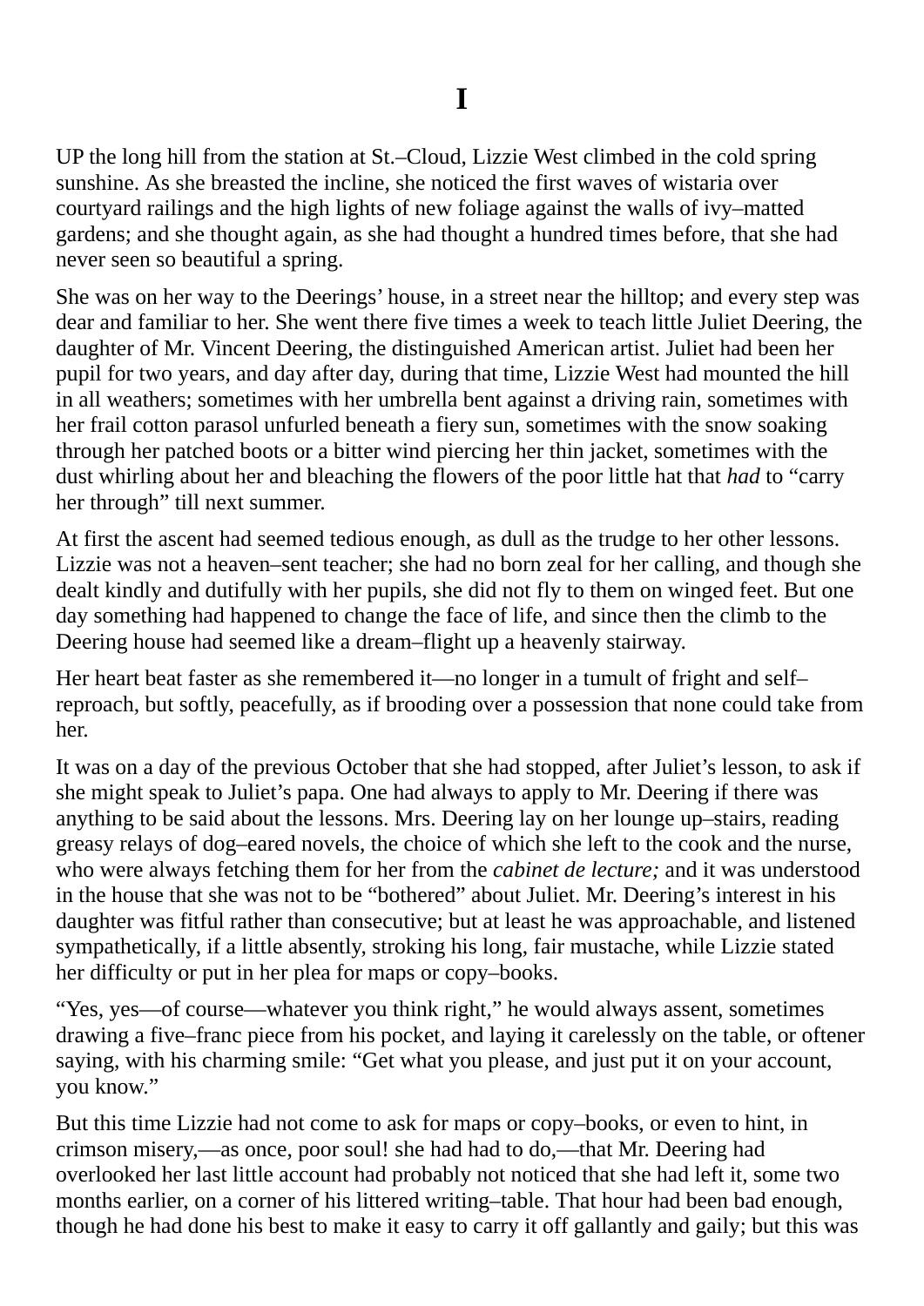# I

UP the long hill from the station at St.–Cloud, Lizzie West climbed in the cold spring sunshine. As she breasted the incline, she noticed the first waves of wistaria over courtyard railings and the high lights of new foliage against the walls of ivy–matted gardens; and she thought again, as she had thought a hundred times before, that she had never seen so beautiful a spring.

She was on her way to the Deerings' house, in a street near the hilltop; and every step was dear and familiar to her. She went there five times a week to teach little Juliet Deering, the daughter of Mr. Vincent Deering, the distinguished American artist. Juliet had been her pupil for two years, and day after day, during that time, Lizzie West had mounted the hill in all weathers; sometimes with her umbrella bent against a driving rain, sometimes with her frail cotton parasol unfurled beneath a fiery sun, sometimes with the snow soaking through her patched boots or a bitter wind piercing her thin jacket, sometimes with the dust whirling about her and bleaching the flowers of the poor little hat that *had* to "carry her through" till next summer.

At first the ascent had seemed tedious enough, as dull as the trudge to her other lessons. Lizzie was not a heaven–sent teacher; she had no born zeal for her calling, and though she dealt kindly and dutifully with her pupils, she did not fly to them on winged feet. But one day something had happened to change the face of life, and since then the climb to the Deering house had seemed like a dream–flight up a heavenly stairway.

Her heart beat faster as she remembered it—no longer in a tumult of fright and self–reproach, but softly, peacefully, as if brooding over a possession that none could take from her.

It was on a day of the previous October that she had stopped, after Juliet's lesson, to ask if she might speak to Juliet's papa. One had always to apply to Mr. Deering if there was anything to be said about the lessons. Mrs. Deering lay on her lounge up–stairs, reading greasy relays of dog–eared novels, the choice of which she left to the cook and the nurse, who were always fetching them for her from the *cabinet de lecture;* and it was understood in the house that she was not to be "bothered" about Juliet. Mr. Deering's interest in his daughter was fitful rather than consecutive; but at least he was approachable, and listened sympathetically, if a little absently, stroking his long, fair mustache, while Lizzie stated her difficulty or put in her plea for maps or copy–books.

"Yes, yes—of course—whatever you think right," he would always assent, sometimes drawing a five–franc piece from his pocket, and laying it carelessly on the table, or oftener saying, with his charming smile: "Get what you please, and just put it on your account, you know."

But this time Lizzie had not come to ask for maps or copy–books, or even to hint, in crimson misery,—as once, poor soul! she had had to do,—that Mr. Deering had overlooked her last little account had probably not noticed that she had left it, some two months earlier, on a corner of his littered writing–table. That hour had been bad enough, though he had done his best to make it easy to carry it off gallantly and gaily; but this was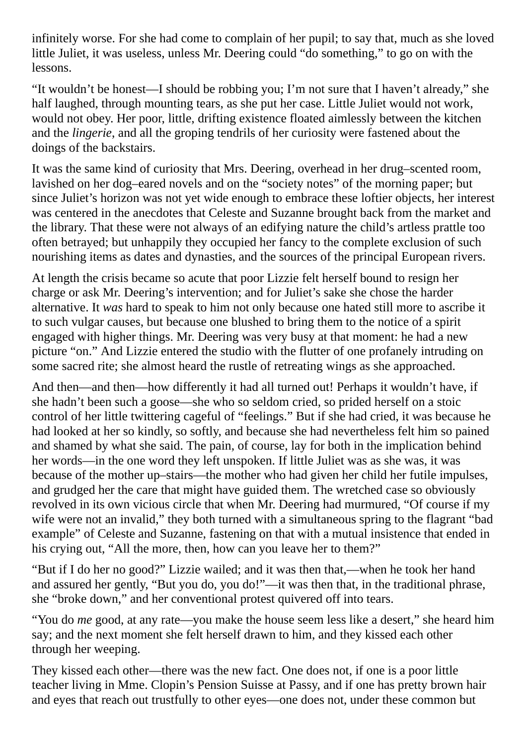infinitely worse. For she had come to complain of her pupil; to say that, much as she loved little Juliet, it was useless, unless Mr. Deering could "do something," to go on with the lessons.

"It wouldn't be honest—I should be robbing you; I'm not sure that I haven't already," she half laughed, through mounting tears, as she put her case. Little Juliet would not work, would not obey. Her poor, little, drifting existence floated aimlessly between the kitchen and the *lingerie*, and all the groping tendrils of her curiosity were fastened about the doings of the backstairs.

It was the same kind of curiosity that Mrs. Deering, overhead in her drug–scented room, lavished on her dog–eared novels and on the "society notes" of the morning paper; but since Juliet's horizon was not yet wide enough to embrace these loftier objects, her interest was centered in the anecdotes that Celeste and Suzanne brought back from the market and the library. That these were not always of an edifying nature the child's artless prattle too often betrayed; but unhappily they occupied her fancy to the complete exclusion of such nourishing items as dates and dynasties, and the sources of the principal European rivers.

At length the crisis became so acute that poor Lizzie felt herself bound to resign her charge or ask Mr. Deering's intervention; and for Juliet's sake she chose the harder alternative. It *was* hard to speak to him not only because one hated still more to ascribe it to such vulgar causes, but because one blushed to bring them to the notice of a spirit engaged with higher things. Mr. Deering was very busy at that moment: he had a new picture "on." And Lizzie entered the studio with the flutter of one profanely intruding on some sacred rite; she almost heard the rustle of retreating wings as she approached.

And then—and then—how differently it had all turned out! Perhaps it wouldn't have, if she hadn't been such a goose—she who so seldom cried, so prided herself on a stoic control of her little twittering cageful of "feelings." But if she had cried, it was because he had looked at her so kindly, so softly, and because she had nevertheless felt him so pained and shamed by what she said. The pain, of course, lay for both in the implication behind her words—in the one word they left unspoken. If little Juliet was as she was, it was because of the mother up–stairs—the mother who had given her child her futile impulses, and grudged her the care that might have guided them. The wretched case so obviously revolved in its own vicious circle that when Mr. Deering had murmured, "Of course if my wife were not an invalid," they both turned with a simultaneous spring to the flagrant "bad example" of Celeste and Suzanne, fastening on that with a mutual insistence that ended in his crying out, "All the more, then, how can you leave her to them?"

"But if I do her no good?" Lizzie wailed; and it was then that,—when he took her hand and assured her gently, "But you do, you do!"—it was then that, in the traditional phrase, she "broke down," and her conventional protest quivered off into tears.

"You do *me* good, at any rate—you make the house seem less like a desert," she heard him say; and the next moment she felt herself drawn to him, and they kissed each other through her weeping.

They kissed each other—there was the new fact. One does not, if one is a poor little teacher living in Mme. Clopin's Pension Suisse at Passy, and if one has pretty brown hair and eyes that reach out trustfully to other eyes—one does not, under these common but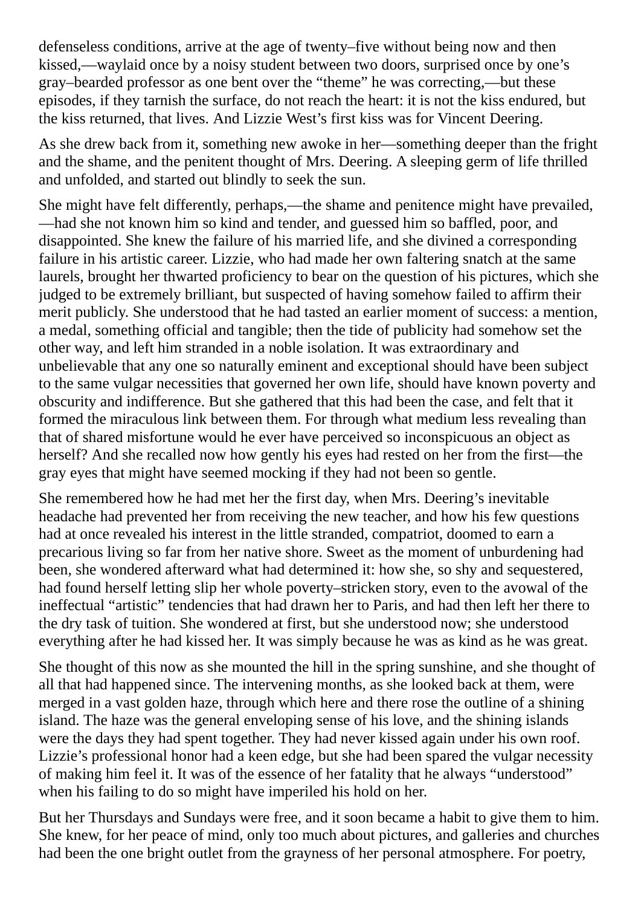defenseless conditions, arrive at the age of twenty–five without being now and then kissed,—waylaid once by a noisy student between two doors, surprised once by one's gray–bearded professor as one bent over the "theme" he was correcting,—but these episodes, if they tarnish the surface, do not reach the heart: it is not the kiss endured, but the kiss returned, that lives. And Lizzie West's first kiss was for Vincent Deering.

As she drew back from it, something new awoke in her—something deeper than the fright and the shame, and the penitent thought of Mrs. Deering. A sleeping germ of life thrilled and unfolded, and started out blindly to seek the sun.

She might have felt differently, perhaps,—the shame and penitence might have prevailed,—had she not known him so kind and tender, and guessed him so baffled, poor, and disappointed. She knew the failure of his married life, and she divined a corresponding failure in his artistic career. Lizzie, who had made her own faltering snatch at the same laurels, brought her thwarted proficiency to bear on the question of his pictures, which she judged to be extremely brilliant, but suspected of having somehow failed to affirm their merit publicly. She understood that he had tasted an earlier moment of success: a mention, a medal, something official and tangible; then the tide of publicity had somehow set the other way, and left him stranded in a noble isolation. It was extraordinary and unbelievable that any one so naturally eminent and exceptional should have been subject to the same vulgar necessities that governed her own life, should have known poverty and obscurity and indifference. But she gathered that this had been the case, and felt that it formed the miraculous link between them. For through what medium less revealing than that of shared misfortune would he ever have perceived so inconspicuous an object as herself? And she recalled now how gently his eyes had rested on her from the first—the gray eyes that might have seemed mocking if they had not been so gentle.

She remembered how he had met her the first day, when Mrs. Deering's inevitable headache had prevented her from receiving the new teacher, and how his few questions had at once revealed his interest in the little stranded, compatriot, doomed to earn a precarious living so far from her native shore. Sweet as the moment of unburdening had been, she wondered afterward what had determined it: how she, so shy and sequestered, had found herself letting slip her whole poverty–stricken story, even to the avowal of the ineffectual "artistic" tendencies that had drawn her to Paris, and had then left her there to the dry task of tuition. She wondered at first, but she understood now; she understood everything after he had kissed her. It was simply because he was as kind as he was great.

She thought of this now as she mounted the hill in the spring sunshine, and she thought of all that had happened since. The intervening months, as she looked back at them, were merged in a vast golden haze, through which here and there rose the outline of a shining island. The haze was the general enveloping sense of his love, and the shining islands were the days they had spent together. They had never kissed again under his own roof. Lizzie's professional honor had a keen edge, but she had been spared the vulgar necessity of making him feel it. It was of the essence of her fatality that he always "understood" when his failing to do so might have imperiled his hold on her.

But her Thursdays and Sundays were free, and it soon became a habit to give them to him. She knew, for her peace of mind, only too much about pictures, and galleries and churches had been the one bright outlet from the grayness of her personal atmosphere. For poetry,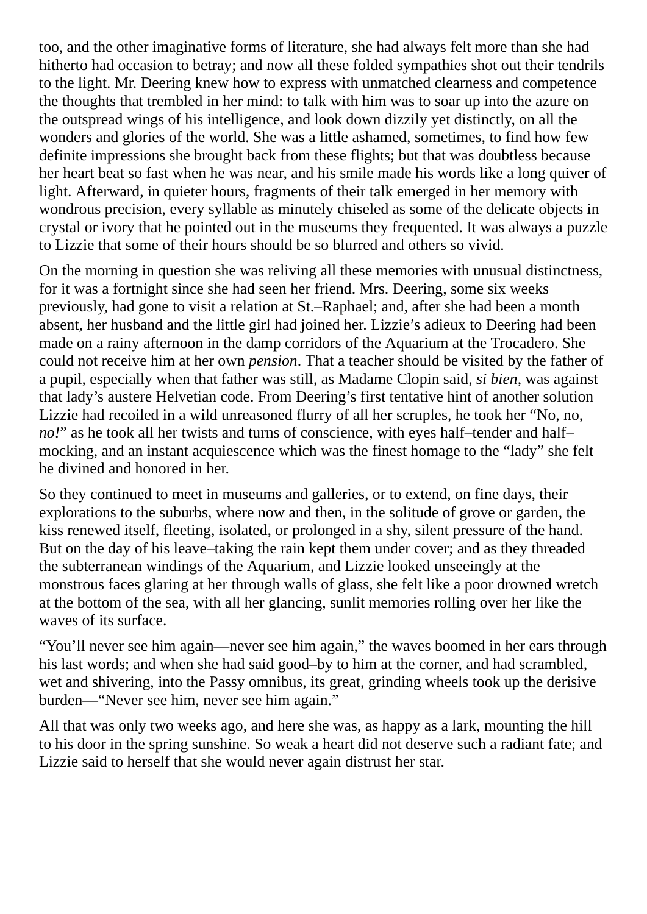too, and the other imaginative forms of literature, she had always felt more than she had hitherto had occasion to betray; and now all these folded sympathies shot out their tendrils to the light. Mr. Deering knew how to express with unmatched clearness and competence the thoughts that trembled in her mind: to talk with him was to soar up into the azure on the outspread wings of his intelligence, and look down dizzily yet distinctly, on all the wonders and glories of the world. She was a little ashamed, sometimes, to find how few definite impressions she brought back from these flights; but that was doubtless because her heart beat so fast when he was near, and his smile made his words like a long quiver of light. Afterward, in quieter hours, fragments of their talk emerged in her memory with wondrous precision, every syllable as minutely chiseled as some of the delicate objects in crystal or ivory that he pointed out in the museums they frequented. It was always a puzzle to Lizzie that some of their hours should be so blurred and others so vivid.

On the morning in question she was reliving all these memories with unusual distinctness, for it was a fortnight since she had seen her friend. Mrs. Deering, some six weeks previously, had gone to visit a relation at St.–Raphael; and, after she had been a month absent, her husband and the little girl had joined her. Lizzie's adieux to Deering had been made on a rainy afternoon in the damp corridors of the Aquarium at the Trocadero. She could not receive him at her own *pension*. That a teacher should be visited by the father of a pupil, especially when that father was still, as Madame Clopin said, *si bien*, was against that lady's austere Helvetian code. From Deering's first tentative hint of another solution Lizzie had recoiled in a wild unreasoned flurry of all her scruples, he took her "No, no, *no!*" as he took all her twists and turns of conscience, with eyes half–tender and half–mocking, and an instant acquiescence which was the finest homage to the "lady" she felt he divined and honored in her.

So they continued to meet in museums and galleries, or to extend, on fine days, their explorations to the suburbs, where now and then, in the solitude of grove or garden, the kiss renewed itself, fleeting, isolated, or prolonged in a shy, silent pressure of the hand. But on the day of his leave–taking the rain kept them under cover; and as they threaded the subterranean windings of the Aquarium, and Lizzie looked unseeingly at the monstrous faces glaring at her through walls of glass, she felt like a poor drowned wretch at the bottom of the sea, with all her glancing, sunlit memories rolling over her like the waves of its surface.

"You'll never see him again—never see him again," the waves boomed in her ears through his last words; and when she had said good–by to him at the corner, and had scrambled, wet and shivering, into the Passy omnibus, its great, grinding wheels took up the derisive burden—"Never see him, never see him again."

All that was only two weeks ago, and here she was, as happy as a lark, mounting the hill to his door in the spring sunshine. So weak a heart did not deserve such a radiant fate; and Lizzie said to herself that she would never again distrust her star.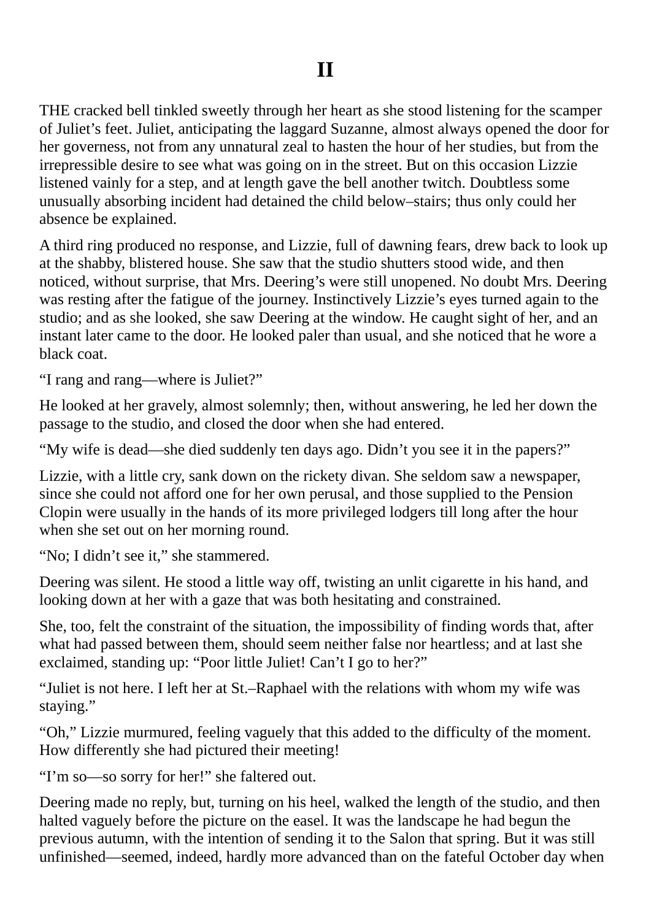# II

THE cracked bell tinkled sweetly through her heart as she stood listening for the scamper of Juliet's feet. Juliet, anticipating the laggard Suzanne, almost always opened the door for her governess, not from any unnatural zeal to hasten the hour of her studies, but from the irrepressible desire to see what was going on in the street. But on this occasion Lizzie listened vainly for a step, and at length gave the bell another twitch. Doubtless some unusually absorbing incident had detained the child below–stairs; thus only could her absence be explained.

A third ring produced no response, and Lizzie, full of dawning fears, drew back to look up at the shabby, blistered house. She saw that the studio shutters stood wide, and then noticed, without surprise, that Mrs. Deering's were still unopened. No doubt Mrs. Deering was resting after the fatigue of the journey. Instinctively Lizzie's eyes turned again to the studio; and as she looked, she saw Deering at the window. He caught sight of her, and an instant later came to the door. He looked paler than usual, and she noticed that he wore a black coat.

"I rang and rang—where is Juliet?"

He looked at her gravely, almost solemnly; then, without answering, he led her down the passage to the studio, and closed the door when she had entered.

"My wife is dead—she died suddenly ten days ago. Didn't you see it in the papers?"

Lizzie, with a little cry, sank down on the rickety divan. She seldom saw a newspaper, since she could not afford one for her own perusal, and those supplied to the Pension Clopin were usually in the hands of its more privileged lodgers till long after the hour when she set out on her morning round.

"No; I didn't see it," she stammered.

Deering was silent. He stood a little way off, twisting an unlit cigarette in his hand, and looking down at her with a gaze that was both hesitating and constrained.

She, too, felt the constraint of the situation, the impossibility of finding words that, after what had passed between them, should seem neither false nor heartless; and at last she exclaimed, standing up: "Poor little Juliet! Can't I go to her?"

"Juliet is not here. I left her at St.–Raphael with the relations with whom my wife was staying."

"Oh," Lizzie murmured, feeling vaguely that this added to the difficulty of the moment. How differently she had pictured their meeting!

"I'm so—so sorry for her!" she faltered out.

Deering made no reply, but, turning on his heel, walked the length of the studio, and then halted vaguely before the picture on the easel. It was the landscape he had begun the previous autumn, with the intention of sending it to the Salon that spring. But it was still unfinished—seemed, indeed, hardly more advanced than on the fateful October day when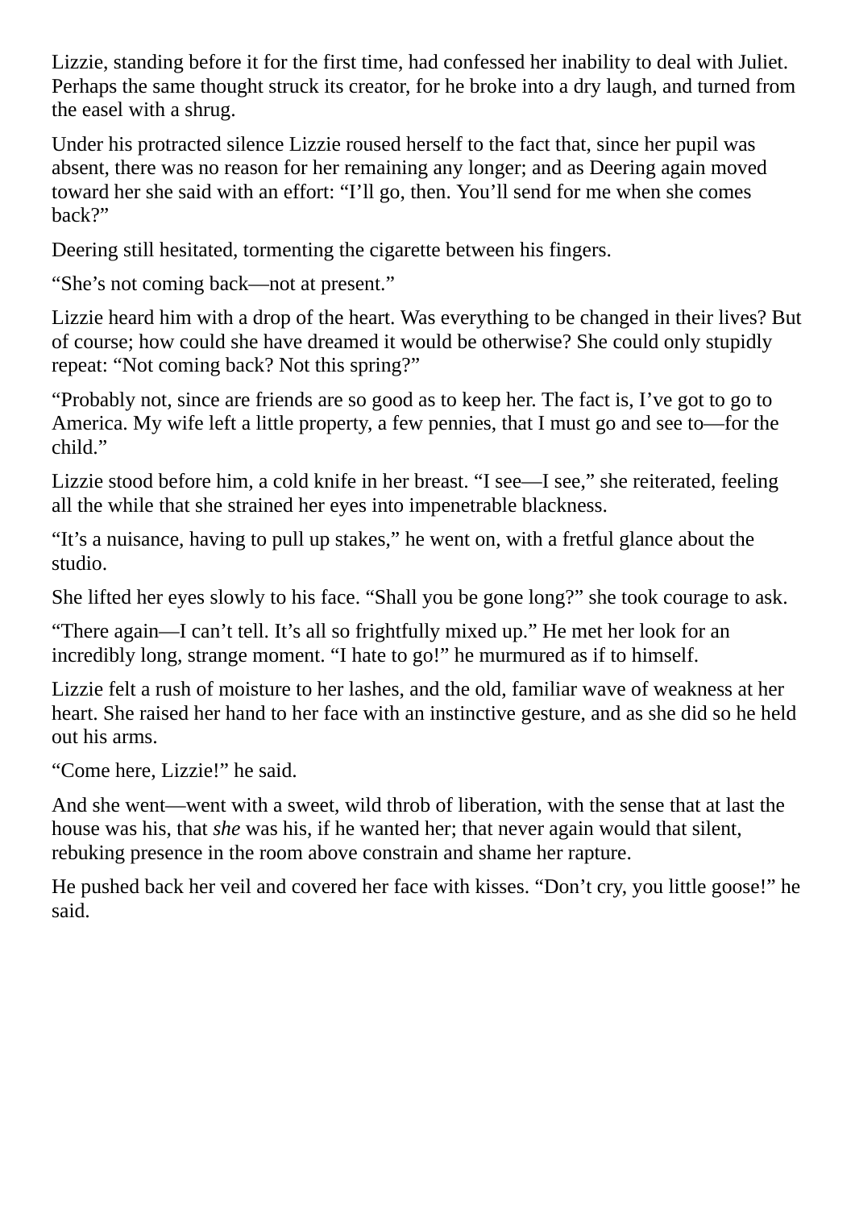Lizzie, standing before it for the first time, had confessed her inability to deal with Juliet. Perhaps the same thought struck its creator, for he broke into a dry laugh, and turned from the easel with a shrug.

Under his protracted silence Lizzie roused herself to the fact that, since her pupil was absent, there was no reason for her remaining any longer; and as Deering again moved toward her she said with an effort: "I'll go, then. You'll send for me when she comes back?"

Deering still hesitated, tormenting the cigarette between his fingers.

"She's not coming back—not at present."

Lizzie heard him with a drop of the heart. Was everything to be changed in their lives? But of course; how could she have dreamed it would be otherwise? She could only stupidly repeat: "Not coming back? Not this spring?"

"Probably not, since are friends are so good as to keep her. The fact is, I've got to go to America. My wife left a little property, a few pennies, that I must go and see to—for the child."

Lizzie stood before him, a cold knife in her breast. "I see—I see," she reiterated, feeling all the while that she strained her eyes into impenetrable blackness.

"It's a nuisance, having to pull up stakes," he went on, with a fretful glance about the studio.

She lifted her eyes slowly to his face. "Shall you be gone long?" she took courage to ask.

"There again—I can't tell. It's all so frightfully mixed up." He met her look for an incredibly long, strange moment. "I hate to go!" he murmured as if to himself.

Lizzie felt a rush of moisture to her lashes, and the old, familiar wave of weakness at her heart. She raised her hand to her face with an instinctive gesture, and as she did so he held out his arms.

"Come here, Lizzie!" he said.

And she went—went with a sweet, wild throb of liberation, with the sense that at last the house was his, that *she* was his, if he wanted her; that never again would that silent, rebuking presence in the room above constrain and shame her rapture.

He pushed back her veil and covered her face with kisses. "Don't cry, you little goose!" he said.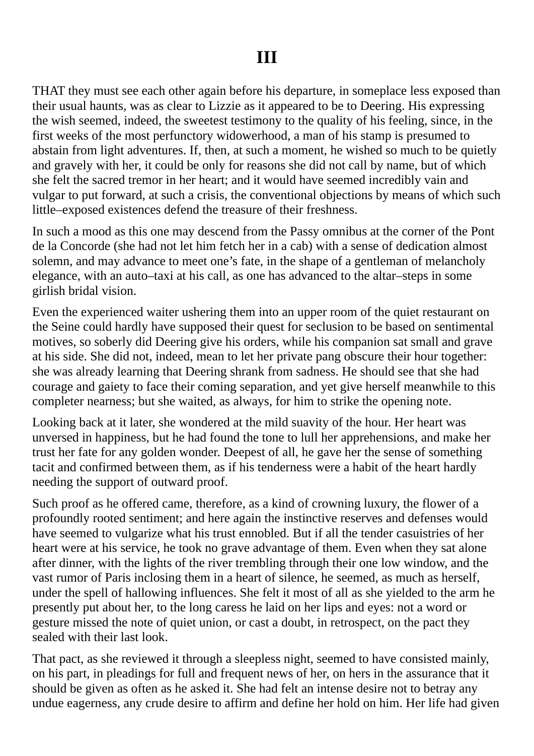# III

THAT they must see each other again before his departure, in someplace less exposed than their usual haunts, was as clear to Lizzie as it appeared to be to Deering. His expressing the wish seemed, indeed, the sweetest testimony to the quality of his feeling, since, in the first weeks of the most perfunctory widowerhood, a man of his stamp is presumed to abstain from light adventures. If, then, at such a moment, he wished so much to be quietly and gravely with her, it could be only for reasons she did not call by name, but of which she felt the sacred tremor in her heart; and it would have seemed incredibly vain and vulgar to put forward, at such a crisis, the conventional objections by means of which such little–exposed existences defend the treasure of their freshness.

In such a mood as this one may descend from the Passy omnibus at the corner of the Pont de la Concorde (she had not let him fetch her in a cab) with a sense of dedication almost solemn, and may advance to meet one's fate, in the shape of a gentleman of melancholy elegance, with an auto–taxi at his call, as one has advanced to the altar–steps in some girlish bridal vision.

Even the experienced waiter ushering them into an upper room of the quiet restaurant on the Seine could hardly have supposed their quest for seclusion to be based on sentimental motives, so soberly did Deering give his orders, while his companion sat small and grave at his side. She did not, indeed, mean to let her private pang obscure their hour together: she was already learning that Deering shrank from sadness. He should see that she had courage and gaiety to face their coming separation, and yet give herself meanwhile to this completer nearness; but she waited, as always, for him to strike the opening note.

Looking back at it later, she wondered at the mild suavity of the hour. Her heart was unversed in happiness, but he had found the tone to lull her apprehensions, and make her trust her fate for any golden wonder. Deepest of all, he gave her the sense of something tacit and confirmed between them, as if his tenderness were a habit of the heart hardly needing the support of outward proof.

Such proof as he offered came, therefore, as a kind of crowning luxury, the flower of a profoundly rooted sentiment; and here again the instinctive reserves and defenses would have seemed to vulgarize what his trust ennobled. But if all the tender casuistries of her heart were at his service, he took no grave advantage of them. Even when they sat alone after dinner, with the lights of the river trembling through their one low window, and the vast rumor of Paris inclosing them in a heart of silence, he seemed, as much as herself, under the spell of hallowing influences. She felt it most of all as she yielded to the arm he presently put about her, to the long caress he laid on her lips and eyes: not a word or gesture missed the note of quiet union, or cast a doubt, in retrospect, on the pact they sealed with their last look.

That pact, as she reviewed it through a sleepless night, seemed to have consisted mainly, on his part, in pleadings for full and frequent news of her, on hers in the assurance that it should be given as often as he asked it. She had felt an intense desire not to betray any undue eagerness, any crude desire to affirm and define her hold on him. Her life had given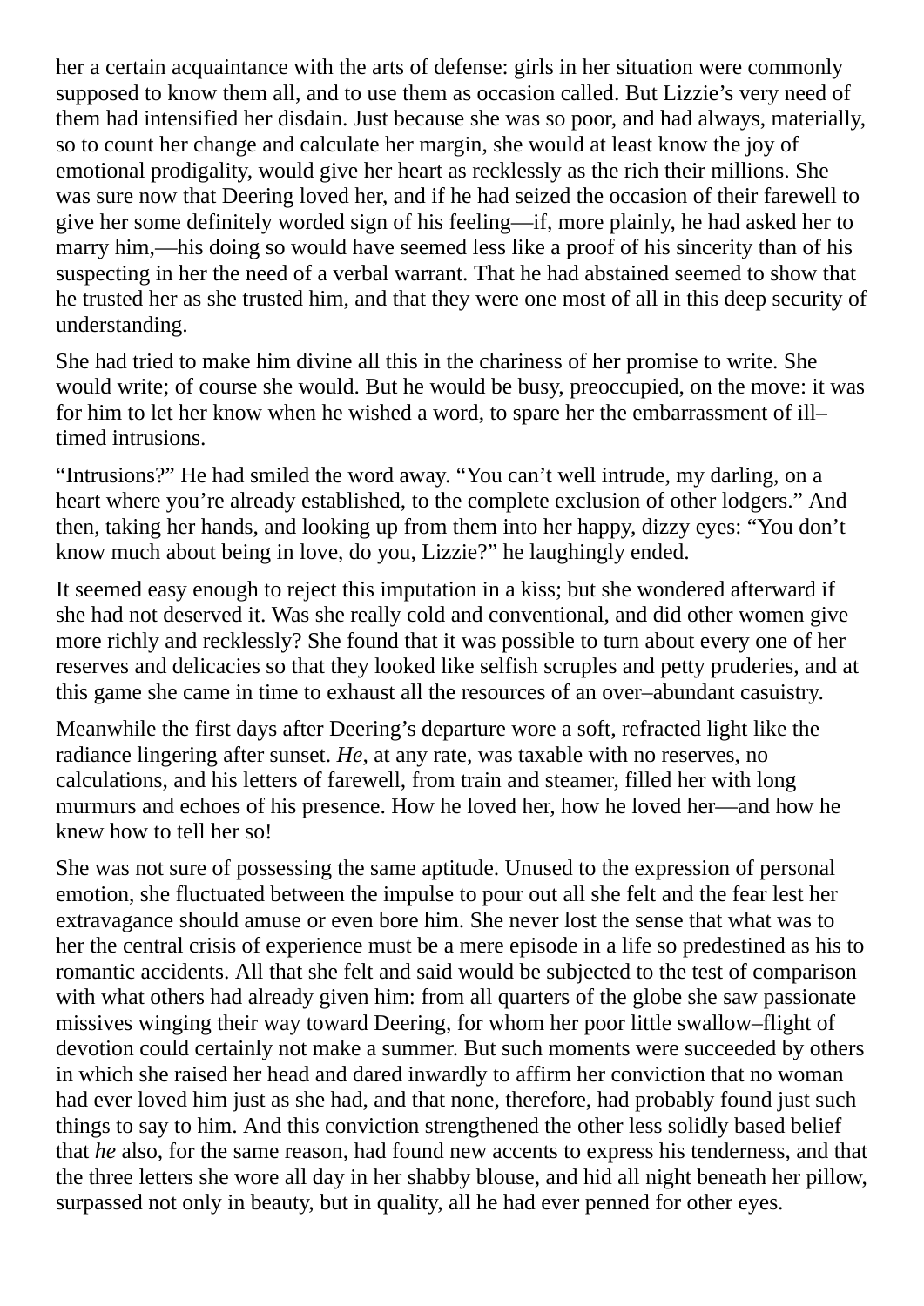her a certain acquaintance with the arts of defense: girls in her situation were commonly supposed to know them all, and to use them as occasion called. But Lizzie's very need of them had intensified her disdain. Just because she was so poor, and had always, materially, so to count her change and calculate her margin, she would at least know the joy of emotional prodigality, would give her heart as recklessly as the rich their millions. She was sure now that Deering loved her, and if he had seized the occasion of their farewell to give her some definitely worded sign of his feeling—if, more plainly, he had asked her to marry him,—his doing so would have seemed less like a proof of his sincerity than of his suspecting in her the need of a verbal warrant. That he had abstained seemed to show that he trusted her as she trusted him, and that they were one most of all in this deep security of understanding.

She had tried to make him divine all this in the chariness of her promise to write. She would write; of course she would. But he would be busy, preoccupied, on the move: it was for him to let her know when he wished a word, to spare her the embarrassment of ill–timed intrusions.

"Intrusions?" He had smiled the word away. "You can't well intrude, my darling, on a heart where you're already established, to the complete exclusion of other lodgers." And then, taking her hands, and looking up from them into her happy, dizzy eyes: "You don't know much about being in love, do you, Lizzie?" he laughingly ended.

It seemed easy enough to reject this imputation in a kiss; but she wondered afterward if she had not deserved it. Was she really cold and conventional, and did other women give more richly and recklessly? She found that it was possible to turn about every one of her reserves and delicacies so that they looked like selfish scruples and petty pruderies, and at this game she came in time to exhaust all the resources of an over–abundant casuistry.

Meanwhile the first days after Deering's departure wore a soft, refracted light like the radiance lingering after sunset. *He*, at any rate, was taxable with no reserves, no calculations, and his letters of farewell, from train and steamer, filled her with long murmurs and echoes of his presence. How he loved her, how he loved her—and how he knew how to tell her so!

She was not sure of possessing the same aptitude. Unused to the expression of personal emotion, she fluctuated between the impulse to pour out all she felt and the fear lest her extravagance should amuse or even bore him. She never lost the sense that what was to her the central crisis of experience must be a mere episode in a life so predestined as his to romantic accidents. All that she felt and said would be subjected to the test of comparison with what others had already given him: from all quarters of the globe she saw passionate missives winging their way toward Deering, for whom her poor little swallow–flight of devotion could certainly not make a summer. But such moments were succeeded by others in which she raised her head and dared inwardly to affirm her conviction that no woman had ever loved him just as she had, and that none, therefore, had probably found just such things to say to him. And this conviction strengthened the other less solidly based belief that *he* also, for the same reason, had found new accents to express his tenderness, and that the three letters she wore all day in her shabby blouse, and hid all night beneath her pillow, surpassed not only in beauty, but in quality, all he had ever penned for other eyes.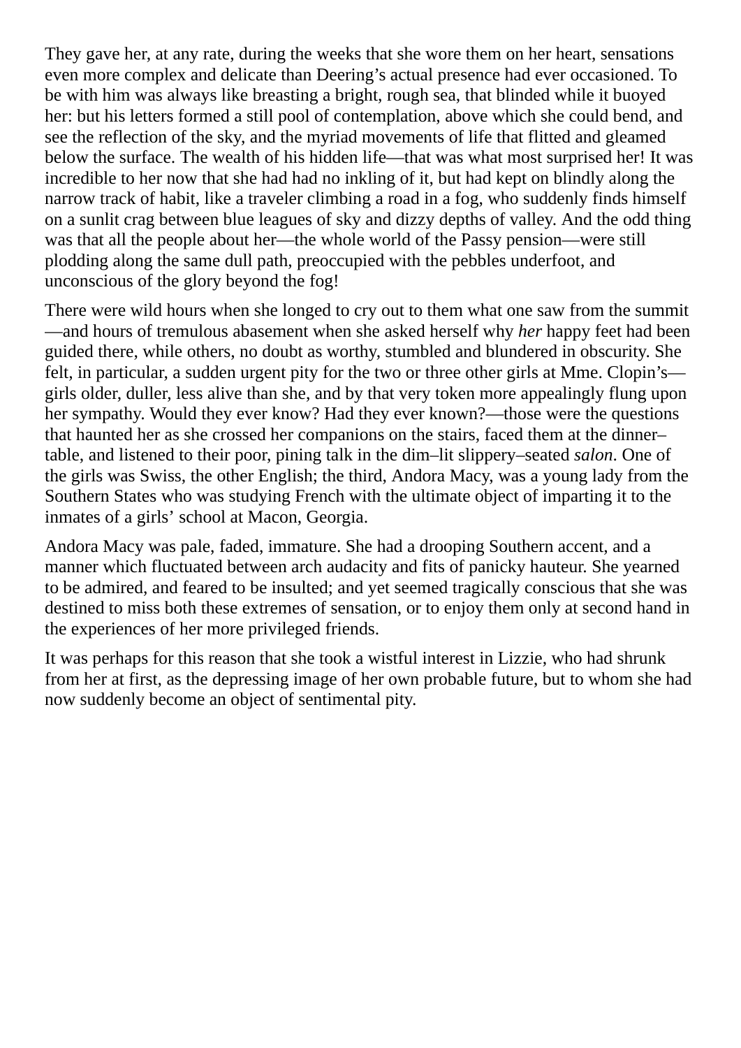They gave her, at any rate, during the weeks that she wore them on her heart, sensations even more complex and delicate than Deering's actual presence had ever occasioned. To be with him was always like breasting a bright, rough sea, that blinded while it buoyed her: but his letters formed a still pool of contemplation, above which she could bend, and see the reflection of the sky, and the myriad movements of life that flitted and gleamed below the surface. The wealth of his hidden life—that was what most surprised her! It was incredible to her now that she had had no inkling of it, but had kept on blindly along the narrow track of habit, like a traveler climbing a road in a fog, who suddenly finds himself on a sunlit crag between blue leagues of sky and dizzy depths of valley. And the odd thing was that all the people about her—the whole world of the Passy pension—were still plodding along the same dull path, preoccupied with the pebbles underfoot, and unconscious of the glory beyond the fog!

There were wild hours when she longed to cry out to them what one saw from the summit—and hours of tremulous abasement when she asked herself why *her* happy feet had been guided there, while others, no doubt as worthy, stumbled and blundered in obscurity. She felt, in particular, a sudden urgent pity for the two or three other girls at Mme. Clopin's—girls older, duller, less alive than she, and by that very token more appealingly flung upon her sympathy. Would they ever know? Had they ever known?—those were the questions that haunted her as she crossed her companions on the stairs, faced them at the dinner–table, and listened to their poor, pining talk in the dim–lit slippery–seated *salon*. One of the girls was Swiss, the other English; the third, Andora Macy, was a young lady from the Southern States who was studying French with the ultimate object of imparting it to the inmates of a girls' school at Macon, Georgia.

Andora Macy was pale, faded, immature. She had a drooping Southern accent, and a manner which fluctuated between arch audacity and fits of panicky hauteur. She yearned to be admired, and feared to be insulted; and yet seemed tragically conscious that she was destined to miss both these extremes of sensation, or to enjoy them only at second hand in the experiences of her more privileged friends.

It was perhaps for this reason that she took a wistful interest in Lizzie, who had shrunk from her at first, as the depressing image of her own probable future, but to whom she had now suddenly become an object of sentimental pity.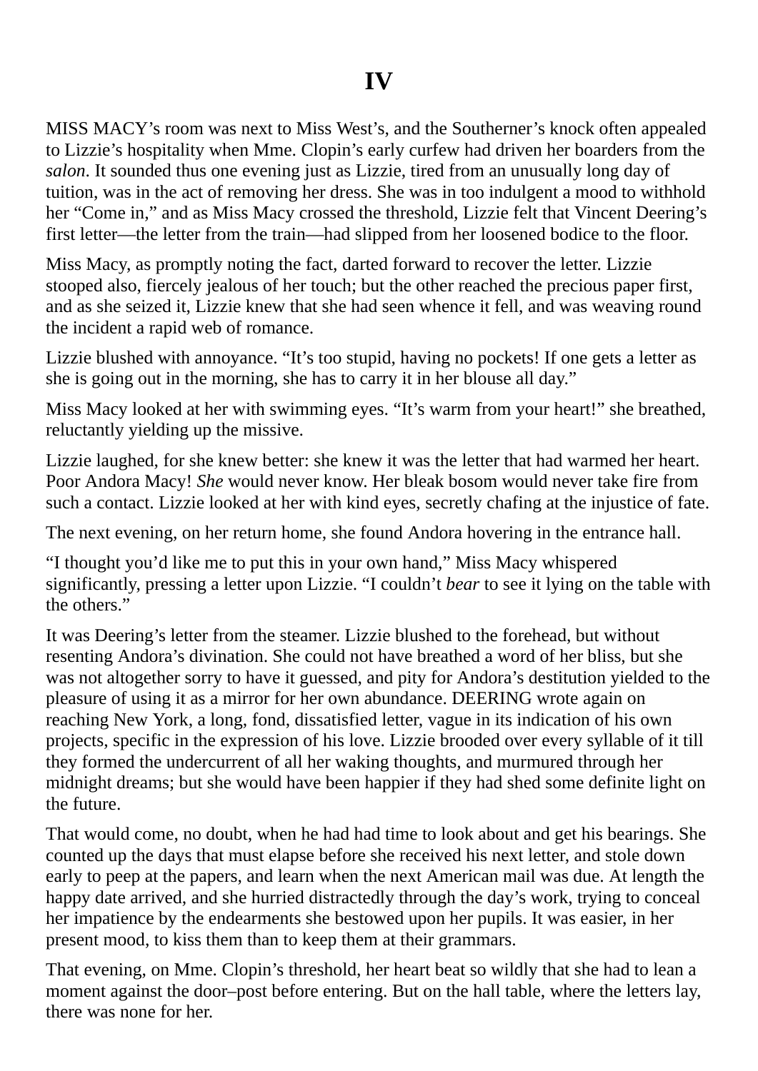# IV

MISS MACY's room was next to Miss West's, and the Southerner's knock often appealed to Lizzie's hospitality when Mme. Clopin's early curfew had driven her boarders from the *salon*. It sounded thus one evening just as Lizzie, tired from an unusually long day of tuition, was in the act of removing her dress. She was in too indulgent a mood to withhold her "Come in," and as Miss Macy crossed the threshold, Lizzie felt that Vincent Deering's first letter—the letter from the train—had slipped from her loosened bodice to the floor.

Miss Macy, as promptly noting the fact, darted forward to recover the letter. Lizzie stooped also, fiercely jealous of her touch; but the other reached the precious paper first, and as she seized it, Lizzie knew that she had seen whence it fell, and was weaving round the incident a rapid web of romance.

Lizzie blushed with annoyance. "It's too stupid, having no pockets! If one gets a letter as she is going out in the morning, she has to carry it in her blouse all day."

Miss Macy looked at her with swimming eyes. "It's warm from your heart!" she breathed, reluctantly yielding up the missive.

Lizzie laughed, for she knew better: she knew it was the letter that had warmed her heart. Poor Andora Macy! *She* would never know. Her bleak bosom would never take fire from such a contact. Lizzie looked at her with kind eyes, secretly chafing at the injustice of fate.

The next evening, on her return home, she found Andora hovering in the entrance hall.

"I thought you'd like me to put this in your own hand," Miss Macy whispered significantly, pressing a letter upon Lizzie. "I couldn't *bear* to see it lying on the table with the others."

It was Deering's letter from the steamer. Lizzie blushed to the forehead, but without resenting Andora's divination. She could not have breathed a word of her bliss, but she was not altogether sorry to have it guessed, and pity for Andora's destitution yielded to the pleasure of using it as a mirror for her own abundance. DEERING wrote again on reaching New York, a long, fond, dissatisfied letter, vague in its indication of his own projects, specific in the expression of his love. Lizzie brooded over every syllable of it till they formed the undercurrent of all her waking thoughts, and murmured through her midnight dreams; but she would have been happier if they had shed some definite light on the future.

That would come, no doubt, when he had had time to look about and get his bearings. She counted up the days that must elapse before she received his next letter, and stole down early to peep at the papers, and learn when the next American mail was due. At length the happy date arrived, and she hurried distractedly through the day's work, trying to conceal her impatience by the endearments she bestowed upon her pupils. It was easier, in her present mood, to kiss them than to keep them at their grammars.

That evening, on Mme. Clopin's threshold, her heart beat so wildly that she had to lean a moment against the door–post before entering. But on the hall table, where the letters lay, there was none for her.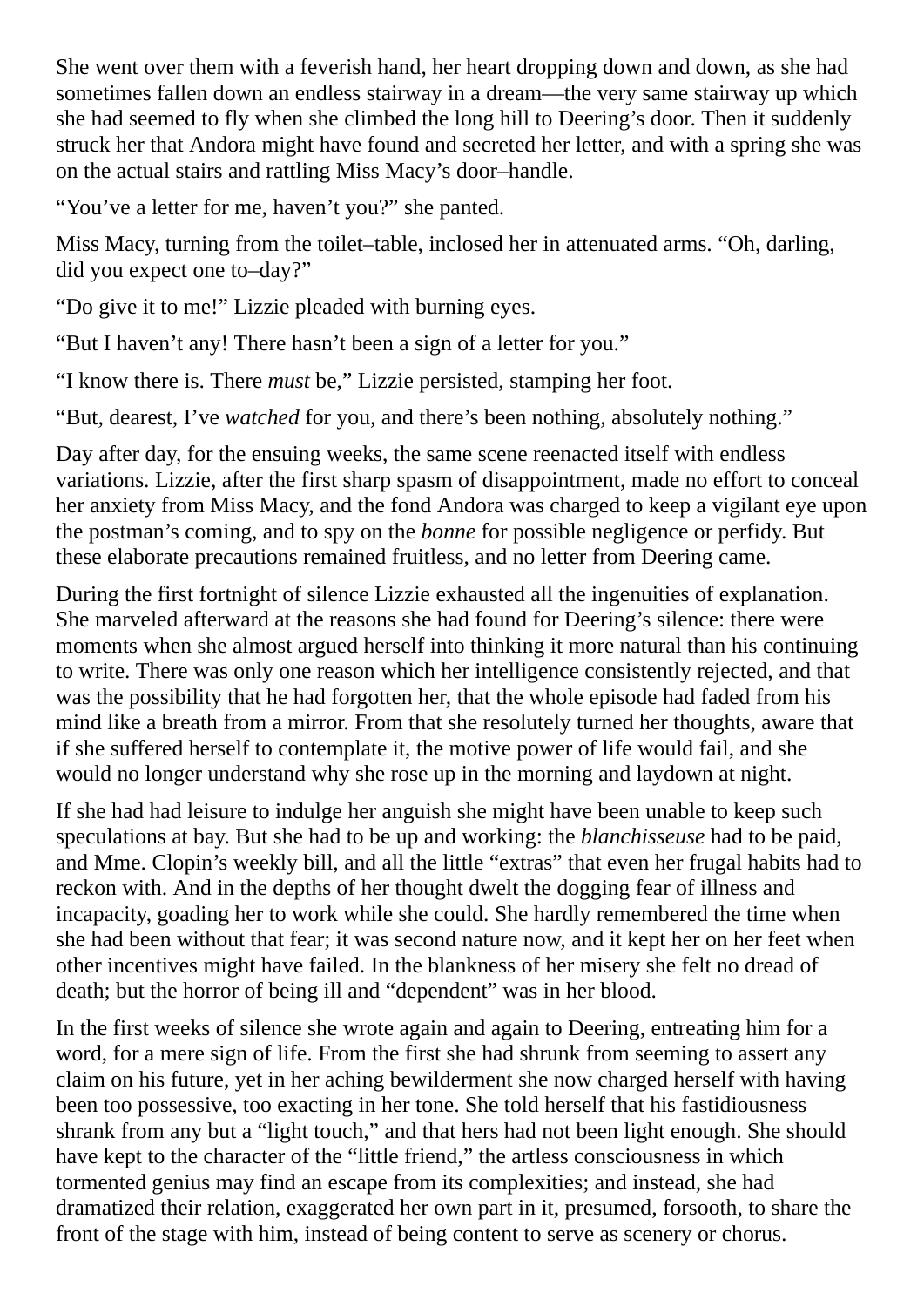She went over them with a feverish hand, her heart dropping down and down, as she had sometimes fallen down an endless stairway in a dream—the very same stairway up which she had seemed to fly when she climbed the long hill to Deering's door. Then it suddenly struck her that Andora might have found and secreted her letter, and with a spring she was on the actual stairs and rattling Miss Macy's door–handle.

"You've a letter for me, haven't you?" she panted.

Miss Macy, turning from the toilet–table, inclosed her in attenuated arms. "Oh, darling, did you expect one to–day?"

"Do give it to me!" Lizzie pleaded with burning eyes.

"But I haven't any! There hasn't been a sign of a letter for you."

"I know there is. There *must* be," Lizzie persisted, stamping her foot.

"But, dearest, I've *watched* for you, and there's been nothing, absolutely nothing."

Day after day, for the ensuing weeks, the same scene reenacted itself with endless variations. Lizzie, after the first sharp spasm of disappointment, made no effort to conceal her anxiety from Miss Macy, and the fond Andora was charged to keep a vigilant eye upon the postman's coming, and to spy on the *bonne* for possible negligence or perfidy. But these elaborate precautions remained fruitless, and no letter from Deering came.

During the first fortnight of silence Lizzie exhausted all the ingenuities of explanation. She marveled afterward at the reasons she had found for Deering's silence: there were moments when she almost argued herself into thinking it more natural than his continuing to write. There was only one reason which her intelligence consistently rejected, and that was the possibility that he had forgotten her, that the whole episode had faded from his mind like a breath from a mirror. From that she resolutely turned her thoughts, aware that if she suffered herself to contemplate it, the motive power of life would fail, and she would no longer understand why she rose up in the morning and laydown at night.

If she had had leisure to indulge her anguish she might have been unable to keep such speculations at bay. But she had to be up and working: the *blanchisseuse* had to be paid, and Mme. Clopin's weekly bill, and all the little "extras" that even her frugal habits had to reckon with. And in the depths of her thought dwelt the dogging fear of illness and incapacity, goading her to work while she could. She hardly remembered the time when she had been without that fear; it was second nature now, and it kept her on her feet when other incentives might have failed. In the blankness of her misery she felt no dread of death; but the horror of being ill and "dependent" was in her blood.

In the first weeks of silence she wrote again and again to Deering, entreating him for a word, for a mere sign of life. From the first she had shrunk from seeming to assert any claim on his future, yet in her aching bewilderment she now charged herself with having been too possessive, too exacting in her tone. She told herself that his fastidiousness shrank from any but a "light touch," and that hers had not been light enough. She should have kept to the character of the "little friend," the artless consciousness in which tormented genius may find an escape from its complexities; and instead, she had dramatized their relation, exaggerated her own part in it, presumed, forsooth, to share the front of the stage with him, instead of being content to serve as scenery or chorus.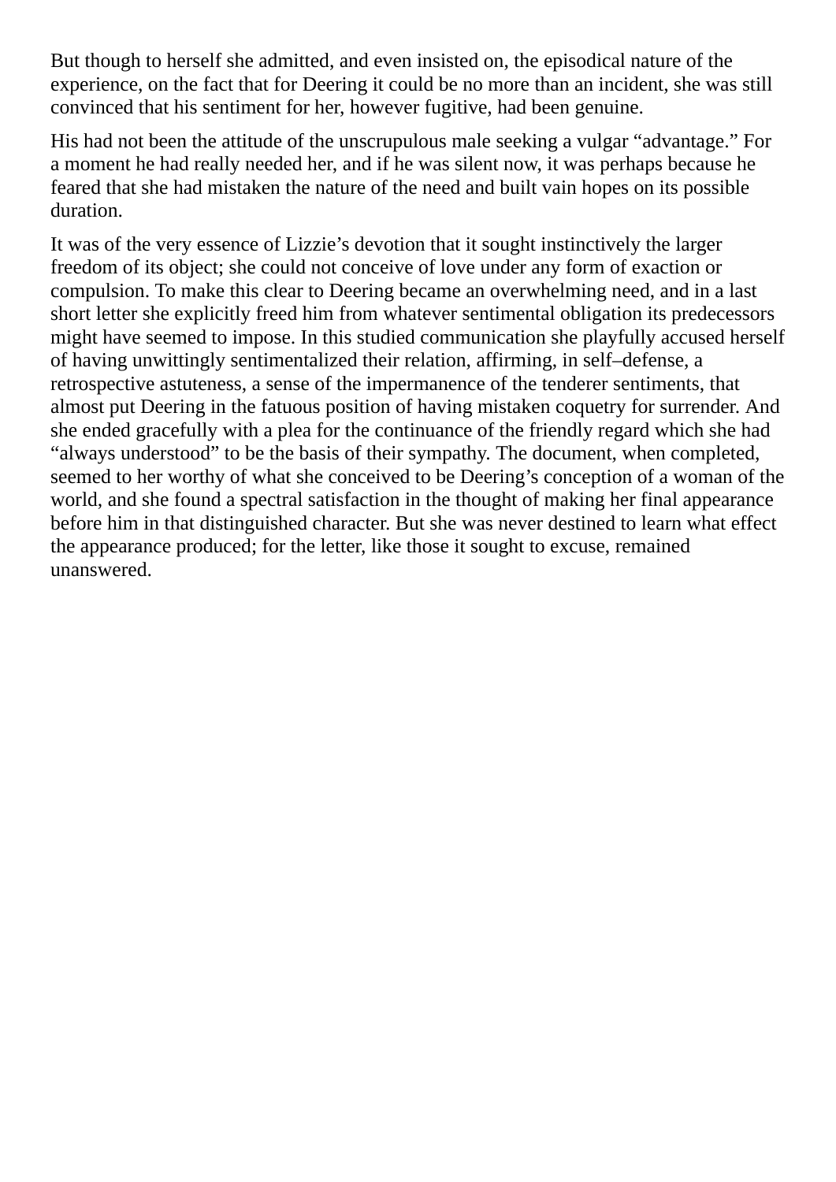But though to herself she admitted, and even insisted on, the episodical nature of the experience, on the fact that for Deering it could be no more than an incident, she was still convinced that his sentiment for her, however fugitive, had been genuine.

His had not been the attitude of the unscrupulous male seeking a vulgar “advantage.” For a moment he had really needed her, and if he was silent now, it was perhaps because he feared that she had mistaken the nature of the need and built vain hopes on its possible duration.

It was of the very essence of Lizzie’s devotion that it sought instinctively the larger freedom of its object; she could not conceive of love under any form of exaction or compulsion. To make this clear to Deering became an overwhelming need, and in a last short letter she explicitly freed him from whatever sentimental obligation its predecessors might have seemed to impose. In this studied communication she playfully accused herself of having unwittingly sentimentalized their relation, affirming, in self–defense, a retrospective astuteness, a sense of the impermanence of the tenderer sentiments, that almost put Deering in the fatuous position of having mistaken coquetry for surrender. And she ended gracefully with a plea for the continuance of the friendly regard which she had “always understood” to be the basis of their sympathy. The document, when completed, seemed to her worthy of what she conceived to be Deering’s conception of a woman of the world, and she found a spectral satisfaction in the thought of making her final appearance before him in that distinguished character. But she was never destined to learn what effect the appearance produced; for the letter, like those it sought to excuse, remained unanswered.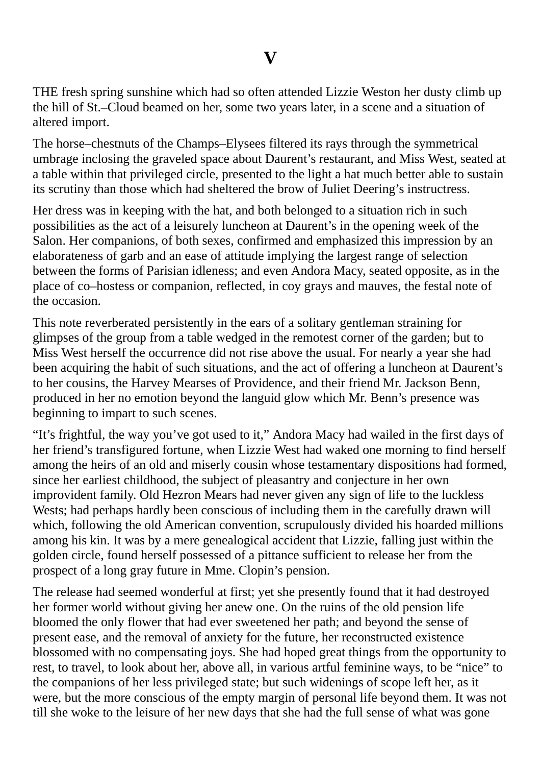# V

THE fresh spring sunshine which had so often attended Lizzie Weston her dusty climb up the hill of St.–Cloud beamed on her, some two years later, in a scene and a situation of altered import.

The horse–chestnuts of the Champs–Elysees filtered its rays through the symmetrical umbrage inclosing the graveled space about Daurent's restaurant, and Miss West, seated at a table within that privileged circle, presented to the light a hat much better able to sustain its scrutiny than those which had sheltered the brow of Juliet Deering's instructress.

Her dress was in keeping with the hat, and both belonged to a situation rich in such possibilities as the act of a leisurely luncheon at Daurent's in the opening week of the Salon. Her companions, of both sexes, confirmed and emphasized this impression by an elaborateness of garb and an ease of attitude implying the largest range of selection between the forms of Parisian idleness; and even Andora Macy, seated opposite, as in the place of co–hostess or companion, reflected, in coy grays and mauves, the festal note of the occasion.

This note reverberated persistently in the ears of a solitary gentleman straining for glimpses of the group from a table wedged in the remotest corner of the garden; but to Miss West herself the occurrence did not rise above the usual. For nearly a year she had been acquiring the habit of such situations, and the act of offering a luncheon at Daurent's to her cousins, the Harvey Mearses of Providence, and their friend Mr. Jackson Benn, produced in her no emotion beyond the languid glow which Mr. Benn's presence was beginning to impart to such scenes.

"It's frightful, the way you've got used to it," Andora Macy had wailed in the first days of her friend's transfigured fortune, when Lizzie West had waked one morning to find herself among the heirs of an old and miserly cousin whose testamentary dispositions had formed, since her earliest childhood, the subject of pleasantry and conjecture in her own improvident family. Old Hezron Mears had never given any sign of life to the luckless Wests; had perhaps hardly been conscious of including them in the carefully drawn will which, following the old American convention, scrupulously divided his hoarded millions among his kin. It was by a mere genealogical accident that Lizzie, falling just within the golden circle, found herself possessed of a pittance sufficient to release her from the prospect of a long gray future in Mme. Clopin's pension.

The release had seemed wonderful at first; yet she presently found that it had destroyed her former world without giving her anew one. On the ruins of the old pension life bloomed the only flower that had ever sweetened her path; and beyond the sense of present ease, and the removal of anxiety for the future, her reconstructed existence blossomed with no compensating joys. She had hoped great things from the opportunity to rest, to travel, to look about her, above all, in various artful feminine ways, to be "nice" to the companions of her less privileged state; but such widenings of scope left her, as it were, but the more conscious of the empty margin of personal life beyond them. It was not till she woke to the leisure of her new days that she had the full sense of what was gone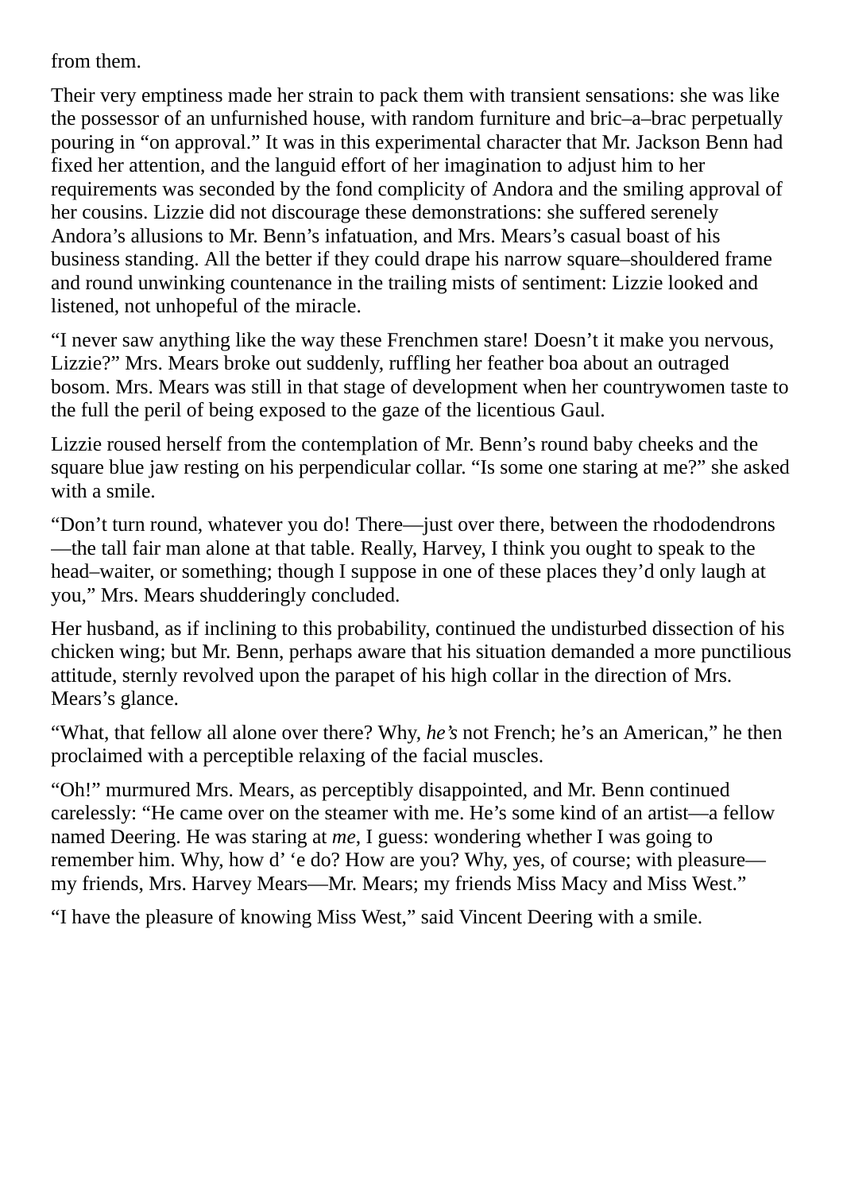from them.

Their very emptiness made her strain to pack them with transient sensations: she was like the possessor of an unfurnished house, with random furniture and bric–a–brac perpetually pouring in "on approval." It was in this experimental character that Mr. Jackson Benn had fixed her attention, and the languid effort of her imagination to adjust him to her requirements was seconded by the fond complicity of Andora and the smiling approval of her cousins. Lizzie did not discourage these demonstrations: she suffered serenely Andora's allusions to Mr. Benn's infatuation, and Mrs. Mears's casual boast of his business standing. All the better if they could drape his narrow square–shouldered frame and round unwinking countenance in the trailing mists of sentiment: Lizzie looked and listened, not unhopeful of the miracle.

"I never saw anything like the way these Frenchmen stare! Doesn't it make you nervous, Lizzie?" Mrs. Mears broke out suddenly, ruffling her feather boa about an outraged bosom. Mrs. Mears was still in that stage of development when her countrywomen taste to the full the peril of being exposed to the gaze of the licentious Gaul.

Lizzie roused herself from the contemplation of Mr. Benn's round baby cheeks and the square blue jaw resting on his perpendicular collar. "Is some one staring at me?" she asked with a smile.

"Don't turn round, whatever you do! There—just over there, between the rhododendrons—the tall fair man alone at that table. Really, Harvey, I think you ought to speak to the head–waiter, or something; though I suppose in one of these places they'd only laugh at you," Mrs. Mears shudderingly concluded.

Her husband, as if inclining to this probability, continued the undisturbed dissection of his chicken wing; but Mr. Benn, perhaps aware that his situation demanded a more punctilious attitude, sternly revolved upon the parapet of his high collar in the direction of Mrs. Mears's glance.

"What, that fellow all alone over there? Why, *he's* not French; he's an American," he then proclaimed with a perceptible relaxing of the facial muscles.

"Oh!" murmured Mrs. Mears, as perceptibly disappointed, and Mr. Benn continued carelessly: "He came over on the steamer with me. He's some kind of an artist—a fellow named Deering. He was staring at *me*, I guess: wondering whether I was going to remember him. Why, how d' 'e do? How are you? Why, yes, of course; with pleasure—my friends, Mrs. Harvey Mears—Mr. Mears; my friends Miss Macy and Miss West."

"I have the pleasure of knowing Miss West," said Vincent Deering with a smile.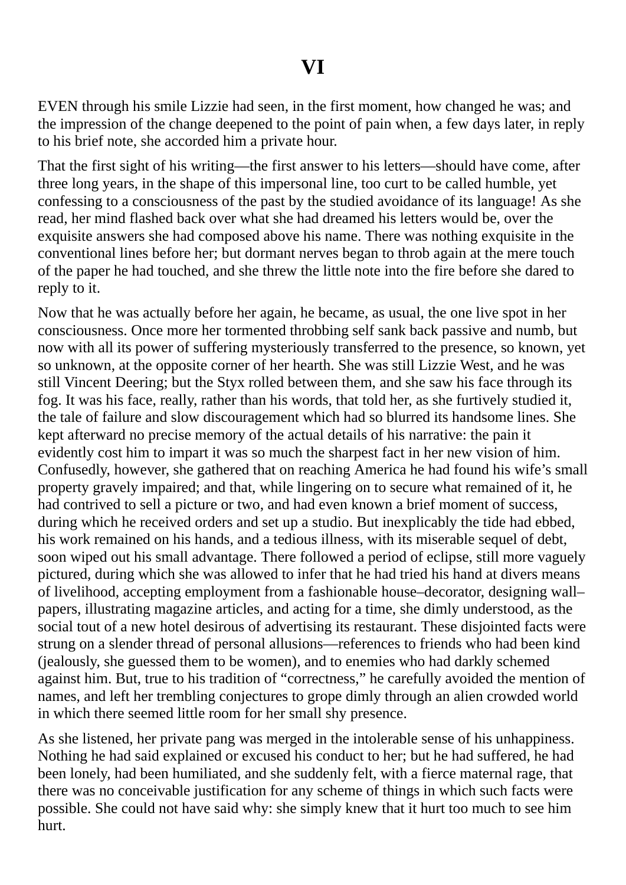# VI

EVEN through his smile Lizzie had seen, in the first moment, how changed he was; and the impression of the change deepened to the point of pain when, a few days later, in reply to his brief note, she accorded him a private hour.

That the first sight of his writing—the first answer to his letters—should have come, after three long years, in the shape of this impersonal line, too curt to be called humble, yet confessing to a consciousness of the past by the studied avoidance of its language! As she read, her mind flashed back over what she had dreamed his letters would be, over the exquisite answers she had composed above his name. There was nothing exquisite in the conventional lines before her; but dormant nerves began to throb again at the mere touch of the paper he had touched, and she threw the little note into the fire before she dared to reply to it.

Now that he was actually before her again, he became, as usual, the one live spot in her consciousness. Once more her tormented throbbing self sank back passive and numb, but now with all its power of suffering mysteriously transferred to the presence, so known, yet so unknown, at the opposite corner of her hearth. She was still Lizzie West, and he was still Vincent Deering; but the Styx rolled between them, and she saw his face through its fog. It was his face, really, rather than his words, that told her, as she furtively studied it, the tale of failure and slow discouragement which had so blurred its handsome lines. She kept afterward no precise memory of the actual details of his narrative: the pain it evidently cost him to impart it was so much the sharpest fact in her new vision of him. Confusedly, however, she gathered that on reaching America he had found his wife's small property gravely impaired; and that, while lingering on to secure what remained of it, he had contrived to sell a picture or two, and had even known a brief moment of success, during which he received orders and set up a studio. But inexplicably the tide had ebbed, his work remained on his hands, and a tedious illness, with its miserable sequel of debt, soon wiped out his small advantage. There followed a period of eclipse, still more vaguely pictured, during which she was allowed to infer that he had tried his hand at divers means of livelihood, accepting employment from a fashionable house–decorator, designing wall–papers, illustrating magazine articles, and acting for a time, she dimly understood, as the social tout of a new hotel desirous of advertising its restaurant. These disjointed facts were strung on a slender thread of personal allusions—references to friends who had been kind (jealously, she guessed them to be women), and to enemies who had darkly schemed against him. But, true to his tradition of "correctness," he carefully avoided the mention of names, and left her trembling conjectures to grope dimly through an alien crowded world in which there seemed little room for her small shy presence.

As she listened, her private pang was merged in the intolerable sense of his unhappiness. Nothing he had said explained or excused his conduct to her; but he had suffered, he had been lonely, had been humiliated, and she suddenly felt, with a fierce maternal rage, that there was no conceivable justification for any scheme of things in which such facts were possible. She could not have said why: she simply knew that it hurt too much to see him hurt.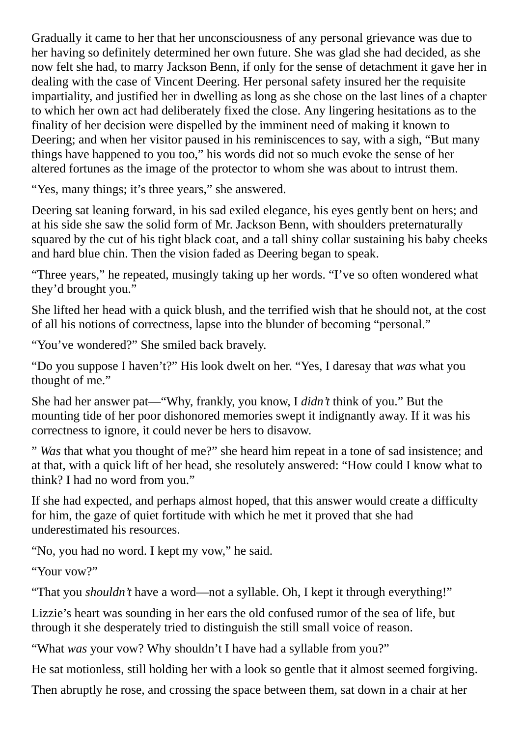Gradually it came to her that her unconsciousness of any personal grievance was due to her having so definitely determined her own future. She was glad she had decided, as she now felt she had, to marry Jackson Benn, if only for the sense of detachment it gave her in dealing with the case of Vincent Deering. Her personal safety insured her the requisite impartiality, and justified her in dwelling as long as she chose on the last lines of a chapter to which her own act had deliberately fixed the close. Any lingering hesitations as to the finality of her decision were dispelled by the imminent need of making it known to Deering; and when her visitor paused in his reminiscences to say, with a sigh, “But many things have happened to you too,” his words did not so much evoke the sense of her altered fortunes as the image of the protector to whom she was about to intrust them.

“Yes, many things; it’s three years,” she answered.

Deering sat leaning forward, in his sad exiled elegance, his eyes gently bent on hers; and at his side she saw the solid form of Mr. Jackson Benn, with shoulders preternaturally squared by the cut of his tight black coat, and a tall shiny collar sustaining his baby cheeks and hard blue chin. Then the vision faded as Deering began to speak.

“Three years,” he repeated, musingly taking up her words. “I’ve so often wondered what they’d brought you.”

She lifted her head with a quick blush, and the terrified wish that he should not, at the cost of all his notions of correctness, lapse into the blunder of becoming “personal.”

“You’ve wondered?” She smiled back bravely.

“Do you suppose I haven’t?” His look dwelt on her. “Yes, I daresay that *was* what you thought of me.”

She had her answer pat—“Why, frankly, you know, I *didn’t* think of you.” But the mounting tide of her poor dishonored memories swept it indignantly away. If it was his correctness to ignore, it could never be hers to disavow.

” *Was* that what you thought of me?” she heard him repeat in a tone of sad insistence; and at that, with a quick lift of her head, she resolutely answered: “How could I know what to think? I had no word from you.”

If she had expected, and perhaps almost hoped, that this answer would create a difficulty for him, the gaze of quiet fortitude with which he met it proved that she had underestimated his resources.

“No, you had no word. I kept my vow,” he said.

“Your vow?”

“That you *shouldn’t* have a word—not a syllable. Oh, I kept it through everything!”

Lizzie’s heart was sounding in her ears the old confused rumor of the sea of life, but through it she desperately tried to distinguish the still small voice of reason.

“What *was* your vow? Why shouldn’t I have had a syllable from you?”

He sat motionless, still holding her with a look so gentle that it almost seemed forgiving.

Then abruptly he rose, and crossing the space between them, sat down in a chair at her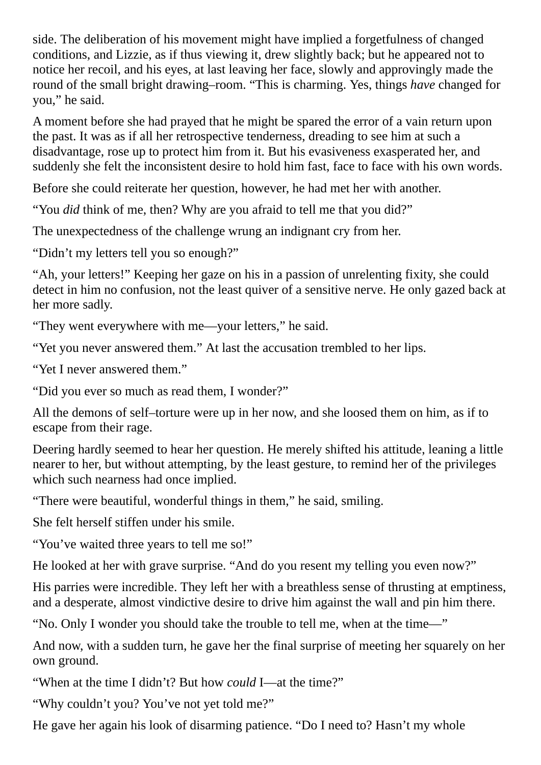side. The deliberation of his movement might have implied a forgetfulness of changed conditions, and Lizzie, as if thus viewing it, drew slightly back; but he appeared not to notice her recoil, and his eyes, at last leaving her face, slowly and approvingly made the round of the small bright drawing–room. “This is charming. Yes, things *have* changed for you,” he said.

A moment before she had prayed that he might be spared the error of a vain return upon the past. It was as if all her retrospective tenderness, dreading to see him at such a disadvantage, rose up to protect him from it. But his evasiveness exasperated her, and suddenly she felt the inconsistent desire to hold him fast, face to face with his own words.

Before she could reiterate her question, however, he had met her with another.

“You *did* think of me, then? Why are you afraid to tell me that you did?”

The unexpectedness of the challenge wrung an indignant cry from her.

“Didn’t my letters tell you so enough?”

“Ah, your letters!” Keeping her gaze on his in a passion of unrelenting fixity, she could detect in him no confusion, not the least quiver of a sensitive nerve. He only gazed back at her more sadly.

“They went everywhere with me—your letters,” he said.

“Yet you never answered them.” At last the accusation trembled to her lips.

“Yet I never answered them.”

“Did you ever so much as read them, I wonder?”

All the demons of self–torture were up in her now, and she loosed them on him, as if to escape from their rage.

Deering hardly seemed to hear her question. He merely shifted his attitude, leaning a little nearer to her, but without attempting, by the least gesture, to remind her of the privileges which such nearness had once implied.

“There were beautiful, wonderful things in them,” he said, smiling.

She felt herself stiffen under his smile.

“You’ve waited three years to tell me so!”

He looked at her with grave surprise. “And do you resent my telling you even now?”

His parries were incredible. They left her with a breathless sense of thrusting at emptiness, and a desperate, almost vindictive desire to drive him against the wall and pin him there.

“No. Only I wonder you should take the trouble to tell me, when at the time—”

And now, with a sudden turn, he gave her the final surprise of meeting her squarely on her own ground.

“When at the time I didn’t? But how *could* I—at the time?”

“Why couldn’t you? You’ve not yet told me?”

He gave her again his look of disarming patience. “Do I need to? Hasn’t my whole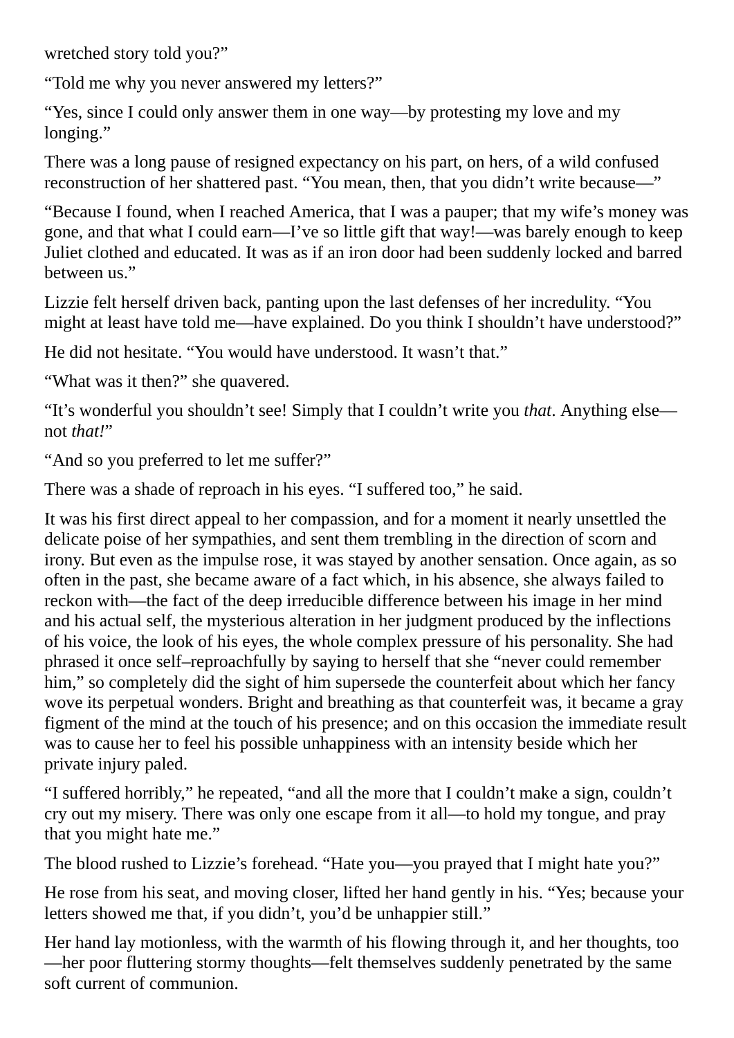wretched story told you?"

"Told me why you never answered my letters?"

"Yes, since I could only answer them in one way—by protesting my love and my longing."

There was a long pause of resigned expectancy on his part, on hers, of a wild confused reconstruction of her shattered past. "You mean, then, that you didn't write because—"

"Because I found, when I reached America, that I was a pauper; that my wife's money was gone, and that what I could earn—I've so little gift that way!—was barely enough to keep Juliet clothed and educated. It was as if an iron door had been suddenly locked and barred between us."

Lizzie felt herself driven back, panting upon the last defenses of her incredulity. "You might at least have told me—have explained. Do you think I shouldn't have understood?"

He did not hesitate. "You would have understood. It wasn't that."

"What was it then?" she quavered.

"It's wonderful you shouldn't see! Simply that I couldn't write you *that*. Anything else—not *that!*"

"And so you preferred to let me suffer?"

There was a shade of reproach in his eyes. "I suffered too," he said.

It was his first direct appeal to her compassion, and for a moment it nearly unsettled the delicate poise of her sympathies, and sent them trembling in the direction of scorn and irony. But even as the impulse rose, it was stayed by another sensation. Once again, as so often in the past, she became aware of a fact which, in his absence, she always failed to reckon with—the fact of the deep irreducible difference between his image in her mind and his actual self, the mysterious alteration in her judgment produced by the inflections of his voice, the look of his eyes, the whole complex pressure of his personality. She had phrased it once self–reproachfully by saying to herself that she "never could remember him," so completely did the sight of him supersede the counterfeit about which her fancy wove its perpetual wonders. Bright and breathing as that counterfeit was, it became a gray figment of the mind at the touch of his presence; and on this occasion the immediate result was to cause her to feel his possible unhappiness with an intensity beside which her private injury paled.

"I suffered horribly," he repeated, "and all the more that I couldn't make a sign, couldn't cry out my misery. There was only one escape from it all—to hold my tongue, and pray that you might hate me."

The blood rushed to Lizzie's forehead. "Hate you—you prayed that I might hate you?"

He rose from his seat, and moving closer, lifted her hand gently in his. "Yes; because your letters showed me that, if you didn't, you'd be unhappier still."

Her hand lay motionless, with the warmth of his flowing through it, and her thoughts, too—her poor fluttering stormy thoughts—felt themselves suddenly penetrated by the same soft current of communion.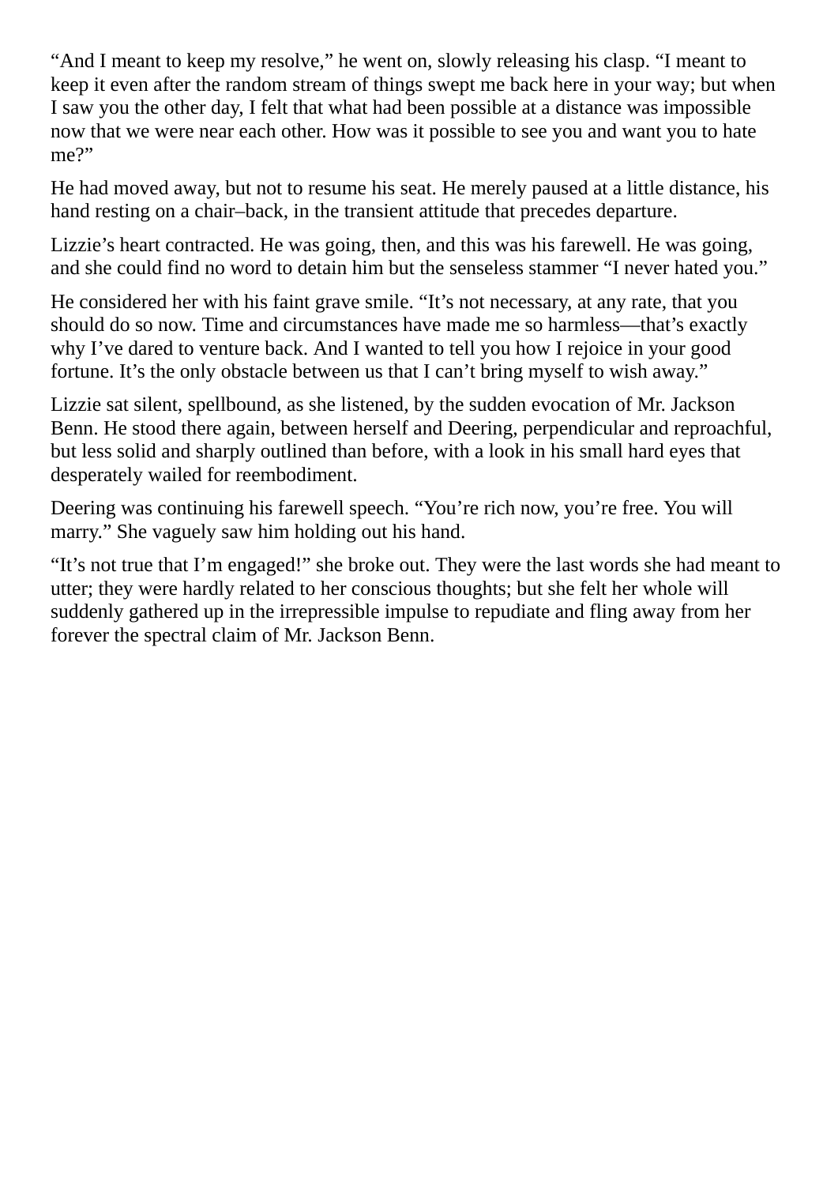“And I meant to keep my resolve,” he went on, slowly releasing his clasp. “I meant to keep it even after the random stream of things swept me back here in your way; but when I saw you the other day, I felt that what had been possible at a distance was impossible now that we were near each other. How was it possible to see you and want you to hate me?”

He had moved away, but not to resume his seat. He merely paused at a little distance, his hand resting on a chair–back, in the transient attitude that precedes departure.

Lizzie’s heart contracted. He was going, then, and this was his farewell. He was going, and she could find no word to detain him but the senseless stammer “I never hated you.”

He considered her with his faint grave smile. “It’s not necessary, at any rate, that you should do so now. Time and circumstances have made me so harmless—that’s exactly why I’ve dared to venture back. And I wanted to tell you how I rejoice in your good fortune. It’s the only obstacle between us that I can’t bring myself to wish away.”

Lizzie sat silent, spellbound, as she listened, by the sudden evocation of Mr. Jackson Benn. He stood there again, between herself and Deering, perpendicular and reproachful, but less solid and sharply outlined than before, with a look in his small hard eyes that desperately wailed for reembodiment.

Deering was continuing his farewell speech. “You’re rich now, you’re free. You will marry.” She vaguely saw him holding out his hand.

“It’s not true that I’m engaged!” she broke out. They were the last words she had meant to utter; they were hardly related to her conscious thoughts; but she felt her whole will suddenly gathered up in the irrepressible impulse to repudiate and fling away from her forever the spectral claim of Mr. Jackson Benn.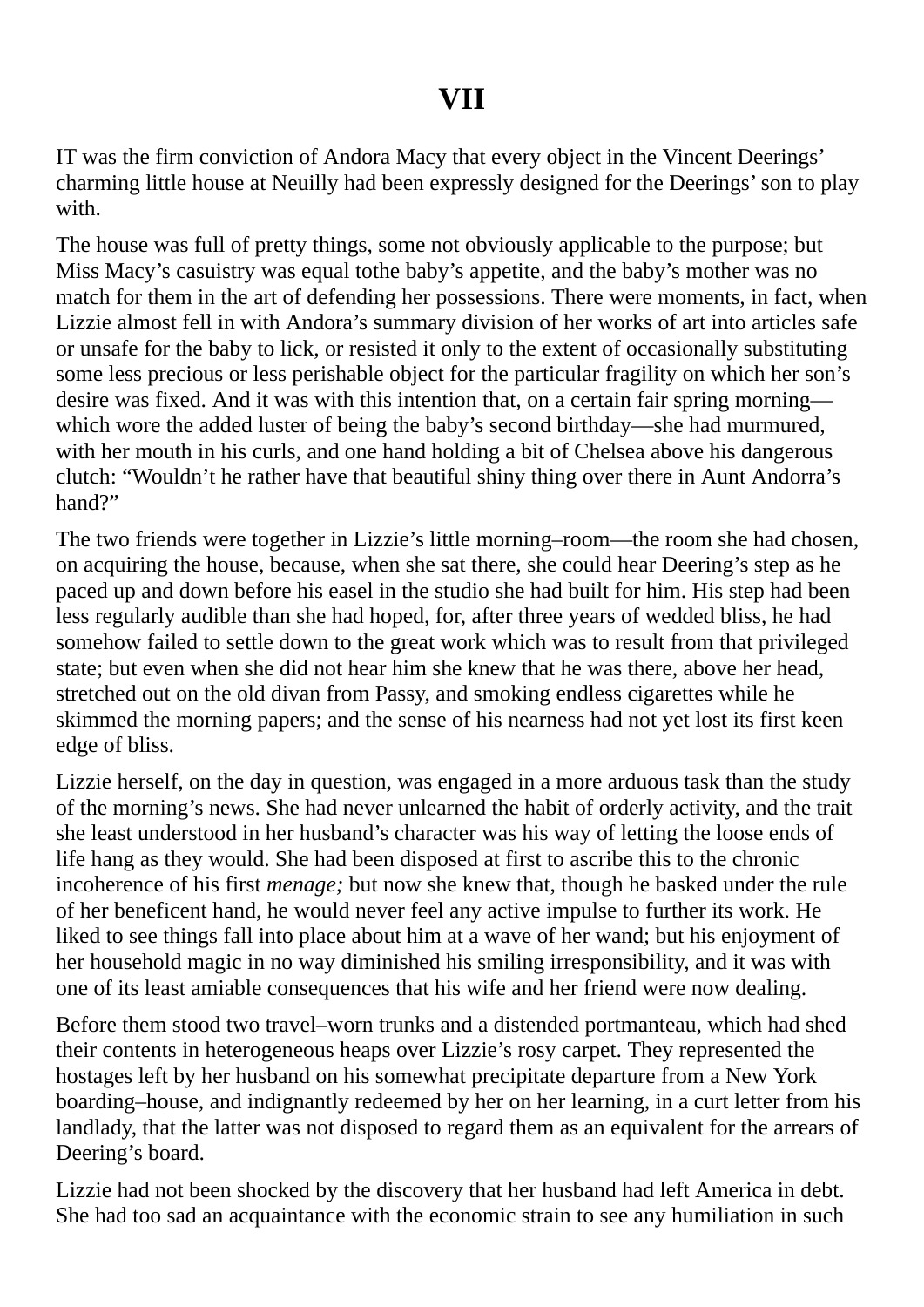# VII

IT was the firm conviction of Andora Macy that every object in the Vincent Deerings' charming little house at Neuilly had been expressly designed for the Deerings' son to play with.

The house was full of pretty things, some not obviously applicable to the purpose; but Miss Macy's casuistry was equal tothe baby's appetite, and the baby's mother was no match for them in the art of defending her possessions. There were moments, in fact, when Lizzie almost fell in with Andora's summary division of her works of art into articles safe or unsafe for the baby to lick, or resisted it only to the extent of occasionally substituting some less precious or less perishable object for the particular fragility on which her son's desire was fixed. And it was with this intention that, on a certain fair spring morning—which wore the added luster of being the baby's second birthday—she had murmured, with her mouth in his curls, and one hand holding a bit of Chelsea above his dangerous clutch: "Wouldn't he rather have that beautiful shiny thing over there in Aunt Andorra's hand?"

The two friends were together in Lizzie's little morning–room—the room she had chosen, on acquiring the house, because, when she sat there, she could hear Deering's step as he paced up and down before his easel in the studio she had built for him. His step had been less regularly audible than she had hoped, for, after three years of wedded bliss, he had somehow failed to settle down to the great work which was to result from that privileged state; but even when she did not hear him she knew that he was there, above her head, stretched out on the old divan from Passy, and smoking endless cigarettes while he skimmed the morning papers; and the sense of his nearness had not yet lost its first keen edge of bliss.

Lizzie herself, on the day in question, was engaged in a more arduous task than the study of the morning's news. She had never unlearned the habit of orderly activity, and the trait she least understood in her husband's character was his way of letting the loose ends of life hang as they would. She had been disposed at first to ascribe this to the chronic incoherence of his first *menage;* but now she knew that, though he basked under the rule of her beneficent hand, he would never feel any active impulse to further its work. He liked to see things fall into place about him at a wave of her wand; but his enjoyment of her household magic in no way diminished his smiling irresponsibility, and it was with one of its least amiable consequences that his wife and her friend were now dealing.

Before them stood two travel–worn trunks and a distended portmanteau, which had shed their contents in heterogeneous heaps over Lizzie's rosy carpet. They represented the hostages left by her husband on his somewhat precipitate departure from a New York boarding–house, and indignantly redeemed by her on her learning, in a curt letter from his landlady, that the latter was not disposed to regard them as an equivalent for the arrears of Deering's board.

Lizzie had not been shocked by the discovery that her husband had left America in debt. She had too sad an acquaintance with the economic strain to see any humiliation in such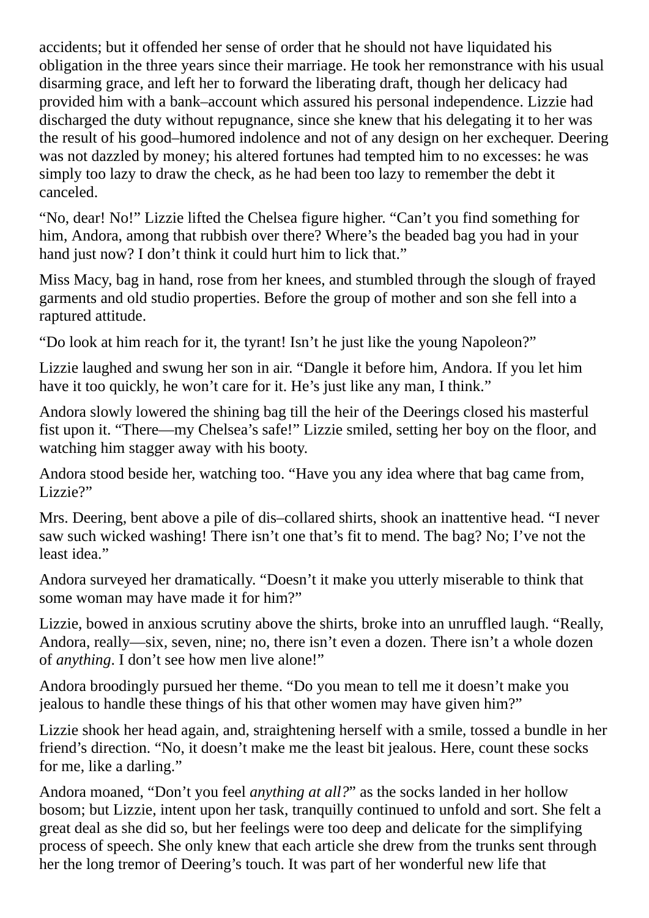accidents; but it offended her sense of order that he should not have liquidated his obligation in the three years since their marriage. He took her remonstrance with his usual disarming grace, and left her to forward the liberating draft, though her delicacy had provided him with a bank–account which assured his personal independence. Lizzie had discharged the duty without repugnance, since she knew that his delegating it to her was the result of his good–humored indolence and not of any design on her exchequer. Deering was not dazzled by money; his altered fortunes had tempted him to no excesses: he was simply too lazy to draw the check, as he had been too lazy to remember the debt it canceled.

“No, dear! No!” Lizzie lifted the Chelsea figure higher. “Can’t you find something for him, Andora, among that rubbish over there? Where’s the beaded bag you had in your hand just now? I don’t think it could hurt him to lick that.”

Miss Macy, bag in hand, rose from her knees, and stumbled through the slough of frayed garments and old studio properties. Before the group of mother and son she fell into a raptured attitude.

“Do look at him reach for it, the tyrant! Isn’t he just like the young Napoleon?”

Lizzie laughed and swung her son in air. “Dangle it before him, Andora. If you let him have it too quickly, he won’t care for it. He’s just like any man, I think.”

Andora slowly lowered the shining bag till the heir of the Deerings closed his masterful fist upon it. “There—my Chelsea’s safe!” Lizzie smiled, setting her boy on the floor, and watching him stagger away with his booty.

Andora stood beside her, watching too. “Have you any idea where that bag came from, Lizzie?”

Mrs. Deering, bent above a pile of dis–collared shirts, shook an inattentive head. “I never saw such wicked washing! There isn’t one that’s fit to mend. The bag? No; I’ve not the least idea.”

Andora surveyed her dramatically. “Doesn’t it make you utterly miserable to think that some woman may have made it for him?”

Lizzie, bowed in anxious scrutiny above the shirts, broke into an unruffled laugh. “Really, Andora, really—six, seven, nine; no, there isn’t even a dozen. There isn’t a whole dozen of *anything*. I don’t see how men live alone!”

Andora broodingly pursued her theme. “Do you mean to tell me it doesn’t make you jealous to handle these things of his that other women may have given him?”

Lizzie shook her head again, and, straightening herself with a smile, tossed a bundle in her friend’s direction. “No, it doesn’t make me the least bit jealous. Here, count these socks for me, like a darling.”

Andora moaned, “Don’t you feel *anything at all?*” as the socks landed in her hollow bosom; but Lizzie, intent upon her task, tranquilly continued to unfold and sort. She felt a great deal as she did so, but her feelings were too deep and delicate for the simplifying process of speech. She only knew that each article she drew from the trunks sent through her the long tremor of Deering’s touch. It was part of her wonderful new life that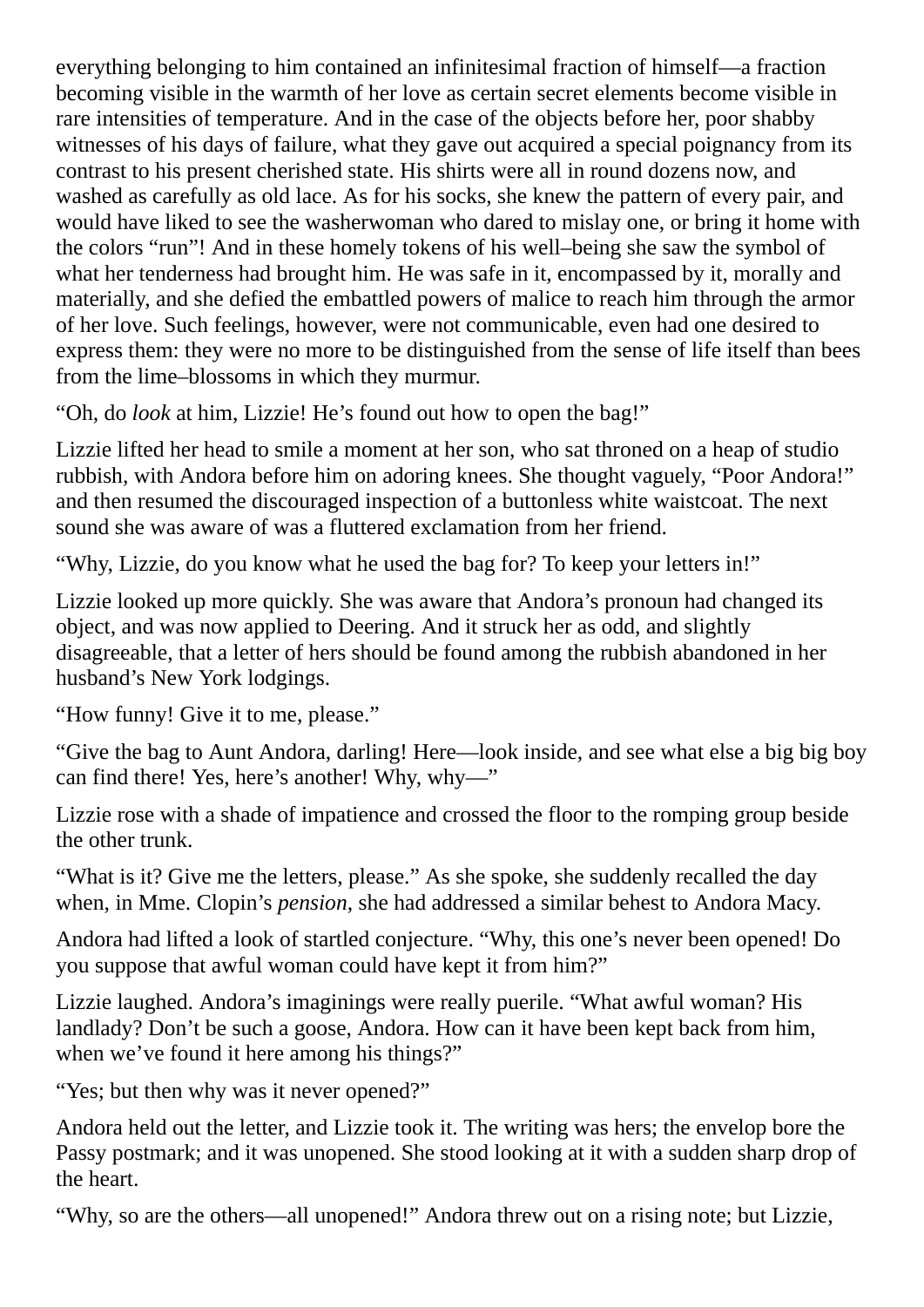everything belonging to him contained an infinitesimal fraction of himself—a fraction becoming visible in the warmth of her love as certain secret elements become visible in rare intensities of temperature. And in the case of the objects before her, poor shabby witnesses of his days of failure, what they gave out acquired a special poignancy from its contrast to his present cherished state. His shirts were all in round dozens now, and washed as carefully as old lace. As for his socks, she knew the pattern of every pair, and would have liked to see the washerwoman who dared to mislay one, or bring it home with the colors "run"! And in these homely tokens of his well–being she saw the symbol of what her tenderness had brought him. He was safe in it, encompassed by it, morally and materially, and she defied the embattled powers of malice to reach him through the armor of her love. Such feelings, however, were not communicable, even had one desired to express them: they were no more to be distinguished from the sense of life itself than bees from the lime–blossoms in which they murmur.

"Oh, do *look* at him, Lizzie! He's found out how to open the bag!"

Lizzie lifted her head to smile a moment at her son, who sat throned on a heap of studio rubbish, with Andora before him on adoring knees. She thought vaguely, "Poor Andora!" and then resumed the discouraged inspection of a buttonless white waistcoat. The next sound she was aware of was a fluttered exclamation from her friend.

"Why, Lizzie, do you know what he used the bag for? To keep your letters in!"

Lizzie looked up more quickly. She was aware that Andora's pronoun had changed its object, and was now applied to Deering. And it struck her as odd, and slightly disagreeable, that a letter of hers should be found among the rubbish abandoned in her husband's New York lodgings.

"How funny! Give it to me, please."

"Give the bag to Aunt Andora, darling! Here—look inside, and see what else a big big boy can find there! Yes, here's another! Why, why—"

Lizzie rose with a shade of impatience and crossed the floor to the romping group beside the other trunk.

"What is it? Give me the letters, please." As she spoke, she suddenly recalled the day when, in Mme. Clopin's *pension*, she had addressed a similar behest to Andora Macy.

Andora had lifted a look of startled conjecture. "Why, this one's never been opened! Do you suppose that awful woman could have kept it from him?"

Lizzie laughed. Andora's imaginings were really puerile. "What awful woman? His landlady? Don't be such a goose, Andora. How can it have been kept back from him, when we've found it here among his things?"

"Yes; but then why was it never opened?"

Andora held out the letter, and Lizzie took it. The writing was hers; the envelop bore the Passy postmark; and it was unopened. She stood looking at it with a sudden sharp drop of the heart.

"Why, so are the others—all unopened!" Andora threw out on a rising note; but Lizzie,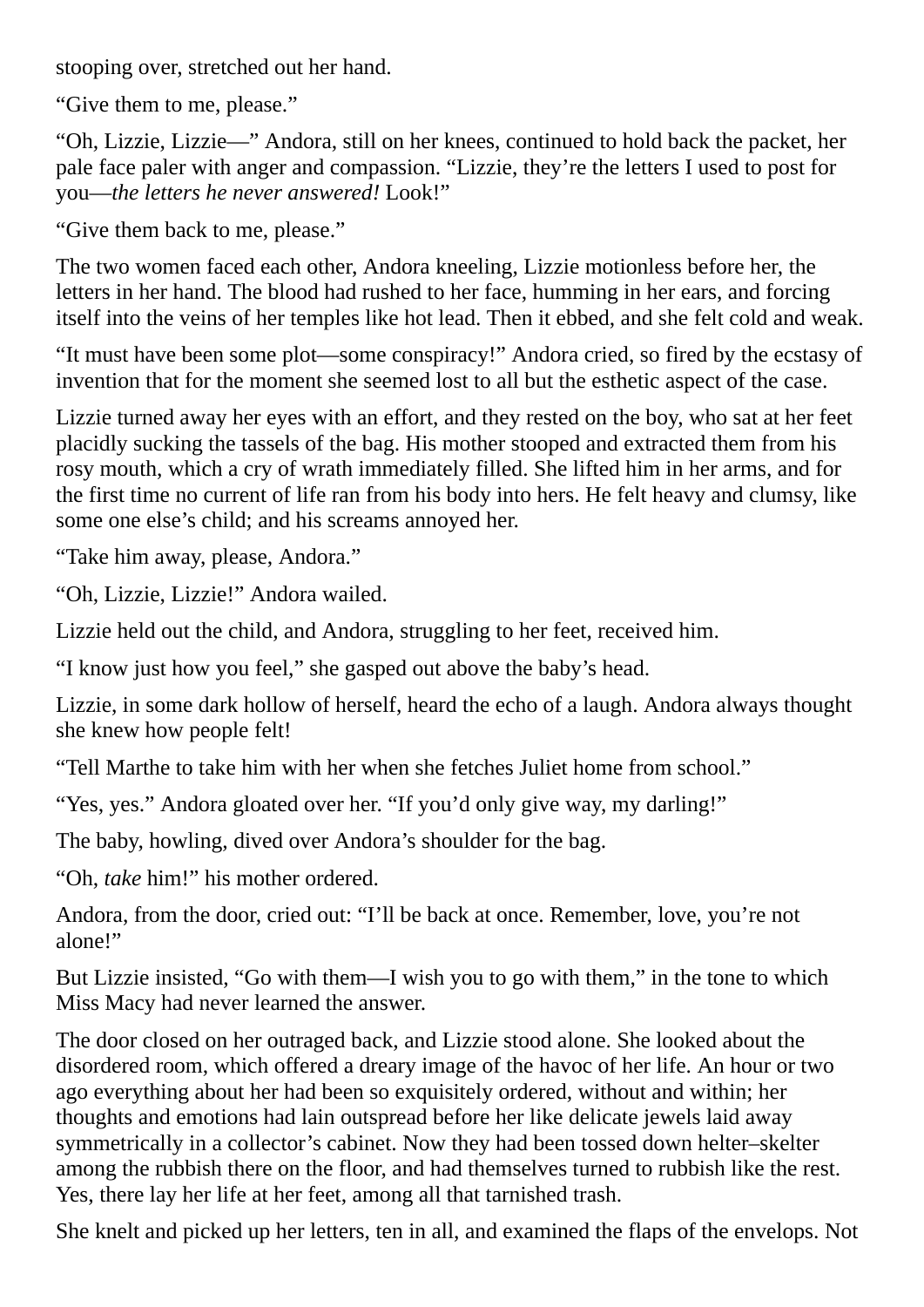stooping over, stretched out her hand.

“Give them to me, please.”

“Oh, Lizzie, Lizzie—” Andora, still on her knees, continued to hold back the packet, her pale face paler with anger and compassion. “Lizzie, they’re the letters I used to post for you—*the letters he never answered!* Look!”

“Give them back to me, please.”

The two women faced each other, Andora kneeling, Lizzie motionless before her, the letters in her hand. The blood had rushed to her face, humming in her ears, and forcing itself into the veins of her temples like hot lead. Then it ebbed, and she felt cold and weak.

“It must have been some plot—some conspiracy!” Andora cried, so fired by the ecstasy of invention that for the moment she seemed lost to all but the esthetic aspect of the case.

Lizzie turned away her eyes with an effort, and they rested on the boy, who sat at her feet placidly sucking the tassels of the bag. His mother stooped and extracted them from his rosy mouth, which a cry of wrath immediately filled. She lifted him in her arms, and for the first time no current of life ran from his body into hers. He felt heavy and clumsy, like some one else’s child; and his screams annoyed her.

“Take him away, please, Andora.”

“Oh, Lizzie, Lizzie!” Andora wailed.

Lizzie held out the child, and Andora, struggling to her feet, received him.

“I know just how you feel,” she gasped out above the baby’s head.

Lizzie, in some dark hollow of herself, heard the echo of a laugh. Andora always thought she knew how people felt!

“Tell Marthe to take him with her when she fetches Juliet home from school.”

“Yes, yes.” Andora gloated over her. “If you’d only give way, my darling!”

The baby, howling, dived over Andora’s shoulder for the bag.

“Oh, *take* him!” his mother ordered.

Andora, from the door, cried out: “I’ll be back at once. Remember, love, you’re not alone!”

But Lizzie insisted, “Go with them—I wish you to go with them,” in the tone to which Miss Macy had never learned the answer.

The door closed on her outraged back, and Lizzie stood alone. She looked about the disordered room, which offered a dreary image of the havoc of her life. An hour or two ago everything about her had been so exquisitely ordered, without and within; her thoughts and emotions had lain outspread before her like delicate jewels laid away symmetrically in a collector’s cabinet. Now they had been tossed down helter–skelter among the rubbish there on the floor, and had themselves turned to rubbish like the rest. Yes, there lay her life at her feet, among all that tarnished trash.

She knelt and picked up her letters, ten in all, and examined the flaps of the envelops. Not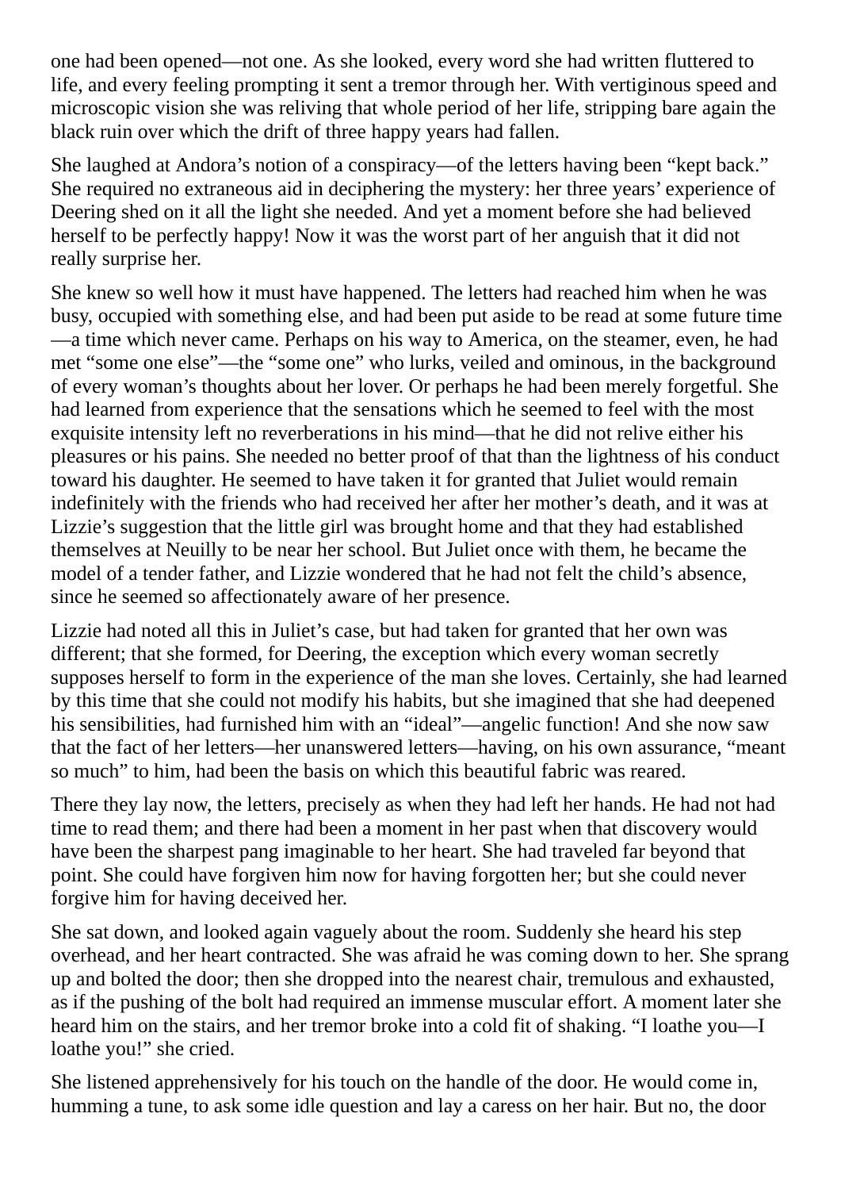one had been opened—not one. As she looked, every word she had written fluttered to life, and every feeling prompting it sent a tremor through her. With vertiginous speed and microscopic vision she was reliving that whole period of her life, stripping bare again the black ruin over which the drift of three happy years had fallen.

She laughed at Andora's notion of a conspiracy—of the letters having been "kept back." She required no extraneous aid in deciphering the mystery: her three years' experience of Deering shed on it all the light she needed. And yet a moment before she had believed herself to be perfectly happy! Now it was the worst part of her anguish that it did not really surprise her.

She knew so well how it must have happened. The letters had reached him when he was busy, occupied with something else, and had been put aside to be read at some future time—a time which never came. Perhaps on his way to America, on the steamer, even, he had met "some one else"—the "some one" who lurks, veiled and ominous, in the background of every woman's thoughts about her lover. Or perhaps he had been merely forgetful. She had learned from experience that the sensations which he seemed to feel with the most exquisite intensity left no reverberations in his mind—that he did not relive either his pleasures or his pains. She needed no better proof of that than the lightness of his conduct toward his daughter. He seemed to have taken it for granted that Juliet would remain indefinitely with the friends who had received her after her mother's death, and it was at Lizzie's suggestion that the little girl was brought home and that they had established themselves at Neuilly to be near her school. But Juliet once with them, he became the model of a tender father, and Lizzie wondered that he had not felt the child's absence, since he seemed so affectionately aware of her presence.

Lizzie had noted all this in Juliet's case, but had taken for granted that her own was different; that she formed, for Deering, the exception which every woman secretly supposes herself to form in the experience of the man she loves. Certainly, she had learned by this time that she could not modify his habits, but she imagined that she had deepened his sensibilities, had furnished him with an "ideal"—angelic function! And she now saw that the fact of her letters—her unanswered letters—having, on his own assurance, "meant so much" to him, had been the basis on which this beautiful fabric was reared.

There they lay now, the letters, precisely as when they had left her hands. He had not had time to read them; and there had been a moment in her past when that discovery would have been the sharpest pang imaginable to her heart. She had traveled far beyond that point. She could have forgiven him now for having forgotten her; but she could never forgive him for having deceived her.

She sat down, and looked again vaguely about the room. Suddenly she heard his step overhead, and her heart contracted. She was afraid he was coming down to her. She sprang up and bolted the door; then she dropped into the nearest chair, tremulous and exhausted, as if the pushing of the bolt had required an immense muscular effort. A moment later she heard him on the stairs, and her tremor broke into a cold fit of shaking. "I loathe you—I loathe you!" she cried.

She listened apprehensively for his touch on the handle of the door. He would come in, humming a tune, to ask some idle question and lay a caress on her hair. But no, the door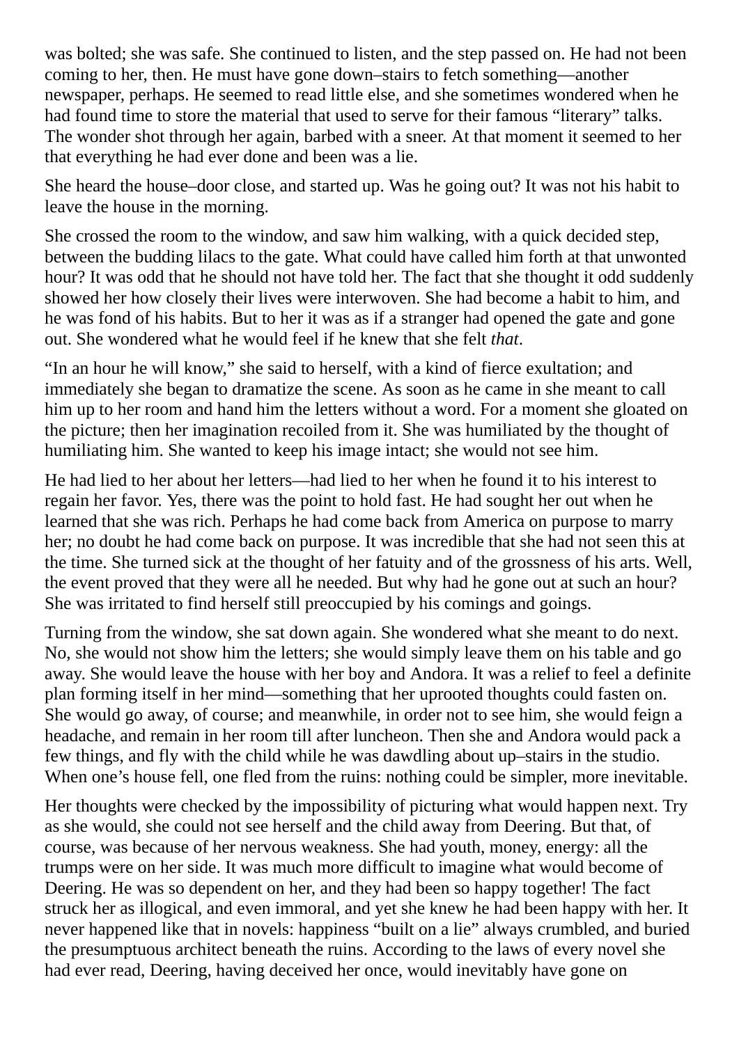was bolted; she was safe. She continued to listen, and the step passed on. He had not been coming to her, then. He must have gone down–stairs to fetch something—another newspaper, perhaps. He seemed to read little else, and she sometimes wondered when he had found time to store the material that used to serve for their famous “literary” talks. The wonder shot through her again, barbed with a sneer. At that moment it seemed to her that everything he had ever done and been was a lie.

She heard the house–door close, and started up. Was he going out? It was not his habit to leave the house in the morning.

She crossed the room to the window, and saw him walking, with a quick decided step, between the budding lilacs to the gate. What could have called him forth at that unwonted hour? It was odd that he should not have told her. The fact that she thought it odd suddenly showed her how closely their lives were interwoven. She had become a habit to him, and he was fond of his habits. But to her it was as if a stranger had opened the gate and gone out. She wondered what he would feel if he knew that she felt *that*.

“In an hour he will know,” she said to herself, with a kind of fierce exultation; and immediately she began to dramatize the scene. As soon as he came in she meant to call him up to her room and hand him the letters without a word. For a moment she gloated on the picture; then her imagination recoiled from it. She was humiliated by the thought of humiliating him. She wanted to keep his image intact; she would not see him.

He had lied to her about her letters—had lied to her when he found it to his interest to regain her favor. Yes, there was the point to hold fast. He had sought her out when he learned that she was rich. Perhaps he had come back from America on purpose to marry her; no doubt he had come back on purpose. It was incredible that she had not seen this at the time. She turned sick at the thought of her fatuity and of the grossness of his arts. Well, the event proved that they were all he needed. But why had he gone out at such an hour? She was irritated to find herself still preoccupied by his comings and goings.

Turning from the window, she sat down again. She wondered what she meant to do next. No, she would not show him the letters; she would simply leave them on his table and go away. She would leave the house with her boy and Andora. It was a relief to feel a definite plan forming itself in her mind—something that her uprooted thoughts could fasten on. She would go away, of course; and meanwhile, in order not to see him, she would feign a headache, and remain in her room till after luncheon. Then she and Andora would pack a few things, and fly with the child while he was dawdling about up–stairs in the studio. When one’s house fell, one fled from the ruins: nothing could be simpler, more inevitable.

Her thoughts were checked by the impossibility of picturing what would happen next. Try as she would, she could not see herself and the child away from Deering. But that, of course, was because of her nervous weakness. She had youth, money, energy: all the trumps were on her side. It was much more difficult to imagine what would become of Deering. He was so dependent on her, and they had been so happy together! The fact struck her as illogical, and even immoral, and yet she knew he had been happy with her. It never happened like that in novels: happiness “built on a lie” always crumbled, and buried the presumptuous architect beneath the ruins. According to the laws of every novel she had ever read, Deering, having deceived her once, would inevitably have gone on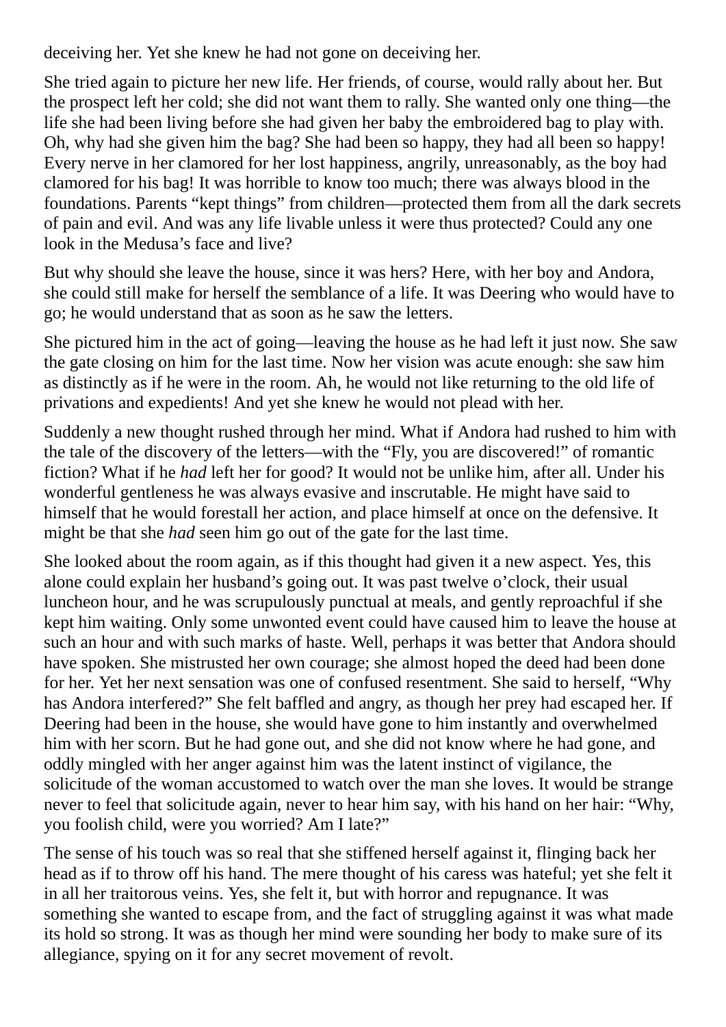deceiving her. Yet she knew he had not gone on deceiving her.

She tried again to picture her new life. Her friends, of course, would rally about her. But the prospect left her cold; she did not want them to rally. She wanted only one thing—the life she had been living before she had given her baby the embroidered bag to play with. Oh, why had she given him the bag? She had been so happy, they had all been so happy! Every nerve in her clamored for her lost happiness, angrily, unreasonably, as the boy had clamored for his bag! It was horrible to know too much; there was always blood in the foundations. Parents "kept things" from children—protected them from all the dark secrets of pain and evil. And was any life livable unless it were thus protected? Could any one look in the Medusa's face and live?

But why should she leave the house, since it was hers? Here, with her boy and Andora, she could still make for herself the semblance of a life. It was Deering who would have to go; he would understand that as soon as he saw the letters.

She pictured him in the act of going—leaving the house as he had left it just now. She saw the gate closing on him for the last time. Now her vision was acute enough: she saw him as distinctly as if he were in the room. Ah, he would not like returning to the old life of privations and expedients! And yet she knew he would not plead with her.

Suddenly a new thought rushed through her mind. What if Andora had rushed to him with the tale of the discovery of the letters—with the "Fly, you are discovered!" of romantic fiction? What if he *had* left her for good? It would not be unlike him, after all. Under his wonderful gentleness he was always evasive and inscrutable. He might have said to himself that he would forestall her action, and place himself at once on the defensive. It might be that she *had* seen him go out of the gate for the last time.

She looked about the room again, as if this thought had given it a new aspect. Yes, this alone could explain her husband's going out. It was past twelve o'clock, their usual luncheon hour, and he was scrupulously punctual at meals, and gently reproachful if she kept him waiting. Only some unwonted event could have caused him to leave the house at such an hour and with such marks of haste. Well, perhaps it was better that Andora should have spoken. She mistrusted her own courage; she almost hoped the deed had been done for her. Yet her next sensation was one of confused resentment. She said to herself, "Why has Andora interfered?" She felt baffled and angry, as though her prey had escaped her. If Deering had been in the house, she would have gone to him instantly and overwhelmed him with her scorn. But he had gone out, and she did not know where he had gone, and oddly mingled with her anger against him was the latent instinct of vigilance, the solicitude of the woman accustomed to watch over the man she loves. It would be strange never to feel that solicitude again, never to hear him say, with his hand on her hair: "Why, you foolish child, were you worried? Am I late?"

The sense of his touch was so real that she stiffened herself against it, flinging back her head as if to throw off his hand. The mere thought of his caress was hateful; yet she felt it in all her traitorous veins. Yes, she felt it, but with horror and repugnance. It was something she wanted to escape from, and the fact of struggling against it was what made its hold so strong. It was as though her mind were sounding her body to make sure of its allegiance, spying on it for any secret movement of revolt.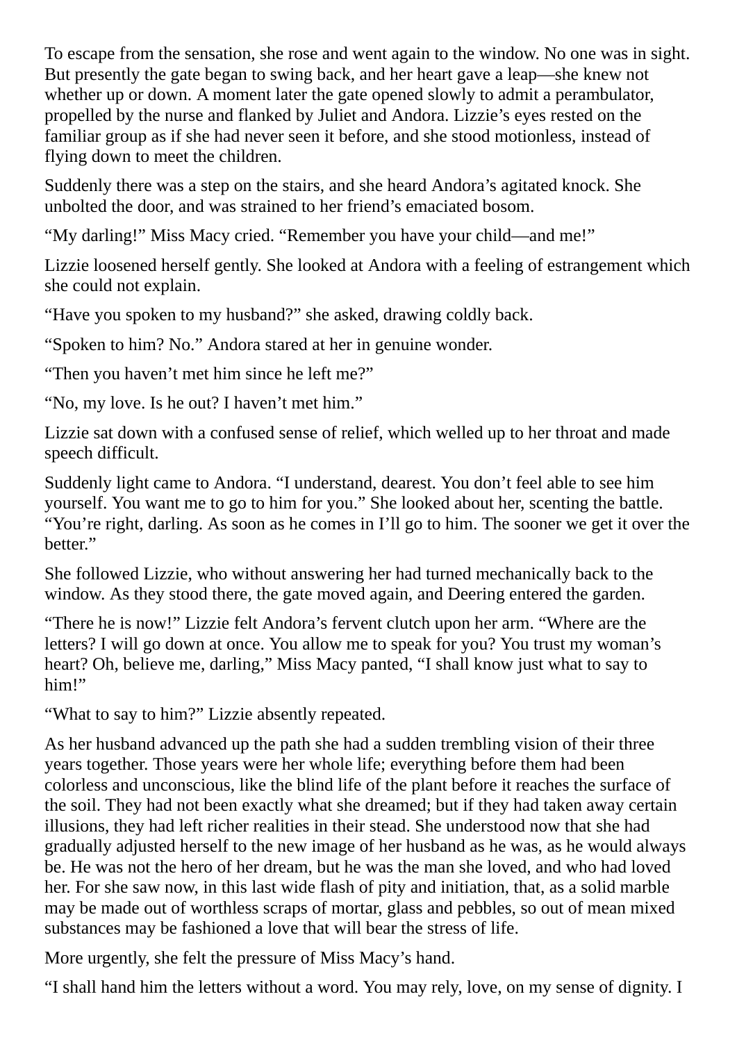To escape from the sensation, she rose and went again to the window. No one was in sight. But presently the gate began to swing back, and her heart gave a leap—she knew not whether up or down. A moment later the gate opened slowly to admit a perambulator, propelled by the nurse and flanked by Juliet and Andora. Lizzie's eyes rested on the familiar group as if she had never seen it before, and she stood motionless, instead of flying down to meet the children.

Suddenly there was a step on the stairs, and she heard Andora's agitated knock. She unbolted the door, and was strained to her friend's emaciated bosom.

"My darling!" Miss Macy cried. "Remember you have your child—and me!"

Lizzie loosened herself gently. She looked at Andora with a feeling of estrangement which she could not explain.

"Have you spoken to my husband?" she asked, drawing coldly back.

"Spoken to him? No." Andora stared at her in genuine wonder.

"Then you haven't met him since he left me?"

"No, my love. Is he out? I haven't met him."

Lizzie sat down with a confused sense of relief, which welled up to her throat and made speech difficult.

Suddenly light came to Andora. "I understand, dearest. You don't feel able to see him yourself. You want me to go to him for you." She looked about her, scenting the battle. "You're right, darling. As soon as he comes in I'll go to him. The sooner we get it over the better."

She followed Lizzie, who without answering her had turned mechanically back to the window. As they stood there, the gate moved again, and Deering entered the garden.

"There he is now!" Lizzie felt Andora's fervent clutch upon her arm. "Where are the letters? I will go down at once. You allow me to speak for you? You trust my woman's heart? Oh, believe me, darling," Miss Macy panted, "I shall know just what to say to him!"

"What to say to him?" Lizzie absently repeated.

As her husband advanced up the path she had a sudden trembling vision of their three years together. Those years were her whole life; everything before them had been colorless and unconscious, like the blind life of the plant before it reaches the surface of the soil. They had not been exactly what she dreamed; but if they had taken away certain illusions, they had left richer realities in their stead. She understood now that she had gradually adjusted herself to the new image of her husband as he was, as he would always be. He was not the hero of her dream, but he was the man she loved, and who had loved her. For she saw now, in this last wide flash of pity and initiation, that, as a solid marble may be made out of worthless scraps of mortar, glass and pebbles, so out of mean mixed substances may be fashioned a love that will bear the stress of life.

More urgently, she felt the pressure of Miss Macy's hand.

"I shall hand him the letters without a word. You may rely, love, on my sense of dignity. I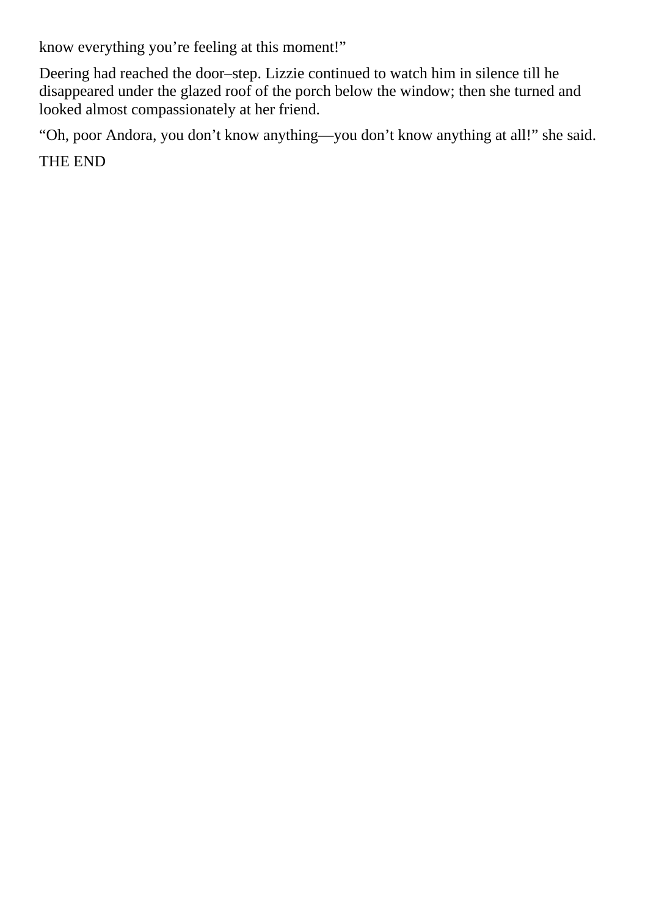know everything you’re feeling at this moment!”

Deering had reached the door–step. Lizzie continued to watch him in silence till he disappeared under the glazed roof of the porch below the window; then she turned and looked almost compassionately at her friend.

“Oh, poor Andora, you don’t know anything—you don’t know anything at all!” she said.

THE END